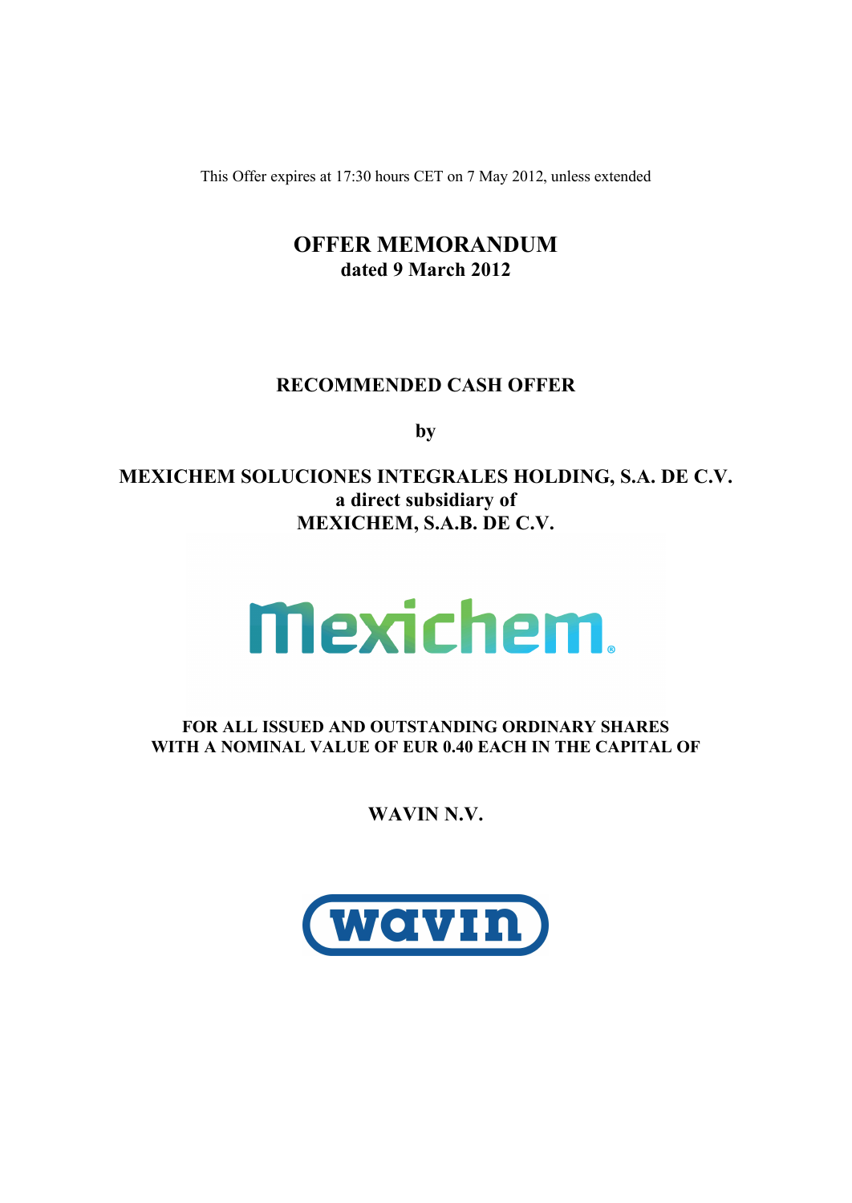This Offer expires at 17:30 hours CET on 7 May 2012, unless extended

# OFFER MEMORANDUM
**dated 9 March 2012**

**RECOMMENDED CASH OFFER**

**by**

**MEXICHEM SOLUCIONES INTEGRALES HOLDING, S.A. DE C.V.**
**a direct subsidiary of**
**MEXICHEM, S.A.B. DE C.V.**

**FOR ALL ISSUED AND OUTSTANDING ORDINARY SHARES WITH A NOMINAL VALUE OF EUR 0.40 EACH IN THE CAPITAL OF**

**WAVIN N.V.**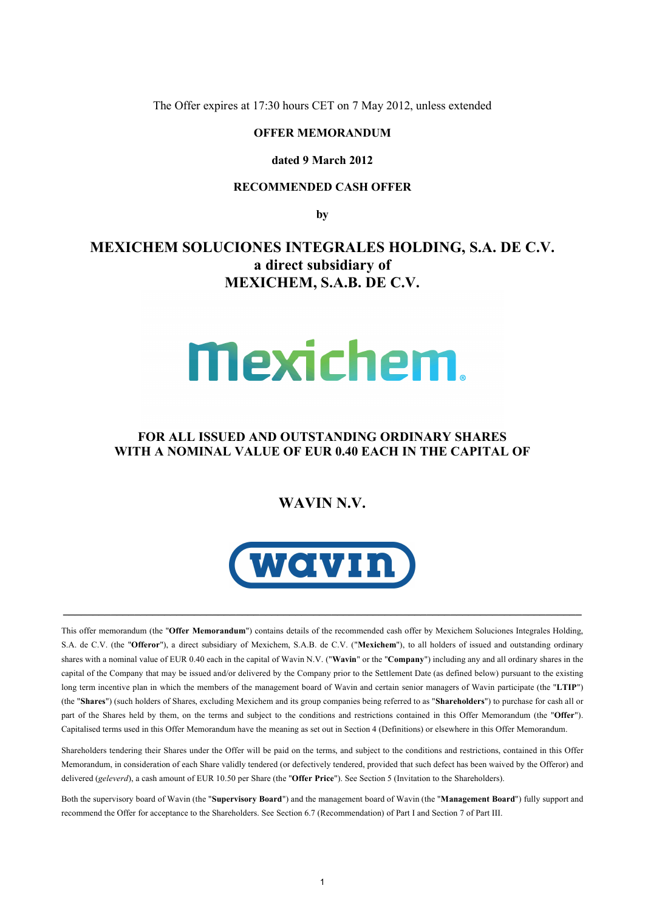The Offer expires at 17:30 hours CET on 7 May 2012, unless extended

**OFFER MEMORANDUM**

**dated 9 March 2012**

**RECOMMENDED CASH OFFER**

**by**

# MEXICHEM SOLUCIONES INTEGRALES HOLDING, S.A. DE C.V. a direct subsidiary of MEXICHEM, S.A.B. DE C.V.

Mexichem

## FOR ALL ISSUED AND OUTSTANDING ORDINARY SHARES WITH A NOMINAL VALUE OF EUR 0.40 EACH IN THE CAPITAL OF

# WAVIN N.V.

wavin

---

This offer memorandum (the "**Offer Memorandum**") contains details of the recommended cash offer by Mexichem Soluciones Integrales Holding, S.A. de C.V. (the "**Offeror**"), a direct subsidiary of Mexichem, S.A.B. de C.V. ("**Mexichem**"), to all holders of issued and outstanding ordinary shares with a nominal value of EUR 0.40 each in the capital of Wavin N.V. ("**Wavin**" or the "**Company**") including any and all ordinary shares in the capital of the Company that may be issued and/or delivered by the Company prior to the Settlement Date (as defined below) pursuant to the existing long term incentive plan in which the members of the management board of Wavin and certain senior managers of Wavin participate (the "**LTIP**") (the "**Shares**") (such holders of Shares, excluding Mexichem and its group companies being referred to as "**Shareholders**") to purchase for cash all or part of the Shares held by them, on the terms and subject to the conditions and restrictions contained in this Offer Memorandum (the "**Offer**"). Capitalised terms used in this Offer Memorandum have the meaning as set out in Section 4 (Definitions) or elsewhere in this Offer Memorandum.

Shareholders tendering their Shares under the Offer will be paid on the terms, and subject to the conditions and restrictions, contained in this Offer Memorandum, in consideration of each Share validly tendered (or defectively tendered, provided that such defect has been waived by the Offeror) and delivered (*geleverd*), a cash amount of EUR 10.50 per Share (the "**Offer Price**"). See Section 5 (Invitation to the Shareholders).

Both the supervisory board of Wavin (the "**Supervisory Board**") and the management board of Wavin (the "**Management Board**") fully support and recommend the Offer for acceptance to the Shareholders. See Section 6.7 (Recommendation) of Part I and Section 7 of Part III.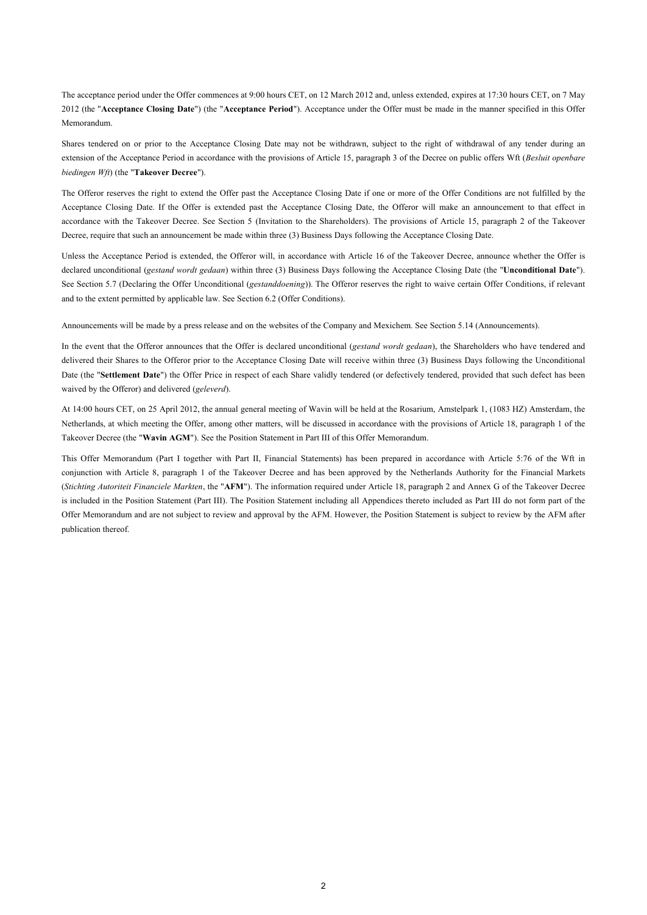The acceptance period under the Offer commences at 9:00 hours CET, on 12 March 2012 and, unless extended, expires at 17:30 hours CET, on 7 May 2012 (the "**Acceptance Closing Date**") (the "**Acceptance Period**"). Acceptance under the Offer must be made in the manner specified in this Offer Memorandum.

Shares tendered on or prior to the Acceptance Closing Date may not be withdrawn, subject to the right of withdrawal of any tender during an extension of the Acceptance Period in accordance with the provisions of Article 15, paragraph 3 of the Decree on public offers Wft (*Besluit openbare biedingen Wft*) (the "**Takeover Decree**").

The Offeror reserves the right to extend the Offer past the Acceptance Closing Date if one or more of the Offer Conditions are not fulfilled by the Acceptance Closing Date. If the Offer is extended past the Acceptance Closing Date, the Offeror will make an announcement to that effect in accordance with the Takeover Decree. See Section 5 (Invitation to the Shareholders). The provisions of Article 15, paragraph 2 of the Takeover Decree, require that such an announcement be made within three (3) Business Days following the Acceptance Closing Date.

Unless the Acceptance Period is extended, the Offeror will, in accordance with Article 16 of the Takeover Decree, announce whether the Offer is declared unconditional (*gestand wordt gedaan*) within three (3) Business Days following the Acceptance Closing Date (the "**Unconditional Date**"). See Section 5.7 (Declaring the Offer Unconditional (*gestanddoening*)). The Offeror reserves the right to waive certain Offer Conditions, if relevant and to the extent permitted by applicable law. See Section 6.2 (Offer Conditions).

Announcements will be made by a press release and on the websites of the Company and Mexichem. See Section 5.14 (Announcements).

In the event that the Offeror announces that the Offer is declared unconditional (*gestand wordt gedaan*), the Shareholders who have tendered and delivered their Shares to the Offeror prior to the Acceptance Closing Date will receive within three (3) Business Days following the Unconditional Date (the "**Settlement Date**") the Offer Price in respect of each Share validly tendered (or defectively tendered, provided that such defect has been waived by the Offeror) and delivered (*geleverd*).

At 14:00 hours CET, on 25 April 2012, the annual general meeting of Wavin will be held at the Rosarium, Amstelpark 1, (1083 HZ) Amsterdam, the Netherlands, at which meeting the Offer, among other matters, will be discussed in accordance with the provisions of Article 18, paragraph 1 of the Takeover Decree (the "**Wavin AGM**"). See the Position Statement in Part III of this Offer Memorandum.

This Offer Memorandum (Part I together with Part II, Financial Statements) has been prepared in accordance with Article 5:76 of the Wft in conjunction with Article 8, paragraph 1 of the Takeover Decree and has been approved by the Netherlands Authority for the Financial Markets (*Stichting Autoriteit Financiele Markten*, the "**AFM**"). The information required under Article 18, paragraph 2 and Annex G of the Takeover Decree is included in the Position Statement (Part III). The Position Statement including all Appendices thereto included as Part III do not form part of the Offer Memorandum and are not subject to review and approval by the AFM. However, the Position Statement is subject to review by the AFM after publication thereof.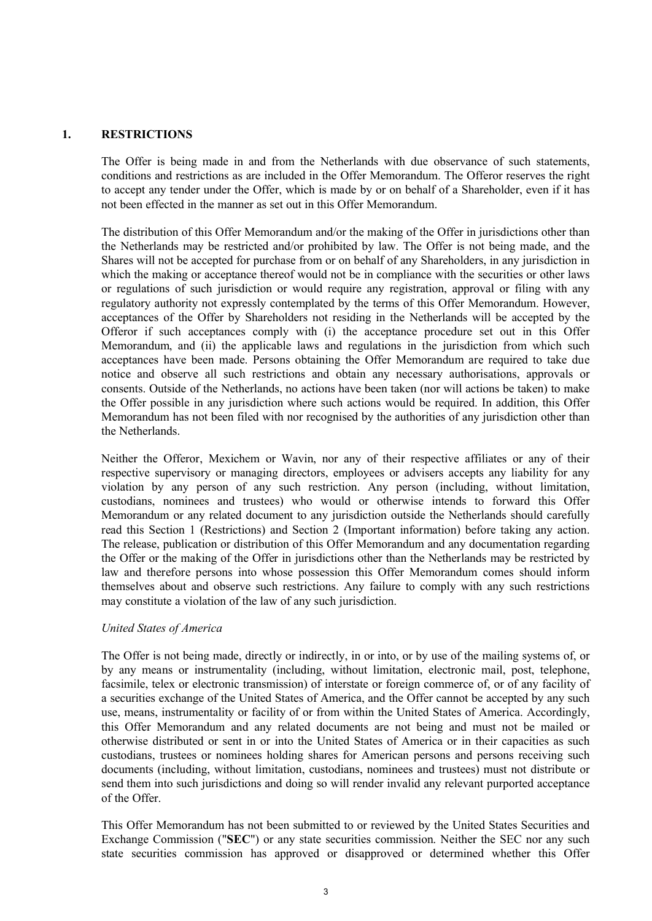# 1. RESTRICTIONS

The Offer is being made in and from the Netherlands with due observance of such statements, conditions and restrictions as are included in the Offer Memorandum. The Offeror reserves the right to accept any tender under the Offer, which is made by or on behalf of a Shareholder, even if it has not been effected in the manner as set out in this Offer Memorandum.

The distribution of this Offer Memorandum and/or the making of the Offer in jurisdictions other than the Netherlands may be restricted and/or prohibited by law. The Offer is not being made, and the Shares will not be accepted for purchase from or on behalf of any Shareholders, in any jurisdiction in which the making or acceptance thereof would not be in compliance with the securities or other laws or regulations of such jurisdiction or would require any registration, approval or filing with any regulatory authority not expressly contemplated by the terms of this Offer Memorandum. However, acceptances of the Offer by Shareholders not residing in the Netherlands will be accepted by the Offeror if such acceptances comply with (i) the acceptance procedure set out in this Offer Memorandum, and (ii) the applicable laws and regulations in the jurisdiction from which such acceptances have been made. Persons obtaining the Offer Memorandum are required to take due notice and observe all such restrictions and obtain any necessary authorisations, approvals or consents. Outside of the Netherlands, no actions have been taken (nor will actions be taken) to make the Offer possible in any jurisdiction where such actions would be required. In addition, this Offer Memorandum has not been filed with nor recognised by the authorities of any jurisdiction other than the Netherlands.

Neither the Offeror, Mexichem or Wavin, nor any of their respective affiliates or any of their respective supervisory or managing directors, employees or advisers accepts any liability for any violation by any person of any such restriction. Any person (including, without limitation, custodians, nominees and trustees) who would or otherwise intends to forward this Offer Memorandum or any related document to any jurisdiction outside the Netherlands should carefully read this Section 1 (Restrictions) and Section 2 (Important information) before taking any action. The release, publication or distribution of this Offer Memorandum and any documentation regarding the Offer or the making of the Offer in jurisdictions other than the Netherlands may be restricted by law and therefore persons into whose possession this Offer Memorandum comes should inform themselves about and observe such restrictions. Any failure to comply with any such restrictions may constitute a violation of the law of any such jurisdiction.

*United States of America*

The Offer is not being made, directly or indirectly, in or into, or by use of the mailing systems of, or by any means or instrumentality (including, without limitation, electronic mail, post, telephone, facsimile, telex or electronic transmission) of interstate or foreign commerce of, or of any facility of a securities exchange of the United States of America, and the Offer cannot be accepted by any such use, means, instrumentality or facility of or from within the United States of America. Accordingly, this Offer Memorandum and any related documents are not being and must not be mailed or otherwise distributed or sent in or into the United States of America or in their capacities as such custodians, trustees or nominees holding shares for American persons and persons receiving such documents (including, without limitation, custodians, nominees and trustees) must not distribute or send them into such jurisdictions and doing so will render invalid any relevant purported acceptance of the Offer.

This Offer Memorandum has not been submitted to or reviewed by the United States Securities and Exchange Commission ("**SEC**") or any state securities commission. Neither the SEC nor any such state securities commission has approved or disapproved or determined whether this Offer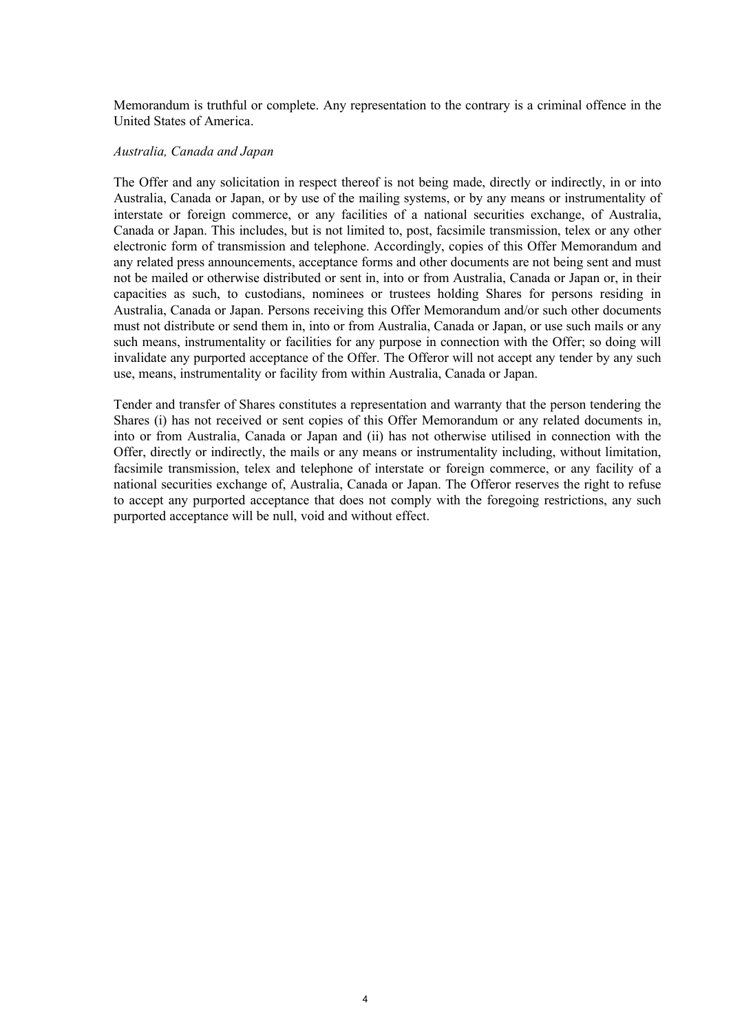Memorandum is truthful or complete. Any representation to the contrary is a criminal offence in the United States of America.

*Australia, Canada and Japan*

The Offer and any solicitation in respect thereof is not being made, directly or indirectly, in or into Australia, Canada or Japan, or by use of the mailing systems, or by any means or instrumentality of interstate or foreign commerce, or any facilities of a national securities exchange, of Australia, Canada or Japan. This includes, but is not limited to, post, facsimile transmission, telex or any other electronic form of transmission and telephone. Accordingly, copies of this Offer Memorandum and any related press announcements, acceptance forms and other documents are not being sent and must not be mailed or otherwise distributed or sent in, into or from Australia, Canada or Japan or, in their capacities as such, to custodians, nominees or trustees holding Shares for persons residing in Australia, Canada or Japan. Persons receiving this Offer Memorandum and/or such other documents must not distribute or send them in, into or from Australia, Canada or Japan, or use such mails or any such means, instrumentality or facilities for any purpose in connection with the Offer; so doing will invalidate any purported acceptance of the Offer. The Offeror will not accept any tender by any such use, means, instrumentality or facility from within Australia, Canada or Japan.

Tender and transfer of Shares constitutes a representation and warranty that the person tendering the Shares (i) has not received or sent copies of this Offer Memorandum or any related documents in, into or from Australia, Canada or Japan and (ii) has not otherwise utilised in connection with the Offer, directly or indirectly, the mails or any means or instrumentality including, without limitation, facsimile transmission, telex and telephone of interstate or foreign commerce, or any facility of a national securities exchange of, Australia, Canada or Japan. The Offeror reserves the right to refuse to accept any purported acceptance that does not comply with the foregoing restrictions, any such purported acceptance will be null, void and without effect.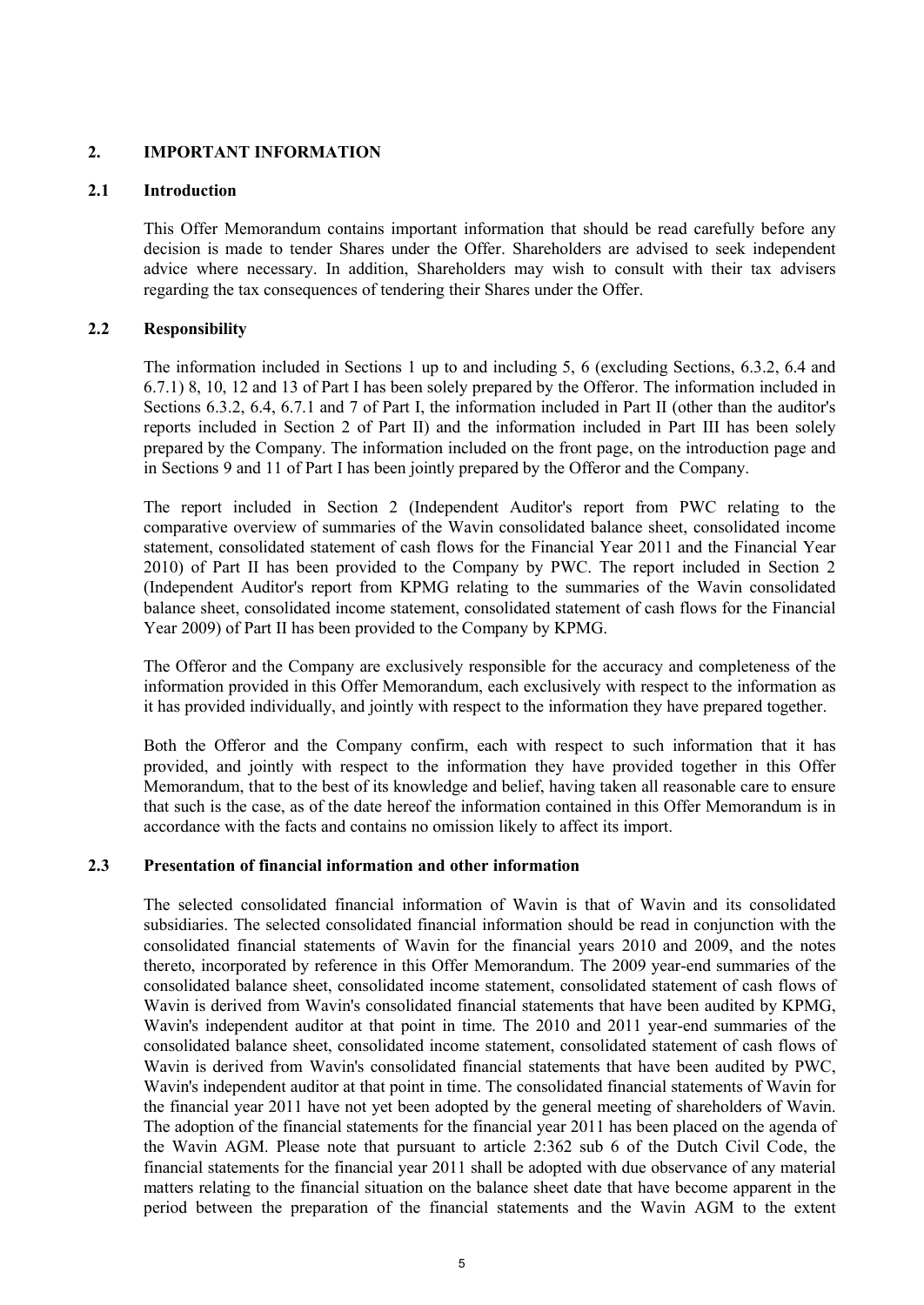## 2. IMPORTANT INFORMATION

### 2.1 Introduction

This Offer Memorandum contains important information that should be read carefully before any decision is made to tender Shares under the Offer. Shareholders are advised to seek independent advice where necessary. In addition, Shareholders may wish to consult with their tax advisers regarding the tax consequences of tendering their Shares under the Offer.

### 2.2 Responsibility

The information included in Sections 1 up to and including 5, 6 (excluding Sections, 6.3.2, 6.4 and 6.7.1) 8, 10, 12 and 13 of Part I has been solely prepared by the Offeror. The information included in Sections 6.3.2, 6.4, 6.7.1 and 7 of Part I, the information included in Part II (other than the auditor's reports included in Section 2 of Part II) and the information included in Part III has been solely prepared by the Company. The information included on the front page, on the introduction page and in Sections 9 and 11 of Part I has been jointly prepared by the Offeror and the Company.

The report included in Section 2 (Independent Auditor's report from PWC relating to the comparative overview of summaries of the Wavin consolidated balance sheet, consolidated income statement, consolidated statement of cash flows for the Financial Year 2011 and the Financial Year 2010) of Part II has been provided to the Company by PWC. The report included in Section 2 (Independent Auditor's report from KPMG relating to the summaries of the Wavin consolidated balance sheet, consolidated income statement, consolidated statement of cash flows for the Financial Year 2009) of Part II has been provided to the Company by KPMG.

The Offeror and the Company are exclusively responsible for the accuracy and completeness of the information provided in this Offer Memorandum, each exclusively with respect to the information as it has provided individually, and jointly with respect to the information they have prepared together.

Both the Offeror and the Company confirm, each with respect to such information that it has provided, and jointly with respect to the information they have provided together in this Offer Memorandum, that to the best of its knowledge and belief, having taken all reasonable care to ensure that such is the case, as of the date hereof the information contained in this Offer Memorandum is in accordance with the facts and contains no omission likely to affect its import.

### 2.3 Presentation of financial information and other information

The selected consolidated financial information of Wavin is that of Wavin and its consolidated subsidiaries. The selected consolidated financial information should be read in conjunction with the consolidated financial statements of Wavin for the financial years 2010 and 2009, and the notes thereto, incorporated by reference in this Offer Memorandum. The 2009 year-end summaries of the consolidated balance sheet, consolidated income statement, consolidated statement of cash flows of Wavin is derived from Wavin's consolidated financial statements that have been audited by KPMG, Wavin's independent auditor at that point in time. The 2010 and 2011 year-end summaries of the consolidated balance sheet, consolidated income statement, consolidated statement of cash flows of Wavin is derived from Wavin's consolidated financial statements that have been audited by PWC, Wavin's independent auditor at that point in time. The consolidated financial statements of Wavin for the financial year 2011 have not yet been adopted by the general meeting of shareholders of Wavin. The adoption of the financial statements for the financial year 2011 has been placed on the agenda of the Wavin AGM. Please note that pursuant to article 2:362 sub 6 of the Dutch Civil Code, the financial statements for the financial year 2011 shall be adopted with due observance of any material matters relating to the financial situation on the balance sheet date that have become apparent in the period between the preparation of the financial statements and the Wavin AGM to the extent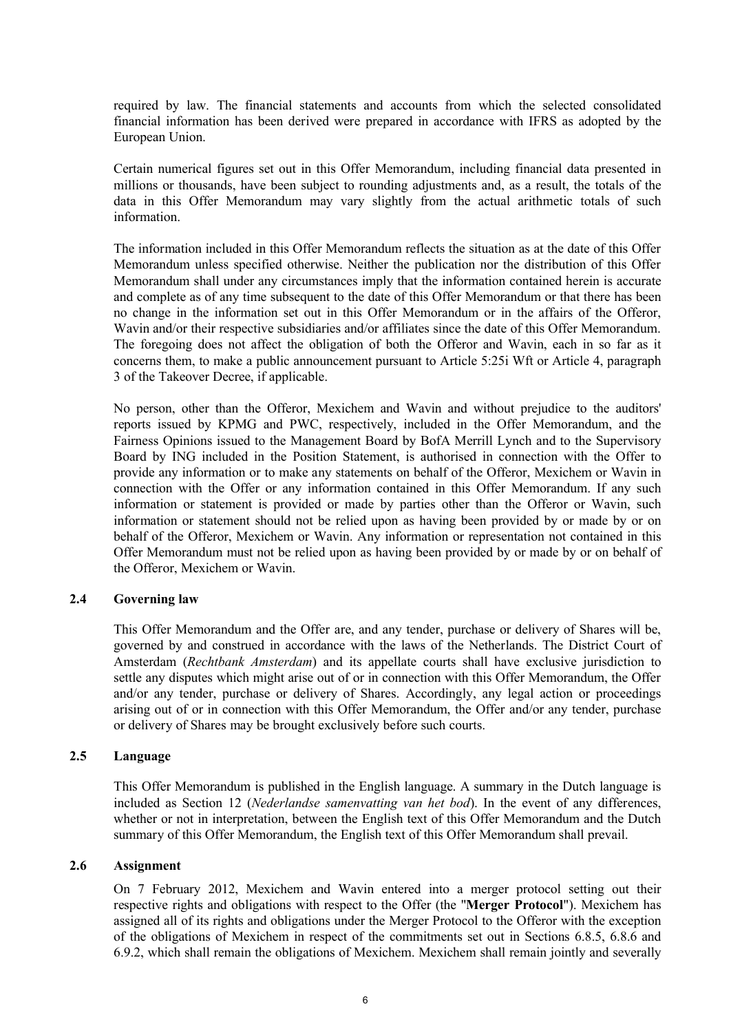required by law. The financial statements and accounts from which the selected consolidated financial information has been derived were prepared in accordance with IFRS as adopted by the European Union.

Certain numerical figures set out in this Offer Memorandum, including financial data presented in millions or thousands, have been subject to rounding adjustments and, as a result, the totals of the data in this Offer Memorandum may vary slightly from the actual arithmetic totals of such information.

The information included in this Offer Memorandum reflects the situation as at the date of this Offer Memorandum unless specified otherwise. Neither the publication nor the distribution of this Offer Memorandum shall under any circumstances imply that the information contained herein is accurate and complete as of any time subsequent to the date of this Offer Memorandum or that there has been no change in the information set out in this Offer Memorandum or in the affairs of the Offeror, Wavin and/or their respective subsidiaries and/or affiliates since the date of this Offer Memorandum. The foregoing does not affect the obligation of both the Offeror and Wavin, each in so far as it concerns them, to make a public announcement pursuant to Article 5:25i Wft or Article 4, paragraph 3 of the Takeover Decree, if applicable.

No person, other than the Offeror, Mexichem and Wavin and without prejudice to the auditors' reports issued by KPMG and PWC, respectively, included in the Offer Memorandum, and the Fairness Opinions issued to the Management Board by BofA Merrill Lynch and to the Supervisory Board by ING included in the Position Statement, is authorised in connection with the Offer to provide any information or to make any statements on behalf of the Offeror, Mexichem or Wavin in connection with the Offer or any information contained in this Offer Memorandum. If any such information or statement is provided or made by parties other than the Offeror or Wavin, such information or statement should not be relied upon as having been provided by or made by or on behalf of the Offeror, Mexichem or Wavin. Any information or representation not contained in this Offer Memorandum must not be relied upon as having been provided by or made by or on behalf of the Offeror, Mexichem or Wavin.

### 2.4 Governing law

This Offer Memorandum and the Offer are, and any tender, purchase or delivery of Shares will be, governed by and construed in accordance with the laws of the Netherlands. The District Court of Amsterdam (*Rechtbank Amsterdam*) and its appellate courts shall have exclusive jurisdiction to settle any disputes which might arise out of or in connection with this Offer Memorandum, the Offer and/or any tender, purchase or delivery of Shares. Accordingly, any legal action or proceedings arising out of or in connection with this Offer Memorandum, the Offer and/or any tender, purchase or delivery of Shares may be brought exclusively before such courts.

### 2.5 Language

This Offer Memorandum is published in the English language. A summary in the Dutch language is included as Section 12 (*Nederlandse samenvatting van het bod*). In the event of any differences, whether or not in interpretation, between the English text of this Offer Memorandum and the Dutch summary of this Offer Memorandum, the English text of this Offer Memorandum shall prevail.

### 2.6 Assignment

On 7 February 2012, Mexichem and Wavin entered into a merger protocol setting out their respective rights and obligations with respect to the Offer (the "**Merger Protocol**"). Mexichem has assigned all of its rights and obligations under the Merger Protocol to the Offeror with the exception of the obligations of Mexichem in respect of the commitments set out in Sections 6.8.5, 6.8.6 and 6.9.2, which shall remain the obligations of Mexichem. Mexichem shall remain jointly and severally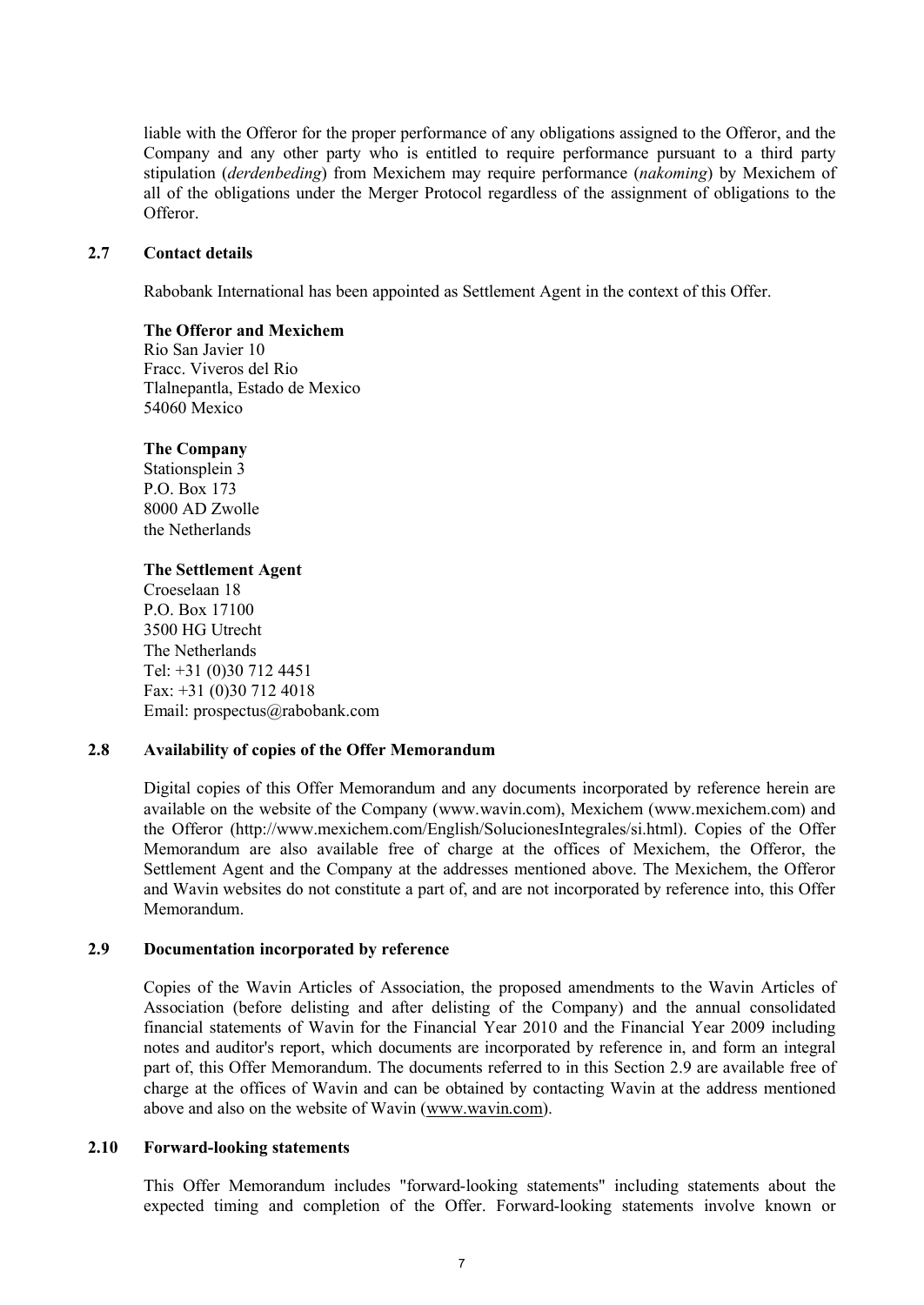liable with the Offeror for the proper performance of any obligations assigned to the Offeror, and the Company and any other party who is entitled to require performance pursuant to a third party stipulation (*derdenbeding*) from Mexichem may require performance (*nakoming*) by Mexichem of all of the obligations under the Merger Protocol regardless of the assignment of obligations to the Offeror.

## 2.7 Contact details

Rabobank International has been appointed as Settlement Agent in the context of this Offer.

**The Offeror and Mexichem**
Rio San Javier 10
Fracc. Viveros del Rio
Tlalnepantla, Estado de Mexico
54060 Mexico

**The Company**
Stationsplein 3
P.O. Box 173
8000 AD Zwolle
the Netherlands

**The Settlement Agent**
Croeselaan 18
P.O. Box 17100
3500 HG Utrecht
The Netherlands
Tel: +31 (0)30 712 4451
Fax: +31 (0)30 712 4018
Email: prospectus@rabobank.com

## 2.8 Availability of copies of the Offer Memorandum

Digital copies of this Offer Memorandum and any documents incorporated by reference herein are available on the website of the Company (www.wavin.com), Mexichem (www.mexichem.com) and the Offeror (http://www.mexichem.com/English/SolucionesIntegrales/si.html). Copies of the Offer Memorandum are also available free of charge at the offices of Mexichem, the Offeror, the Settlement Agent and the Company at the addresses mentioned above. The Mexichem, the Offeror and Wavin websites do not constitute a part of, and are not incorporated by reference into, this Offer Memorandum.

## 2.9 Documentation incorporated by reference

Copies of the Wavin Articles of Association, the proposed amendments to the Wavin Articles of Association (before delisting and after delisting of the Company) and the annual consolidated financial statements of Wavin for the Financial Year 2010 and the Financial Year 2009 including notes and auditor's report, which documents are incorporated by reference in, and form an integral part of, this Offer Memorandum. The documents referred to in this Section 2.9 are available free of charge at the offices of Wavin and can be obtained by contacting Wavin at the address mentioned above and also on the website of Wavin (www.wavin.com).

## 2.10 Forward-looking statements

This Offer Memorandum includes "forward-looking statements" including statements about the expected timing and completion of the Offer. Forward-looking statements involve known or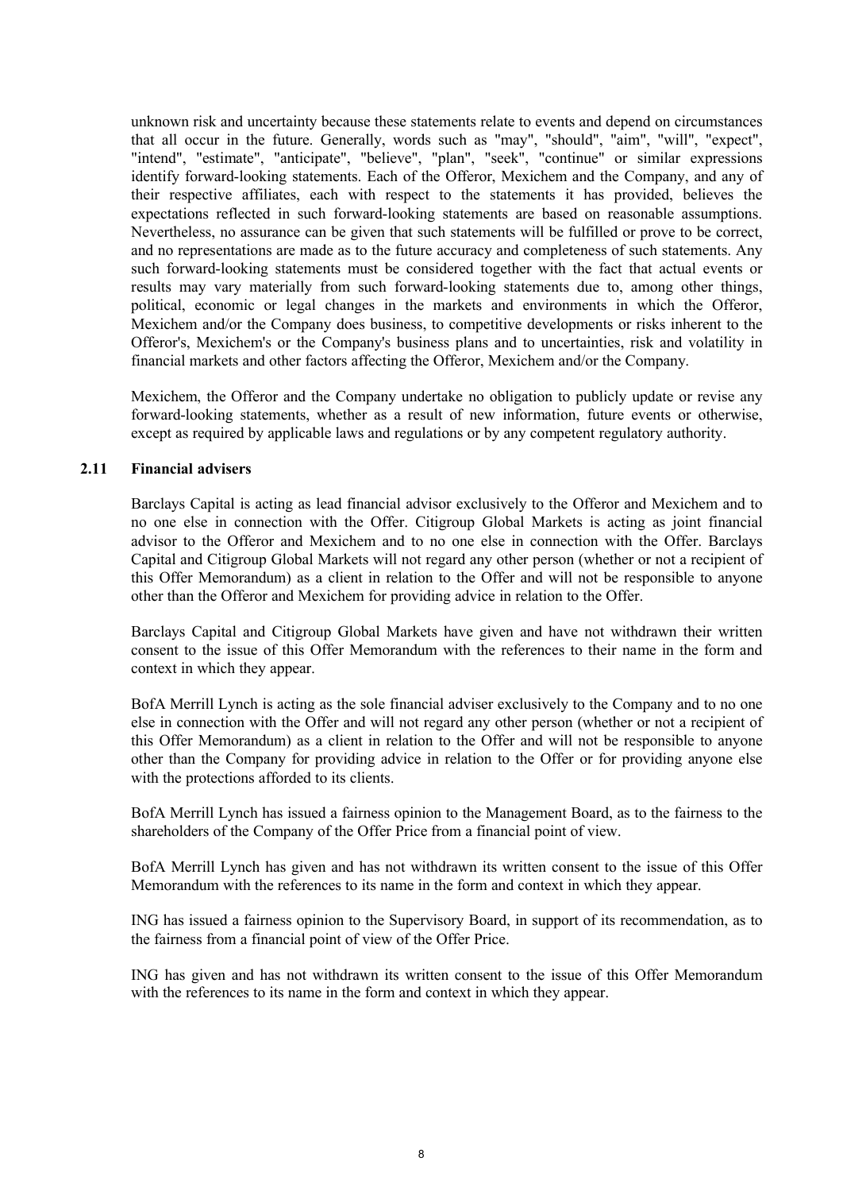unknown risk and uncertainty because these statements relate to events and depend on circumstances that all occur in the future. Generally, words such as "may", "should", "aim", "will", "expect", "intend", "estimate", "anticipate", "believe", "plan", "seek", "continue" or similar expressions identify forward-looking statements. Each of the Offeror, Mexichem and the Company, and any of their respective affiliates, each with respect to the statements it has provided, believes the expectations reflected in such forward-looking statements are based on reasonable assumptions. Nevertheless, no assurance can be given that such statements will be fulfilled or prove to be correct, and no representations are made as to the future accuracy and completeness of such statements. Any such forward-looking statements must be considered together with the fact that actual events or results may vary materially from such forward-looking statements due to, among other things, political, economic or legal changes in the markets and environments in which the Offeror, Mexichem and/or the Company does business, to competitive developments or risks inherent to the Offeror's, Mexichem's or the Company's business plans and to uncertainties, risk and volatility in financial markets and other factors affecting the Offeror, Mexichem and/or the Company.

Mexichem, the Offeror and the Company undertake no obligation to publicly update or revise any forward-looking statements, whether as a result of new information, future events or otherwise, except as required by applicable laws and regulations or by any competent regulatory authority.

### 2.11 Financial advisers

Barclays Capital is acting as lead financial advisor exclusively to the Offeror and Mexichem and to no one else in connection with the Offer. Citigroup Global Markets is acting as joint financial advisor to the Offeror and Mexichem and to no one else in connection with the Offer. Barclays Capital and Citigroup Global Markets will not regard any other person (whether or not a recipient of this Offer Memorandum) as a client in relation to the Offer and will not be responsible to anyone other than the Offeror and Mexichem for providing advice in relation to the Offer.

Barclays Capital and Citigroup Global Markets have given and have not withdrawn their written consent to the issue of this Offer Memorandum with the references to their name in the form and context in which they appear.

BofA Merrill Lynch is acting as the sole financial adviser exclusively to the Company and to no one else in connection with the Offer and will not regard any other person (whether or not a recipient of this Offer Memorandum) as a client in relation to the Offer and will not be responsible to anyone other than the Company for providing advice in relation to the Offer or for providing anyone else with the protections afforded to its clients.

BofA Merrill Lynch has issued a fairness opinion to the Management Board, as to the fairness to the shareholders of the Company of the Offer Price from a financial point of view.

BofA Merrill Lynch has given and has not withdrawn its written consent to the issue of this Offer Memorandum with the references to its name in the form and context in which they appear.

ING has issued a fairness opinion to the Supervisory Board, in support of its recommendation, as to the fairness from a financial point of view of the Offer Price.

ING has given and has not withdrawn its written consent to the issue of this Offer Memorandum with the references to its name in the form and context in which they appear.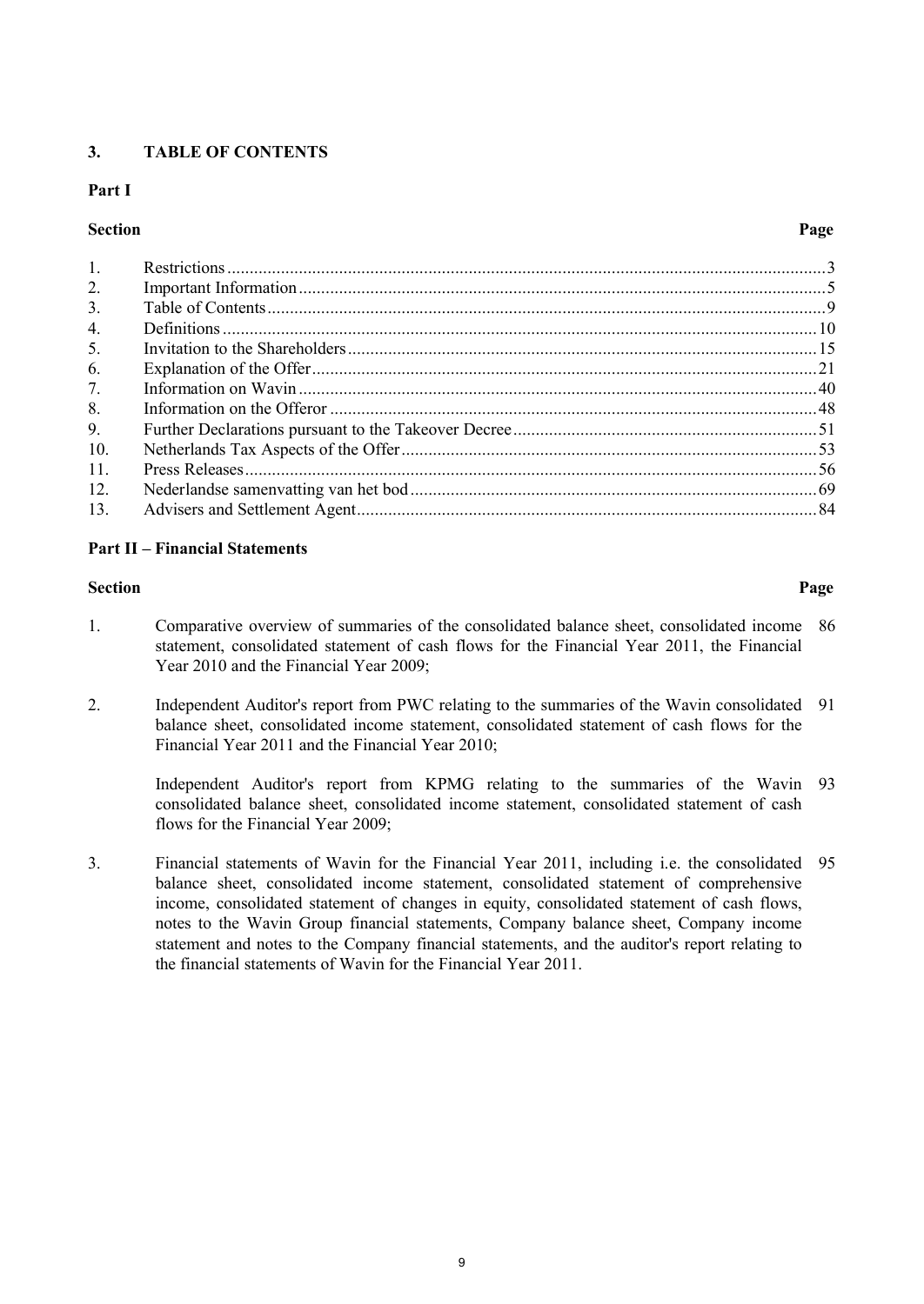## 3. TABLE OF CONTENTS

### Part I

| Section | | Page |
|---|---|---|
| 1. | Restrictions | 3 |
| 2. | Important Information | 5 |
| 3. | Table of Contents | 9 |
| 4. | Definitions | 10 |
| 5. | Invitation to the Shareholders | 15 |
| 6. | Explanation of the Offer | 21 |
| 7. | Information on Wavin | 40 |
| 8. | Information on the Offeror | 48 |
| 9. | Further Declarations pursuant to the Takeover Decree | 51 |
| 10. | Netherlands Tax Aspects of the Offer | 53 |
| 11. | Press Releases | 56 |
| 12. | Nederlandse samenvatting van het bod | 69 |
| 13. | Advisers and Settlement Agent | 84 |

### Part II – Financial Statements

| Section | | Page |
|---|---|---|
| 1. | Comparative overview of summaries of the consolidated balance sheet, consolidated income statement, consolidated statement of cash flows for the Financial Year 2011, the Financial Year 2010 and the Financial Year 2009; | 86 |
| 2. | Independent Auditor's report from PWC relating to the summaries of the Wavin consolidated balance sheet, consolidated income statement, consolidated statement of cash flows for the Financial Year 2011 and the Financial Year 2010; | 91 |
| | Independent Auditor's report from KPMG relating to the summaries of the Wavin consolidated balance sheet, consolidated income statement, consolidated statement of cash flows for the Financial Year 2009; | 93 |
| 3. | Financial statements of Wavin for the Financial Year 2011, including i.e. the consolidated balance sheet, consolidated income statement, consolidated statement of comprehensive income, consolidated statement of changes in equity, consolidated statement of cash flows, notes to the Wavin Group financial statements, Company balance sheet, Company income statement and notes to the Company financial statements, and the auditor's report relating to the financial statements of Wavin for the Financial Year 2011. | 95 |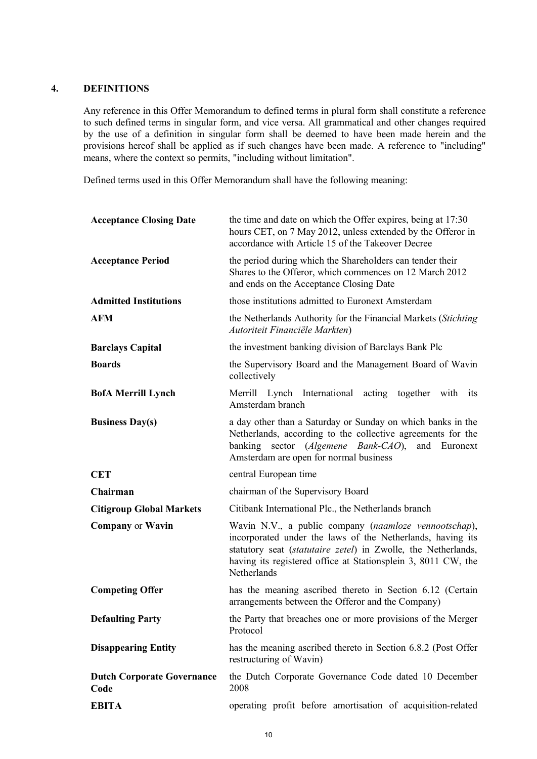## 4. DEFINITIONS

Any reference in this Offer Memorandum to defined terms in plural form shall constitute a reference to such defined terms in singular form, and vice versa. All grammatical and other changes required by the use of a definition in singular form shall be deemed to have been made herein and the provisions hereof shall be applied as if such changes have been made. A reference to "including" means, where the context so permits, "including without limitation".

Defined terms used in this Offer Memorandum shall have the following meaning:

| | |
|---|---|
| **Acceptance Closing Date** | the time and date on which the Offer expires, being at 17:30 hours CET, on 7 May 2012, unless extended by the Offeror in accordance with Article 15 of the Takeover Decree |
| **Acceptance Period** | the period during which the Shareholders can tender their Shares to the Offeror, which commences on 12 March 2012 and ends on the Acceptance Closing Date |
| **Admitted Institutions** | those institutions admitted to Euronext Amsterdam |
| **AFM** | the Netherlands Authority for the Financial Markets (*Stichting Autoriteit Financiële Markten*) |
| **Barclays Capital** | the investment banking division of Barclays Bank Plc |
| **Boards** | the Supervisory Board and the Management Board of Wavin collectively |
| **BofA Merrill Lynch** | Merrill Lynch International acting together with its Amsterdam branch |
| **Business Day(s)** | a day other than a Saturday or Sunday on which banks in the Netherlands, according to the collective agreements for the banking sector (*Algemene Bank-CAO*), and Euronext Amsterdam are open for normal business |
| **CET** | central European time |
| **Chairman** | chairman of the Supervisory Board |
| **Citigroup Global Markets** | Citibank International Plc., the Netherlands branch |
| **Company** or **Wavin** | Wavin N.V., a public company (*naamloze vennootschap*), incorporated under the laws of the Netherlands, having its statutory seat (*statutaire zetel*) in Zwolle, the Netherlands, having its registered office at Stationsplein 3, 8011 CW, the Netherlands |
| **Competing Offer** | has the meaning ascribed thereto in Section 6.12 (Certain arrangements between the Offeror and the Company) |
| **Defaulting Party** | the Party that breaches one or more provisions of the Merger Protocol |
| **Disappearing Entity** | has the meaning ascribed thereto in Section 6.8.2 (Post Offer restructuring of Wavin) |
| **Dutch Corporate Governance Code** | the Dutch Corporate Governance Code dated 10 December 2008 |
| **EBITA** | operating profit before amortisation of acquisition-related |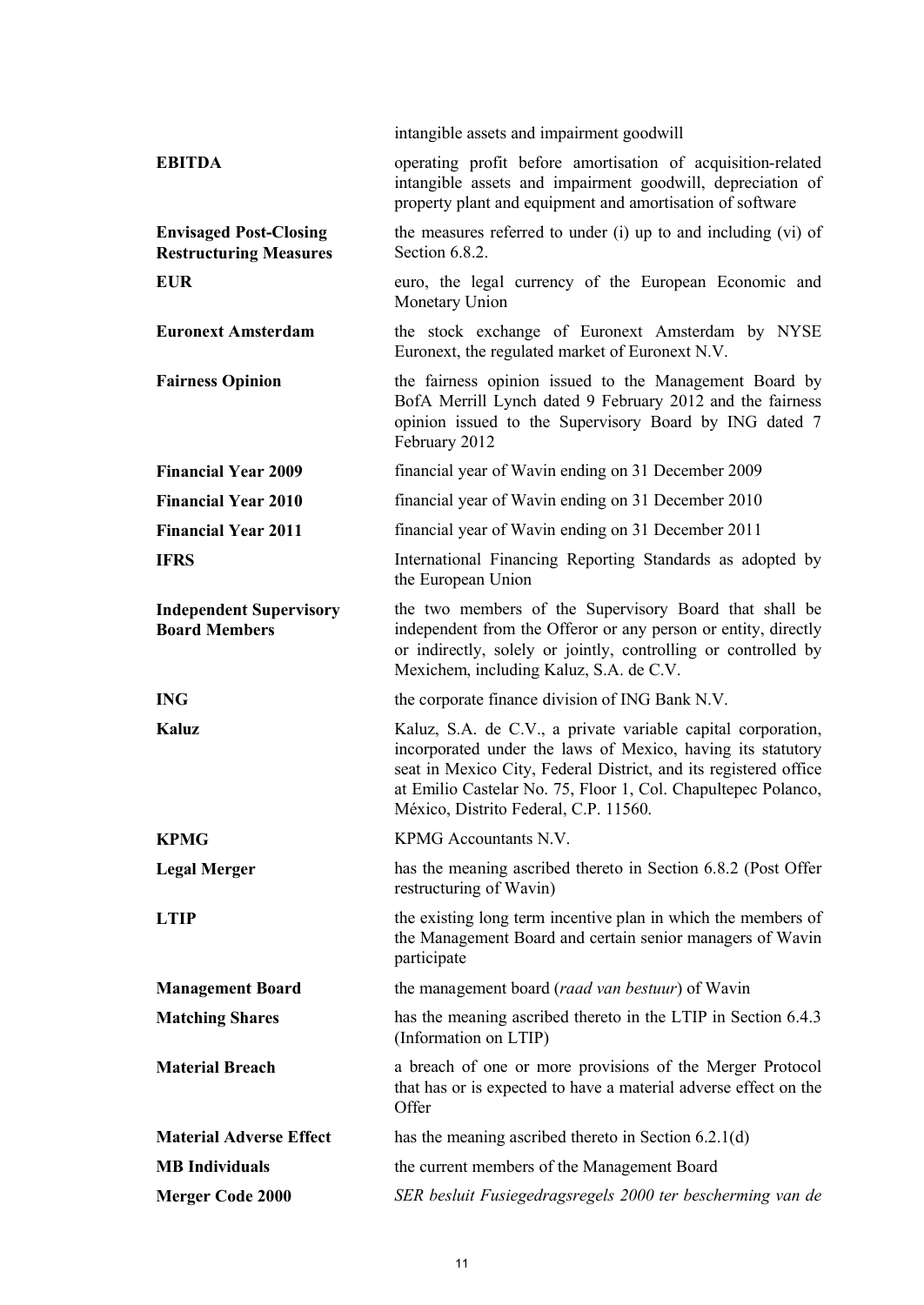| | |
|---|---|
| | intangible assets and impairment goodwill |
| **EBITDA** | operating profit before amortisation of acquisition-related intangible assets and impairment goodwill, depreciation of property plant and equipment and amortisation of software |
| **Envisaged Post-Closing Restructuring Measures** | the measures referred to under (i) up to and including (vi) of Section 6.8.2. |
| **EUR** | euro, the legal currency of the European Economic and Monetary Union |
| **Euronext Amsterdam** | the stock exchange of Euronext Amsterdam by NYSE Euronext, the regulated market of Euronext N.V. |
| **Fairness Opinion** | the fairness opinion issued to the Management Board by BofA Merrill Lynch dated 9 February 2012 and the fairness opinion issued to the Supervisory Board by ING dated 7 February 2012 |
| **Financial Year 2009** | financial year of Wavin ending on 31 December 2009 |
| **Financial Year 2010** | financial year of Wavin ending on 31 December 2010 |
| **Financial Year 2011** | financial year of Wavin ending on 31 December 2011 |
| **IFRS** | International Financing Reporting Standards as adopted by the European Union |
| **Independent Supervisory Board Members** | the two members of the Supervisory Board that shall be independent from the Offeror or any person or entity, directly or indirectly, solely or jointly, controlling or controlled by Mexichem, including Kaluz, S.A. de C.V. |
| **ING** | the corporate finance division of ING Bank N.V. |
| **Kaluz** | Kaluz, S.A. de C.V., a private variable capital corporation, incorporated under the laws of Mexico, having its statutory seat in Mexico City, Federal District, and its registered office at Emilio Castelar No. 75, Floor 1, Col. Chapultepec Polanco, México, Distrito Federal, C.P. 11560. |
| **KPMG** | KPMG Accountants N.V. |
| **Legal Merger** | has the meaning ascribed thereto in Section 6.8.2 (Post Offer restructuring of Wavin) |
| **LTIP** | the existing long term incentive plan in which the members of the Management Board and certain senior managers of Wavin participate |
| **Management Board** | the management board (*raad van bestuur*) of Wavin |
| **Matching Shares** | has the meaning ascribed thereto in the LTIP in Section 6.4.3 (Information on LTIP) |
| **Material Breach** | a breach of one or more provisions of the Merger Protocol that has or is expected to have a material adverse effect on the Offer |
| **Material Adverse Effect** | has the meaning ascribed thereto in Section 6.2.1(d) |
| **MB Individuals** | the current members of the Management Board |
| **Merger Code 2000** | *SER besluit Fusiegedragsregels 2000 ter bescherming van de* |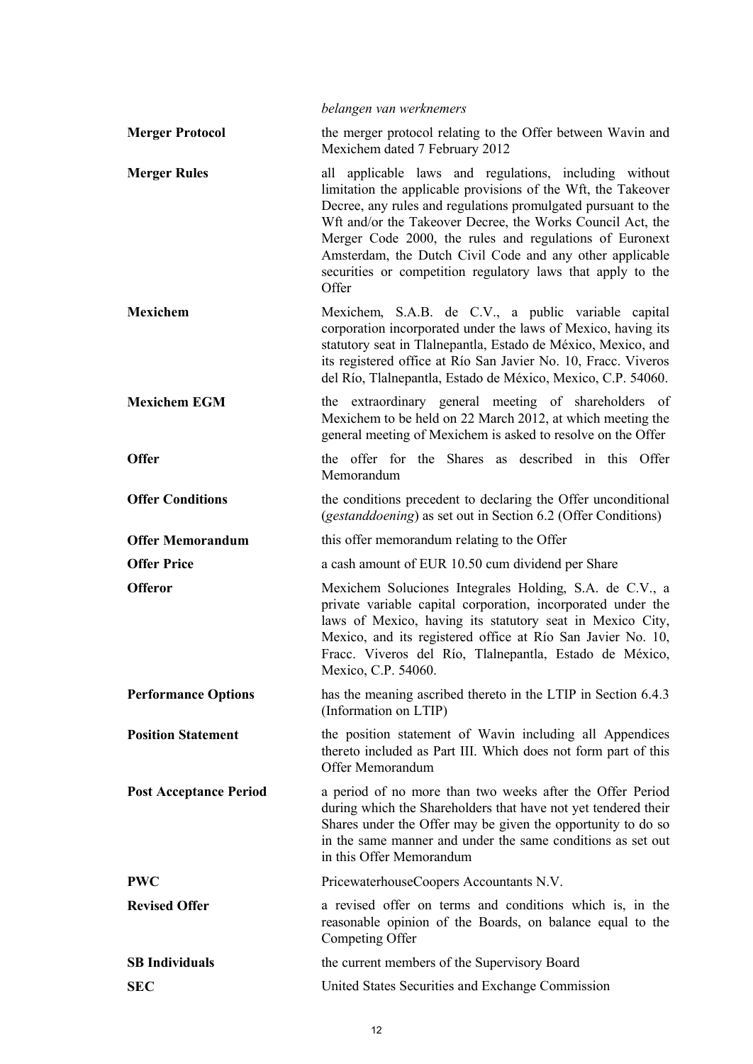*belangen van werknemers*

| | |
|---|---|
| **Merger Protocol** | the merger protocol relating to the Offer between Wavin and Mexichem dated 7 February 2012 |
| **Merger Rules** | all applicable laws and regulations, including without limitation the applicable provisions of the Wft, the Takeover Decree, any rules and regulations promulgated pursuant to the Wft and/or the Takeover Decree, the Works Council Act, the Merger Code 2000, the rules and regulations of Euronext Amsterdam, the Dutch Civil Code and any other applicable securities or competition regulatory laws that apply to the Offer |
| **Mexichem** | Mexichem, S.A.B. de C.V., a public variable capital corporation incorporated under the laws of Mexico, having its statutory seat in Tlalnepantla, Estado de México, Mexico, and its registered office at Río San Javier No. 10, Fracc. Viveros del Río, Tlalnepantla, Estado de México, Mexico, C.P. 54060. |
| **Mexichem EGM** | the extraordinary general meeting of shareholders of Mexichem to be held on 22 March 2012, at which meeting the general meeting of Mexichem is asked to resolve on the Offer |
| **Offer** | the offer for the Shares as described in this Offer Memorandum |
| **Offer Conditions** | the conditions precedent to declaring the Offer unconditional (*gestanddoening*) as set out in Section 6.2 (Offer Conditions) |
| **Offer Memorandum** | this offer memorandum relating to the Offer |
| **Offer Price** | a cash amount of EUR 10.50 cum dividend per Share |
| **Offeror** | Mexichem Soluciones Integrales Holding, S.A. de C.V., a private variable capital corporation, incorporated under the laws of Mexico, having its statutory seat in Mexico City, Mexico, and its registered office at Río San Javier No. 10, Fracc. Viveros del Río, Tlalnepantla, Estado de México, Mexico, C.P. 54060. |
| **Performance Options** | has the meaning ascribed thereto in the LTIP in Section 6.4.3 (Information on LTIP) |
| **Position Statement** | the position statement of Wavin including all Appendices thereto included as Part III. Which does not form part of this Offer Memorandum |
| **Post Acceptance Period** | a period of no more than two weeks after the Offer Period during which the Shareholders that have not yet tendered their Shares under the Offer may be given the opportunity to do so in the same manner and under the same conditions as set out in this Offer Memorandum |
| **PWC** | PricewaterhouseCoopers Accountants N.V. |
| **Revised Offer** | a revised offer on terms and conditions which is, in the reasonable opinion of the Boards, on balance equal to the Competing Offer |
| **SB Individuals** | the current members of the Supervisory Board |
| **SEC** | United States Securities and Exchange Commission |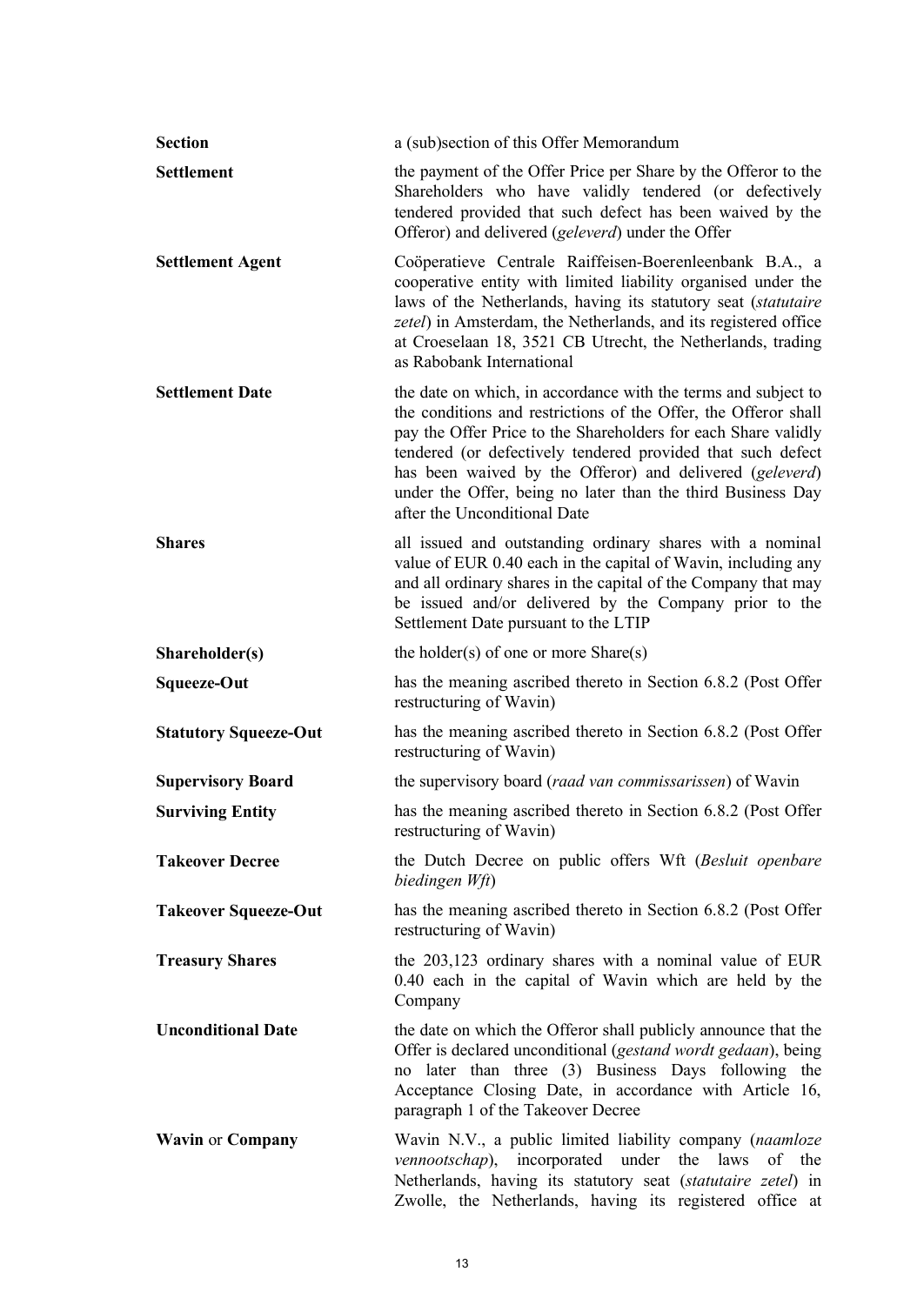| | |
|---|---|
| **Section** | a (sub)section of this Offer Memorandum |
| **Settlement** | the payment of the Offer Price per Share by the Offeror to the Shareholders who have validly tendered (or defectively tendered provided that such defect has been waived by the Offeror) and delivered (*geleverd*) under the Offer |
| **Settlement Agent** | Coöperatieve Centrale Raiffeisen-Boerenleenbank B.A., a cooperative entity with limited liability organised under the laws of the Netherlands, having its statutory seat (*statutaire zetel*) in Amsterdam, the Netherlands, and its registered office at Croeselaan 18, 3521 CB Utrecht, the Netherlands, trading as Rabobank International |
| **Settlement Date** | the date on which, in accordance with the terms and subject to the conditions and restrictions of the Offer, the Offeror shall pay the Offer Price to the Shareholders for each Share validly tendered (or defectively tendered provided that such defect has been waived by the Offeror) and delivered (*geleverd*) under the Offer, being no later than the third Business Day after the Unconditional Date |
| **Shares** | all issued and outstanding ordinary shares with a nominal value of EUR 0.40 each in the capital of Wavin, including any and all ordinary shares in the capital of the Company that may be issued and/or delivered by the Company prior to the Settlement Date pursuant to the LTIP |
| **Shareholder(s)** | the holder(s) of one or more Share(s) |
| **Squeeze-Out** | has the meaning ascribed thereto in Section 6.8.2 (Post Offer restructuring of Wavin) |
| **Statutory Squeeze-Out** | has the meaning ascribed thereto in Section 6.8.2 (Post Offer restructuring of Wavin) |
| **Supervisory Board** | the supervisory board (*raad van commissarissen*) of Wavin |
| **Surviving Entity** | has the meaning ascribed thereto in Section 6.8.2 (Post Offer restructuring of Wavin) |
| **Takeover Decree** | the Dutch Decree on public offers Wft (*Besluit openbare biedingen Wft*) |
| **Takeover Squeeze-Out** | has the meaning ascribed thereto in Section 6.8.2 (Post Offer restructuring of Wavin) |
| **Treasury Shares** | the 203,123 ordinary shares with a nominal value of EUR 0.40 each in the capital of Wavin which are held by the Company |
| **Unconditional Date** | the date on which the Offeror shall publicly announce that the Offer is declared unconditional (*gestand wordt gedaan*), being no later than three (3) Business Days following the Acceptance Closing Date, in accordance with Article 16, paragraph 1 of the Takeover Decree |
| **Wavin** or **Company** | Wavin N.V., a public limited liability company (*naamloze vennootschap*), incorporated under the laws of the Netherlands, having its statutory seat (*statutaire zetel*) in Zwolle, the Netherlands, having its registered office at |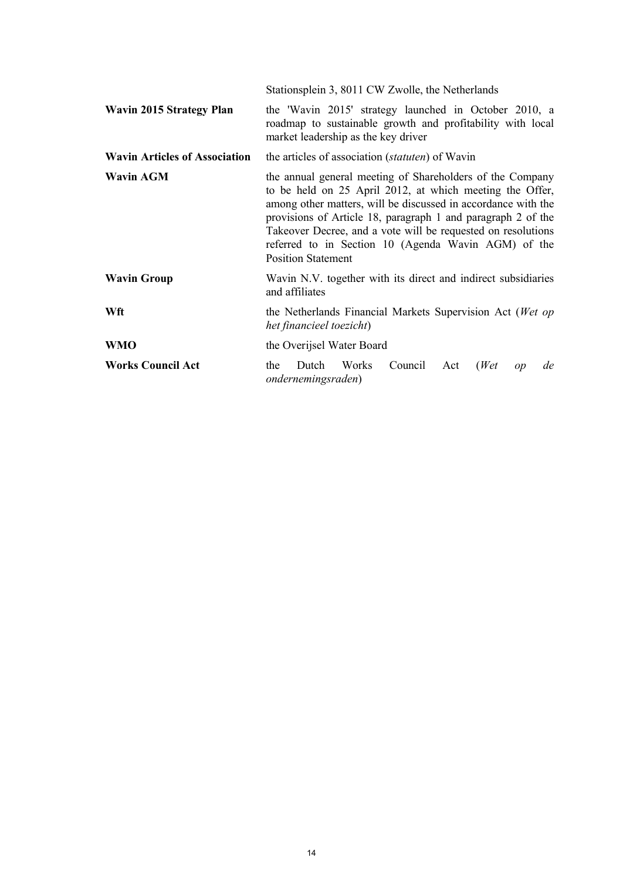|  | Stationsplein 3, 8011 CW Zwolle, the Netherlands |
|---|---|
| **Wavin 2015 Strategy Plan** | the 'Wavin 2015' strategy launched in October 2010, a roadmap to sustainable growth and profitability with local market leadership as the key driver |
| **Wavin Articles of Association** | the articles of association (*statuten*) of Wavin |
| **Wavin AGM** | the annual general meeting of Shareholders of the Company to be held on 25 April 2012, at which meeting the Offer, among other matters, will be discussed in accordance with the provisions of Article 18, paragraph 1 and paragraph 2 of the Takeover Decree, and a vote will be requested on resolutions referred to in Section 10 (Agenda Wavin AGM) of the Position Statement |
| **Wavin Group** | Wavin N.V. together with its direct and indirect subsidiaries and affiliates |
| **Wft** | the Netherlands Financial Markets Supervision Act (*Wet op het financieel toezicht*) |
| **WMO** | the Overijsel Water Board |
| **Works Council Act** | the Dutch Works Council Act (*Wet op de ondernemingsraden*) |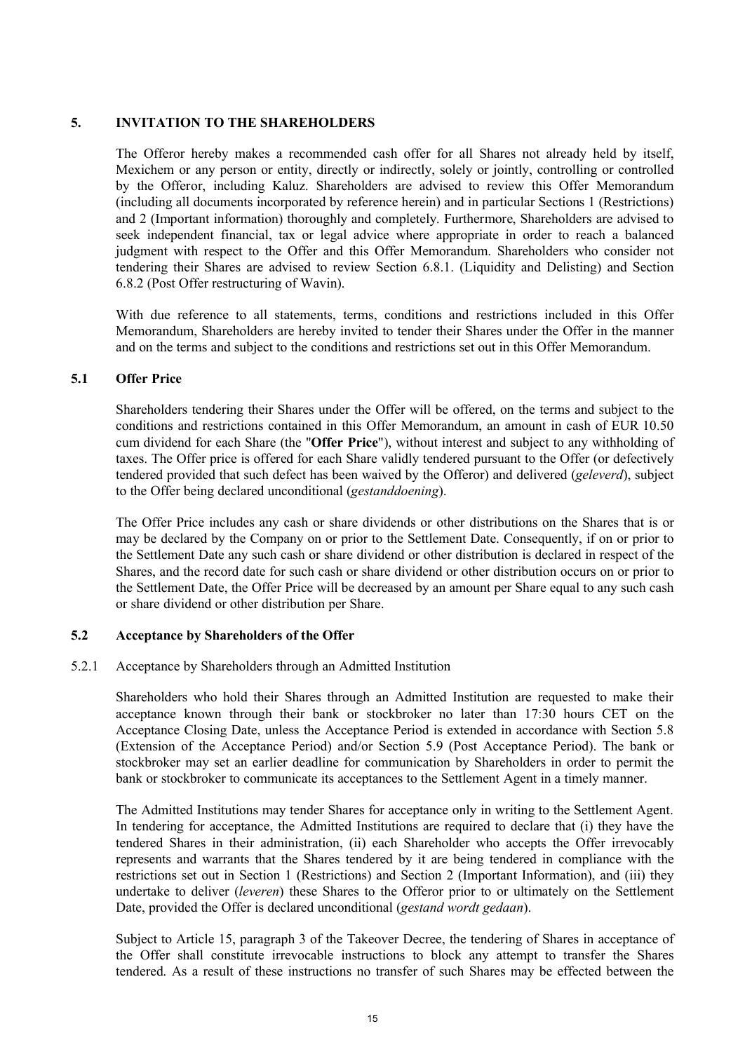## 5. INVITATION TO THE SHAREHOLDERS

The Offeror hereby makes a recommended cash offer for all Shares not already held by itself, Mexichem or any person or entity, directly or indirectly, solely or jointly, controlling or controlled by the Offeror, including Kaluz. Shareholders are advised to review this Offer Memorandum (including all documents incorporated by reference herein) and in particular Sections 1 (Restrictions) and 2 (Important information) thoroughly and completely. Furthermore, Shareholders are advised to seek independent financial, tax or legal advice where appropriate in order to reach a balanced judgment with respect to the Offer and this Offer Memorandum. Shareholders who consider not tendering their Shares are advised to review Section 6.8.1. (Liquidity and Delisting) and Section 6.8.2 (Post Offer restructuring of Wavin).

With due reference to all statements, terms, conditions and restrictions included in this Offer Memorandum, Shareholders are hereby invited to tender their Shares under the Offer in the manner and on the terms and subject to the conditions and restrictions set out in this Offer Memorandum.

### 5.1 Offer Price

Shareholders tendering their Shares under the Offer will be offered, on the terms and subject to the conditions and restrictions contained in this Offer Memorandum, an amount in cash of EUR 10.50 cum dividend for each Share (the "**Offer Price**"), without interest and subject to any withholding of taxes. The Offer price is offered for each Share validly tendered pursuant to the Offer (or defectively tendered provided that such defect has been waived by the Offeror) and delivered (*geleverd*), subject to the Offer being declared unconditional (*gestanddoening*).

The Offer Price includes any cash or share dividends or other distributions on the Shares that is or may be declared by the Company on or prior to the Settlement Date. Consequently, if on or prior to the Settlement Date any such cash or share dividend or other distribution is declared in respect of the Shares, and the record date for such cash or share dividend or other distribution occurs on or prior to the Settlement Date, the Offer Price will be decreased by an amount per Share equal to any such cash or share dividend or other distribution per Share.

### 5.2 Acceptance by Shareholders of the Offer

#### 5.2.1 Acceptance by Shareholders through an Admitted Institution

Shareholders who hold their Shares through an Admitted Institution are requested to make their acceptance known through their bank or stockbroker no later than 17:30 hours CET on the Acceptance Closing Date, unless the Acceptance Period is extended in accordance with Section 5.8 (Extension of the Acceptance Period) and/or Section 5.9 (Post Acceptance Period). The bank or stockbroker may set an earlier deadline for communication by Shareholders in order to permit the bank or stockbroker to communicate its acceptances to the Settlement Agent in a timely manner.

The Admitted Institutions may tender Shares for acceptance only in writing to the Settlement Agent. In tendering for acceptance, the Admitted Institutions are required to declare that (i) they have the tendered Shares in their administration, (ii) each Shareholder who accepts the Offer irrevocably represents and warrants that the Shares tendered by it are being tendered in compliance with the restrictions set out in Section 1 (Restrictions) and Section 2 (Important Information), and (iii) they undertake to deliver (*leveren*) these Shares to the Offeror prior to or ultimately on the Settlement Date, provided the Offer is declared unconditional (*gestand wordt gedaan*).

Subject to Article 15, paragraph 3 of the Takeover Decree, the tendering of Shares in acceptance of the Offer shall constitute irrevocable instructions to block any attempt to transfer the Shares tendered. As a result of these instructions no transfer of such Shares may be effected between the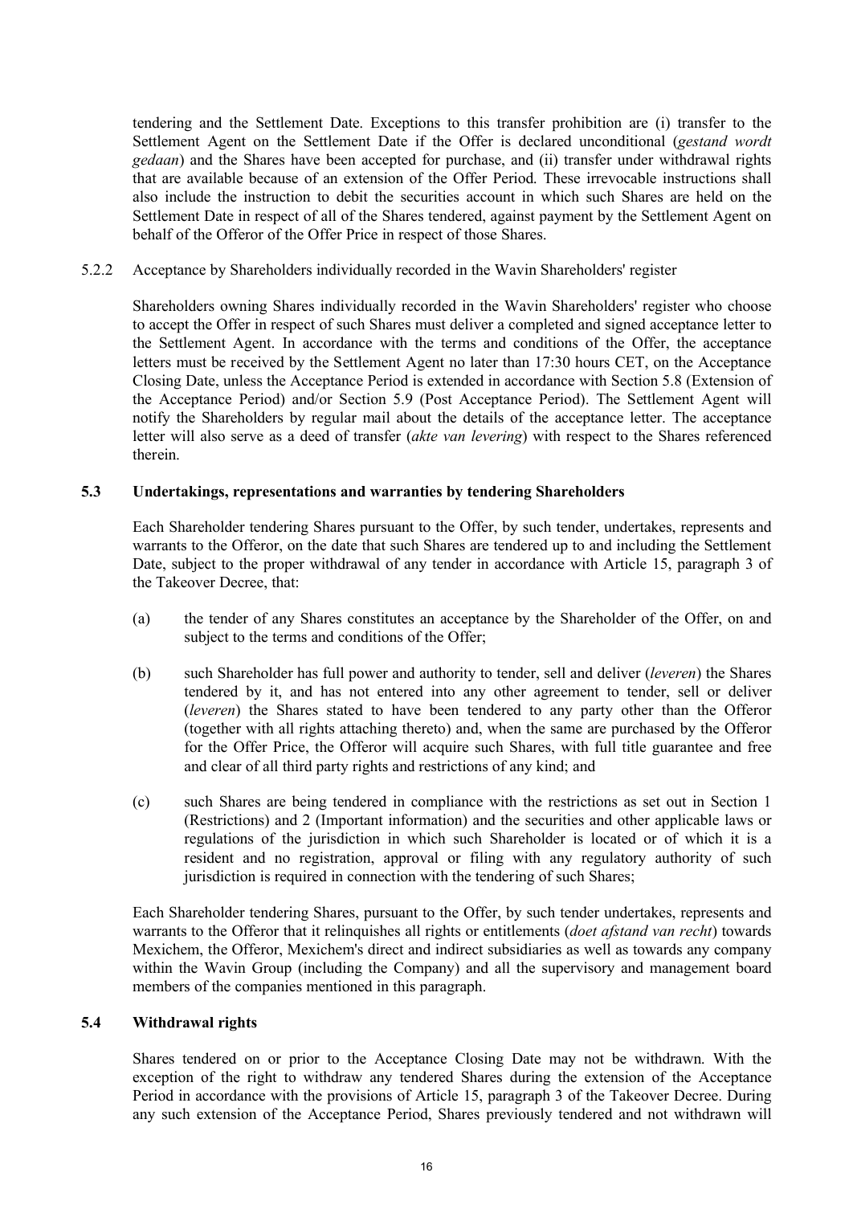tendering and the Settlement Date. Exceptions to this transfer prohibition are (i) transfer to the Settlement Agent on the Settlement Date if the Offer is declared unconditional (*gestand wordt gedaan*) and the Shares have been accepted for purchase, and (ii) transfer under withdrawal rights that are available because of an extension of the Offer Period. These irrevocable instructions shall also include the instruction to debit the securities account in which such Shares are held on the Settlement Date in respect of all of the Shares tendered, against payment by the Settlement Agent on behalf of the Offeror of the Offer Price in respect of those Shares.

5.2.2 Acceptance by Shareholders individually recorded in the Wavin Shareholders' register

Shareholders owning Shares individually recorded in the Wavin Shareholders' register who choose to accept the Offer in respect of such Shares must deliver a completed and signed acceptance letter to the Settlement Agent. In accordance with the terms and conditions of the Offer, the acceptance letters must be received by the Settlement Agent no later than 17:30 hours CET, on the Acceptance Closing Date, unless the Acceptance Period is extended in accordance with Section 5.8 (Extension of the Acceptance Period) and/or Section 5.9 (Post Acceptance Period). The Settlement Agent will notify the Shareholders by regular mail about the details of the acceptance letter. The acceptance letter will also serve as a deed of transfer (*akte van levering*) with respect to the Shares referenced therein.

### 5.3 Undertakings, representations and warranties by tendering Shareholders

Each Shareholder tendering Shares pursuant to the Offer, by such tender, undertakes, represents and warrants to the Offeror, on the date that such Shares are tendered up to and including the Settlement Date, subject to the proper withdrawal of any tender in accordance with Article 15, paragraph 3 of the Takeover Decree, that:

(a) the tender of any Shares constitutes an acceptance by the Shareholder of the Offer, on and subject to the terms and conditions of the Offer;

(b) such Shareholder has full power and authority to tender, sell and deliver (*leveren*) the Shares tendered by it, and has not entered into any other agreement to tender, sell or deliver (*leveren*) the Shares stated to have been tendered to any party other than the Offeror (together with all rights attaching thereto) and, when the same are purchased by the Offeror for the Offer Price, the Offeror will acquire such Shares, with full title guarantee and free and clear of all third party rights and restrictions of any kind; and

(c) such Shares are being tendered in compliance with the restrictions as set out in Section 1 (Restrictions) and 2 (Important information) and the securities and other applicable laws or regulations of the jurisdiction in which such Shareholder is located or of which it is a resident and no registration, approval or filing with any regulatory authority of such jurisdiction is required in connection with the tendering of such Shares;

Each Shareholder tendering Shares, pursuant to the Offer, by such tender undertakes, represents and warrants to the Offeror that it relinquishes all rights or entitlements (*doet afstand van recht*) towards Mexichem, the Offeror, Mexichem's direct and indirect subsidiaries as well as towards any company within the Wavin Group (including the Company) and all the supervisory and management board members of the companies mentioned in this paragraph.

### 5.4 Withdrawal rights

Shares tendered on or prior to the Acceptance Closing Date may not be withdrawn. With the exception of the right to withdraw any tendered Shares during the extension of the Acceptance Period in accordance with the provisions of Article 15, paragraph 3 of the Takeover Decree. During any such extension of the Acceptance Period, Shares previously tendered and not withdrawn will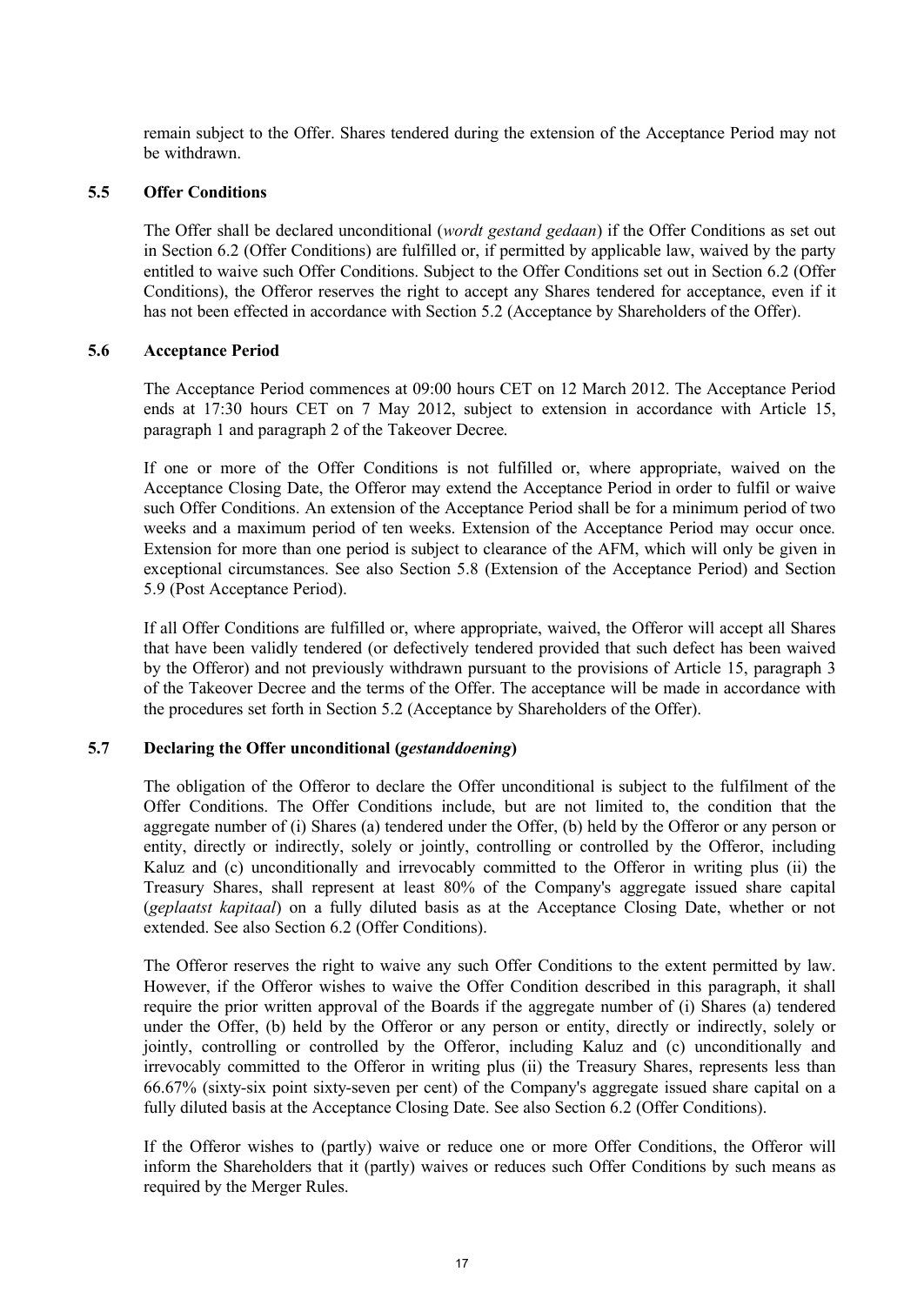remain subject to the Offer. Shares tendered during the extension of the Acceptance Period may not be withdrawn.

### 5.5 Offer Conditions

The Offer shall be declared unconditional (*wordt gestand gedaan*) if the Offer Conditions as set out in Section 6.2 (Offer Conditions) are fulfilled or, if permitted by applicable law, waived by the party entitled to waive such Offer Conditions. Subject to the Offer Conditions set out in Section 6.2 (Offer Conditions), the Offeror reserves the right to accept any Shares tendered for acceptance, even if it has not been effected in accordance with Section 5.2 (Acceptance by Shareholders of the Offer).

### 5.6 Acceptance Period

The Acceptance Period commences at 09:00 hours CET on 12 March 2012. The Acceptance Period ends at 17:30 hours CET on 7 May 2012, subject to extension in accordance with Article 15, paragraph 1 and paragraph 2 of the Takeover Decree.

If one or more of the Offer Conditions is not fulfilled or, where appropriate, waived on the Acceptance Closing Date, the Offeror may extend the Acceptance Period in order to fulfil or waive such Offer Conditions. An extension of the Acceptance Period shall be for a minimum period of two weeks and a maximum period of ten weeks. Extension of the Acceptance Period may occur once. Extension for more than one period is subject to clearance of the AFM, which will only be given in exceptional circumstances. See also Section 5.8 (Extension of the Acceptance Period) and Section 5.9 (Post Acceptance Period).

If all Offer Conditions are fulfilled or, where appropriate, waived, the Offeror will accept all Shares that have been validly tendered (or defectively tendered provided that such defect has been waived by the Offeror) and not previously withdrawn pursuant to the provisions of Article 15, paragraph 3 of the Takeover Decree and the terms of the Offer. The acceptance will be made in accordance with the procedures set forth in Section 5.2 (Acceptance by Shareholders of the Offer).

### 5.7 Declaring the Offer unconditional (*gestanddoening*)

The obligation of the Offeror to declare the Offer unconditional is subject to the fulfilment of the Offer Conditions. The Offer Conditions include, but are not limited to, the condition that the aggregate number of (i) Shares (a) tendered under the Offer, (b) held by the Offeror or any person or entity, directly or indirectly, solely or jointly, controlling or controlled by the Offeror, including Kaluz and (c) unconditionally and irrevocably committed to the Offeror in writing plus (ii) the Treasury Shares, shall represent at least 80% of the Company's aggregate issued share capital (*geplaatst kapitaal*) on a fully diluted basis as at the Acceptance Closing Date, whether or not extended. See also Section 6.2 (Offer Conditions).

The Offeror reserves the right to waive any such Offer Conditions to the extent permitted by law. However, if the Offeror wishes to waive the Offer Condition described in this paragraph, it shall require the prior written approval of the Boards if the aggregate number of (i) Shares (a) tendered under the Offer, (b) held by the Offeror or any person or entity, directly or indirectly, solely or jointly, controlling or controlled by the Offeror, including Kaluz and (c) unconditionally and irrevocably committed to the Offeror in writing plus (ii) the Treasury Shares, represents less than 66.67% (sixty-six point sixty-seven per cent) of the Company's aggregate issued share capital on a fully diluted basis at the Acceptance Closing Date. See also Section 6.2 (Offer Conditions).

If the Offeror wishes to (partly) waive or reduce one or more Offer Conditions, the Offeror will inform the Shareholders that it (partly) waives or reduces such Offer Conditions by such means as required by the Merger Rules.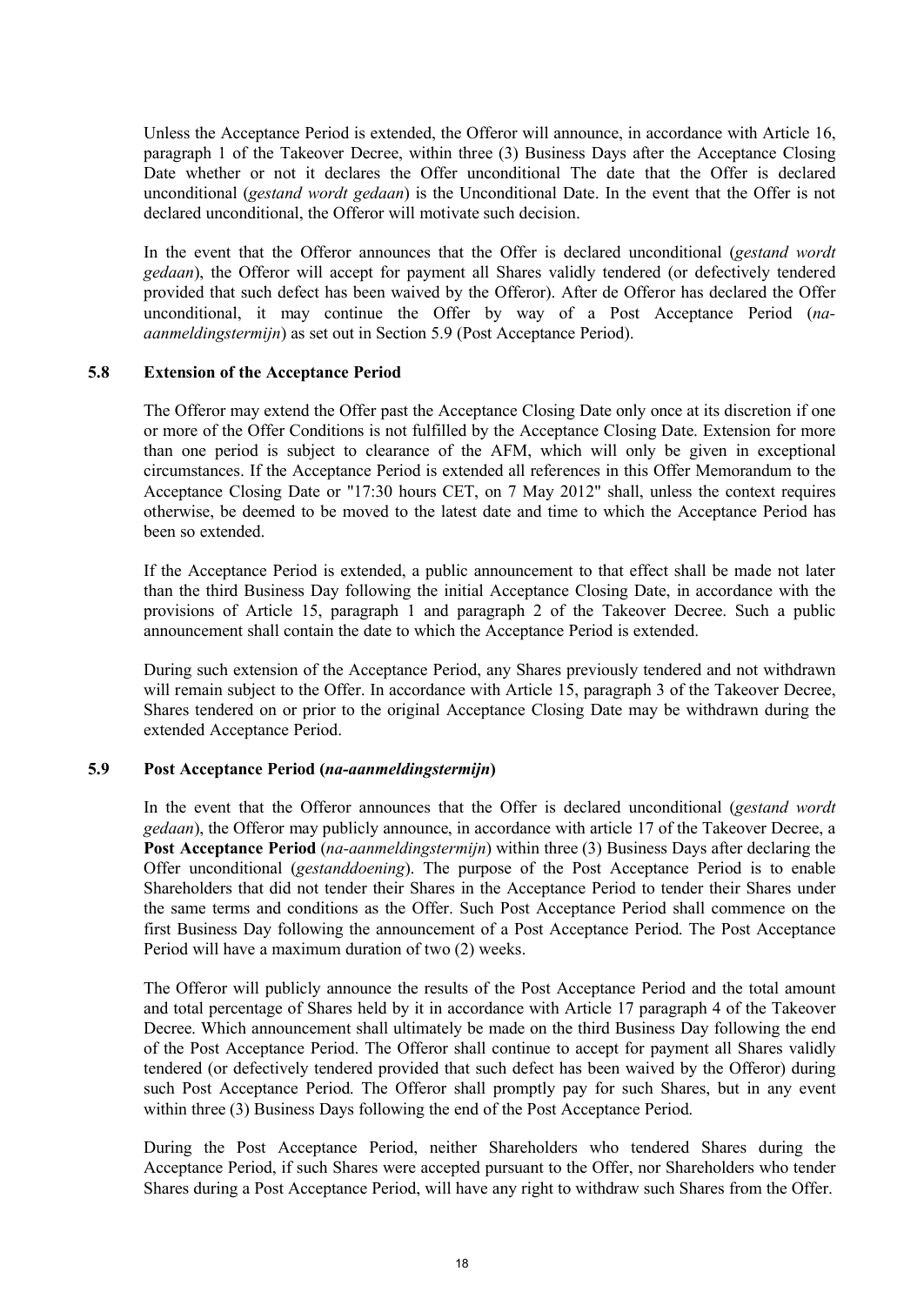Unless the Acceptance Period is extended, the Offeror will announce, in accordance with Article 16, paragraph 1 of the Takeover Decree, within three (3) Business Days after the Acceptance Closing Date whether or not it declares the Offer unconditional The date that the Offer is declared unconditional (*gestand wordt gedaan*) is the Unconditional Date. In the event that the Offer is not declared unconditional, the Offeror will motivate such decision.

In the event that the Offeror announces that the Offer is declared unconditional (*gestand wordt gedaan*), the Offeror will accept for payment all Shares validly tendered (or defectively tendered provided that such defect has been waived by the Offeror). After de Offeror has declared the Offer unconditional, it may continue the Offer by way of a Post Acceptance Period (*na-aanmeldingstermijn*) as set out in Section 5.9 (Post Acceptance Period).

## 5.8 Extension of the Acceptance Period

The Offeror may extend the Offer past the Acceptance Closing Date only once at its discretion if one or more of the Offer Conditions is not fulfilled by the Acceptance Closing Date. Extension for more than one period is subject to clearance of the AFM, which will only be given in exceptional circumstances. If the Acceptance Period is extended all references in this Offer Memorandum to the Acceptance Closing Date or "17:30 hours CET, on 7 May 2012" shall, unless the context requires otherwise, be deemed to be moved to the latest date and time to which the Acceptance Period has been so extended.

If the Acceptance Period is extended, a public announcement to that effect shall be made not later than the third Business Day following the initial Acceptance Closing Date, in accordance with the provisions of Article 15, paragraph 1 and paragraph 2 of the Takeover Decree. Such a public announcement shall contain the date to which the Acceptance Period is extended.

During such extension of the Acceptance Period, any Shares previously tendered and not withdrawn will remain subject to the Offer. In accordance with Article 15, paragraph 3 of the Takeover Decree, Shares tendered on or prior to the original Acceptance Closing Date may be withdrawn during the extended Acceptance Period.

## 5.9 Post Acceptance Period (*na-aanmeldingstermijn*)

In the event that the Offeror announces that the Offer is declared unconditional (*gestand wordt gedaan*), the Offeror may publicly announce, in accordance with article 17 of the Takeover Decree, a **Post Acceptance Period** (*na-aanmeldingstermijn*) within three (3) Business Days after declaring the Offer unconditional (*gestanddoening*). The purpose of the Post Acceptance Period is to enable Shareholders that did not tender their Shares in the Acceptance Period to tender their Shares under the same terms and conditions as the Offer. Such Post Acceptance Period shall commence on the first Business Day following the announcement of a Post Acceptance Period. The Post Acceptance Period will have a maximum duration of two (2) weeks.

The Offeror will publicly announce the results of the Post Acceptance Period and the total amount and total percentage of Shares held by it in accordance with Article 17 paragraph 4 of the Takeover Decree. Which announcement shall ultimately be made on the third Business Day following the end of the Post Acceptance Period. The Offeror shall continue to accept for payment all Shares validly tendered (or defectively tendered provided that such defect has been waived by the Offeror) during such Post Acceptance Period. The Offeror shall promptly pay for such Shares, but in any event within three (3) Business Days following the end of the Post Acceptance Period.

During the Post Acceptance Period, neither Shareholders who tendered Shares during the Acceptance Period, if such Shares were accepted pursuant to the Offer, nor Shareholders who tender Shares during a Post Acceptance Period, will have any right to withdraw such Shares from the Offer.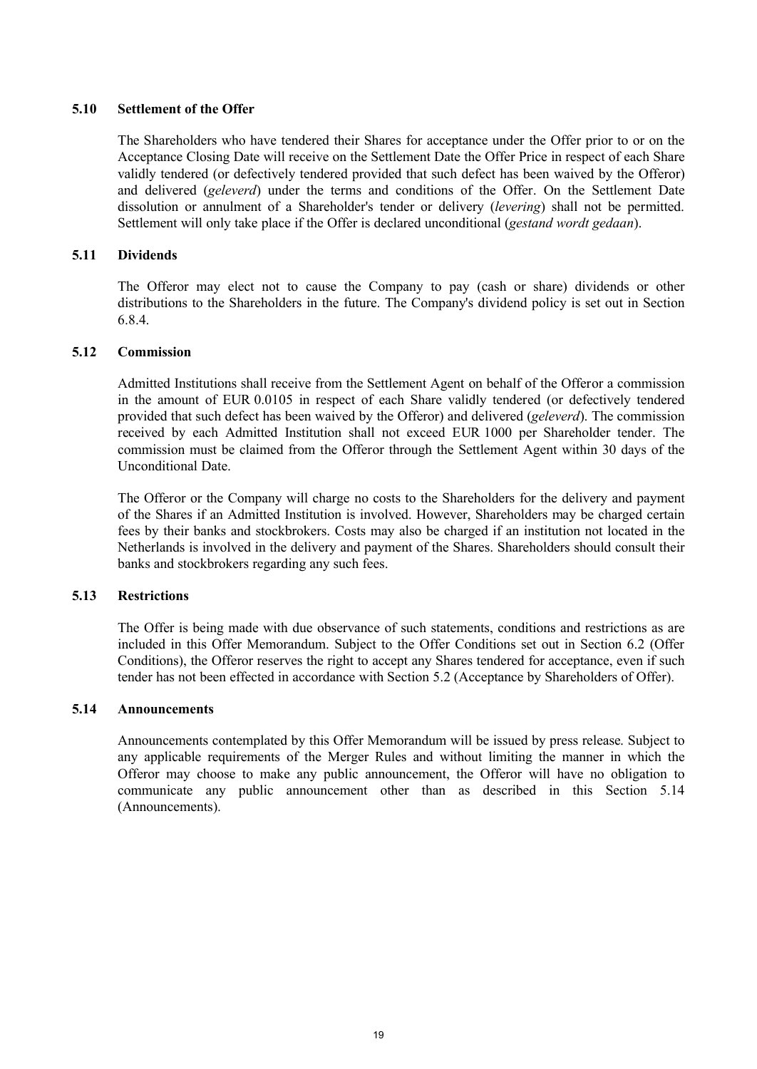### 5.10 Settlement of the Offer

The Shareholders who have tendered their Shares for acceptance under the Offer prior to or on the Acceptance Closing Date will receive on the Settlement Date the Offer Price in respect of each Share validly tendered (or defectively tendered provided that such defect has been waived by the Offeror) and delivered (*geleverd*) under the terms and conditions of the Offer. On the Settlement Date dissolution or annulment of a Shareholder's tender or delivery (*levering*) shall not be permitted. Settlement will only take place if the Offer is declared unconditional (*gestand wordt gedaan*).

### 5.11 Dividends

The Offeror may elect not to cause the Company to pay (cash or share) dividends or other distributions to the Shareholders in the future. The Company's dividend policy is set out in Section 6.8.4.

### 5.12 Commission

Admitted Institutions shall receive from the Settlement Agent on behalf of the Offeror a commission in the amount of EUR 0.0105 in respect of each Share validly tendered (or defectively tendered provided that such defect has been waived by the Offeror) and delivered (*geleverd*). The commission received by each Admitted Institution shall not exceed EUR 1000 per Shareholder tender. The commission must be claimed from the Offeror through the Settlement Agent within 30 days of the Unconditional Date.

The Offeror or the Company will charge no costs to the Shareholders for the delivery and payment of the Shares if an Admitted Institution is involved. However, Shareholders may be charged certain fees by their banks and stockbrokers. Costs may also be charged if an institution not located in the Netherlands is involved in the delivery and payment of the Shares. Shareholders should consult their banks and stockbrokers regarding any such fees.

### 5.13 Restrictions

The Offer is being made with due observance of such statements, conditions and restrictions as are included in this Offer Memorandum. Subject to the Offer Conditions set out in Section 6.2 (Offer Conditions), the Offeror reserves the right to accept any Shares tendered for acceptance, even if such tender has not been effected in accordance with Section 5.2 (Acceptance by Shareholders of Offer).

### 5.14 Announcements

Announcements contemplated by this Offer Memorandum will be issued by press release. Subject to any applicable requirements of the Merger Rules and without limiting the manner in which the Offeror may choose to make any public announcement, the Offeror will have no obligation to communicate any public announcement other than as described in this Section 5.14 (Announcements).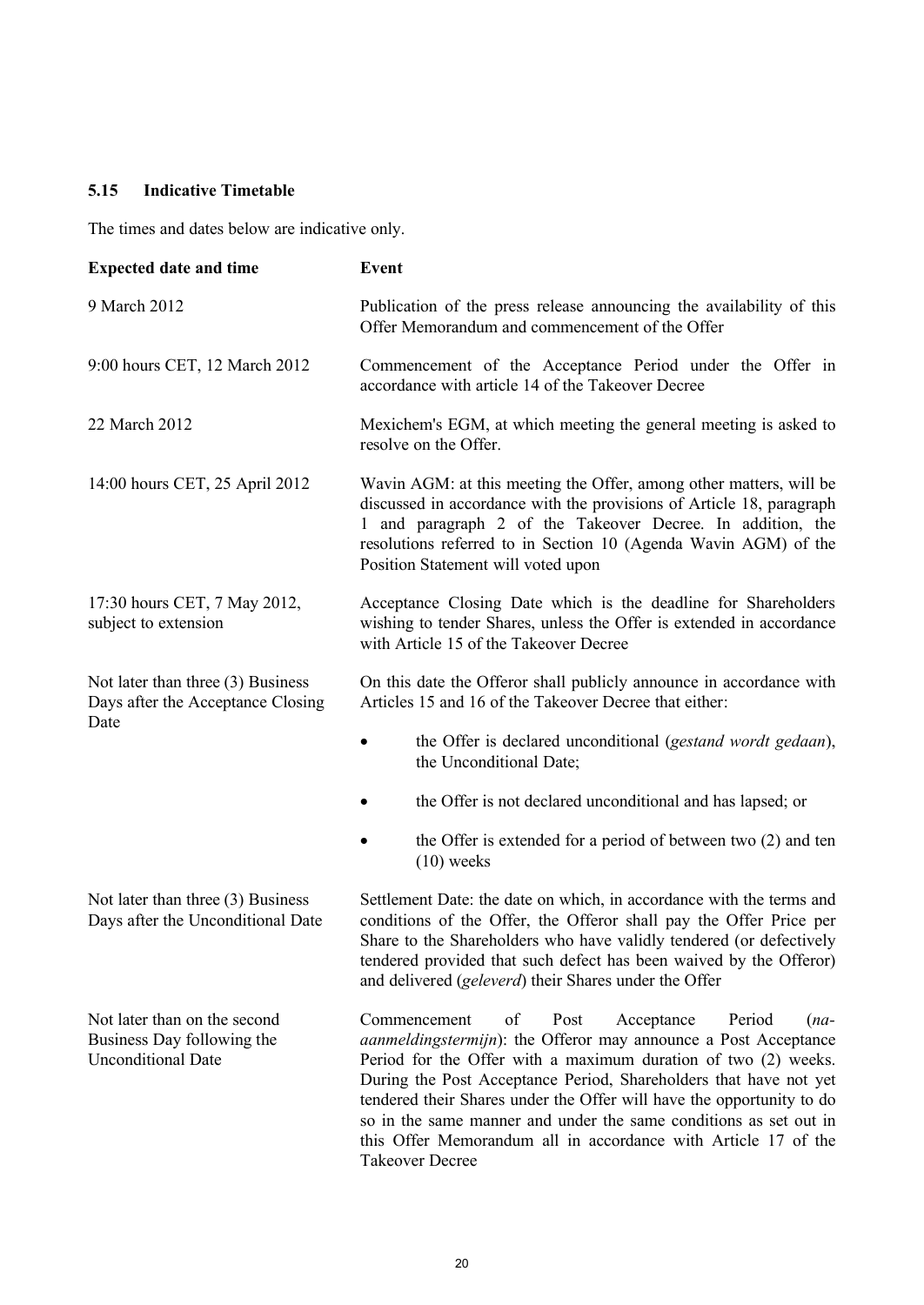### 5.15 Indicative Timetable

The times and dates below are indicative only.

| Expected date and time | Event |
|---|---|
| 9 March 2012 | Publication of the press release announcing the availability of this Offer Memorandum and commencement of the Offer |
| 9:00 hours CET, 12 March 2012 | Commencement of the Acceptance Period under the Offer in accordance with article 14 of the Takeover Decree |
| 22 March 2012 | Mexichem's EGM, at which meeting the general meeting is asked to resolve on the Offer. |
| 14:00 hours CET, 25 April 2012 | Wavin AGM: at this meeting the Offer, among other matters, will be discussed in accordance with the provisions of Article 18, paragraph 1 and paragraph 2 of the Takeover Decree. In addition, the resolutions referred to in Section 10 (Agenda Wavin AGM) of the Position Statement will voted upon |
| 17:30 hours CET, 7 May 2012, subject to extension | Acceptance Closing Date which is the deadline for Shareholders wishing to tender Shares, unless the Offer is extended in accordance with Article 15 of the Takeover Decree |
| Not later than three (3) Business Days after the Acceptance Closing Date | On this date the Offeror shall publicly announce in accordance with Articles 15 and 16 of the Takeover Decree that either:<br>• the Offer is declared unconditional (*gestand wordt gedaan*), the Unconditional Date;<br>• the Offer is not declared unconditional and has lapsed; or<br>• the Offer is extended for a period of between two (2) and ten (10) weeks |
| Not later than three (3) Business Days after the Unconditional Date | Settlement Date: the date on which, in accordance with the terms and conditions of the Offer, the Offeror shall pay the Offer Price per Share to the Shareholders who have validly tendered (or defectively tendered provided that such defect has been waived by the Offeror) and delivered (*geleverd*) their Shares under the Offer |
| Not later than on the second Business Day following the Unconditional Date | Commencement of Post Acceptance Period (*na-aanmeldingstermijn*): the Offeror may announce a Post Acceptance Period for the Offer with a maximum duration of two (2) weeks. During the Post Acceptance Period, Shareholders that have not yet tendered their Shares under the Offer will have the opportunity to do so in the same manner and under the same conditions as set out in this Offer Memorandum all in accordance with Article 17 of the Takeover Decree |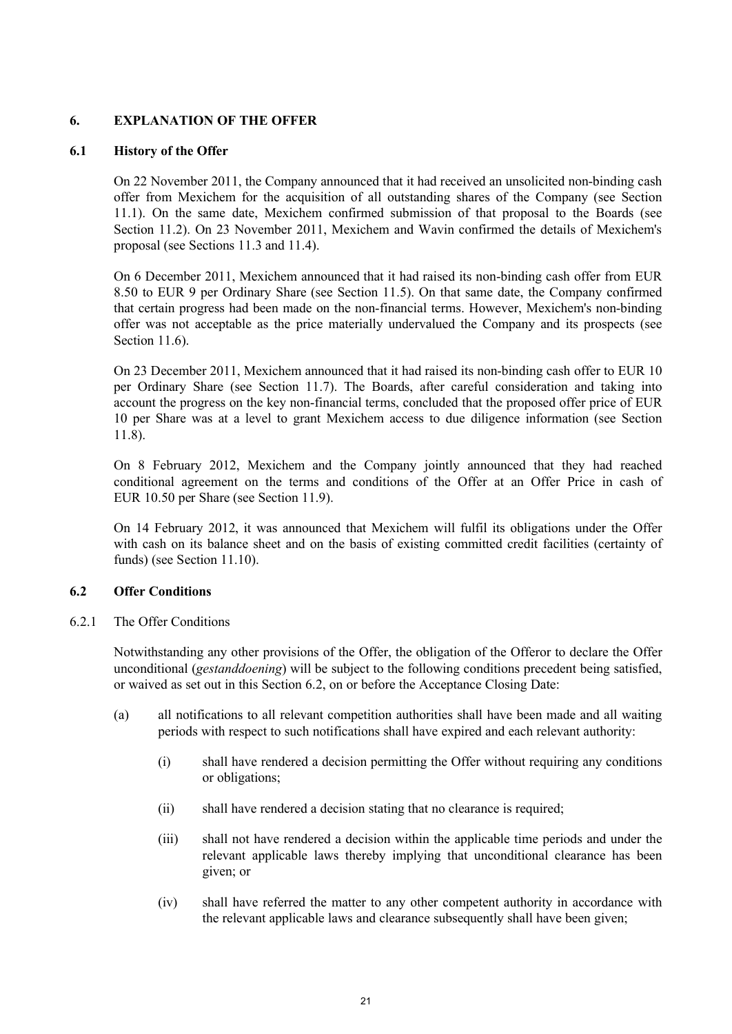## 6. EXPLANATION OF THE OFFER

### 6.1 History of the Offer

On 22 November 2011, the Company announced that it had received an unsolicited non-binding cash offer from Mexichem for the acquisition of all outstanding shares of the Company (see Section 11.1). On the same date, Mexichem confirmed submission of that proposal to the Boards (see Section 11.2). On 23 November 2011, Mexichem and Wavin confirmed the details of Mexichem's proposal (see Sections 11.3 and 11.4).

On 6 December 2011, Mexichem announced that it had raised its non-binding cash offer from EUR 8.50 to EUR 9 per Ordinary Share (see Section 11.5). On that same date, the Company confirmed that certain progress had been made on the non-financial terms. However, Mexichem's non-binding offer was not acceptable as the price materially undervalued the Company and its prospects (see Section 11.6).

On 23 December 2011, Mexichem announced that it had raised its non-binding cash offer to EUR 10 per Ordinary Share (see Section 11.7). The Boards, after careful consideration and taking into account the progress on the key non-financial terms, concluded that the proposed offer price of EUR 10 per Share was at a level to grant Mexichem access to due diligence information (see Section 11.8).

On 8 February 2012, Mexichem and the Company jointly announced that they had reached conditional agreement on the terms and conditions of the Offer at an Offer Price in cash of EUR 10.50 per Share (see Section 11.9).

On 14 February 2012, it was announced that Mexichem will fulfil its obligations under the Offer with cash on its balance sheet and on the basis of existing committed credit facilities (certainty of funds) (see Section 11.10).

### 6.2 Offer Conditions

6.2.1 The Offer Conditions

Notwithstanding any other provisions of the Offer, the obligation of the Offeror to declare the Offer unconditional (*gestanddoening*) will be subject to the following conditions precedent being satisfied, or waived as set out in this Section 6.2, on or before the Acceptance Closing Date:

(a) all notifications to all relevant competition authorities shall have been made and all waiting periods with respect to such notifications shall have expired and each relevant authority:

(i) shall have rendered a decision permitting the Offer without requiring any conditions or obligations;

(ii) shall have rendered a decision stating that no clearance is required;

(iii) shall not have rendered a decision within the applicable time periods and under the relevant applicable laws thereby implying that unconditional clearance has been given; or

(iv) shall have referred the matter to any other competent authority in accordance with the relevant applicable laws and clearance subsequently shall have been given;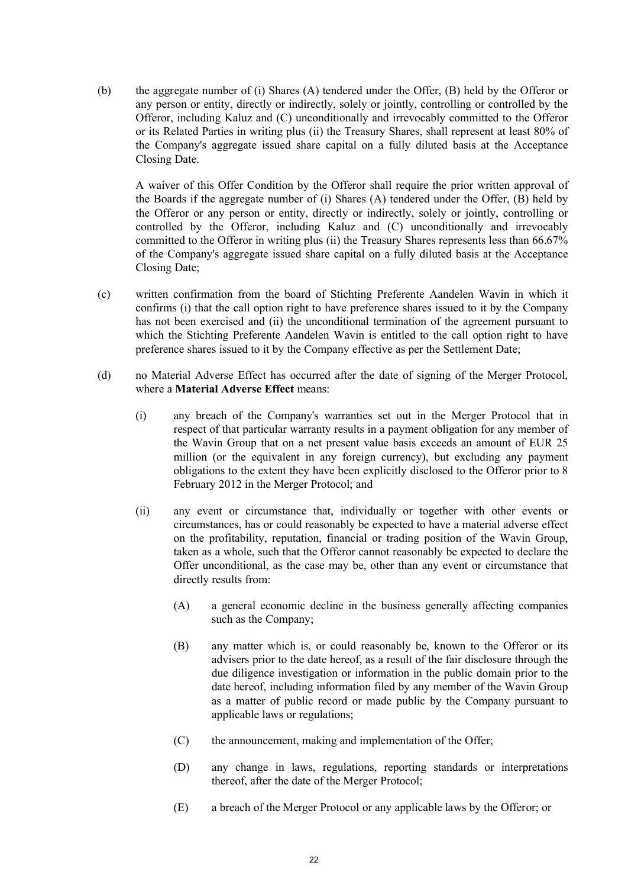(b) the aggregate number of (i) Shares (A) tendered under the Offer, (B) held by the Offeror or any person or entity, directly or indirectly, solely or jointly, controlling or controlled by the Offeror, including Kaluz and (C) unconditionally and irrevocably committed to the Offeror or its Related Parties in writing plus (ii) the Treasury Shares, shall represent at least 80% of the Company's aggregate issued share capital on a fully diluted basis at the Acceptance Closing Date.

A waiver of this Offer Condition by the Offeror shall require the prior written approval of the Boards if the aggregate number of (i) Shares (A) tendered under the Offer, (B) held by the Offeror or any person or entity, directly or indirectly, solely or jointly, controlling or controlled by the Offeror, including Kaluz and (C) unconditionally and irrevocably committed to the Offeror in writing plus (ii) the Treasury Shares represents less than 66.67% of the Company's aggregate issued share capital on a fully diluted basis at the Acceptance Closing Date;

(c) written confirmation from the board of Stichting Preferente Aandelen Wavin in which it confirms (i) that the call option right to have preference shares issued to it by the Company has not been exercised and (ii) the unconditional termination of the agreement pursuant to which the Stichting Preferente Aandelen Wavin is entitled to the call option right to have preference shares issued to it by the Company effective as per the Settlement Date;

(d) no Material Adverse Effect has occurred after the date of signing of the Merger Protocol, where a **Material Adverse Effect** means:

  (i) any breach of the Company's warranties set out in the Merger Protocol that in respect of that particular warranty results in a payment obligation for any member of the Wavin Group that on a net present value basis exceeds an amount of EUR 25 million (or the equivalent in any foreign currency), but excluding any payment obligations to the extent they have been explicitly disclosed to the Offeror prior to 8 February 2012 in the Merger Protocol; and

  (ii) any event or circumstance that, individually or together with other events or circumstances, has or could reasonably be expected to have a material adverse effect on the profitability, reputation, financial or trading position of the Wavin Group, taken as a whole, such that the Offeror cannot reasonably be expected to declare the Offer unconditional, as the case may be, other than any event or circumstance that directly results from:

    (A) a general economic decline in the business generally affecting companies such as the Company;

    (B) any matter which is, or could reasonably be, known to the Offeror or its advisers prior to the date hereof, as a result of the fair disclosure through the due diligence investigation or information in the public domain prior to the date hereof, including information filed by any member of the Wavin Group as a matter of public record or made public by the Company pursuant to applicable laws or regulations;

    (C) the announcement, making and implementation of the Offer;

    (D) any change in laws, regulations, reporting standards or interpretations thereof, after the date of the Merger Protocol;

    (E) a breach of the Merger Protocol or any applicable laws by the Offeror; or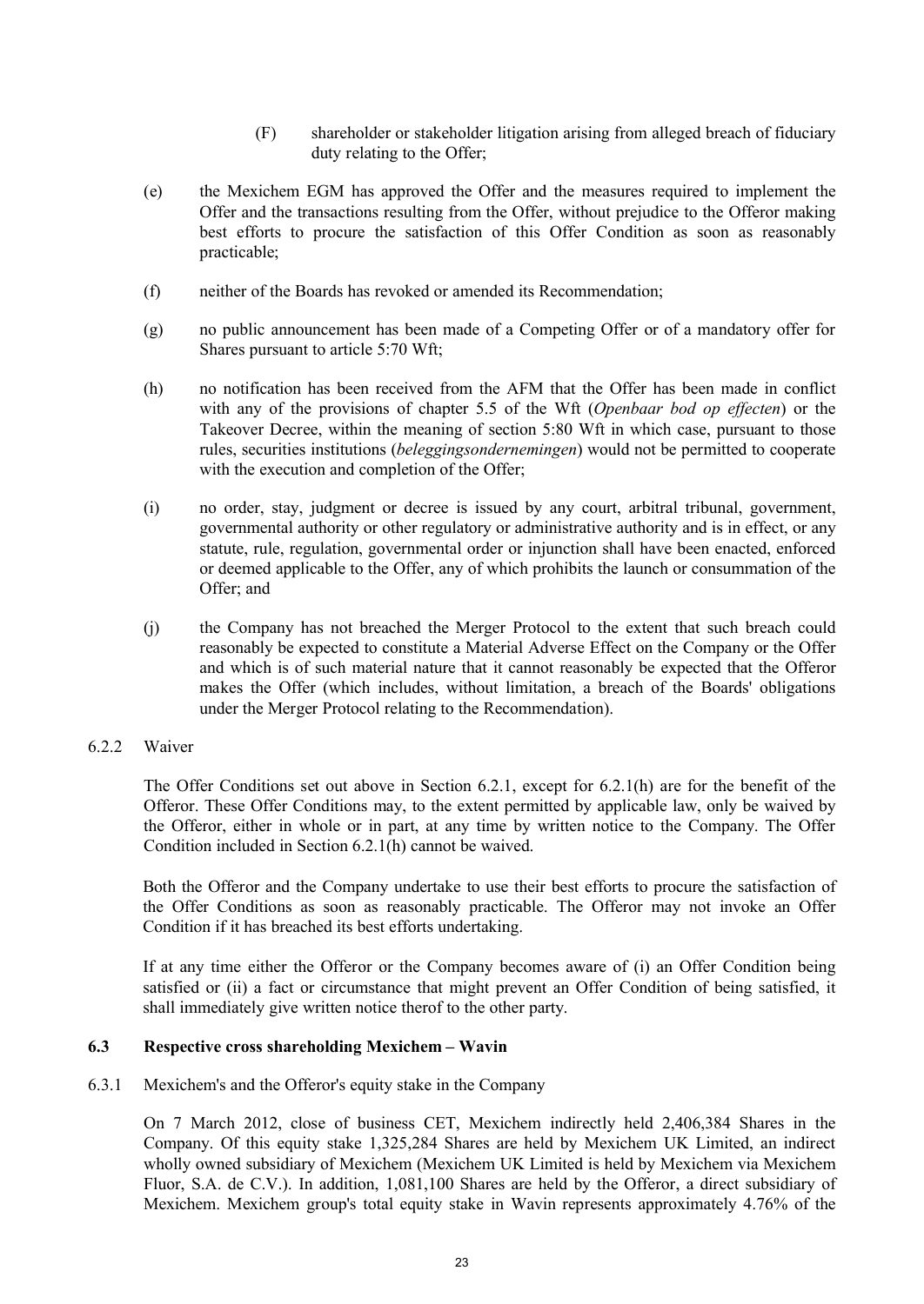(F) shareholder or stakeholder litigation arising from alleged breach of fiduciary duty relating to the Offer;

(e) the Mexichem EGM has approved the Offer and the measures required to implement the Offer and the transactions resulting from the Offer, without prejudice to the Offeror making best efforts to procure the satisfaction of this Offer Condition as soon as reasonably practicable;

(f) neither of the Boards has revoked or amended its Recommendation;

(g) no public announcement has been made of a Competing Offer or of a mandatory offer for Shares pursuant to article 5:70 Wft;

(h) no notification has been received from the AFM that the Offer has been made in conflict with any of the provisions of chapter 5.5 of the Wft (*Openbaar bod op effecten*) or the Takeover Decree, within the meaning of section 5:80 Wft in which case, pursuant to those rules, securities institutions (*beleggingsondernemingen*) would not be permitted to cooperate with the execution and completion of the Offer;

(i) no order, stay, judgment or decree is issued by any court, arbitral tribunal, government, governmental authority or other regulatory or administrative authority and is in effect, or any statute, rule, regulation, governmental order or injunction shall have been enacted, enforced or deemed applicable to the Offer, any of which prohibits the launch or consummation of the Offer; and

(j) the Company has not breached the Merger Protocol to the extent that such breach could reasonably be expected to constitute a Material Adverse Effect on the Company or the Offer and which is of such material nature that it cannot reasonably be expected that the Offeror makes the Offer (which includes, without limitation, a breach of the Boards' obligations under the Merger Protocol relating to the Recommendation).

6.2.2 Waiver

The Offer Conditions set out above in Section 6.2.1, except for 6.2.1(h) are for the benefit of the Offeror. These Offer Conditions may, to the extent permitted by applicable law, only be waived by the Offeror, either in whole or in part, at any time by written notice to the Company. The Offer Condition included in Section 6.2.1(h) cannot be waived.

Both the Offeror and the Company undertake to use their best efforts to procure the satisfaction of the Offer Conditions as soon as reasonably practicable. The Offeror may not invoke an Offer Condition if it has breached its best efforts undertaking.

If at any time either the Offeror or the Company becomes aware of (i) an Offer Condition being satisfied or (ii) a fact or circumstance that might prevent an Offer Condition of being satisfied, it shall immediately give written notice therof to the other party.

### 6.3 Respective cross shareholding Mexichem – Wavin

6.3.1 Mexichem's and the Offeror's equity stake in the Company

On 7 March 2012, close of business CET, Mexichem indirectly held 2,406,384 Shares in the Company. Of this equity stake 1,325,284 Shares are held by Mexichem UK Limited, an indirect wholly owned subsidiary of Mexichem (Mexichem UK Limited is held by Mexichem via Mexichem Fluor, S.A. de C.V.). In addition, 1,081,100 Shares are held by the Offeror, a direct subsidiary of Mexichem. Mexichem group's total equity stake in Wavin represents approximately 4.76% of the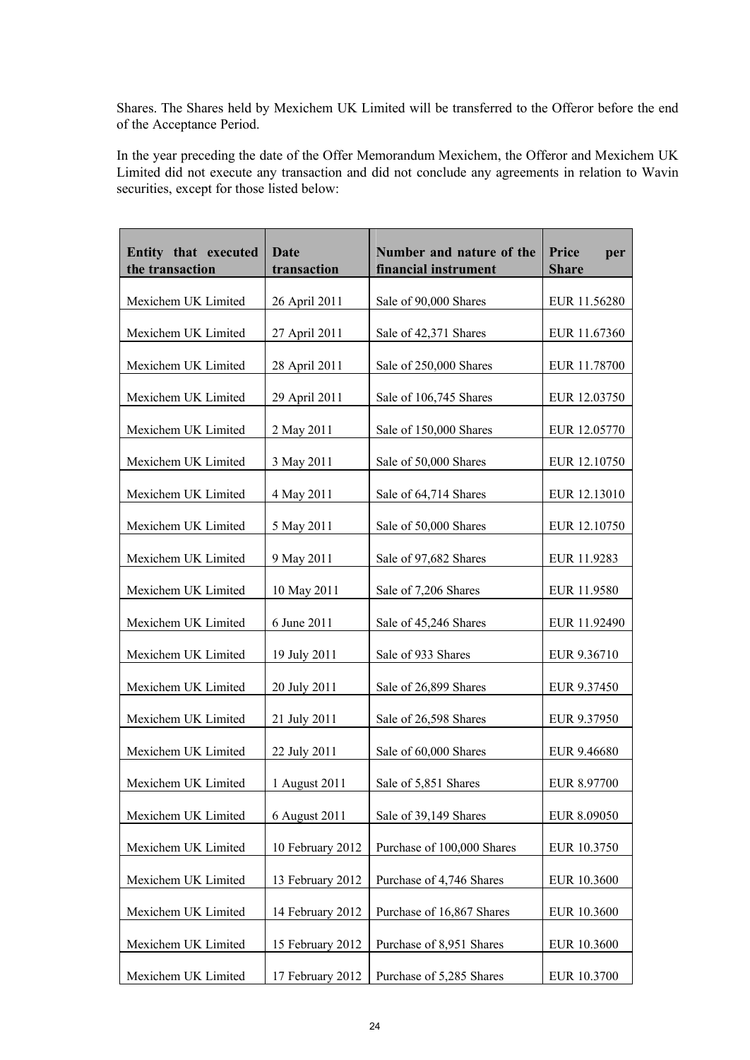Shares. The Shares held by Mexichem UK Limited will be transferred to the Offeror before the end of the Acceptance Period.

In the year preceding the date of the Offer Memorandum Mexichem, the Offeror and Mexichem UK Limited did not execute any transaction and did not conclude any agreements in relation to Wavin securities, except for those listed below:

| Entity that executed the transaction | Date transaction | Number and nature of the financial instrument | Price per Share |
|---|---|---|---|
| Mexichem UK Limited | 26 April 2011 | Sale of 90,000 Shares | EUR 11.56280 |
| Mexichem UK Limited | 27 April 2011 | Sale of 42,371 Shares | EUR 11.67360 |
| Mexichem UK Limited | 28 April 2011 | Sale of 250,000 Shares | EUR 11.78700 |
| Mexichem UK Limited | 29 April 2011 | Sale of 106,745 Shares | EUR 12.03750 |
| Mexichem UK Limited | 2 May 2011 | Sale of 150,000 Shares | EUR 12.05770 |
| Mexichem UK Limited | 3 May 2011 | Sale of 50,000 Shares | EUR 12.10750 |
| Mexichem UK Limited | 4 May 2011 | Sale of 64,714 Shares | EUR 12.13010 |
| Mexichem UK Limited | 5 May 2011 | Sale of 50,000 Shares | EUR 12.10750 |
| Mexichem UK Limited | 9 May 2011 | Sale of 97,682 Shares | EUR 11.9283 |
| Mexichem UK Limited | 10 May 2011 | Sale of 7,206 Shares | EUR 11.9580 |
| Mexichem UK Limited | 6 June 2011 | Sale of 45,246 Shares | EUR 11.92490 |
| Mexichem UK Limited | 19 July 2011 | Sale of 933 Shares | EUR 9.36710 |
| Mexichem UK Limited | 20 July 2011 | Sale of 26,899 Shares | EUR 9.37450 |
| Mexichem UK Limited | 21 July 2011 | Sale of 26,598 Shares | EUR 9.37950 |
| Mexichem UK Limited | 22 July 2011 | Sale of 60,000 Shares | EUR 9.46680 |
| Mexichem UK Limited | 1 August 2011 | Sale of 5,851 Shares | EUR 8.97700 |
| Mexichem UK Limited | 6 August 2011 | Sale of 39,149 Shares | EUR 8.09050 |
| Mexichem UK Limited | 10 February 2012 | Purchase of 100,000 Shares | EUR 10.3750 |
| Mexichem UK Limited | 13 February 2012 | Purchase of 4,746 Shares | EUR 10.3600 |
| Mexichem UK Limited | 14 February 2012 | Purchase of 16,867 Shares | EUR 10.3600 |
| Mexichem UK Limited | 15 February 2012 | Purchase of 8,951 Shares | EUR 10.3600 |
| Mexichem UK Limited | 17 February 2012 | Purchase of 5,285 Shares | EUR 10.3700 |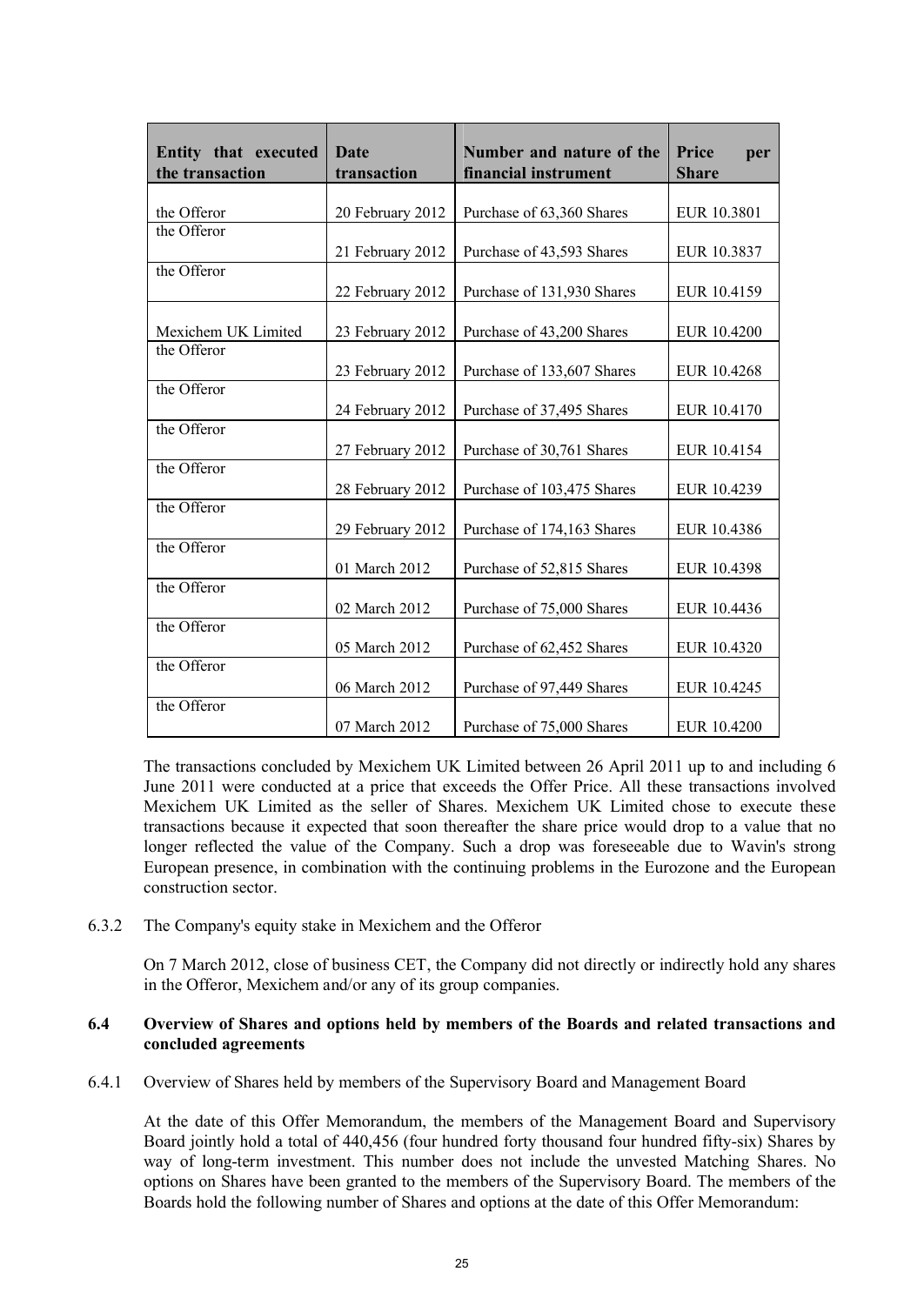| Entity that executed the transaction | Date transaction | Number and nature of the financial instrument | Price per Share |
|---|---|---|---|
| the Offeror | 20 February 2012 | Purchase of 63,360 Shares | EUR 10.3801 |
| the Offeror | 21 February 2012 | Purchase of 43,593 Shares | EUR 10.3837 |
| the Offeror | 22 February 2012 | Purchase of 131,930 Shares | EUR 10.4159 |
| Mexichem UK Limited | 23 February 2012 | Purchase of 43,200 Shares | EUR 10.4200 |
| the Offeror | 23 February 2012 | Purchase of 133,607 Shares | EUR 10.4268 |
| the Offeror | 24 February 2012 | Purchase of 37,495 Shares | EUR 10.4170 |
| the Offeror | 27 February 2012 | Purchase of 30,761 Shares | EUR 10.4154 |
| the Offeror | 28 February 2012 | Purchase of 103,475 Shares | EUR 10.4239 |
| the Offeror | 29 February 2012 | Purchase of 174,163 Shares | EUR 10.4386 |
| the Offeror | 01 March 2012 | Purchase of 52,815 Shares | EUR 10.4398 |
| the Offeror | 02 March 2012 | Purchase of 75,000 Shares | EUR 10.4436 |
| the Offeror | 05 March 2012 | Purchase of 62,452 Shares | EUR 10.4320 |
| the Offeror | 06 March 2012 | Purchase of 97,449 Shares | EUR 10.4245 |
| the Offeror | 07 March 2012 | Purchase of 75,000 Shares | EUR 10.4200 |

The transactions concluded by Mexichem UK Limited between 26 April 2011 up to and including 6 June 2011 were conducted at a price that exceeds the Offer Price. All these transactions involved Mexichem UK Limited as the seller of Shares. Mexichem UK Limited chose to execute these transactions because it expected that soon thereafter the share price would drop to a value that no longer reflected the value of the Company. Such a drop was foreseeable due to Wavin's strong European presence, in combination with the continuing problems in the Eurozone and the European construction sector.

6.3.2 The Company's equity stake in Mexichem and the Offeror

On 7 March 2012, close of business CET, the Company did not directly or indirectly hold any shares in the Offeror, Mexichem and/or any of its group companies.

### 6.4 Overview of Shares and options held by members of the Boards and related transactions and concluded agreements

6.4.1 Overview of Shares held by members of the Supervisory Board and Management Board

At the date of this Offer Memorandum, the members of the Management Board and Supervisory Board jointly hold a total of 440,456 (four hundred forty thousand four hundred fifty-six) Shares by way of long-term investment. This number does not include the unvested Matching Shares. No options on Shares have been granted to the members of the Supervisory Board. The members of the Boards hold the following number of Shares and options at the date of this Offer Memorandum: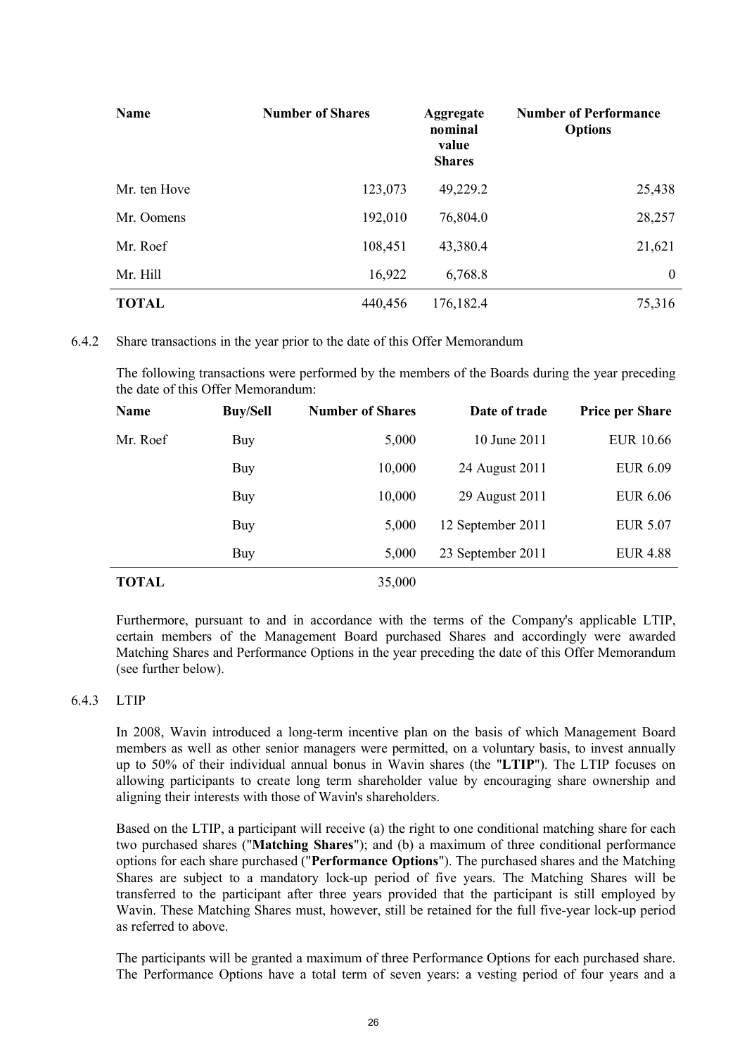| Name | Number of Shares | Aggregate nominal value Shares | Number of Performance Options |
|---|---|---|---|
| Mr. ten Hove | 123,073 | 49,229.2 | 25,438 |
| Mr. Oomens | 192,010 | 76,804.0 | 28,257 |
| Mr. Roef | 108,451 | 43,380.4 | 21,621 |
| Mr. Hill | 16,922 | 6,768.8 | 0 |
| **TOTAL** | 440,456 | 176,182.4 | 75,316 |

6.4.2 Share transactions in the year prior to the date of this Offer Memorandum

The following transactions were performed by the members of the Boards during the year preceding the date of this Offer Memorandum:

| Name | Buy/Sell | Number of Shares | Date of trade | Price per Share |
|---|---|---|---|---|
| Mr. Roef | Buy | 5,000 | 10 June 2011 | EUR 10.66 |
| | Buy | 10,000 | 24 August 2011 | EUR 6.09 |
| | Buy | 10,000 | 29 August 2011 | EUR 6.06 |
| | Buy | 5,000 | 12 September 2011 | EUR 5.07 |
| | Buy | 5,000 | 23 September 2011 | EUR 4.88 |
| **TOTAL** | | 35,000 | | |

Furthermore, pursuant to and in accordance with the terms of the Company's applicable LTIP, certain members of the Management Board purchased Shares and accordingly were awarded Matching Shares and Performance Options in the year preceding the date of this Offer Memorandum (see further below).

6.4.3 LTIP

In 2008, Wavin introduced a long-term incentive plan on the basis of which Management Board members as well as other senior managers were permitted, on a voluntary basis, to invest annually up to 50% of their individual annual bonus in Wavin shares (the "**LTIP**"). The LTIP focuses on allowing participants to create long term shareholder value by encouraging share ownership and aligning their interests with those of Wavin's shareholders.

Based on the LTIP, a participant will receive (a) the right to one conditional matching share for each two purchased shares ("**Matching Shares**"); and (b) a maximum of three conditional performance options for each share purchased ("**Performance Options**"). The purchased shares and the Matching Shares are subject to a mandatory lock-up period of five years. The Matching Shares will be transferred to the participant after three years provided that the participant is still employed by Wavin. These Matching Shares must, however, still be retained for the full five-year lock-up period as referred to above.

The participants will be granted a maximum of three Performance Options for each purchased share. The Performance Options have a total term of seven years: a vesting period of four years and a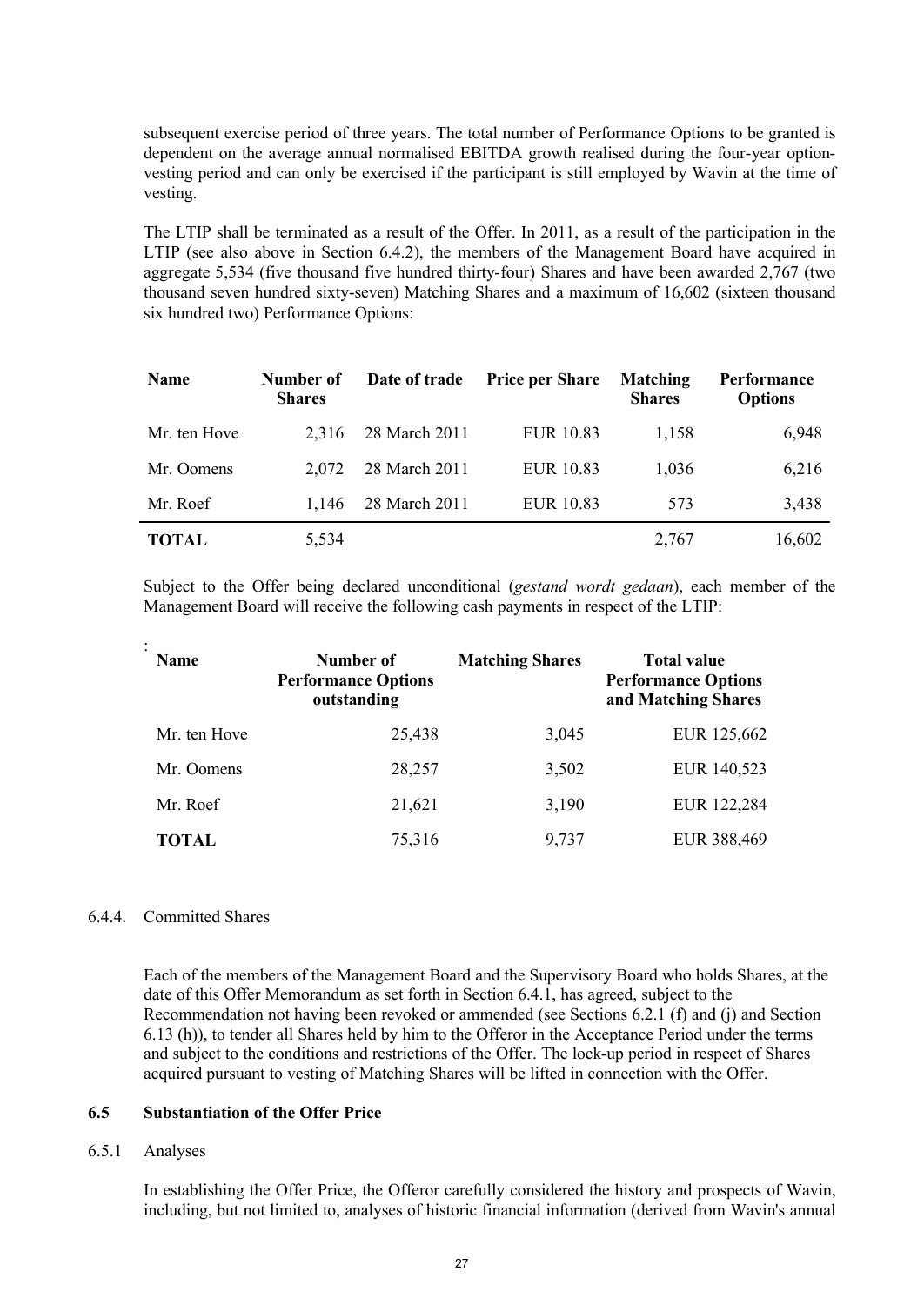subsequent exercise period of three years. The total number of Performance Options to be granted is dependent on the average annual normalised EBITDA growth realised during the four-year option-vesting period and can only be exercised if the participant is still employed by Wavin at the time of vesting.

The LTIP shall be terminated as a result of the Offer. In 2011, as a result of the participation in the LTIP (see also above in Section 6.4.2), the members of the Management Board have acquired in aggregate 5,534 (five thousand five hundred thirty-four) Shares and have been awarded 2,767 (two thousand seven hundred sixty-seven) Matching Shares and a maximum of 16,602 (sixteen thousand six hundred two) Performance Options:

| Name | Number of Shares | Date of trade | Price per Share | Matching Shares | Performance Options |
|---|---|---|---|---|---|
| Mr. ten Hove | 2,316 | 28 March 2011 | EUR 10.83 | 1,158 | 6,948 |
| Mr. Oomens | 2,072 | 28 March 2011 | EUR 10.83 | 1,036 | 6,216 |
| Mr. Roef | 1,146 | 28 March 2011 | EUR 10.83 | 573 | 3,438 |
| **TOTAL** | 5,534 | | | 2,767 | 16,602 |

Subject to the Offer being declared unconditional (*gestand wordt gedaan*), each member of the Management Board will receive the following cash payments in respect of the LTIP:

:

| Name | Number of Performance Options outstanding | Matching Shares | Total value Performance Options and Matching Shares |
|---|---|---|---|
| Mr. ten Hove | 25,438 | 3,045 | EUR 125,662 |
| Mr. Oomens | 28,257 | 3,502 | EUR 140,523 |
| Mr. Roef | 21,621 | 3,190 | EUR 122,284 |
| **TOTAL** | 75,316 | 9,737 | EUR 388,469 |

6.4.4. Committed Shares

Each of the members of the Management Board and the Supervisory Board who holds Shares, at the date of this Offer Memorandum as set forth in Section 6.4.1, has agreed, subject to the Recommendation not having been revoked or ammended (see Sections 6.2.1 (f) and (j) and Section 6.13 (h)), to tender all Shares held by him to the Offeror in the Acceptance Period under the terms and subject to the conditions and restrictions of the Offer. The lock-up period in respect of Shares acquired pursuant to vesting of Matching Shares will be lifted in connection with the Offer.

## 6.5 Substantiation of the Offer Price

6.5.1 Analyses

In establishing the Offer Price, the Offeror carefully considered the history and prospects of Wavin, including, but not limited to, analyses of historic financial information (derived from Wavin's annual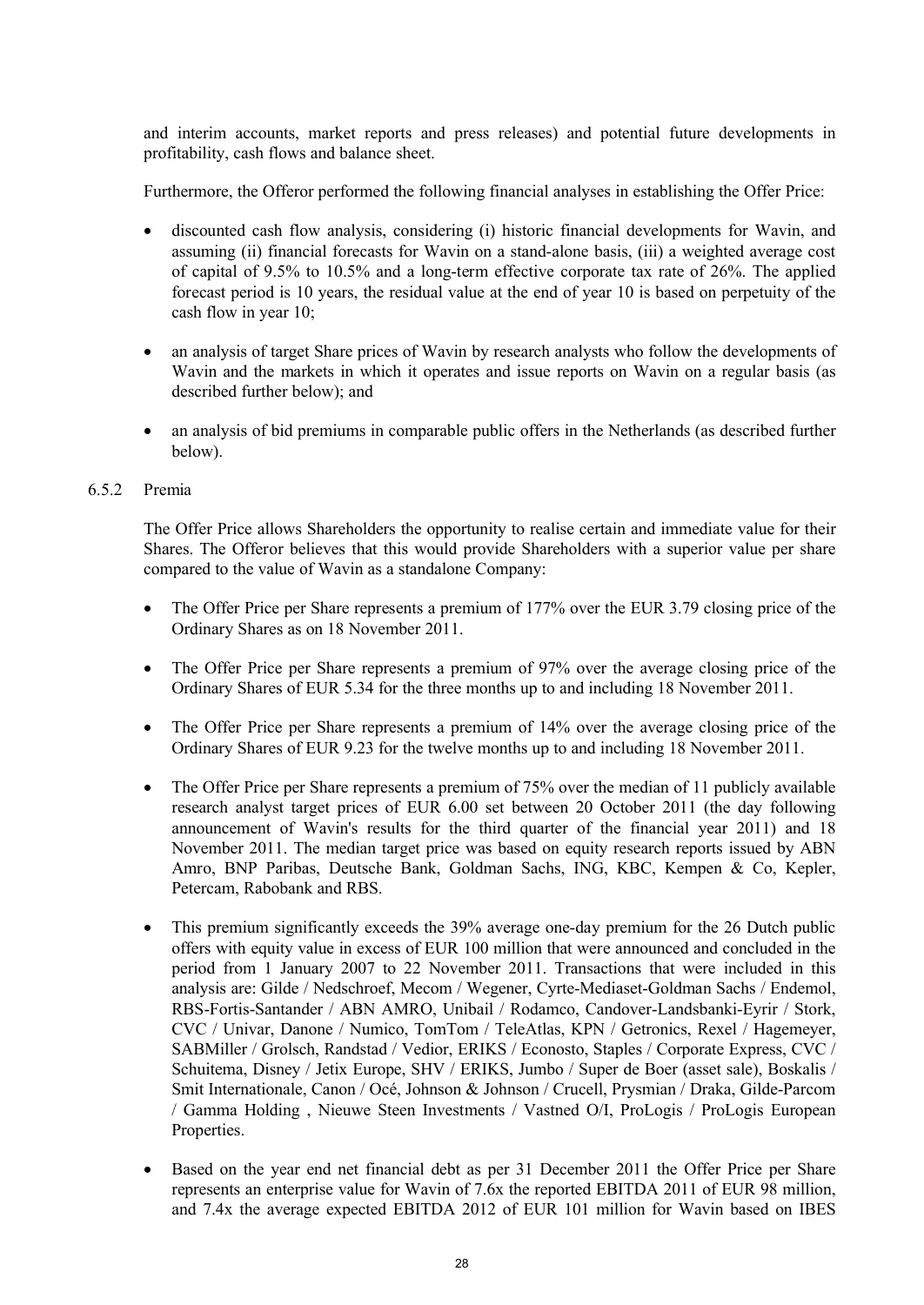and interim accounts, market reports and press releases) and potential future developments in profitability, cash flows and balance sheet.

Furthermore, the Offeror performed the following financial analyses in establishing the Offer Price:

- discounted cash flow analysis, considering (i) historic financial developments for Wavin, and assuming (ii) financial forecasts for Wavin on a stand-alone basis, (iii) a weighted average cost of capital of 9.5% to 10.5% and a long-term effective corporate tax rate of 26%. The applied forecast period is 10 years, the residual value at the end of year 10 is based on perpetuity of the cash flow in year 10;
- an analysis of target Share prices of Wavin by research analysts who follow the developments of Wavin and the markets in which it operates and issue reports on Wavin on a regular basis (as described further below); and
- an analysis of bid premiums in comparable public offers in the Netherlands (as described further below).

### 6.5.2 Premia

The Offer Price allows Shareholders the opportunity to realise certain and immediate value for their Shares. The Offeror believes that this would provide Shareholders with a superior value per share compared to the value of Wavin as a standalone Company:

- The Offer Price per Share represents a premium of 177% over the EUR 3.79 closing price of the Ordinary Shares as on 18 November 2011.
- The Offer Price per Share represents a premium of 97% over the average closing price of the Ordinary Shares of EUR 5.34 for the three months up to and including 18 November 2011.
- The Offer Price per Share represents a premium of 14% over the average closing price of the Ordinary Shares of EUR 9.23 for the twelve months up to and including 18 November 2011.
- The Offer Price per Share represents a premium of 75% over the median of 11 publicly available research analyst target prices of EUR 6.00 set between 20 October 2011 (the day following announcement of Wavin's results for the third quarter of the financial year 2011) and 18 November 2011. The median target price was based on equity research reports issued by ABN Amro, BNP Paribas, Deutsche Bank, Goldman Sachs, ING, KBC, Kempen & Co, Kepler, Petercam, Rabobank and RBS.
- This premium significantly exceeds the 39% average one-day premium for the 26 Dutch public offers with equity value in excess of EUR 100 million that were announced and concluded in the period from 1 January 2007 to 22 November 2011. Transactions that were included in this analysis are: Gilde / Nedschroef, Mecom / Wegener, Cyrte-Mediaset-Goldman Sachs / Endemol, RBS-Fortis-Santander / ABN AMRO, Unibail / Rodamco, Candover-Landsbanki-Eyrir / Stork, CVC / Univar, Danone / Numico, TomTom / TeleAtlas, KPN / Getronics, Rexel / Hagemeyer, SABMiller / Grolsch, Randstad / Vedior, ERIKS / Econosto, Staples / Corporate Express, CVC / Schuitema, Disney / Jetix Europe, SHV / ERIKS, Jumbo / Super de Boer (asset sale), Boskalis / Smit Internationale, Canon / Océ, Johnson & Johnson / Crucell, Prysmian / Draka, Gilde-Parcom / Gamma Holding , Nieuwe Steen Investments / Vastned O/I, ProLogis / ProLogis European Properties.
- Based on the year end net financial debt as per 31 December 2011 the Offer Price per Share represents an enterprise value for Wavin of 7.6x the reported EBITDA 2011 of EUR 98 million, and 7.4x the average expected EBITDA 2012 of EUR 101 million for Wavin based on IBES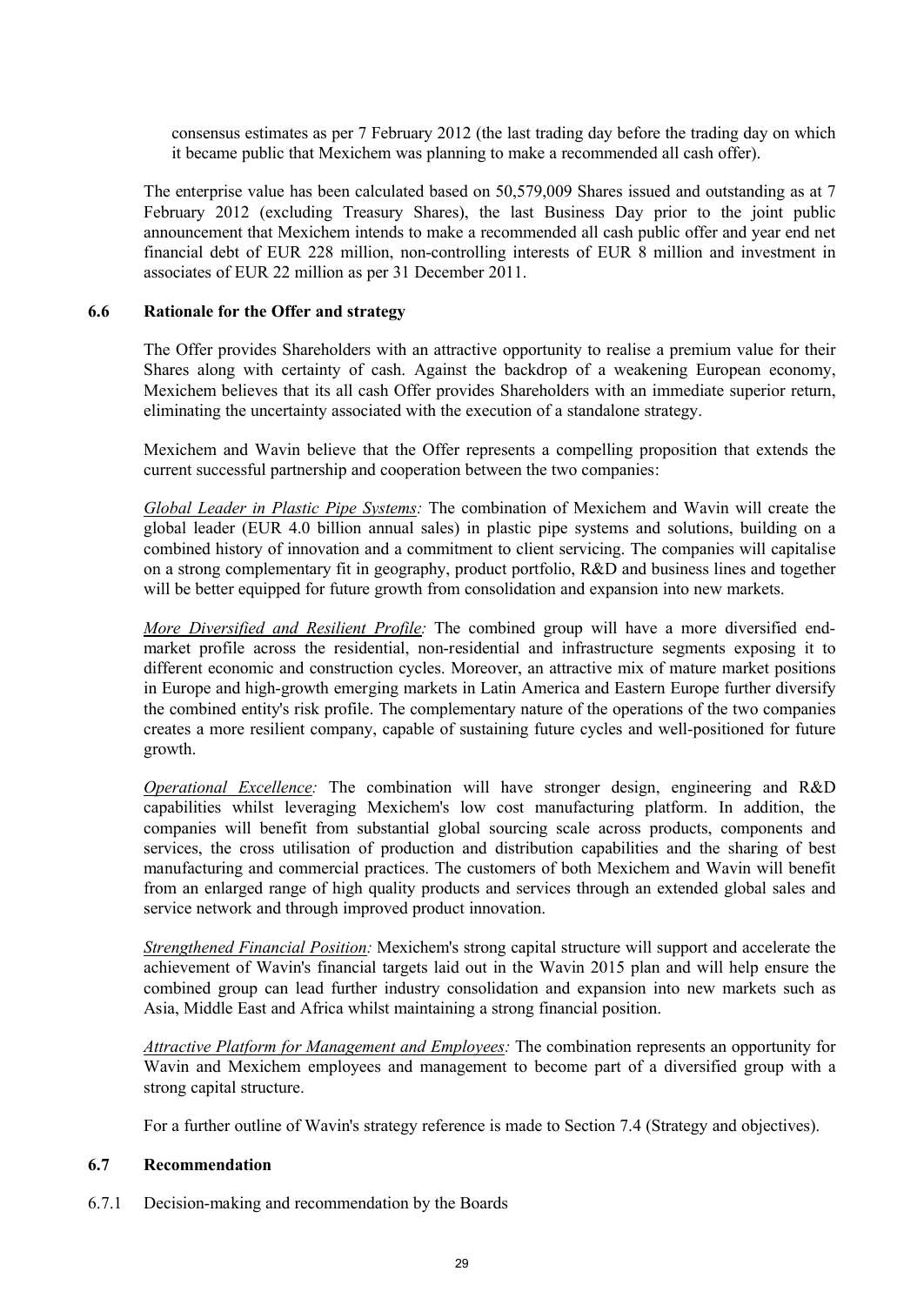consensus estimates as per 7 February 2012 (the last trading day before the trading day on which it became public that Mexichem was planning to make a recommended all cash offer).

The enterprise value has been calculated based on 50,579,009 Shares issued and outstanding as at 7 February 2012 (excluding Treasury Shares), the last Business Day prior to the joint public announcement that Mexichem intends to make a recommended all cash public offer and year end net financial debt of EUR 228 million, non-controlling interests of EUR 8 million and investment in associates of EUR 22 million as per 31 December 2011.

### 6.6 Rationale for the Offer and strategy

The Offer provides Shareholders with an attractive opportunity to realise a premium value for their Shares along with certainty of cash. Against the backdrop of a weakening European economy, Mexichem believes that its all cash Offer provides Shareholders with an immediate superior return, eliminating the uncertainty associated with the execution of a standalone strategy.

Mexichem and Wavin believe that the Offer represents a compelling proposition that extends the current successful partnership and cooperation between the two companies:

*Global Leader in Plastic Pipe Systems:* The combination of Mexichem and Wavin will create the global leader (EUR 4.0 billion annual sales) in plastic pipe systems and solutions, building on a combined history of innovation and a commitment to client servicing. The companies will capitalise on a strong complementary fit in geography, product portfolio, R&D and business lines and together will be better equipped for future growth from consolidation and expansion into new markets.

*More Diversified and Resilient Profile:* The combined group will have a more diversified end-market profile across the residential, non-residential and infrastructure segments exposing it to different economic and construction cycles. Moreover, an attractive mix of mature market positions in Europe and high-growth emerging markets in Latin America and Eastern Europe further diversify the combined entity's risk profile. The complementary nature of the operations of the two companies creates a more resilient company, capable of sustaining future cycles and well-positioned for future growth.

*Operational Excellence:* The combination will have stronger design, engineering and R&D capabilities whilst leveraging Mexichem's low cost manufacturing platform. In addition, the companies will benefit from substantial global sourcing scale across products, components and services, the cross utilisation of production and distribution capabilities and the sharing of best manufacturing and commercial practices. The customers of both Mexichem and Wavin will benefit from an enlarged range of high quality products and services through an extended global sales and service network and through improved product innovation.

*Strengthened Financial Position:* Mexichem's strong capital structure will support and accelerate the achievement of Wavin's financial targets laid out in the Wavin 2015 plan and will help ensure the combined group can lead further industry consolidation and expansion into new markets such as Asia, Middle East and Africa whilst maintaining a strong financial position.

*Attractive Platform for Management and Employees:* The combination represents an opportunity for Wavin and Mexichem employees and management to become part of a diversified group with a strong capital structure.

For a further outline of Wavin's strategy reference is made to Section 7.4 (Strategy and objectives).

### 6.7 Recommendation

6.7.1 Decision-making and recommendation by the Boards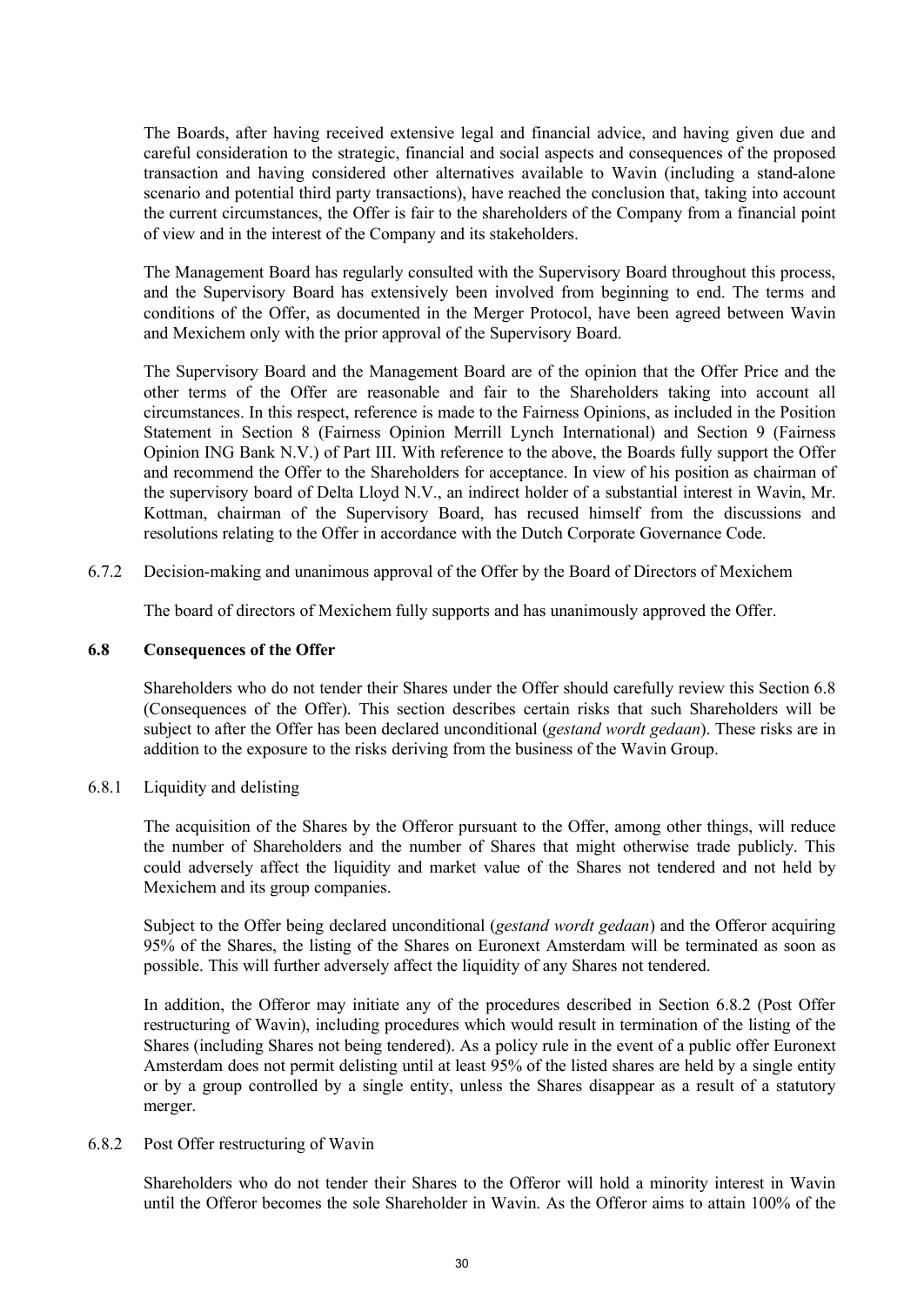The Boards, after having received extensive legal and financial advice, and having given due and careful consideration to the strategic, financial and social aspects and consequences of the proposed transaction and having considered other alternatives available to Wavin (including a stand-alone scenario and potential third party transactions), have reached the conclusion that, taking into account the current circumstances, the Offer is fair to the shareholders of the Company from a financial point of view and in the interest of the Company and its stakeholders.

The Management Board has regularly consulted with the Supervisory Board throughout this process, and the Supervisory Board has extensively been involved from beginning to end. The terms and conditions of the Offer, as documented in the Merger Protocol, have been agreed between Wavin and Mexichem only with the prior approval of the Supervisory Board.

The Supervisory Board and the Management Board are of the opinion that the Offer Price and the other terms of the Offer are reasonable and fair to the Shareholders taking into account all circumstances. In this respect, reference is made to the Fairness Opinions, as included in the Position Statement in Section 8 (Fairness Opinion Merrill Lynch International) and Section 9 (Fairness Opinion ING Bank N.V.) of Part III. With reference to the above, the Boards fully support the Offer and recommend the Offer to the Shareholders for acceptance. In view of his position as chairman of the supervisory board of Delta Lloyd N.V., an indirect holder of a substantial interest in Wavin, Mr. Kottman, chairman of the Supervisory Board, has recused himself from the discussions and resolutions relating to the Offer in accordance with the Dutch Corporate Governance Code.

6.7.2 Decision-making and unanimous approval of the Offer by the Board of Directors of Mexichem

The board of directors of Mexichem fully supports and has unanimously approved the Offer.

### 6.8 Consequences of the Offer

Shareholders who do not tender their Shares under the Offer should carefully review this Section 6.8 (Consequences of the Offer). This section describes certain risks that such Shareholders will be subject to after the Offer has been declared unconditional (*gestand wordt gedaan*). These risks are in addition to the exposure to the risks deriving from the business of the Wavin Group.

6.8.1 Liquidity and delisting

The acquisition of the Shares by the Offeror pursuant to the Offer, among other things, will reduce the number of Shareholders and the number of Shares that might otherwise trade publicly. This could adversely affect the liquidity and market value of the Shares not tendered and not held by Mexichem and its group companies.

Subject to the Offer being declared unconditional (*gestand wordt gedaan*) and the Offeror acquiring 95% of the Shares, the listing of the Shares on Euronext Amsterdam will be terminated as soon as possible. This will further adversely affect the liquidity of any Shares not tendered.

In addition, the Offeror may initiate any of the procedures described in Section 6.8.2 (Post Offer restructuring of Wavin), including procedures which would result in termination of the listing of the Shares (including Shares not being tendered). As a policy rule in the event of a public offer Euronext Amsterdam does not permit delisting until at least 95% of the listed shares are held by a single entity or by a group controlled by a single entity, unless the Shares disappear as a result of a statutory merger.

6.8.2 Post Offer restructuring of Wavin

Shareholders who do not tender their Shares to the Offeror will hold a minority interest in Wavin until the Offeror becomes the sole Shareholder in Wavin. As the Offeror aims to attain 100% of the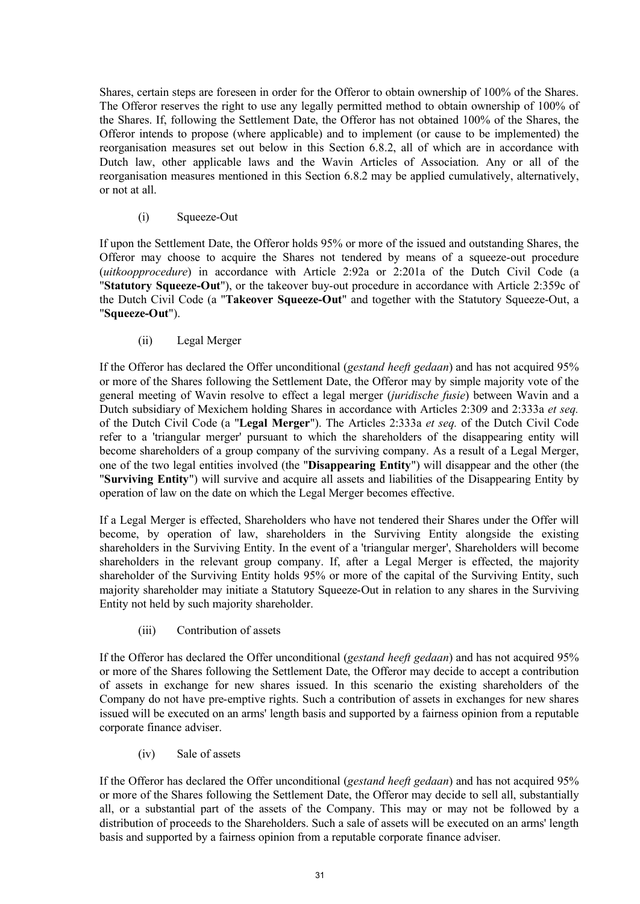Shares, certain steps are foreseen in order for the Offeror to obtain ownership of 100% of the Shares. The Offeror reserves the right to use any legally permitted method to obtain ownership of 100% of the Shares. If, following the Settlement Date, the Offeror has not obtained 100% of the Shares, the Offeror intends to propose (where applicable) and to implement (or cause to be implemented) the reorganisation measures set out below in this Section 6.8.2, all of which are in accordance with Dutch law, other applicable laws and the Wavin Articles of Association. Any or all of the reorganisation measures mentioned in this Section 6.8.2 may be applied cumulatively, alternatively, or not at all.

(i) Squeeze-Out

If upon the Settlement Date, the Offeror holds 95% or more of the issued and outstanding Shares, the Offeror may choose to acquire the Shares not tendered by means of a squeeze-out procedure (*uitkoopprocedure*) in accordance with Article 2:92a or 2:201a of the Dutch Civil Code (a "**Statutory Squeeze-Out**"), or the takeover buy-out procedure in accordance with Article 2:359c of the Dutch Civil Code (a "**Takeover Squeeze-Out**" and together with the Statutory Squeeze-Out, a "**Squeeze-Out**").

(ii) Legal Merger

If the Offeror has declared the Offer unconditional (*gestand heeft gedaan*) and has not acquired 95% or more of the Shares following the Settlement Date, the Offeror may by simple majority vote of the general meeting of Wavin resolve to effect a legal merger (*juridische fusie*) between Wavin and a Dutch subsidiary of Mexichem holding Shares in accordance with Articles 2:309 and 2:333a *et seq.* of the Dutch Civil Code (a "**Legal Merger**"). The Articles 2:333a *et seq.* of the Dutch Civil Code refer to a 'triangular merger' pursuant to which the shareholders of the disappearing entity will become shareholders of a group company of the surviving company. As a result of a Legal Merger, one of the two legal entities involved (the "**Disappearing Entity**") will disappear and the other (the "**Surviving Entity**") will survive and acquire all assets and liabilities of the Disappearing Entity by operation of law on the date on which the Legal Merger becomes effective.

If a Legal Merger is effected, Shareholders who have not tendered their Shares under the Offer will become, by operation of law, shareholders in the Surviving Entity alongside the existing shareholders in the Surviving Entity. In the event of a 'triangular merger', Shareholders will become shareholders in the relevant group company. If, after a Legal Merger is effected, the majority shareholder of the Surviving Entity holds 95% or more of the capital of the Surviving Entity, such majority shareholder may initiate a Statutory Squeeze-Out in relation to any shares in the Surviving Entity not held by such majority shareholder.

(iii) Contribution of assets

If the Offeror has declared the Offer unconditional (*gestand heeft gedaan*) and has not acquired 95% or more of the Shares following the Settlement Date, the Offeror may decide to accept a contribution of assets in exchange for new shares issued. In this scenario the existing shareholders of the Company do not have pre-emptive rights. Such a contribution of assets in exchanges for new shares issued will be executed on an arms' length basis and supported by a fairness opinion from a reputable corporate finance adviser.

(iv) Sale of assets

If the Offeror has declared the Offer unconditional (*gestand heeft gedaan*) and has not acquired 95% or more of the Shares following the Settlement Date, the Offeror may decide to sell all, substantially all, or a substantial part of the assets of the Company. This may or may not be followed by a distribution of proceeds to the Shareholders. Such a sale of assets will be executed on an arms' length basis and supported by a fairness opinion from a reputable corporate finance adviser.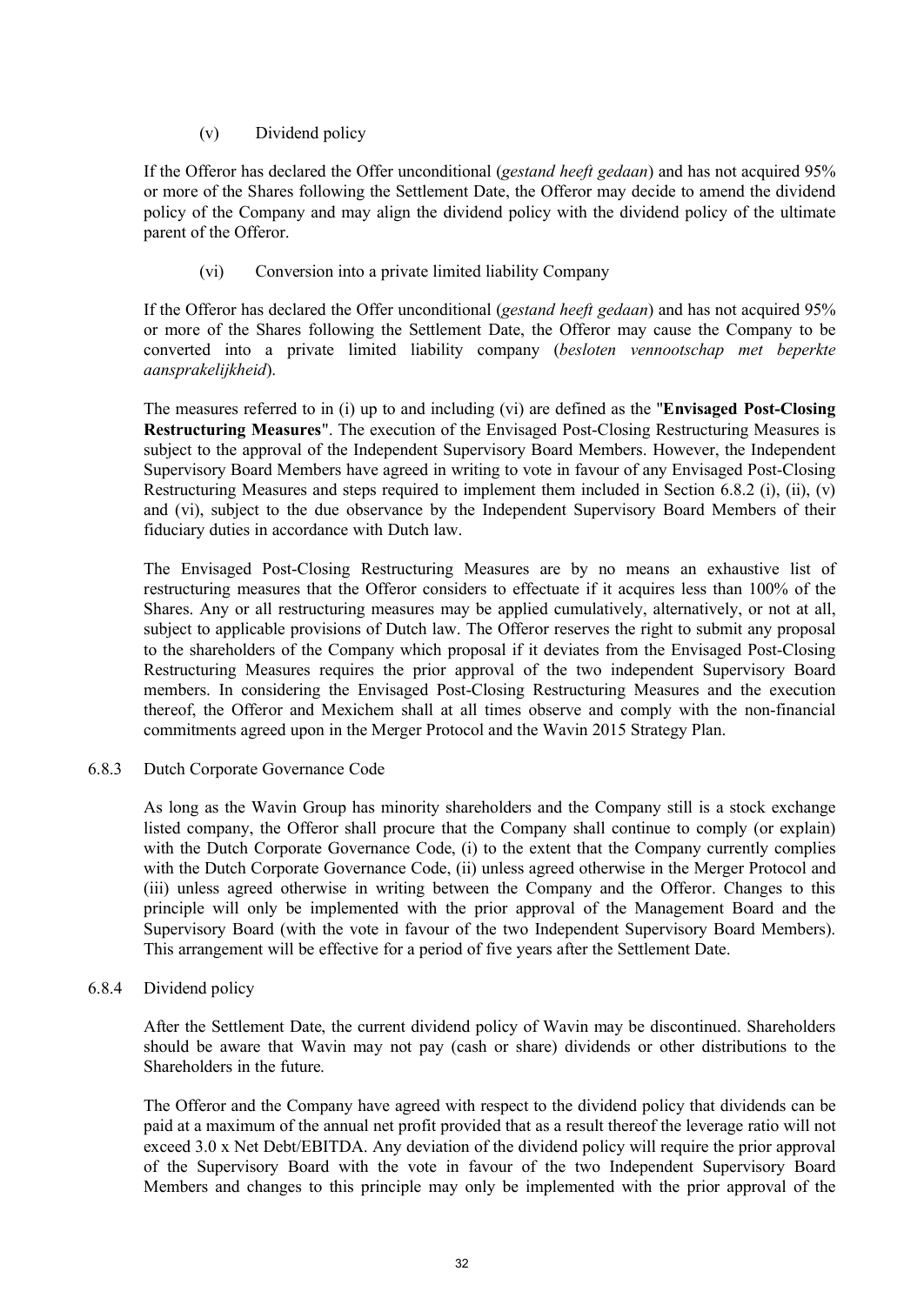(v) Dividend policy

If the Offeror has declared the Offer unconditional (*gestand heeft gedaan*) and has not acquired 95% or more of the Shares following the Settlement Date, the Offeror may decide to amend the dividend policy of the Company and may align the dividend policy with the dividend policy of the ultimate parent of the Offeror.

(vi) Conversion into a private limited liability Company

If the Offeror has declared the Offer unconditional (*gestand heeft gedaan*) and has not acquired 95% or more of the Shares following the Settlement Date, the Offeror may cause the Company to be converted into a private limited liability company (*besloten vennootschap met beperkte aansprakelijkheid*).

The measures referred to in (i) up to and including (vi) are defined as the "**Envisaged Post-Closing Restructuring Measures**". The execution of the Envisaged Post-Closing Restructuring Measures is subject to the approval of the Independent Supervisory Board Members. However, the Independent Supervisory Board Members have agreed in writing to vote in favour of any Envisaged Post-Closing Restructuring Measures and steps required to implement them included in Section 6.8.2 (i), (ii), (v) and (vi), subject to the due observance by the Independent Supervisory Board Members of their fiduciary duties in accordance with Dutch law.

The Envisaged Post-Closing Restructuring Measures are by no means an exhaustive list of restructuring measures that the Offeror considers to effectuate if it acquires less than 100% of the Shares. Any or all restructuring measures may be applied cumulatively, alternatively, or not at all, subject to applicable provisions of Dutch law. The Offeror reserves the right to submit any proposal to the shareholders of the Company which proposal if it deviates from the Envisaged Post-Closing Restructuring Measures requires the prior approval of the two independent Supervisory Board members. In considering the Envisaged Post-Closing Restructuring Measures and the execution thereof, the Offeror and Mexichem shall at all times observe and comply with the non-financial commitments agreed upon in the Merger Protocol and the Wavin 2015 Strategy Plan.

6.8.3 Dutch Corporate Governance Code

As long as the Wavin Group has minority shareholders and the Company still is a stock exchange listed company, the Offeror shall procure that the Company shall continue to comply (or explain) with the Dutch Corporate Governance Code, (i) to the extent that the Company currently complies with the Dutch Corporate Governance Code, (ii) unless agreed otherwise in the Merger Protocol and (iii) unless agreed otherwise in writing between the Company and the Offeror. Changes to this principle will only be implemented with the prior approval of the Management Board and the Supervisory Board (with the vote in favour of the two Independent Supervisory Board Members). This arrangement will be effective for a period of five years after the Settlement Date.

6.8.4 Dividend policy

After the Settlement Date, the current dividend policy of Wavin may be discontinued. Shareholders should be aware that Wavin may not pay (cash or share) dividends or other distributions to the Shareholders in the future.

The Offeror and the Company have agreed with respect to the dividend policy that dividends can be paid at a maximum of the annual net profit provided that as a result thereof the leverage ratio will not exceed 3.0 x Net Debt/EBITDA. Any deviation of the dividend policy will require the prior approval of the Supervisory Board with the vote in favour of the two Independent Supervisory Board Members and changes to this principle may only be implemented with the prior approval of the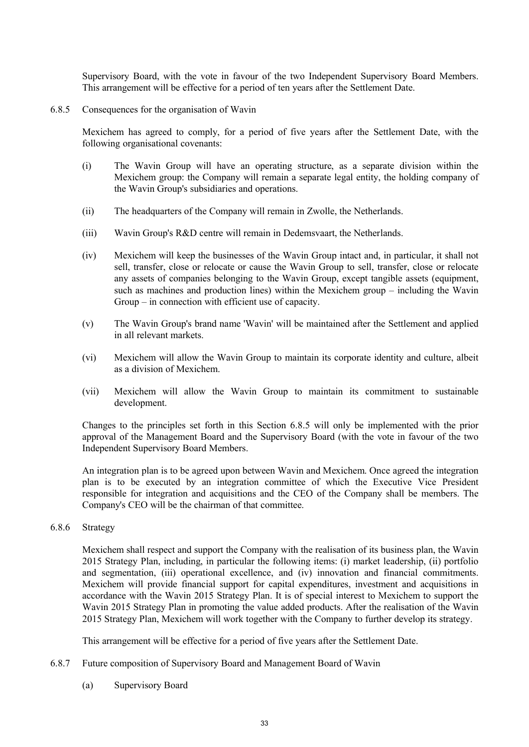Supervisory Board, with the vote in favour of the two Independent Supervisory Board Members. This arrangement will be effective for a period of ten years after the Settlement Date.

6.8.5 Consequences for the organisation of Wavin

Mexichem has agreed to comply, for a period of five years after the Settlement Date, with the following organisational covenants:

(i) The Wavin Group will have an operating structure, as a separate division within the Mexichem group: the Company will remain a separate legal entity, the holding company of the Wavin Group's subsidiaries and operations.

(ii) The headquarters of the Company will remain in Zwolle, the Netherlands.

(iii) Wavin Group's R&D centre will remain in Dedemsvaart, the Netherlands.

(iv) Mexichem will keep the businesses of the Wavin Group intact and, in particular, it shall not sell, transfer, close or relocate or cause the Wavin Group to sell, transfer, close or relocate any assets of companies belonging to the Wavin Group, except tangible assets (equipment, such as machines and production lines) within the Mexichem group – including the Wavin Group – in connection with efficient use of capacity.

(v) The Wavin Group's brand name 'Wavin' will be maintained after the Settlement and applied in all relevant markets.

(vi) Mexichem will allow the Wavin Group to maintain its corporate identity and culture, albeit as a division of Mexichem.

(vii) Mexichem will allow the Wavin Group to maintain its commitment to sustainable development.

Changes to the principles set forth in this Section 6.8.5 will only be implemented with the prior approval of the Management Board and the Supervisory Board (with the vote in favour of the two Independent Supervisory Board Members.

An integration plan is to be agreed upon between Wavin and Mexichem. Once agreed the integration plan is to be executed by an integration committee of which the Executive Vice President responsible for integration and acquisitions and the CEO of the Company shall be members. The Company's CEO will be the chairman of that committee.

6.8.6 Strategy

Mexichem shall respect and support the Company with the realisation of its business plan, the Wavin 2015 Strategy Plan, including, in particular the following items: (i) market leadership, (ii) portfolio and segmentation, (iii) operational excellence, and (iv) innovation and financial commitments. Mexichem will provide financial support for capital expenditures, investment and acquisitions in accordance with the Wavin 2015 Strategy Plan. It is of special interest to Mexichem to support the Wavin 2015 Strategy Plan in promoting the value added products. After the realisation of the Wavin 2015 Strategy Plan, Mexichem will work together with the Company to further develop its strategy.

This arrangement will be effective for a period of five years after the Settlement Date.

6.8.7 Future composition of Supervisory Board and Management Board of Wavin

(a) Supervisory Board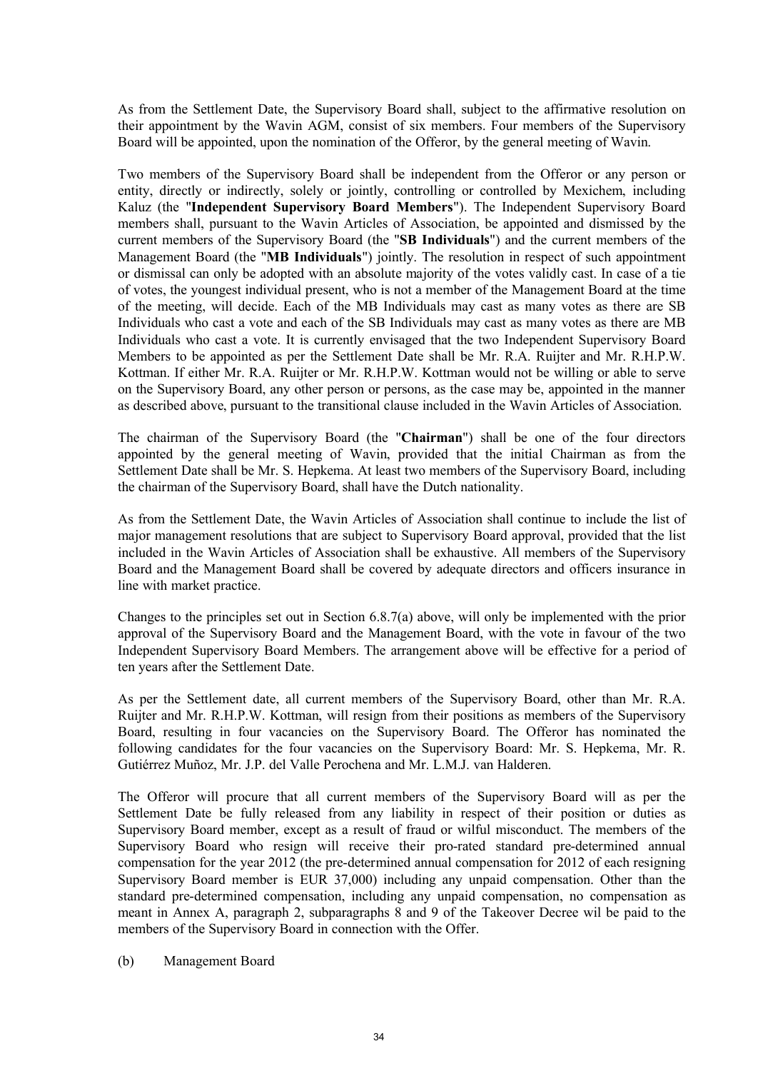As from the Settlement Date, the Supervisory Board shall, subject to the affirmative resolution on their appointment by the Wavin AGM, consist of six members. Four members of the Supervisory Board will be appointed, upon the nomination of the Offeror, by the general meeting of Wavin.

Two members of the Supervisory Board shall be independent from the Offeror or any person or entity, directly or indirectly, solely or jointly, controlling or controlled by Mexichem, including Kaluz (the "**Independent Supervisory Board Members**"). The Independent Supervisory Board members shall, pursuant to the Wavin Articles of Association, be appointed and dismissed by the current members of the Supervisory Board (the "**SB Individuals**") and the current members of the Management Board (the "**MB Individuals**") jointly. The resolution in respect of such appointment or dismissal can only be adopted with an absolute majority of the votes validly cast. In case of a tie of votes, the youngest individual present, who is not a member of the Management Board at the time of the meeting, will decide. Each of the MB Individuals may cast as many votes as there are SB Individuals who cast a vote and each of the SB Individuals may cast as many votes as there are MB Individuals who cast a vote. It is currently envisaged that the two Independent Supervisory Board Members to be appointed as per the Settlement Date shall be Mr. R.A. Ruijter and Mr. R.H.P.W. Kottman. If either Mr. R.A. Ruijter or Mr. R.H.P.W. Kottman would not be willing or able to serve on the Supervisory Board, any other person or persons, as the case may be, appointed in the manner as described above, pursuant to the transitional clause included in the Wavin Articles of Association.

The chairman of the Supervisory Board (the "**Chairman**") shall be one of the four directors appointed by the general meeting of Wavin, provided that the initial Chairman as from the Settlement Date shall be Mr. S. Hepkema. At least two members of the Supervisory Board, including the chairman of the Supervisory Board, shall have the Dutch nationality.

As from the Settlement Date, the Wavin Articles of Association shall continue to include the list of major management resolutions that are subject to Supervisory Board approval, provided that the list included in the Wavin Articles of Association shall be exhaustive. All members of the Supervisory Board and the Management Board shall be covered by adequate directors and officers insurance in line with market practice.

Changes to the principles set out in Section 6.8.7(a) above, will only be implemented with the prior approval of the Supervisory Board and the Management Board, with the vote in favour of the two Independent Supervisory Board Members. The arrangement above will be effective for a period of ten years after the Settlement Date.

As per the Settlement date, all current members of the Supervisory Board, other than Mr. R.A. Ruijter and Mr. R.H.P.W. Kottman, will resign from their positions as members of the Supervisory Board, resulting in four vacancies on the Supervisory Board. The Offeror has nominated the following candidates for the four vacancies on the Supervisory Board: Mr. S. Hepkema, Mr. R. Gutiérrez Muñoz, Mr. J.P. del Valle Perochena and Mr. L.M.J. van Halderen.

The Offeror will procure that all current members of the Supervisory Board will as per the Settlement Date be fully released from any liability in respect of their position or duties as Supervisory Board member, except as a result of fraud or wilful misconduct. The members of the Supervisory Board who resign will receive their pro-rated standard pre-determined annual compensation for the year 2012 (the pre-determined annual compensation for 2012 of each resigning Supervisory Board member is EUR 37,000) including any unpaid compensation. Other than the standard pre-determined compensation, including any unpaid compensation, no compensation as meant in Annex A, paragraph 2, subparagraphs 8 and 9 of the Takeover Decree wil be paid to the members of the Supervisory Board in connection with the Offer.

(b) Management Board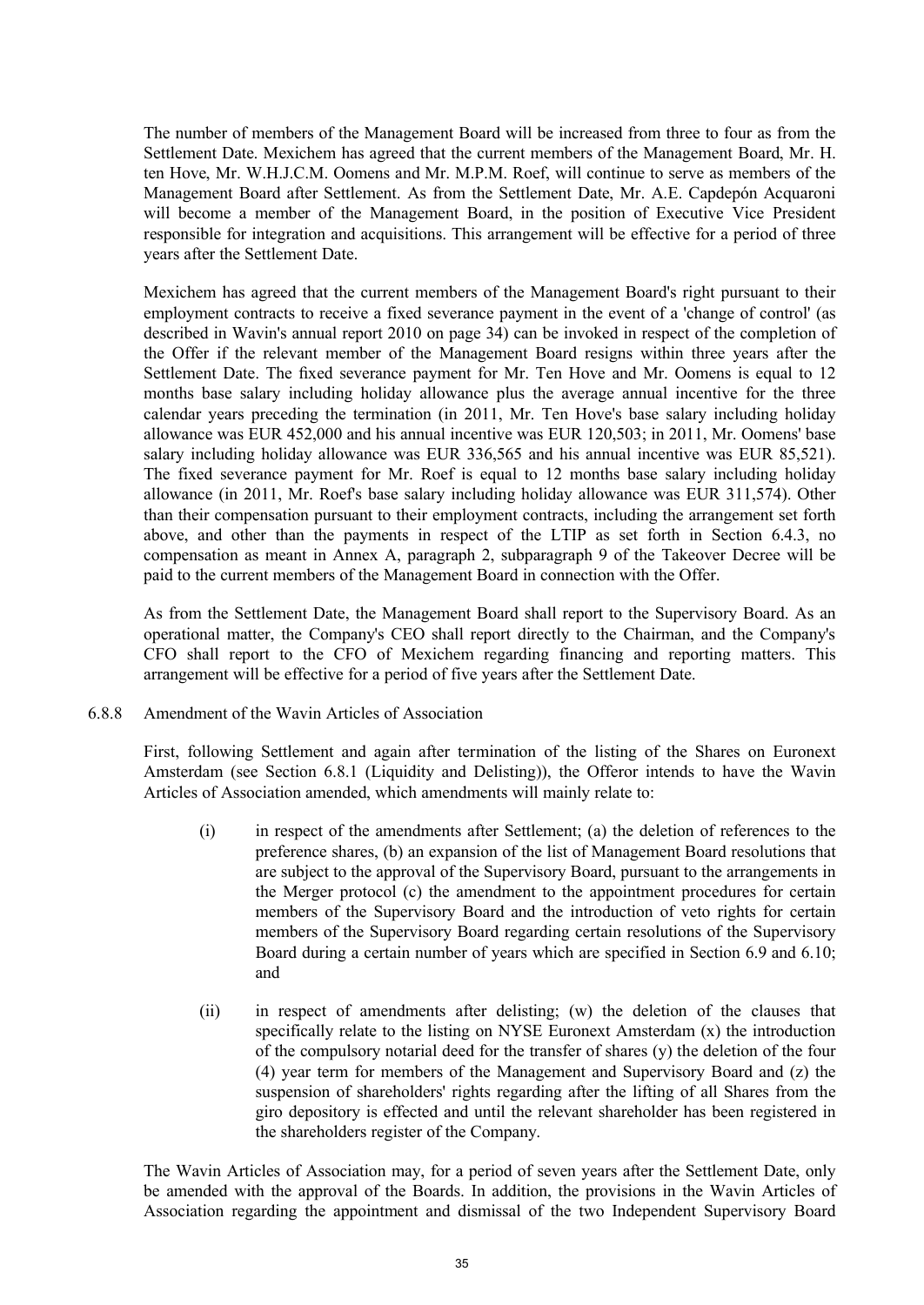The number of members of the Management Board will be increased from three to four as from the Settlement Date. Mexichem has agreed that the current members of the Management Board, Mr. H. ten Hove, Mr. W.H.J.C.M. Oomens and Mr. M.P.M. Roef, will continue to serve as members of the Management Board after Settlement. As from the Settlement Date, Mr. A.E. Capdepón Acquaroni will become a member of the Management Board, in the position of Executive Vice President responsible for integration and acquisitions. This arrangement will be effective for a period of three years after the Settlement Date.

Mexichem has agreed that the current members of the Management Board's right pursuant to their employment contracts to receive a fixed severance payment in the event of a 'change of control' (as described in Wavin's annual report 2010 on page 34) can be invoked in respect of the completion of the Offer if the relevant member of the Management Board resigns within three years after the Settlement Date. The fixed severance payment for Mr. Ten Hove and Mr. Oomens is equal to 12 months base salary including holiday allowance plus the average annual incentive for the three calendar years preceding the termination (in 2011, Mr. Ten Hove's base salary including holiday allowance was EUR 452,000 and his annual incentive was EUR 120,503; in 2011, Mr. Oomens' base salary including holiday allowance was EUR 336,565 and his annual incentive was EUR 85,521). The fixed severance payment for Mr. Roef is equal to 12 months base salary including holiday allowance (in 2011, Mr. Roef's base salary including holiday allowance was EUR 311,574). Other than their compensation pursuant to their employment contracts, including the arrangement set forth above, and other than the payments in respect of the LTIP as set forth in Section 6.4.3, no compensation as meant in Annex A, paragraph 2, subparagraph 9 of the Takeover Decree will be paid to the current members of the Management Board in connection with the Offer.

As from the Settlement Date, the Management Board shall report to the Supervisory Board. As an operational matter, the Company's CEO shall report directly to the Chairman, and the Company's CFO shall report to the CFO of Mexichem regarding financing and reporting matters. This arrangement will be effective for a period of five years after the Settlement Date.

6.8.8 Amendment of the Wavin Articles of Association

First, following Settlement and again after termination of the listing of the Shares on Euronext Amsterdam (see Section 6.8.1 (Liquidity and Delisting)), the Offeror intends to have the Wavin Articles of Association amended, which amendments will mainly relate to:

(i) in respect of the amendments after Settlement; (a) the deletion of references to the preference shares, (b) an expansion of the list of Management Board resolutions that are subject to the approval of the Supervisory Board, pursuant to the arrangements in the Merger protocol (c) the amendment to the appointment procedures for certain members of the Supervisory Board and the introduction of veto rights for certain members of the Supervisory Board regarding certain resolutions of the Supervisory Board during a certain number of years which are specified in Section 6.9 and 6.10; and

(ii) in respect of amendments after delisting; (w) the deletion of the clauses that specifically relate to the listing on NYSE Euronext Amsterdam (x) the introduction of the compulsory notarial deed for the transfer of shares (y) the deletion of the four (4) year term for members of the Management and Supervisory Board and (z) the suspension of shareholders' rights regarding after the lifting of all Shares from the giro depository is effected and until the relevant shareholder has been registered in the shareholders register of the Company.

The Wavin Articles of Association may, for a period of seven years after the Settlement Date, only be amended with the approval of the Boards. In addition, the provisions in the Wavin Articles of Association regarding the appointment and dismissal of the two Independent Supervisory Board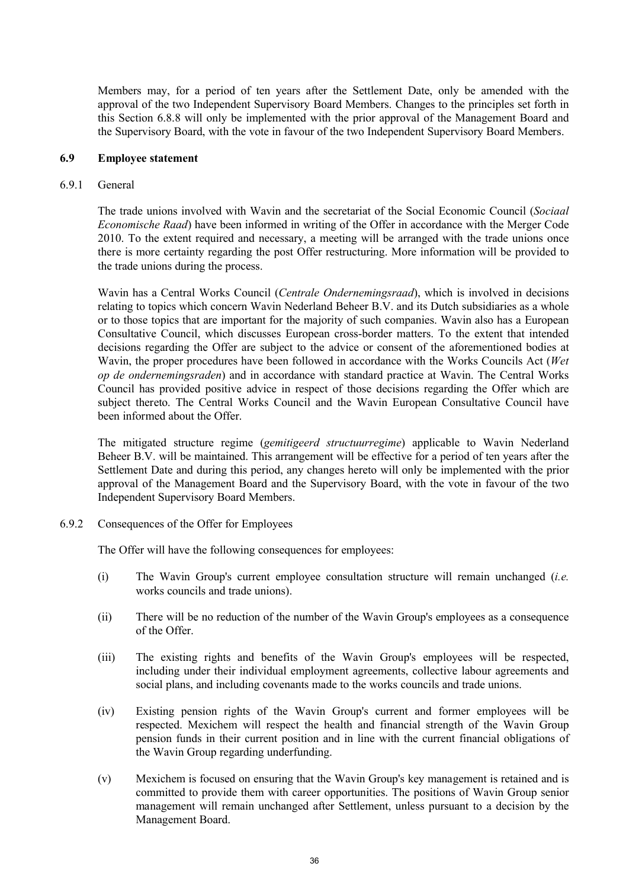Members may, for a period of ten years after the Settlement Date, only be amended with the approval of the two Independent Supervisory Board Members. Changes to the principles set forth in this Section 6.8.8 will only be implemented with the prior approval of the Management Board and the Supervisory Board, with the vote in favour of the two Independent Supervisory Board Members.

### 6.9 Employee statement

#### 6.9.1 General

The trade unions involved with Wavin and the secretariat of the Social Economic Council (*Sociaal Economische Raad*) have been informed in writing of the Offer in accordance with the Merger Code 2010. To the extent required and necessary, a meeting will be arranged with the trade unions once there is more certainty regarding the post Offer restructuring. More information will be provided to the trade unions during the process.

Wavin has a Central Works Council (*Centrale Ondernemingsraad*), which is involved in decisions relating to topics which concern Wavin Nederland Beheer B.V. and its Dutch subsidiaries as a whole or to those topics that are important for the majority of such companies. Wavin also has a European Consultative Council, which discusses European cross-border matters. To the extent that intended decisions regarding the Offer are subject to the advice or consent of the aforementioned bodies at Wavin, the proper procedures have been followed in accordance with the Works Councils Act (*Wet op de ondernemingsraden*) and in accordance with standard practice at Wavin. The Central Works Council has provided positive advice in respect of those decisions regarding the Offer which are subject thereto. The Central Works Council and the Wavin European Consultative Council have been informed about the Offer.

The mitigated structure regime (*gemitigeerd structuurregime*) applicable to Wavin Nederland Beheer B.V. will be maintained. This arrangement will be effective for a period of ten years after the Settlement Date and during this period, any changes hereto will only be implemented with the prior approval of the Management Board and the Supervisory Board, with the vote in favour of the two Independent Supervisory Board Members.

#### 6.9.2 Consequences of the Offer for Employees

The Offer will have the following consequences for employees:

(i) The Wavin Group's current employee consultation structure will remain unchanged (*i.e.* works councils and trade unions).

(ii) There will be no reduction of the number of the Wavin Group's employees as a consequence of the Offer.

(iii) The existing rights and benefits of the Wavin Group's employees will be respected, including under their individual employment agreements, collective labour agreements and social plans, and including covenants made to the works councils and trade unions.

(iv) Existing pension rights of the Wavin Group's current and former employees will be respected. Mexichem will respect the health and financial strength of the Wavin Group pension funds in their current position and in line with the current financial obligations of the Wavin Group regarding underfunding.

(v) Mexichem is focused on ensuring that the Wavin Group's key management is retained and is committed to provide them with career opportunities. The positions of Wavin Group senior management will remain unchanged after Settlement, unless pursuant to a decision by the Management Board.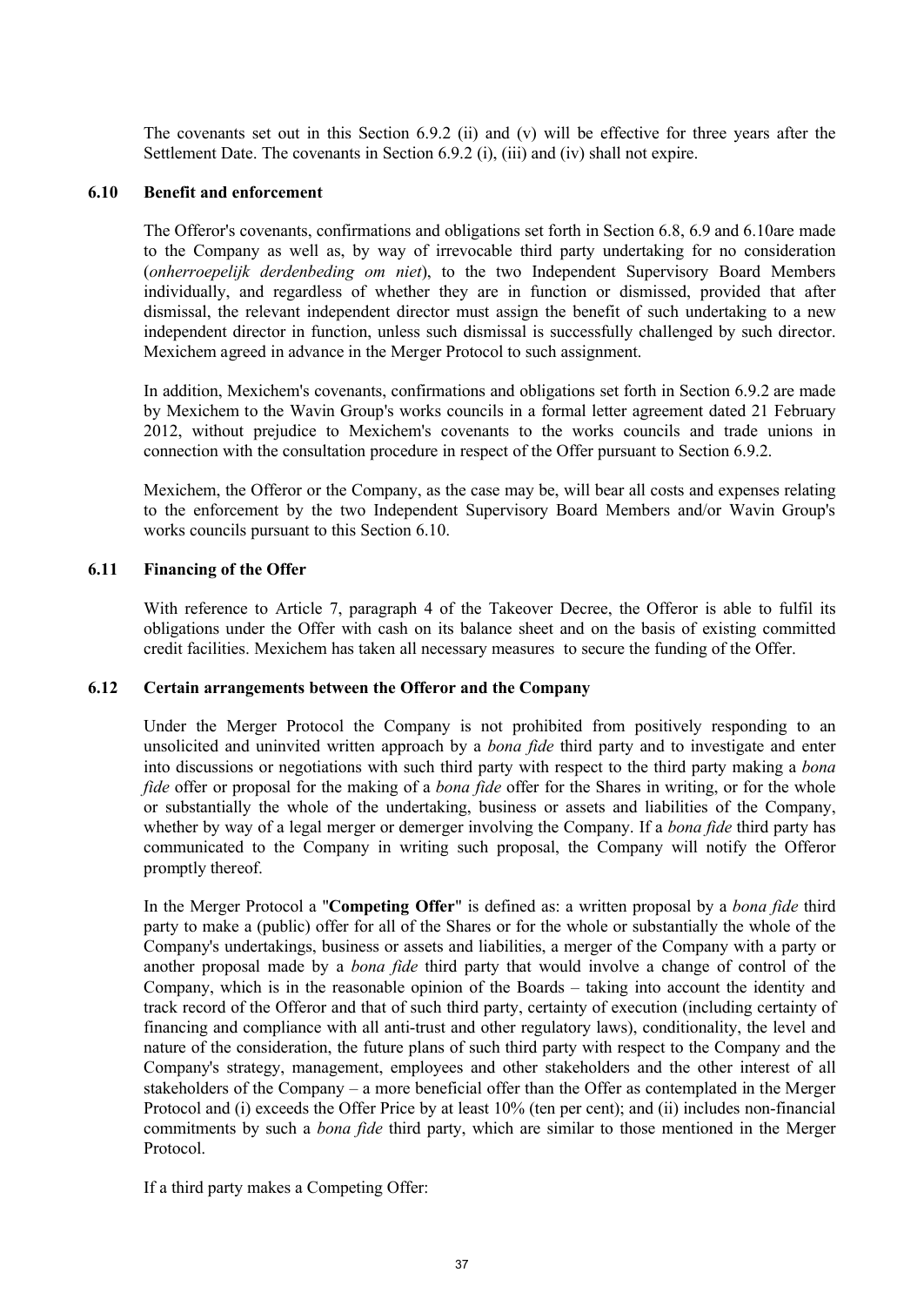The covenants set out in this Section 6.9.2 (ii) and (v) will be effective for three years after the Settlement Date. The covenants in Section 6.9.2 (i), (iii) and (iv) shall not expire.

### 6.10 Benefit and enforcement

The Offeror's covenants, confirmations and obligations set forth in Section 6.8, 6.9 and 6.10are made to the Company as well as, by way of irrevocable third party undertaking for no consideration (*onherroepelijk derdenbeding om niet*), to the two Independent Supervisory Board Members individually, and regardless of whether they are in function or dismissed, provided that after dismissal, the relevant independent director must assign the benefit of such undertaking to a new independent director in function, unless such dismissal is successfully challenged by such director. Mexichem agreed in advance in the Merger Protocol to such assignment.

In addition, Mexichem's covenants, confirmations and obligations set forth in Section 6.9.2 are made by Mexichem to the Wavin Group's works councils in a formal letter agreement dated 21 February 2012, without prejudice to Mexichem's covenants to the works councils and trade unions in connection with the consultation procedure in respect of the Offer pursuant to Section 6.9.2.

Mexichem, the Offeror or the Company, as the case may be, will bear all costs and expenses relating to the enforcement by the two Independent Supervisory Board Members and/or Wavin Group's works councils pursuant to this Section 6.10.

### 6.11 Financing of the Offer

With reference to Article 7, paragraph 4 of the Takeover Decree, the Offeror is able to fulfil its obligations under the Offer with cash on its balance sheet and on the basis of existing committed credit facilities. Mexichem has taken all necessary measures to secure the funding of the Offer.

### 6.12 Certain arrangements between the Offeror and the Company

Under the Merger Protocol the Company is not prohibited from positively responding to an unsolicited and uninvited written approach by a *bona fide* third party and to investigate and enter into discussions or negotiations with such third party with respect to the third party making a *bona fide* offer or proposal for the making of a *bona fide* offer for the Shares in writing, or for the whole or substantially the whole of the undertaking, business or assets and liabilities of the Company, whether by way of a legal merger or demerger involving the Company. If a *bona fide* third party has communicated to the Company in writing such proposal, the Company will notify the Offeror promptly thereof.

In the Merger Protocol a "**Competing Offer**" is defined as: a written proposal by a *bona fide* third party to make a (public) offer for all of the Shares or for the whole or substantially the whole of the Company's undertakings, business or assets and liabilities, a merger of the Company with a party or another proposal made by a *bona fide* third party that would involve a change of control of the Company, which is in the reasonable opinion of the Boards – taking into account the identity and track record of the Offeror and that of such third party, certainty of execution (including certainty of financing and compliance with all anti-trust and other regulatory laws), conditionality, the level and nature of the consideration, the future plans of such third party with respect to the Company and the Company's strategy, management, employees and other stakeholders and the other interest of all stakeholders of the Company – a more beneficial offer than the Offer as contemplated in the Merger Protocol and (i) exceeds the Offer Price by at least 10% (ten per cent); and (ii) includes non-financial commitments by such a *bona fide* third party, which are similar to those mentioned in the Merger Protocol.

If a third party makes a Competing Offer: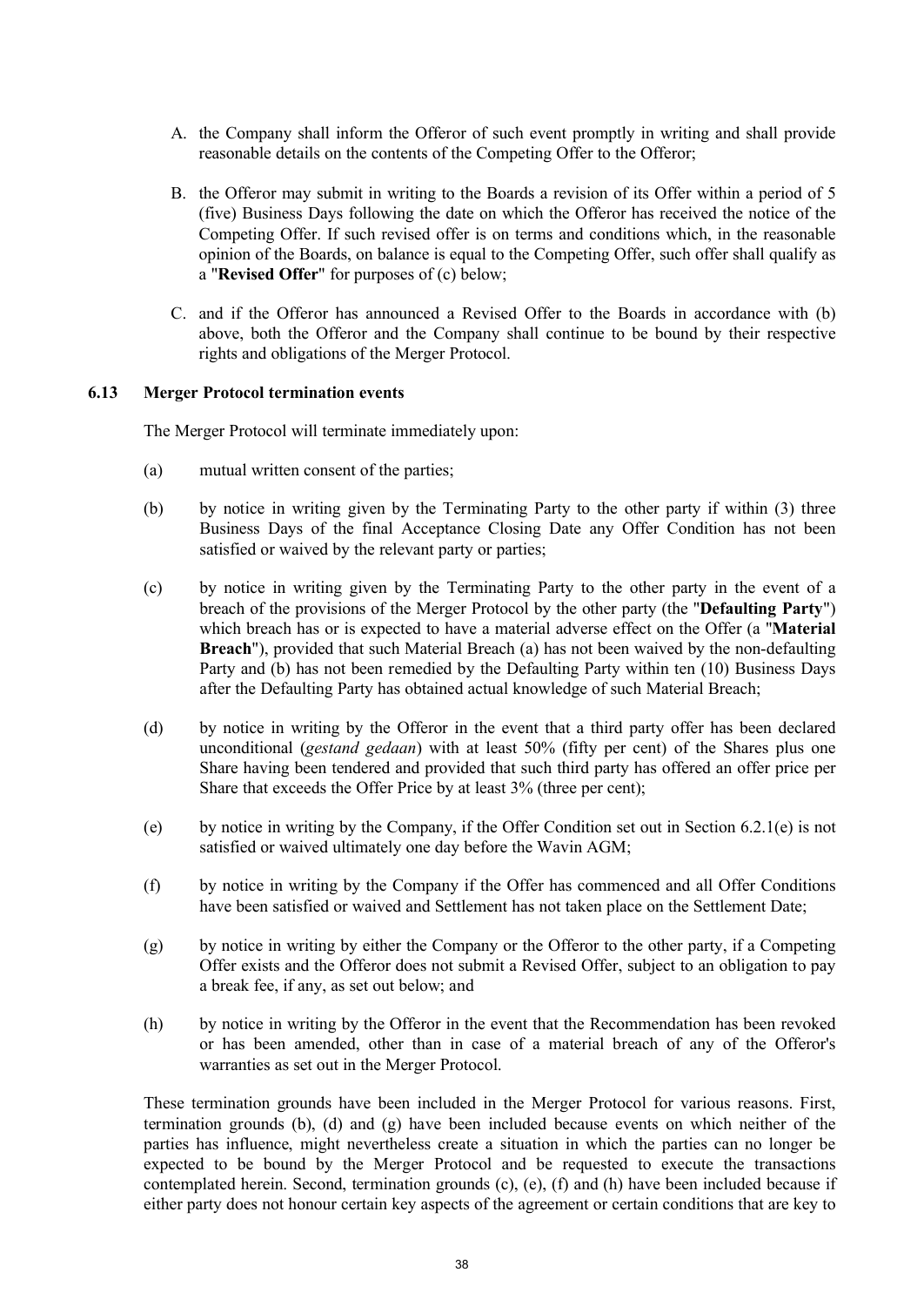A. the Company shall inform the Offeror of such event promptly in writing and shall provide reasonable details on the contents of the Competing Offer to the Offeror;

B. the Offeror may submit in writing to the Boards a revision of its Offer within a period of 5 (five) Business Days following the date on which the Offeror has received the notice of the Competing Offer. If such revised offer is on terms and conditions which, in the reasonable opinion of the Boards, on balance is equal to the Competing Offer, such offer shall qualify as a "**Revised Offer**" for purposes of (c) below;

C. and if the Offeror has announced a Revised Offer to the Boards in accordance with (b) above, both the Offeror and the Company shall continue to be bound by their respective rights and obligations of the Merger Protocol.

### 6.13 Merger Protocol termination events

The Merger Protocol will terminate immediately upon:

(a) mutual written consent of the parties;

(b) by notice in writing given by the Terminating Party to the other party if within (3) three Business Days of the final Acceptance Closing Date any Offer Condition has not been satisfied or waived by the relevant party or parties;

(c) by notice in writing given by the Terminating Party to the other party in the event of a breach of the provisions of the Merger Protocol by the other party (the "**Defaulting Party**") which breach has or is expected to have a material adverse effect on the Offer (a "**Material Breach**"), provided that such Material Breach (a) has not been waived by the non-defaulting Party and (b) has not been remedied by the Defaulting Party within ten (10) Business Days after the Defaulting Party has obtained actual knowledge of such Material Breach;

(d) by notice in writing by the Offeror in the event that a third party offer has been declared unconditional (*gestand gedaan*) with at least 50% (fifty per cent) of the Shares plus one Share having been tendered and provided that such third party has offered an offer price per Share that exceeds the Offer Price by at least 3% (three per cent);

(e) by notice in writing by the Company, if the Offer Condition set out in Section 6.2.1(e) is not satisfied or waived ultimately one day before the Wavin AGM;

(f) by notice in writing by the Company if the Offer has commenced and all Offer Conditions have been satisfied or waived and Settlement has not taken place on the Settlement Date;

(g) by notice in writing by either the Company or the Offeror to the other party, if a Competing Offer exists and the Offeror does not submit a Revised Offer, subject to an obligation to pay a break fee, if any, as set out below; and

(h) by notice in writing by the Offeror in the event that the Recommendation has been revoked or has been amended, other than in case of a material breach of any of the Offeror's warranties as set out in the Merger Protocol.

These termination grounds have been included in the Merger Protocol for various reasons. First, termination grounds (b), (d) and (g) have been included because events on which neither of the parties has influence, might nevertheless create a situation in which the parties can no longer be expected to be bound by the Merger Protocol and be requested to execute the transactions contemplated herein. Second, termination grounds (c), (e), (f) and (h) have been included because if either party does not honour certain key aspects of the agreement or certain conditions that are key to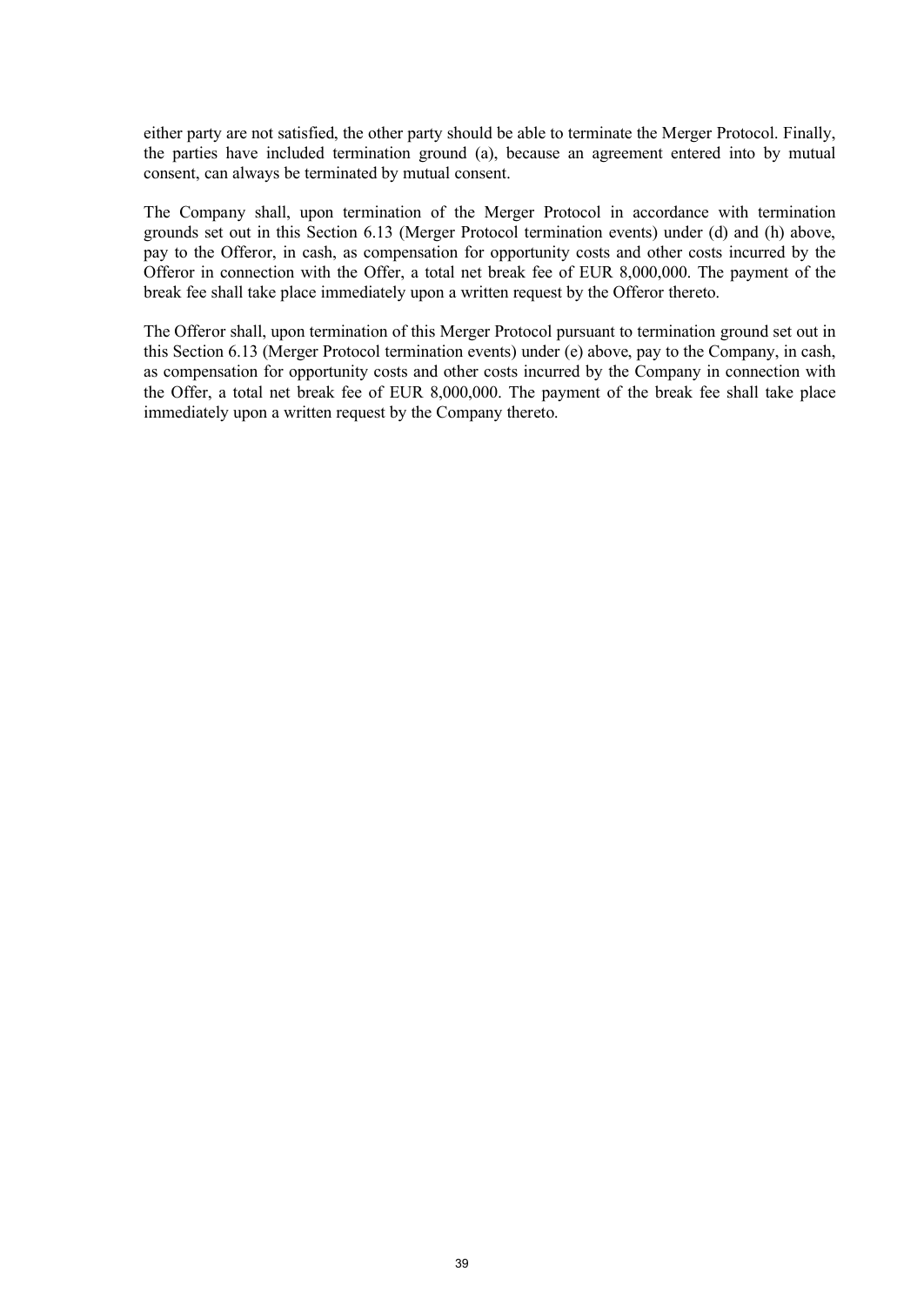either party are not satisfied, the other party should be able to terminate the Merger Protocol. Finally, the parties have included termination ground (a), because an agreement entered into by mutual consent, can always be terminated by mutual consent.

The Company shall, upon termination of the Merger Protocol in accordance with termination grounds set out in this Section 6.13 (Merger Protocol termination events) under (d) and (h) above, pay to the Offeror, in cash, as compensation for opportunity costs and other costs incurred by the Offeror in connection with the Offer, a total net break fee of EUR 8,000,000. The payment of the break fee shall take place immediately upon a written request by the Offeror thereto.

The Offeror shall, upon termination of this Merger Protocol pursuant to termination ground set out in this Section 6.13 (Merger Protocol termination events) under (e) above, pay to the Company, in cash, as compensation for opportunity costs and other costs incurred by the Company in connection with the Offer, a total net break fee of EUR 8,000,000. The payment of the break fee shall take place immediately upon a written request by the Company thereto.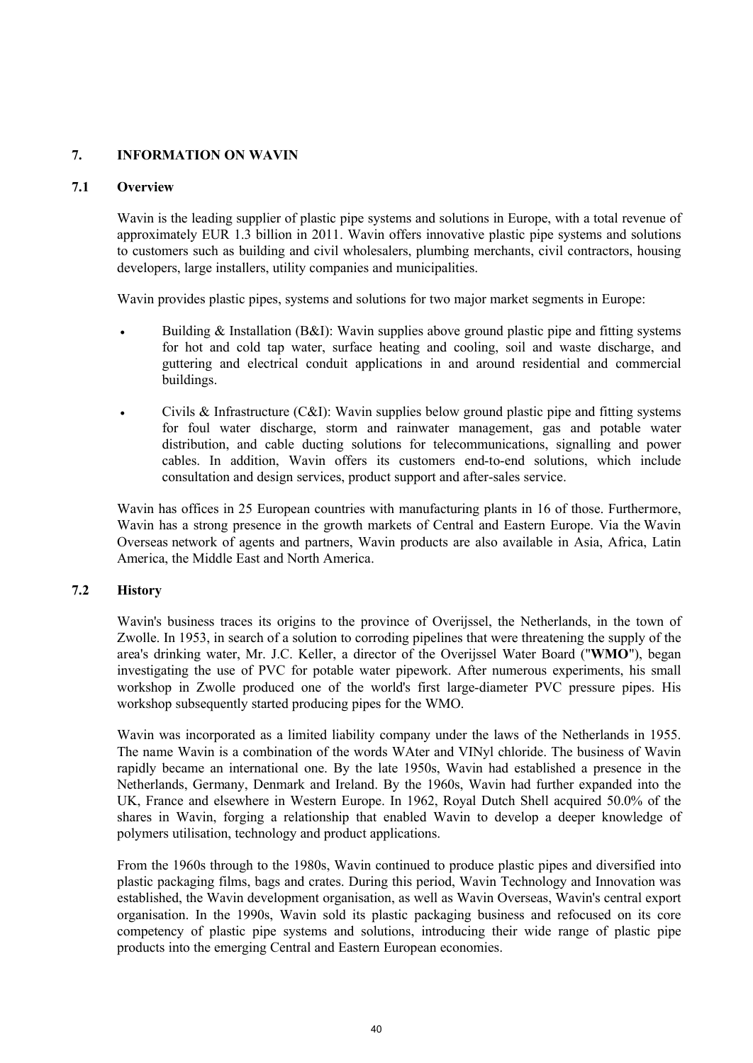## 7. INFORMATION ON WAVIN

### 7.1 Overview

Wavin is the leading supplier of plastic pipe systems and solutions in Europe, with a total revenue of approximately EUR 1.3 billion in 2011. Wavin offers innovative plastic pipe systems and solutions to customers such as building and civil wholesalers, plumbing merchants, civil contractors, housing developers, large installers, utility companies and municipalities.

Wavin provides plastic pipes, systems and solutions for two major market segments in Europe:

- Building & Installation (B&I): Wavin supplies above ground plastic pipe and fitting systems for hot and cold tap water, surface heating and cooling, soil and waste discharge, and guttering and electrical conduit applications in and around residential and commercial buildings.
- Civils & Infrastructure (C&I): Wavin supplies below ground plastic pipe and fitting systems for foul water discharge, storm and rainwater management, gas and potable water distribution, and cable ducting solutions for telecommunications, signalling and power cables. In addition, Wavin offers its customers end-to-end solutions, which include consultation and design services, product support and after-sales service.

Wavin has offices in 25 European countries with manufacturing plants in 16 of those. Furthermore, Wavin has a strong presence in the growth markets of Central and Eastern Europe. Via the Wavin Overseas network of agents and partners, Wavin products are also available in Asia, Africa, Latin America, the Middle East and North America.

### 7.2 History

Wavin's business traces its origins to the province of Overijssel, the Netherlands, in the town of Zwolle. In 1953, in search of a solution to corroding pipelines that were threatening the supply of the area's drinking water, Mr. J.C. Keller, a director of the Overijssel Water Board ("**WMO**"), began investigating the use of PVC for potable water pipework. After numerous experiments, his small workshop in Zwolle produced one of the world's first large-diameter PVC pressure pipes. His workshop subsequently started producing pipes for the WMO.

Wavin was incorporated as a limited liability company under the laws of the Netherlands in 1955. The name Wavin is a combination of the words WAter and VINyl chloride. The business of Wavin rapidly became an international one. By the late 1950s, Wavin had established a presence in the Netherlands, Germany, Denmark and Ireland. By the 1960s, Wavin had further expanded into the UK, France and elsewhere in Western Europe. In 1962, Royal Dutch Shell acquired 50.0% of the shares in Wavin, forging a relationship that enabled Wavin to develop a deeper knowledge of polymers utilisation, technology and product applications.

From the 1960s through to the 1980s, Wavin continued to produce plastic pipes and diversified into plastic packaging films, bags and crates. During this period, Wavin Technology and Innovation was established, the Wavin development organisation, as well as Wavin Overseas, Wavin's central export organisation. In the 1990s, Wavin sold its plastic packaging business and refocused on its core competency of plastic pipe systems and solutions, introducing their wide range of plastic pipe products into the emerging Central and Eastern European economies.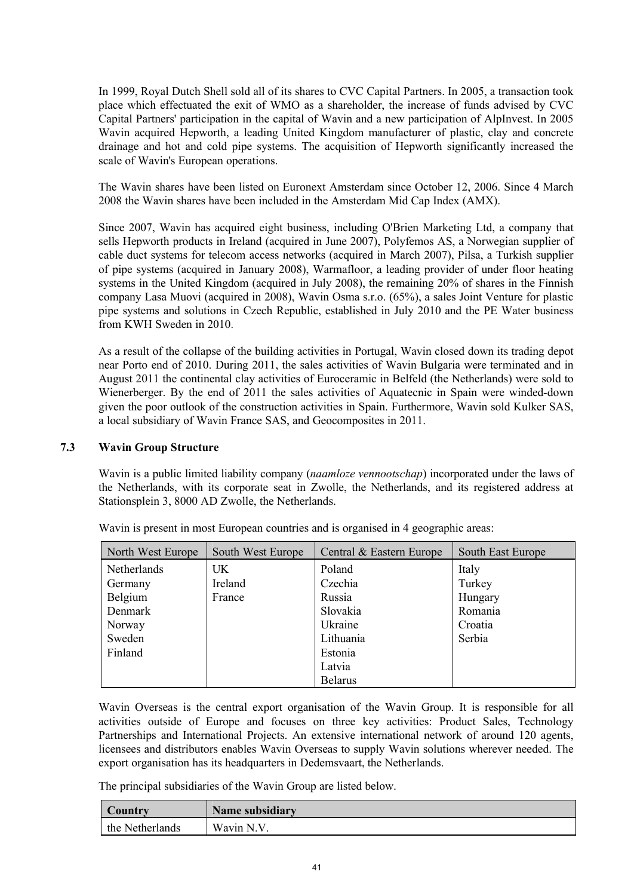In 1999, Royal Dutch Shell sold all of its shares to CVC Capital Partners. In 2005, a transaction took place which effectuated the exit of WMO as a shareholder, the increase of funds advised by CVC Capital Partners' participation in the capital of Wavin and a new participation of AlpInvest. In 2005 Wavin acquired Hepworth, a leading United Kingdom manufacturer of plastic, clay and concrete drainage and hot and cold pipe systems. The acquisition of Hepworth significantly increased the scale of Wavin's European operations.

The Wavin shares have been listed on Euronext Amsterdam since October 12, 2006. Since 4 March 2008 the Wavin shares have been included in the Amsterdam Mid Cap Index (AMX).

Since 2007, Wavin has acquired eight business, including O'Brien Marketing Ltd, a company that sells Hepworth products in Ireland (acquired in June 2007), Polyfemos AS, a Norwegian supplier of cable duct systems for telecom access networks (acquired in March 2007), Pilsa, a Turkish supplier of pipe systems (acquired in January 2008), Warmafloor, a leading provider of under floor heating systems in the United Kingdom (acquired in July 2008), the remaining 20% of shares in the Finnish company Lasa Muovi (acquired in 2008), Wavin Osma s.r.o. (65%), a sales Joint Venture for plastic pipe systems and solutions in Czech Republic, established in July 2010 and the PE Water business from KWH Sweden in 2010.

As a result of the collapse of the building activities in Portugal, Wavin closed down its trading depot near Porto end of 2010. During 2011, the sales activities of Wavin Bulgaria were terminated and in August 2011 the continental clay activities of Euroceramic in Belfeld (the Netherlands) were sold to Wienerberger. By the end of 2011 the sales activities of Aquatecnic in Spain were winded-down given the poor outlook of the construction activities in Spain. Furthermore, Wavin sold Kulker SAS, a local subsidiary of Wavin France SAS, and Geocomposites in 2011.

## 7.3 Wavin Group Structure

Wavin is a public limited liability company (*naamloze vennootschap*) incorporated under the laws of the Netherlands, with its corporate seat in Zwolle, the Netherlands, and its registered address at Stationsplein 3, 8000 AD Zwolle, the Netherlands.

Wavin is present in most European countries and is organised in 4 geographic areas:

| North West Europe | South West Europe | Central & Eastern Europe | South East Europe |
|---|---|---|---|
| Netherlands | UK | Poland | Italy |
| Germany | Ireland | Czechia | Turkey |
| Belgium | France | Russia | Hungary |
| Denmark | | Slovakia | Romania |
| Norway | | Ukraine | Croatia |
| Sweden | | Lithuania | Serbia |
| Finland | | Estonia | |
| | | Latvia | |
| | | Belarus | |

Wavin Overseas is the central export organisation of the Wavin Group. It is responsible for all activities outside of Europe and focuses on three key activities: Product Sales, Technology Partnerships and International Projects. An extensive international network of around 120 agents, licensees and distributors enables Wavin Overseas to supply Wavin solutions wherever needed. The export organisation has its headquarters in Dedemsvaart, the Netherlands.

The principal subsidiaries of the Wavin Group are listed below.

| Country | Name subsidiary |
|---|---|
| the Netherlands | Wavin N.V. |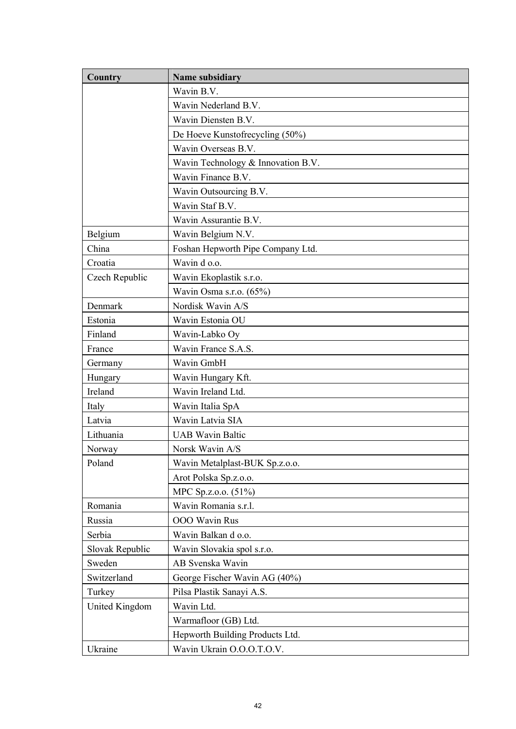| Country | Name subsidiary |
|---|---|
| | Wavin B.V. |
| | Wavin Nederland B.V. |
| | Wavin Diensten B.V. |
| | De Hoeve Kunstofrecycling (50%) |
| | Wavin Overseas B.V. |
| | Wavin Technology & Innovation B.V. |
| | Wavin Finance B.V. |
| | Wavin Outsourcing B.V. |
| | Wavin Staf B.V. |
| | Wavin Assurantie B.V. |
| Belgium | Wavin Belgium N.V. |
| China | Foshan Hepworth Pipe Company Ltd. |
| Croatia | Wavin d o.o. |
| Czech Republic | Wavin Ekoplastik s.r.o. |
| | Wavin Osma s.r.o. (65%) |
| Denmark | Nordisk Wavin A/S |
| Estonia | Wavin Estonia OU |
| Finland | Wavin-Labko Oy |
| France | Wavin France S.A.S. |
| Germany | Wavin GmbH |
| Hungary | Wavin Hungary Kft. |
| Ireland | Wavin Ireland Ltd. |
| Italy | Wavin Italia SpA |
| Latvia | Wavin Latvia SIA |
| Lithuania | UAB Wavin Baltic |
| Norway | Norsk Wavin A/S |
| Poland | Wavin Metalplast-BUK Sp.z.o.o. |
| | Arot Polska Sp.z.o.o. |
| | MPC Sp.z.o.o. (51%) |
| Romania | Wavin Romania s.r.l. |
| Russia | OOO Wavin Rus |
| Serbia | Wavin Balkan d o.o. |
| Slovak Republic | Wavin Slovakia spol s.r.o. |
| Sweden | AB Svenska Wavin |
| Switzerland | George Fischer Wavin AG (40%) |
| Turkey | Pilsa Plastik Sanayi A.S. |
| United Kingdom | Wavin Ltd. |
| | Warmafloor (GB) Ltd. |
| | Hepworth Building Products Ltd. |
| Ukraine | Wavin Ukrain O.O.O.T.O.V. |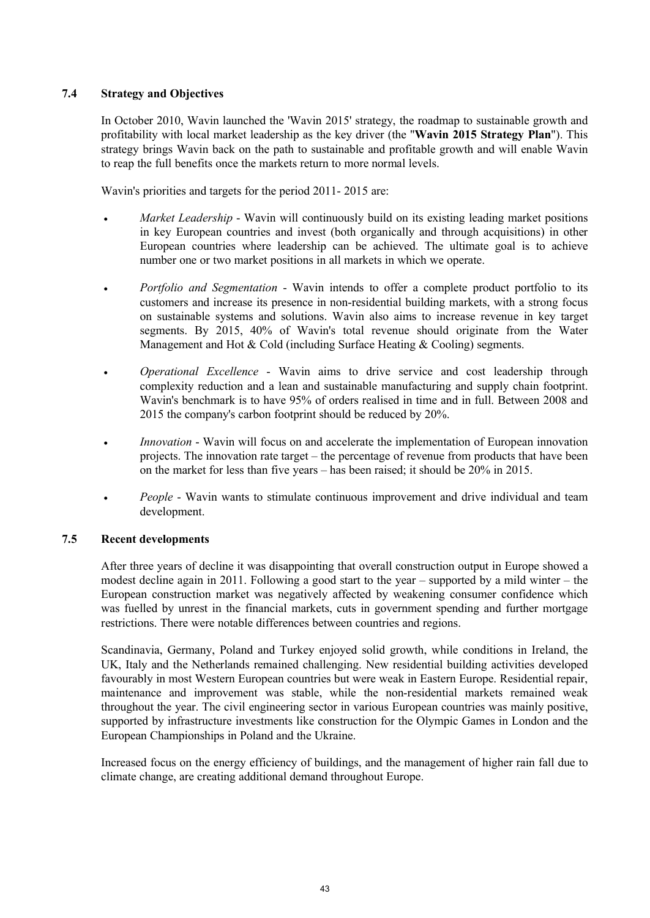### 7.4 Strategy and Objectives

In October 2010, Wavin launched the 'Wavin 2015' strategy, the roadmap to sustainable growth and profitability with local market leadership as the key driver (the "**Wavin 2015 Strategy Plan**"). This strategy brings Wavin back on the path to sustainable and profitable growth and will enable Wavin to reap the full benefits once the markets return to more normal levels.

Wavin's priorities and targets for the period 2011- 2015 are:

- *Market Leadership* - Wavin will continuously build on its existing leading market positions in key European countries and invest (both organically and through acquisitions) in other European countries where leadership can be achieved. The ultimate goal is to achieve number one or two market positions in all markets in which we operate.
- *Portfolio and Segmentation* - Wavin intends to offer a complete product portfolio to its customers and increase its presence in non-residential building markets, with a strong focus on sustainable systems and solutions. Wavin also aims to increase revenue in key target segments. By 2015, 40% of Wavin's total revenue should originate from the Water Management and Hot & Cold (including Surface Heating & Cooling) segments.
- *Operational Excellence* - Wavin aims to drive service and cost leadership through complexity reduction and a lean and sustainable manufacturing and supply chain footprint. Wavin's benchmark is to have 95% of orders realised in time and in full. Between 2008 and 2015 the company's carbon footprint should be reduced by 20%.
- *Innovation* - Wavin will focus on and accelerate the implementation of European innovation projects. The innovation rate target – the percentage of revenue from products that have been on the market for less than five years – has been raised; it should be 20% in 2015.
- *People* - Wavin wants to stimulate continuous improvement and drive individual and team development.

### 7.5 Recent developments

After three years of decline it was disappointing that overall construction output in Europe showed a modest decline again in 2011. Following a good start to the year – supported by a mild winter – the European construction market was negatively affected by weakening consumer confidence which was fuelled by unrest in the financial markets, cuts in government spending and further mortgage restrictions. There were notable differences between countries and regions.

Scandinavia, Germany, Poland and Turkey enjoyed solid growth, while conditions in Ireland, the UK, Italy and the Netherlands remained challenging. New residential building activities developed favourably in most Western European countries but were weak in Eastern Europe. Residential repair, maintenance and improvement was stable, while the non-residential markets remained weak throughout the year. The civil engineering sector in various European countries was mainly positive, supported by infrastructure investments like construction for the Olympic Games in London and the European Championships in Poland and the Ukraine.

Increased focus on the energy efficiency of buildings, and the management of higher rain fall due to climate change, are creating additional demand throughout Europe.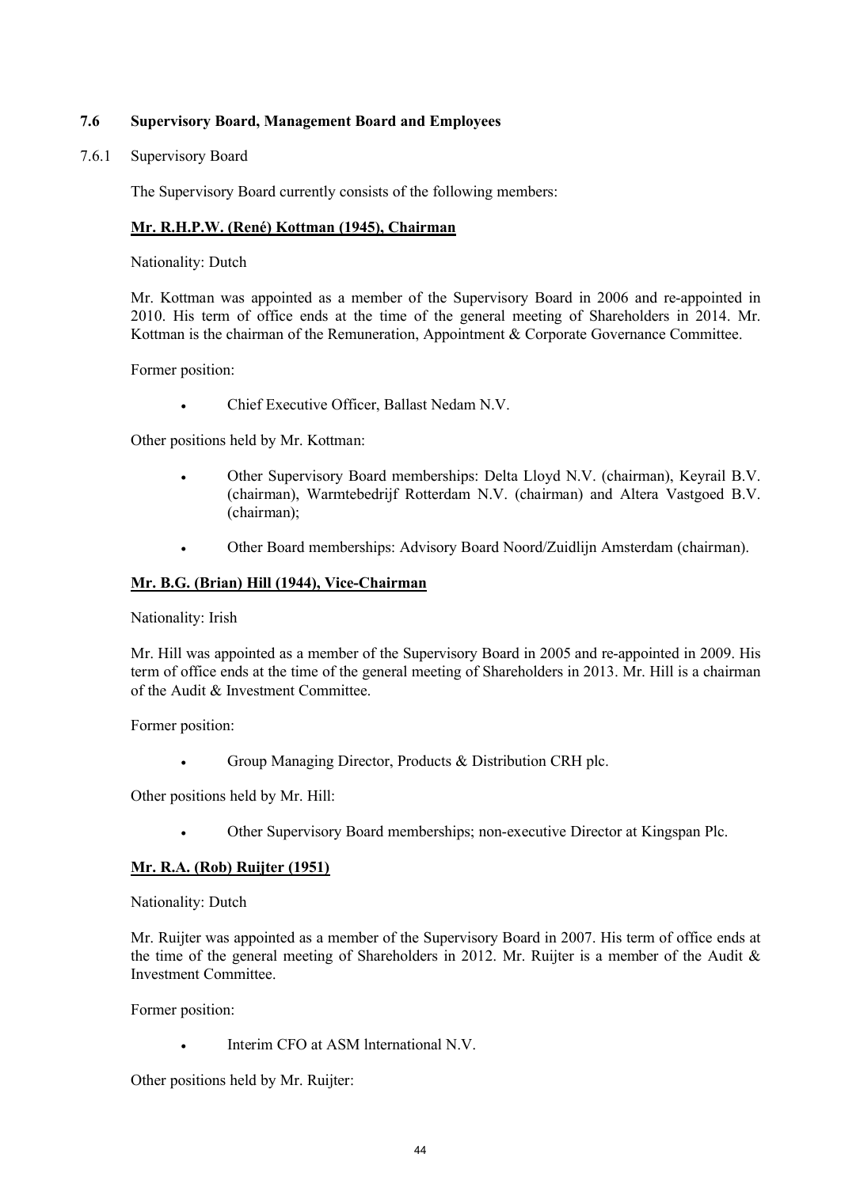## 7.6 Supervisory Board, Management Board and Employees

### 7.6.1 Supervisory Board

The Supervisory Board currently consists of the following members:

**Mr. R.H.P.W. (René) Kottman (1945), Chairman**

Nationality: Dutch

Mr. Kottman was appointed as a member of the Supervisory Board in 2006 and re-appointed in 2010. His term of office ends at the time of the general meeting of Shareholders in 2014. Mr. Kottman is the chairman of the Remuneration, Appointment & Corporate Governance Committee.

Former position:

- Chief Executive Officer, Ballast Nedam N.V.

Other positions held by Mr. Kottman:

- Other Supervisory Board memberships: Delta Lloyd N.V. (chairman), Keyrail B.V. (chairman), Warmtebedrijf Rotterdam N.V. (chairman) and Altera Vastgoed B.V. (chairman);
- Other Board memberships: Advisory Board Noord/Zuidlijn Amsterdam (chairman).

**Mr. B.G. (Brian) Hill (1944), Vice-Chairman**

Nationality: Irish

Mr. Hill was appointed as a member of the Supervisory Board in 2005 and re-appointed in 2009. His term of office ends at the time of the general meeting of Shareholders in 2013. Mr. Hill is a chairman of the Audit & Investment Committee.

Former position:

- Group Managing Director, Products & Distribution CRH plc.

Other positions held by Mr. Hill:

- Other Supervisory Board memberships; non-executive Director at Kingspan Plc.

**Mr. R.A. (Rob) Ruijter (1951)**

Nationality: Dutch

Mr. Ruijter was appointed as a member of the Supervisory Board in 2007. His term of office ends at the time of the general meeting of Shareholders in 2012. Mr. Ruijter is a member of the Audit & Investment Committee.

Former position:

- Interim CFO at ASM lnternational N.V.

Other positions held by Mr. Ruijter: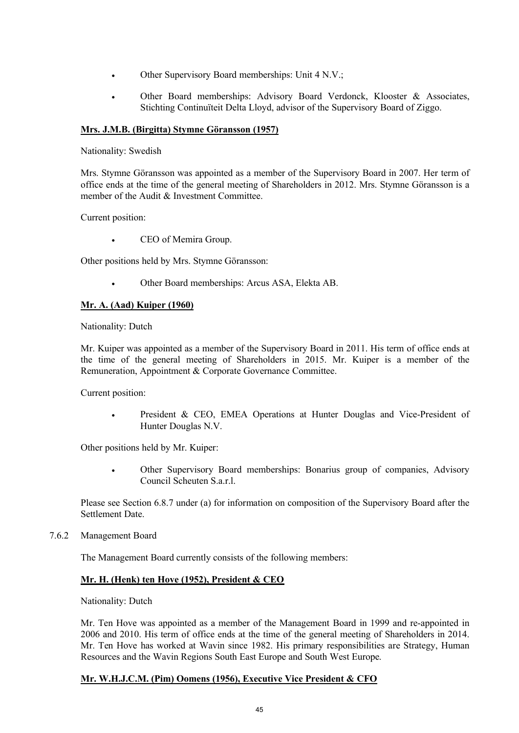- Other Supervisory Board memberships: Unit 4 N.V.;
- Other Board memberships: Advisory Board Verdonck, Klooster & Associates, Stichting Continuïteit Delta Lloyd, advisor of the Supervisory Board of Ziggo.

**Mrs. J.M.B. (Birgitta) Stymne Göransson (1957)**

Nationality: Swedish

Mrs. Stymne Göransson was appointed as a member of the Supervisory Board in 2007. Her term of office ends at the time of the general meeting of Shareholders in 2012. Mrs. Stymne Göransson is a member of the Audit & Investment Committee.

Current position:

- CEO of Memira Group.

Other positions held by Mrs. Stymne Göransson:

- Other Board memberships: Arcus ASA, Elekta AB.

**Mr. A. (Aad) Kuiper (1960)**

Nationality: Dutch

Mr. Kuiper was appointed as a member of the Supervisory Board in 2011. His term of office ends at the time of the general meeting of Shareholders in 2015. Mr. Kuiper is a member of the Remuneration, Appointment & Corporate Governance Committee.

Current position:

- President & CEO, EMEA Operations at Hunter Douglas and Vice-President of Hunter Douglas N.V.

Other positions held by Mr. Kuiper:

- Other Supervisory Board memberships: Bonarius group of companies, Advisory Council Scheuten S.a.r.l.

Please see Section 6.8.7 under (a) for information on composition of the Supervisory Board after the Settlement Date.

7.6.2 Management Board

The Management Board currently consists of the following members:

**Mr. H. (Henk) ten Hove (1952), President & CEO**

Nationality: Dutch

Mr. Ten Hove was appointed as a member of the Management Board in 1999 and re-appointed in 2006 and 2010. His term of office ends at the time of the general meeting of Shareholders in 2014. Mr. Ten Hove has worked at Wavin since 1982. His primary responsibilities are Strategy, Human Resources and the Wavin Regions South East Europe and South West Europe.

**Mr. W.H.J.C.M. (Pim) Oomens (1956), Executive Vice President & CFO**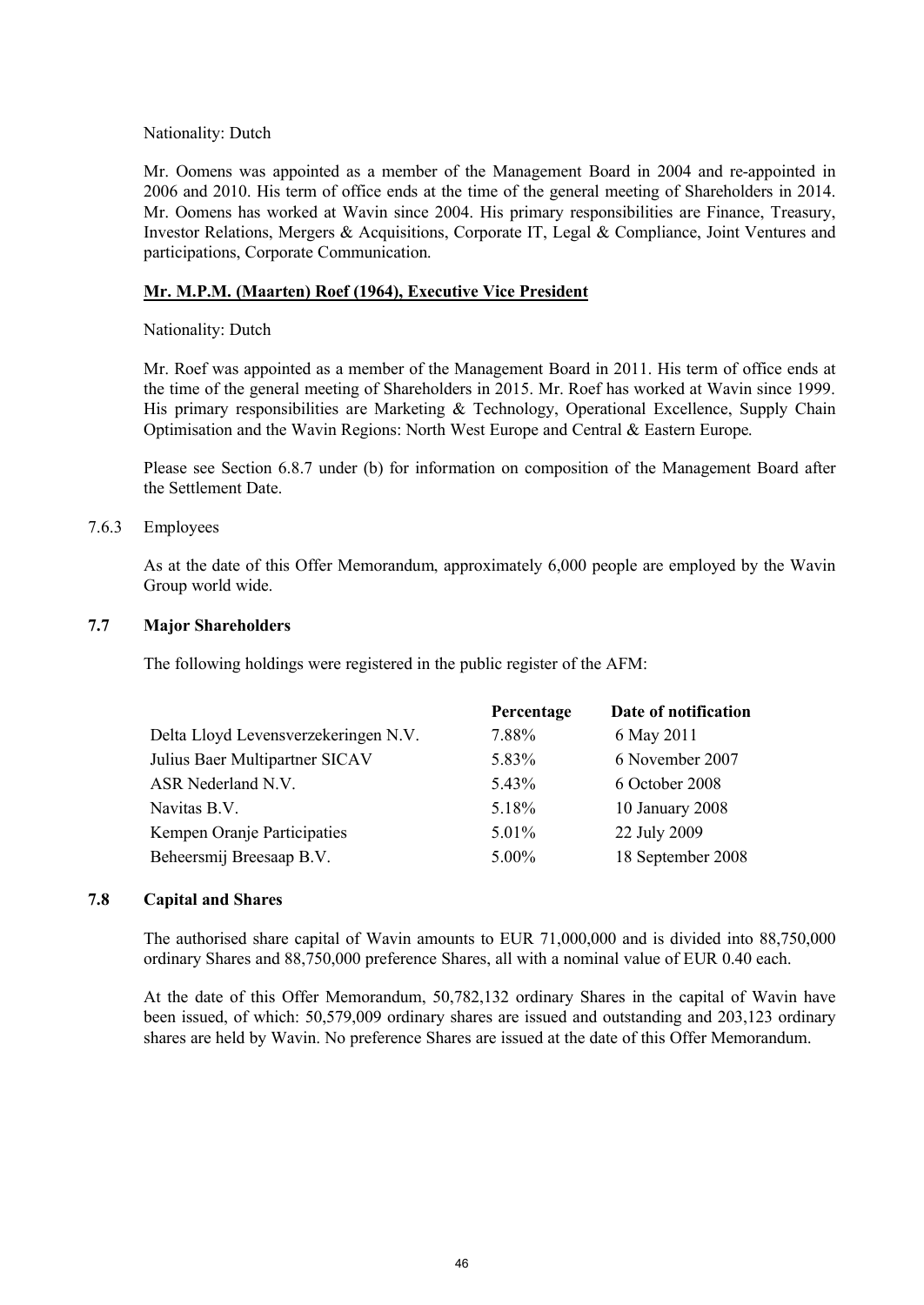Nationality: Dutch

Mr. Oomens was appointed as a member of the Management Board in 2004 and re-appointed in 2006 and 2010. His term of office ends at the time of the general meeting of Shareholders in 2014. Mr. Oomens has worked at Wavin since 2004. His primary responsibilities are Finance, Treasury, Investor Relations, Mergers & Acquisitions, Corporate IT, Legal & Compliance, Joint Ventures and participations, Corporate Communication.

**Mr. M.P.M. (Maarten) Roef (1964), Executive Vice President**

Nationality: Dutch

Mr. Roef was appointed as a member of the Management Board in 2011. His term of office ends at the time of the general meeting of Shareholders in 2015. Mr. Roef has worked at Wavin since 1999. His primary responsibilities are Marketing & Technology, Operational Excellence, Supply Chain Optimisation and the Wavin Regions: North West Europe and Central & Eastern Europe.

Please see Section 6.8.7 under (b) for information on composition of the Management Board after the Settlement Date.

7.6.3 Employees

As at the date of this Offer Memorandum, approximately 6,000 people are employed by the Wavin Group world wide.

### 7.7 Major Shareholders

The following holdings were registered in the public register of the AFM:

| | Percentage | Date of notification |
|---|---|---|
| Delta Lloyd Levensverzekeringen N.V. | 7.88% | 6 May 2011 |
| Julius Baer Multipartner SICAV | 5.83% | 6 November 2007 |
| ASR Nederland N.V. | 5.43% | 6 October 2008 |
| Navitas B.V. | 5.18% | 10 January 2008 |
| Kempen Oranje Participaties | 5.01% | 22 July 2009 |
| Beheersmij Breesaap B.V. | 5.00% | 18 September 2008 |

### 7.8 Capital and Shares

The authorised share capital of Wavin amounts to EUR 71,000,000 and is divided into 88,750,000 ordinary Shares and 88,750,000 preference Shares, all with a nominal value of EUR 0.40 each.

At the date of this Offer Memorandum, 50,782,132 ordinary Shares in the capital of Wavin have been issued, of which: 50,579,009 ordinary shares are issued and outstanding and 203,123 ordinary shares are held by Wavin. No preference Shares are issued at the date of this Offer Memorandum.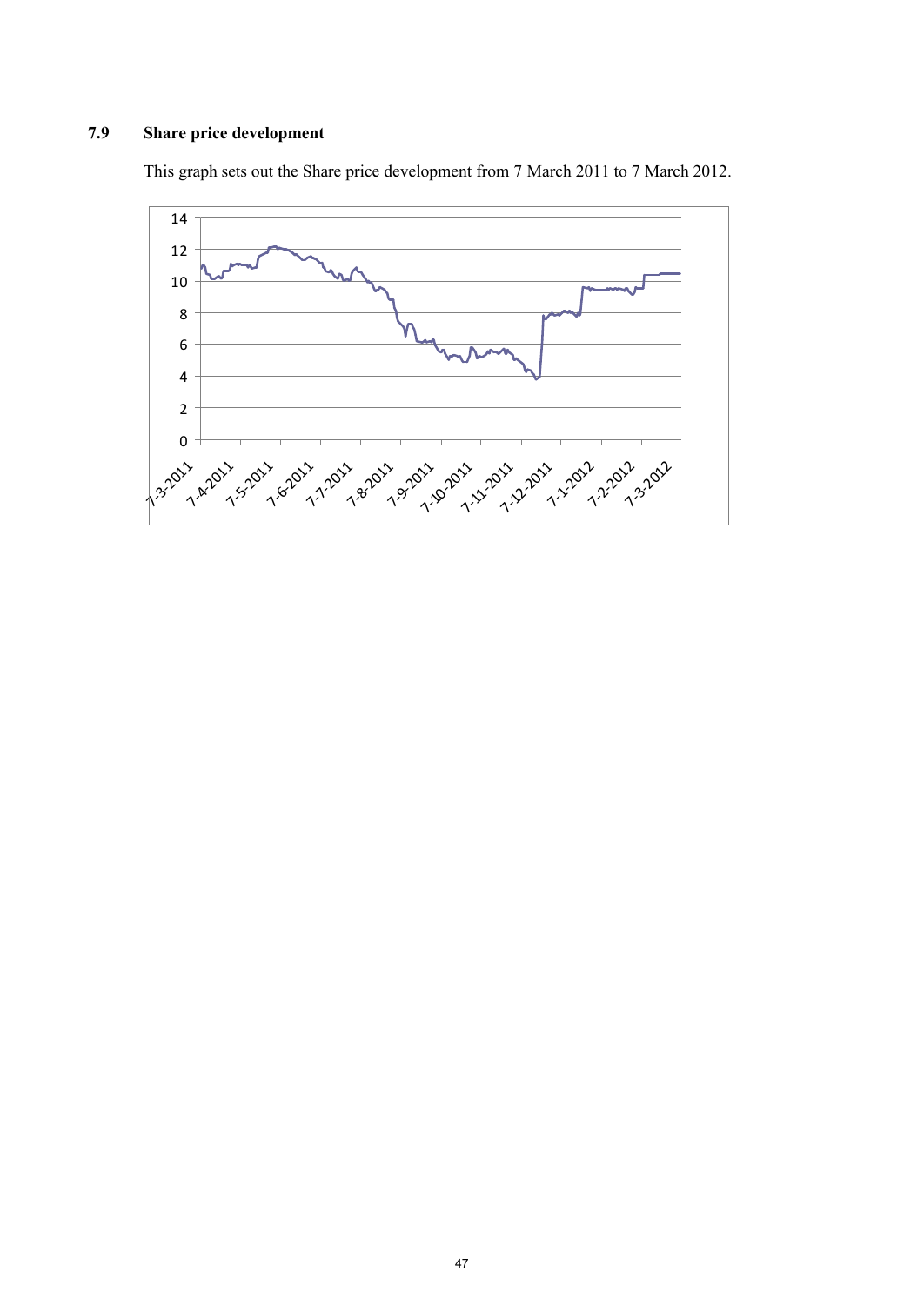## 7.9 Share price development

This graph sets out the Share price development from 7 March 2011 to 7 March 2012.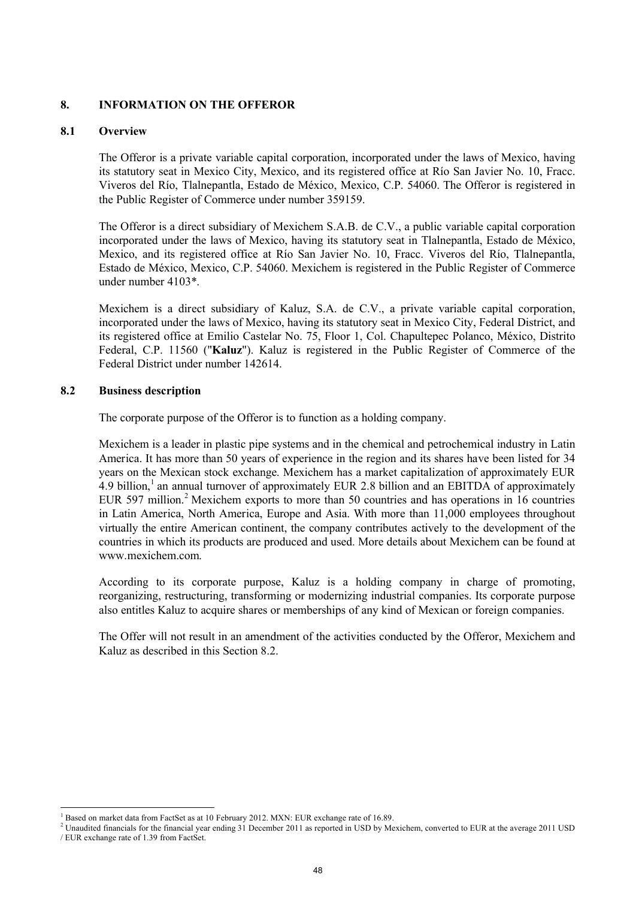## 8. INFORMATION ON THE OFFEROR

### 8.1 Overview

The Offeror is a private variable capital corporation, incorporated under the laws of Mexico, having its statutory seat in Mexico City, Mexico, and its registered office at Río San Javier No. 10, Fracc. Viveros del Río, Tlalnepantla, Estado de México, Mexico, C.P. 54060. The Offeror is registered in the Public Register of Commerce under number 359159.

The Offeror is a direct subsidiary of Mexichem S.A.B. de C.V., a public variable capital corporation incorporated under the laws of Mexico, having its statutory seat in Tlalnepantla, Estado de México, Mexico, and its registered office at Río San Javier No. 10, Fracc. Viveros del Río, Tlalnepantla, Estado de México, Mexico, C.P. 54060. Mexichem is registered in the Public Register of Commerce under number 4103*.

Mexichem is a direct subsidiary of Kaluz, S.A. de C.V., a private variable capital corporation, incorporated under the laws of Mexico, having its statutory seat in Mexico City, Federal District, and its registered office at Emilio Castelar No. 75, Floor 1, Col. Chapultepec Polanco, México, Distrito Federal, C.P. 11560 ("**Kaluz**"). Kaluz is registered in the Public Register of Commerce of the Federal District under number 142614.

### 8.2 Business description

The corporate purpose of the Offeror is to function as a holding company.

Mexichem is a leader in plastic pipe systems and in the chemical and petrochemical industry in Latin America. It has more than 50 years of experience in the region and its shares have been listed for 34 years on the Mexican stock exchange. Mexichem has a market capitalization of approximately EUR 4.9 billion,[1] an annual turnover of approximately EUR 2.8 billion and an EBITDA of approximately EUR 597 million.[2] Mexichem exports to more than 50 countries and has operations in 16 countries in Latin America, North America, Europe and Asia. With more than 11,000 employees throughout virtually the entire American continent, the company contributes actively to the development of the countries in which its products are produced and used. More details about Mexichem can be found at www.mexichem.com.

According to its corporate purpose, Kaluz is a holding company in charge of promoting, reorganizing, restructuring, transforming or modernizing industrial companies. Its corporate purpose also entitles Kaluz to acquire shares or memberships of any kind of Mexican or foreign companies.

The Offer will not result in an amendment of the activities conducted by the Offeror, Mexichem and Kaluz as described in this Section 8.2.

---

[1] Based on market data from FactSet as at 10 February 2012. MXN: EUR exchange rate of 16.89.

[2] Unaudited financials for the financial year ending 31 December 2011 as reported in USD by Mexichem, converted to EUR at the average 2011 USD / EUR exchange rate of 1.39 from FactSet.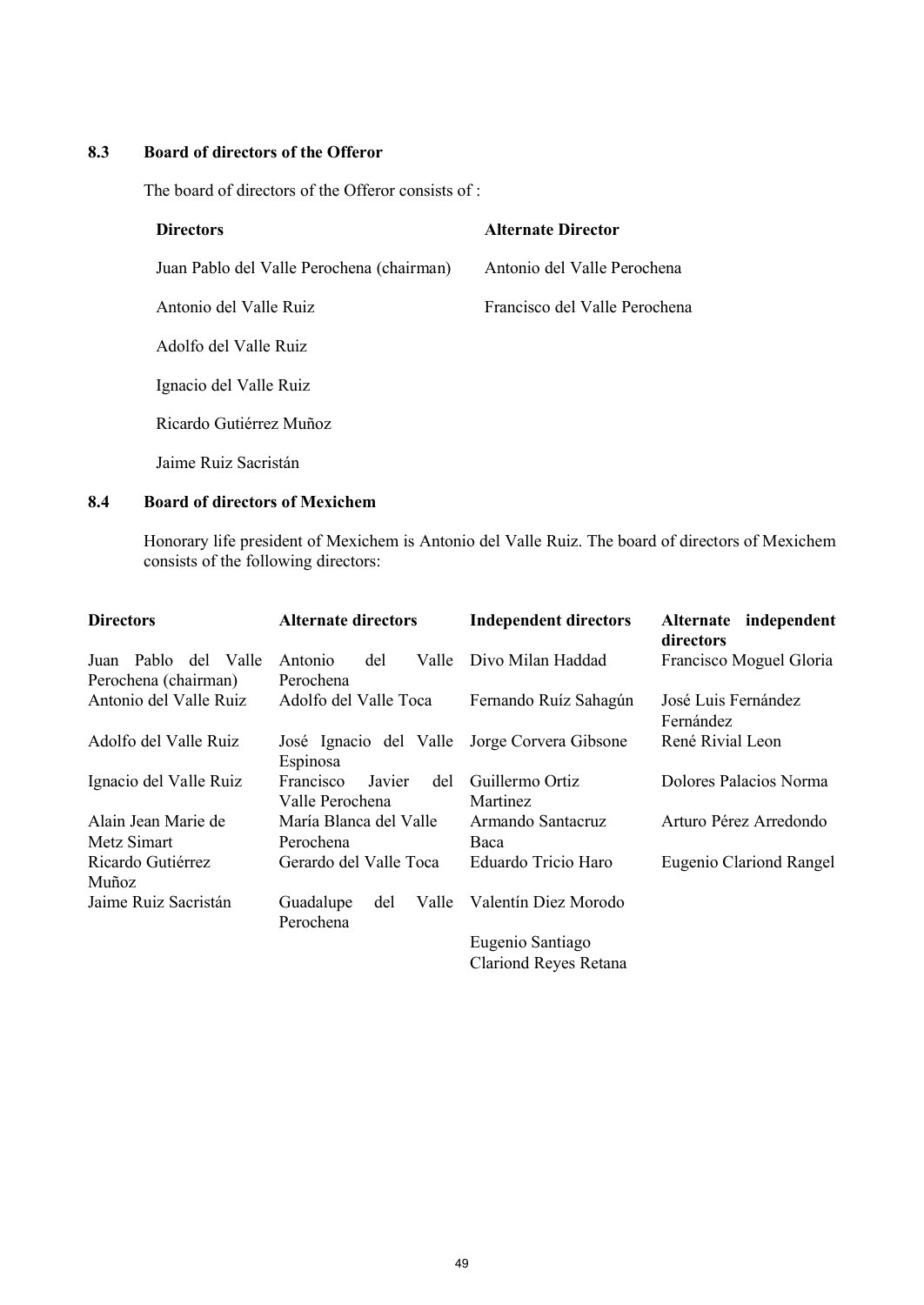### 8.3 Board of directors of the Offeror

The board of directors of the Offeror consists of :

| Directors | Alternate Director |
| --- | --- |
| Juan Pablo del Valle Perochena (chairman) | Antonio del Valle Perochena |
| Antonio del Valle Ruiz | Francisco del Valle Perochena |
| Adolfo del Valle Ruiz | |
| Ignacio del Valle Ruiz | |
| Ricardo Gutiérrez Muñoz | |
| Jaime Ruiz Sacristán | |

### 8.4 Board of directors of Mexichem

Honorary life president of Mexichem is Antonio del Valle Ruiz. The board of directors of Mexichem consists of the following directors:

| Directors | Alternate directors | Independent directors | Alternate independent directors |
| --- | --- | --- | --- |
| Juan Pablo del Valle Perochena (chairman) | Antonio del Valle Perochena | Divo Milan Haddad | Francisco Moguel Gloria |
| Antonio del Valle Ruiz | Adolfo del Valle Toca | Fernando Ruíz Sahagún | José Luis Fernández Fernández |
| Adolfo del Valle Ruiz | José Ignacio del Valle Espinosa | Jorge Corvera Gibsone | René Rivial Leon |
| Ignacio del Valle Ruiz | Francisco Javier del Valle Perochena | Guillermo Ortiz Martinez | Dolores Palacios Norma |
| Alain Jean Marie de Metz Simart | María Blanca del Valle Perochena | Armando Santacruz Baca | Arturo Pérez Arredondo |
| Ricardo Gutiérrez Muñoz | Gerardo del Valle Toca | Eduardo Tricio Haro | Eugenio Clariond Rangel |
| Jaime Ruiz Sacristán | Guadalupe del Valle Perochena | Valentín Diez Morodo | |
| | | Eugenio Santiago Clariond Reyes Retana | |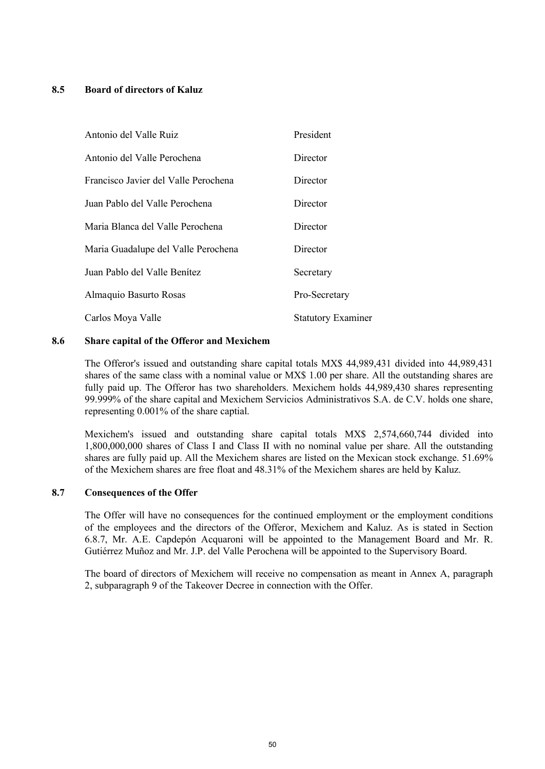### 8.5 Board of directors of Kaluz

| | |
|---|---|
| Antonio del Valle Ruiz | President |
| Antonio del Valle Perochena | Director |
| Francisco Javier del Valle Perochena | Director |
| Juan Pablo del Valle Perochena | Director |
| Maria Blanca del Valle Perochena | Director |
| Maria Guadalupe del Valle Perochena | Director |
| Juan Pablo del Valle Benítez | Secretary |
| Almaquio Basurto Rosas | Pro-Secretary |
| Carlos Moya Valle | Statutory Examiner |

### 8.6 Share capital of the Offeror and Mexichem

The Offeror's issued and outstanding share capital totals MX$ 44,989,431 divided into 44,989,431 shares of the same class with a nominal value or MX$ 1.00 per share. All the outstanding shares are fully paid up. The Offeror has two shareholders. Mexichem holds 44,989,430 shares representing 99.999% of the share capital and Mexichem Servicios Administrativos S.A. de C.V. holds one share, representing 0.001% of the share captial.

Mexichem's issued and outstanding share capital totals MX$ 2,574,660,744 divided into 1,800,000,000 shares of Class I and Class II with no nominal value per share. All the outstanding shares are fully paid up. All the Mexichem shares are listed on the Mexican stock exchange. 51.69% of the Mexichem shares are free float and 48.31% of the Mexichem shares are held by Kaluz.

### 8.7 Consequences of the Offer

The Offer will have no consequences for the continued employment or the employment conditions of the employees and the directors of the Offeror, Mexichem and Kaluz. As is stated in Section 6.8.7, Mr. A.E. Capdepón Acquaroni will be appointed to the Management Board and Mr. R. Gutiérrez Muñoz and Mr. J.P. del Valle Perochena will be appointed to the Supervisory Board.

The board of directors of Mexichem will receive no compensation as meant in Annex A, paragraph 2, subparagraph 9 of the Takeover Decree in connection with the Offer.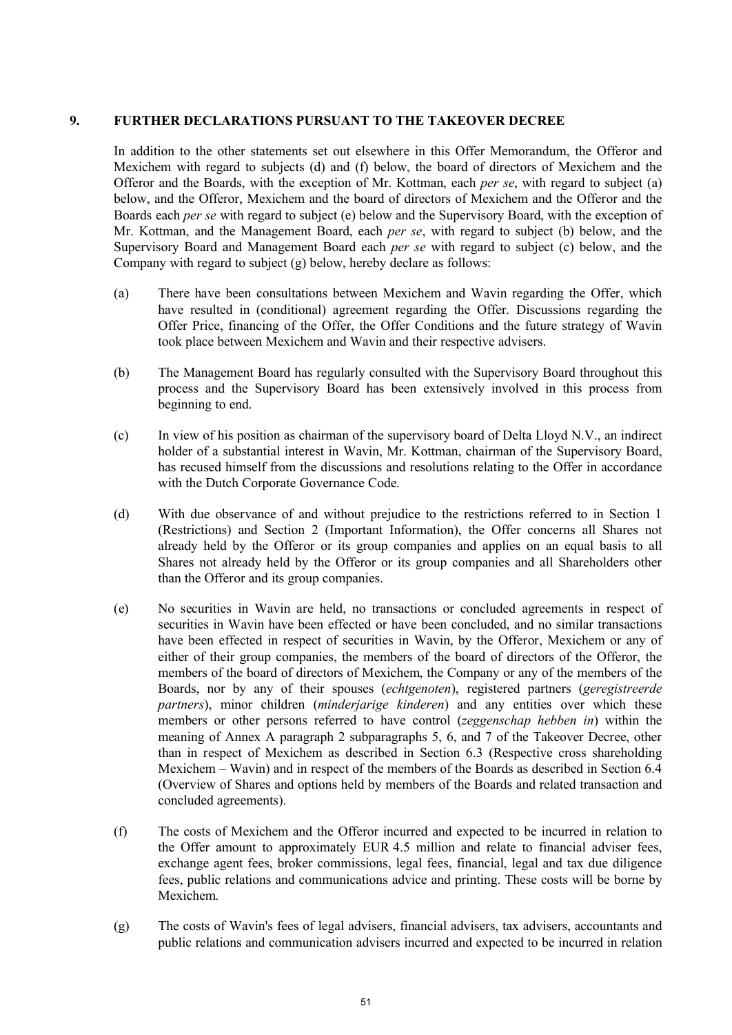## 9. FURTHER DECLARATIONS PURSUANT TO THE TAKEOVER DECREE

In addition to the other statements set out elsewhere in this Offer Memorandum, the Offeror and Mexichem with regard to subjects (d) and (f) below, the board of directors of Mexichem and the Offeror and the Boards, with the exception of Mr. Kottman, each *per se*, with regard to subject (a) below, and the Offeror, Mexichem and the board of directors of Mexichem and the Offeror and the Boards each *per se* with regard to subject (e) below and the Supervisory Board, with the exception of Mr. Kottman, and the Management Board, each *per se*, with regard to subject (b) below, and the Supervisory Board and Management Board each *per se* with regard to subject (c) below, and the Company with regard to subject (g) below, hereby declare as follows:

(a) There have been consultations between Mexichem and Wavin regarding the Offer, which have resulted in (conditional) agreement regarding the Offer. Discussions regarding the Offer Price, financing of the Offer, the Offer Conditions and the future strategy of Wavin took place between Mexichem and Wavin and their respective advisers.

(b) The Management Board has regularly consulted with the Supervisory Board throughout this process and the Supervisory Board has been extensively involved in this process from beginning to end.

(c) In view of his position as chairman of the supervisory board of Delta Lloyd N.V., an indirect holder of a substantial interest in Wavin, Mr. Kottman, chairman of the Supervisory Board, has recused himself from the discussions and resolutions relating to the Offer in accordance with the Dutch Corporate Governance Code.

(d) With due observance of and without prejudice to the restrictions referred to in Section 1 (Restrictions) and Section 2 (Important Information), the Offer concerns all Shares not already held by the Offeror or its group companies and applies on an equal basis to all Shares not already held by the Offeror or its group companies and all Shareholders other than the Offeror and its group companies.

(e) No securities in Wavin are held, no transactions or concluded agreements in respect of securities in Wavin have been effected or have been concluded, and no similar transactions have been effected in respect of securities in Wavin, by the Offeror, Mexichem or any of either of their group companies, the members of the board of directors of the Offeror, the members of the board of directors of Mexichem, the Company or any of the members of the Boards, nor by any of their spouses (*echtgenoten*), registered partners (*geregistreerde partners*), minor children (*minderjarige kinderen*) and any entities over which these members or other persons referred to have control (*zeggenschap hebben in*) within the meaning of Annex A paragraph 2 subparagraphs 5, 6, and 7 of the Takeover Decree, other than in respect of Mexichem as described in Section 6.3 (Respective cross shareholding Mexichem – Wavin) and in respect of the members of the Boards as described in Section 6.4 (Overview of Shares and options held by members of the Boards and related transaction and concluded agreements).

(f) The costs of Mexichem and the Offeror incurred and expected to be incurred in relation to the Offer amount to approximately EUR 4.5 million and relate to financial adviser fees, exchange agent fees, broker commissions, legal fees, financial, legal and tax due diligence fees, public relations and communications advice and printing. These costs will be borne by Mexichem.

(g) The costs of Wavin's fees of legal advisers, financial advisers, tax advisers, accountants and public relations and communication advisers incurred and expected to be incurred in relation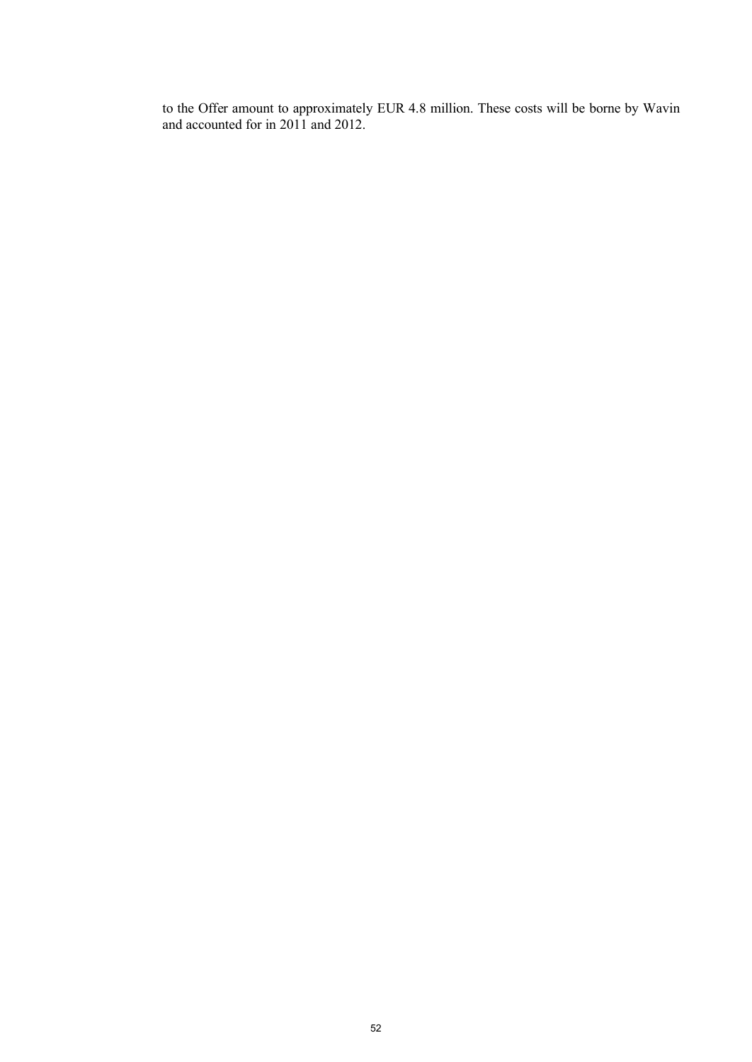to the Offer amount to approximately EUR 4.8 million. These costs will be borne by Wavin and accounted for in 2011 and 2012.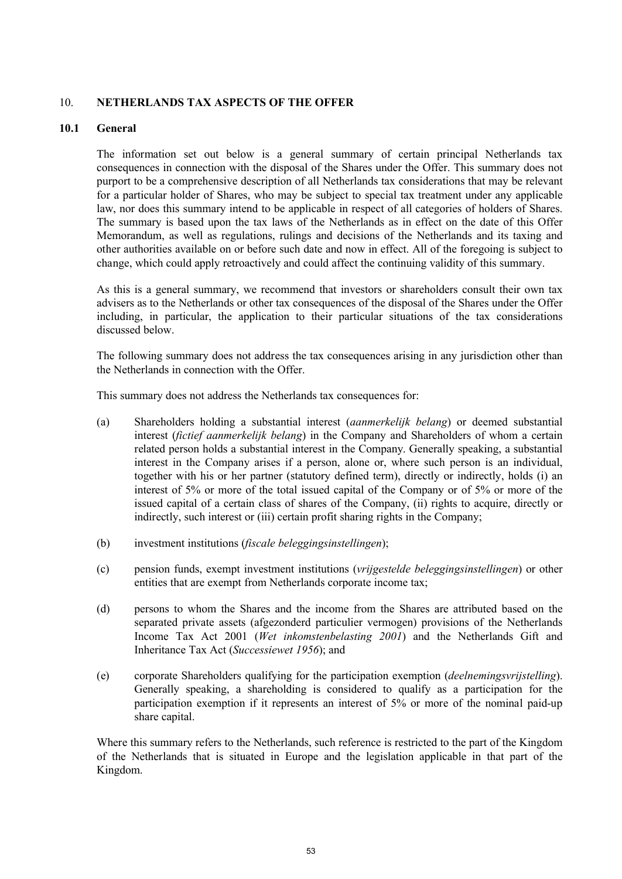## 10. NETHERLANDS TAX ASPECTS OF THE OFFER

### 10.1 General

The information set out below is a general summary of certain principal Netherlands tax consequences in connection with the disposal of the Shares under the Offer. This summary does not purport to be a comprehensive description of all Netherlands tax considerations that may be relevant for a particular holder of Shares, who may be subject to special tax treatment under any applicable law, nor does this summary intend to be applicable in respect of all categories of holders of Shares. The summary is based upon the tax laws of the Netherlands as in effect on the date of this Offer Memorandum, as well as regulations, rulings and decisions of the Netherlands and its taxing and other authorities available on or before such date and now in effect. All of the foregoing is subject to change, which could apply retroactively and could affect the continuing validity of this summary.

As this is a general summary, we recommend that investors or shareholders consult their own tax advisers as to the Netherlands or other tax consequences of the disposal of the Shares under the Offer including, in particular, the application to their particular situations of the tax considerations discussed below.

The following summary does not address the tax consequences arising in any jurisdiction other than the Netherlands in connection with the Offer.

This summary does not address the Netherlands tax consequences for:

(a) Shareholders holding a substantial interest (*aanmerkelijk belang*) or deemed substantial interest (*fictief aanmerkelijk belang*) in the Company and Shareholders of whom a certain related person holds a substantial interest in the Company. Generally speaking, a substantial interest in the Company arises if a person, alone or, where such person is an individual, together with his or her partner (statutory defined term), directly or indirectly, holds (i) an interest of 5% or more of the total issued capital of the Company or of 5% or more of the issued capital of a certain class of shares of the Company, (ii) rights to acquire, directly or indirectly, such interest or (iii) certain profit sharing rights in the Company;

(b) investment institutions (*fiscale beleggingsinstellingen*);

(c) pension funds, exempt investment institutions (*vrijgestelde beleggingsinstellingen*) or other entities that are exempt from Netherlands corporate income tax;

(d) persons to whom the Shares and the income from the Shares are attributed based on the separated private assets (afgezonderd particulier vermogen) provisions of the Netherlands Income Tax Act 2001 (*Wet inkomstenbelasting 2001*) and the Netherlands Gift and Inheritance Tax Act (*Successiewet 1956*); and

(e) corporate Shareholders qualifying for the participation exemption (*deelnemingsvrijstelling*). Generally speaking, a shareholding is considered to qualify as a participation for the participation exemption if it represents an interest of 5% or more of the nominal paid-up share capital.

Where this summary refers to the Netherlands, such reference is restricted to the part of the Kingdom of the Netherlands that is situated in Europe and the legislation applicable in that part of the Kingdom.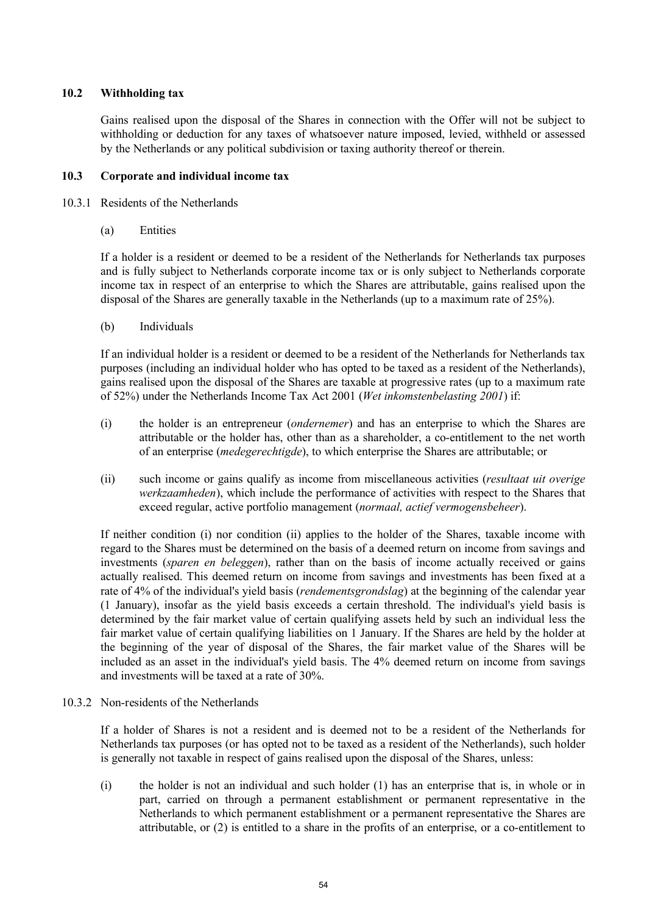### 10.2 Withholding tax

Gains realised upon the disposal of the Shares in connection with the Offer will not be subject to withholding or deduction for any taxes of whatsoever nature imposed, levied, withheld or assessed by the Netherlands or any political subdivision or taxing authority thereof or therein.

### 10.3 Corporate and individual income tax

#### 10.3.1 Residents of the Netherlands

(a) Entities

If a holder is a resident or deemed to be a resident of the Netherlands for Netherlands tax purposes and is fully subject to Netherlands corporate income tax or is only subject to Netherlands corporate income tax in respect of an enterprise to which the Shares are attributable, gains realised upon the disposal of the Shares are generally taxable in the Netherlands (up to a maximum rate of 25%).

(b) Individuals

If an individual holder is a resident or deemed to be a resident of the Netherlands for Netherlands tax purposes (including an individual holder who has opted to be taxed as a resident of the Netherlands), gains realised upon the disposal of the Shares are taxable at progressive rates (up to a maximum rate of 52%) under the Netherlands Income Tax Act 2001 (*Wet inkomstenbelasting 2001*) if:

(i) the holder is an entrepreneur (*ondernemer*) and has an enterprise to which the Shares are attributable or the holder has, other than as a shareholder, a co-entitlement to the net worth of an enterprise (*medegerechtigde*), to which enterprise the Shares are attributable; or

(ii) such income or gains qualify as income from miscellaneous activities (*resultaat uit overige werkzaamheden*), which include the performance of activities with respect to the Shares that exceed regular, active portfolio management (*normaal, actief vermogensbeheer*).

If neither condition (i) nor condition (ii) applies to the holder of the Shares, taxable income with regard to the Shares must be determined on the basis of a deemed return on income from savings and investments (*sparen en beleggen*), rather than on the basis of income actually received or gains actually realised. This deemed return on income from savings and investments has been fixed at a rate of 4% of the individual's yield basis (*rendementsgrondslag*) at the beginning of the calendar year (1 January), insofar as the yield basis exceeds a certain threshold. The individual's yield basis is determined by the fair market value of certain qualifying assets held by such an individual less the fair market value of certain qualifying liabilities on 1 January. If the Shares are held by the holder at the beginning of the year of disposal of the Shares, the fair market value of the Shares will be included as an asset in the individual's yield basis. The 4% deemed return on income from savings and investments will be taxed at a rate of 30%.

#### 10.3.2 Non-residents of the Netherlands

If a holder of Shares is not a resident and is deemed not to be a resident of the Netherlands for Netherlands tax purposes (or has opted not to be taxed as a resident of the Netherlands), such holder is generally not taxable in respect of gains realised upon the disposal of the Shares, unless:

(i) the holder is not an individual and such holder (1) has an enterprise that is, in whole or in part, carried on through a permanent establishment or permanent representative in the Netherlands to which permanent establishment or a permanent representative the Shares are attributable, or (2) is entitled to a share in the profits of an enterprise, or a co-entitlement to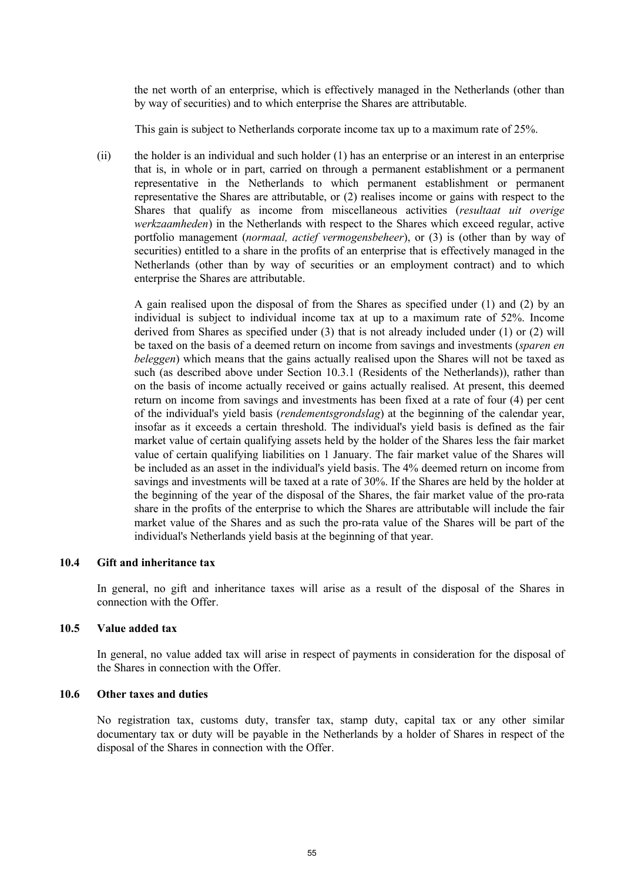the net worth of an enterprise, which is effectively managed in the Netherlands (other than by way of securities) and to which enterprise the Shares are attributable.

This gain is subject to Netherlands corporate income tax up to a maximum rate of 25%.

(ii) the holder is an individual and such holder (1) has an enterprise or an interest in an enterprise that is, in whole or in part, carried on through a permanent establishment or a permanent representative in the Netherlands to which permanent establishment or permanent representative the Shares are attributable, or (2) realises income or gains with respect to the Shares that qualify as income from miscellaneous activities (*resultaat uit overige werkzaamheden*) in the Netherlands with respect to the Shares which exceed regular, active portfolio management (*normaal, actief vermogensbeheer*), or (3) is (other than by way of securities) entitled to a share in the profits of an enterprise that is effectively managed in the Netherlands (other than by way of securities or an employment contract) and to which enterprise the Shares are attributable.

A gain realised upon the disposal of from the Shares as specified under (1) and (2) by an individual is subject to individual income tax at up to a maximum rate of 52%. Income derived from Shares as specified under (3) that is not already included under (1) or (2) will be taxed on the basis of a deemed return on income from savings and investments (*sparen en beleggen*) which means that the gains actually realised upon the Shares will not be taxed as such (as described above under Section 10.3.1 (Residents of the Netherlands)), rather than on the basis of income actually received or gains actually realised. At present, this deemed return on income from savings and investments has been fixed at a rate of four (4) per cent of the individual's yield basis (*rendementsgrondslag*) at the beginning of the calendar year, insofar as it exceeds a certain threshold. The individual's yield basis is defined as the fair market value of certain qualifying assets held by the holder of the Shares less the fair market value of certain qualifying liabilities on 1 January. The fair market value of the Shares will be included as an asset in the individual's yield basis. The 4% deemed return on income from savings and investments will be taxed at a rate of 30%. If the Shares are held by the holder at the beginning of the year of the disposal of the Shares, the fair market value of the pro-rata share in the profits of the enterprise to which the Shares are attributable will include the fair market value of the Shares and as such the pro-rata value of the Shares will be part of the individual's Netherlands yield basis at the beginning of that year.

### 10.4 Gift and inheritance tax

In general, no gift and inheritance taxes will arise as a result of the disposal of the Shares in connection with the Offer.

### 10.5 Value added tax

In general, no value added tax will arise in respect of payments in consideration for the disposal of the Shares in connection with the Offer.

### 10.6 Other taxes and duties

No registration tax, customs duty, transfer tax, stamp duty, capital tax or any other similar documentary tax or duty will be payable in the Netherlands by a holder of Shares in respect of the disposal of the Shares in connection with the Offer.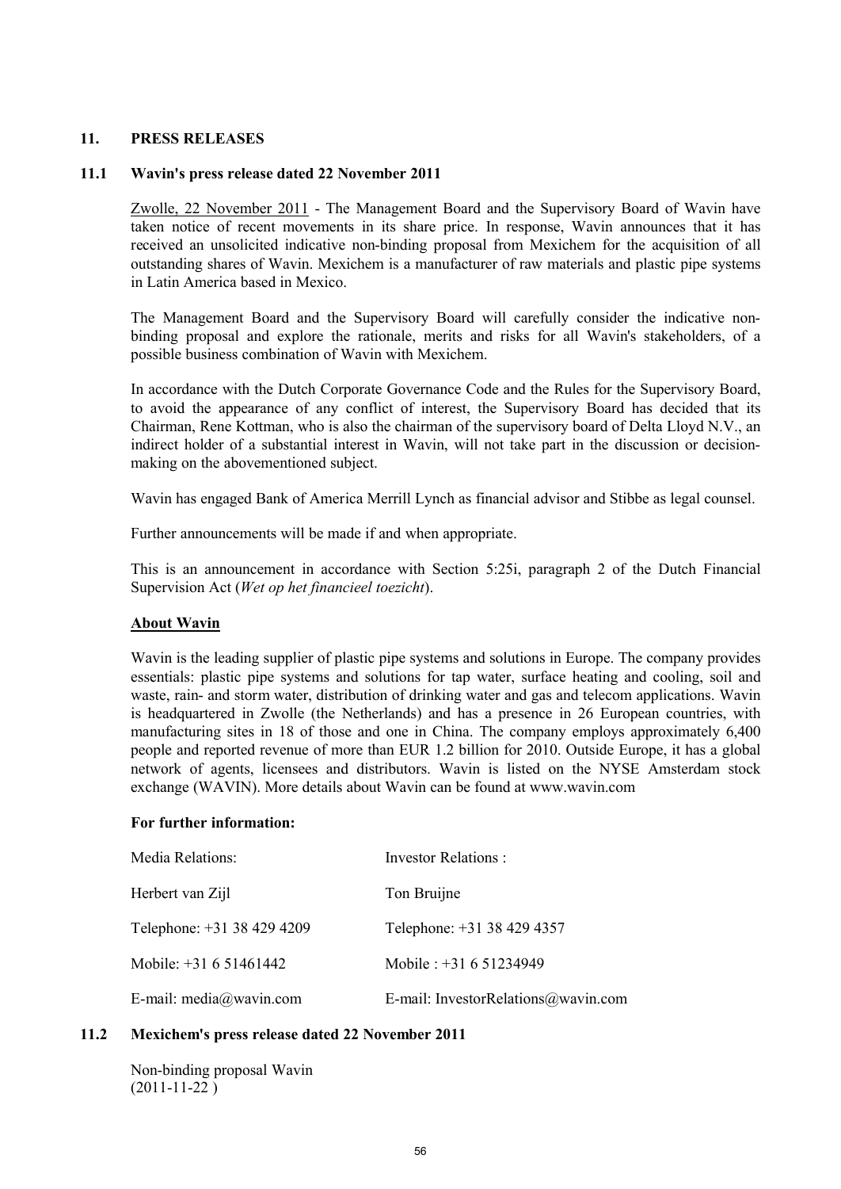## 11. PRESS RELEASES

### 11.1 Wavin's press release dated 22 November 2011

Zwolle, 22 November 2011 - The Management Board and the Supervisory Board of Wavin have taken notice of recent movements in its share price. In response, Wavin announces that it has received an unsolicited indicative non-binding proposal from Mexichem for the acquisition of all outstanding shares of Wavin. Mexichem is a manufacturer of raw materials and plastic pipe systems in Latin America based in Mexico.

The Management Board and the Supervisory Board will carefully consider the indicative non-binding proposal and explore the rationale, merits and risks for all Wavin's stakeholders, of a possible business combination of Wavin with Mexichem.

In accordance with the Dutch Corporate Governance Code and the Rules for the Supervisory Board, to avoid the appearance of any conflict of interest, the Supervisory Board has decided that its Chairman, Rene Kottman, who is also the chairman of the supervisory board of Delta Lloyd N.V., an indirect holder of a substantial interest in Wavin, will not take part in the discussion or decision-making on the abovementioned subject.

Wavin has engaged Bank of America Merrill Lynch as financial advisor and Stibbe as legal counsel.

Further announcements will be made if and when appropriate.

This is an announcement in accordance with Section 5:25i, paragraph 2 of the Dutch Financial Supervision Act (*Wet op het financieel toezicht*).

**About Wavin**

Wavin is the leading supplier of plastic pipe systems and solutions in Europe. The company provides essentials: plastic pipe systems and solutions for tap water, surface heating and cooling, soil and waste, rain- and storm water, distribution of drinking water and gas and telecom applications. Wavin is headquartered in Zwolle (the Netherlands) and has a presence in 26 European countries, with manufacturing sites in 18 of those and one in China. The company employs approximately 6,400 people and reported revenue of more than EUR 1.2 billion for 2010. Outside Europe, it has a global network of agents, licensees and distributors. Wavin is listed on the NYSE Amsterdam stock exchange (WAVIN). More details about Wavin can be found at www.wavin.com

**For further information:**

| Media Relations: | Investor Relations : |
|---|---|
| Herbert van Zijl | Ton Bruijne |
| Telephone: +31 38 429 4209 | Telephone: +31 38 429 4357 |
| Mobile: +31 6 51461442 | Mobile : +31 6 51234949 |
| E-mail: media@wavin.com | E-mail: InvestorRelations@wavin.com |

### 11.2 Mexichem's press release dated 22 November 2011

Non-binding proposal Wavin
(2011-11-22 )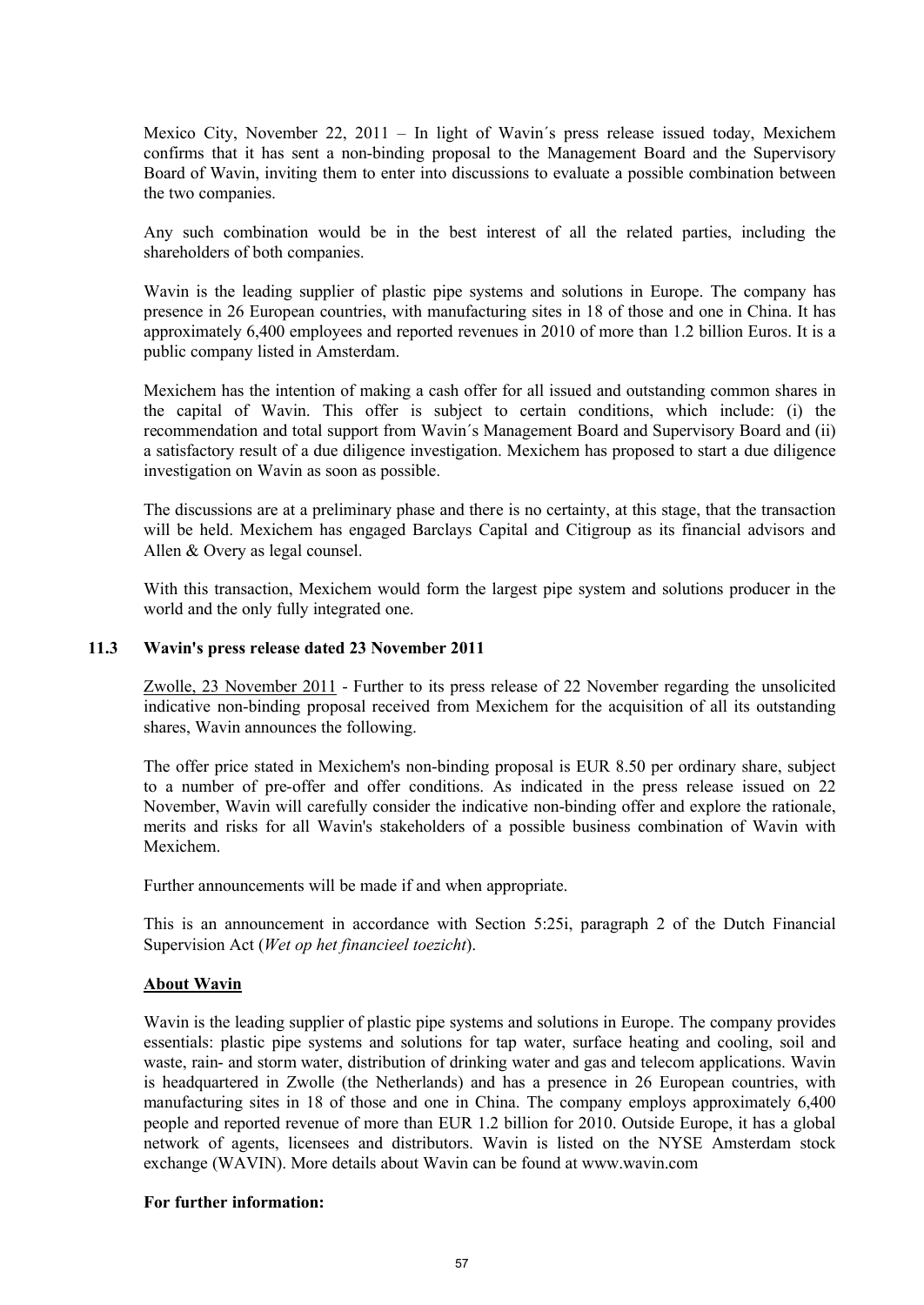Mexico City, November 22, 2011 – In light of Wavin´s press release issued today, Mexichem confirms that it has sent a non-binding proposal to the Management Board and the Supervisory Board of Wavin, inviting them to enter into discussions to evaluate a possible combination between the two companies.

Any such combination would be in the best interest of all the related parties, including the shareholders of both companies.

Wavin is the leading supplier of plastic pipe systems and solutions in Europe. The company has presence in 26 European countries, with manufacturing sites in 18 of those and one in China. It has approximately 6,400 employees and reported revenues in 2010 of more than 1.2 billion Euros. It is a public company listed in Amsterdam.

Mexichem has the intention of making a cash offer for all issued and outstanding common shares in the capital of Wavin. This offer is subject to certain conditions, which include: (i) the recommendation and total support from Wavin´s Management Board and Supervisory Board and (ii) a satisfactory result of a due diligence investigation. Mexichem has proposed to start a due diligence investigation on Wavin as soon as possible.

The discussions are at a preliminary phase and there is no certainty, at this stage, that the transaction will be held. Mexichem has engaged Barclays Capital and Citigroup as its financial advisors and Allen & Overy as legal counsel.

With this transaction, Mexichem would form the largest pipe system and solutions producer in the world and the only fully integrated one.

### 11.3 Wavin's press release dated 23 November 2011

Zwolle, 23 November 2011 - Further to its press release of 22 November regarding the unsolicited indicative non-binding proposal received from Mexichem for the acquisition of all its outstanding shares, Wavin announces the following.

The offer price stated in Mexichem's non-binding proposal is EUR 8.50 per ordinary share, subject to a number of pre-offer and offer conditions. As indicated in the press release issued on 22 November, Wavin will carefully consider the indicative non-binding offer and explore the rationale, merits and risks for all Wavin's stakeholders of a possible business combination of Wavin with Mexichem.

Further announcements will be made if and when appropriate.

This is an announcement in accordance with Section 5:25i, paragraph 2 of the Dutch Financial Supervision Act (*Wet op het financieel toezicht*).

**About Wavin**

Wavin is the leading supplier of plastic pipe systems and solutions in Europe. The company provides essentials: plastic pipe systems and solutions for tap water, surface heating and cooling, soil and waste, rain- and storm water, distribution of drinking water and gas and telecom applications. Wavin is headquartered in Zwolle (the Netherlands) and has a presence in 26 European countries, with manufacturing sites in 18 of those and one in China. The company employs approximately 6,400 people and reported revenue of more than EUR 1.2 billion for 2010. Outside Europe, it has a global network of agents, licensees and distributors. Wavin is listed on the NYSE Amsterdam stock exchange (WAVIN). More details about Wavin can be found at www.wavin.com

**For further information:**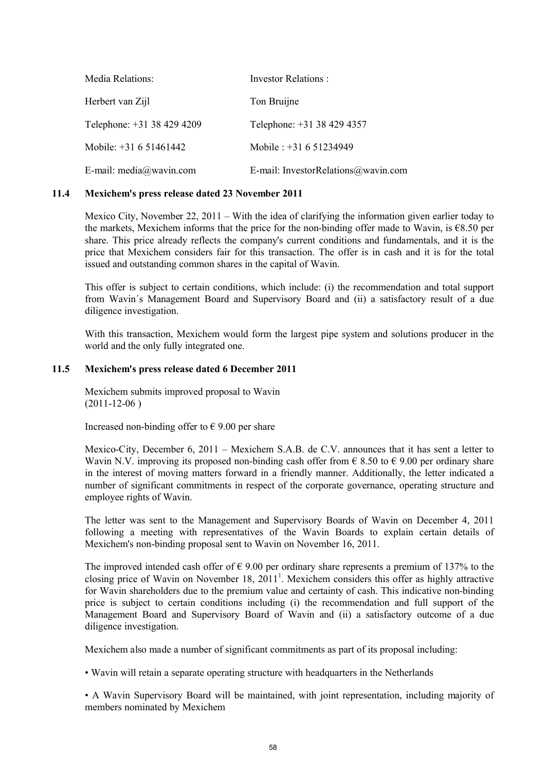| Media Relations: | Investor Relations : |
| --- | --- |
| Herbert van Zijl | Ton Bruijne |
| Telephone: +31 38 429 4209 | Telephone: +31 38 429 4357 |
| Mobile: +31 6 51461442 | Mobile : +31 6 51234949 |
| E-mail: media@wavin.com | E-mail: InvestorRelations@wavin.com |

### 11.4 Mexichem's press release dated 23 November 2011

Mexico City, November 22, 2011 – With the idea of clarifying the information given earlier today to the markets, Mexichem informs that the price for the non-binding offer made to Wavin, is €8.50 per share. This price already reflects the company's current conditions and fundamentals, and it is the price that Mexichem considers fair for this transaction. The offer is in cash and it is for the total issued and outstanding common shares in the capital of Wavin.

This offer is subject to certain conditions, which include: (i) the recommendation and total support from Wavin´s Management Board and Supervisory Board and (ii) a satisfactory result of a due diligence investigation.

With this transaction, Mexichem would form the largest pipe system and solutions producer in the world and the only fully integrated one.

### 11.5 Mexichem's press release dated 6 December 2011

Mexichem submits improved proposal to Wavin
(2011-12-06 )

Increased non-binding offer to € 9.00 per share

Mexico-City, December 6, 2011 – Mexichem S.A.B. de C.V. announces that it has sent a letter to Wavin N.V. improving its proposed non-binding cash offer from € 8.50 to € 9.00 per ordinary share in the interest of moving matters forward in a friendly manner. Additionally, the letter indicated a number of significant commitments in respect of the corporate governance, operating structure and employee rights of Wavin.

The letter was sent to the Management and Supervisory Boards of Wavin on December 4, 2011 following a meeting with representatives of the Wavin Boards to explain certain details of Mexichem's non-binding proposal sent to Wavin on November 16, 2011.

The improved intended cash offer of € 9.00 per ordinary share represents a premium of 137% to the closing price of Wavin on November 18, 2011[1]. Mexichem considers this offer as highly attractive for Wavin shareholders due to the premium value and certainty of cash. This indicative non-binding price is subject to certain conditions including (i) the recommendation and full support of the Management Board and Supervisory Board of Wavin and (ii) a satisfactory outcome of a due diligence investigation.

Mexichem also made a number of significant commitments as part of its proposal including:

- Wavin will retain a separate operating structure with headquarters in the Netherlands

- A Wavin Supervisory Board will be maintained, with joint representation, including majority of members nominated by Mexichem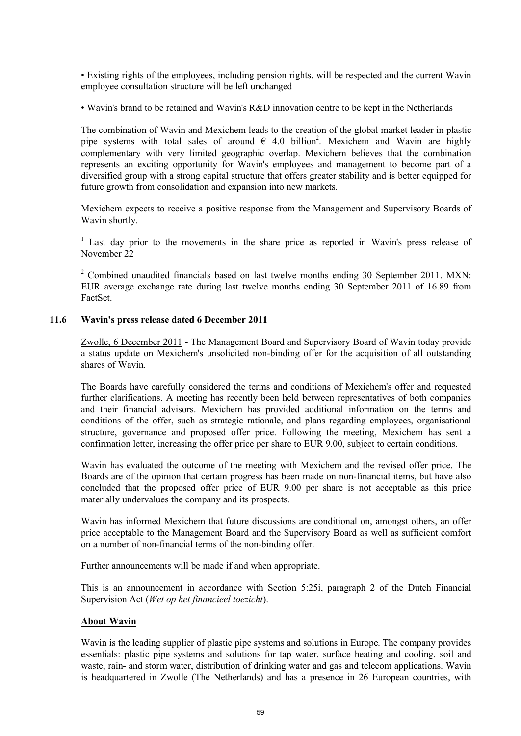• Existing rights of the employees, including pension rights, will be respected and the current Wavin employee consultation structure will be left unchanged

• Wavin's brand to be retained and Wavin's R&D innovation centre to be kept in the Netherlands

The combination of Wavin and Mexichem leads to the creation of the global market leader in plastic pipe systems with total sales of around € 4.0 billion[2]. Mexichem and Wavin are highly complementary with very limited geographic overlap. Mexichem believes that the combination represents an exciting opportunity for Wavin's employees and management to become part of a diversified group with a strong capital structure that offers greater stability and is better equipped for future growth from consolidation and expansion into new markets.

Mexichem expects to receive a positive response from the Management and Supervisory Boards of Wavin shortly.

[1] Last day prior to the movements in the share price as reported in Wavin's press release of November 22

[2] Combined unaudited financials based on last twelve months ending 30 September 2011. MXN: EUR average exchange rate during last twelve months ending 30 September 2011 of 16.89 from FactSet.

### 11.6 Wavin's press release dated 6 December 2011

Zwolle, 6 December 2011 - The Management Board and Supervisory Board of Wavin today provide a status update on Mexichem's unsolicited non-binding offer for the acquisition of all outstanding shares of Wavin.

The Boards have carefully considered the terms and conditions of Mexichem's offer and requested further clarifications. A meeting has recently been held between representatives of both companies and their financial advisors. Mexichem has provided additional information on the terms and conditions of the offer, such as strategic rationale, and plans regarding employees, organisational structure, governance and proposed offer price. Following the meeting, Mexichem has sent a confirmation letter, increasing the offer price per share to EUR 9.00, subject to certain conditions.

Wavin has evaluated the outcome of the meeting with Mexichem and the revised offer price. The Boards are of the opinion that certain progress has been made on non-financial items, but have also concluded that the proposed offer price of EUR 9.00 per share is not acceptable as this price materially undervalues the company and its prospects.

Wavin has informed Mexichem that future discussions are conditional on, amongst others, an offer price acceptable to the Management Board and the Supervisory Board as well as sufficient comfort on a number of non-financial terms of the non-binding offer.

Further announcements will be made if and when appropriate.

This is an announcement in accordance with Section 5:25i, paragraph 2 of the Dutch Financial Supervision Act (*Wet op het financieel toezicht*).

**About Wavin**

Wavin is the leading supplier of plastic pipe systems and solutions in Europe. The company provides essentials: plastic pipe systems and solutions for tap water, surface heating and cooling, soil and waste, rain- and storm water, distribution of drinking water and gas and telecom applications. Wavin is headquartered in Zwolle (The Netherlands) and has a presence in 26 European countries, with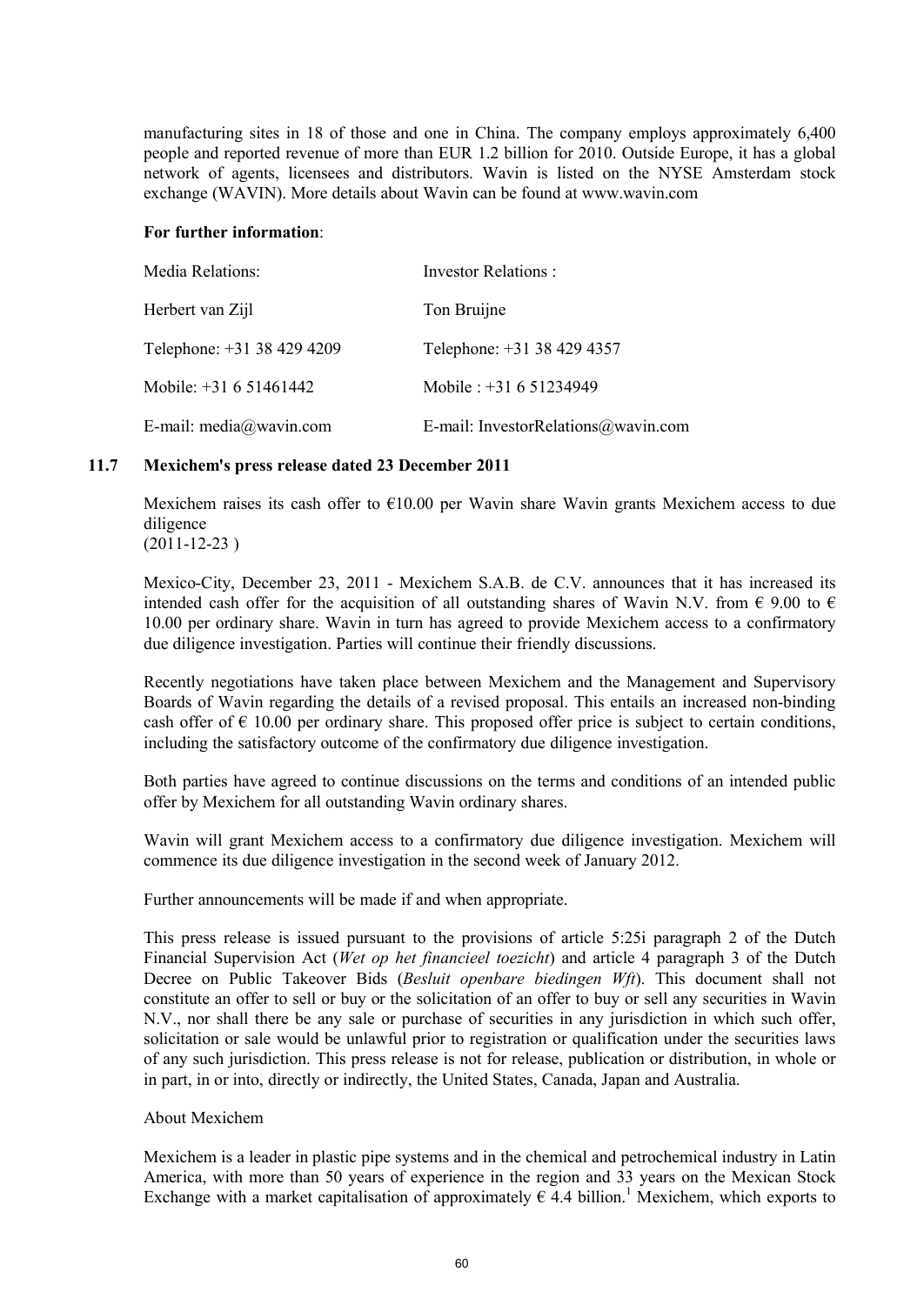manufacturing sites in 18 of those and one in China. The company employs approximately 6,400 people and reported revenue of more than EUR 1.2 billion for 2010. Outside Europe, it has a global network of agents, licensees and distributors. Wavin is listed on the NYSE Amsterdam stock exchange (WAVIN). More details about Wavin can be found at www.wavin.com

**For further information**:

| Media Relations: | Investor Relations : |
|---|---|
| Herbert van Zijl | Ton Bruijne |
| Telephone: +31 38 429 4209 | Telephone: +31 38 429 4357 |
| Mobile: +31 6 51461442 | Mobile : +31 6 51234949 |
| E-mail: media@wavin.com | E-mail: InvestorRelations@wavin.com |

## 11.7 Mexichem's press release dated 23 December 2011

Mexichem raises its cash offer to €10.00 per Wavin share Wavin grants Mexichem access to due diligence
(2011-12-23 )

Mexico-City, December 23, 2011 - Mexichem S.A.B. de C.V. announces that it has increased its intended cash offer for the acquisition of all outstanding shares of Wavin N.V. from € 9.00 to € 10.00 per ordinary share. Wavin in turn has agreed to provide Mexichem access to a confirmatory due diligence investigation. Parties will continue their friendly discussions.

Recently negotiations have taken place between Mexichem and the Management and Supervisory Boards of Wavin regarding the details of a revised proposal. This entails an increased non-binding cash offer of € 10.00 per ordinary share. This proposed offer price is subject to certain conditions, including the satisfactory outcome of the confirmatory due diligence investigation.

Both parties have agreed to continue discussions on the terms and conditions of an intended public offer by Mexichem for all outstanding Wavin ordinary shares.

Wavin will grant Mexichem access to a confirmatory due diligence investigation. Mexichem will commence its due diligence investigation in the second week of January 2012.

Further announcements will be made if and when appropriate.

This press release is issued pursuant to the provisions of article 5:25i paragraph 2 of the Dutch Financial Supervision Act (*Wet op het financieel toezicht*) and article 4 paragraph 3 of the Dutch Decree on Public Takeover Bids (*Besluit openbare biedingen Wft*). This document shall not constitute an offer to sell or buy or the solicitation of an offer to buy or sell any securities in Wavin N.V., nor shall there be any sale or purchase of securities in any jurisdiction in which such offer, solicitation or sale would be unlawful prior to registration or qualification under the securities laws of any such jurisdiction. This press release is not for release, publication or distribution, in whole or in part, in or into, directly or indirectly, the United States, Canada, Japan and Australia.

About Mexichem

Mexichem is a leader in plastic pipe systems and in the chemical and petrochemical industry in Latin America, with more than 50 years of experience in the region and 33 years on the Mexican Stock Exchange with a market capitalisation of approximately € 4.4 billion.[1] Mexichem, which exports to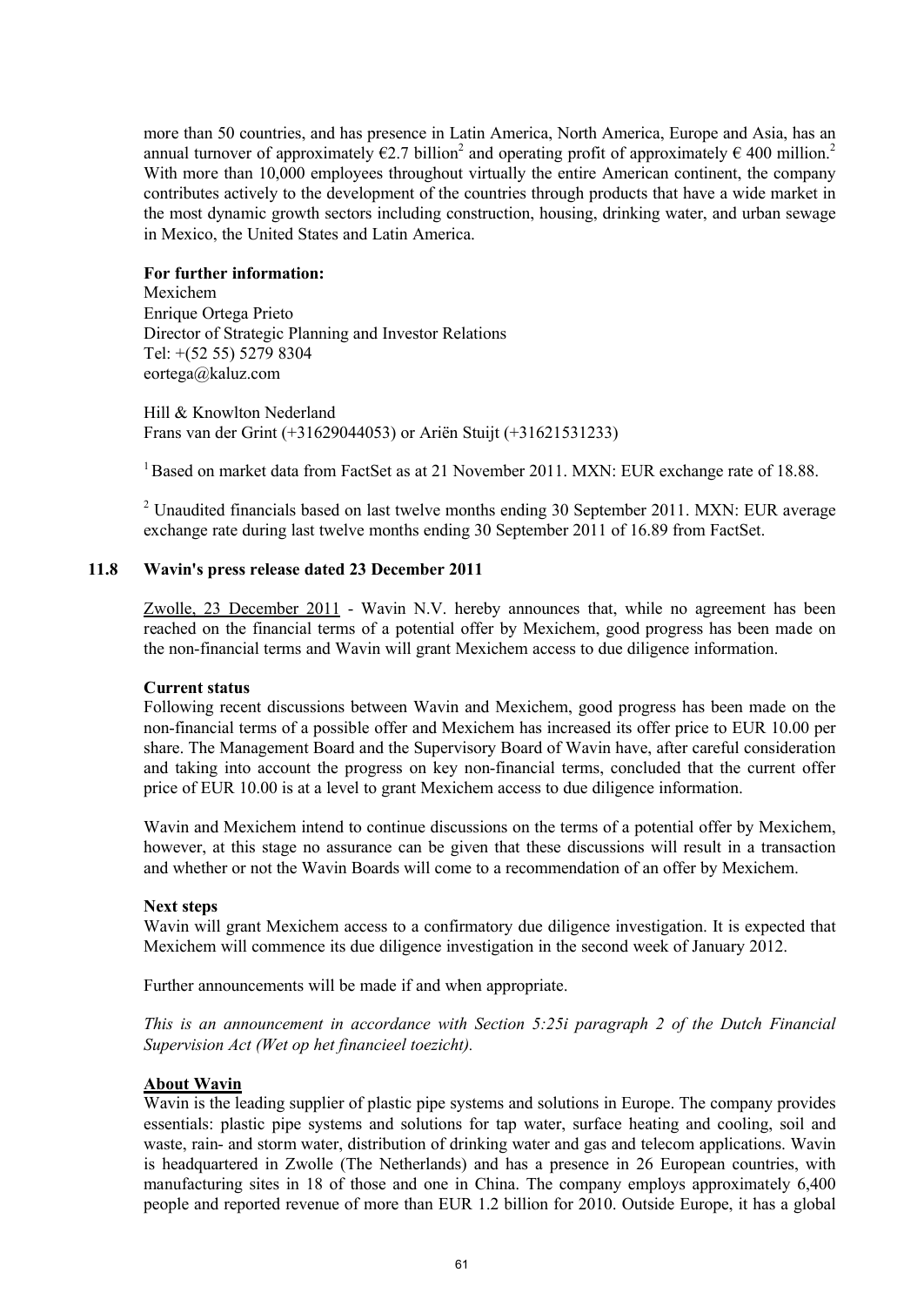more than 50 countries, and has presence in Latin America, North America, Europe and Asia, has an annual turnover of approximately €2.7 billion[2] and operating profit of approximately € 400 million.[2] With more than 10,000 employees throughout virtually the entire American continent, the company contributes actively to the development of the countries through products that have a wide market in the most dynamic growth sectors including construction, housing, drinking water, and urban sewage in Mexico, the United States and Latin America.

**For further information:**
Mexichem
Enrique Ortega Prieto
Director of Strategic Planning and Investor Relations
Tel: +(52 55) 5279 8304
eortega@kaluz.com

Hill & Knowlton Nederland
Frans van der Grint (+31629044053) or Ariën Stuijt (+31621531233)

[1] Based on market data from FactSet as at 21 November 2011. MXN: EUR exchange rate of 18.88.

[2] Unaudited financials based on last twelve months ending 30 September 2011. MXN: EUR average exchange rate during last twelve months ending 30 September 2011 of 16.89 from FactSet.

## 11.8 Wavin's press release dated 23 December 2011

Zwolle, 23 December 2011 - Wavin N.V. hereby announces that, while no agreement has been reached on the financial terms of a potential offer by Mexichem, good progress has been made on the non-financial terms and Wavin will grant Mexichem access to due diligence information.

**Current status**
Following recent discussions between Wavin and Mexichem, good progress has been made on the non-financial terms of a possible offer and Mexichem has increased its offer price to EUR 10.00 per share. The Management Board and the Supervisory Board of Wavin have, after careful consideration and taking into account the progress on key non-financial terms, concluded that the current offer price of EUR 10.00 is at a level to grant Mexichem access to due diligence information.

Wavin and Mexichem intend to continue discussions on the terms of a potential offer by Mexichem, however, at this stage no assurance can be given that these discussions will result in a transaction and whether or not the Wavin Boards will come to a recommendation of an offer by Mexichem.

**Next steps**
Wavin will grant Mexichem access to a confirmatory due diligence investigation. It is expected that Mexichem will commence its due diligence investigation in the second week of January 2012.

Further announcements will be made if and when appropriate.

*This is an announcement in accordance with Section 5:25i paragraph 2 of the Dutch Financial Supervision Act (Wet op het financieel toezicht).*

**About Wavin**
Wavin is the leading supplier of plastic pipe systems and solutions in Europe. The company provides essentials: plastic pipe systems and solutions for tap water, surface heating and cooling, soil and waste, rain- and storm water, distribution of drinking water and gas and telecom applications. Wavin is headquartered in Zwolle (The Netherlands) and has a presence in 26 European countries, with manufacturing sites in 18 of those and one in China. The company employs approximately 6,400 people and reported revenue of more than EUR 1.2 billion for 2010. Outside Europe, it has a global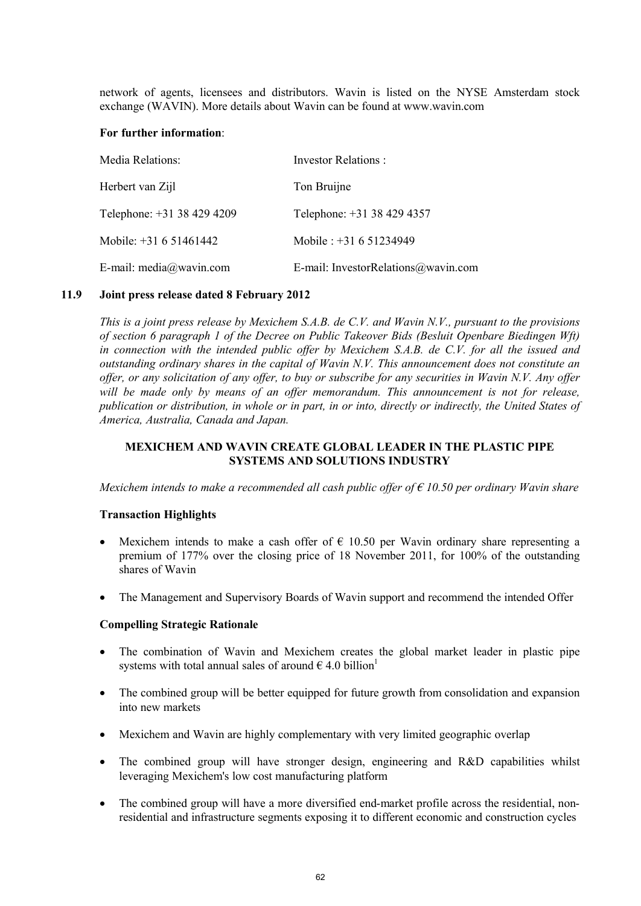network of agents, licensees and distributors. Wavin is listed on the NYSE Amsterdam stock exchange (WAVIN). More details about Wavin can be found at www.wavin.com

**For further information**:

| Media Relations: | Investor Relations : |
|---|---|
| Herbert van Zijl | Ton Bruijne |
| Telephone: +31 38 429 4209 | Telephone: +31 38 429 4357 |
| Mobile: +31 6 51461442 | Mobile : +31 6 51234949 |
| E-mail: media@wavin.com | E-mail: InvestorRelations@wavin.com |

## 11.9 Joint press release dated 8 February 2012

*This is a joint press release by Mexichem S.A.B. de C.V. and Wavin N.V., pursuant to the provisions of section 6 paragraph 1 of the Decree on Public Takeover Bids (Besluit Openbare Biedingen Wft) in connection with the intended public offer by Mexichem S.A.B. de C.V. for all the issued and outstanding ordinary shares in the capital of Wavin N.V. This announcement does not constitute an offer, or any solicitation of any offer, to buy or subscribe for any securities in Wavin N.V. Any offer will be made only by means of an offer memorandum. This announcement is not for release, publication or distribution, in whole or in part, in or into, directly or indirectly, the United States of America, Australia, Canada and Japan.*

**MEXICHEM AND WAVIN CREATE GLOBAL LEADER IN THE PLASTIC PIPE SYSTEMS AND SOLUTIONS INDUSTRY**

*Mexichem intends to make a recommended all cash public offer of € 10.50 per ordinary Wavin share*

**Transaction Highlights**

- Mexichem intends to make a cash offer of € 10.50 per Wavin ordinary share representing a premium of 177% over the closing price of 18 November 2011, for 100% of the outstanding shares of Wavin
- The Management and Supervisory Boards of Wavin support and recommend the intended Offer

**Compelling Strategic Rationale**

- The combination of Wavin and Mexichem creates the global market leader in plastic pipe systems with total annual sales of around € 4.0 billion[1]
- The combined group will be better equipped for future growth from consolidation and expansion into new markets
- Mexichem and Wavin are highly complementary with very limited geographic overlap
- The combined group will have stronger design, engineering and R&D capabilities whilst leveraging Mexichem's low cost manufacturing platform
- The combined group will have a more diversified end-market profile across the residential, non-residential and infrastructure segments exposing it to different economic and construction cycles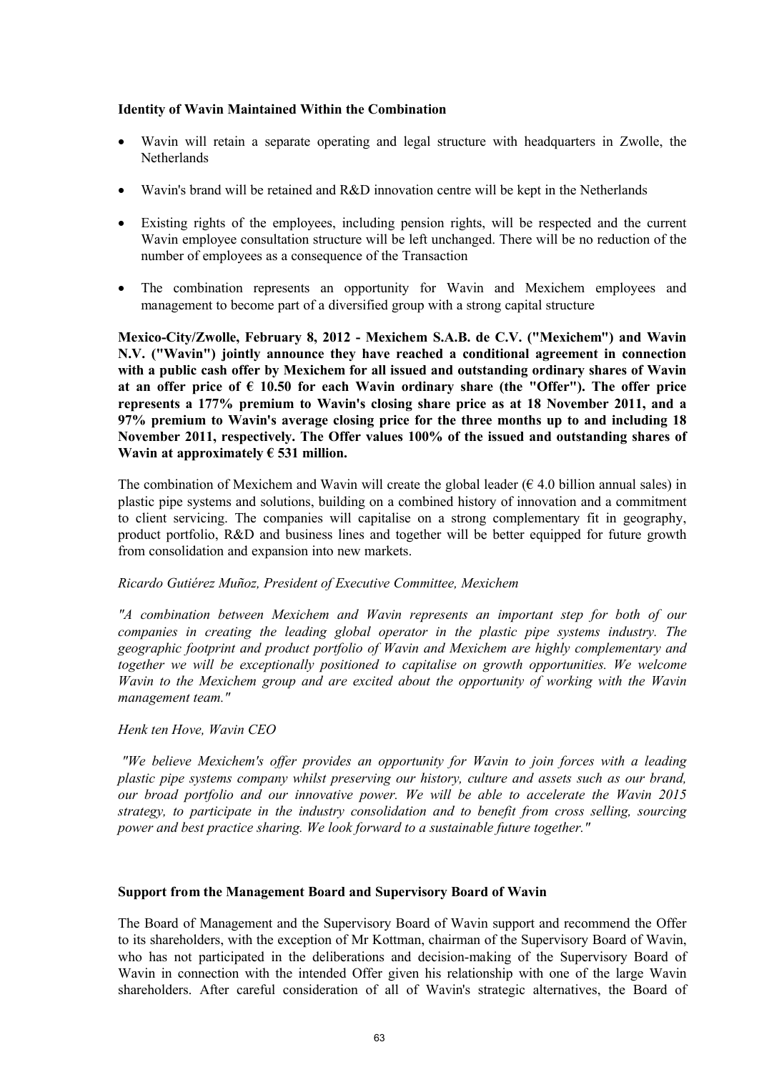**Identity of Wavin Maintained Within the Combination**

- Wavin will retain a separate operating and legal structure with headquarters in Zwolle, the Netherlands
- Wavin's brand will be retained and R&D innovation centre will be kept in the Netherlands
- Existing rights of the employees, including pension rights, will be respected and the current Wavin employee consultation structure will be left unchanged. There will be no reduction of the number of employees as a consequence of the Transaction
- The combination represents an opportunity for Wavin and Mexichem employees and management to become part of a diversified group with a strong capital structure

**Mexico-City/Zwolle, February 8, 2012 - Mexichem S.A.B. de C.V. ("Mexichem") and Wavin N.V. ("Wavin") jointly announce they have reached a conditional agreement in connection with a public cash offer by Mexichem for all issued and outstanding ordinary shares of Wavin at an offer price of € 10.50 for each Wavin ordinary share (the "Offer"). The offer price represents a 177% premium to Wavin's closing share price as at 18 November 2011, and a 97% premium to Wavin's average closing price for the three months up to and including 18 November 2011, respectively. The Offer values 100% of the issued and outstanding shares of Wavin at approximately € 531 million.**

The combination of Mexichem and Wavin will create the global leader (€ 4.0 billion annual sales) in plastic pipe systems and solutions, building on a combined history of innovation and a commitment to client servicing. The companies will capitalise on a strong complementary fit in geography, product portfolio, R&D and business lines and together will be better equipped for future growth from consolidation and expansion into new markets.

*Ricardo Gutiérez Muñoz, President of Executive Committee, Mexichem*

*"A combination between Mexichem and Wavin represents an important step for both of our companies in creating the leading global operator in the plastic pipe systems industry. The geographic footprint and product portfolio of Wavin and Mexichem are highly complementary and together we will be exceptionally positioned to capitalise on growth opportunities. We welcome Wavin to the Mexichem group and are excited about the opportunity of working with the Wavin management team."*

*Henk ten Hove, Wavin CEO*

*"We believe Mexichem's offer provides an opportunity for Wavin to join forces with a leading plastic pipe systems company whilst preserving our history, culture and assets such as our brand, our broad portfolio and our innovative power. We will be able to accelerate the Wavin 2015 strategy, to participate in the industry consolidation and to benefit from cross selling, sourcing power and best practice sharing. We look forward to a sustainable future together."*

**Support from the Management Board and Supervisory Board of Wavin**

The Board of Management and the Supervisory Board of Wavin support and recommend the Offer to its shareholders, with the exception of Mr Kottman, chairman of the Supervisory Board of Wavin, who has not participated in the deliberations and decision-making of the Supervisory Board of Wavin in connection with the intended Offer given his relationship with one of the large Wavin shareholders. After careful consideration of all of Wavin's strategic alternatives, the Board of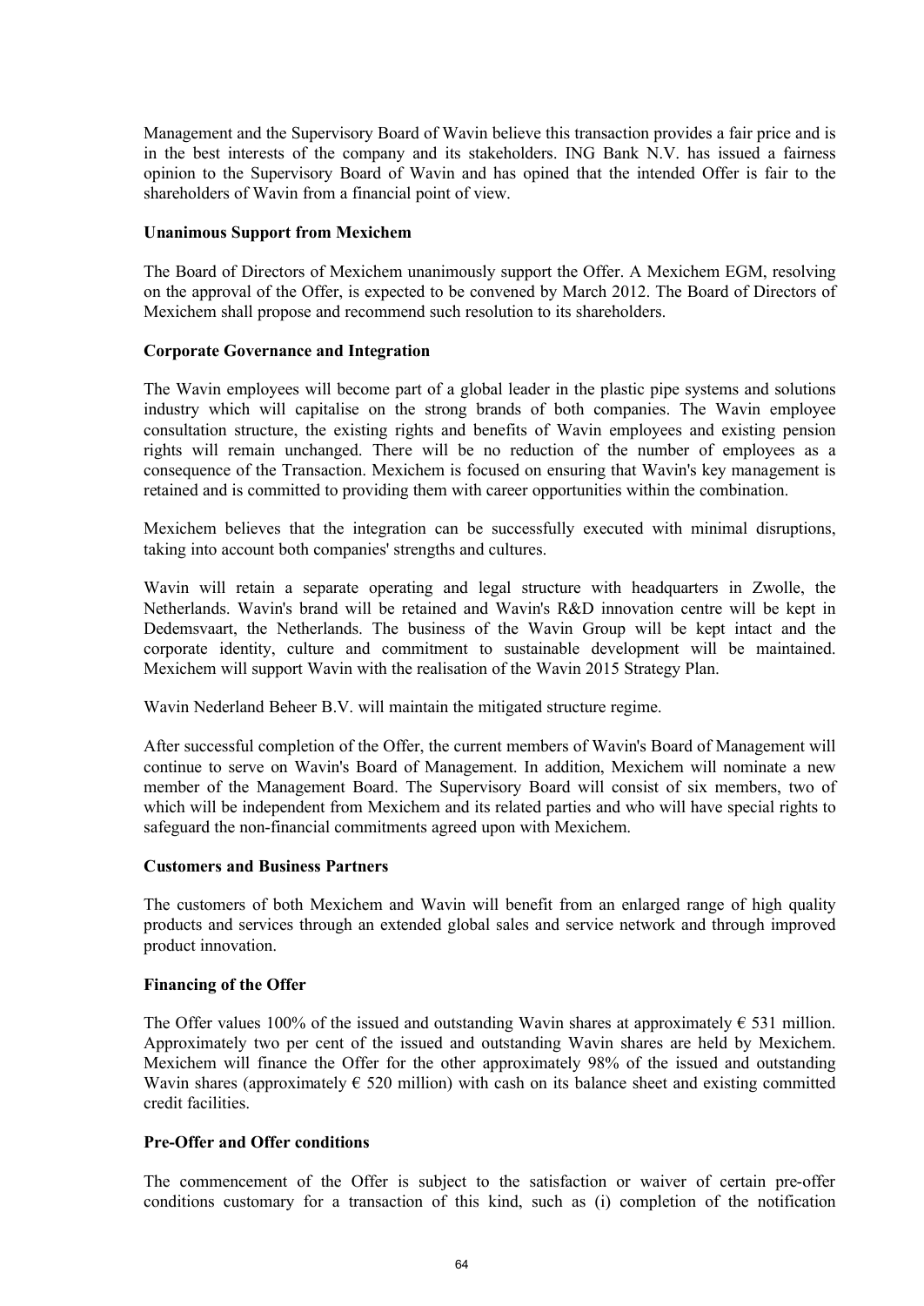Management and the Supervisory Board of Wavin believe this transaction provides a fair price and is in the best interests of the company and its stakeholders. ING Bank N.V. has issued a fairness opinion to the Supervisory Board of Wavin and has opined that the intended Offer is fair to the shareholders of Wavin from a financial point of view.

**Unanimous Support from Mexichem**

The Board of Directors of Mexichem unanimously support the Offer. A Mexichem EGM, resolving on the approval of the Offer, is expected to be convened by March 2012. The Board of Directors of Mexichem shall propose and recommend such resolution to its shareholders.

**Corporate Governance and Integration**

The Wavin employees will become part of a global leader in the plastic pipe systems and solutions industry which will capitalise on the strong brands of both companies. The Wavin employee consultation structure, the existing rights and benefits of Wavin employees and existing pension rights will remain unchanged. There will be no reduction of the number of employees as a consequence of the Transaction. Mexichem is focused on ensuring that Wavin's key management is retained and is committed to providing them with career opportunities within the combination.

Mexichem believes that the integration can be successfully executed with minimal disruptions, taking into account both companies' strengths and cultures.

Wavin will retain a separate operating and legal structure with headquarters in Zwolle, the Netherlands. Wavin's brand will be retained and Wavin's R&D innovation centre will be kept in Dedemsvaart, the Netherlands. The business of the Wavin Group will be kept intact and the corporate identity, culture and commitment to sustainable development will be maintained. Mexichem will support Wavin with the realisation of the Wavin 2015 Strategy Plan.

Wavin Nederland Beheer B.V. will maintain the mitigated structure regime.

After successful completion of the Offer, the current members of Wavin's Board of Management will continue to serve on Wavin's Board of Management. In addition, Mexichem will nominate a new member of the Management Board. The Supervisory Board will consist of six members, two of which will be independent from Mexichem and its related parties and who will have special rights to safeguard the non-financial commitments agreed upon with Mexichem.

**Customers and Business Partners**

The customers of both Mexichem and Wavin will benefit from an enlarged range of high quality products and services through an extended global sales and service network and through improved product innovation.

**Financing of the Offer**

The Offer values 100% of the issued and outstanding Wavin shares at approximately € 531 million. Approximately two per cent of the issued and outstanding Wavin shares are held by Mexichem. Mexichem will finance the Offer for the other approximately 98% of the issued and outstanding Wavin shares (approximately € 520 million) with cash on its balance sheet and existing committed credit facilities.

**Pre-Offer and Offer conditions**

The commencement of the Offer is subject to the satisfaction or waiver of certain pre-offer conditions customary for a transaction of this kind, such as (i) completion of the notification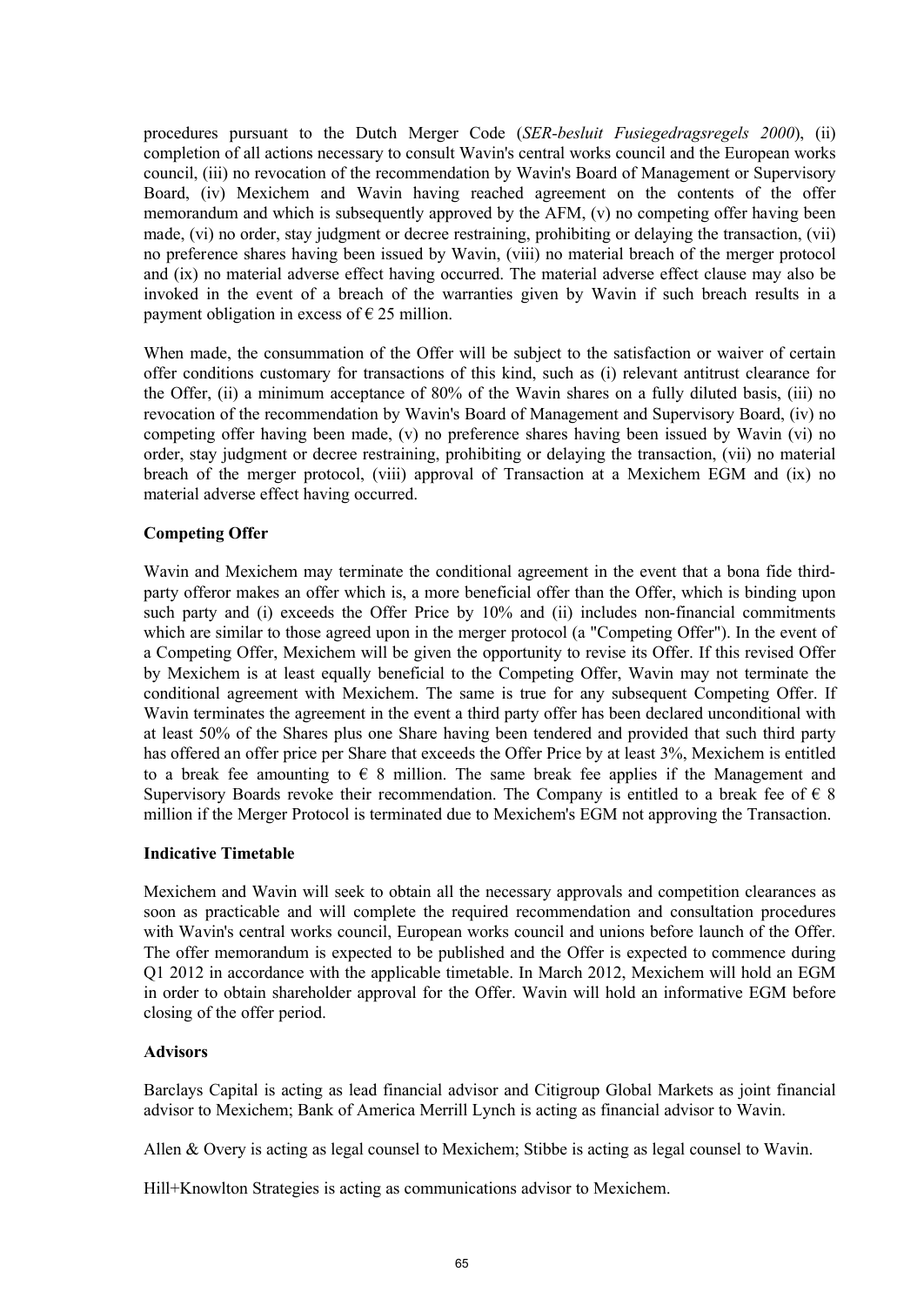procedures pursuant to the Dutch Merger Code (*SER-besluit Fusiegedragsregels 2000*), (ii) completion of all actions necessary to consult Wavin's central works council and the European works council, (iii) no revocation of the recommendation by Wavin's Board of Management or Supervisory Board, (iv) Mexichem and Wavin having reached agreement on the contents of the offer memorandum and which is subsequently approved by the AFM, (v) no competing offer having been made, (vi) no order, stay judgment or decree restraining, prohibiting or delaying the transaction, (vii) no preference shares having been issued by Wavin, (viii) no material breach of the merger protocol and (ix) no material adverse effect having occurred. The material adverse effect clause may also be invoked in the event of a breach of the warranties given by Wavin if such breach results in a payment obligation in excess of € 25 million.

When made, the consummation of the Offer will be subject to the satisfaction or waiver of certain offer conditions customary for transactions of this kind, such as (i) relevant antitrust clearance for the Offer, (ii) a minimum acceptance of 80% of the Wavin shares on a fully diluted basis, (iii) no revocation of the recommendation by Wavin's Board of Management and Supervisory Board, (iv) no competing offer having been made, (v) no preference shares having been issued by Wavin (vi) no order, stay judgment or decree restraining, prohibiting or delaying the transaction, (vii) no material breach of the merger protocol, (viii) approval of Transaction at a Mexichem EGM and (ix) no material adverse effect having occurred.

**Competing Offer**

Wavin and Mexichem may terminate the conditional agreement in the event that a bona fide third-party offeror makes an offer which is, a more beneficial offer than the Offer, which is binding upon such party and (i) exceeds the Offer Price by 10% and (ii) includes non-financial commitments which are similar to those agreed upon in the merger protocol (a "Competing Offer"). In the event of a Competing Offer, Mexichem will be given the opportunity to revise its Offer. If this revised Offer by Mexichem is at least equally beneficial to the Competing Offer, Wavin may not terminate the conditional agreement with Mexichem. The same is true for any subsequent Competing Offer. If Wavin terminates the agreement in the event a third party offer has been declared unconditional with at least 50% of the Shares plus one Share having been tendered and provided that such third party has offered an offer price per Share that exceeds the Offer Price by at least 3%, Mexichem is entitled to a break fee amounting to € 8 million. The same break fee applies if the Management and Supervisory Boards revoke their recommendation. The Company is entitled to a break fee of € 8 million if the Merger Protocol is terminated due to Mexichem's EGM not approving the Transaction.

**Indicative Timetable**

Mexichem and Wavin will seek to obtain all the necessary approvals and competition clearances as soon as practicable and will complete the required recommendation and consultation procedures with Wavin's central works council, European works council and unions before launch of the Offer. The offer memorandum is expected to be published and the Offer is expected to commence during Q1 2012 in accordance with the applicable timetable. In March 2012, Mexichem will hold an EGM in order to obtain shareholder approval for the Offer. Wavin will hold an informative EGM before closing of the offer period.

**Advisors**

Barclays Capital is acting as lead financial advisor and Citigroup Global Markets as joint financial advisor to Mexichem; Bank of America Merrill Lynch is acting as financial advisor to Wavin.

Allen & Overy is acting as legal counsel to Mexichem; Stibbe is acting as legal counsel to Wavin.

Hill+Knowlton Strategies is acting as communications advisor to Mexichem.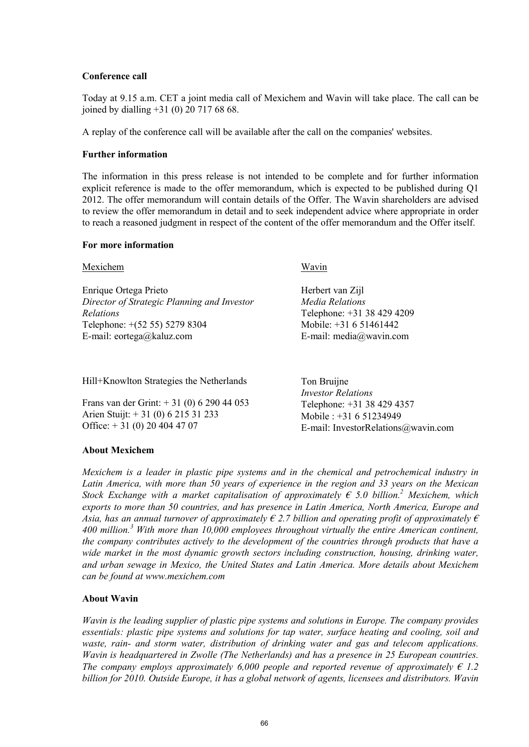**Conference call**

Today at 9.15 a.m. CET a joint media call of Mexichem and Wavin will take place. The call can be joined by dialling +31 (0) 20 717 68 68.

A replay of the conference call will be available after the call on the companies' websites.

**Further information**

The information in this press release is not intended to be complete and for further information explicit reference is made to the offer memorandum, which is expected to be published during Q1 2012. The offer memorandum will contain details of the Offer. The Wavin shareholders are advised to review the offer memorandum in detail and to seek independent advice where appropriate in order to reach a reasoned judgment in respect of the content of the offer memorandum and the Offer itself.

**For more information**

Mexichem

Enrique Ortega Prieto
*Director of Strategic Planning and Investor Relations*
Telephone: +(52 55) 5279 8304
E-mail: eortega@kaluz.com

Hill+Knowlton Strategies the Netherlands

Frans van der Grint: + 31 (0) 6 290 44 053
Arien Stuijt: + 31 (0) 6 215 31 233
Office: + 31 (0) 20 404 47 07

Wavin

Herbert van Zijl
*Media Relations*
Telephone: +31 38 429 4209
Mobile: +31 6 51461442
E-mail: media@wavin.com

Ton Bruijne
*Investor Relations*
Telephone: +31 38 429 4357
Mobile : +31 6 51234949
E-mail: InvestorRelations@wavin.com

**About Mexichem**

*Mexichem is a leader in plastic pipe systems and in the chemical and petrochemical industry in Latin America, with more than 50 years of experience in the region and 33 years on the Mexican Stock Exchange with a market capitalisation of approximately € 5.0 billion.[2] Mexichem, which exports to more than 50 countries, and has presence in Latin America, North America, Europe and Asia, has an annual turnover of approximately € 2.7 billion and operating profit of approximately € 400 million.[3] With more than 10,000 employees throughout virtually the entire American continent, the company contributes actively to the development of the countries through products that have a wide market in the most dynamic growth sectors including construction, housing, drinking water, and urban sewage in Mexico, the United States and Latin America. More details about Mexichem can be found at www.mexichem.com*

**About Wavin**

*Wavin is the leading supplier of plastic pipe systems and solutions in Europe. The company provides essentials: plastic pipe systems and solutions for tap water, surface heating and cooling, soil and waste, rain- and storm water, distribution of drinking water and gas and telecom applications. Wavin is headquartered in Zwolle (The Netherlands) and has a presence in 25 European countries. The company employs approximately 6,000 people and reported revenue of approximately € 1.2 billion for 2010. Outside Europe, it has a global network of agents, licensees and distributors. Wavin*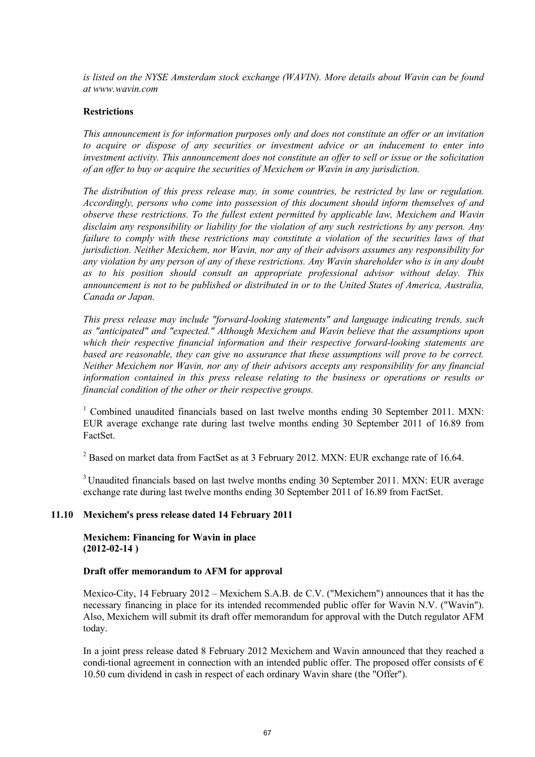*is listed on the NYSE Amsterdam stock exchange (WAVIN). More details about Wavin can be found at www.wavin.com*

**Restrictions**

*This announcement is for information purposes only and does not constitute an offer or an invitation to acquire or dispose of any securities or investment advice or an inducement to enter into investment activity. This announcement does not constitute an offer to sell or issue or the solicitation of an offer to buy or acquire the securities of Mexichem or Wavin in any jurisdiction.*

*The distribution of this press release may, in some countries, be restricted by law or regulation. Accordingly, persons who come into possession of this document should inform themselves of and observe these restrictions. To the fullest extent permitted by applicable law, Mexichem and Wavin disclaim any responsibility or liability for the violation of any such restrictions by any person. Any failure to comply with these restrictions may constitute a violation of the securities laws of that jurisdiction. Neither Mexichem, nor Wavin, nor any of their advisors assumes any responsibility for any violation by any person of any of these restrictions. Any Wavin shareholder who is in any doubt as to his position should consult an appropriate professional advisor without delay. This announcement is not to be published or distributed in or to the United States of America, Australia, Canada or Japan.*

*This press release may include "forward-looking statements" and language indicating trends, such as "anticipated" and "expected." Although Mexichem and Wavin believe that the assumptions upon which their respective financial information and their respective forward-looking statements are based are reasonable, they can give no assurance that these assumptions will prove to be correct. Neither Mexichem nor Wavin, nor any of their advisors accepts any responsibility for any financial information contained in this press release relating to the business or operations or results or financial condition of the other or their respective groups.*

[1] Combined unaudited financials based on last twelve months ending 30 September 2011. MXN: EUR average exchange rate during last twelve months ending 30 September 2011 of 16.89 from FactSet.

[2] Based on market data from FactSet as at 3 February 2012. MXN: EUR exchange rate of 16.64.

[3] Unaudited financials based on last twelve months ending 30 September 2011. MXN: EUR average exchange rate during last twelve months ending 30 September 2011 of 16.89 from FactSet.

## 11.10 Mexichem's press release dated 14 February 2011

**Mexichem: Financing for Wavin in place (2012-02-14 )**

**Draft offer memorandum to AFM for approval**

Mexico-City, 14 February 2012 – Mexichem S.A.B. de C.V. ("Mexichem") announces that it has the necessary financing in place for its intended recommended public offer for Wavin N.V. ("Wavin"). Also, Mexichem will submit its draft offer memorandum for approval with the Dutch regulator AFM today.

In a joint press release dated 8 February 2012 Mexichem and Wavin announced that they reached a condi-tional agreement in connection with an intended public offer. The proposed offer consists of € 10.50 cum dividend in cash in respect of each ordinary Wavin share (the "Offer").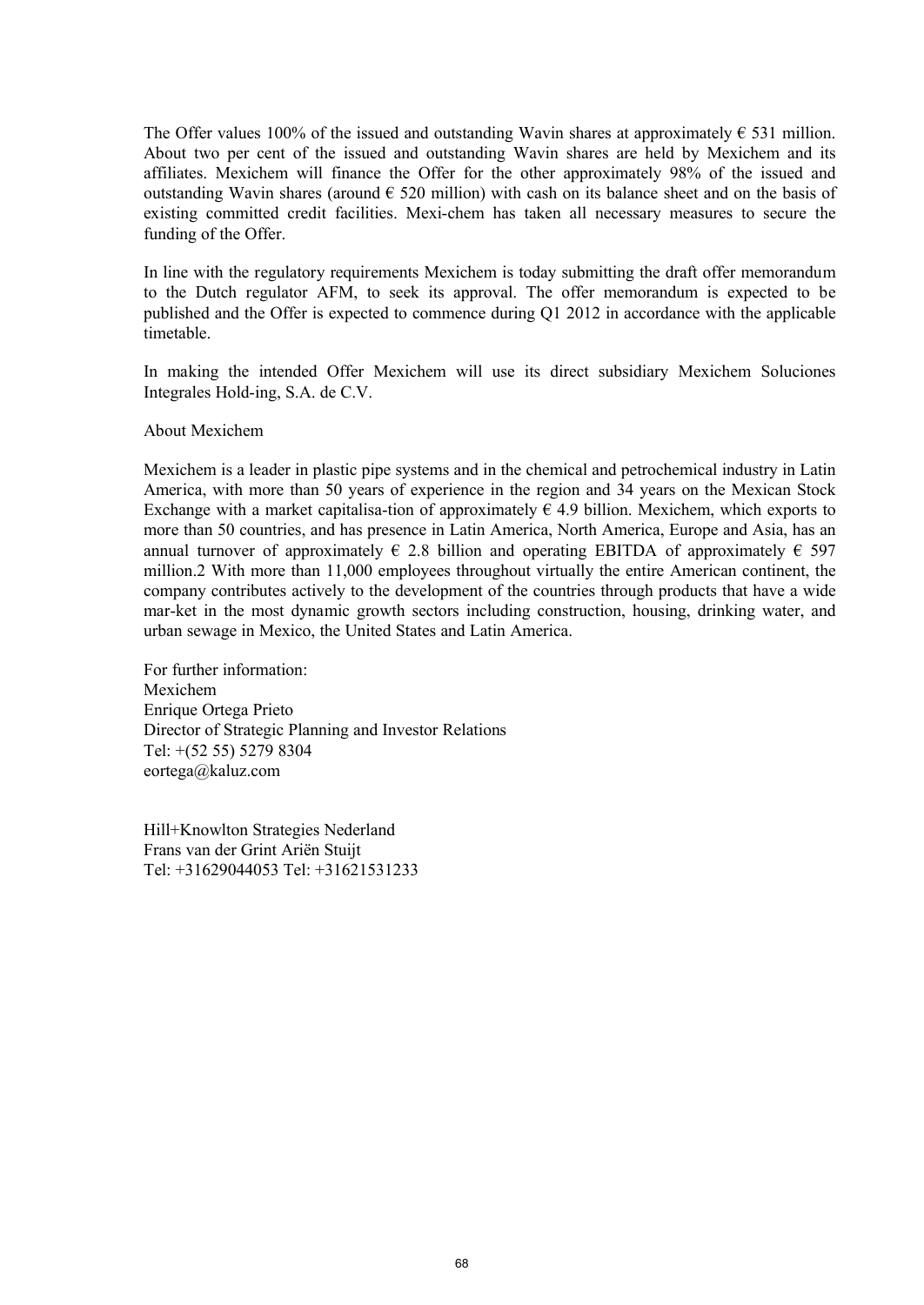The Offer values 100% of the issued and outstanding Wavin shares at approximately € 531 million. About two per cent of the issued and outstanding Wavin shares are held by Mexichem and its affiliates. Mexichem will finance the Offer for the other approximately 98% of the issued and outstanding Wavin shares (around € 520 million) with cash on its balance sheet and on the basis of existing committed credit facilities. Mexi-chem has taken all necessary measures to secure the funding of the Offer.

In line with the regulatory requirements Mexichem is today submitting the draft offer memorandum to the Dutch regulator AFM, to seek its approval. The offer memorandum is expected to be published and the Offer is expected to commence during Q1 2012 in accordance with the applicable timetable.

In making the intended Offer Mexichem will use its direct subsidiary Mexichem Soluciones Integrales Hold-ing, S.A. de C.V.

About Mexichem

Mexichem is a leader in plastic pipe systems and in the chemical and petrochemical industry in Latin America, with more than 50 years of experience in the region and 34 years on the Mexican Stock Exchange with a market capitalisa-tion of approximately € 4.9 billion. Mexichem, which exports to more than 50 countries, and has presence in Latin America, North America, Europe and Asia, has an annual turnover of approximately € 2.8 billion and operating EBITDA of approximately € 597 million.[2] With more than 11,000 employees throughout virtually the entire American continent, the company contributes actively to the development of the countries through products that have a wide mar-ket in the most dynamic growth sectors including construction, housing, drinking water, and urban sewage in Mexico, the United States and Latin America.

For further information:
Mexichem
Enrique Ortega Prieto
Director of Strategic Planning and Investor Relations
Tel: +(52 55) 5279 8304
eortega@kaluz.com

Hill+Knowlton Strategies Nederland
Frans van der Grint Ariën Stuijt
Tel: +31629044053 Tel: +31621531233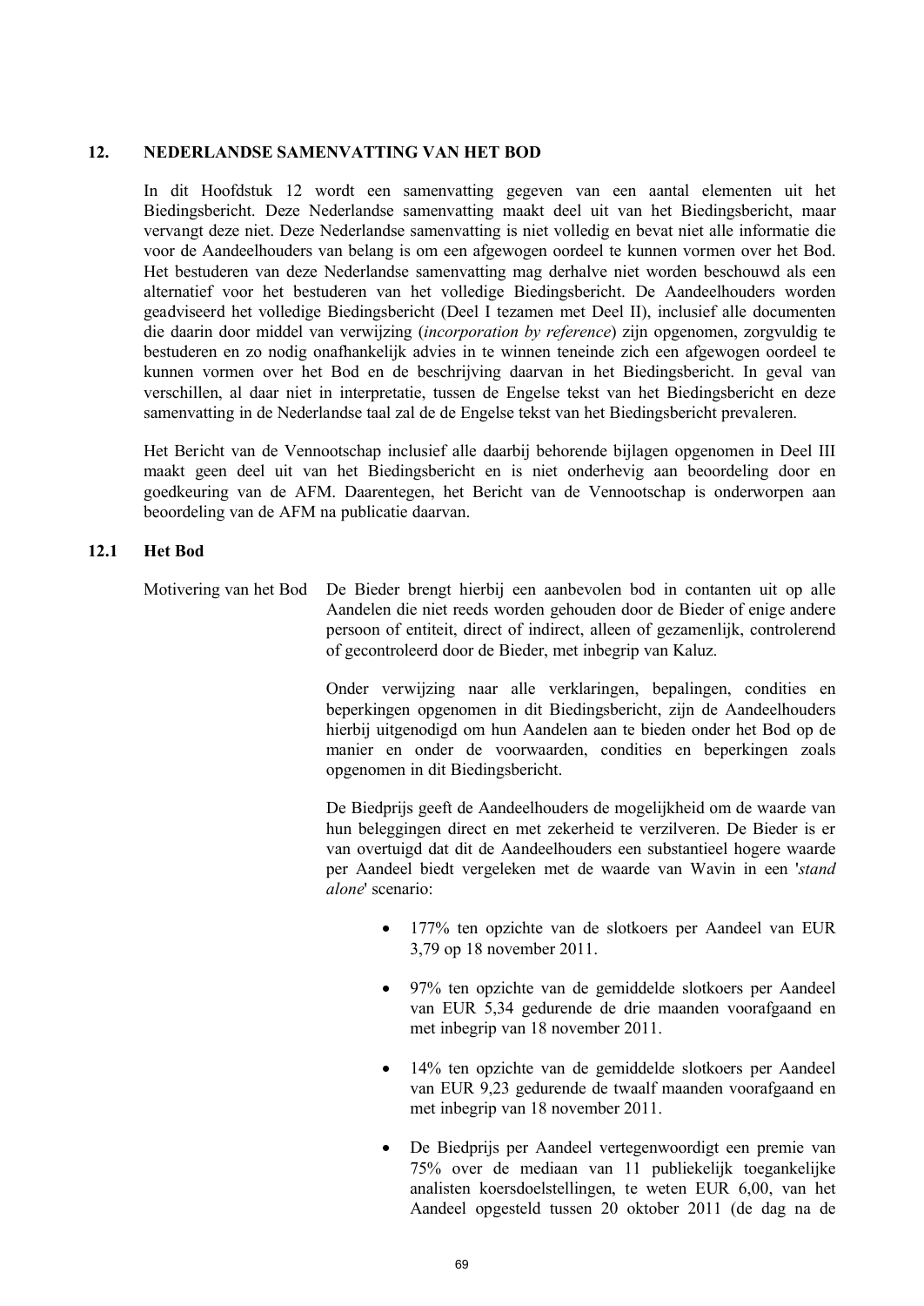## 12. NEDERLANDSE SAMENVATTING VAN HET BOD

In dit Hoofdstuk 12 wordt een samenvatting gegeven van een aantal elementen uit het Biedingsbericht. Deze Nederlandse samenvatting maakt deel uit van het Biedingsbericht, maar vervangt deze niet. Deze Nederlandse samenvatting is niet volledig en bevat niet alle informatie die voor de Aandeelhouders van belang is om een afgewogen oordeel te kunnen vormen over het Bod. Het bestuderen van deze Nederlandse samenvatting mag derhalve niet worden beschouwd als een alternatief voor het bestuderen van het volledige Biedingsbericht. De Aandeelhouders worden geadviseerd het volledige Biedingsbericht (Deel I tezamen met Deel II), inclusief alle documenten die daarin door middel van verwijzing (*incorporation by reference*) zijn opgenomen, zorgvuldig te bestuderen en zo nodig onafhankelijk advies in te winnen teneinde zich een afgewogen oordeel te kunnen vormen over het Bod en de beschrijving daarvan in het Biedingsbericht. In geval van verschillen, al daar niet in interpretatie, tussen de Engelse tekst van het Biedingsbericht en deze samenvatting in de Nederlandse taal zal de de Engelse tekst van het Biedingsbericht prevaleren.

Het Bericht van de Vennootschap inclusief alle daarbij behorende bijlagen opgenomen in Deel III maakt geen deel uit van het Biedingsbericht en is niet onderhevig aan beoordeling door en goedkeuring van de AFM. Daarentegen, het Bericht van de Vennootschap is onderworpen aan beoordeling van de AFM na publicatie daarvan.

### 12.1 Het Bod

**Motivering van het Bod**

De Bieder brengt hierbij een aanbevolen bod in contanten uit op alle Aandelen die niet reeds worden gehouden door de Bieder of enige andere persoon of entiteit, direct of indirect, alleen of gezamenlijk, controlerend of gecontroleerd door de Bieder, met inbegrip van Kaluz.

Onder verwijzing naar alle verklaringen, bepalingen, condities en beperkingen opgenomen in dit Biedingsbericht, zijn de Aandeelhouders hierbij uitgenodigd om hun Aandelen aan te bieden onder het Bod op de manier en onder de voorwaarden, condities en beperkingen zoals opgenomen in dit Biedingsbericht.

De Biedprijs geeft de Aandeelhouders de mogelijkheid om de waarde van hun beleggingen direct en met zekerheid te verzilveren. De Bieder is er van overtuigd dat dit de Aandeelhouders een substantieel hogere waarde per Aandeel biedt vergeleken met de waarde van Wavin in een '*stand alone*' scenario:

- 177% ten opzichte van de slotkoers per Aandeel van EUR 3,79 op 18 november 2011.
- 97% ten opzichte van de gemiddelde slotkoers per Aandeel van EUR 5,34 gedurende de drie maanden voorafgaand en met inbegrip van 18 november 2011.
- 14% ten opzichte van de gemiddelde slotkoers per Aandeel van EUR 9,23 gedurende de twaalf maanden voorafgaand en met inbegrip van 18 november 2011.
- De Biedprijs per Aandeel vertegenwoordigt een premie van 75% over de mediaan van 11 publiekelijk toegankelijke analisten koersdoelstellingen, te weten EUR 6,00, van het Aandeel opgesteld tussen 20 oktober 2011 (de dag na de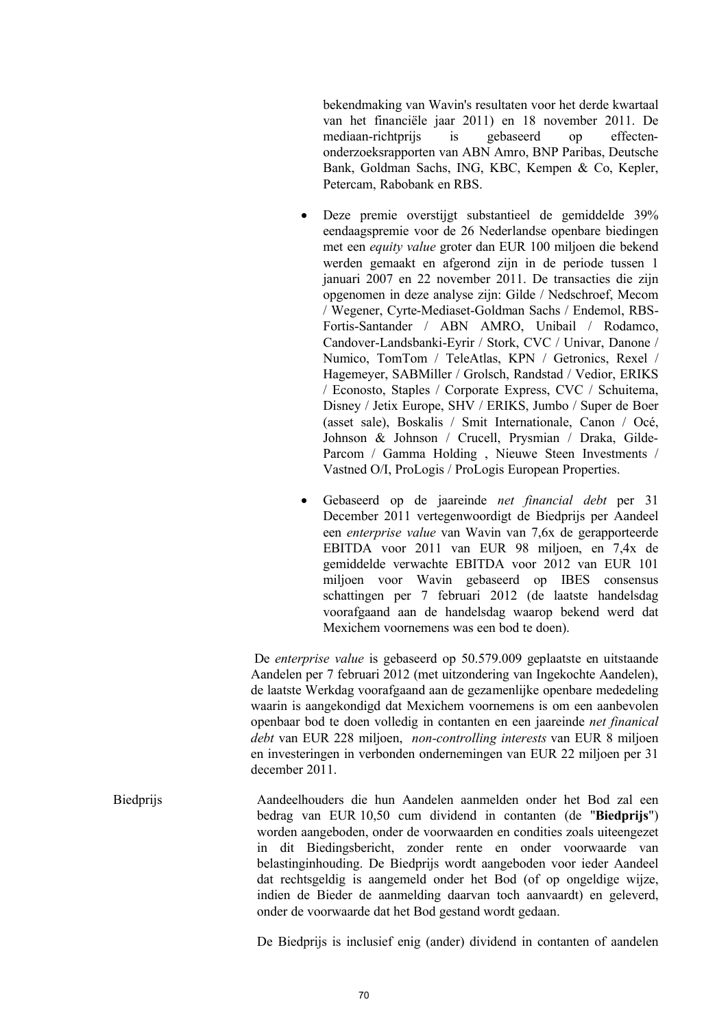bekendmaking van Wavin's resultaten voor het derde kwartaal van het financiële jaar 2011) en 18 november 2011. De mediaan-richtprijs is gebaseerd op effecten-onderzoeksrapporten van ABN Amro, BNP Paribas, Deutsche Bank, Goldman Sachs, ING, KBC, Kempen & Co, Kepler, Petercam, Rabobank en RBS.

- Deze premie overstijgt substantieel de gemiddelde 39% eendaagspremie voor de 26 Nederlandse openbare biedingen met een *equity value* groter dan EUR 100 miljoen die bekend werden gemaakt en afgerond zijn in de periode tussen 1 januari 2007 en 22 november 2011. De transacties die zijn opgenomen in deze analyse zijn: Gilde / Nedschroef, Mecom / Wegener, Cyrte-Mediaset-Goldman Sachs / Endemol, RBS-Fortis-Santander / ABN AMRO, Unibail / Rodamco, Candover-Landsbanki-Eyrir / Stork, CVC / Univar, Danone / Numico, TomTom / TeleAtlas, KPN / Getronics, Rexel / Hagemeyer, SABMiller / Grolsch, Randstad / Vedior, ERIKS / Econosto, Staples / Corporate Express, CVC / Schuitema, Disney / Jetix Europe, SHV / ERIKS, Jumbo / Super de Boer (asset sale), Boskalis / Smit Internationale, Canon / Océ, Johnson & Johnson / Crucell, Prysmian / Draka, Gilde-Parcom / Gamma Holding , Nieuwe Steen Investments / Vastned O/I, ProLogis / ProLogis European Properties.

- Gebaseerd op de jaareinde *net financial debt* per 31 December 2011 vertegenwoordigt de Biedprijs per Aandeel een *enterprise value* van Wavin van 7,6x de gerapporteerde EBITDA voor 2011 van EUR 98 miljoen, en 7,4x de gemiddelde verwachte EBITDA voor 2012 van EUR 101 miljoen voor Wavin gebaseerd op IBES consensus schattingen per 7 februari 2012 (de laatste handelsdag voorafgaand aan de handelsdag waarop bekend werd dat Mexichem voornemens was een bod te doen).

De *enterprise value* is gebaseerd op 50.579.009 geplaatste en uitstaande Aandelen per 7 februari 2012 (met uitzondering van Ingekochte Aandelen), de laatste Werkdag voorafgaand aan de gezamenlijke openbare mededeling waarin is aangekondigd dat Mexichem voornemens is om een aanbevolen openbaar bod te doen volledig in contanten en een jaareinde *net finanical debt* van EUR 228 miljoen, *non-controlling interests* van EUR 8 miljoen en investeringen in verbonden ondernemingen van EUR 22 miljoen per 31 december 2011.

Biedprijs

Aandeelhouders die hun Aandelen aanmelden onder het Bod zal een bedrag van EUR 10,50 cum dividend in contanten (de "**Biedprijs**") worden aangeboden, onder de voorwaarden en condities zoals uiteengezet in dit Biedingsbericht, zonder rente en onder voorwaarde van belastinginhouding. De Biedprijs wordt aangeboden voor ieder Aandeel dat rechtsgeldig is aangemeld onder het Bod (of op ongeldige wijze, indien de Bieder de aanmelding daarvan toch aanvaardt) en geleverd, onder de voorwaarde dat het Bod gestand wordt gedaan.

De Biedprijs is inclusief enig (ander) dividend in contanten of aandelen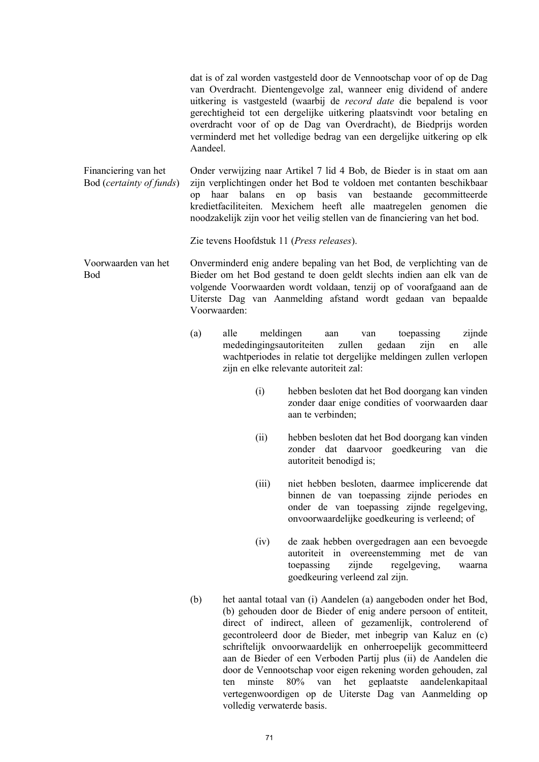dat is of zal worden vastgesteld door de Vennootschap voor of op de Dag van Overdracht. Dientengevolge zal, wanneer enig dividend of andere uitkering is vastgesteld (waarbij de *record date* die bepalend is voor gerechtigheid tot een dergelijke uitkering plaatsvindt voor betaling en overdracht voor of op de Dag van Overdracht), de Biedprijs worden verminderd met het volledige bedrag van een dergelijke uitkering op elk Aandeel.

Financiering van het Bod (*certainty of funds*)

Onder verwijzing naar Artikel 7 lid 4 Bob, de Bieder is in staat om aan zijn verplichtingen onder het Bod te voldoen met contanten beschikbaar op haar balans en op basis van bestaande gecommitteerde kredietfaciliteiten. Mexichem heeft alle maatregelen genomen die noodzakelijk zijn voor het veilig stellen van de financiering van het bod.

Zie tevens Hoofdstuk 11 (*Press releases*).

Voorwaarden van het Bod

Onverminderd enig andere bepaling van het Bod, de verplichting van de Bieder om het Bod gestand te doen geldt slechts indien aan elk van de volgende Voorwaarden wordt voldaan, tenzij op of voorafgaand aan de Uiterste Dag van Aanmelding afstand wordt gedaan van bepaalde Voorwaarden:

(a) alle meldingen aan van toepassing zijnde mededingingsautoriteiten zullen gedaan zijn en alle wachtperiodes in relatie tot dergelijke meldingen zullen verlopen zijn en elke relevante autoriteit zal:

(i) hebben besloten dat het Bod doorgang kan vinden zonder daar enige condities of voorwaarden daar aan te verbinden;

(ii) hebben besloten dat het Bod doorgang kan vinden zonder dat daarvoor goedkeuring van die autoriteit benodigd is;

(iii) niet hebben besloten, daarmee implicerende dat binnen de van toepassing zijnde periodes en onder de van toepassing zijnde regelgeving, onvoorwaardelijke goedkeuring is verleend; of

(iv) de zaak hebben overgedragen aan een bevoegde autoriteit in overeenstemming met de van toepassing zijnde regelgeving, waarna goedkeuring verleend zal zijn.

(b) het aantal totaal van (i) Aandelen (a) aangeboden onder het Bod, (b) gehouden door de Bieder of enig andere persoon of entiteit, direct of indirect, alleen of gezamenlijk, controlerend of gecontroleerd door de Bieder, met inbegrip van Kaluz en (c) schriftelijk onvoorwaardelijk en onherroepelijk gecommitteerd aan de Bieder of een Verboden Partij plus (ii) de Aandelen die door de Vennootschap voor eigen rekening worden gehouden, zal ten minste 80% van het geplaatste aandelenkapitaal vertegenwoordigen op de Uiterste Dag van Aanmelding op volledig verwaterde basis.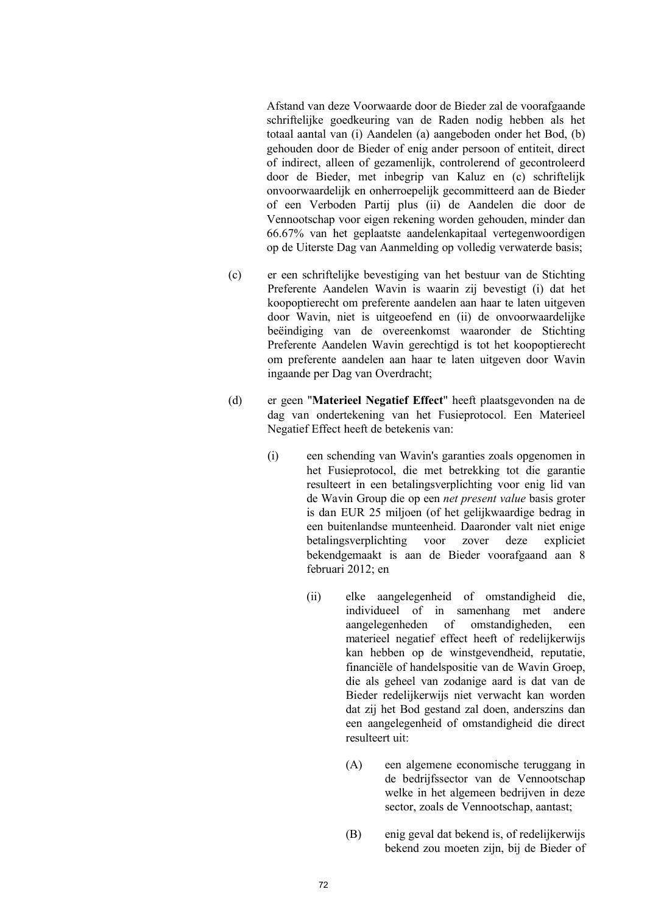Afstand van deze Voorwaarde door de Bieder zal de voorafgaande schriftelijke goedkeuring van de Raden nodig hebben als het totaal aantal van (i) Aandelen (a) aangeboden onder het Bod, (b) gehouden door de Bieder of enig ander persoon of entiteit, direct of indirect, alleen of gezamenlijk, controlerend of gecontroleerd door de Bieder, met inbegrip van Kaluz en (c) schriftelijk onvoorwaardelijk en onherroepelijk gecommitteerd aan de Bieder of een Verboden Partij plus (ii) de Aandelen die door de Vennootschap voor eigen rekening worden gehouden, minder dan 66.67% van het geplaatste aandelenkapitaal vertegenwoordigen op de Uiterste Dag van Aanmelding op volledig verwaterde basis;

(c) er een schriftelijke bevestiging van het bestuur van de Stichting Preferente Aandelen Wavin is waarin zij bevestigt (i) dat het koopoptierecht om preferente aandelen aan haar te laten uitgeven door Wavin, niet is uitgeoefend en (ii) de onvoorwaardelijke beëindiging van de overeenkomst waaronder de Stichting Preferente Aandelen Wavin gerechtigd is tot het koopoptierecht om preferente aandelen aan haar te laten uitgeven door Wavin ingaande per Dag van Overdracht;

(d) er geen "**Materieel Negatief Effect**" heeft plaatsgevonden na de dag van ondertekening van het Fusieprotocol. Een Materieel Negatief Effect heeft de betekenis van:

  (i) een schending van Wavin's garanties zoals opgenomen in het Fusieprotocol, die met betrekking tot die garantie resulteert in een betalingsverplichting voor enig lid van de Wavin Group die op een *net present value* basis groter is dan EUR 25 miljoen (of het gelijkwaardige bedrag in een buitenlandse munteenheid. Daaronder valt niet enige betalingsverplichting voor zover deze expliciet bekendgemaakt is aan de Bieder voorafgaand aan 8 februari 2012; en

  (ii) elke aangelegenheid of omstandigheid die, individueel of in samenhang met andere aangelegenheden of omstandigheden, een materieel negatief effect heeft of redelijkerwijs kan hebben op de winstgevendheid, reputatie, financiële of handelspositie van de Wavin Groep, die als geheel van zodanige aard is dat van de Bieder redelijkerwijs niet verwacht kan worden dat zij het Bod gestand zal doen, anderszins dan een aangelegenheid of omstandigheid die direct resulteert uit:

    (A) een algemene economische teruggang in de bedrijfssector van de Vennootschap welke in het algemeen bedrijven in deze sector, zoals de Vennootschap, aantast;

    (B) enig geval dat bekend is, of redelijkerwijs bekend zou moeten zijn, bij de Bieder of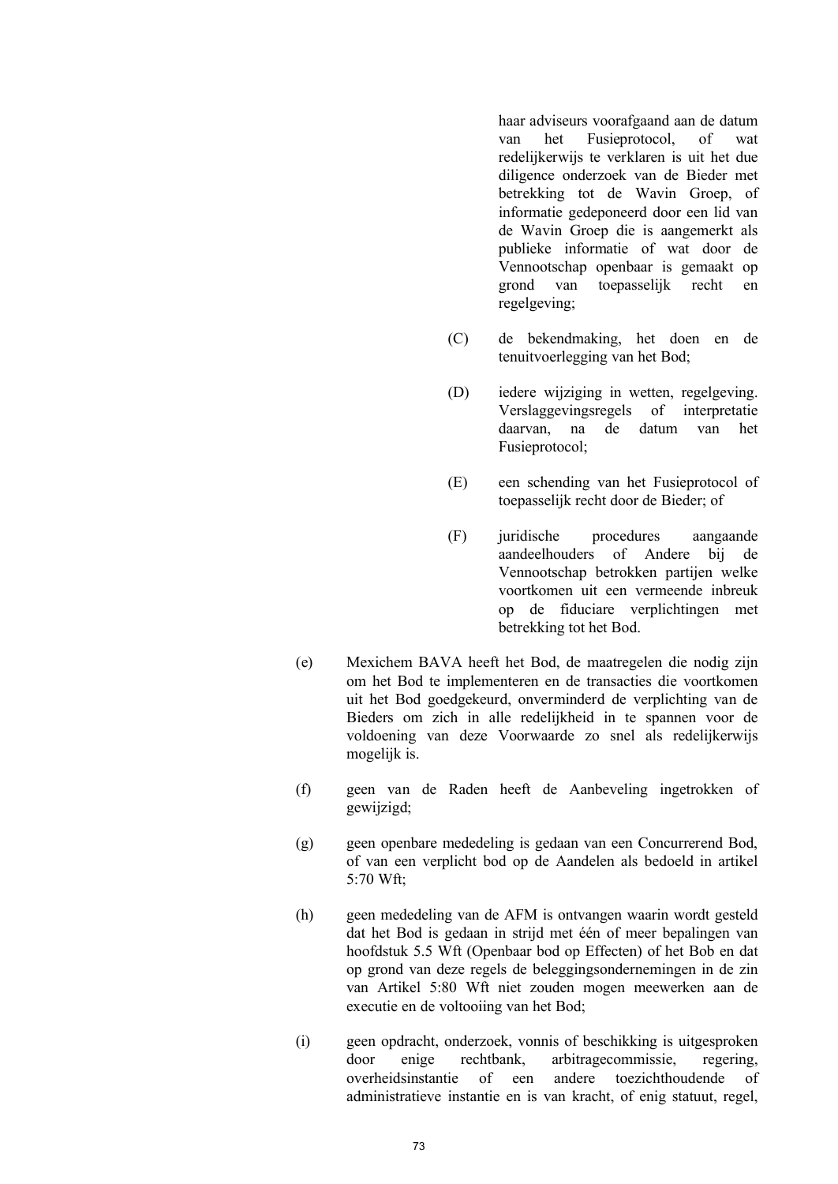haar adviseurs voorafgaand aan de datum van het Fusieprotocol, of wat redelijkerwijs te verklaren is uit het due diligence onderzoek van de Bieder met betrekking tot de Wavin Groep, of informatie gedeponeerd door een lid van de Wavin Groep die is aangemerkt als publieke informatie of wat door de Vennootschap openbaar is gemaakt op grond van toepasselijk recht en regelgeving;

(C) de bekendmaking, het doen en de tenuitvoerlegging van het Bod;

(D) iedere wijziging in wetten, regelgeving. Verslaggevingsregels of interpretatie daarvan, na de datum van het Fusieprotocol;

(E) een schending van het Fusieprotocol of toepasselijk recht door de Bieder; of

(F) juridische procedures aangaande aandeelhouders of Andere bij de Vennootschap betrokken partijen welke voortkomen uit een vermeende inbreuk op de fiduciare verplichtingen met betrekking tot het Bod.

(e) Mexichem BAVA heeft het Bod, de maatregelen die nodig zijn om het Bod te implementeren en de transacties die voortkomen uit het Bod goedgekeurd, onverminderd de verplichting van de Bieders om zich in alle redelijkheid in te spannen voor de voldoening van deze Voorwaarde zo snel als redelijkerwijs mogelijk is.

(f) geen van de Raden heeft de Aanbeveling ingetrokken of gewijzigd;

(g) geen openbare mededeling is gedaan van een Concurrerend Bod, of van een verplicht bod op de Aandelen als bedoeld in artikel 5:70 Wft;

(h) geen mededeling van de AFM is ontvangen waarin wordt gesteld dat het Bod is gedaan in strijd met één of meer bepalingen van hoofdstuk 5.5 Wft (Openbaar bod op Effecten) of het Bob en dat op grond van deze regels de beleggingsondernemingen in de zin van Artikel 5:80 Wft niet zouden mogen meewerken aan de executie en de voltooiing van het Bod;

(i) geen opdracht, onderzoek, vonnis of beschikking is uitgesproken door enige rechtbank, arbitragecommissie, regering, overheidsinstantie of een andere toezichthoudende of administratieve instantie en is van kracht, of enig statuut, regel,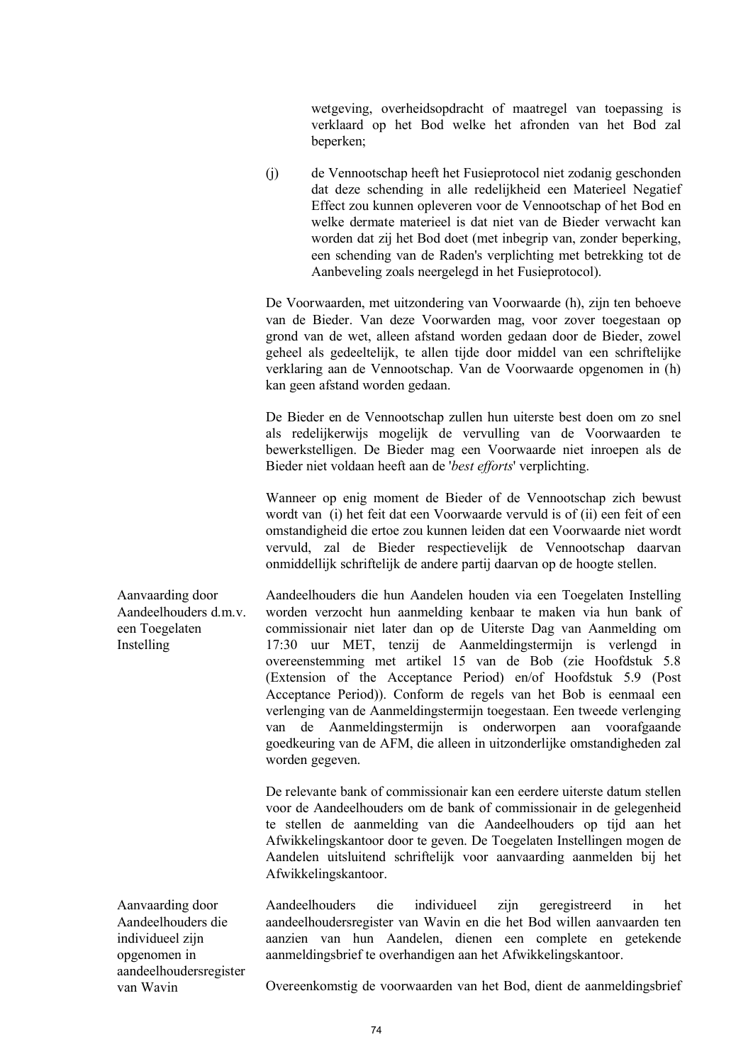wetgeving, overheidsopdracht of maatregel van toepassing is verklaard op het Bod welke het afronden van het Bod zal beperken;

(j) de Vennootschap heeft het Fusieprotocol niet zodanig geschonden dat deze schending in alle redelijkheid een Materieel Negatief Effect zou kunnen opleveren voor de Vennootschap of het Bod en welke dermate materieel is dat niet van de Bieder verwacht kan worden dat zij het Bod doet (met inbegrip van, zonder beperking, een schending van de Raden's verplichting met betrekking tot de Aanbeveling zoals neergelegd in het Fusieprotocol).

De Voorwaarden, met uitzondering van Voorwaarde (h), zijn ten behoeve van de Bieder. Van deze Voorwaarden mag, voor zover toegestaan op grond van de wet, alleen afstand worden gedaan door de Bieder, zowel geheel als gedeeltelijk, te allen tijde door middel van een schriftelijke verklaring aan de Vennootschap. Van de Voorwaarde opgenomen in (h) kan geen afstand worden gedaan.

De Bieder en de Vennootschap zullen hun uiterste best doen om zo snel als redelijkerwijs mogelijk de vervulling van de Voorwaarden te bewerkstelligen. De Bieder mag een Voorwaarde niet inroepen als de Bieder niet voldaan heeft aan de '*best efforts*' verplichting.

Wanneer op enig moment de Bieder of de Vennootschap zich bewust wordt van (i) het feit dat een Voorwaarde vervuld is of (ii) een feit of een omstandigheid die ertoe zou kunnen leiden dat een Voorwaarde niet wordt vervuld, zal de Bieder respectievelijk de Vennootschap daarvan onmiddellijk schriftelijk de andere partij daarvan op de hoogte stellen.

**Aanvaarding door Aandeelhouders d.m.v. een Toegelaten Instelling**

Aandeelhouders die hun Aandelen houden via een Toegelaten Instelling worden verzocht hun aanmelding kenbaar te maken via hun bank of commissionair niet later dan op de Uiterste Dag van Aanmelding om 17:30 uur MET, tenzij de Aanmeldingstermijn is verlengd in overeenstemming met artikel 15 van de Bob (zie Hoofdstuk 5.8 (Extension of the Acceptance Period) en/of Hoofdstuk 5.9 (Post Acceptance Period)). Conform de regels van het Bob is eenmaal een verlenging van de Aanmeldingstermijn toegestaan. Een tweede verlenging van de Aanmeldingstermijn is onderworpen aan voorafgaande goedkeuring van de AFM, die alleen in uitzonderlijke omstandigheden zal worden gegeven.

De relevante bank of commissionair kan een eerdere uiterste datum stellen voor de Aandeelhouders om de bank of commissionair in de gelegenheid te stellen de aanmelding van die Aandeelhouders op tijd aan het Afwikkelingskantoor door te geven. De Toegelaten Instellingen mogen de Aandelen uitsluitend schriftelijk voor aanvaarding aanmelden bij het Afwikkelingskantoor.

**Aanvaarding door Aandeelhouders die individueel zijn opgenomen in aandeelhoudersregister van Wavin**

Aandeelhouders die individueel zijn geregistreerd in het aandeelhoudersregister van Wavin en die het Bod willen aanvaarden ten aanzien van hun Aandelen, dienen een complete en getekende aanmeldingsbrief te overhandigen aan het Afwikkelingskantoor.

Overeenkomstig de voorwaarden van het Bod, dient de aanmeldingsbrief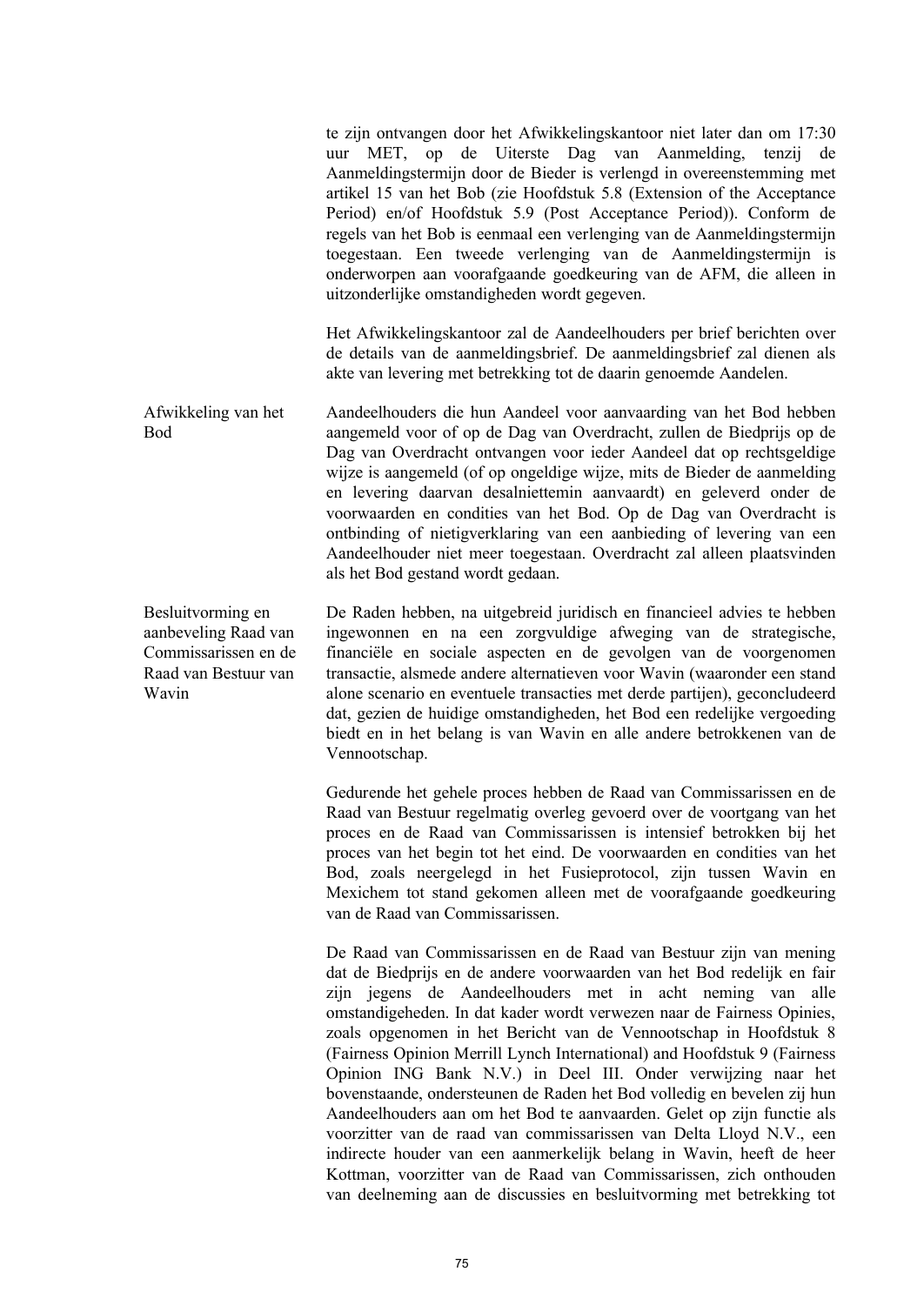te zijn ontvangen door het Afwikkelingskantoor niet later dan om 17:30 uur MET, op de Uiterste Dag van Aanmelding, tenzij de Aanmeldingstermijn door de Bieder is verlengd in overeenstemming met artikel 15 van het Bob (zie Hoofdstuk 5.8 (Extension of the Acceptance Period) en/of Hoofdstuk 5.9 (Post Acceptance Period)). Conform de regels van het Bob is eenmaal een verlenging van de Aanmeldingstermijn toegestaan. Een tweede verlenging van de Aanmeldingstermijn is onderworpen aan voorafgaande goedkeuring van de AFM, die alleen in uitzonderlijke omstandigheden wordt gegeven.

Het Afwikkelingskantoor zal de Aandeelhouders per brief berichten over de details van de aanmeldingsbrief. De aanmeldingsbrief zal dienen als akte van levering met betrekking tot de daarin genoemde Aandelen.

**Afwikkeling van het Bod**

Aandeelhouders die hun Aandeel voor aanvaarding van het Bod hebben aangemeld voor of op de Dag van Overdracht, zullen de Biedprijs op de Dag van Overdracht ontvangen voor ieder Aandeel dat op rechtsgeldige wijze is aangemeld (of op ongeldige wijze, mits de Bieder de aanmelding en levering daarvan desalniettemin aanvaardt) en geleverd onder de voorwaarden en condities van het Bod. Op de Dag van Overdracht is ontbinding of nietigverklaring van een aanbieding of levering van een Aandeelhouder niet meer toegestaan. Overdracht zal alleen plaatsvinden als het Bod gestand wordt gedaan.

**Besluitvorming en aanbeveling Raad van Commissarissen en de Raad van Bestuur van Wavin**

De Raden hebben, na uitgebreid juridisch en financieel advies te hebben ingewonnen en na een zorgvuldige afweging van de strategische, financiële en sociale aspecten en de gevolgen van de voorgenomen transactie, alsmede andere alternatieven voor Wavin (waaronder een stand alone scenario en eventuele transacties met derde partijen), geconcludeerd dat, gezien de huidige omstandigheden, het Bod een redelijke vergoeding biedt en in het belang is van Wavin en alle andere betrokkenen van de Vennootschap.

Gedurende het gehele proces hebben de Raad van Commissarissen en de Raad van Bestuur regelmatig overleg gevoerd over de voortgang van het proces en de Raad van Commissarissen is intensief betrokken bij het proces van het begin tot het eind. De voorwaarden en condities van het Bod, zoals neergelegd in het Fusieprotocol, zijn tussen Wavin en Mexichem tot stand gekomen alleen met de voorafgaande goedkeuring van de Raad van Commissarissen.

De Raad van Commissarissen en de Raad van Bestuur zijn van mening dat de Biedprijs en de andere voorwaarden van het Bod redelijk en fair zijn jegens de Aandeelhouders met in acht neming van alle omstandigheden. In dat kader wordt verwezen naar de Fairness Opinies, zoals opgenomen in het Bericht van de Vennootschap in Hoofdstuk 8 (Fairness Opinion Merrill Lynch International) and Hoofdstuk 9 (Fairness Opinion ING Bank N.V.) in Deel III. Onder verwijzing naar het bovenstaande, ondersteunen de Raden het Bod volledig en bevelen zij hun Aandeelhouders aan om het Bod te aanvaarden. Gelet op zijn functie als voorzitter van de raad van commissarissen van Delta Lloyd N.V., een indirecte houder van een aanmerkelijk belang in Wavin, heeft de heer Kottman, voorzitter van de Raad van Commissarissen, zich onthouden van deelneming aan de discussies en besluitvorming met betrekking tot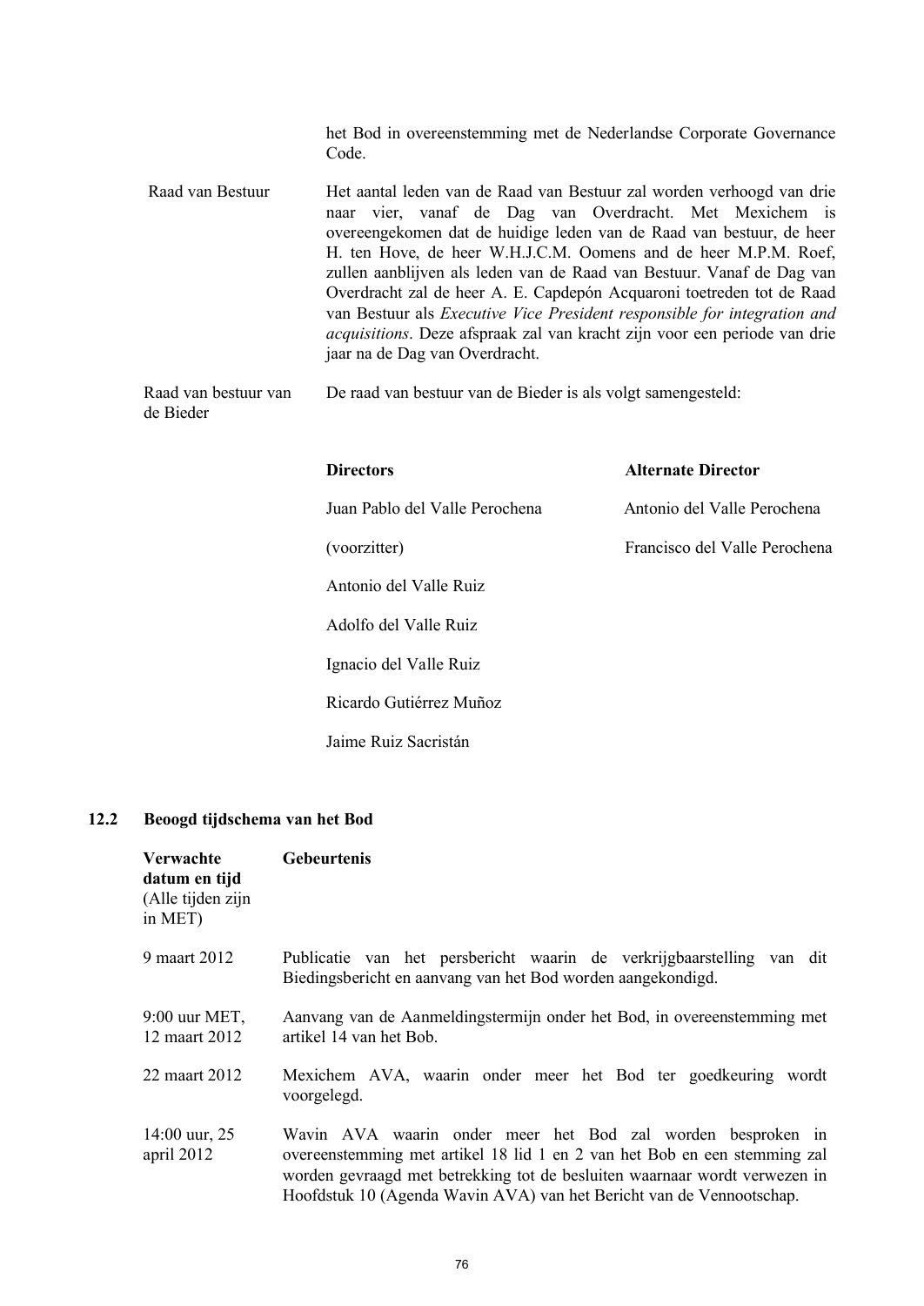het Bod in overeenstemming met de Nederlandse Corporate Governance Code.

| | |
|---|---|
| Raad van Bestuur | Het aantal leden van de Raad van Bestuur zal worden verhoogd van drie naar vier, vanaf de Dag van Overdracht. Met Mexichem is overeengekomen dat de huidige leden van de Raad van bestuur, de heer H. ten Hove, de heer W.H.J.C.M. Oomens and de heer M.P.M. Roef, zullen aanblijven als leden van de Raad van Bestuur. Vanaf de Dag van Overdracht zal de heer A. E. Capdepón Acquaroni toetreden tot de Raad van Bestuur als *Executive Vice President responsible for integration and acquisitions*. Deze afspraak zal van kracht zijn voor een periode van drie jaar na de Dag van Overdracht. |
| Raad van bestuur van de Bieder | De raad van bestuur van de Bieder is als volgt samengesteld: |

| **Directors** | **Alternate Director** |
|---|---|
| Juan Pablo del Valle Perochena | Antonio del Valle Perochena |
| (voorzitter) | Francisco del Valle Perochena |
| Antonio del Valle Ruiz | |
| Adolfo del Valle Ruiz | |
| Ignacio del Valle Ruiz | |
| Ricardo Gutiérrez Muñoz | |
| Jaime Ruiz Sacristán | |

## 12.2 Beoogd tijdschema van het Bod

| **Verwachte datum en tijd** (Alle tijden zijn in MET) | **Gebeurtenis** |
|---|---|
| 9 maart 2012 | Publicatie van het persbericht waarin de verkrijgbaarstelling van dit Biedingsbericht en aanvang van het Bod worden aangekondigd. |
| 9:00 uur MET, 12 maart 2012 | Aanvang van de Aanmeldingstermijn onder het Bod, in overeenstemming met artikel 14 van het Bob. |
| 22 maart 2012 | Mexichem AVA, waarin onder meer het Bod ter goedkeuring wordt voorgelegd. |
| 14:00 uur, 25 april 2012 | Wavin AVA waarin onder meer het Bod zal worden besproken in overeenstemming met artikel 18 lid 1 en 2 van het Bob en een stemming zal worden gevraagd met betrekking tot de besluiten waarnaar wordt verwezen in Hoofdstuk 10 (Agenda Wavin AVA) van het Bericht van de Vennootschap. |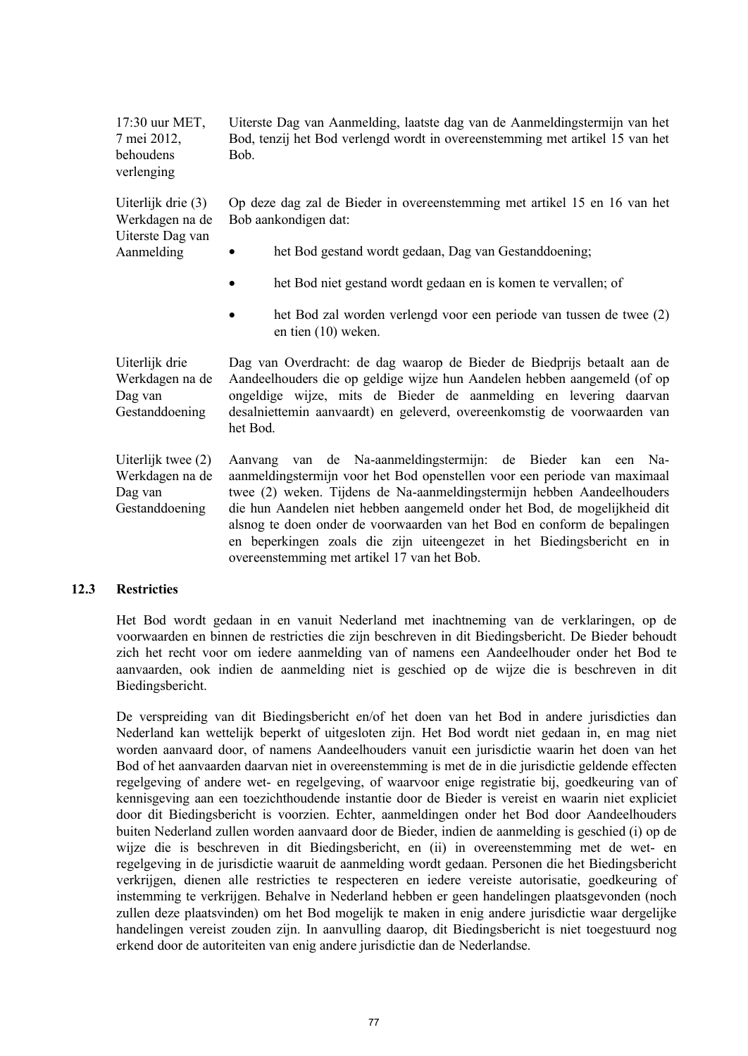| | |
|---|---|
| 17:30 uur MET, 7 mei 2012, behoudens verlenging | Uiterste Dag van Aanmelding, laatste dag van de Aanmeldingstermijn van het Bod, tenzij het Bod verlengd wordt in overeenstemming met artikel 15 van het Bob. |
| Uiterlijk drie (3) Werkdagen na de Uiterste Dag van Aanmelding | Op deze dag zal de Bieder in overeenstemming met artikel 15 en 16 van het Bob aankondigen dat:<br>• het Bod gestand wordt gedaan, Dag van Gestanddoening;<br>• het Bod niet gestand wordt gedaan en is komen te vervallen; of<br>• het Bod zal worden verlengd voor een periode van tussen de twee (2) en tien (10) weken. |
| Uiterlijk drie Werkdagen na de Dag van Gestanddoening | Dag van Overdracht: de dag waarop de Bieder de Biedprijs betaalt aan de Aandeelhouders die op geldige wijze hun Aandelen hebben aangemeld (of op ongeldige wijze, mits de Bieder de aanmelding en levering daarvan desalniettemin aanvaardt) en geleverd, overeenkomstig de voorwaarden van het Bod. |
| Uiterlijk twee (2) Werkdagen na de Dag van Gestanddoening | Aanvang van de Na-aanmeldingstermijn: de Bieder kan een Na-aanmeldingstermijn voor het Bod openstellen voor een periode van maximaal twee (2) weken. Tijdens de Na-aanmeldingstermijn hebben Aandeelhouders die hun Aandelen niet hebben aangemeld onder het Bod, de mogelijkheid dit alsnog te doen onder de voorwaarden van het Bod en conform de bepalingen en beperkingen zoals die zijn uiteengezet in het Biedingsbericht en in overeenstemming met artikel 17 van het Bob. |

### 12.3 Restricties

Het Bod wordt gedaan in en vanuit Nederland met inachtneming van de verklaringen, op de voorwaarden en binnen de restricties die zijn beschreven in dit Biedingsbericht. De Bieder behoudt zich het recht voor om iedere aanmelding van of namens een Aandeelhouder onder het Bod te aanvaarden, ook indien de aanmelding niet is geschied op de wijze die is beschreven in dit Biedingsbericht.

De verspreiding van dit Biedingsbericht en/of het doen van het Bod in andere jurisdicties dan Nederland kan wettelijk beperkt of uitgesloten zijn. Het Bod wordt niet gedaan in, en mag niet worden aanvaard door, of namens Aandeelhouders vanuit een jurisdictie waarin het doen van het Bod of het aanvaarden daarvan niet in overeenstemming is met de in die jurisdictie geldende effecten regelgeving of andere wet- en regelgeving, of waarvoor enige registratie bij, goedkeuring van of kennisgeving aan een toezichthoudende instantie door de Bieder is vereist en waarin niet expliciet door dit Biedingsbericht is voorzien. Echter, aanmeldingen onder het Bod door Aandeelhouders buiten Nederland zullen worden aanvaard door de Bieder, indien de aanmelding is geschied (i) op de wijze die is beschreven in dit Biedingsbericht, en (ii) in overeenstemming met de wet- en regelgeving in de jurisdictie waaruit de aanmelding wordt gedaan. Personen die het Biedingsbericht verkrijgen, dienen alle restricties te respecteren en iedere vereiste autorisatie, goedkeuring of instemming te verkrijgen. Behalve in Nederland hebben er geen handelingen plaatsgevonden (noch zullen deze plaatsvinden) om het Bod mogelijk te maken in enig andere jurisdictie waar dergelijke handelingen vereist zouden zijn. In aanvulling daarop, dit Biedingsbericht is niet toegestuurd nog erkend door de autoriteiten van enig andere jurisdictie dan de Nederlandse.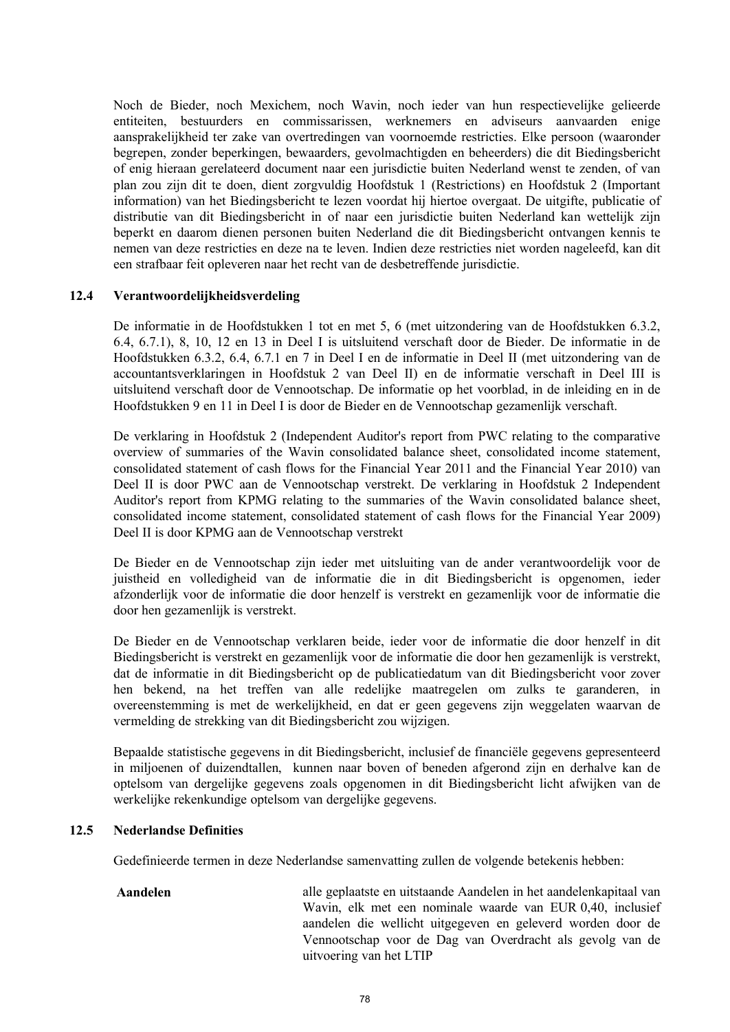Noch de Bieder, noch Mexichem, noch Wavin, noch ieder van hun respectievelijke gelieerde entiteiten, bestuurders en commissarissen, werknemers en adviseurs aanvaarden enige aansprakelijkheid ter zake van overtredingen van voornoemde restricties. Elke persoon (waaronder begrepen, zonder beperkingen, bewaarders, gevolmachtigden en beheerders) die dit Biedingsbericht of enig hieraan gerelateerd document naar een jurisdictie buiten Nederland wenst te zenden, of van plan zou zijn dit te doen, dient zorgvuldig Hoofdstuk 1 (Restrictions) en Hoofdstuk 2 (Important information) van het Biedingsbericht te lezen voordat hij hiertoe overgaat. De uitgifte, publicatie of distributie van dit Biedingsbericht in of naar een jurisdictie buiten Nederland kan wettelijk zijn beperkt en daarom dienen personen buiten Nederland die dit Biedingsbericht ontvangen kennis te nemen van deze restricties en deze na te leven. Indien deze restricties niet worden nageleefd, kan dit een strafbaar feit opleveren naar het recht van de desbetreffende jurisdictie.

## 12.4 Verantwoordelijkheidsverdeling

De informatie in de Hoofdstukken 1 tot en met 5, 6 (met uitzondering van de Hoofdstukken 6.3.2, 6.4, 6.7.1), 8, 10, 12 en 13 in Deel I is uitsluitend verschaft door de Bieder. De informatie in de Hoofdstukken 6.3.2, 6.4, 6.7.1 en 7 in Deel I en de informatie in Deel II (met uitzondering van de accountantsverklaringen in Hoofdstuk 2 van Deel II) en de informatie verschaft in Deel III is uitsluitend verschaft door de Vennootschap. De informatie op het voorblad, in de inleiding en in de Hoofdstukken 9 en 11 in Deel I is door de Bieder en de Vennootschap gezamenlijk verschaft.

De verklaring in Hoofdstuk 2 (Independent Auditor's report from PWC relating to the comparative overview of summaries of the Wavin consolidated balance sheet, consolidated income statement, consolidated statement of cash flows for the Financial Year 2011 and the Financial Year 2010) van Deel II is door PWC aan de Vennootschap verstrekt. De verklaring in Hoofdstuk 2 Independent Auditor's report from KPMG relating to the summaries of the Wavin consolidated balance sheet, consolidated income statement, consolidated statement of cash flows for the Financial Year 2009) Deel II is door KPMG aan de Vennootschap verstrekt

De Bieder en de Vennootschap zijn ieder met uitsluiting van de ander verantwoordelijk voor de juistheid en volledigheid van de informatie die in dit Biedingsbericht is opgenomen, ieder afzonderlijk voor de informatie die door henzelf is verstrekt en gezamenlijk voor de informatie die door hen gezamenlijk is verstrekt.

De Bieder en de Vennootschap verklaren beide, ieder voor de informatie die door henzelf in dit Biedingsbericht is verstrekt en gezamenlijk voor de informatie die door hen gezamenlijk is verstrekt, dat de informatie in dit Biedingsbericht op de publicatiedatum van dit Biedingsbericht voor zover hen bekend, na het treffen van alle redelijke maatregelen om zulks te garanderen, in overeenstemming is met de werkelijkheid, en dat er geen gegevens zijn weggelaten waarvan de vermelding de strekking van dit Biedingsbericht zou wijzigen.

Bepaalde statistische gegevens in dit Biedingsbericht, inclusief de financiële gegevens gepresenteerd in miljoenen of duizendtallen, kunnen naar boven of beneden afgerond zijn en derhalve kan de optelsom van dergelijke gegevens zoals opgenomen in dit Biedingsbericht licht afwijken van de werkelijke rekenkundige optelsom van dergelijke gegevens.

## 12.5 Nederlandse Definities

Gedefinieerde termen in deze Nederlandse samenvatting zullen de volgende betekenis hebben:

| | |
|---|---|
| **Aandelen** | alle geplaatste en uitstaande Aandelen in het aandelenkapitaal van Wavin, elk met een nominale waarde van EUR 0,40, inclusief aandelen die wellicht uitgegeven en geleverd worden door de Vennootschap voor de Dag van Overdracht als gevolg van de uitvoering van het LTIP |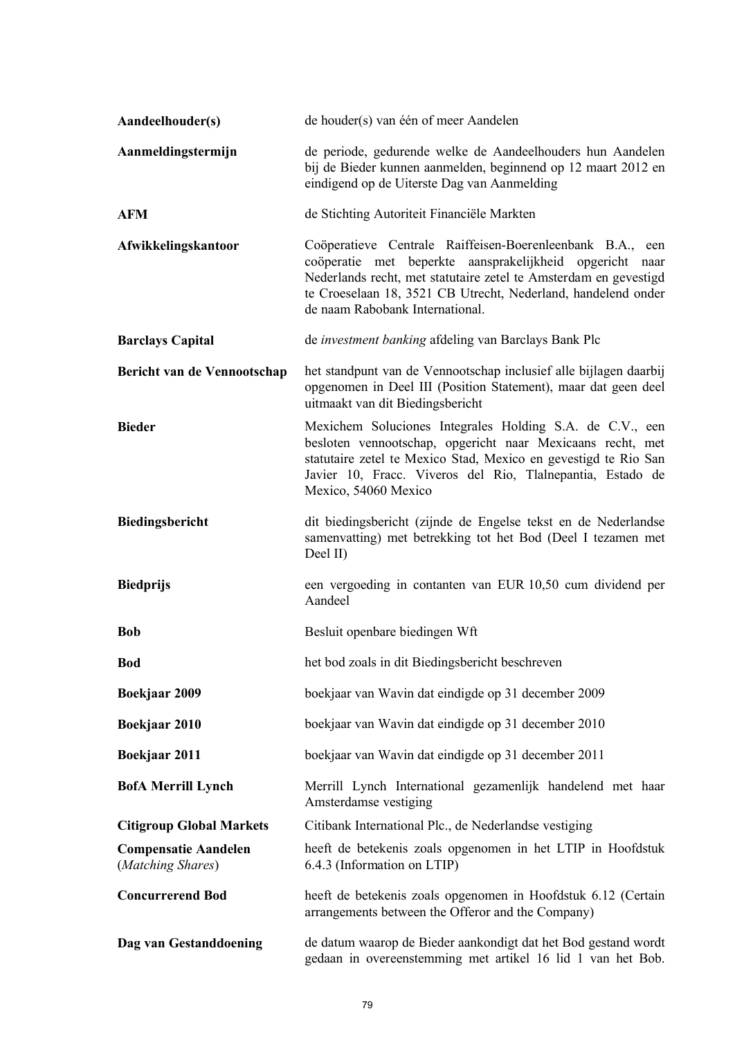| | |
|---|---|
| **Aandeelhouder(s)** | de houder(s) van één of meer Aandelen |
| **Aanmeldingstermijn** | de periode, gedurende welke de Aandeelhouders hun Aandelen bij de Bieder kunnen aanmelden, beginnend op 12 maart 2012 en eindigend op de Uiterste Dag van Aanmelding |
| **AFM** | de Stichting Autoriteit Financiële Markten |
| **Afwikkelingskantoor** | Coöperatieve Centrale Raiffeisen-Boerenleenbank B.A., een coöperatie met beperkte aansprakelijkheid opgericht naar Nederlands recht, met statutaire zetel te Amsterdam en gevestigd te Croeselaan 18, 3521 CB Utrecht, Nederland, handelend onder de naam Rabobank International. |
| **Barclays Capital** | de *investment banking* afdeling van Barclays Bank Plc |
| **Bericht van de Vennootschap** | het standpunt van de Vennootschap inclusief alle bijlagen daarbij opgenomen in Deel III (Position Statement), maar dat geen deel uitmaakt van dit Biedingsbericht |
| **Bieder** | Mexichem Soluciones Integrales Holding S.A. de C.V., een besloten vennootschap, opgericht naar Mexicaans recht, met statutaire zetel te Mexico Stad, Mexico en gevestigd te Rio San Javier 10, Fracc. Viveros del Rio, Tlalnepantia, Estado de Mexico, 54060 Mexico |
| **Biedingsbericht** | dit biedingsbericht (zijnde de Engelse tekst en de Nederlandse samenvatting) met betrekking tot het Bod (Deel I tezamen met Deel II) |
| **Biedprijs** | een vergoeding in contanten van EUR 10,50 cum dividend per Aandeel |
| **Bob** | Besluit openbare biedingen Wft |
| **Bod** | het bod zoals in dit Biedingsbericht beschreven |
| **Boekjaar 2009** | boekjaar van Wavin dat eindigde op 31 december 2009 |
| **Boekjaar 2010** | boekjaar van Wavin dat eindigde op 31 december 2010 |
| **Boekjaar 2011** | boekjaar van Wavin dat eindigde op 31 december 2011 |
| **BofA Merrill Lynch** | Merrill Lynch International gezamenlijk handelend met haar Amsterdamse vestiging |
| **Citigroup Global Markets** | Citibank International Plc., de Nederlandse vestiging |
| **Compensatie Aandelen** (*Matching Shares*) | heeft de betekenis zoals opgenomen in het LTIP in Hoofdstuk 6.4.3 (Information on LTIP) |
| **Concurrerend Bod** | heeft de betekenis zoals opgenomen in Hoofdstuk 6.12 (Certain arrangements between the Offeror and the Company) |
| **Dag van Gestanddoening** | de datum waarop de Bieder aankondigt dat het Bod gestand wordt gedaan in overeenstemming met artikel 16 lid 1 van het Bob. |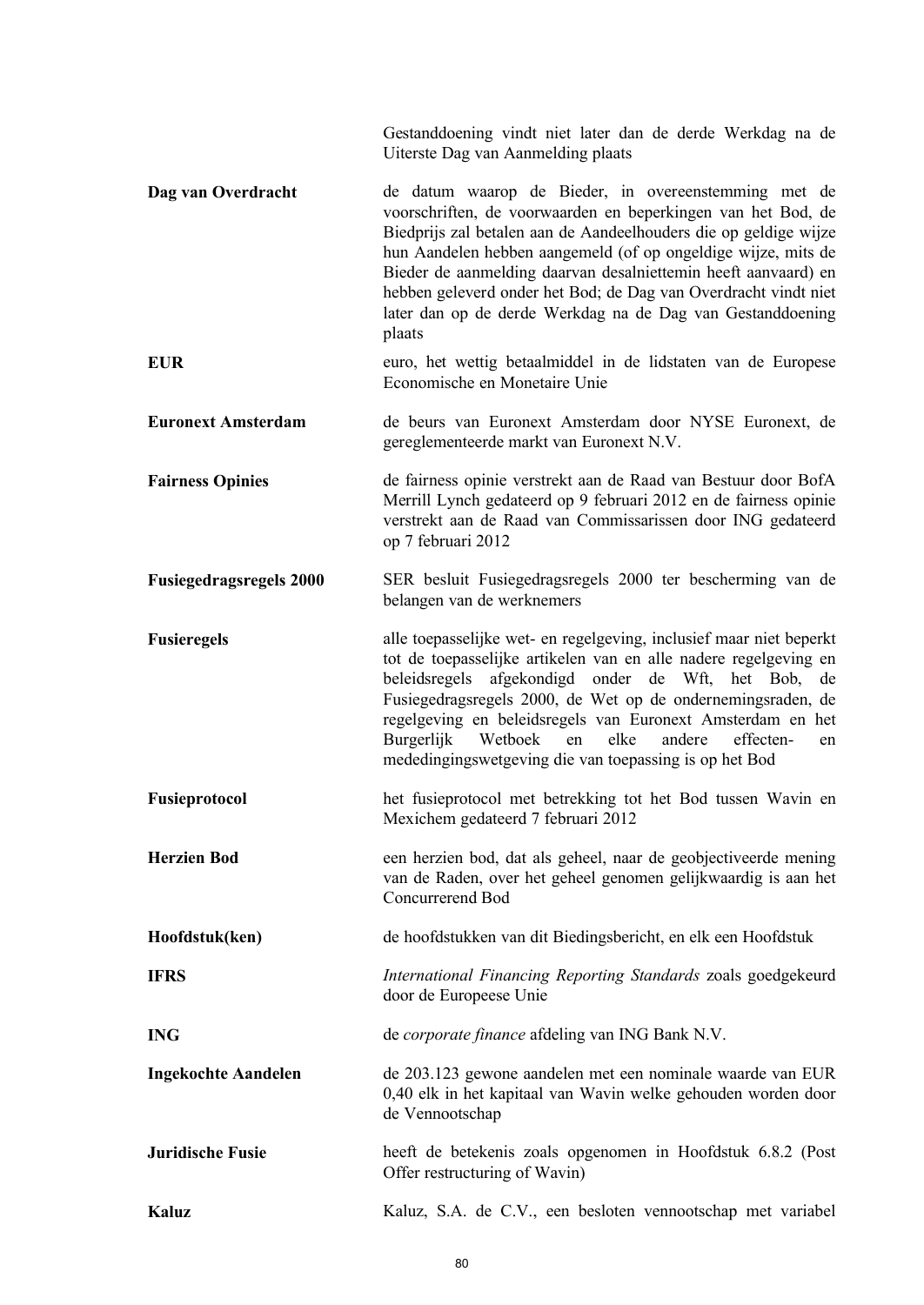|  |  |
|---|---|
|  | Gestanddoening vindt niet later dan de derde Werkdag na de Uiterste Dag van Aanmelding plaats |
| **Dag van Overdracht** | de datum waarop de Bieder, in overeenstemming met de voorschriften, de voorwaarden en beperkingen van het Bod, de Biedprijs zal betalen aan de Aandeelhouders die op geldige wijze hun Aandelen hebben aangemeld (of op ongeldige wijze, mits de Bieder de aanmelding daarvan desalniettemin heeft aanvaard) en hebben geleverd onder het Bod; de Dag van Overdracht vindt niet later dan op de derde Werkdag na de Dag van Gestanddoening plaats |
| **EUR** | euro, het wettig betaalmiddel in de lidstaten van de Europese Economische en Monetaire Unie |
| **Euronext Amsterdam** | de beurs van Euronext Amsterdam door NYSE Euronext, de gereglementeerde markt van Euronext N.V. |
| **Fairness Opinies** | de fairness opinie verstrekt aan de Raad van Bestuur door BofA Merrill Lynch gedateerd op 9 februari 2012 en de fairness opinie verstrekt aan de Raad van Commissarissen door ING gedateerd op 7 februari 2012 |
| **Fusiegedragsregels 2000** | SER besluit Fusiegedragsregels 2000 ter bescherming van de belangen van de werknemers |
| **Fusieregels** | alle toepasselijke wet- en regelgeving, inclusief maar niet beperkt tot de toepasselijke artikelen van en alle nadere regelgeving en beleidsregels afgekondigd onder de Wft, het Bob, de Fusiegedragsregels 2000, de Wet op de ondernemingsraden, de regelgeving en beleidsregels van Euronext Amsterdam en het Burgerlijk Wetboek en elke andere effecten- en mededingingswetgeving die van toepassing is op het Bod |
| **Fusieprotocol** | het fusieprotocol met betrekking tot het Bod tussen Wavin en Mexichem gedateerd 7 februari 2012 |
| **Herzien Bod** | een herzien bod, dat als geheel, naar de geobjectiveerde mening van de Raden, over het geheel genomen gelijkwaardig is aan het Concurrerend Bod |
| **Hoofdstuk(ken)** | de hoofdstukken van dit Biedingsbericht, en elk een Hoofdstuk |
| **IFRS** | *International Financing Reporting Standards* zoals goedgekeurd door de Europeese Unie |
| **ING** | de *corporate finance* afdeling van ING Bank N.V. |
| **Ingekochte Aandelen** | de 203.123 gewone aandelen met een nominale waarde van EUR 0,40 elk in het kapitaal van Wavin welke gehouden worden door de Vennootschap |
| **Juridische Fusie** | heeft de betekenis zoals opgenomen in Hoofdstuk 6.8.2 (Post Offer restructuring of Wavin) |
| **Kaluz** | Kaluz, S.A. de C.V., een besloten vennootschap met variabel |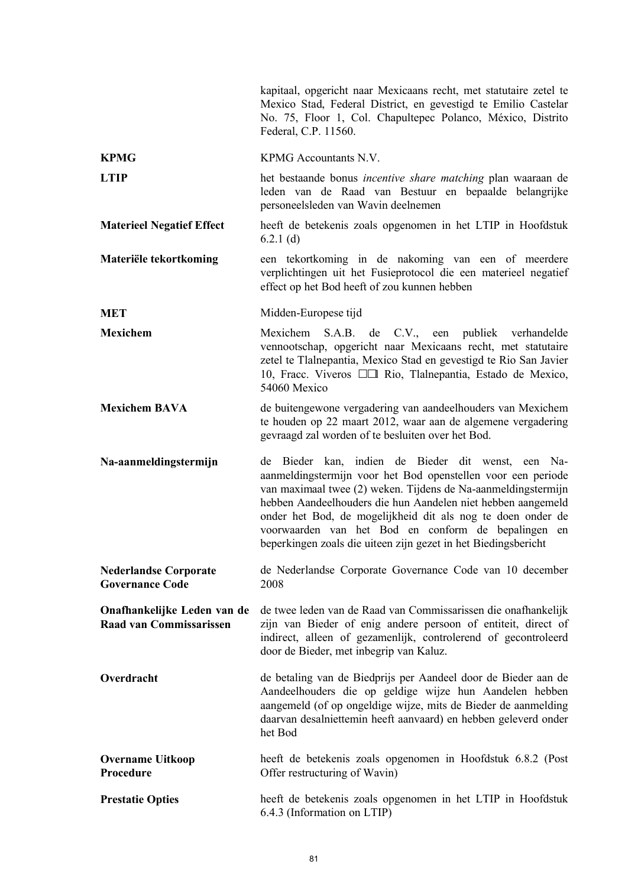| | |
|---|---|
| | kapitaal, opgericht naar Mexicaans recht, met statutaire zetel te Mexico Stad, Federal District, en gevestigd te Emilio Castelar No. 75, Floor 1, Col. Chapultepec Polanco, México, Distrito Federal, C.P. 11560. |
| **KPMG** | KPMG Accountants N.V. |
| **LTIP** | het bestaande bonus *incentive share matching* plan waaraan de leden van de Raad van Bestuur en bepaalde belangrijke personeelsleden van Wavin deelnemen |
| **Materieel Negatief Effect** | heeft de betekenis zoals opgenomen in het LTIP in Hoofdstuk 6.2.1 (d) |
| **Materiële tekortkoming** | een tekortkoming in de nakoming van een of meerdere verplichtingen uit het Fusieprotocol die een materieel negatief effect op het Bod heeft of zou kunnen hebben |
| **MET** | Midden-Europese tijd |
| **Mexichem** | Mexichem S.A.B. de C.V., een publiek verhandelde vennootschap, opgericht naar Mexicaans recht, met statutaire zetel te Tlalnepantia, Mexico Stad en gevestigd te Rio San Javier 10, Fracc. Viveros ☐☐l Rio, Tlalnepantia, Estado de Mexico, 54060 Mexico |
| **Mexichem BAVA** | de buitengewone vergadering van aandeelhouders van Mexichem te houden op 22 maart 2012, waar aan de algemene vergadering gevraagd zal worden of te besluiten over het Bod. |
| **Na-aanmeldingstermijn** | de Bieder kan, indien de Bieder dit wenst, een Na-aanmeldingstermijn voor het Bod openstellen voor een periode van maximaal twee (2) weken. Tijdens de Na-aanmeldingstermijn hebben Aandeelhouders die hun Aandelen niet hebben aangemeld onder het Bod, de mogelijkheid dit als nog te doen onder de voorwaarden van het Bod en conform de bepalingen en beperkingen zoals die uiteen zijn gezet in het Biedingsbericht |
| **Nederlandse Corporate Governance Code** | de Nederlandse Corporate Governance Code van 10 december 2008 |
| **Onafhankelijke Leden van de Raad van Commissarissen** | de twee leden van de Raad van Commissarissen die onafhankelijk zijn van Bieder of enig andere persoon of entiteit, direct of indirect, alleen of gezamenlijk, controlerend of gecontroleerd door de Bieder, met inbegrip van Kaluz. |
| **Overdracht** | de betaling van de Biedprijs per Aandeel door de Bieder aan de Aandeelhouders die op geldige wijze hun Aandelen hebben aangemeld (of op ongeldige wijze, mits de Bieder de aanmelding daarvan desalniettemin heeft aanvaard) en hebben geleverd onder het Bod |
| **Overname Uitkoop Procedure** | heeft de betekenis zoals opgenomen in Hoofdstuk 6.8.2 (Post Offer restructuring of Wavin) |
| **Prestatie Opties** | heeft de betekenis zoals opgenomen in het LTIP in Hoofdstuk 6.4.3 (Information on LTIP) |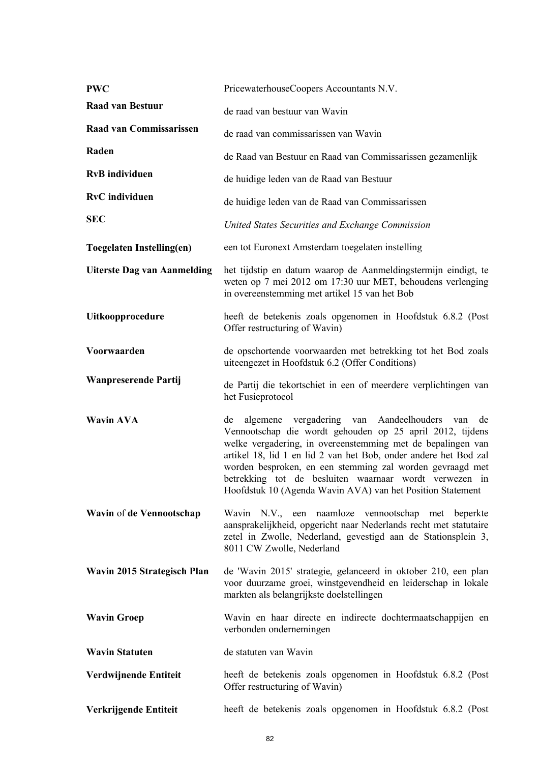| | |
|---|---|
| **PWC** | PricewaterhouseCoopers Accountants N.V. |
| **Raad van Bestuur** | de raad van bestuur van Wavin |
| **Raad van Commissarissen** | de raad van commissarissen van Wavin |
| **Raden** | de Raad van Bestuur en Raad van Commissarissen gezamenlijk |
| **RvB individuen** | de huidige leden van de Raad van Bestuur |
| **RvC individuen** | de huidige leden van de Raad van Commissarissen |
| **SEC** | *United States Securities and Exchange Commission* |
| **Toegelaten Instelling(en)** | een tot Euronext Amsterdam toegelaten instelling |
| **Uiterste Dag van Aanmelding** | het tijdstip en datum waarop de Aanmeldingstermijn eindigt, te weten op 7 mei 2012 om 17:30 uur MET, behoudens verlenging in overeenstemming met artikel 15 van het Bob |
| **Uitkoopprocedure** | heeft de betekenis zoals opgenomen in Hoofdstuk 6.8.2 (Post Offer restructuring of Wavin) |
| **Voorwaarden** | de opschortende voorwaarden met betrekking tot het Bod zoals uiteengezet in Hoofdstuk 6.2 (Offer Conditions) |
| **Wanpreserende Partij** | de Partij die tekortschiet in een of meerdere verplichtingen van het Fusieprotocol |
| **Wavin AVA** | de algemene vergadering van Aandeelhouders van de Vennootschap die wordt gehouden op 25 april 2012, tijdens welke vergadering, in overeenstemming met de bepalingen van artikel 18, lid 1 en lid 2 van het Bob, onder andere het Bod zal worden besproken, en een stemming zal worden gevraagd met betrekking tot de besluiten waarnaar wordt verwezen in Hoofdstuk 10 (Agenda Wavin AVA) van het Position Statement |
| **Wavin** of **de Vennootschap** | Wavin N.V., een naamloze vennootschap met beperkte aansprakelijkheid, opgericht naar Nederlands recht met statutaire zetel in Zwolle, Nederland, gevestigd aan de Stationsplein 3, 8011 CW Zwolle, Nederland |
| **Wavin 2015 Strategisch Plan** | de 'Wavin 2015' strategie, gelanceerd in oktober 210, een plan voor duurzame groei, winstgevendheid en leiderschap in lokale markten als belangrijkste doelstellingen |
| **Wavin Groep** | Wavin en haar directe en indirecte dochtermaatschappijen en verbonden ondernemingen |
| **Wavin Statuten** | de statuten van Wavin |
| **Verdwijnende Entiteit** | heeft de betekenis zoals opgenomen in Hoofdstuk 6.8.2 (Post Offer restructuring of Wavin) |
| **Verkrijgende Entiteit** | heeft de betekenis zoals opgenomen in Hoofdstuk 6.8.2 (Post |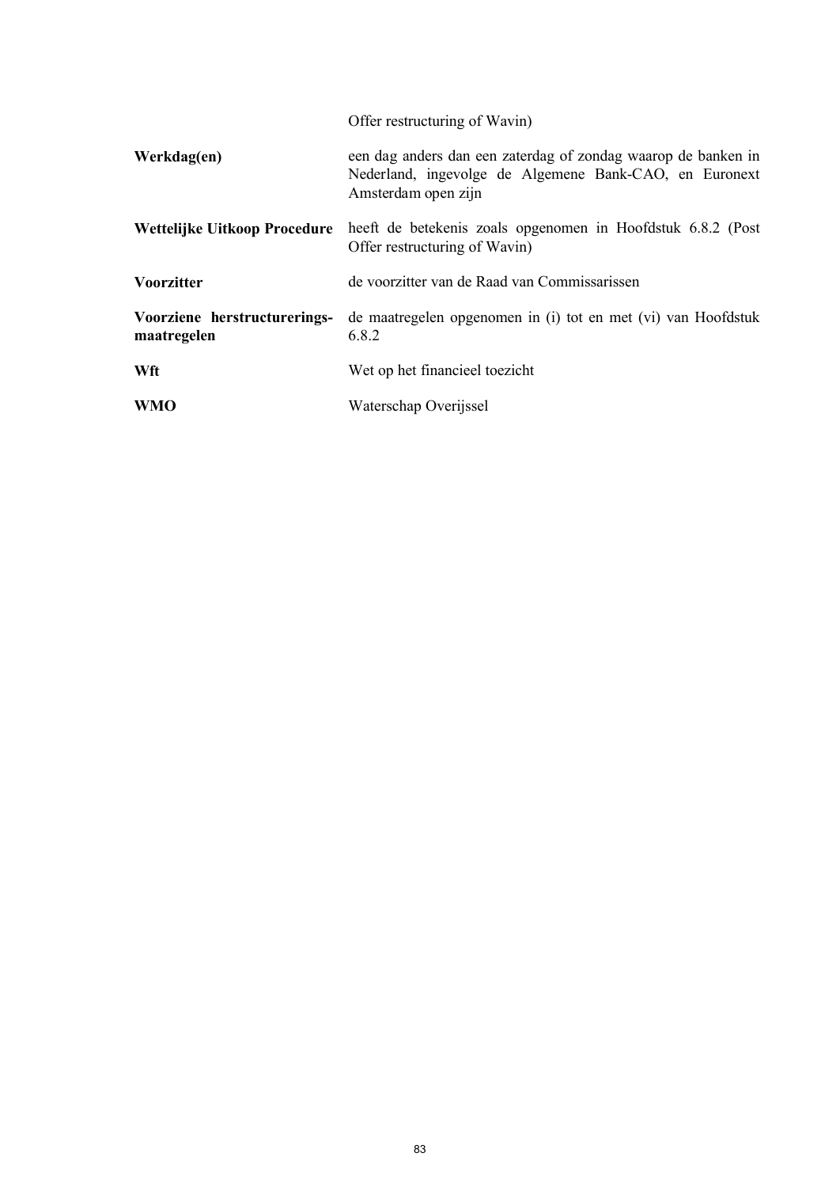| | |
|---|---|
| | Offer restructuring of Wavin) |
| **Werkdag(en)** | een dag anders dan een zaterdag of zondag waarop de banken in Nederland, ingevolge de Algemene Bank-CAO, en Euronext Amsterdam open zijn |
| **Wettelijke Uitkoop Procedure** | heeft de betekenis zoals opgenomen in Hoofdstuk 6.8.2 (Post Offer restructuring of Wavin) |
| **Voorzitter** | de voorzitter van de Raad van Commissarissen |
| **Voorziene herstructurerings-maatregelen** | de maatregelen opgenomen in (i) tot en met (vi) van Hoofdstuk 6.8.2 |
| **Wft** | Wet op het financieel toezicht |
| **WMO** | Waterschap Overijssel |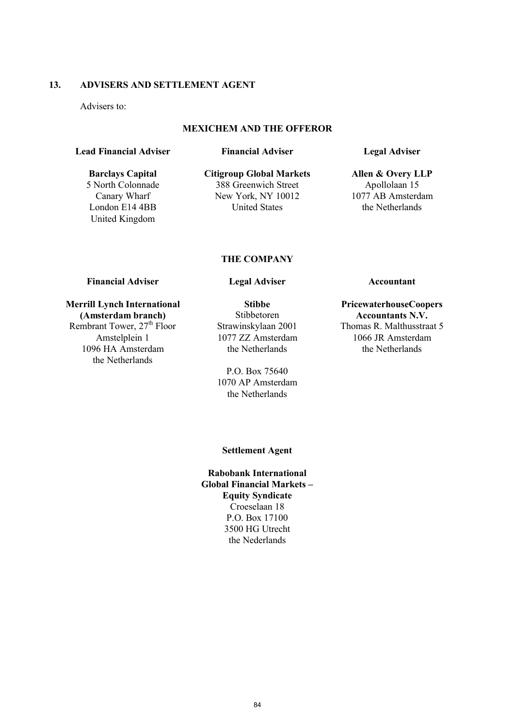## 13. ADVISERS AND SETTLEMENT AGENT

Advisers to:

### MEXICHEM AND THE OFFEROR

**Lead Financial Adviser**

**Barclays Capital**
5 North Colonnade
Canary Wharf
London E14 4BB
United Kingdom

**Financial Adviser**

**Citigroup Global Markets**
388 Greenwich Street
New York, NY 10012
United States

**Legal Adviser**

**Allen & Overy LLP**
Apollolaan 15
1077 AB Amsterdam
the Netherlands

### THE COMPANY

**Financial Adviser**

**Merrill Lynch International (Amsterdam branch)**
Rembrant Tower, 27th Floor
Amstelplein 1
1096 HA Amsterdam
the Netherlands

**Legal Adviser**

**Stibbe**
Stibbetoren
Strawinskylaan 2001
1077 ZZ Amsterdam
the Netherlands

P.O. Box 75640
1070 AP Amsterdam
the Netherlands

**Accountant**

**PricewaterhouseCoopers Accountants N.V.**
Thomas R. Malthusstraat 5
1066 JR Amsterdam
the Netherlands

**Settlement Agent**

**Rabobank International Global Financial Markets – Equity Syndicate**
Croeselaan 18
P.O. Box 17100
3500 HG Utrecht
the Nederlands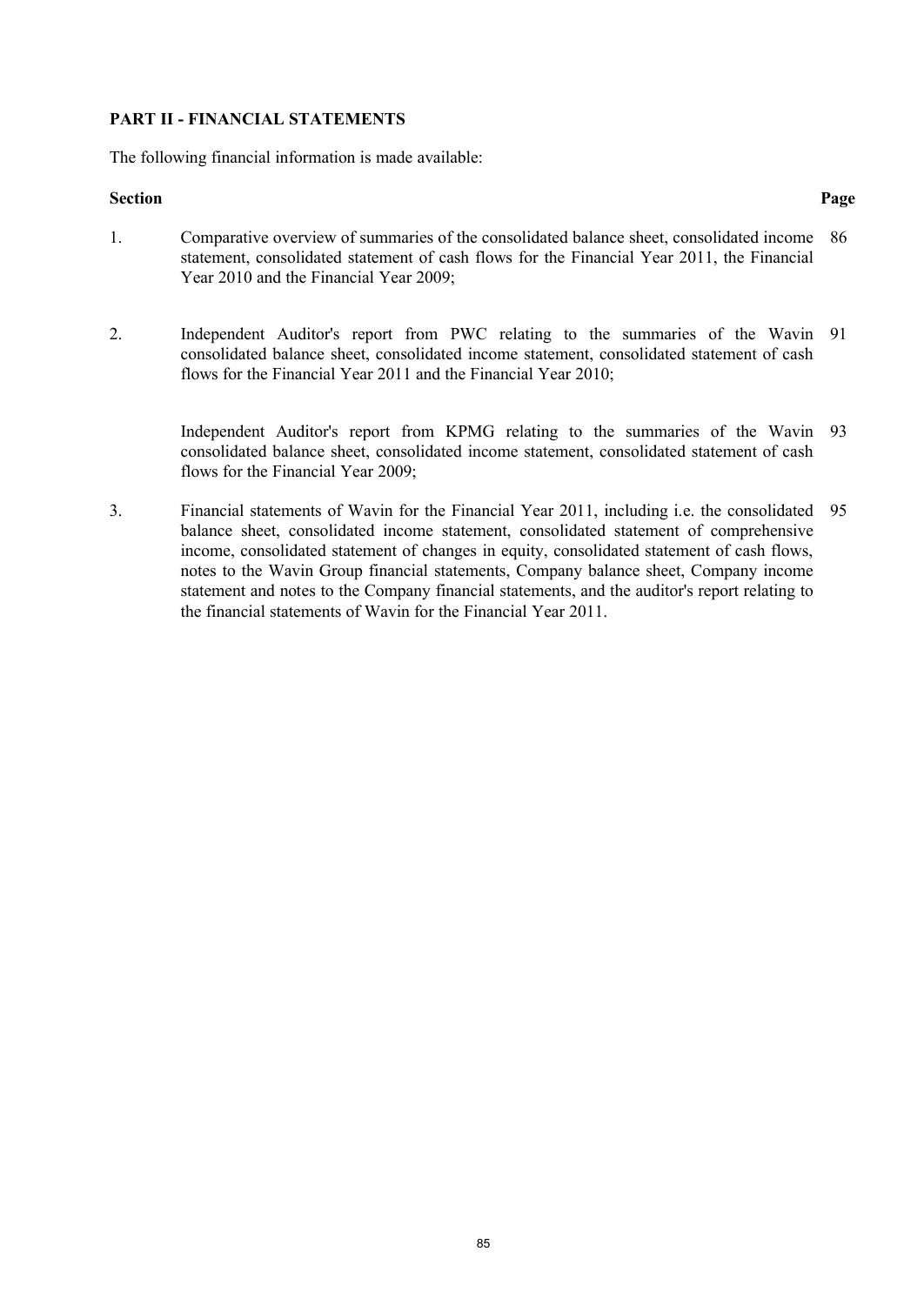**PART II - FINANCIAL STATEMENTS**

The following financial information is made available:

| Section | | Page |
|---|---|---|
| 1. | Comparative overview of summaries of the consolidated balance sheet, consolidated income statement, consolidated statement of cash flows for the Financial Year 2011, the Financial Year 2010 and the Financial Year 2009; | 86 |
| 2. | Independent Auditor's report from PWC relating to the summaries of the Wavin consolidated balance sheet, consolidated income statement, consolidated statement of cash flows for the Financial Year 2011 and the Financial Year 2010; | 91 |
| | Independent Auditor's report from KPMG relating to the summaries of the Wavin consolidated balance sheet, consolidated income statement, consolidated statement of cash flows for the Financial Year 2009; | 93 |
| 3. | Financial statements of Wavin for the Financial Year 2011, including i.e. the consolidated balance sheet, consolidated income statement, consolidated statement of comprehensive income, consolidated statement of changes in equity, consolidated statement of cash flows, notes to the Wavin Group financial statements, Company balance sheet, Company income statement and notes to the Company financial statements, and the auditor's report relating to the financial statements of Wavin for the Financial Year 2011. | 95 |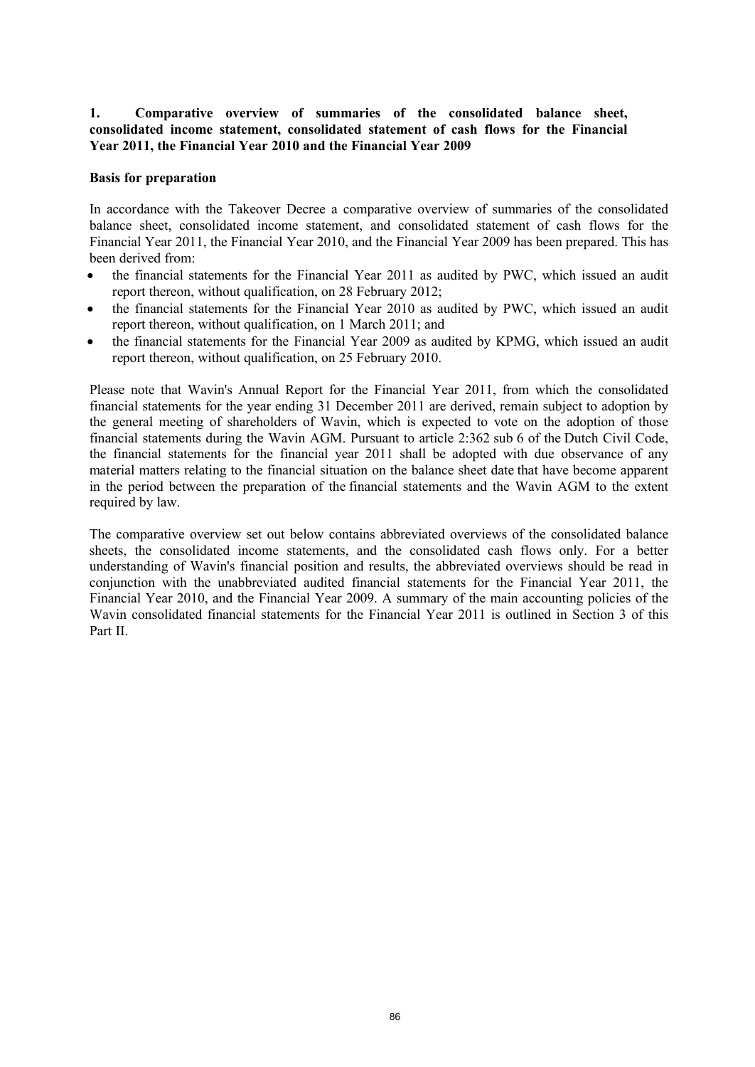## 1. Comparative overview of summaries of the consolidated balance sheet, consolidated income statement, consolidated statement of cash flows for the Financial Year 2011, the Financial Year 2010 and the Financial Year 2009

### Basis for preparation

In accordance with the Takeover Decree a comparative overview of summaries of the consolidated balance sheet, consolidated income statement, and consolidated statement of cash flows for the Financial Year 2011, the Financial Year 2010, and the Financial Year 2009 has been prepared. This has been derived from:

- the financial statements for the Financial Year 2011 as audited by PWC, which issued an audit report thereon, without qualification, on 28 February 2012;
- the financial statements for the Financial Year 2010 as audited by PWC, which issued an audit report thereon, without qualification, on 1 March 2011; and
- the financial statements for the Financial Year 2009 as audited by KPMG, which issued an audit report thereon, without qualification, on 25 February 2010.

Please note that Wavin's Annual Report for the Financial Year 2011, from which the consolidated financial statements for the year ending 31 December 2011 are derived, remain subject to adoption by the general meeting of shareholders of Wavin, which is expected to vote on the adoption of those financial statements during the Wavin AGM. Pursuant to article 2:362 sub 6 of the Dutch Civil Code, the financial statements for the financial year 2011 shall be adopted with due observance of any material matters relating to the financial situation on the balance sheet date that have become apparent in the period between the preparation of the financial statements and the Wavin AGM to the extent required by law.

The comparative overview set out below contains abbreviated overviews of the consolidated balance sheets, the consolidated income statements, and the consolidated cash flows only. For a better understanding of Wavin's financial position and results, the abbreviated overviews should be read in conjunction with the unabbreviated audited financial statements for the Financial Year 2011, the Financial Year 2010, and the Financial Year 2009. A summary of the main accounting policies of the Wavin consolidated financial statements for the Financial Year 2011 is outlined in Section 3 of this Part II.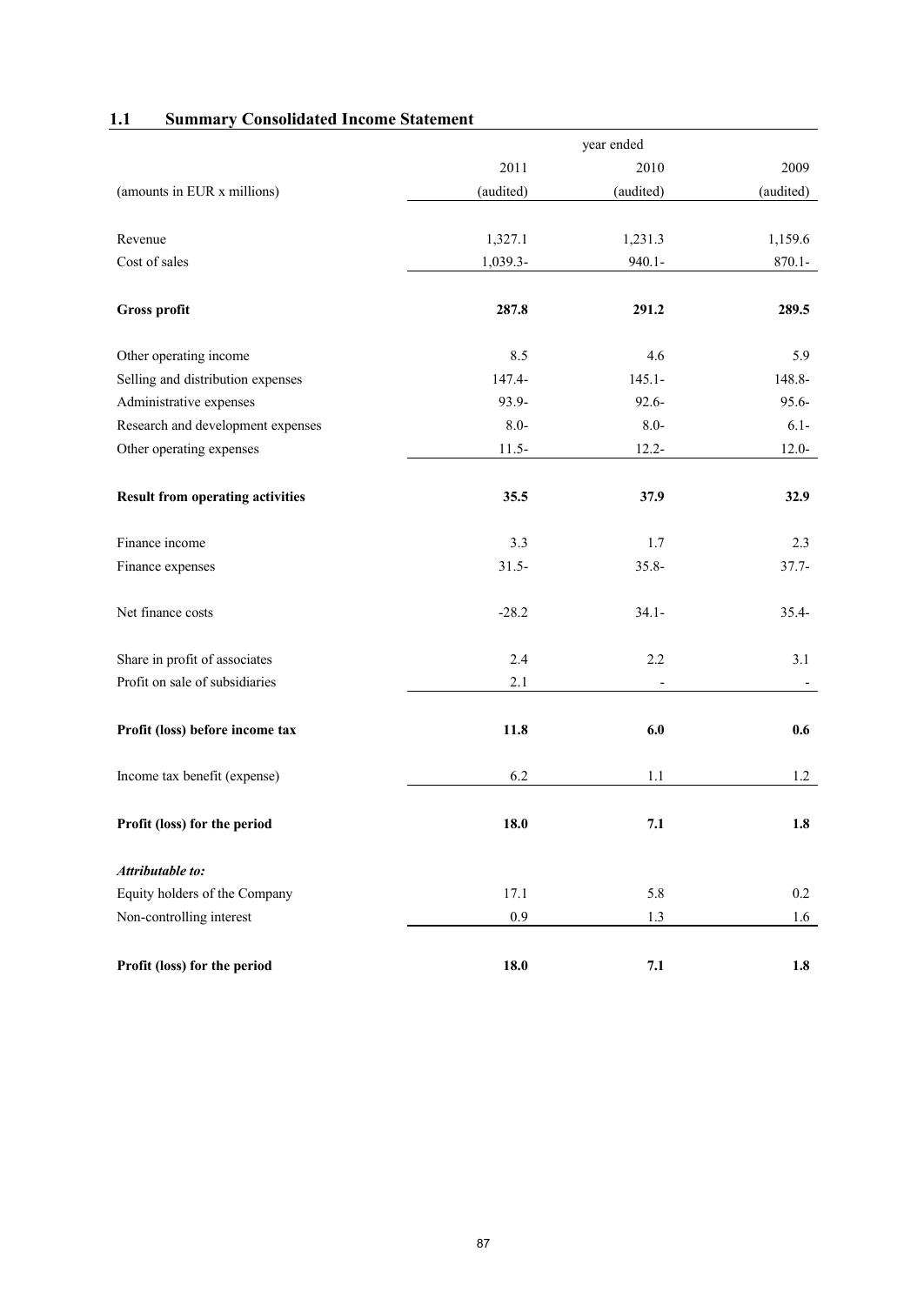## 1.1 Summary Consolidated Income Statement

| | year ended | | |
|---|---|---|---|
| | 2011 | 2010 | 2009 |
| (amounts in EUR x millions) | (audited) | (audited) | (audited) |
| Revenue | 1,327.1 | 1,231.3 | 1,159.6 |
| Cost of sales | 1,039.3- | 940.1- | 870.1- |
| **Gross profit** | **287.8** | **291.2** | **289.5** |
| Other operating income | 8.5 | 4.6 | 5.9 |
| Selling and distribution expenses | 147.4- | 145.1- | 148.8- |
| Administrative expenses | 93.9- | 92.6- | 95.6- |
| Research and development expenses | 8.0- | 8.0- | 6.1- |
| Other operating expenses | 11.5- | 12.2- | 12.0- |
| **Result from operating activities** | **35.5** | **37.9** | **32.9** |
| Finance income | 3.3 | 1.7 | 2.3 |
| Finance expenses | 31.5- | 35.8- | 37.7- |
| Net finance costs | -28.2 | 34.1- | 35.4- |
| Share in profit of associates | 2.4 | 2.2 | 3.1 |
| Profit on sale of subsidiaries | 2.1 | - | - |
| **Profit (loss) before income tax** | **11.8** | **6.0** | **0.6** |
| Income tax benefit (expense) | 6.2 | 1.1 | 1.2 |
| **Profit (loss) for the period** | **18.0** | **7.1** | **1.8** |
| ***Attributable to:*** | | | |
| Equity holders of the Company | 17.1 | 5.8 | 0.2 |
| Non-controlling interest | 0.9 | 1.3 | 1.6 |
| **Profit (loss) for the period** | **18.0** | **7.1** | **1.8** |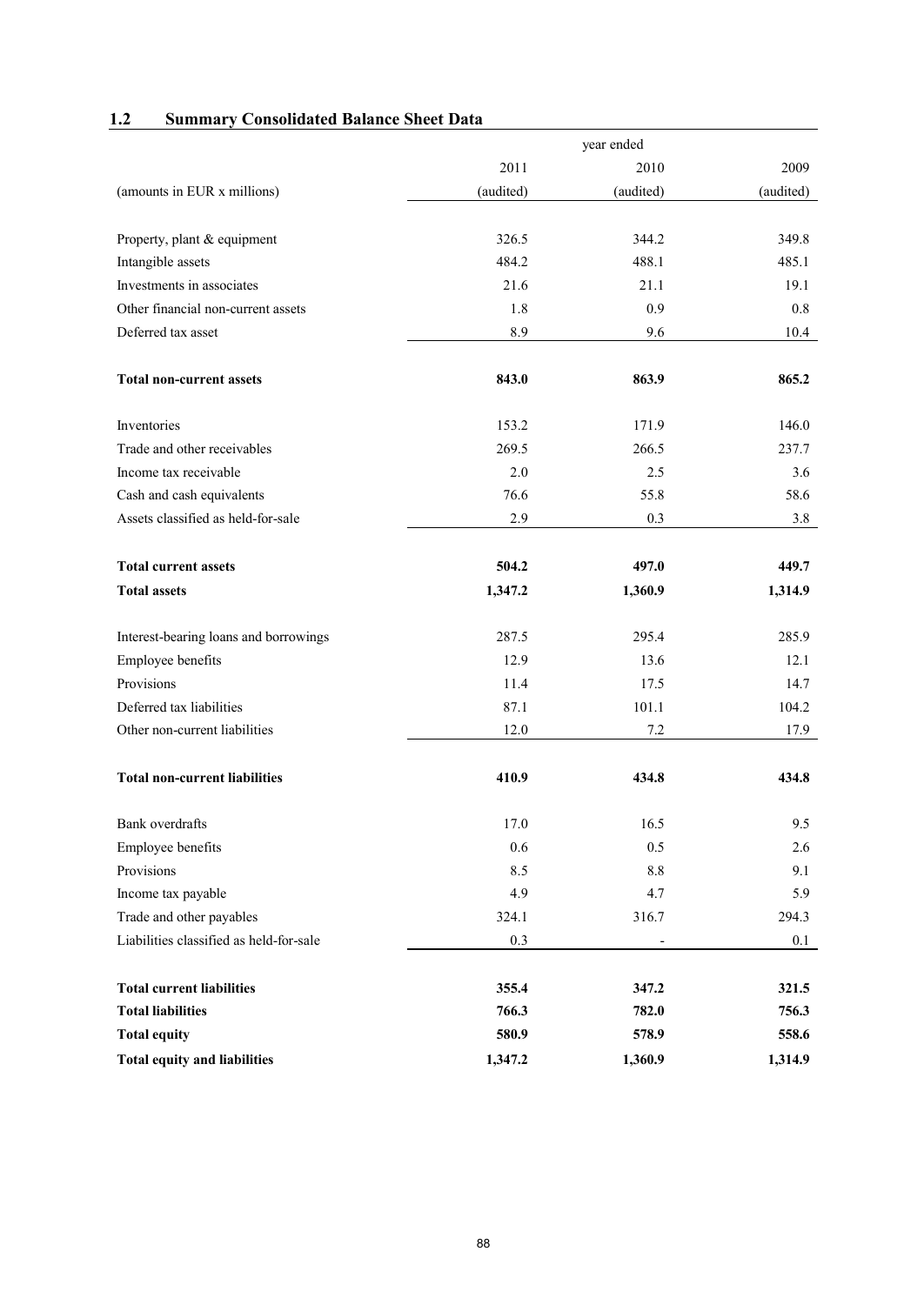## 1.2 Summary Consolidated Balance Sheet Data

| | year ended | | |
|---|---|---|---|
| | 2011 | 2010 | 2009 |
| (amounts in EUR x millions) | (audited) | (audited) | (audited) |
| Property, plant & equipment | 326.5 | 344.2 | 349.8 |
| Intangible assets | 484.2 | 488.1 | 485.1 |
| Investments in associates | 21.6 | 21.1 | 19.1 |
| Other financial non-current assets | 1.8 | 0.9 | 0.8 |
| Deferred tax asset | 8.9 | 9.6 | 10.4 |
| **Total non-current assets** | **843.0** | **863.9** | **865.2** |
| Inventories | 153.2 | 171.9 | 146.0 |
| Trade and other receivables | 269.5 | 266.5 | 237.7 |
| Income tax receivable | 2.0 | 2.5 | 3.6 |
| Cash and cash equivalents | 76.6 | 55.8 | 58.6 |
| Assets classified as held-for-sale | 2.9 | 0.3 | 3.8 |
| **Total current assets** | **504.2** | **497.0** | **449.7** |
| **Total assets** | **1,347.2** | **1,360.9** | **1,314.9** |
| Interest-bearing loans and borrowings | 287.5 | 295.4 | 285.9 |
| Employee benefits | 12.9 | 13.6 | 12.1 |
| Provisions | 11.4 | 17.5 | 14.7 |
| Deferred tax liabilities | 87.1 | 101.1 | 104.2 |
| Other non-current liabilities | 12.0 | 7.2 | 17.9 |
| **Total non-current liabilities** | **410.9** | **434.8** | **434.8** |
| Bank overdrafts | 17.0 | 16.5 | 9.5 |
| Employee benefits | 0.6 | 0.5 | 2.6 |
| Provisions | 8.5 | 8.8 | 9.1 |
| Income tax payable | 4.9 | 4.7 | 5.9 |
| Trade and other payables | 324.1 | 316.7 | 294.3 |
| Liabilities classified as held-for-sale | 0.3 | - | 0.1 |
| **Total current liabilities** | **355.4** | **347.2** | **321.5** |
| **Total liabilities** | **766.3** | **782.0** | **756.3** |
| **Total equity** | **580.9** | **578.9** | **558.6** |
| **Total equity and liabilities** | **1,347.2** | **1,360.9** | **1,314.9** |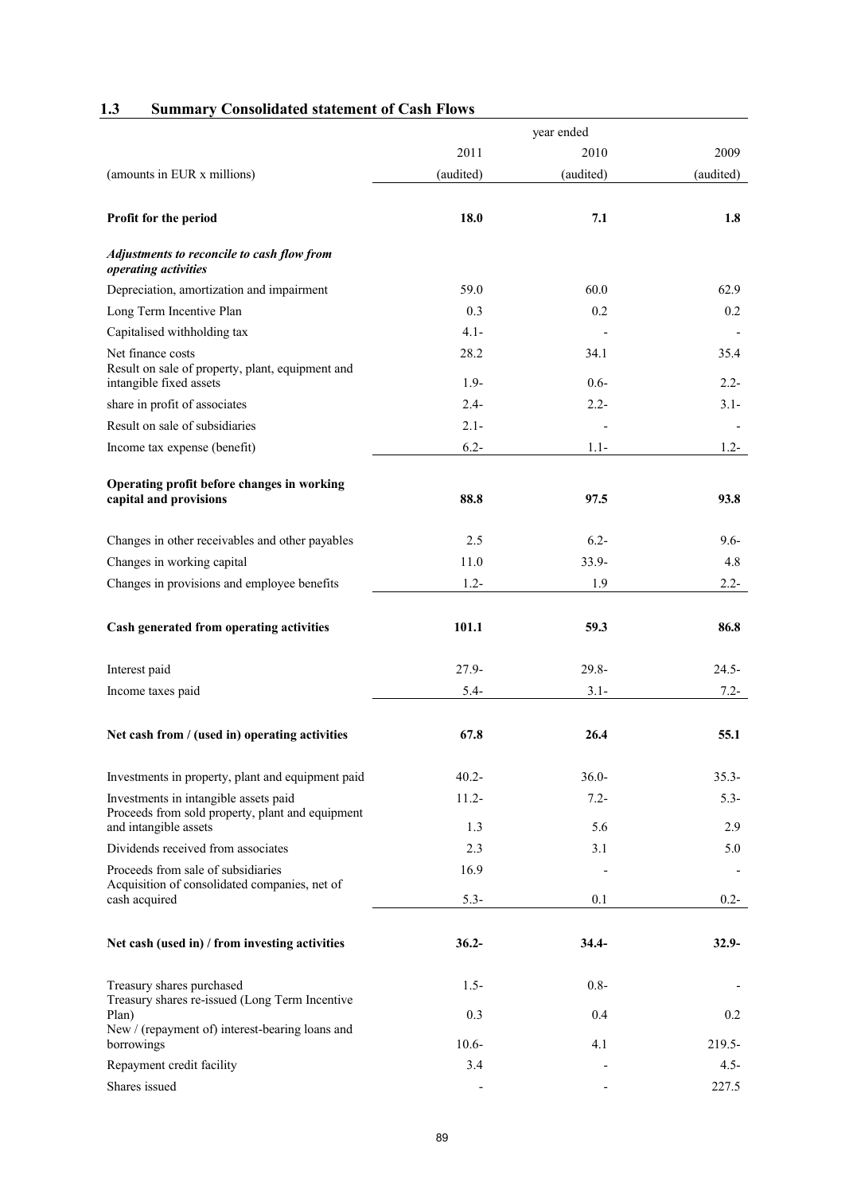## 1.3 Summary Consolidated statement of Cash Flows

| | year ended | | |
|---|---|---|---|
| | 2011 | 2010 | 2009 |
| (amounts in EUR x millions) | (audited) | (audited) | (audited) |
| **Profit for the period** | **18.0** | **7.1** | **1.8** |
| ***Adjustments to reconcile to cash flow from operating activities*** | | | |
| Depreciation, amortization and impairment | 59.0 | 60.0 | 62.9 |
| Long Term Incentive Plan | 0.3 | 0.2 | 0.2 |
| Capitalised withholding tax | 4.1- | - | - |
| Net finance costs | 28.2 | 34.1 | 35.4 |
| Result on sale of property, plant, equipment and intangible fixed assets | 1.9- | 0.6- | 2.2- |
| share in profit of associates | 2.4- | 2.2- | 3.1- |
| Result on sale of subsidiaries | 2.1- | - | - |
| Income tax expense (benefit) | 6.2- | 1.1- | 1.2- |
| **Operating profit before changes in working capital and provisions** | **88.8** | **97.5** | **93.8** |
| Changes in other receivables and other payables | 2.5 | 6.2- | 9.6- |
| Changes in working capital | 11.0 | 33.9- | 4.8 |
| Changes in provisions and employee benefits | 1.2- | 1.9 | 2.2- |
| **Cash generated from operating activities** | **101.1** | **59.3** | **86.8** |
| Interest paid | 27.9- | 29.8- | 24.5- |
| Income taxes paid | 5.4- | 3.1- | 7.2- |
| **Net cash from / (used in) operating activities** | **67.8** | **26.4** | **55.1** |
| Investments in property, plant and equipment paid | 40.2- | 36.0- | 35.3- |
| Investments in intangible assets paid | 11.2- | 7.2- | 5.3- |
| Proceeds from sold property, plant and equipment and intangible assets | 1.3 | 5.6 | 2.9 |
| Dividends received from associates | 2.3 | 3.1 | 5.0 |
| Proceeds from sale of subsidiaries | 16.9 | - | - |
| Acquisition of consolidated companies, net of cash acquired | 5.3- | 0.1 | 0.2- |
| **Net cash (used in) / from investing activities** | **36.2-** | **34.4-** | **32.9-** |
| Treasury shares purchased | 1.5- | 0.8- | - |
| Treasury shares re-issued (Long Term Incentive Plan) | 0.3 | 0.4 | 0.2 |
| New / (repayment of) interest-bearing loans and borrowings | 10.6- | 4.1 | 219.5- |
| Repayment credit facility | 3.4 | - | 4.5- |
| Shares issued | - | - | 227.5 |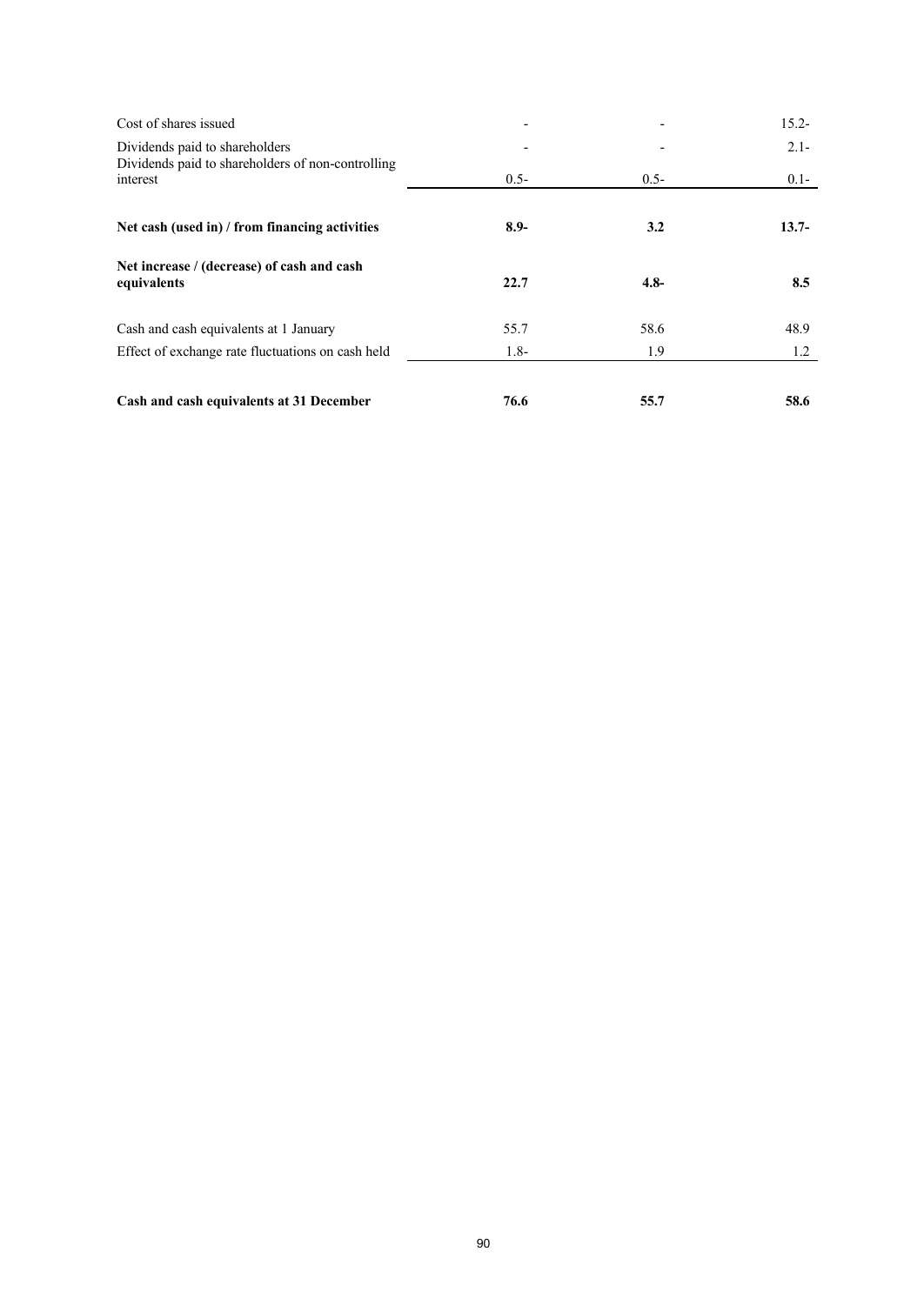| | | | |
|---|---|---|---|
| Cost of shares issued | - | - | 15.2- |
| Dividends paid to shareholders | - | - | 2.1- |
| Dividends paid to shareholders of non-controlling interest | 0.5- | 0.5- | 0.1- |
| **Net cash (used in) / from financing activities** | **8.9-** | **3.2** | **13.7-** |
| **Net increase / (decrease) of cash and cash equivalents** | **22.7** | **4.8-** | **8.5** |
| Cash and cash equivalents at 1 January | 55.7 | 58.6 | 48.9 |
| Effect of exchange rate fluctuations on cash held | 1.8- | 1.9 | 1.2 |
| **Cash and cash equivalents at 31 December** | **76.6** | **55.7** | **58.6** |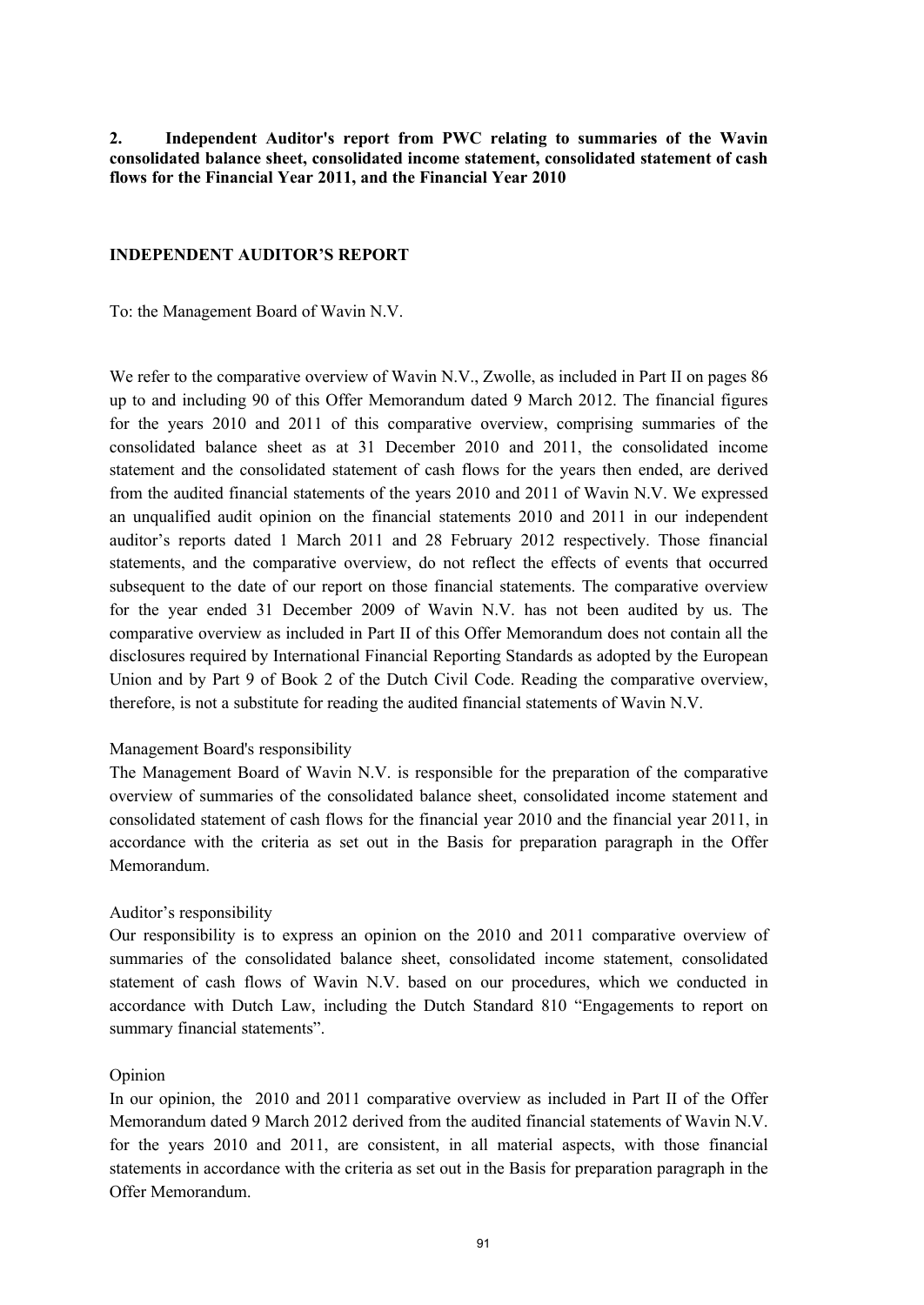## 2. Independent Auditor's report from PWC relating to summaries of the Wavin consolidated balance sheet, consolidated income statement, consolidated statement of cash flows for the Financial Year 2011, and the Financial Year 2010

### INDEPENDENT AUDITOR'S REPORT

To: the Management Board of Wavin N.V.

We refer to the comparative overview of Wavin N.V., Zwolle, as included in Part II on pages 86 up to and including 90 of this Offer Memorandum dated 9 March 2012. The financial figures for the years 2010 and 2011 of this comparative overview, comprising summaries of the consolidated balance sheet as at 31 December 2010 and 2011, the consolidated income statement and the consolidated statement of cash flows for the years then ended, are derived from the audited financial statements of the years 2010 and 2011 of Wavin N.V. We expressed an unqualified audit opinion on the financial statements 2010 and 2011 in our independent auditor's reports dated 1 March 2011 and 28 February 2012 respectively. Those financial statements, and the comparative overview, do not reflect the effects of events that occurred subsequent to the date of our report on those financial statements. The comparative overview for the year ended 31 December 2009 of Wavin N.V. has not been audited by us. The comparative overview as included in Part II of this Offer Memorandum does not contain all the disclosures required by International Financial Reporting Standards as adopted by the European Union and by Part 9 of Book 2 of the Dutch Civil Code. Reading the comparative overview, therefore, is not a substitute for reading the audited financial statements of Wavin N.V.

Management Board's responsibility

The Management Board of Wavin N.V. is responsible for the preparation of the comparative overview of summaries of the consolidated balance sheet, consolidated income statement and consolidated statement of cash flows for the financial year 2010 and the financial year 2011, in accordance with the criteria as set out in the Basis for preparation paragraph in the Offer Memorandum.

Auditor's responsibility

Our responsibility is to express an opinion on the 2010 and 2011 comparative overview of summaries of the consolidated balance sheet, consolidated income statement, consolidated statement of cash flows of Wavin N.V. based on our procedures, which we conducted in accordance with Dutch Law, including the Dutch Standard 810 "Engagements to report on summary financial statements".

Opinion

In our opinion, the 2010 and 2011 comparative overview as included in Part II of the Offer Memorandum dated 9 March 2012 derived from the audited financial statements of Wavin N.V. for the years 2010 and 2011, are consistent, in all material aspects, with those financial statements in accordance with the criteria as set out in the Basis for preparation paragraph in the Offer Memorandum.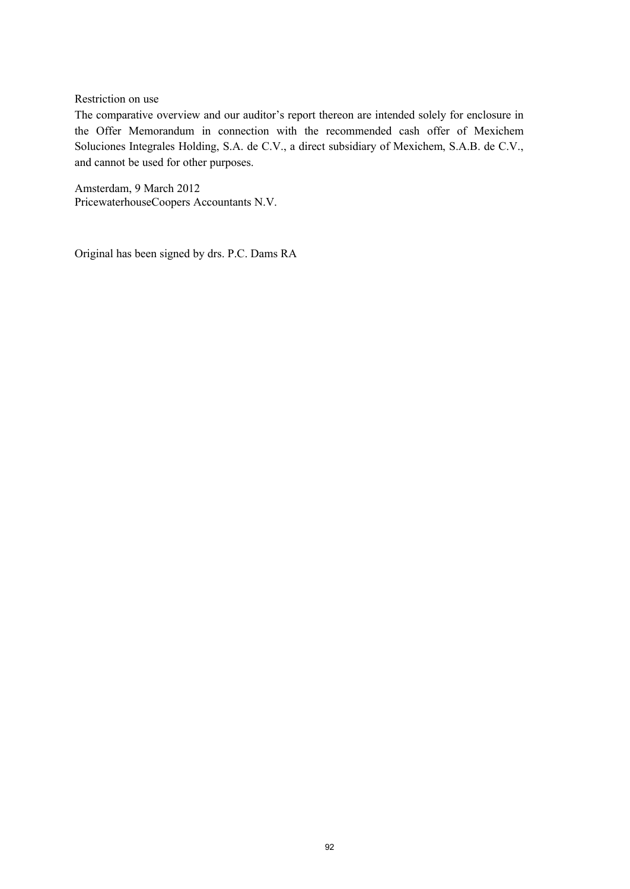Restriction on use

The comparative overview and our auditor's report thereon are intended solely for enclosure in the Offer Memorandum in connection with the recommended cash offer of Mexichem Soluciones Integrales Holding, S.A. de C.V., a direct subsidiary of Mexichem, S.A.B. de C.V., and cannot be used for other purposes.

Amsterdam, 9 March 2012
PricewaterhouseCoopers Accountants N.V.

Original has been signed by drs. P.C. Dams RA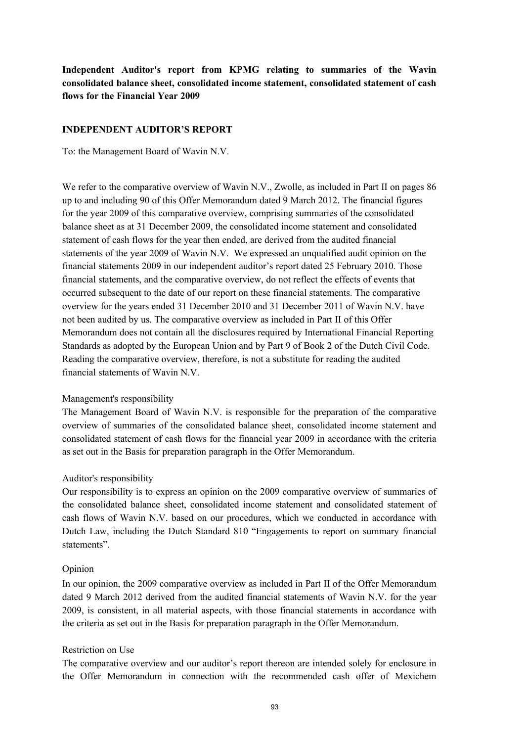**Independent Auditor's report from KPMG relating to summaries of the Wavin consolidated balance sheet, consolidated income statement, consolidated statement of cash flows for the Financial Year 2009**

**INDEPENDENT AUDITOR'S REPORT**

To: the Management Board of Wavin N.V.

We refer to the comparative overview of Wavin N.V., Zwolle, as included in Part II on pages 86 up to and including 90 of this Offer Memorandum dated 9 March 2012. The financial figures for the year 2009 of this comparative overview, comprising summaries of the consolidated balance sheet as at 31 December 2009, the consolidated income statement and consolidated statement of cash flows for the year then ended, are derived from the audited financial statements of the year 2009 of Wavin N.V. We expressed an unqualified audit opinion on the financial statements 2009 in our independent auditor's report dated 25 February 2010. Those financial statements, and the comparative overview, do not reflect the effects of events that occurred subsequent to the date of our report on these financial statements. The comparative overview for the years ended 31 December 2010 and 31 December 2011 of Wavin N.V. have not been audited by us. The comparative overview as included in Part II of this Offer Memorandum does not contain all the disclosures required by International Financial Reporting Standards as adopted by the European Union and by Part 9 of Book 2 of the Dutch Civil Code. Reading the comparative overview, therefore, is not a substitute for reading the audited financial statements of Wavin N.V.

Management's responsibility

The Management Board of Wavin N.V. is responsible for the preparation of the comparative overview of summaries of the consolidated balance sheet, consolidated income statement and consolidated statement of cash flows for the financial year 2009 in accordance with the criteria as set out in the Basis for preparation paragraph in the Offer Memorandum.

Auditor's responsibility

Our responsibility is to express an opinion on the 2009 comparative overview of summaries of the consolidated balance sheet, consolidated income statement and consolidated statement of cash flows of Wavin N.V. based on our procedures, which we conducted in accordance with Dutch Law, including the Dutch Standard 810 "Engagements to report on summary financial statements".

Opinion

In our opinion, the 2009 comparative overview as included in Part II of the Offer Memorandum dated 9 March 2012 derived from the audited financial statements of Wavin N.V. for the year 2009, is consistent, in all material aspects, with those financial statements in accordance with the criteria as set out in the Basis for preparation paragraph in the Offer Memorandum.

Restriction on Use

The comparative overview and our auditor's report thereon are intended solely for enclosure in the Offer Memorandum in connection with the recommended cash offer of Mexichem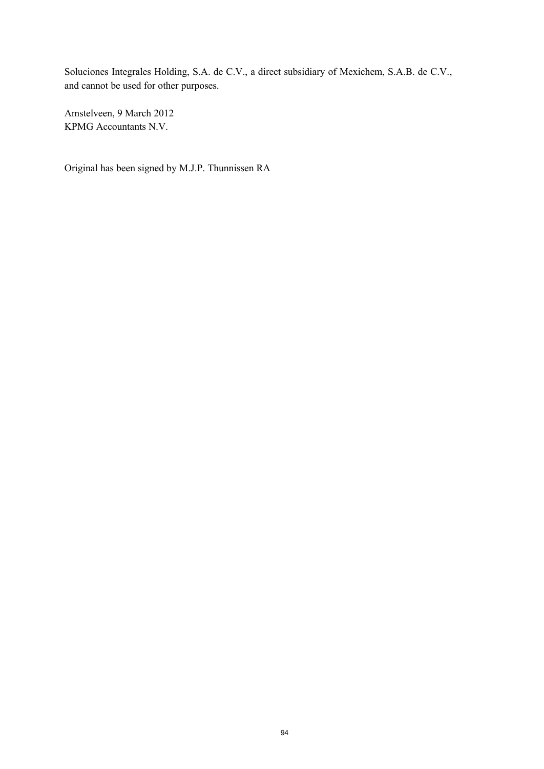Soluciones Integrales Holding, S.A. de C.V., a direct subsidiary of Mexichem, S.A.B. de C.V., and cannot be used for other purposes.

Amstelveen, 9 March 2012
KPMG Accountants N.V.

Original has been signed by M.J.P. Thunnissen RA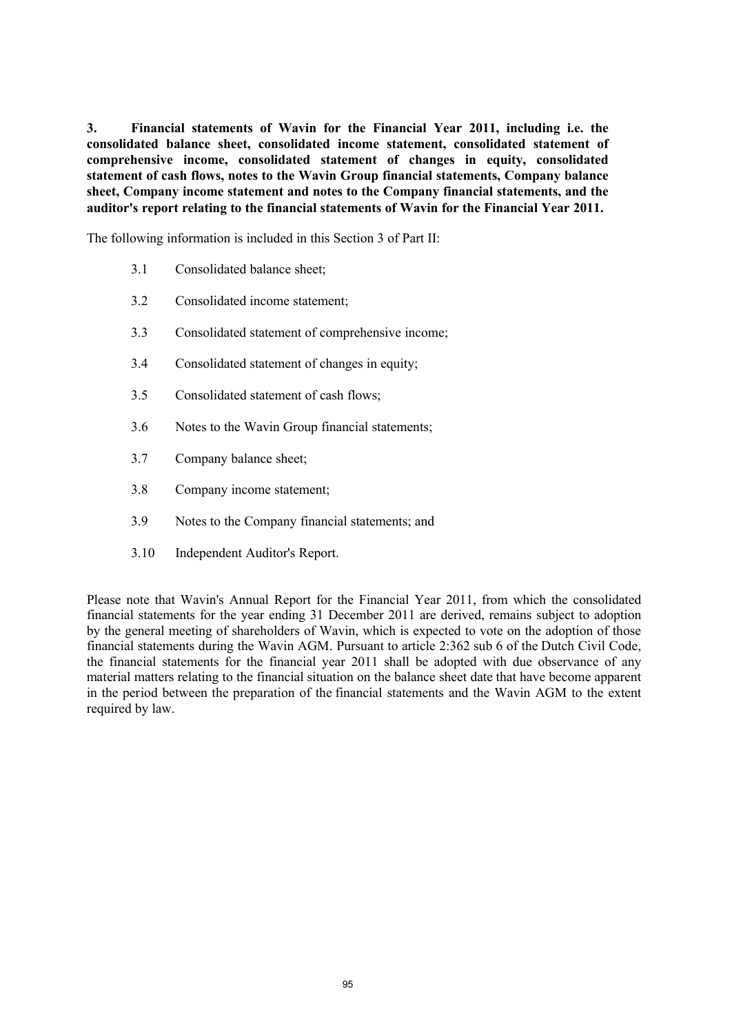**3. Financial statements of Wavin for the Financial Year 2011, including i.e. the consolidated balance sheet, consolidated income statement, consolidated statement of comprehensive income, consolidated statement of changes in equity, consolidated statement of cash flows, notes to the Wavin Group financial statements, Company balance sheet, Company income statement and notes to the Company financial statements, and the auditor's report relating to the financial statements of Wavin for the Financial Year 2011.**

The following information is included in this Section 3 of Part II:

3.1 Consolidated balance sheet;

3.2 Consolidated income statement;

3.3 Consolidated statement of comprehensive income;

3.4 Consolidated statement of changes in equity;

3.5 Consolidated statement of cash flows;

3.6 Notes to the Wavin Group financial statements;

3.7 Company balance sheet;

3.8 Company income statement;

3.9 Notes to the Company financial statements; and

3.10 Independent Auditor's Report.

Please note that Wavin's Annual Report for the Financial Year 2011, from which the consolidated financial statements for the year ending 31 December 2011 are derived, remains subject to adoption by the general meeting of shareholders of Wavin, which is expected to vote on the adoption of those financial statements during the Wavin AGM. Pursuant to article 2:362 sub 6 of the Dutch Civil Code, the financial statements for the financial year 2011 shall be adopted with due observance of any material matters relating to the financial situation on the balance sheet date that have become apparent in the period between the preparation of the financial statements and the Wavin AGM to the extent required by law.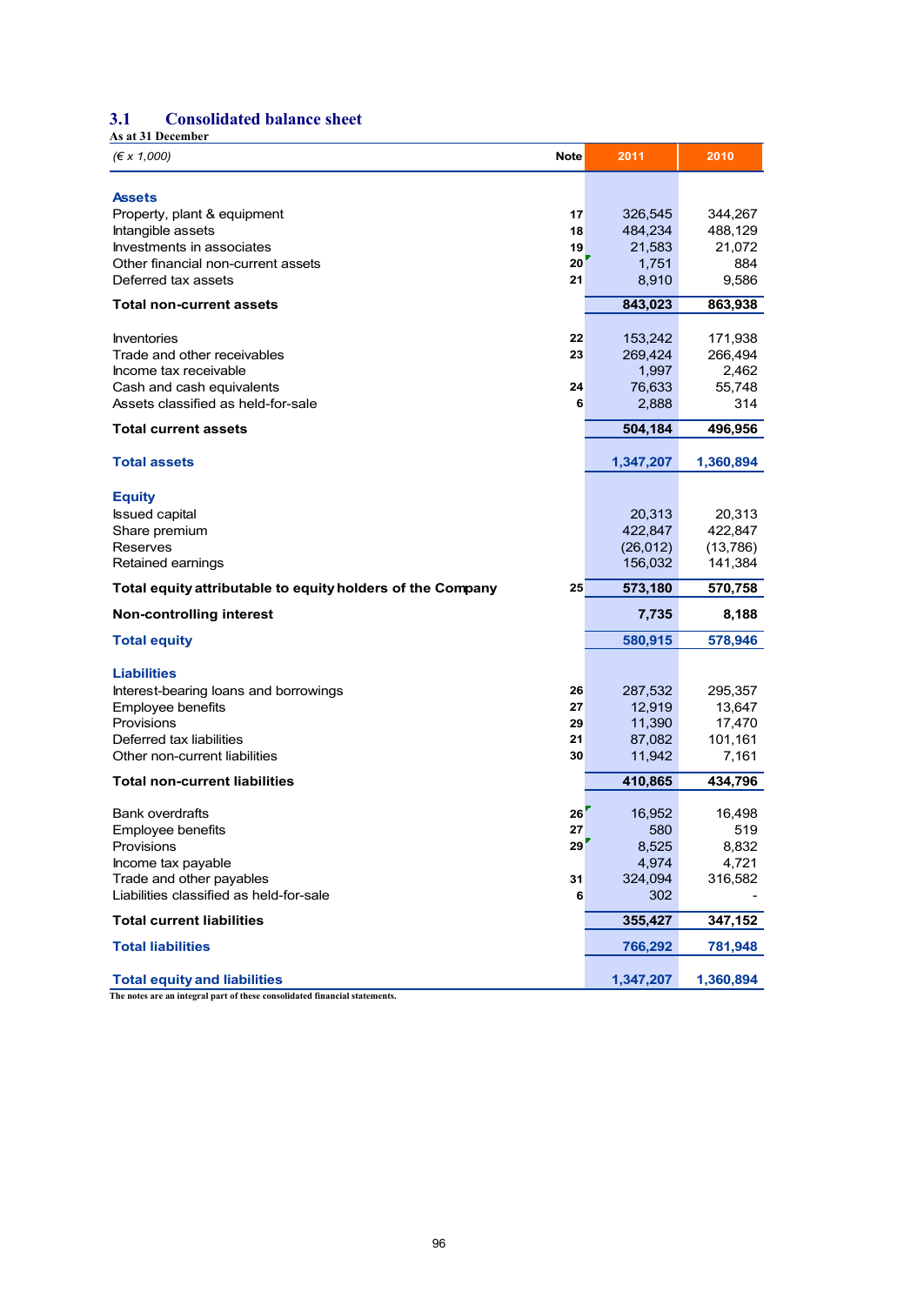## 3.1 Consolidated balance sheet

As at 31 December

| (€ x 1,000) | Note | 2011 | 2010 |
|---|---|---|---|
| **Assets** | | | |
| Property, plant & equipment | 17 | 326,545 | 344,267 |
| Intangible assets | 18 | 484,234 | 488,129 |
| Investments in associates | 19 | 21,583 | 21,072 |
| Other financial non-current assets | 20 | 1,751 | 884 |
| Deferred tax assets | 21 | 8,910 | 9,586 |
| **Total non-current assets** | | **843,023** | **863,938** |
| Inventories | 22 | 153,242 | 171,938 |
| Trade and other receivables | 23 | 269,424 | 266,494 |
| Income tax receivable | | 1,997 | 2,462 |
| Cash and cash equivalents | 24 | 76,633 | 55,748 |
| Assets classified as held-for-sale | 6 | 2,888 | 314 |
| **Total current assets** | | **504,184** | **496,956** |
| **Total assets** | | **1,347,207** | **1,360,894** |
| **Equity** | | | |
| Issued capital | | 20,313 | 20,313 |
| Share premium | | 422,847 | 422,847 |
| Reserves | | (26,012) | (13,786) |
| Retained earnings | | 156,032 | 141,384 |
| **Total equity attributable to equity holders of the Company** | 25 | **573,180** | **570,758** |
| **Non-controlling interest** | | **7,735** | **8,188** |
| **Total equity** | | **580,915** | **578,946** |
| **Liabilities** | | | |
| Interest-bearing loans and borrowings | 26 | 287,532 | 295,357 |
| Employee benefits | 27 | 12,919 | 13,647 |
| Provisions | 29 | 11,390 | 17,470 |
| Deferred tax liabilities | 21 | 87,082 | 101,161 |
| Other non-current liabilities | 30 | 11,942 | 7,161 |
| **Total non-current liabilities** | | **410,865** | **434,796** |
| Bank overdrafts | 26 | 16,952 | 16,498 |
| Employee benefits | 27 | 580 | 519 |
| Provisions | 29 | 8,525 | 8,832 |
| Income tax payable | | 4,974 | 4,721 |
| Trade and other payables | 31 | 324,094 | 316,582 |
| Liabilities classified as held-for-sale | 6 | 302 | - |
| **Total current liabilities** | | **355,427** | **347,152** |
| **Total liabilities** | | **766,292** | **781,948** |
| **Total equity and liabilities** | | **1,347,207** | **1,360,894** |

The notes are an integral part of these consolidated financial statements.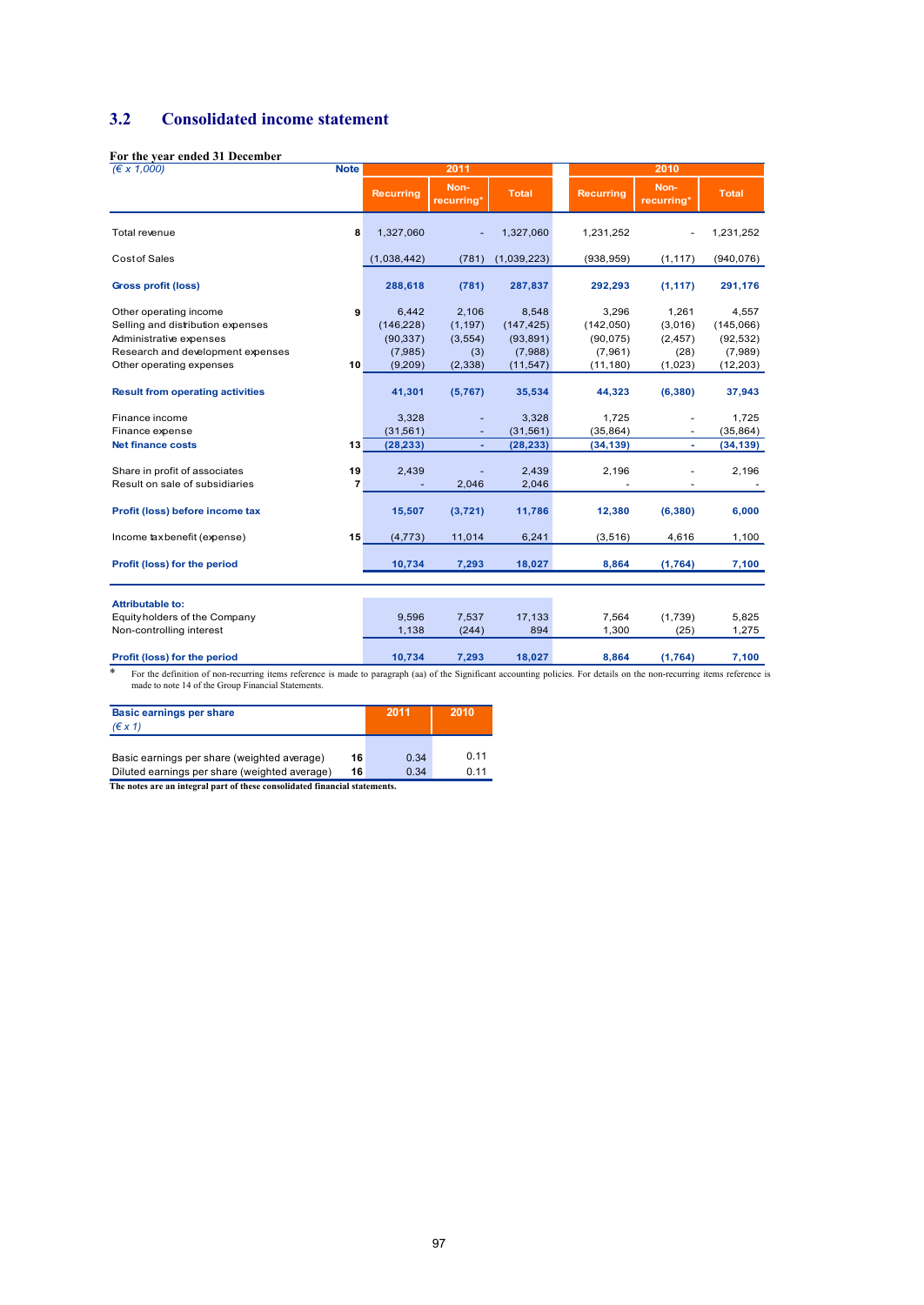## 3.2 Consolidated income statement

**For the year ended 31 December**

| *(€ x 1,000)* | Note | 2011 | | | 2010 | | |
|---|---|---|---|---|---|---|---|
| | | Recurring | Non-recurring* | Total | Recurring | Non-recurring* | Total |
| Total revenue | 8 | 1,327,060 | - | 1,327,060 | 1,231,252 | - | 1,231,252 |
| Cost of Sales | | (1,038,442) | (781) | (1,039,223) | (938,959) | (1,117) | (940,076) |
| **Gross profit (loss)** | | **288,618** | **(781)** | **287,837** | **292,293** | **(1,117)** | **291,176** |
| Other operating income | 9 | 6,442 | 2,106 | 8,548 | 3,296 | 1,261 | 4,557 |
| Selling and distribution expenses | | (146,228) | (1,197) | (147,425) | (142,050) | (3,016) | (145,066) |
| Administrative expenses | | (90,337) | (3,554) | (93,891) | (90,075) | (2,457) | (92,532) |
| Research and development expenses | | (7,985) | (3) | (7,988) | (7,961) | (28) | (7,989) |
| Other operating expenses | 10 | (9,209) | (2,338) | (11,547) | (11,180) | (1,023) | (12,203) |
| **Result from operating activities** | | **41,301** | **(5,767)** | **35,534** | **44,323** | **(6,380)** | **37,943** |
| Finance income | | 3,328 | - | 3,328 | 1,725 | - | 1,725 |
| Finance expense | | (31,561) | - | (31,561) | (35,864) | - | (35,864) |
| **Net finance costs** | 13 | **(28,233)** | **-** | **(28,233)** | **(34,139)** | **-** | **(34,139)** |
| Share in profit of associates | 19 | 2,439 | - | 2,439 | 2,196 | - | 2,196 |
| Result on sale of subsidiaries | 7 | - | 2,046 | 2,046 | - | - | - |
| **Profit (loss) before income tax** | | **15,507** | **(3,721)** | **11,786** | **12,380** | **(6,380)** | **6,000** |
| Income tax benefit (expense) | 15 | (4,773) | 11,014 | 6,241 | (3,516) | 4,616 | 1,100 |
| **Profit (loss) for the period** | | **10,734** | **7,293** | **18,027** | **8,864** | **(1,764)** | **7,100** |
| **Attributable to:** | | | | | | | |
| Equity holders of the Company | | 9,596 | 7,537 | 17,133 | 7,564 | (1,739) | 5,825 |
| Non-controlling interest | | 1,138 | (244) | 894 | 1,300 | (25) | 1,275 |
| **Profit (loss) for the period** | | **10,734** | **7,293** | **18,027** | **8,864** | **(1,764)** | **7,100** |

\* For the definition of non-recurring items reference is made to paragraph (aa) of the Significant accounting policies. For details on the non-recurring items reference is made to note 14 of the Group Financial Statements.

| **Basic earnings per share** *(€ x 1)* | | 2011 | 2010 |
|---|---|---|---|
| Basic earnings per share (weighted average) | 16 | 0.34 | 0.11 |
| Diluted earnings per share (weighted average) | 16 | 0.34 | 0.11 |

**The notes are an integral part of these consolidated financial statements.**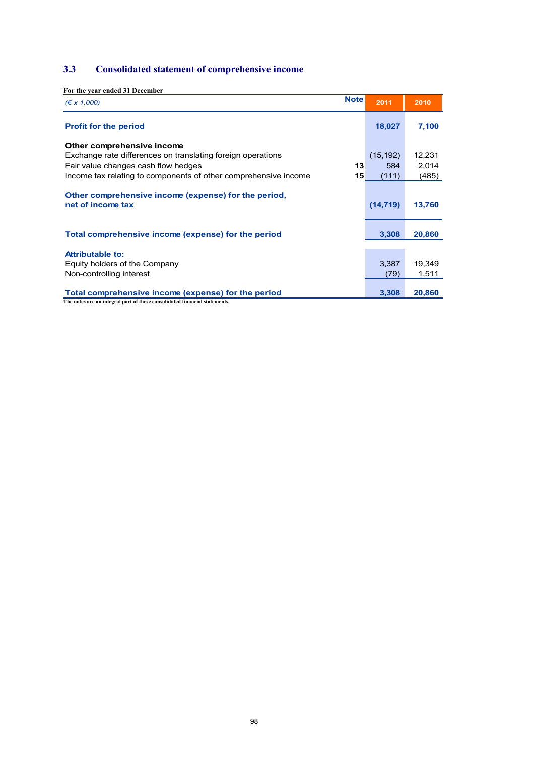## 3.3 Consolidated statement of comprehensive income

**For the year ended 31 December**

| *(€ x 1,000)* | Note | 2011 | 2010 |
|---|---|---|---|
| **Profit for the period** | | **18,027** | **7,100** |
| **Other comprehensive income** | | | |
| Exchange rate differences on translating foreign operations | | (15,192) | 12,231 |
| Fair value changes cash flow hedges | **13** | 584 | 2,014 |
| Income tax relating to components of other comprehensive income | **15** | (111) | (485) |
| **Other comprehensive income (expense) for the period, net of income tax** | | **(14,719)** | **13,760** |
| **Total comprehensive income (expense) for the period** | | **3,308** | **20,860** |
| **Attributable to:** | | | |
| Equity holders of the Company | | 3,387 | 19,349 |
| Non-controlling interest | | (79) | 1,511 |
| **Total comprehensive income (expense) for the period** | | **3,308** | **20,860** |

The notes are an integral part of these consolidated financial statements.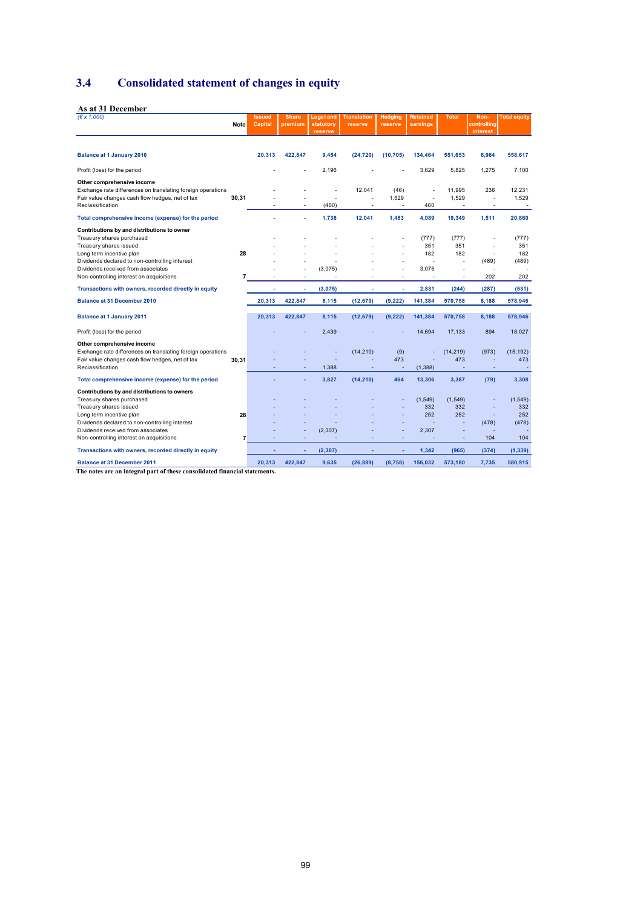# 3.4 Consolidated statement of changes in equity

**As at 31 December**

| *(€ x 1,000)* | Note | Issued Capital | Share premium | Legal and statutory reserve | Translation reserve | Hedging reserve | Retained earnings | Total | Non-controlling interest | Total equity |
|---|---|---|---|---|---|---|---|---|---|---|
| **Balance at 1 January 2010** | | **20,313** | **422,847** | **9,454** | **(24,720)** | **(10,705)** | **134,464** | **551,653** | **6,964** | **558,617** |
| Profit (loss) for the period | | - | - | 2,196 | - | - | 3,629 | 5,825 | 1,275 | 7,100 |
| **Other comprehensive income** | | | | | | | | | | |
| Exchange rate differences on translating foreign operations | | - | - | - | 12,041 | (46) | - | 11,995 | 236 | 12,231 |
| Fair value changes cash flow hedges, net of tax | 30,31 | - | - | - | - | 1,529 | - | 1,529 | - | 1,529 |
| Reclassification | | - | - | (460) | - | - | 460 | - | - | - |
| **Total comprehensive income (expense) for the period** | | **-** | **-** | **1,736** | **12,041** | **1,483** | **4,089** | **19,349** | **1,511** | **20,860** |
| **Contributions by and distributions to owner** | | | | | | | | | | |
| Treasury shares purchased | | - | - | - | - | - | (777) | (777) | - | (777) |
| Treasury shares issued | | - | - | - | - | - | 351 | 351 | - | 351 |
| Long term incentive plan | 28 | - | - | - | - | - | 182 | 182 | - | 182 |
| Dividends declared to non-controlling interest | | - | - | - | - | - | - | - | (489) | (489) |
| Dividends received from associates | | - | - | (3,075) | - | - | 3,075 | - | - | - |
| Non-controlling interest on acquisitions | 7 | - | - | - | - | - | - | - | 202 | 202 |
| **Transactions with owners, recorded directly in equity** | | **-** | **-** | **(3,075)** | **-** | **-** | **2,831** | **(244)** | **(287)** | **(531)** |
| **Balance at 31 December 2010** | | **20,313** | **422,847** | **8,115** | **(12,679)** | **(9,222)** | **141,384** | **570,758** | **8,188** | **578,946** |
| **Balance at 1 January 2011** | | **20,313** | **422,847** | **8,115** | **(12,679)** | **(9,222)** | **141,384** | **570,758** | **8,188** | **578,946** |
| Profit (loss) for the period | | - | - | 2,439 | - | - | 14,694 | 17,133 | 894 | 18,027 |
| **Other comprehensive income** | | | | | | | | | | |
| Exchange rate differences on translating foreign operations | | - | - | - | (14,210) | (9) | - | (14,219) | (973) | (15,192) |
| Fair value changes cash flow hedges, net of tax | 30,31 | - | - | - | - | 473 | - | 473 | - | 473 |
| Reclassification | | - | - | 1,388 | - | - | (1,388) | - | - | - |
| **Total comprehensive income (expense) for the period** | | **-** | **-** | **3,827** | **(14,210)** | **464** | **13,306** | **3,387** | **(79)** | **3,308** |
| **Contributions by and distributions to owners** | | | | | | | | | | |
| Treasury shares purchased | | - | - | - | - | - | (1,549) | (1,549) | - | (1,549) |
| Treasury shares issued | | - | - | - | - | - | 332 | 332 | - | 332 |
| Long term incentive plan | 28 | - | - | - | - | - | 252 | 252 | - | 252 |
| Dividends declared to non-controlling interest | | - | - | - | - | - | - | - | (478) | (478) |
| Dividends received from associates | | - | - | (2,307) | - | - | 2,307 | - | - | - |
| Non-controlling interest on acquisitions | 7 | - | - | - | - | - | - | - | 104 | 104 |
| **Transactions with owners, recorded directly in equity** | | **-** | **-** | **(2,307)** | **-** | **-** | **1,342** | **(965)** | **(374)** | **(1,339)** |
| **Balance at 31 December 2011** | | **20,313** | **422,847** | **9,635** | **(26,889)** | **(8,758)** | **156,032** | **573,180** | **7,735** | **580,915** |

**The notes are an integral part of these consolidated financial statements.**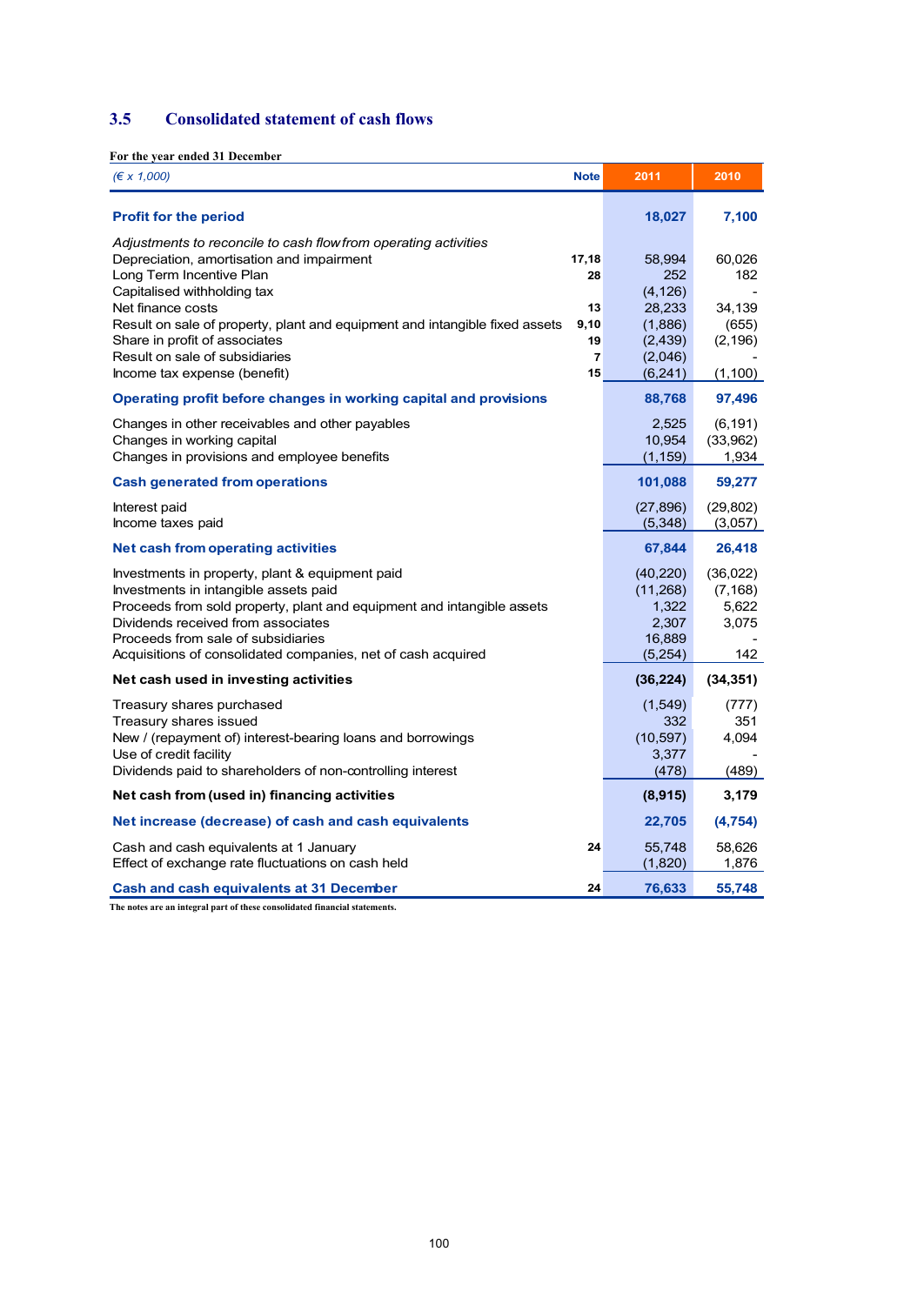## 3.5 Consolidated statement of cash flows

**For the year ended 31 December**

| *(€ x 1,000)* | Note | 2011 | 2010 |
|---|---|---|---|
| **Profit for the period** | | **18,027** | **7,100** |
| *Adjustments to reconcile to cash flow from operating activities* | | | |
| Depreciation, amortisation and impairment | 17,18 | 58,994 | 60,026 |
| Long Term Incentive Plan | 28 | 252 | 182 |
| Capitalised withholding tax | | (4,126) | - |
| Net finance costs | 13 | 28,233 | 34,139 |
| Result on sale of property, plant and equipment and intangible fixed assets | 9,10 | (1,886) | (655) |
| Share in profit of associates | 19 | (2,439) | (2,196) |
| Result on sale of subsidiaries | 7 | (2,046) | - |
| Income tax expense (benefit) | 15 | (6,241) | (1,100) |
| **Operating profit before changes in working capital and provisions** | | **88,768** | **97,496** |
| Changes in other receivables and other payables | | 2,525 | (6,191) |
| Changes in working capital | | 10,954 | (33,962) |
| Changes in provisions and employee benefits | | (1,159) | 1,934 |
| **Cash generated from operations** | | **101,088** | **59,277** |
| Interest paid | | (27,896) | (29,802) |
| Income taxes paid | | (5,348) | (3,057) |
| **Net cash from operating activities** | | **67,844** | **26,418** |
| Investments in property, plant & equipment paid | | (40,220) | (36,022) |
| Investments in intangible assets paid | | (11,268) | (7,168) |
| Proceeds from sold property, plant and equipment and intangible assets | | 1,322 | 5,622 |
| Dividends received from associates | | 2,307 | 3,075 |
| Proceeds from sale of subsidiaries | | 16,889 | - |
| Acquisitions of consolidated companies, net of cash acquired | | (5,254) | 142 |
| **Net cash used in investing activities** | | **(36,224)** | **(34,351)** |
| Treasury shares purchased | | (1,549) | (777) |
| Treasury shares issued | | 332 | 351 |
| New / (repayment of) interest-bearing loans and borrowings | | (10,597) | 4,094 |
| Use of credit facility | | 3,377 | - |
| Dividends paid to shareholders of non-controlling interest | | (478) | (489) |
| **Net cash from (used in) financing activities** | | **(8,915)** | **3,179** |
| **Net increase (decrease) of cash and cash equivalents** | | **22,705** | **(4,754)** |
| Cash and cash equivalents at 1 January | 24 | 55,748 | 58,626 |
| Effect of exchange rate fluctuations on cash held | | (1,820) | 1,876 |
| **Cash and cash equivalents at 31 December** | 24 | **76,633** | **55,748** |

The notes are an integral part of these consolidated financial statements.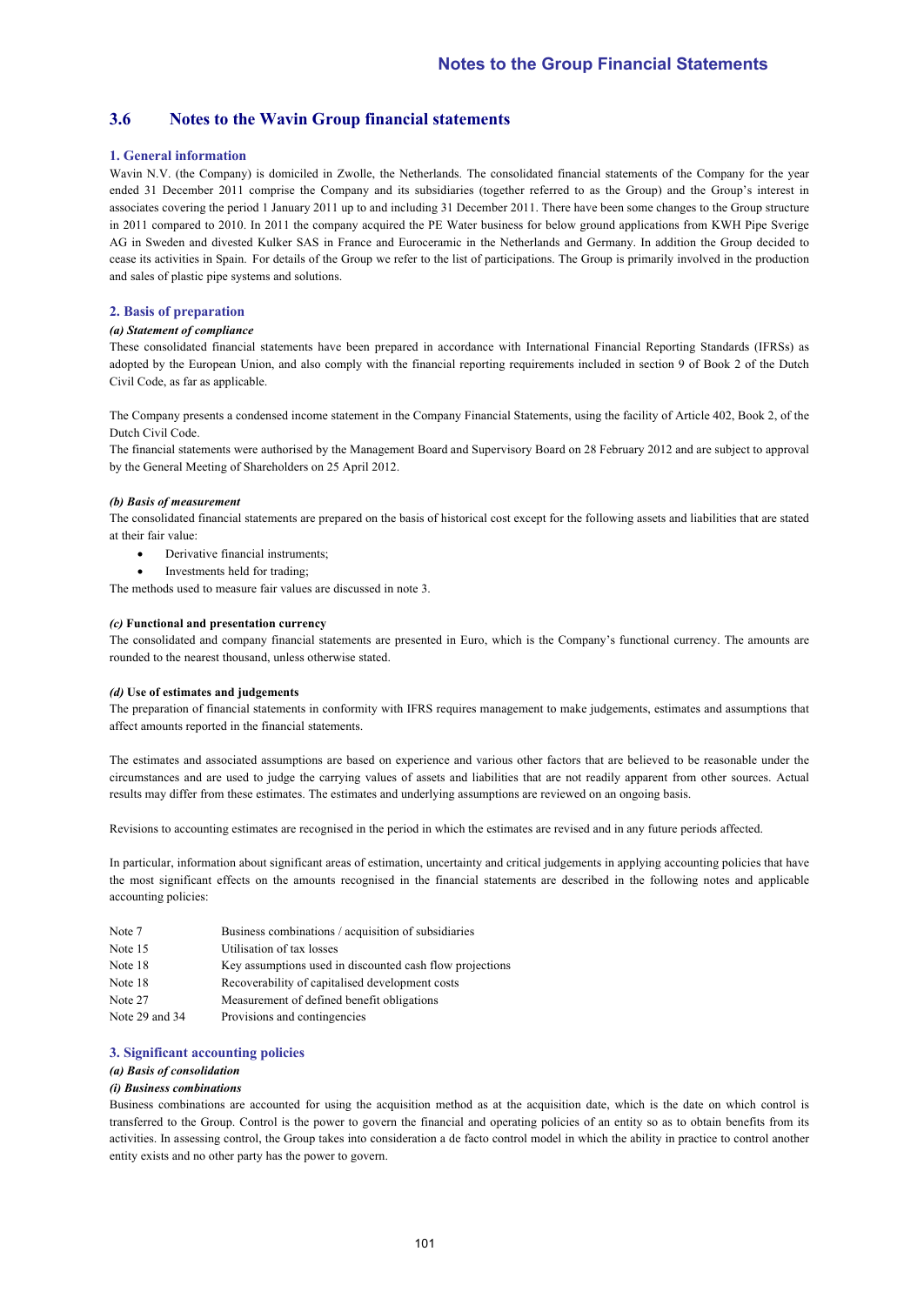## 3.6 Notes to the Wavin Group financial statements

### 1. General information

Wavin N.V. (the Company) is domiciled in Zwolle, the Netherlands. The consolidated financial statements of the Company for the year ended 31 December 2011 comprise the Company and its subsidiaries (together referred to as the Group) and the Group's interest in associates covering the period 1 January 2011 up to and including 31 December 2011. There have been some changes to the Group structure in 2011 compared to 2010. In 2011 the company acquired the PE Water business for below ground applications from KWH Pipe Sverige AG in Sweden and divested Kulker SAS in France and Euroceramic in the Netherlands and Germany. In addition the Group decided to cease its activities in Spain. For details of the Group we refer to the list of participations. The Group is primarily involved in the production and sales of plastic pipe systems and solutions.

### 2. Basis of preparation

***(a) Statement of compliance***

These consolidated financial statements have been prepared in accordance with International Financial Reporting Standards (IFRSs) as adopted by the European Union, and also comply with the financial reporting requirements included in section 9 of Book 2 of the Dutch Civil Code, as far as applicable.

The Company presents a condensed income statement in the Company Financial Statements, using the facility of Article 402, Book 2, of the Dutch Civil Code.
The financial statements were authorised by the Management Board and Supervisory Board on 28 February 2012 and are subject to approval by the General Meeting of Shareholders on 25 April 2012.

***(b) Basis of measurement***

The consolidated financial statements are prepared on the basis of historical cost except for the following assets and liabilities that are stated at their fair value:

- Derivative financial instruments;
- Investments held for trading;

The methods used to measure fair values are discussed in note 3.

***(c)* Functional and presentation currency**

The consolidated and company financial statements are presented in Euro, which is the Company's functional currency. The amounts are rounded to the nearest thousand, unless otherwise stated.

***(d)* Use of estimates and judgements**

The preparation of financial statements in conformity with IFRS requires management to make judgements, estimates and assumptions that affect amounts reported in the financial statements.

The estimates and associated assumptions are based on experience and various other factors that are believed to be reasonable under the circumstances and are used to judge the carrying values of assets and liabilities that are not readily apparent from other sources. Actual results may differ from these estimates. The estimates and underlying assumptions are reviewed on an ongoing basis.

Revisions to accounting estimates are recognised in the period in which the estimates are revised and in any future periods affected.

In particular, information about significant areas of estimation, uncertainty and critical judgements in applying accounting policies that have the most significant effects on the amounts recognised in the financial statements are described in the following notes and applicable accounting policies:

| | |
|---|---|
| Note 7 | Business combinations / acquisition of subsidiaries |
| Note 15 | Utilisation of tax losses |
| Note 18 | Key assumptions used in discounted cash flow projections |
| Note 18 | Recoverability of capitalised development costs |
| Note 27 | Measurement of defined benefit obligations |
| Note 29 and 34 | Provisions and contingencies |

### 3. Significant accounting policies

***(a) Basis of consolidation***

***(i) Business combinations***

Business combinations are accounted for using the acquisition method as at the acquisition date, which is the date on which control is transferred to the Group. Control is the power to govern the financial and operating policies of an entity so as to obtain benefits from its activities. In assessing control, the Group takes into consideration a de facto control model in which the ability in practice to control another entity exists and no other party has the power to govern.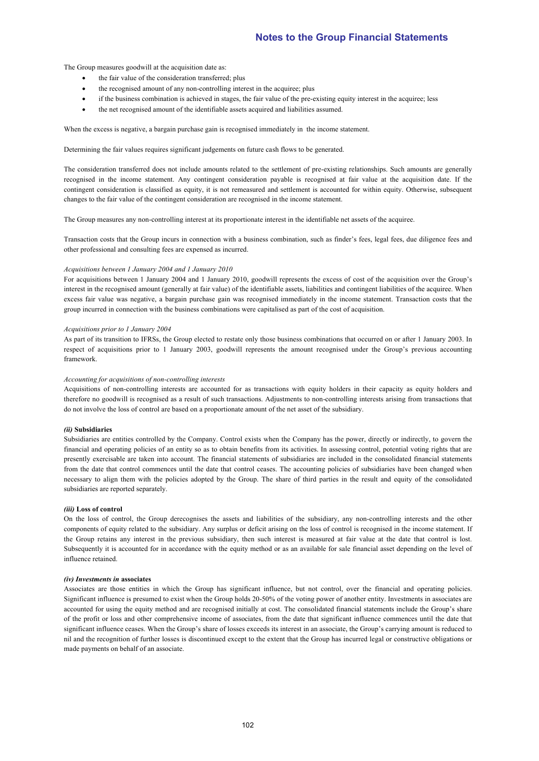The Group measures goodwill at the acquisition date as:

- the fair value of the consideration transferred; plus
- the recognised amount of any non-controlling interest in the acquiree; plus
- if the business combination is achieved in stages, the fair value of the pre-existing equity interest in the acquiree; less
- the net recognised amount of the identifiable assets acquired and liabilities assumed.

When the excess is negative, a bargain purchase gain is recognised immediately in the income statement.

Determining the fair values requires significant judgements on future cash flows to be generated.

The consideration transferred does not include amounts related to the settlement of pre-existing relationships. Such amounts are generally recognised in the income statement. Any contingent consideration payable is recognised at fair value at the acquisition date. If the contingent consideration is classified as equity, it is not remeasured and settlement is accounted for within equity. Otherwise, subsequent changes to the fair value of the contingent consideration are recognised in the income statement.

The Group measures any non-controlling interest at its proportionate interest in the identifiable net assets of the acquiree.

Transaction costs that the Group incurs in connection with a business combination, such as finder's fees, legal fees, due diligence fees and other professional and consulting fees are expensed as incurred.

*Acquisitions between 1 January 2004 and 1 January 2010*

For acquisitions between 1 January 2004 and 1 January 2010, goodwill represents the excess of cost of the acquisition over the Group's interest in the recognised amount (generally at fair value) of the identifiable assets, liabilities and contingent liabilities of the acquiree. When excess fair value was negative, a bargain purchase gain was recognised immediately in the income statement. Transaction costs that the group incurred in connection with the business combinations were capitalised as part of the cost of acquisition.

*Acquisitions prior to 1 January 2004*

As part of its transition to IFRSs, the Group elected to restate only those business combinations that occurred on or after 1 January 2003. In respect of acquisitions prior to 1 January 2003, goodwill represents the amount recognised under the Group's previous accounting framework.

*Accounting for acquisitions of non-controlling interests*

Acquisitions of non-controlling interests are accounted for as transactions with equity holders in their capacity as equity holders and therefore no goodwill is recognised as a result of such transactions. Adjustments to non-controlling interests arising from transactions that do not involve the loss of control are based on a proportionate amount of the net asset of the subsidiary.

***(ii)* Subsidiaries**

Subsidiaries are entities controlled by the Company. Control exists when the Company has the power, directly or indirectly, to govern the financial and operating policies of an entity so as to obtain benefits from its activities. In assessing control, potential voting rights that are presently exercisable are taken into account. The financial statements of subsidiaries are included in the consolidated financial statements from the date that control commences until the date that control ceases. The accounting policies of subsidiaries have been changed when necessary to align them with the policies adopted by the Group. The share of third parties in the result and equity of the consolidated subsidiaries are reported separately.

***(iii)* Loss of control**

On the loss of control, the Group derecognises the assets and liabilities of the subsidiary, any non-controlling interests and the other components of equity related to the subsidiary. Any surplus or deficit arising on the loss of control is recognised in the income statement. If the Group retains any interest in the previous subsidiary, then such interest is measured at fair value at the date that control is lost. Subsequently it is accounted for in accordance with the equity method or as an available for sale financial asset depending on the level of influence retained.

***(iv) Investments in* associates**

Associates are those entities in which the Group has significant influence, but not control, over the financial and operating policies. Significant influence is presumed to exist when the Group holds 20-50% of the voting power of another entity. Investments in associates are accounted for using the equity method and are recognised initially at cost. The consolidated financial statements include the Group's share of the profit or loss and other comprehensive income of associates, from the date that significant influence commences until the date that significant influence ceases. When the Group's share of losses exceeds its interest in an associate, the Group's carrying amount is reduced to nil and the recognition of further losses is discontinued except to the extent that the Group has incurred legal or constructive obligations or made payments on behalf of an associate.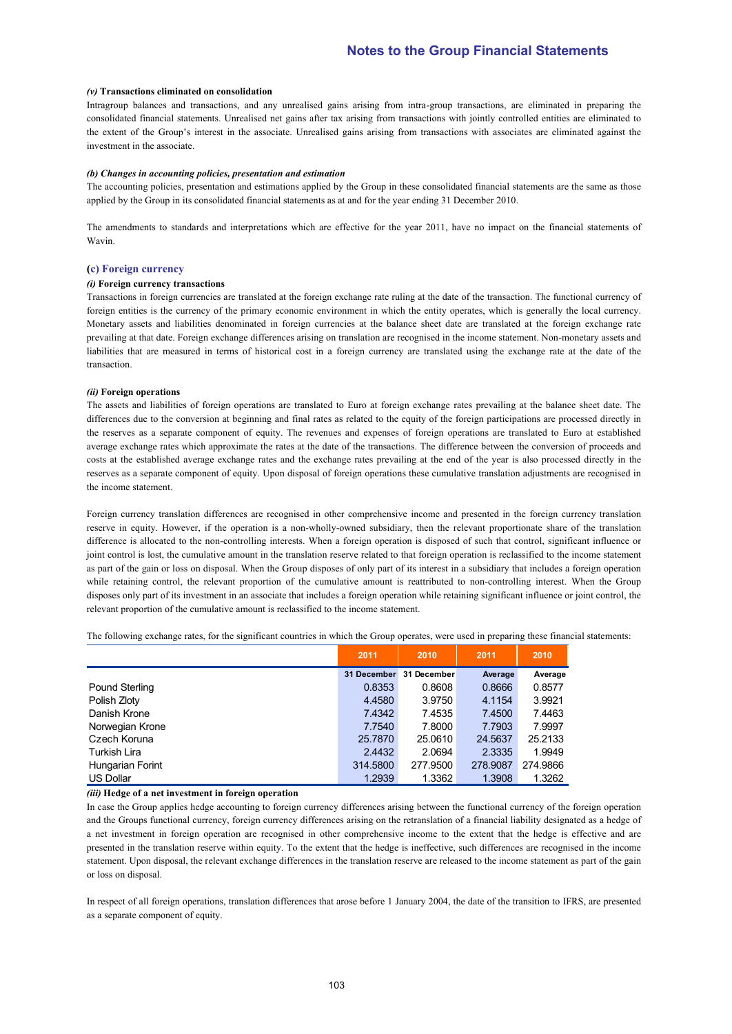*(v)* **Transactions eliminated on consolidation**

Intragroup balances and transactions, and any unrealised gains arising from intra-group transactions, are eliminated in preparing the consolidated financial statements. Unrealised net gains after tax arising from transactions with jointly controlled entities are eliminated to the extent of the Group's interest in the associate. Unrealised gains arising from transactions with associates are eliminated against the investment in the associate.

***(b) Changes in accounting policies, presentation and estimation***

The accounting policies, presentation and estimations applied by the Group in these consolidated financial statements are the same as those applied by the Group in its consolidated financial statements as at and for the year ending 31 December 2010.

The amendments to standards and interpretations which are effective for the year 2011, have no impact on the financial statements of Wavin.

### (c) Foreign currency

*(i)* **Foreign currency transactions**

Transactions in foreign currencies are translated at the foreign exchange rate ruling at the date of the transaction. The functional currency of foreign entities is the currency of the primary economic environment in which the entity operates, which is generally the local currency. Monetary assets and liabilities denominated in foreign currencies at the balance sheet date are translated at the foreign exchange rate prevailing at that date. Foreign exchange differences arising on translation are recognised in the income statement. Non-monetary assets and liabilities that are measured in terms of historical cost in a foreign currency are translated using the exchange rate at the date of the transaction.

*(ii)* **Foreign operations**

The assets and liabilities of foreign operations are translated to Euro at foreign exchange rates prevailing at the balance sheet date. The differences due to the conversion at beginning and final rates as related to the equity of the foreign participations are processed directly in the reserves as a separate component of equity. The revenues and expenses of foreign operations are translated to Euro at established average exchange rates which approximate the rates at the date of the transactions. The difference between the conversion of proceeds and costs at the established average exchange rates and the exchange rates prevailing at the end of the year is also processed directly in the reserves as a separate component of equity. Upon disposal of foreign operations these cumulative translation adjustments are recognised in the income statement.

Foreign currency translation differences are recognised in other comprehensive income and presented in the foreign currency translation reserve in equity. However, if the operation is a non-wholly-owned subsidiary, then the relevant proportionate share of the translation difference is allocated to the non-controlling interests. When a foreign operation is disposed of such that control, significant influence or joint control is lost, the cumulative amount in the translation reserve related to that foreign operation is reclassified to the income statement as part of the gain or loss on disposal. When the Group disposes of only part of its interest in a subsidiary that includes a foreign operation while retaining control, the relevant proportion of the cumulative amount is reattributed to non-controlling interest. When the Group disposes only part of its investment in an associate that includes a foreign operation while retaining significant influence or joint control, the relevant proportion of the cumulative amount is reclassified to the income statement.

The following exchange rates, for the significant countries in which the Group operates, were used in preparing these financial statements:

| | 2011 | 2010 | 2011 | 2010 |
|---|---|---|---|---|
| | 31 December | 31 December | Average | Average |
| Pound Sterling | 0.8353 | 0.8608 | 0.8666 | 0.8577 |
| Polish Zloty | 4.4580 | 3.9750 | 4.1154 | 3.9921 |
| Danish Krone | 7.4342 | 7.4535 | 7.4500 | 7.4463 |
| Norwegian Krone | 7.7540 | 7.8000 | 7.7903 | 7.9997 |
| Czech Koruna | 25.7870 | 25.0610 | 24.5637 | 25.2133 |
| Turkish Lira | 2.4432 | 2.0694 | 2.3335 | 1.9949 |
| Hungarian Forint | 314.5800 | 277.9500 | 278.9087 | 274.9866 |
| US Dollar | 1.2939 | 1.3362 | 1.3908 | 1.3262 |

*(iii)* **Hedge of a net investment in foreign operation**

In case the Group applies hedge accounting to foreign currency differences arising between the functional currency of the foreign operation and the Groups functional currency, foreign currency differences arising on the retranslation of a financial liability designated as a hedge of a net investment in foreign operation are recognised in other comprehensive income to the extent that the hedge is effective and are presented in the translation reserve within equity. To the extent that the hedge is ineffective, such differences are recognised in the income statement. Upon disposal, the relevant exchange differences in the translation reserve are released to the income statement as part of the gain or loss on disposal.

In respect of all foreign operations, translation differences that arose before 1 January 2004, the date of the transition to IFRS, are presented as a separate component of equity.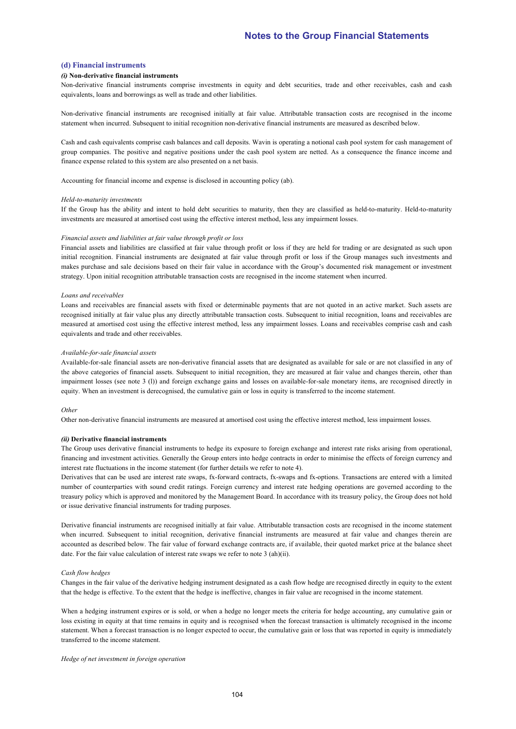### (d) Financial instruments

#### *(i)* Non-derivative financial instruments

Non-derivative financial instruments comprise investments in equity and debt securities, trade and other receivables, cash and cash equivalents, loans and borrowings as well as trade and other liabilities.

Non-derivative financial instruments are recognised initially at fair value. Attributable transaction costs are recognised in the income statement when incurred. Subsequent to initial recognition non-derivative financial instruments are measured as described below.

Cash and cash equivalents comprise cash balances and call deposits. Wavin is operating a notional cash pool system for cash management of group companies. The positive and negative positions under the cash pool system are netted. As a consequence the finance income and finance expense related to this system are also presented on a net basis.

Accounting for financial income and expense is disclosed in accounting policy (ab).

*Held-to-maturity investments*

If the Group has the ability and intent to hold debt securities to maturity, then they are classified as held-to-maturity. Held-to-maturity investments are measured at amortised cost using the effective interest method, less any impairment losses.

*Financial assets and liabilities at fair value through profit or loss*

Financial assets and liabilities are classified at fair value through profit or loss if they are held for trading or are designated as such upon initial recognition. Financial instruments are designated at fair value through profit or loss if the Group manages such investments and makes purchase and sale decisions based on their fair value in accordance with the Group's documented risk management or investment strategy. Upon initial recognition attributable transaction costs are recognised in the income statement when incurred.

*Loans and receivables*

Loans and receivables are financial assets with fixed or determinable payments that are not quoted in an active market. Such assets are recognised initially at fair value plus any directly attributable transaction costs. Subsequent to initial recognition, loans and receivables are measured at amortised cost using the effective interest method, less any impairment losses. Loans and receivables comprise cash and cash equivalents and trade and other receivables.

*Available-for-sale financial assets*

Available-for-sale financial assets are non-derivative financial assets that are designated as available for sale or are not classified in any of the above categories of financial assets. Subsequent to initial recognition, they are measured at fair value and changes therein, other than impairment losses (see note 3 (l)) and foreign exchange gains and losses on available-for-sale monetary items, are recognised directly in equity. When an investment is derecognised, the cumulative gain or loss in equity is transferred to the income statement.

*Other*

Other non-derivative financial instruments are measured at amortised cost using the effective interest method, less impairment losses.

#### *(ii)* Derivative financial instruments

The Group uses derivative financial instruments to hedge its exposure to foreign exchange and interest rate risks arising from operational, financing and investment activities. Generally the Group enters into hedge contracts in order to minimise the effects of foreign currency and interest rate fluctuations in the income statement (for further details we refer to note 4).

Derivatives that can be used are interest rate swaps, fx-forward contracts, fx-swaps and fx-options. Transactions are entered with a limited number of counterparties with sound credit ratings. Foreign currency and interest rate hedging operations are governed according to the treasury policy which is approved and monitored by the Management Board. In accordance with its treasury policy, the Group does not hold or issue derivative financial instruments for trading purposes.

Derivative financial instruments are recognised initially at fair value. Attributable transaction costs are recognised in the income statement when incurred. Subsequent to initial recognition, derivative financial instruments are measured at fair value and changes therein are accounted as described below. The fair value of forward exchange contracts are, if available, their quoted market price at the balance sheet date. For the fair value calculation of interest rate swaps we refer to note 3 (ah)(ii).

*Cash flow hedges*

Changes in the fair value of the derivative hedging instrument designated as a cash flow hedge are recognised directly in equity to the extent that the hedge is effective. To the extent that the hedge is ineffective, changes in fair value are recognised in the income statement.

When a hedging instrument expires or is sold, or when a hedge no longer meets the criteria for hedge accounting, any cumulative gain or loss existing in equity at that time remains in equity and is recognised when the forecast transaction is ultimately recognised in the income statement. When a forecast transaction is no longer expected to occur, the cumulative gain or loss that was reported in equity is immediately transferred to the income statement.

*Hedge of net investment in foreign operation*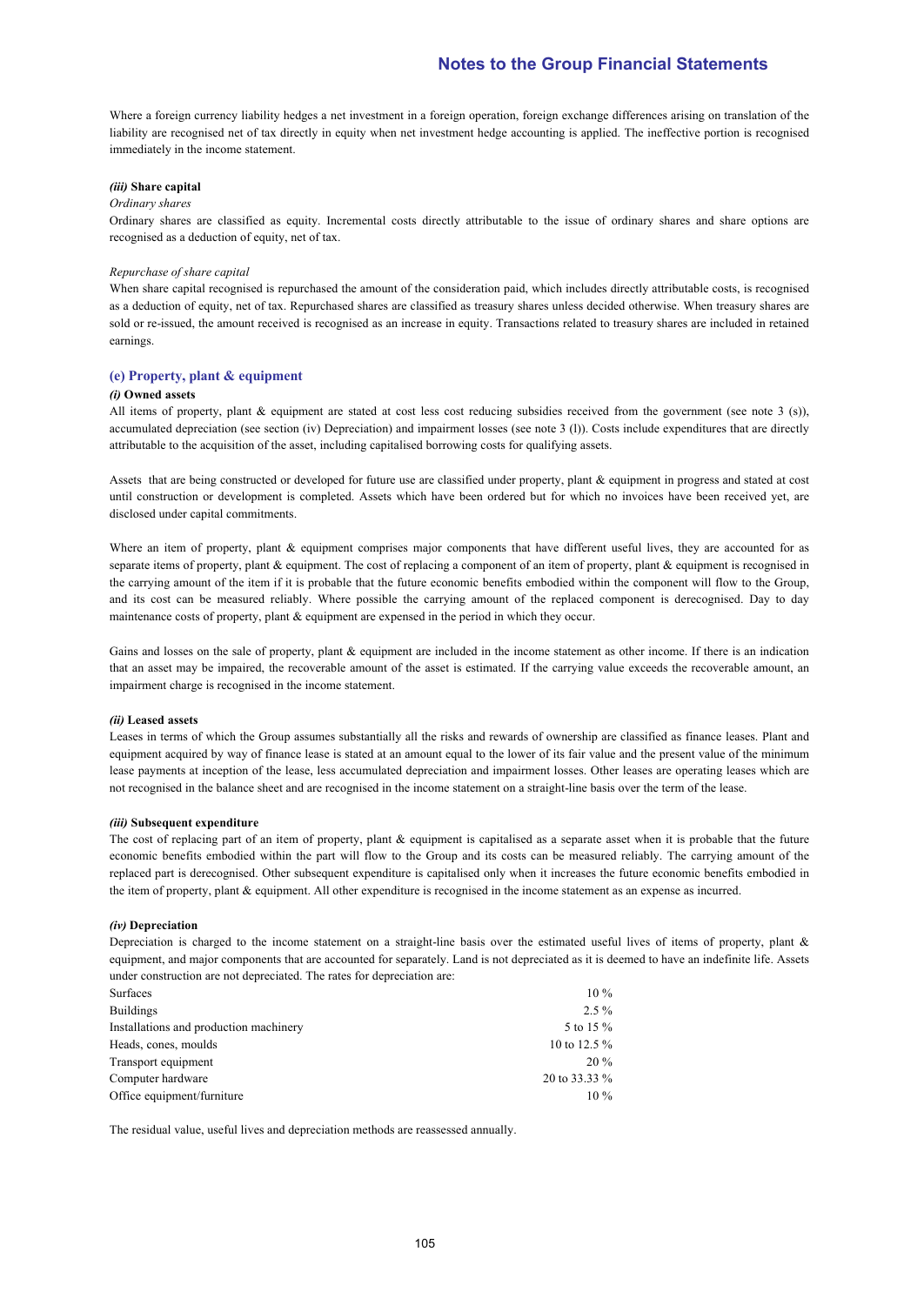Where a foreign currency liability hedges a net investment in a foreign operation, foreign exchange differences arising on translation of the liability are recognised net of tax directly in equity when net investment hedge accounting is applied. The ineffective portion is recognised immediately in the income statement.

#### *(iii)* Share capital

*Ordinary shares*

Ordinary shares are classified as equity. Incremental costs directly attributable to the issue of ordinary shares and share options are recognised as a deduction of equity, net of tax.

*Repurchase of share capital*

When share capital recognised is repurchased the amount of the consideration paid, which includes directly attributable costs, is recognised as a deduction of equity, net of tax. Repurchased shares are classified as treasury shares unless decided otherwise. When treasury shares are sold or re-issued, the amount received is recognised as an increase in equity. Transactions related to treasury shares are included in retained earnings.

### (e) Property, plant & equipment

#### *(i)* Owned assets

All items of property, plant & equipment are stated at cost less cost reducing subsidies received from the government (see note 3 (s)), accumulated depreciation (see section (iv) Depreciation) and impairment losses (see note 3 (l)). Costs include expenditures that are directly attributable to the acquisition of the asset, including capitalised borrowing costs for qualifying assets.

Assets that are being constructed or developed for future use are classified under property, plant & equipment in progress and stated at cost until construction or development is completed. Assets which have been ordered but for which no invoices have been received yet, are disclosed under capital commitments.

Where an item of property, plant & equipment comprises major components that have different useful lives, they are accounted for as separate items of property, plant & equipment. The cost of replacing a component of an item of property, plant & equipment is recognised in the carrying amount of the item if it is probable that the future economic benefits embodied within the component will flow to the Group, and its cost can be measured reliably. Where possible the carrying amount of the replaced component is derecognised. Day to day maintenance costs of property, plant & equipment are expensed in the period in which they occur.

Gains and losses on the sale of property, plant & equipment are included in the income statement as other income. If there is an indication that an asset may be impaired, the recoverable amount of the asset is estimated. If the carrying value exceeds the recoverable amount, an impairment charge is recognised in the income statement.

#### *(ii)* Leased assets

Leases in terms of which the Group assumes substantially all the risks and rewards of ownership are classified as finance leases. Plant and equipment acquired by way of finance lease is stated at an amount equal to the lower of its fair value and the present value of the minimum lease payments at inception of the lease, less accumulated depreciation and impairment losses. Other leases are operating leases which are not recognised in the balance sheet and are recognised in the income statement on a straight-line basis over the term of the lease.

#### *(iii)* Subsequent expenditure

The cost of replacing part of an item of property, plant & equipment is capitalised as a separate asset when it is probable that the future economic benefits embodied within the part will flow to the Group and its costs can be measured reliably. The carrying amount of the replaced part is derecognised. Other subsequent expenditure is capitalised only when it increases the future economic benefits embodied in the item of property, plant & equipment. All other expenditure is recognised in the income statement as an expense as incurred.

#### *(iv)* Depreciation

Depreciation is charged to the income statement on a straight-line basis over the estimated useful lives of items of property, plant & equipment, and major components that are accounted for separately. Land is not depreciated as it is deemed to have an indefinite life. Assets under construction are not depreciated. The rates for depreciation are:

| | |
|---|---|
| Surfaces | 10 % |
| Buildings | 2.5 % |
| Installations and production machinery | 5 to 15 % |
| Heads, cones, moulds | 10 to 12.5 % |
| Transport equipment | 20 % |
| Computer hardware | 20 to 33.33 % |
| Office equipment/furniture | 10 % |

The residual value, useful lives and depreciation methods are reassessed annually.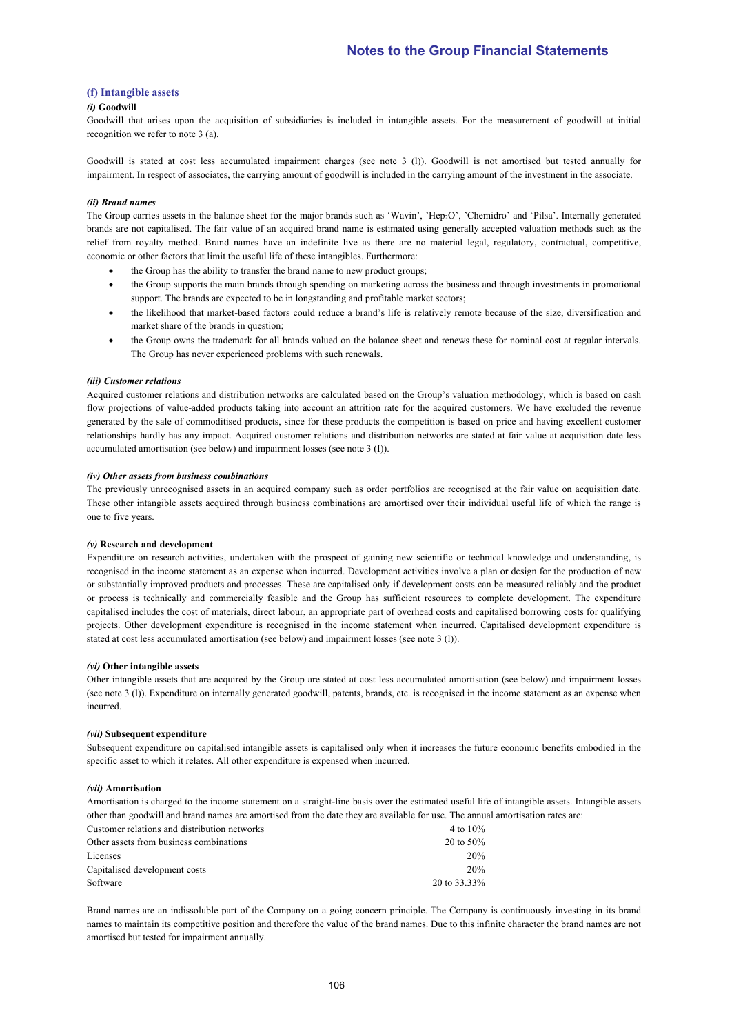### (f) Intangible assets

#### *(i)* Goodwill

Goodwill that arises upon the acquisition of subsidiaries is included in intangible assets. For the measurement of goodwill at initial recognition we refer to note 3 (a).

Goodwill is stated at cost less accumulated impairment charges (see note 3 (l)). Goodwill is not amortised but tested annually for impairment. In respect of associates, the carrying amount of goodwill is included in the carrying amount of the investment in the associate.

#### *(ii) Brand names*

The Group carries assets in the balance sheet for the major brands such as 'Wavin', 'Hep$_2$O', 'Chemidro' and 'Pilsa'. Internally generated brands are not capitalised. The fair value of an acquired brand name is estimated using generally accepted valuation methods such as the relief from royalty method. Brand names have an indefinite live as there are no material legal, regulatory, contractual, competitive, economic or other factors that limit the useful life of these intangibles. Furthermore:

- the Group has the ability to transfer the brand name to new product groups;
- the Group supports the main brands through spending on marketing across the business and through investments in promotional support. The brands are expected to be in longstanding and profitable market sectors;
- the likelihood that market-based factors could reduce a brand's life is relatively remote because of the size, diversification and market share of the brands in question;
- the Group owns the trademark for all brands valued on the balance sheet and renews these for nominal cost at regular intervals. The Group has never experienced problems with such renewals.

#### *(iii) Customer relations*

Acquired customer relations and distribution networks are calculated based on the Group's valuation methodology, which is based on cash flow projections of value-added products taking into account an attrition rate for the acquired customers. We have excluded the revenue generated by the sale of commoditised products, since for these products the competition is based on price and having excellent customer relationships hardly has any impact. Acquired customer relations and distribution networks are stated at fair value at acquisition date less accumulated amortisation (see below) and impairment losses (see note 3 (I)).

#### *(iv) Other assets from business combinations*

The previously unrecognised assets in an acquired company such as order portfolios are recognised at the fair value on acquisition date. These other intangible assets acquired through business combinations are amortised over their individual useful life of which the range is one to five years.

#### *(v)* Research and development

Expenditure on research activities, undertaken with the prospect of gaining new scientific or technical knowledge and understanding, is recognised in the income statement as an expense when incurred. Development activities involve a plan or design for the production of new or substantially improved products and processes. These are capitalised only if development costs can be measured reliably and the product or process is technically and commercially feasible and the Group has sufficient resources to complete development. The expenditure capitalised includes the cost of materials, direct labour, an appropriate part of overhead costs and capitalised borrowing costs for qualifying projects. Other development expenditure is recognised in the income statement when incurred. Capitalised development expenditure is stated at cost less accumulated amortisation (see below) and impairment losses (see note 3 (l)).

#### *(vi)* Other intangible assets

Other intangible assets that are acquired by the Group are stated at cost less accumulated amortisation (see below) and impairment losses (see note 3 (l)). Expenditure on internally generated goodwill, patents, brands, etc. is recognised in the income statement as an expense when incurred.

#### *(vii)* Subsequent expenditure

Subsequent expenditure on capitalised intangible assets is capitalised only when it increases the future economic benefits embodied in the specific asset to which it relates. All other expenditure is expensed when incurred.

#### *(vii)* Amortisation

Amortisation is charged to the income statement on a straight-line basis over the estimated useful life of intangible assets. Intangible assets other than goodwill and brand names are amortised from the date they are available for use. The annual amortisation rates are:

| | |
|---|---|
| Customer relations and distribution networks | 4 to 10% |
| Other assets from business combinations | 20 to 50% |
| Licenses | 20% |
| Capitalised development costs | 20% |
| Software | 20 to 33.33% |

Brand names are an indissoluble part of the Company on a going concern principle. The Company is continuously investing in its brand names to maintain its competitive position and therefore the value of the brand names. Due to this infinite character the brand names are not amortised but tested for impairment annually.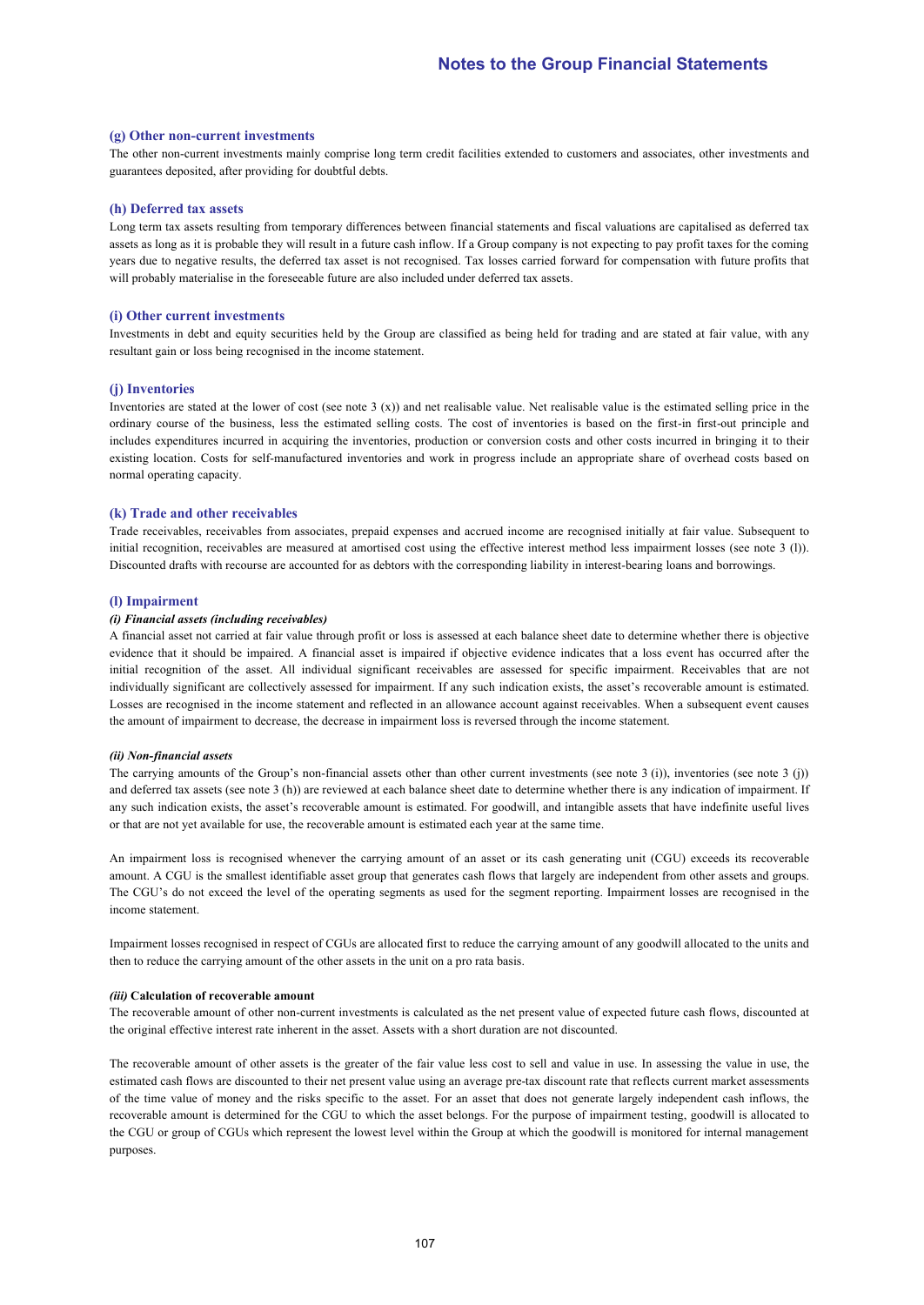### (g) Other non-current investments

The other non-current investments mainly comprise long term credit facilities extended to customers and associates, other investments and guarantees deposited, after providing for doubtful debts.

### (h) Deferred tax assets

Long term tax assets resulting from temporary differences between financial statements and fiscal valuations are capitalised as deferred tax assets as long as it is probable they will result in a future cash inflow. If a Group company is not expecting to pay profit taxes for the coming years due to negative results, the deferred tax asset is not recognised. Tax losses carried forward for compensation with future profits that will probably materialise in the foreseeable future are also included under deferred tax assets.

### (i) Other current investments

Investments in debt and equity securities held by the Group are classified as being held for trading and are stated at fair value, with any resultant gain or loss being recognised in the income statement.

### (j) Inventories

Inventories are stated at the lower of cost (see note 3 (x)) and net realisable value. Net realisable value is the estimated selling price in the ordinary course of the business, less the estimated selling costs. The cost of inventories is based on the first-in first-out principle and includes expenditures incurred in acquiring the inventories, production or conversion costs and other costs incurred in bringing it to their existing location. Costs for self-manufactured inventories and work in progress include an appropriate share of overhead costs based on normal operating capacity.

### (k) Trade and other receivables

Trade receivables, receivables from associates, prepaid expenses and accrued income are recognised initially at fair value. Subsequent to initial recognition, receivables are measured at amortised cost using the effective interest method less impairment losses (see note 3 (l)). Discounted drafts with recourse are accounted for as debtors with the corresponding liability in interest-bearing loans and borrowings.

### (l) Impairment

***(i) Financial assets (including receivables)***

A financial asset not carried at fair value through profit or loss is assessed at each balance sheet date to determine whether there is objective evidence that it should be impaired. A financial asset is impaired if objective evidence indicates that a loss event has occurred after the initial recognition of the asset. All individual significant receivables are assessed for specific impairment. Receivables that are not individually significant are collectively assessed for impairment. If any such indication exists, the asset's recoverable amount is estimated. Losses are recognised in the income statement and reflected in an allowance account against receivables. When a subsequent event causes the amount of impairment to decrease, the decrease in impairment loss is reversed through the income statement.

***(ii) Non-financial assets***

The carrying amounts of the Group's non-financial assets other than other current investments (see note 3 (i)), inventories (see note 3 (j)) and deferred tax assets (see note 3 (h)) are reviewed at each balance sheet date to determine whether there is any indication of impairment. If any such indication exists, the asset's recoverable amount is estimated. For goodwill, and intangible assets that have indefinite useful lives or that are not yet available for use, the recoverable amount is estimated each year at the same time.

An impairment loss is recognised whenever the carrying amount of an asset or its cash generating unit (CGU) exceeds its recoverable amount. A CGU is the smallest identifiable asset group that generates cash flows that largely are independent from other assets and groups. The CGU's do not exceed the level of the operating segments as used for the segment reporting. Impairment losses are recognised in the income statement.

Impairment losses recognised in respect of CGUs are allocated first to reduce the carrying amount of any goodwill allocated to the units and then to reduce the carrying amount of the other assets in the unit on a pro rata basis.

***(iii)* Calculation of recoverable amount**

The recoverable amount of other non-current investments is calculated as the net present value of expected future cash flows, discounted at the original effective interest rate inherent in the asset. Assets with a short duration are not discounted.

The recoverable amount of other assets is the greater of the fair value less cost to sell and value in use. In assessing the value in use, the estimated cash flows are discounted to their net present value using an average pre-tax discount rate that reflects current market assessments of the time value of money and the risks specific to the asset. For an asset that does not generate largely independent cash inflows, the recoverable amount is determined for the CGU to which the asset belongs. For the purpose of impairment testing, goodwill is allocated to the CGU or group of CGUs which represent the lowest level within the Group at which the goodwill is monitored for internal management purposes.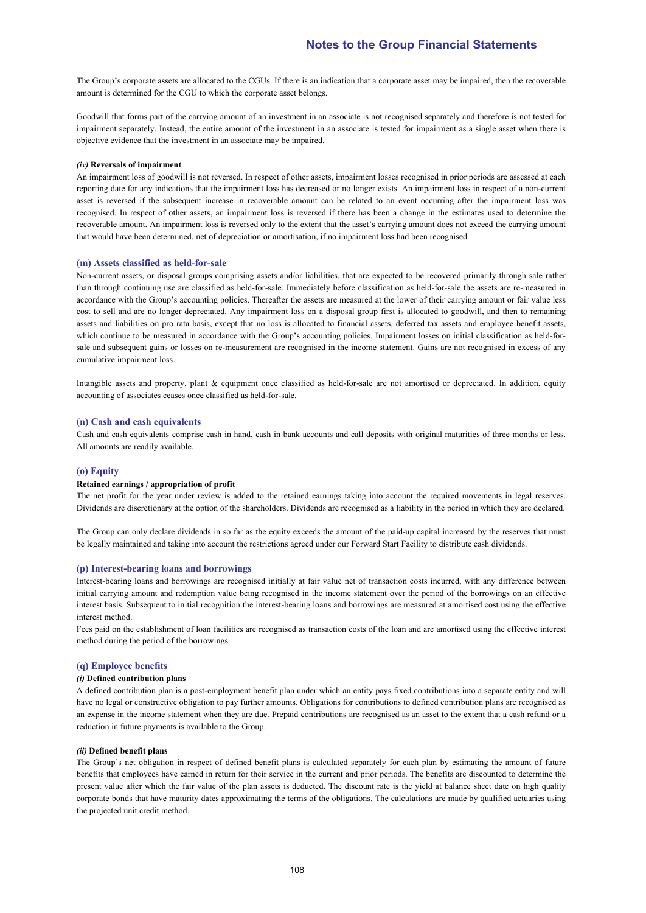The Group's corporate assets are allocated to the CGUs. If there is an indication that a corporate asset may be impaired, then the recoverable amount is determined for the CGU to which the corporate asset belongs.

Goodwill that forms part of the carrying amount of an investment in an associate is not recognised separately and therefore is not tested for impairment separately. Instead, the entire amount of the investment in an associate is tested for impairment as a single asset when there is objective evidence that the investment in an associate may be impaired.

#### *(iv)* Reversals of impairment

An impairment loss of goodwill is not reversed. In respect of other assets, impairment losses recognised in prior periods are assessed at each reporting date for any indications that the impairment loss has decreased or no longer exists. An impairment loss in respect of a non-current asset is reversed if the subsequent increase in recoverable amount can be related to an event occurring after the impairment loss was recognised. In respect of other assets, an impairment loss is reversed if there has been a change in the estimates used to determine the recoverable amount. An impairment loss is reversed only to the extent that the asset's carrying amount does not exceed the carrying amount that would have been determined, net of depreciation or amortisation, if no impairment loss had been recognised.

### (m) Assets classified as held-for-sale

Non-current assets, or disposal groups comprising assets and/or liabilities, that are expected to be recovered primarily through sale rather than through continuing use are classified as held-for-sale. Immediately before classification as held-for-sale the assets are re-measured in accordance with the Group's accounting policies. Thereafter the assets are measured at the lower of their carrying amount or fair value less cost to sell and are no longer depreciated. Any impairment loss on a disposal group first is allocated to goodwill, and then to remaining assets and liabilities on pro rata basis, except that no loss is allocated to financial assets, deferred tax assets and employee benefit assets, which continue to be measured in accordance with the Group's accounting policies. Impairment losses on initial classification as held-for-sale and subsequent gains or losses on re-measurement are recognised in the income statement. Gains are not recognised in excess of any cumulative impairment loss.

Intangible assets and property, plant & equipment once classified as held-for-sale are not amortised or depreciated. In addition, equity accounting of associates ceases once classified as held-for-sale.

### (n) Cash and cash equivalents

Cash and cash equivalents comprise cash in hand, cash in bank accounts and call deposits with original maturities of three months or less. All amounts are readily available.

### (o) Equity

#### Retained earnings / appropriation of profit

The net profit for the year under review is added to the retained earnings taking into account the required movements in legal reserves. Dividends are discretionary at the option of the shareholders. Dividends are recognised as a liability in the period in which they are declared.

The Group can only declare dividends in so far as the equity exceeds the amount of the paid-up capital increased by the reserves that must be legally maintained and taking into account the restrictions agreed under our Forward Start Facility to distribute cash dividends.

### (p) Interest-bearing loans and borrowings

Interest-bearing loans and borrowings are recognised initially at fair value net of transaction costs incurred, with any difference between initial carrying amount and redemption value being recognised in the income statement over the period of the borrowings on an effective interest basis. Subsequent to initial recognition the interest-bearing loans and borrowings are measured at amortised cost using the effective interest method.

Fees paid on the establishment of loan facilities are recognised as transaction costs of the loan and are amortised using the effective interest method during the period of the borrowings.

### (q) Employee benefits

#### *(i)* Defined contribution plans

A defined contribution plan is a post-employment benefit plan under which an entity pays fixed contributions into a separate entity and will have no legal or constructive obligation to pay further amounts. Obligations for contributions to defined contribution plans are recognised as an expense in the income statement when they are due. Prepaid contributions are recognised as an asset to the extent that a cash refund or a reduction in future payments is available to the Group.

#### *(ii)* Defined benefit plans

The Group's net obligation in respect of defined benefit plans is calculated separately for each plan by estimating the amount of future benefits that employees have earned in return for their service in the current and prior periods. The benefits are discounted to determine the present value after which the fair value of the plan assets is deducted. The discount rate is the yield at balance sheet date on high quality corporate bonds that have maturity dates approximating the terms of the obligations. The calculations are made by qualified actuaries using the projected unit credit method.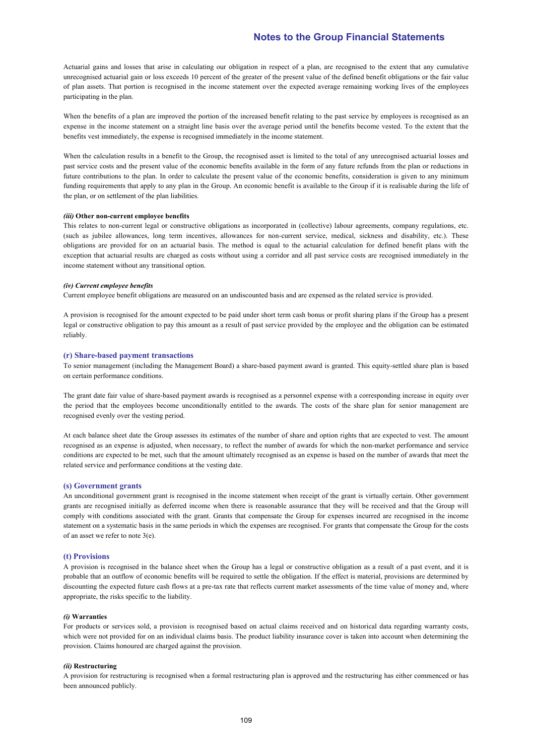Actuarial gains and losses that arise in calculating our obligation in respect of a plan, are recognised to the extent that any cumulative unrecognised actuarial gain or loss exceeds 10 percent of the greater of the present value of the defined benefit obligations or the fair value of plan assets. That portion is recognised in the income statement over the expected average remaining working lives of the employees participating in the plan.

When the benefits of a plan are improved the portion of the increased benefit relating to the past service by employees is recognised as an expense in the income statement on a straight line basis over the average period until the benefits become vested. To the extent that the benefits vest immediately, the expense is recognised immediately in the income statement.

When the calculation results in a benefit to the Group, the recognised asset is limited to the total of any unrecognised actuarial losses and past service costs and the present value of the economic benefits available in the form of any future refunds from the plan or reductions in future contributions to the plan. In order to calculate the present value of the economic benefits, consideration is given to any minimum funding requirements that apply to any plan in the Group. An economic benefit is available to the Group if it is realisable during the life of the plan, or on settlement of the plan liabilities.

#### *(iii)* Other non-current employee benefits

This relates to non-current legal or constructive obligations as incorporated in (collective) labour agreements, company regulations, etc. (such as jubilee allowances, long term incentives, allowances for non-current service, medical, sickness and disability, etc.). These obligations are provided for on an actuarial basis. The method is equal to the actuarial calculation for defined benefit plans with the exception that actuarial results are charged as costs without using a corridor and all past service costs are recognised immediately in the income statement without any transitional option.

#### *(iv) Current employee benefits*

Current employee benefit obligations are measured on an undiscounted basis and are expensed as the related service is provided.

A provision is recognised for the amount expected to be paid under short term cash bonus or profit sharing plans if the Group has a present legal or constructive obligation to pay this amount as a result of past service provided by the employee and the obligation can be estimated reliably.

### (r) Share-based payment transactions

To senior management (including the Management Board) a share-based payment award is granted. This equity-settled share plan is based on certain performance conditions.

The grant date fair value of share-based payment awards is recognised as a personnel expense with a corresponding increase in equity over the period that the employees become unconditionally entitled to the awards. The costs of the share plan for senior management are recognised evenly over the vesting period.

At each balance sheet date the Group assesses its estimates of the number of share and option rights that are expected to vest. The amount recognised as an expense is adjusted, when necessary, to reflect the number of awards for which the non-market performance and service conditions are expected to be met, such that the amount ultimately recognised as an expense is based on the number of awards that meet the related service and performance conditions at the vesting date.

### (s) Government grants

An unconditional government grant is recognised in the income statement when receipt of the grant is virtually certain. Other government grants are recognised initially as deferred income when there is reasonable assurance that they will be received and that the Group will comply with conditions associated with the grant. Grants that compensate the Group for expenses incurred are recognised in the income statement on a systematic basis in the same periods in which the expenses are recognised. For grants that compensate the Group for the costs of an asset we refer to note 3(e).

### (t) Provisions

A provision is recognised in the balance sheet when the Group has a legal or constructive obligation as a result of a past event, and it is probable that an outflow of economic benefits will be required to settle the obligation. If the effect is material, provisions are determined by discounting the expected future cash flows at a pre-tax rate that reflects current market assessments of the time value of money and, where appropriate, the risks specific to the liability.

#### *(i)* Warranties

For products or services sold, a provision is recognised based on actual claims received and on historical data regarding warranty costs, which were not provided for on an individual claims basis. The product liability insurance cover is taken into account when determining the provision. Claims honoured are charged against the provision.

#### *(ii)* Restructuring

A provision for restructuring is recognised when a formal restructuring plan is approved and the restructuring has either commenced or has been announced publicly.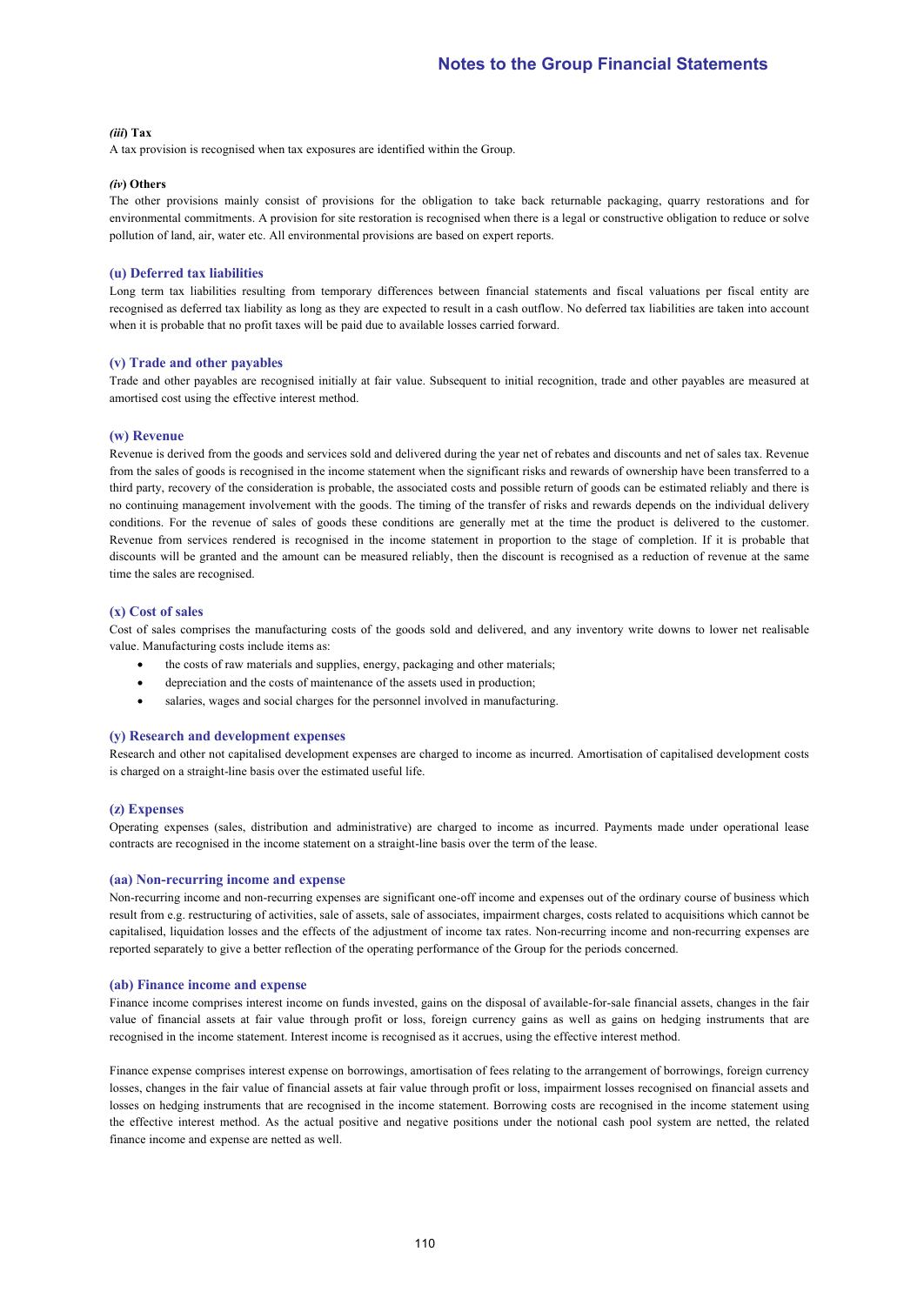***(iii)* Tax**

A tax provision is recognised when tax exposures are identified within the Group.

***(iv)* Others**

The other provisions mainly consist of provisions for the obligation to take back returnable packaging, quarry restorations and for environmental commitments. A provision for site restoration is recognised when there is a legal or constructive obligation to reduce or solve pollution of land, air, water etc. All environmental provisions are based on expert reports.

### (u) Deferred tax liabilities

Long term tax liabilities resulting from temporary differences between financial statements and fiscal valuations per fiscal entity are recognised as deferred tax liability as long as they are expected to result in a cash outflow. No deferred tax liabilities are taken into account when it is probable that no profit taxes will be paid due to available losses carried forward.

### (v) Trade and other payables

Trade and other payables are recognised initially at fair value. Subsequent to initial recognition, trade and other payables are measured at amortised cost using the effective interest method.

### (w) Revenue

Revenue is derived from the goods and services sold and delivered during the year net of rebates and discounts and net of sales tax. Revenue from the sales of goods is recognised in the income statement when the significant risks and rewards of ownership have been transferred to a third party, recovery of the consideration is probable, the associated costs and possible return of goods can be estimated reliably and there is no continuing management involvement with the goods. The timing of the transfer of risks and rewards depends on the individual delivery conditions. For the revenue of sales of goods these conditions are generally met at the time the product is delivered to the customer. Revenue from services rendered is recognised in the income statement in proportion to the stage of completion. If it is probable that discounts will be granted and the amount can be measured reliably, then the discount is recognised as a reduction of revenue at the same time the sales are recognised.

### (x) Cost of sales

Cost of sales comprises the manufacturing costs of the goods sold and delivered, and any inventory write downs to lower net realisable value. Manufacturing costs include items as:

- the costs of raw materials and supplies, energy, packaging and other materials;
- depreciation and the costs of maintenance of the assets used in production;
- salaries, wages and social charges for the personnel involved in manufacturing.

### (y) Research and development expenses

Research and other not capitalised development expenses are charged to income as incurred. Amortisation of capitalised development costs is charged on a straight-line basis over the estimated useful life.

### (z) Expenses

Operating expenses (sales, distribution and administrative) are charged to income as incurred. Payments made under operational lease contracts are recognised in the income statement on a straight-line basis over the term of the lease.

### (aa) Non-recurring income and expense

Non-recurring income and non-recurring expenses are significant one-off income and expenses out of the ordinary course of business which result from e.g. restructuring of activities, sale of assets, sale of associates, impairment charges, costs related to acquisitions which cannot be capitalised, liquidation losses and the effects of the adjustment of income tax rates. Non-recurring income and non-recurring expenses are reported separately to give a better reflection of the operating performance of the Group for the periods concerned.

### (ab) Finance income and expense

Finance income comprises interest income on funds invested, gains on the disposal of available-for-sale financial assets, changes in the fair value of financial assets at fair value through profit or loss, foreign currency gains as well as gains on hedging instruments that are recognised in the income statement. Interest income is recognised as it accrues, using the effective interest method.

Finance expense comprises interest expense on borrowings, amortisation of fees relating to the arrangement of borrowings, foreign currency losses, changes in the fair value of financial assets at fair value through profit or loss, impairment losses recognised on financial assets and losses on hedging instruments that are recognised in the income statement. Borrowing costs are recognised in the income statement using the effective interest method. As the actual positive and negative positions under the notional cash pool system are netted, the related finance income and expense are netted as well.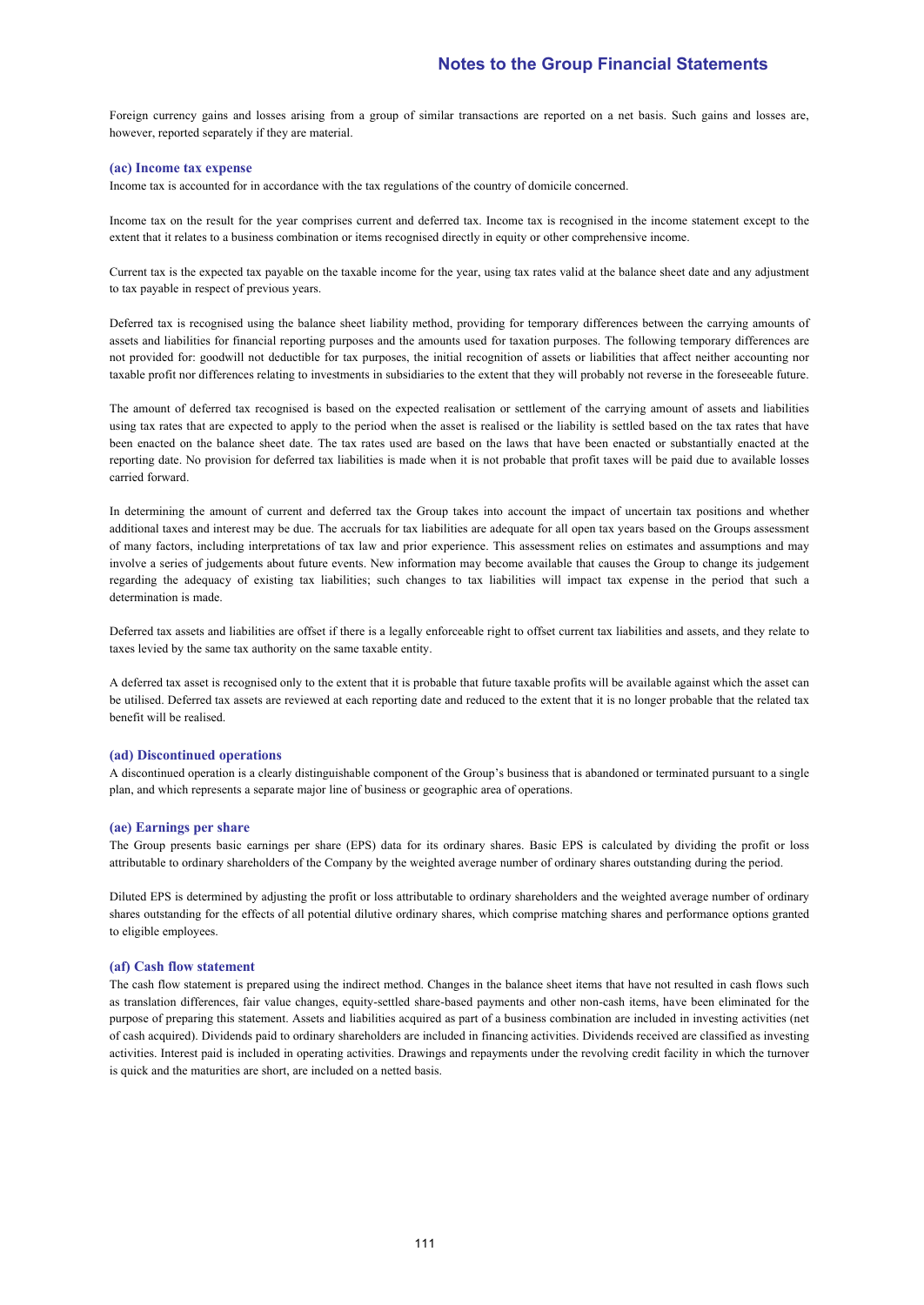Foreign currency gains and losses arising from a group of similar transactions are reported on a net basis. Such gains and losses are, however, reported separately if they are material.

### (ac) Income tax expense

Income tax is accounted for in accordance with the tax regulations of the country of domicile concerned.

Income tax on the result for the year comprises current and deferred tax. Income tax is recognised in the income statement except to the extent that it relates to a business combination or items recognised directly in equity or other comprehensive income.

Current tax is the expected tax payable on the taxable income for the year, using tax rates valid at the balance sheet date and any adjustment to tax payable in respect of previous years.

Deferred tax is recognised using the balance sheet liability method, providing for temporary differences between the carrying amounts of assets and liabilities for financial reporting purposes and the amounts used for taxation purposes. The following temporary differences are not provided for: goodwill not deductible for tax purposes, the initial recognition of assets or liabilities that affect neither accounting nor taxable profit nor differences relating to investments in subsidiaries to the extent that they will probably not reverse in the foreseeable future.

The amount of deferred tax recognised is based on the expected realisation or settlement of the carrying amount of assets and liabilities using tax rates that are expected to apply to the period when the asset is realised or the liability is settled based on the tax rates that have been enacted on the balance sheet date. The tax rates used are based on the laws that have been enacted or substantially enacted at the reporting date. No provision for deferred tax liabilities is made when it is not probable that profit taxes will be paid due to available losses carried forward.

In determining the amount of current and deferred tax the Group takes into account the impact of uncertain tax positions and whether additional taxes and interest may be due. The accruals for tax liabilities are adequate for all open tax years based on the Groups assessment of many factors, including interpretations of tax law and prior experience. This assessment relies on estimates and assumptions and may involve a series of judgements about future events. New information may become available that causes the Group to change its judgement regarding the adequacy of existing tax liabilities; such changes to tax liabilities will impact tax expense in the period that such a determination is made.

Deferred tax assets and liabilities are offset if there is a legally enforceable right to offset current tax liabilities and assets, and they relate to taxes levied by the same tax authority on the same taxable entity.

A deferred tax asset is recognised only to the extent that it is probable that future taxable profits will be available against which the asset can be utilised. Deferred tax assets are reviewed at each reporting date and reduced to the extent that it is no longer probable that the related tax benefit will be realised.

### (ad) Discontinued operations

A discontinued operation is a clearly distinguishable component of the Group's business that is abandoned or terminated pursuant to a single plan, and which represents a separate major line of business or geographic area of operations.

### (ae) Earnings per share

The Group presents basic earnings per share (EPS) data for its ordinary shares. Basic EPS is calculated by dividing the profit or loss attributable to ordinary shareholders of the Company by the weighted average number of ordinary shares outstanding during the period.

Diluted EPS is determined by adjusting the profit or loss attributable to ordinary shareholders and the weighted average number of ordinary shares outstanding for the effects of all potential dilutive ordinary shares, which comprise matching shares and performance options granted to eligible employees.

### (af) Cash flow statement

The cash flow statement is prepared using the indirect method. Changes in the balance sheet items that have not resulted in cash flows such as translation differences, fair value changes, equity-settled share-based payments and other non-cash items, have been eliminated for the purpose of preparing this statement. Assets and liabilities acquired as part of a business combination are included in investing activities (net of cash acquired). Dividends paid to ordinary shareholders are included in financing activities. Dividends received are classified as investing activities. Interest paid is included in operating activities. Drawings and repayments under the revolving credit facility in which the turnover is quick and the maturities are short, are included on a netted basis.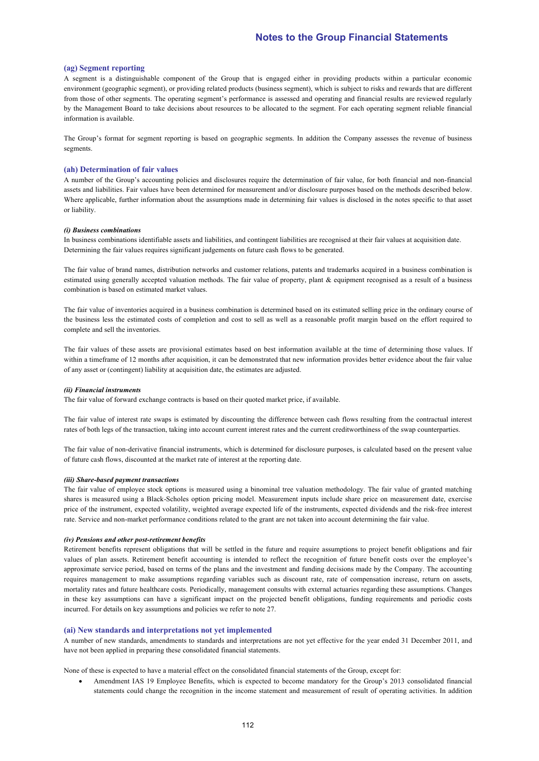### (ag) Segment reporting

A segment is a distinguishable component of the Group that is engaged either in providing products within a particular economic environment (geographic segment), or providing related products (business segment), which is subject to risks and rewards that are different from those of other segments. The operating segment's performance is assessed and operating and financial results are reviewed regularly by the Management Board to take decisions about resources to be allocated to the segment. For each operating segment reliable financial information is available.

The Group's format for segment reporting is based on geographic segments. In addition the Company assesses the revenue of business segments.

### (ah) Determination of fair values

A number of the Group's accounting policies and disclosures require the determination of fair value, for both financial and non-financial assets and liabilities. Fair values have been determined for measurement and/or disclosure purposes based on the methods described below. Where applicable, further information about the assumptions made in determining fair values is disclosed in the notes specific to that asset or liability.

#### *(i) Business combinations*

In business combinations identifiable assets and liabilities, and contingent liabilities are recognised at their fair values at acquisition date. Determining the fair values requires significant judgements on future cash flows to be generated.

The fair value of brand names, distribution networks and customer relations, patents and trademarks acquired in a business combination is estimated using generally accepted valuation methods. The fair value of property, plant & equipment recognised as a result of a business combination is based on estimated market values.

The fair value of inventories acquired in a business combination is determined based on its estimated selling price in the ordinary course of the business less the estimated costs of completion and cost to sell as well as a reasonable profit margin based on the effort required to complete and sell the inventories.

The fair values of these assets are provisional estimates based on best information available at the time of determining those values. If within a timeframe of 12 months after acquisition, it can be demonstrated that new information provides better evidence about the fair value of any asset or (contingent) liability at acquisition date, the estimates are adjusted.

#### *(ii) Financial instruments*

The fair value of forward exchange contracts is based on their quoted market price, if available.

The fair value of interest rate swaps is estimated by discounting the difference between cash flows resulting from the contractual interest rates of both legs of the transaction, taking into account current interest rates and the current creditworthiness of the swap counterparties.

The fair value of non-derivative financial instruments, which is determined for disclosure purposes, is calculated based on the present value of future cash flows, discounted at the market rate of interest at the reporting date.

#### *(iii) Share-based payment transactions*

The fair value of employee stock options is measured using a binominal tree valuation methodology. The fair value of granted matching shares is measured using a Black-Scholes option pricing model. Measurement inputs include share price on measurement date, exercise price of the instrument, expected volatility, weighted average expected life of the instruments, expected dividends and the risk-free interest rate. Service and non-market performance conditions related to the grant are not taken into account determining the fair value.

#### *(iv) Pensions and other post-retirement benefits*

Retirement benefits represent obligations that will be settled in the future and require assumptions to project benefit obligations and fair values of plan assets. Retirement benefit accounting is intended to reflect the recognition of future benefit costs over the employee's approximate service period, based on terms of the plans and the investment and funding decisions made by the Company. The accounting requires management to make assumptions regarding variables such as discount rate, rate of compensation increase, return on assets, mortality rates and future healthcare costs. Periodically, management consults with external actuaries regarding these assumptions. Changes in these key assumptions can have a significant impact on the projected benefit obligations, funding requirements and periodic costs incurred. For details on key assumptions and policies we refer to note 27.

### (ai) New standards and interpretations not yet implemented

A number of new standards, amendments to standards and interpretations are not yet effective for the year ended 31 December 2011, and have not been applied in preparing these consolidated financial statements.

None of these is expected to have a material effect on the consolidated financial statements of the Group, except for:

- Amendment IAS 19 Employee Benefits, which is expected to become mandatory for the Group's 2013 consolidated financial statements could change the recognition in the income statement and measurement of result of operating activities. In addition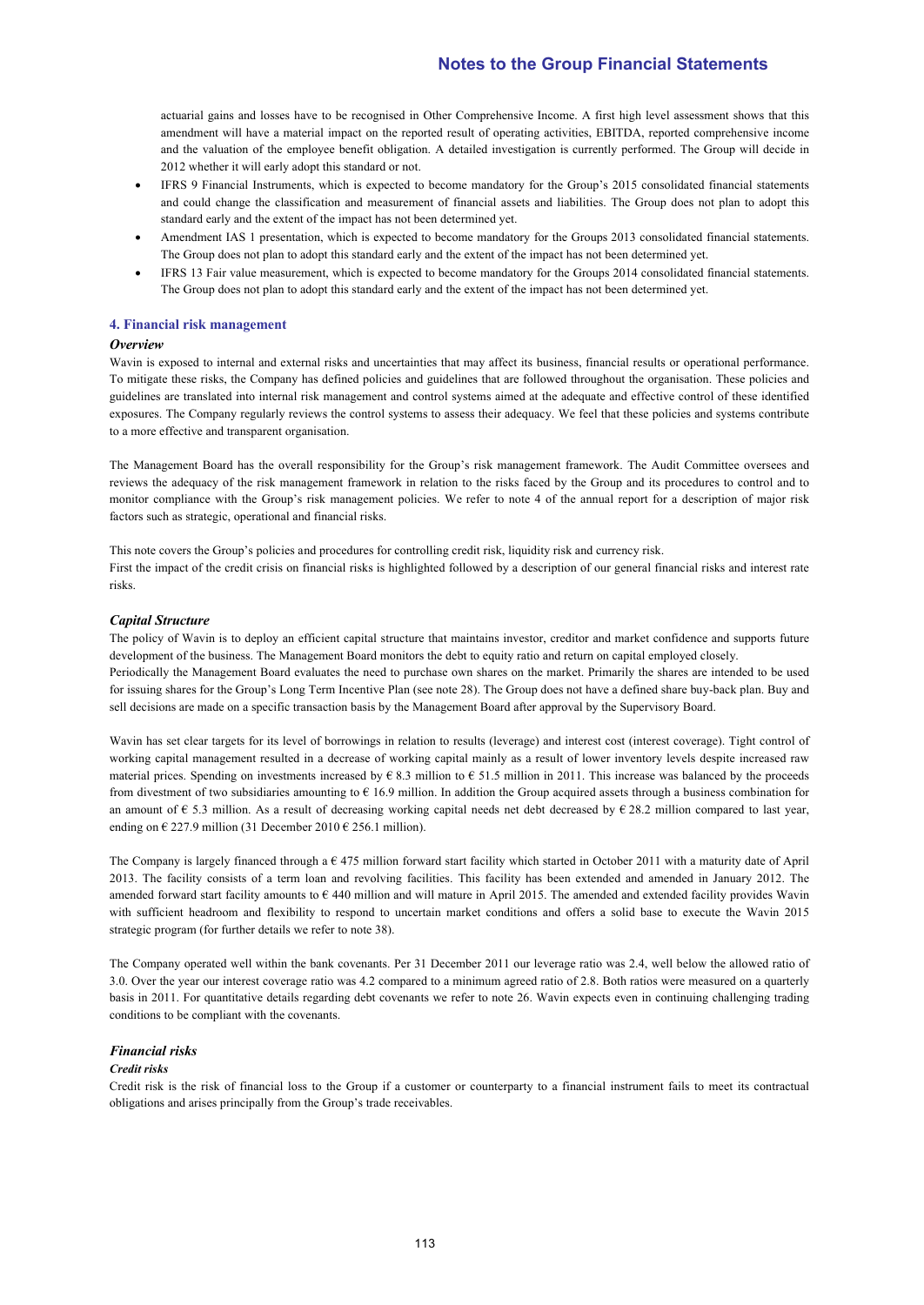actuarial gains and losses have to be recognised in Other Comprehensive Income. A first high level assessment shows that this amendment will have a material impact on the reported result of operating activities, EBITDA, reported comprehensive income and the valuation of the employee benefit obligation. A detailed investigation is currently performed. The Group will decide in 2012 whether it will early adopt this standard or not.

- IFRS 9 Financial Instruments, which is expected to become mandatory for the Group's 2015 consolidated financial statements and could change the classification and measurement of financial assets and liabilities. The Group does not plan to adopt this standard early and the extent of the impact has not been determined yet.
- Amendment IAS 1 presentation, which is expected to become mandatory for the Groups 2013 consolidated financial statements. The Group does not plan to adopt this standard early and the extent of the impact has not been determined yet.
- IFRS 13 Fair value measurement, which is expected to become mandatory for the Groups 2014 consolidated financial statements. The Group does not plan to adopt this standard early and the extent of the impact has not been determined yet.

## 4. Financial risk management

### *Overview*

Wavin is exposed to internal and external risks and uncertainties that may affect its business, financial results or operational performance. To mitigate these risks, the Company has defined policies and guidelines that are followed throughout the organisation. These policies and guidelines are translated into internal risk management and control systems aimed at the adequate and effective control of these identified exposures. The Company regularly reviews the control systems to assess their adequacy. We feel that these policies and systems contribute to a more effective and transparent organisation.

The Management Board has the overall responsibility for the Group's risk management framework. The Audit Committee oversees and reviews the adequacy of the risk management framework in relation to the risks faced by the Group and its procedures to control and to monitor compliance with the Group's risk management policies. We refer to note 4 of the annual report for a description of major risk factors such as strategic, operational and financial risks.

This note covers the Group's policies and procedures for controlling credit risk, liquidity risk and currency risk.
First the impact of the credit crisis on financial risks is highlighted followed by a description of our general financial risks and interest rate risks.

### *Capital Structure*

The policy of Wavin is to deploy an efficient capital structure that maintains investor, creditor and market confidence and supports future development of the business. The Management Board monitors the debt to equity ratio and return on capital employed closely.
Periodically the Management Board evaluates the need to purchase own shares on the market. Primarily the shares are intended to be used for issuing shares for the Group's Long Term Incentive Plan (see note 28). The Group does not have a defined share buy-back plan. Buy and sell decisions are made on a specific transaction basis by the Management Board after approval by the Supervisory Board.

Wavin has set clear targets for its level of borrowings in relation to results (leverage) and interest cost (interest coverage). Tight control of working capital management resulted in a decrease of working capital mainly as a result of lower inventory levels despite increased raw material prices. Spending on investments increased by € 8.3 million to € 51.5 million in 2011. This increase was balanced by the proceeds from divestment of two subsidiaries amounting to € 16.9 million. In addition the Group acquired assets through a business combination for an amount of € 5.3 million. As a result of decreasing working capital needs net debt decreased by € 28.2 million compared to last year, ending on € 227.9 million (31 December 2010 € 256.1 million).

The Company is largely financed through a € 475 million forward start facility which started in October 2011 with a maturity date of April 2013. The facility consists of a term loan and revolving facilities. This facility has been extended and amended in January 2012. The amended forward start facility amounts to € 440 million and will mature in April 2015. The amended and extended facility provides Wavin with sufficient headroom and flexibility to respond to uncertain market conditions and offers a solid base to execute the Wavin 2015 strategic program (for further details we refer to note 38).

The Company operated well within the bank covenants. Per 31 December 2011 our leverage ratio was 2.4, well below the allowed ratio of 3.0. Over the year our interest coverage ratio was 4.2 compared to a minimum agreed ratio of 2.8. Both ratios were measured on a quarterly basis in 2011. For quantitative details regarding debt covenants we refer to note 26. Wavin expects even in continuing challenging trading conditions to be compliant with the covenants.

### *Financial risks*

#### *Credit risks*

Credit risk is the risk of financial loss to the Group if a customer or counterparty to a financial instrument fails to meet its contractual obligations and arises principally from the Group's trade receivables.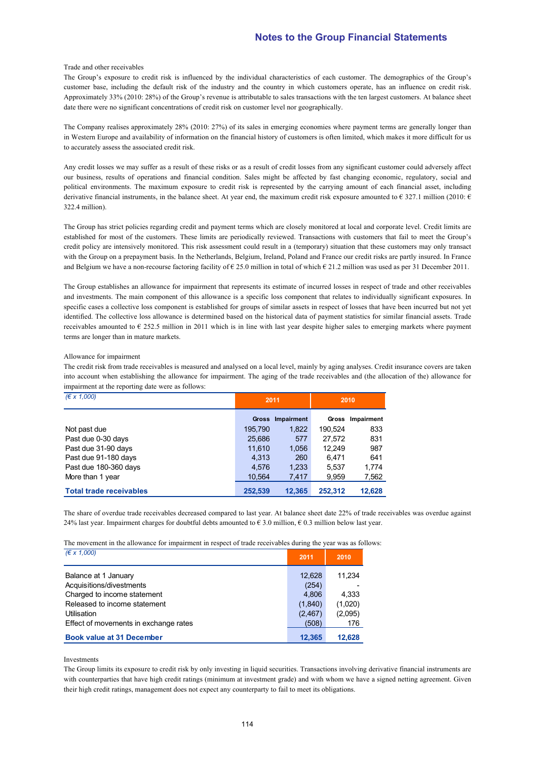Trade and other receivables

The Group's exposure to credit risk is influenced by the individual characteristics of each customer. The demographics of the Group's customer base, including the default risk of the industry and the country in which customers operate, has an influence on credit risk. Approximately 33% (2010: 28%) of the Group's revenue is attributable to sales transactions with the ten largest customers. At balance sheet date there were no significant concentrations of credit risk on customer level nor geographically.

The Company realises approximately 28% (2010: 27%) of its sales in emerging economies where payment terms are generally longer than in Western Europe and availability of information on the financial history of customers is often limited, which makes it more difficult for us to accurately assess the associated credit risk.

Any credit losses we may suffer as a result of these risks or as a result of credit losses from any significant customer could adversely affect our business, results of operations and financial condition. Sales might be affected by fast changing economic, regulatory, social and political environments. The maximum exposure to credit risk is represented by the carrying amount of each financial asset, including derivative financial instruments, in the balance sheet. At year end, the maximum credit risk exposure amounted to € 327.1 million (2010: € 322.4 million).

The Group has strict policies regarding credit and payment terms which are closely monitored at local and corporate level. Credit limits are established for most of the customers. These limits are periodically reviewed. Transactions with customers that fail to meet the Group's credit policy are intensively monitored. This risk assessment could result in a (temporary) situation that these customers may only transact with the Group on a prepayment basis. In the Netherlands, Belgium, Ireland, Poland and France our credit risks are partly insured. In France and Belgium we have a non-recourse factoring facility of € 25.0 million in total of which € 21.2 million was used as per 31 December 2011.

The Group establishes an allowance for impairment that represents its estimate of incurred losses in respect of trade and other receivables and investments. The main component of this allowance is a specific loss component that relates to individually significant exposures. In specific cases a collective loss component is established for groups of similar assets in respect of losses that have been incurred but not yet identified. The collective loss allowance is determined based on the historical data of payment statistics for similar financial assets. Trade receivables amounted to € 252.5 million in 2011 which is in line with last year despite higher sales to emerging markets where payment terms are longer than in mature markets.

Allowance for impairment

The credit risk from trade receivables is measured and analysed on a local level, mainly by aging analyses. Credit insurance covers are taken into account when establishing the allowance for impairment. The aging of the trade receivables and (the allocation of the) allowance for impairment at the reporting date were as follows:

| *(€ x 1,000)* | 2011 | | 2010 | |
|---|---|---|---|---|
| | Gross | Impairment | Gross | Impairment |
| Not past due | 195,790 | 1,822 | 190,524 | 833 |
| Past due 0-30 days | 25,686 | 577 | 27,572 | 831 |
| Past due 31-90 days | 11,610 | 1,056 | 12,249 | 987 |
| Past due 91-180 days | 4,313 | 260 | 6,471 | 641 |
| Past due 180-360 days | 4,576 | 1,233 | 5,537 | 1,774 |
| More than 1 year | 10,564 | 7,417 | 9,959 | 7,562 |
| **Total trade receivables** | **252,539** | **12,365** | **252,312** | **12,628** |

The share of overdue trade receivables decreased compared to last year. At balance sheet date 22% of trade receivables was overdue against 24% last year. Impairment charges for doubtful debts amounted to € 3.0 million, € 0.3 million below last year.

The movement in the allowance for impairment in respect of trade receivables during the year was as follows:

| *(€ x 1,000)* | 2011 | 2010 |
|---|---|---|
| Balance at 1 January | 12,628 | 11,234 |
| Acquisitions/divestments | (254) | - |
| Charged to income statement | 4,806 | 4,333 |
| Released to income statement | (1,840) | (1,020) |
| Utilisation | (2,467) | (2,095) |
| Effect of movements in exchange rates | (508) | 176 |
| **Book value at 31 December** | **12,365** | **12,628** |

Investments

The Group limits its exposure to credit risk by only investing in liquid securities. Transactions involving derivative financial instruments are with counterparties that have high credit ratings (minimum at investment grade) and with whom we have a signed netting agreement. Given their high credit ratings, management does not expect any counterparty to fail to meet its obligations.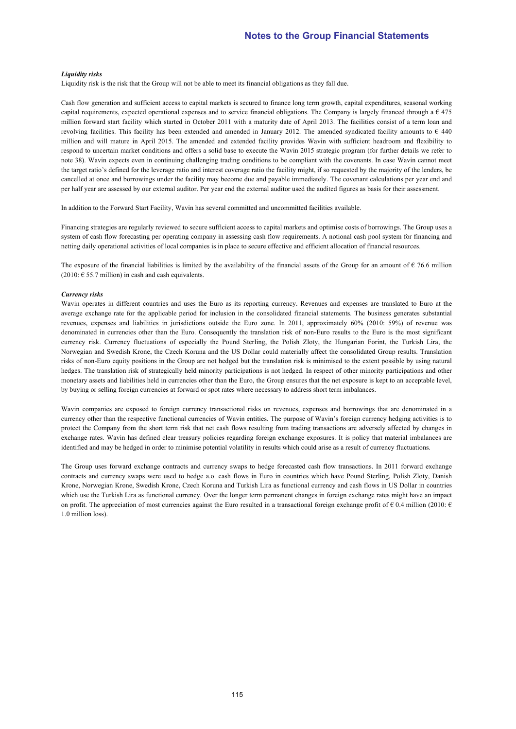*Liquidity risks*

Liquidity risk is the risk that the Group will not be able to meet its financial obligations as they fall due.

Cash flow generation and sufficient access to capital markets is secured to finance long term growth, capital expenditures, seasonal working capital requirements, expected operational expenses and to service financial obligations. The Company is largely financed through a € 475 million forward start facility which started in October 2011 with a maturity date of April 2013. The facilities consist of a term loan and revolving facilities. This facility has been extended and amended in January 2012. The amended syndicated facility amounts to € 440 million and will mature in April 2015. The amended and extended facility provides Wavin with sufficient headroom and flexibility to respond to uncertain market conditions and offers a solid base to execute the Wavin 2015 strategic program (for further details we refer to note 38). Wavin expects even in continuing challenging trading conditions to be compliant with the covenants. In case Wavin cannot meet the target ratio's defined for the leverage ratio and interest coverage ratio the facility might, if so requested by the majority of the lenders, be cancelled at once and borrowings under the facility may become due and payable immediately. The covenant calculations per year end and per half year are assessed by our external auditor. Per year end the external auditor used the audited figures as basis for their assessment.

In addition to the Forward Start Facility, Wavin has several committed and uncommitted facilities available.

Financing strategies are regularly reviewed to secure sufficient access to capital markets and optimise costs of borrowings. The Group uses a system of cash flow forecasting per operating company in assessing cash flow requirements. A notional cash pool system for financing and netting daily operational activities of local companies is in place to secure effective and efficient allocation of financial resources.

The exposure of the financial liabilities is limited by the availability of the financial assets of the Group for an amount of € 76.6 million (2010: € 55.7 million) in cash and cash equivalents.

*Currency risks*

Wavin operates in different countries and uses the Euro as its reporting currency. Revenues and expenses are translated to Euro at the average exchange rate for the applicable period for inclusion in the consolidated financial statements. The business generates substantial revenues, expenses and liabilities in jurisdictions outside the Euro zone. In 2011, approximately 60% (2010: 59%) of revenue was denominated in currencies other than the Euro. Consequently the translation risk of non-Euro results to the Euro is the most significant currency risk. Currency fluctuations of especially the Pound Sterling, the Polish Zloty, the Hungarian Forint, the Turkish Lira, the Norwegian and Swedish Krone, the Czech Koruna and the US Dollar could materially affect the consolidated Group results. Translation risks of non-Euro equity positions in the Group are not hedged but the translation risk is minimised to the extent possible by using natural hedges. The translation risk of strategically held minority participations is not hedged. In respect of other minority participations and other monetary assets and liabilities held in currencies other than the Euro, the Group ensures that the net exposure is kept to an acceptable level, by buying or selling foreign currencies at forward or spot rates where necessary to address short term imbalances.

Wavin companies are exposed to foreign currency transactional risks on revenues, expenses and borrowings that are denominated in a currency other than the respective functional currencies of Wavin entities. The purpose of Wavin's foreign currency hedging activities is to protect the Company from the short term risk that net cash flows resulting from trading transactions are adversely affected by changes in exchange rates. Wavin has defined clear treasury policies regarding foreign exchange exposures. It is policy that material imbalances are identified and may be hedged in order to minimise potential volatility in results which could arise as a result of currency fluctuations.

The Group uses forward exchange contracts and currency swaps to hedge forecasted cash flow transactions. In 2011 forward exchange contracts and currency swaps were used to hedge a.o. cash flows in Euro in countries which have Pound Sterling, Polish Zloty, Danish Krone, Norwegian Krone, Swedish Krone, Czech Koruna and Turkish Lira as functional currency and cash flows in US Dollar in countries which use the Turkish Lira as functional currency. Over the longer term permanent changes in foreign exchange rates might have an impact on profit. The appreciation of most currencies against the Euro resulted in a transactional foreign exchange profit of € 0.4 million (2010: € 1.0 million loss).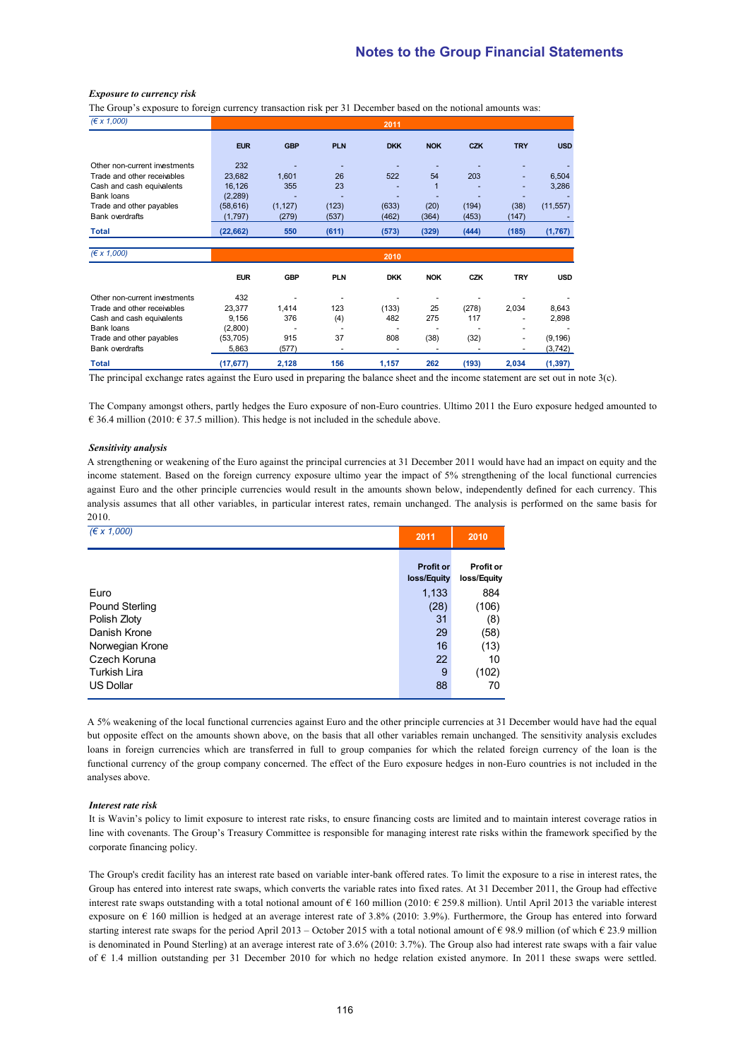***Exposure to currency risk***

The Group's exposure to foreign currency transaction risk per 31 December based on the notional amounts was:

| *(€ x 1,000)* | 2011 | | | | | | | |
|---|---|---|---|---|---|---|---|---|
| | **EUR** | **GBP** | **PLN** | **DKK** | **NOK** | **CZK** | **TRY** | **USD** |
| Other non-current investments | 232 | - | - | - | - | - | - | - |
| Trade and other receivables | 23,682 | 1,601 | 26 | 522 | 54 | 203 | - | 6,504 |
| Cash and cash equivalents | 16,126 | 355 | 23 | - | 1 | - | - | 3,286 |
| Bank loans | (2,289) | - | - | - | - | - | - | - |
| Trade and other payables | (58,616) | (1,127) | (123) | (633) | (20) | (194) | (38) | (11,557) |
| Bank overdrafts | (1,797) | (279) | (537) | (462) | (364) | (453) | (147) | - |
| **Total** | **(22,662)** | **550** | **(611)** | **(573)** | **(329)** | **(444)** | **(185)** | **(1,767)** |

| *(€ x 1,000)* | 2010 | | | | | | | |
|---|---|---|---|---|---|---|---|---|
| | **EUR** | **GBP** | **PLN** | **DKK** | **NOK** | **CZK** | **TRY** | **USD** |
| Other non-current investments | 432 | - | - | - | - | - | - | - |
| Trade and other receivables | 23,377 | 1,414 | 123 | (133) | 25 | (278) | 2,034 | 8,643 |
| Cash and cash equivalents | 9,156 | 376 | (4) | 482 | 275 | 117 | - | 2,898 |
| Bank loans | (2,800) | - | - | - | - | - | - | - |
| Trade and other payables | (53,705) | 915 | 37 | 808 | (38) | (32) | - | (9,196) |
| Bank overdrafts | 5,863 | (577) | - | - | - | - | - | (3,742) |
| **Total** | **(17,677)** | **2,128** | **156** | **1,157** | **262** | **(193)** | **2,034** | **(1,397)** |

The principal exchange rates against the Euro used in preparing the balance sheet and the income statement are set out in note 3(c).

The Company amongst others, partly hedges the Euro exposure of non-Euro countries. Ultimo 2011 the Euro exposure hedged amounted to € 36.4 million (2010: € 37.5 million). This hedge is not included in the schedule above.

***Sensitivity analysis***

A strengthening or weakening of the Euro against the principal currencies at 31 December 2011 would have had an impact on equity and the income statement. Based on the foreign currency exposure ultimo year the impact of 5% strengthening of the local functional currencies against Euro and the other principle currencies would result in the amounts shown below, independently defined for each currency. This analysis assumes that all other variables, in particular interest rates, remain unchanged. The analysis is performed on the same basis for 2010.

| *(€ x 1,000)* | 2011 | 2010 |
|---|---|---|
| | **Profit or loss/Equity** | **Profit or loss/Equity** |
| Euro | 1,133 | 884 |
| Pound Sterling | (28) | (106) |
| Polish Zloty | 31 | (8) |
| Danish Krone | 29 | (58) |
| Norwegian Krone | 16 | (13) |
| Czech Koruna | 22 | 10 |
| Turkish Lira | 9 | (102) |
| US Dollar | 88 | 70 |

A 5% weakening of the local functional currencies against Euro and the other principle currencies at 31 December would have had the equal but opposite effect on the amounts shown above, on the basis that all other variables remain unchanged. The sensitivity analysis excludes loans in foreign currencies which are transferred in full to group companies for which the related foreign currency of the loan is the functional currency of the group company concerned. The effect of the Euro exposure hedges in non-Euro countries is not included in the analyses above.

***Interest rate risk***

It is Wavin's policy to limit exposure to interest rate risks, to ensure financing costs are limited and to maintain interest coverage ratios in line with covenants. The Group's Treasury Committee is responsible for managing interest rate risks within the framework specified by the corporate financing policy.

The Group's credit facility has an interest rate based on variable inter-bank offered rates. To limit the exposure to a rise in interest rates, the Group has entered into interest rate swaps, which converts the variable rates into fixed rates. At 31 December 2011, the Group had effective interest rate swaps outstanding with a total notional amount of € 160 million (2010: € 259.8 million). Until April 2013 the variable interest exposure on € 160 million is hedged at an average interest rate of 3.8% (2010: 3.9%). Furthermore, the Group has entered into forward starting interest rate swaps for the period April 2013 – October 2015 with a total notional amount of € 98.9 million (of which € 23.9 million is denominated in Pound Sterling) at an average interest rate of 3.6% (2010: 3.7%). The Group also had interest rate swaps with a fair value of € 1.4 million outstanding per 31 December 2010 for which no hedge relation existed anymore. In 2011 these swaps were settled.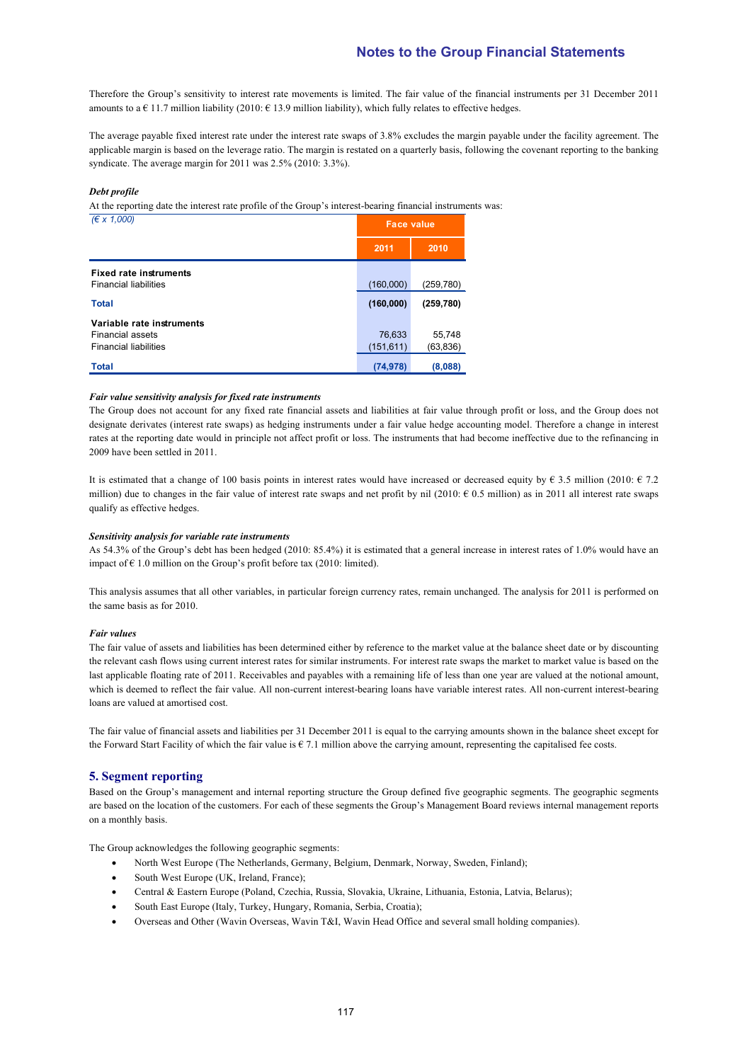Therefore the Group's sensitivity to interest rate movements is limited. The fair value of the financial instruments per 31 December 2011 amounts to a € 11.7 million liability (2010: € 13.9 million liability), which fully relates to effective hedges.

The average payable fixed interest rate under the interest rate swaps of 3.8% excludes the margin payable under the facility agreement. The applicable margin is based on the leverage ratio. The margin is restated on a quarterly basis, following the covenant reporting to the banking syndicate. The average margin for 2011 was 2.5% (2010: 3.3%).

***Debt profile***

At the reporting date the interest rate profile of the Group's interest-bearing financial instruments was:

| *(€ x 1,000)* | Face value | |
|---|---|---|
| | **2011** | **2010** |
| **Fixed rate instruments** | | |
| Financial liabilities | (160,000) | (259,780) |
| **Total** | **(160,000)** | **(259,780)** |
| **Variable rate instruments** | | |
| Financial assets | 76,633 | 55,748 |
| Financial liabilities | (151,611) | (63,836) |
| **Total** | **(74,978)** | **(8,088)** |

***Fair value sensitivity analysis for fixed rate instruments***

The Group does not account for any fixed rate financial assets and liabilities at fair value through profit or loss, and the Group does not designate derivates (interest rate swaps) as hedging instruments under a fair value hedge accounting model. Therefore a change in interest rates at the reporting date would in principle not affect profit or loss. The instruments that had become ineffective due to the refinancing in 2009 have been settled in 2011.

It is estimated that a change of 100 basis points in interest rates would have increased or decreased equity by € 3.5 million (2010: € 7.2 million) due to changes in the fair value of interest rate swaps and net profit by nil (2010: € 0.5 million) as in 2011 all interest rate swaps qualify as effective hedges.

***Sensitivity analysis for variable rate instruments***

As 54.3% of the Group's debt has been hedged (2010: 85.4%) it is estimated that a general increase in interest rates of 1.0% would have an impact of € 1.0 million on the Group's profit before tax (2010: limited).

This analysis assumes that all other variables, in particular foreign currency rates, remain unchanged. The analysis for 2011 is performed on the same basis as for 2010.

***Fair values***

The fair value of assets and liabilities has been determined either by reference to the market value at the balance sheet date or by discounting the relevant cash flows using current interest rates for similar instruments. For interest rate swaps the market to market value is based on the last applicable floating rate of 2011. Receivables and payables with a remaining life of less than one year are valued at the notional amount, which is deemed to reflect the fair value. All non-current interest-bearing loans have variable interest rates. All non-current interest-bearing loans are valued at amortised cost.

The fair value of financial assets and liabilities per 31 December 2011 is equal to the carrying amounts shown in the balance sheet except for the Forward Start Facility of which the fair value is € 7.1 million above the carrying amount, representing the capitalised fee costs.

## 5. Segment reporting

Based on the Group's management and internal reporting structure the Group defined five geographic segments. The geographic segments are based on the location of the customers. For each of these segments the Group's Management Board reviews internal management reports on a monthly basis.

The Group acknowledges the following geographic segments:

- North West Europe (The Netherlands, Germany, Belgium, Denmark, Norway, Sweden, Finland);
- South West Europe (UK, Ireland, France);
- Central & Eastern Europe (Poland, Czechia, Russia, Slovakia, Ukraine, Lithuania, Estonia, Latvia, Belarus);
- South East Europe (Italy, Turkey, Hungary, Romania, Serbia, Croatia);
- Overseas and Other (Wavin Overseas, Wavin T&I, Wavin Head Office and several small holding companies).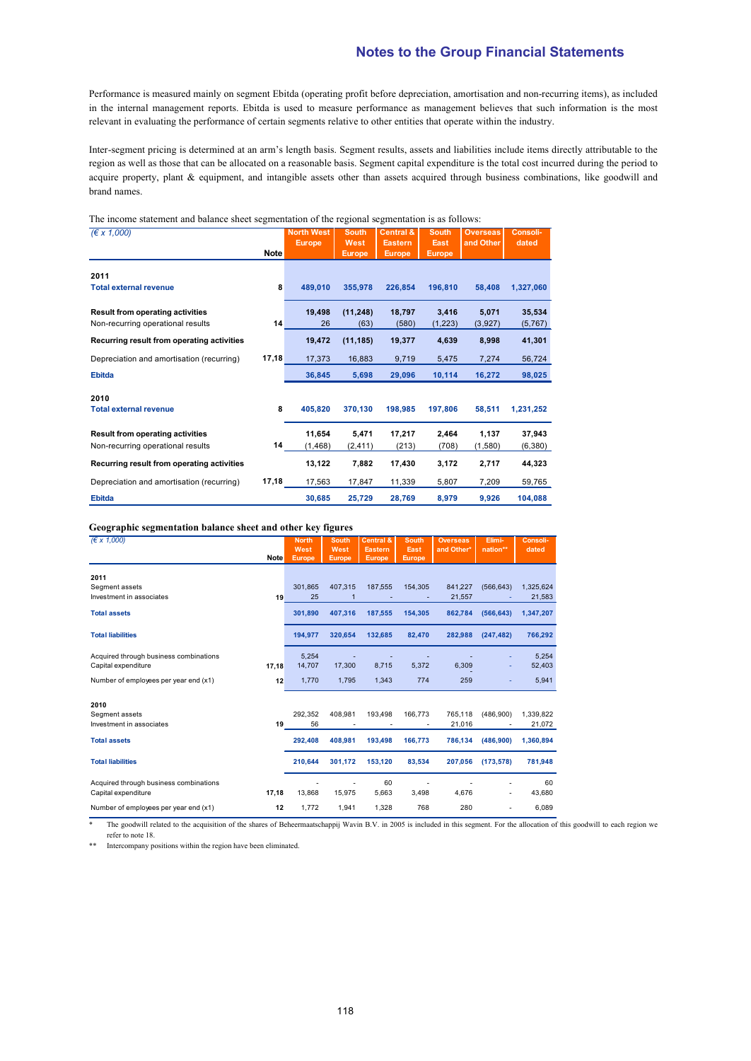Performance is measured mainly on segment Ebitda (operating profit before depreciation, amortisation and non-recurring items), as included in the internal management reports. Ebitda is used to measure performance as management believes that such information is the most relevant in evaluating the performance of certain segments relative to other entities that operate within the industry.

Inter-segment pricing is determined at an arm's length basis. Segment results, assets and liabilities include items directly attributable to the region as well as those that can be allocated on a reasonable basis. Segment capital expenditure is the total cost incurred during the period to acquire property, plant & equipment, and intangible assets other than assets acquired through business combinations, like goodwill and brand names.

The income statement and balance sheet segmentation of the regional segmentation is as follows:

| *(€ x 1,000)* | Note | North West Europe | South West Europe | Central & Eastern Europe | South East Europe | Overseas and Other | Consolidated |
|---|---|---|---|---|---|---|---|
| **2011** | | | | | | | |
| **Total external revenue** | 8 | **489,010** | **355,978** | **226,854** | **196,810** | **58,408** | **1,327,060** |
| **Result from operating activities** | | **19,498** | **(11,248)** | **18,797** | **3,416** | **5,071** | **35,534** |
| Non-recurring operational results | 14 | 26 | (63) | (580) | (1,223) | (3,927) | (5,767) |
| **Recurring result from operating activities** | | **19,472** | **(11,185)** | **19,377** | **4,639** | **8,998** | **41,301** |
| Depreciation and amortisation (recurring) | 17,18 | 17,373 | 16,883 | 9,719 | 5,475 | 7,274 | 56,724 |
| **Ebitda** | | **36,845** | **5,698** | **29,096** | **10,114** | **16,272** | **98,025** |
| **2010** | | | | | | | |
| **Total external revenue** | 8 | **405,820** | **370,130** | **198,985** | **197,806** | **58,511** | **1,231,252** |
| **Result from operating activities** | | **11,654** | **5,471** | **17,217** | **2,464** | **1,137** | **37,943** |
| Non-recurring operational results | 14 | (1,468) | (2,411) | (213) | (708) | (1,580) | (6,380) |
| **Recurring result from operating activities** | | **13,122** | **7,882** | **17,430** | **3,172** | **2,717** | **44,323** |
| Depreciation and amortisation (recurring) | 17,18 | 17,563 | 17,847 | 11,339 | 5,807 | 7,209 | 59,765 |
| **Ebitda** | | **30,685** | **25,729** | **28,769** | **8,979** | **9,926** | **104,088** |

**Geographic segmentation balance sheet and other key figures**

| *(€ x 1,000)* | Note | North West Europe | South West Europe | Central & Eastern Europe | South East Europe | Overseas and Other* | Elimination** | Consolidated |
|---|---|---|---|---|---|---|---|---|
| **2011** | | | | | | | | |
| Segment assets | | 301,865 | 407,315 | 187,555 | 154,305 | 841,227 | (566,643) | 1,325,624 |
| Investment in associates | 19 | 25 | 1 | - | - | 21,557 | - | 21,583 |
| **Total assets** | | **301,890** | **407,316** | **187,555** | **154,305** | **862,784** | **(566,643)** | **1,347,207** |
| **Total liabilities** | | **194,977** | **320,654** | **132,685** | **82,470** | **282,988** | **(247,482)** | **766,292** |
| Acquired through business combinations | | 5,254 | - | - | - | - | - | 5,254 |
| Capital expenditure | 17,18 | 14,707 | 17,300 | 8,715 | 5,372 | 6,309 | - | 52,403 |
| Number of employees per year end (x1) | 12 | 1,770 | 1,795 | 1,343 | 774 | 259 | - | 5,941 |
| **2010** | | | | | | | | |
| Segment assets | | 292,352 | 408,981 | 193,498 | 166,773 | 765,118 | (486,900) | 1,339,822 |
| Investment in associates | 19 | 56 | - | - | - | 21,016 | - | 21,072 |
| **Total assets** | | **292,408** | **408,981** | **193,498** | **166,773** | **786,134** | **(486,900)** | **1,360,894** |
| **Total liabilities** | | **210,644** | **301,172** | **153,120** | **83,534** | **207,056** | **(173,578)** | **781,948** |
| Acquired through business combinations | | - | - | 60 | - | - | - | 60 |
| Capital expenditure | 17,18 | 13,868 | 15,975 | 5,663 | 3,498 | 4,676 | - | 43,680 |
| Number of employees per year end (x1) | 12 | 1,772 | 1,941 | 1,328 | 768 | 280 | - | 6,089 |

\* The goodwill related to the acquisition of the shares of Beheermaatschappij Wavin B.V. in 2005 is included in this segment. For the allocation of this goodwill to each region we refer to note 18.

\** Intercompany positions within the region have been eliminated.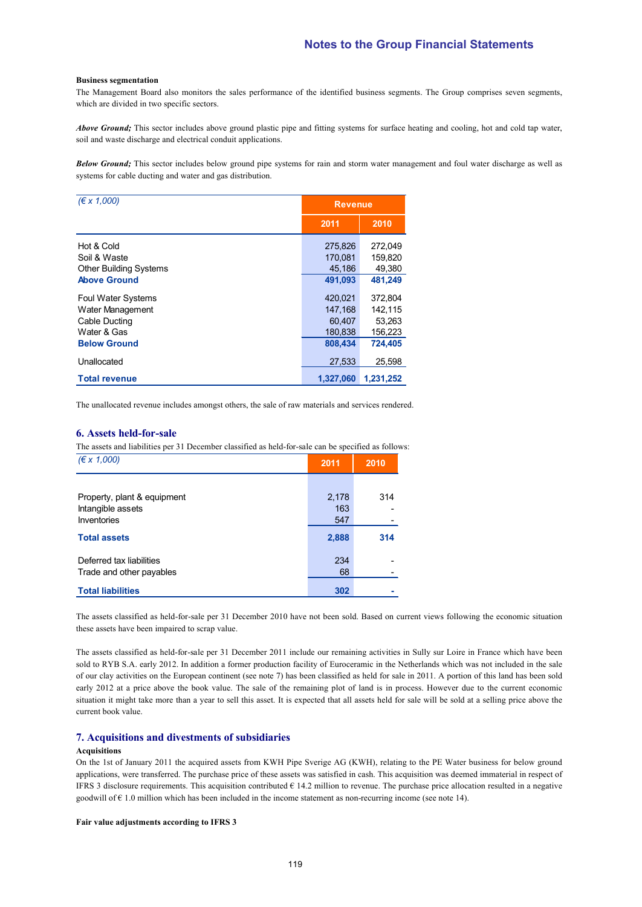**Business segmentation**

The Management Board also monitors the sales performance of the identified business segments. The Group comprises seven segments, which are divided in two specific sectors.

***Above Ground;*** This sector includes above ground plastic pipe and fitting systems for surface heating and cooling, hot and cold tap water, soil and waste discharge and electrical conduit applications.

***Below Ground;*** This sector includes below ground pipe systems for rain and storm water management and foul water discharge as well as systems for cable ducting and water and gas distribution.

| *(€ x 1,000)* | Revenue | |
|---|---|---|
| | 2011 | 2010 |
| Hot & Cold | 275,826 | 272,049 |
| Soil & Waste | 170,081 | 159,820 |
| Other Building Systems | 45,186 | 49,380 |
| **Above Ground** | **491,093** | **481,249** |
| Foul Water Systems | 420,021 | 372,804 |
| Water Management | 147,168 | 142,115 |
| Cable Ducting | 60,407 | 53,263 |
| Water & Gas | 180,838 | 156,223 |
| **Below Ground** | **808,434** | **724,405** |
| Unallocated | 27,533 | 25,598 |
| **Total revenue** | **1,327,060** | **1,231,252** |

The unallocated revenue includes amongst others, the sale of raw materials and services rendered.

## 6. Assets held-for-sale

The assets and liabilities per 31 December classified as held-for-sale can be specified as follows:

| *(€ x 1,000)* | 2011 | 2010 |
|---|---|---|
| Property, plant & equipment | 2,178 | 314 |
| Intangible assets | 163 | - |
| Inventories | 547 | - |
| **Total assets** | **2,888** | **314** |
| Deferred tax liabilities | 234 | - |
| Trade and other payables | 68 | - |
| **Total liabilities** | **302** | **-** |

The assets classified as held-for-sale per 31 December 2010 have not been sold. Based on current views following the economic situation these assets have been impaired to scrap value.

The assets classified as held-for-sale per 31 December 2011 include our remaining activities in Sully sur Loire in France which have been sold to RYB S.A. early 2012. In addition a former production facility of Euroceramic in the Netherlands which was not included in the sale of our clay activities on the European continent (see note 7) has been classified as held for sale in 2011. A portion of this land has been sold early 2012 at a price above the book value. The sale of the remaining plot of land is in process. However due to the current economic situation it might take more than a year to sell this asset. It is expected that all assets held for sale will be sold at a selling price above the current book value.

## 7. Acquisitions and divestments of subsidiaries

**Acquisitions**

On the 1st of January 2011 the acquired assets from KWH Pipe Sverige AG (KWH), relating to the PE Water business for below ground applications, were transferred. The purchase price of these assets was satisfied in cash. This acquisition was deemed immaterial in respect of IFRS 3 disclosure requirements. This acquisition contributed € 14.2 million to revenue. The purchase price allocation resulted in a negative goodwill of € 1.0 million which has been included in the income statement as non-recurring income (see note 14).

**Fair value adjustments according to IFRS 3**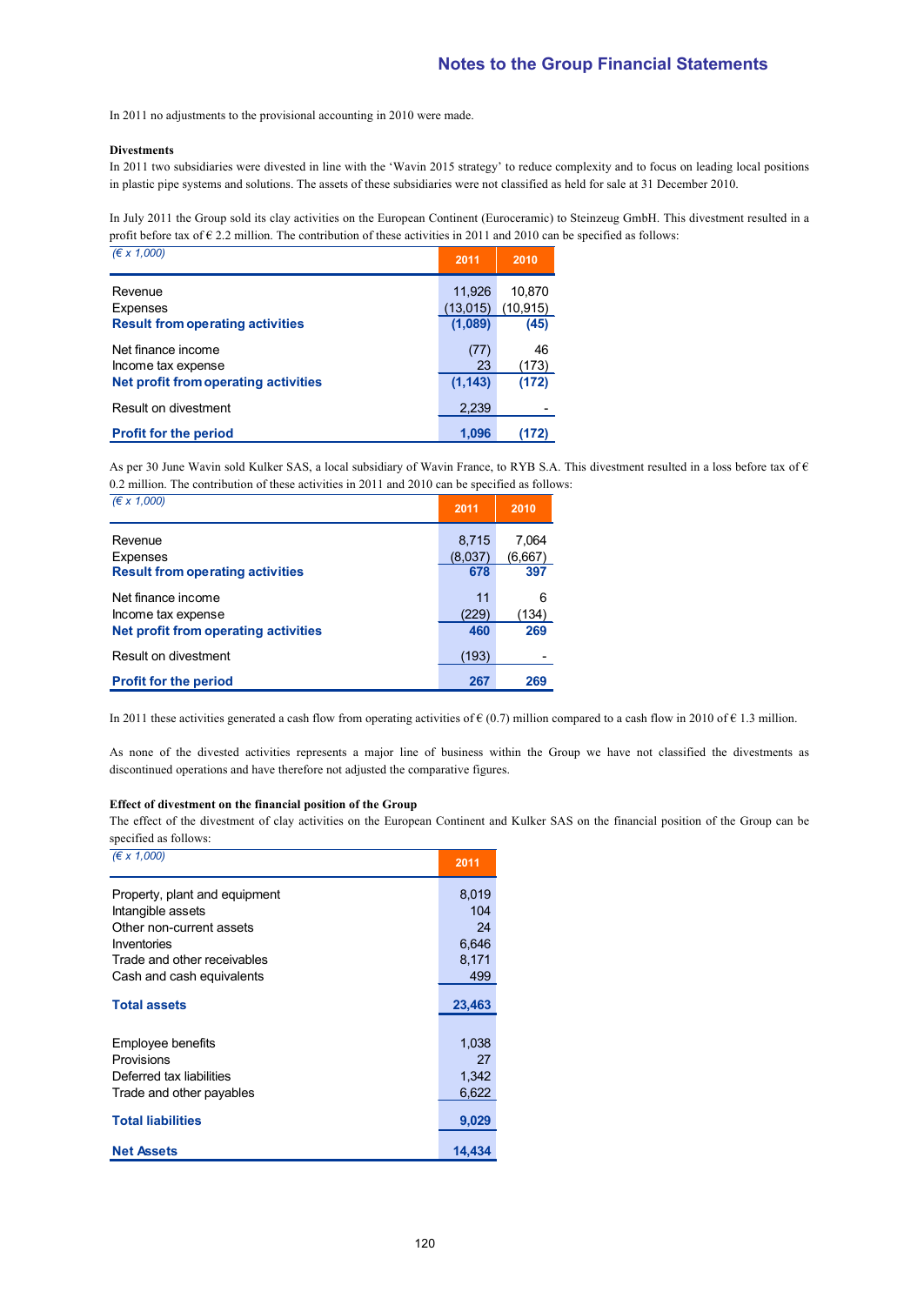In 2011 no adjustments to the provisional accounting in 2010 were made.

**Divestments**

In 2011 two subsidiaries were divested in line with the 'Wavin 2015 strategy' to reduce complexity and to focus on leading local positions in plastic pipe systems and solutions. The assets of these subsidiaries were not classified as held for sale at 31 December 2010.

In July 2011 the Group sold its clay activities on the European Continent (Euroceramic) to Steinzeug GmbH. This divestment resulted in a profit before tax of € 2.2 million. The contribution of these activities in 2011 and 2010 can be specified as follows:

| *(€ x 1,000)* | 2011 | 2010 |
|---|---|---|
| Revenue | 11,926 | 10,870 |
| Expenses | (13,015) | (10,915) |
| **Result from operating activities** | **(1,089)** | **(45)** |
| Net finance income | (77) | 46 |
| Income tax expense | 23 | (173) |
| **Net profit from operating activities** | **(1,143)** | **(172)** |
| Result on divestment | 2,239 | - |
| **Profit for the period** | **1,096** | **(172)** |

As per 30 June Wavin sold Kulker SAS, a local subsidiary of Wavin France, to RYB S.A. This divestment resulted in a loss before tax of € 0.2 million. The contribution of these activities in 2011 and 2010 can be specified as follows:

| *(€ x 1,000)* | 2011 | 2010 |
|---|---|---|
| Revenue | 8,715 | 7,064 |
| Expenses | (8,037) | (6,667) |
| **Result from operating activities** | **678** | **397** |
| Net finance income | 11 | 6 |
| Income tax expense | (229) | (134) |
| **Net profit from operating activities** | **460** | **269** |
| Result on divestment | (193) | - |
| **Profit for the period** | **267** | **269** |

In 2011 these activities generated a cash flow from operating activities of € (0.7) million compared to a cash flow in 2010 of € 1.3 million.

As none of the divested activities represents a major line of business within the Group we have not classified the divestments as discontinued operations and have therefore not adjusted the comparative figures.

**Effect of divestment on the financial position of the Group**

The effect of the divestment of clay activities on the European Continent and Kulker SAS on the financial position of the Group can be specified as follows:

| *(€ x 1,000)* | 2011 |
|---|---|
| Property, plant and equipment | 8,019 |
| Intangible assets | 104 |
| Other non-current assets | 24 |
| Inventories | 6,646 |
| Trade and other receivables | 8,171 |
| Cash and cash equivalents | 499 |
| **Total assets** | **23,463** |
| Employee benefits | 1,038 |
| Provisions | 27 |
| Deferred tax liabilities | 1,342 |
| Trade and other payables | 6,622 |
| **Total liabilities** | **9,029** |
| **Net Assets** | **14,434** |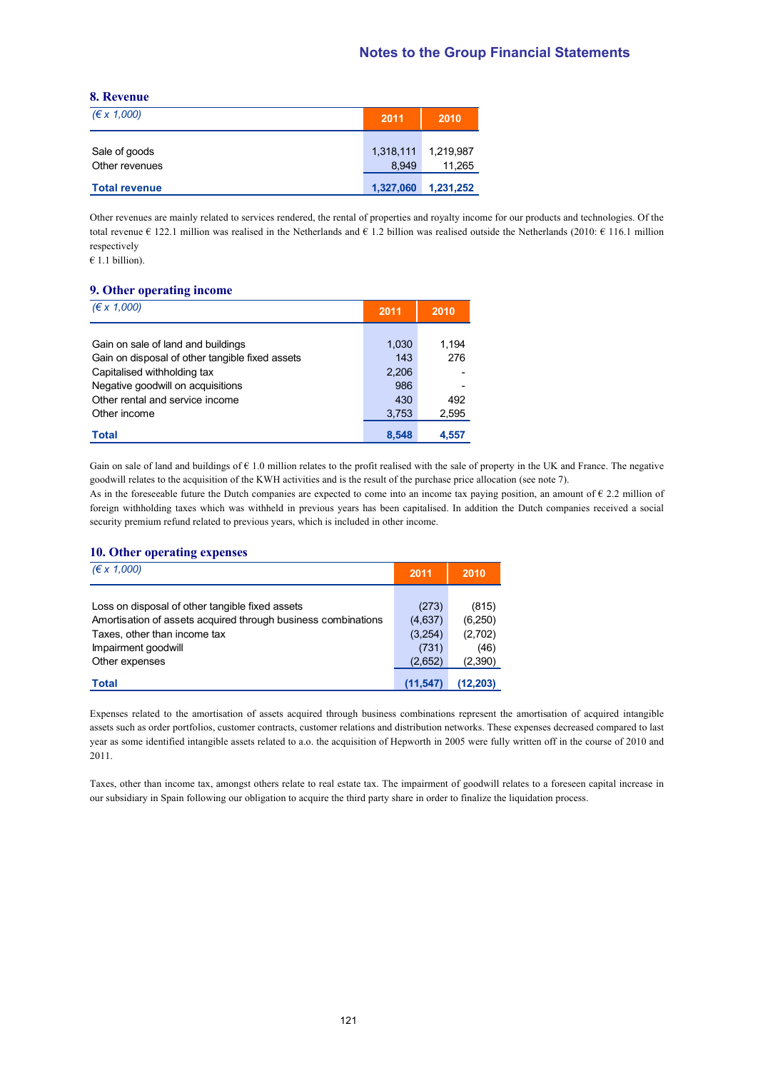## 8. Revenue

| (€ x 1,000) | 2011 | 2010 |
|---|---|---|
| Sale of goods | 1,318,111 | 1,219,987 |
| Other revenues | 8,949 | 11,265 |
| **Total revenue** | **1,327,060** | **1,231,252** |

Other revenues are mainly related to services rendered, the rental of properties and royalty income for our products and technologies. Of the total revenue € 122.1 million was realised in the Netherlands and € 1.2 billion was realised outside the Netherlands (2010: € 116.1 million respectively
€ 1.1 billion).

## 9. Other operating income

| (€ x 1,000) | 2011 | 2010 |
|---|---|---|
| Gain on sale of land and buildings | 1,030 | 1,194 |
| Gain on disposal of other tangible fixed assets | 143 | 276 |
| Capitalised withholding tax | 2,206 | - |
| Negative goodwill on acquisitions | 986 | - |
| Other rental and service income | 430 | 492 |
| Other income | 3,753 | 2,595 |
| **Total** | **8,548** | **4,557** |

Gain on sale of land and buildings of € 1.0 million relates to the profit realised with the sale of property in the UK and France. The negative goodwill relates to the acquisition of the KWH activities and is the result of the purchase price allocation (see note 7).
As in the foreseeable future the Dutch companies are expected to come into an income tax paying position, an amount of € 2.2 million of foreign withholding taxes which was withheld in previous years has been capitalised. In addition the Dutch companies received a social security premium refund related to previous years, which is included in other income.

## 10. Other operating expenses

| (€ x 1,000) | 2011 | 2010 |
|---|---|---|
| Loss on disposal of other tangible fixed assets | (273) | (815) |
| Amortisation of assets acquired through business combinations | (4,637) | (6,250) |
| Taxes, other than income tax | (3,254) | (2,702) |
| Impairment goodwill | (731) | (46) |
| Other expenses | (2,652) | (2,390) |
| **Total** | **(11,547)** | **(12,203)** |

Expenses related to the amortisation of assets acquired through business combinations represent the amortisation of acquired intangible assets such as order portfolios, customer contracts, customer relations and distribution networks. These expenses decreased compared to last year as some identified intangible assets related to a.o. the acquisition of Hepworth in 2005 were fully written off in the course of 2010 and 2011.

Taxes, other than income tax, amongst others relate to real estate tax. The impairment of goodwill relates to a foreseen capital increase in our subsidiary in Spain following our obligation to acquire the third party share in order to finalize the liquidation process.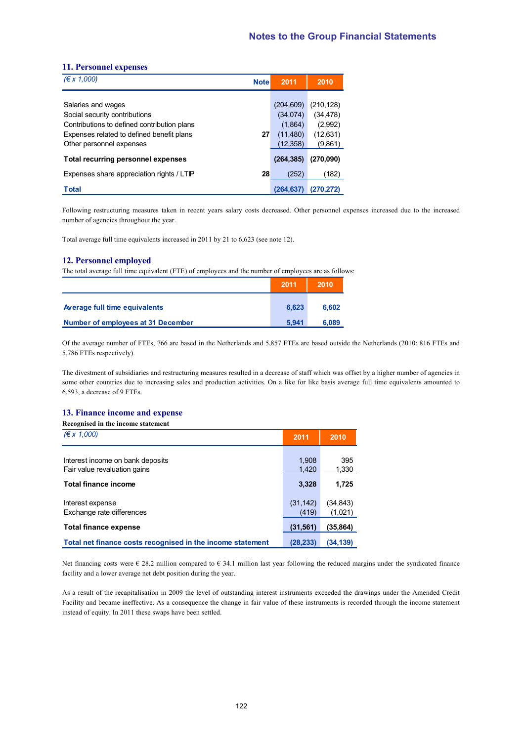## 11. Personnel expenses

| *(€ x 1,000)* | Note | 2011 | 2010 |
|---|---|---|---|
| Salaries and wages | | (204,609) | (210,128) |
| Social security contributions | | (34,074) | (34,478) |
| Contributions to defined contribution plans | | (1,864) | (2,992) |
| Expenses related to defined benefit plans | 27 | (11,480) | (12,631) |
| Other personnel expenses | | (12,358) | (9,861) |
| **Total recurring personnel expenses** | | **(264,385)** | **(270,090)** |
| Expenses share appreciation rights / LTIP | 28 | (252) | (182) |
| **Total** | | **(264,637)** | **(270,272)** |

Following restructuring measures taken in recent years salary costs decreased. Other personnel expenses increased due to the increased number of agencies throughout the year.

Total average full time equivalents increased in 2011 by 21 to 6,623 (see note 12).

## 12. Personnel employed

The total average full time equivalent (FTE) of employees and the number of employees are as follows:

| | 2011 | 2010 |
|---|---|---|
| **Average full time equivalents** | **6,623** | **6,602** |
| **Number of employees at 31 December** | **5,941** | **6,089** |

Of the average number of FTEs, 766 are based in the Netherlands and 5,857 FTEs are based outside the Netherlands (2010: 816 FTEs and 5,786 FTEs respectively).

The divestment of subsidiaries and restructuring measures resulted in a decrease of staff which was offset by a higher number of agencies in some other countries due to increasing sales and production activities. On a like for like basis average full time equivalents amounted to 6,593, a decrease of 9 FTEs.

## 13. Finance income and expense

**Recognised in the income statement**

| *(€ x 1,000)* | 2011 | 2010 |
|---|---|---|
| Interest income on bank deposits | 1,908 | 395 |
| Fair value revaluation gains | 1,420 | 1,330 |
| **Total finance income** | **3,328** | **1,725** |
| Interest expense | (31,142) | (34,843) |
| Exchange rate differences | (419) | (1,021) |
| **Total finance expense** | **(31,561)** | **(35,864)** |
| **Total net finance costs recognised in the income statement** | **(28,233)** | **(34,139)** |

Net financing costs were € 28.2 million compared to € 34.1 million last year following the reduced margins under the syndicated finance facility and a lower average net debt position during the year.

As a result of the recapitalisation in 2009 the level of outstanding interest instruments exceeded the drawings under the Amended Credit Facility and became ineffective. As a consequence the change in fair value of these instruments is recorded through the income statement instead of equity. In 2011 these swaps have been settled.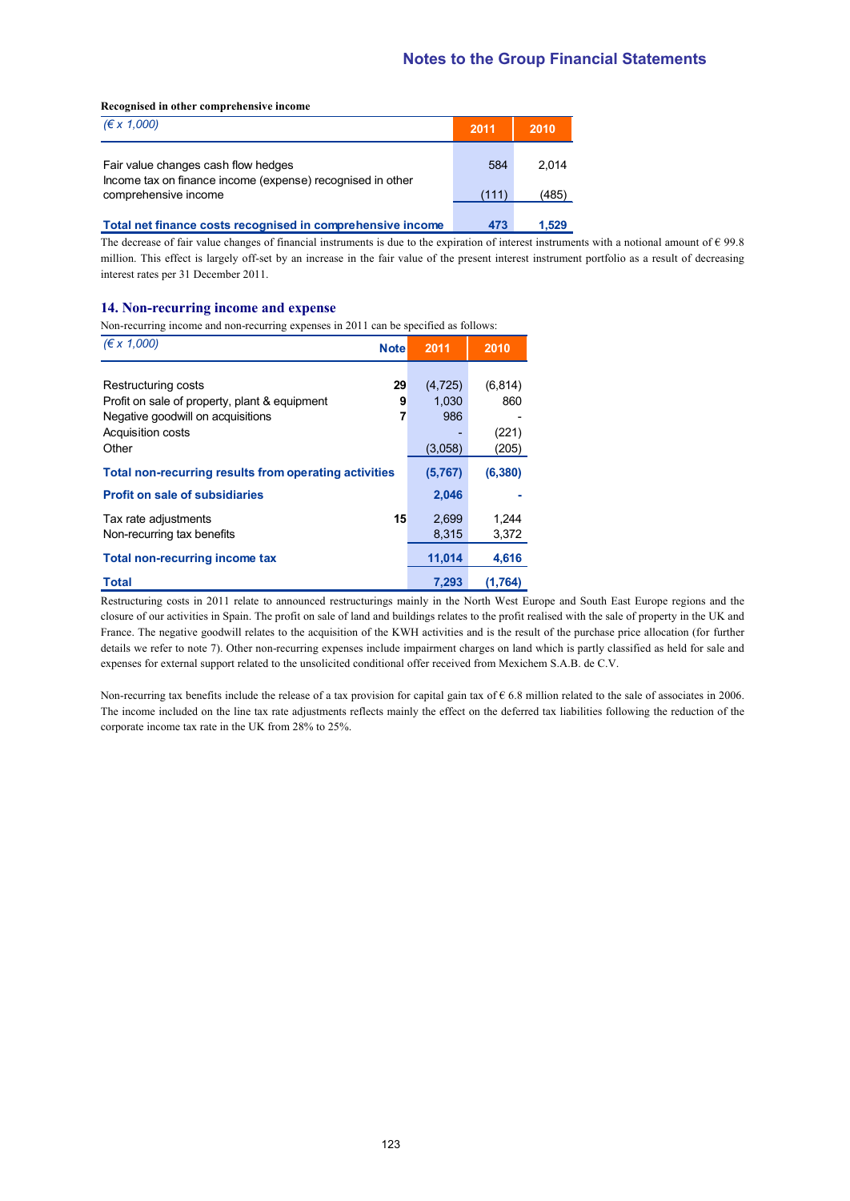**Recognised in other comprehensive income**

| *(€ x 1,000)* | 2011 | 2010 |
|---|---|---|
| Fair value changes cash flow hedges | 584 | 2,014 |
| Income tax on finance income (expense) recognised in other comprehensive income | (111) | (485) |
| **Total net finance costs recognised in comprehensive income** | **473** | **1,529** |

The decrease of fair value changes of financial instruments is due to the expiration of interest instruments with a notional amount of € 99.8 million. This effect is largely off-set by an increase in the fair value of the present interest instrument portfolio as a result of decreasing interest rates per 31 December 2011.

## 14. Non-recurring income and expense

Non-recurring income and non-recurring expenses in 2011 can be specified as follows:

| *(€ x 1,000)* | Note | 2011 | 2010 |
|---|---|---|---|
| Restructuring costs | 29 | (4,725) | (6,814) |
| Profit on sale of property, plant & equipment | 9 | 1,030 | 860 |
| Negative goodwill on acquisitions | 7 | 986 | - |
| Acquisition costs | | - | (221) |
| Other | | (3,058) | (205) |
| **Total non-recurring results from operating activities** | | **(5,767)** | **(6,380)** |
| **Profit on sale of subsidiaries** | | **2,046** | **-** |
| Tax rate adjustments | 15 | 2,699 | 1,244 |
| Non-recurring tax benefits | | 8,315 | 3,372 |
| **Total non-recurring income tax** | | **11,014** | **4,616** |
| **Total** | | **7,293** | **(1,764)** |

Restructuring costs in 2011 relate to announced restructurings mainly in the North West Europe and South East Europe regions and the closure of our activities in Spain. The profit on sale of land and buildings relates to the profit realised with the sale of property in the UK and France. The negative goodwill relates to the acquisition of the KWH activities and is the result of the purchase price allocation (for further details we refer to note 7). Other non-recurring expenses include impairment charges on land which is partly classified as held for sale and expenses for external support related to the unsolicited conditional offer received from Mexichem S.A.B. de C.V.

Non-recurring tax benefits include the release of a tax provision for capital gain tax of € 6.8 million related to the sale of associates in 2006. The income included on the line tax rate adjustments reflects mainly the effect on the deferred tax liabilities following the reduction of the corporate income tax rate in the UK from 28% to 25%.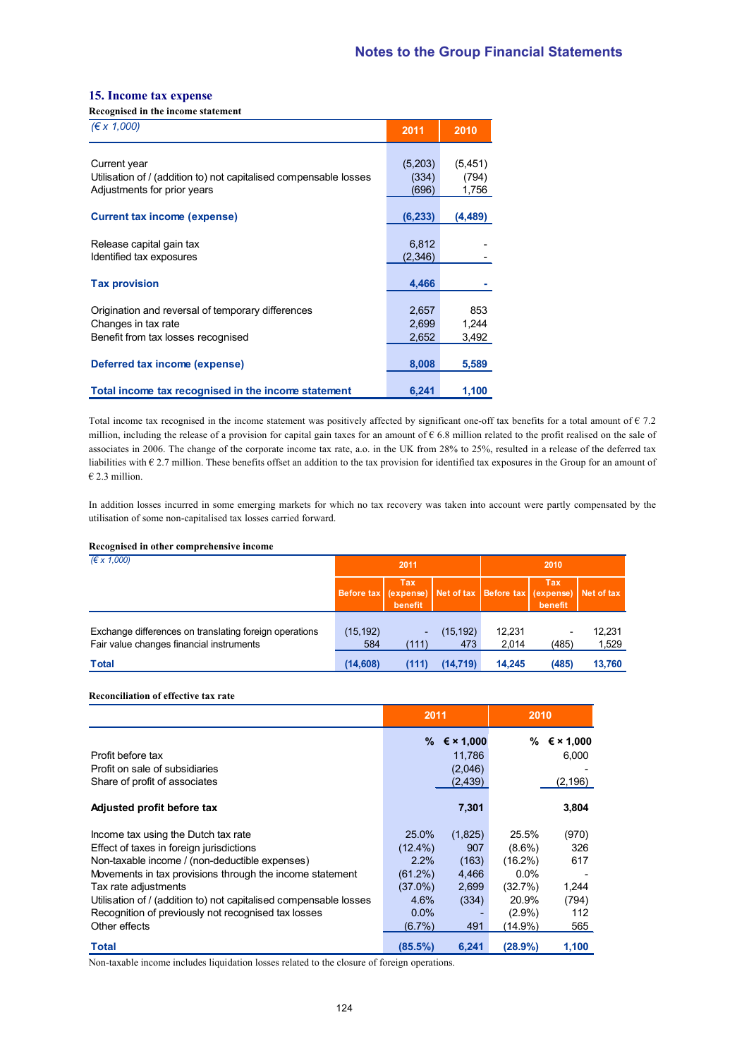## 15. Income tax expense

**Recognised in the income statement**

| *(€ x 1,000)* | 2011 | 2010 |
|---|---|---|
| Current year | (5,203) | (5,451) |
| Utilisation of / (addition to) not capitalised compensable losses | (334) | (794) |
| Adjustments for prior years | (696) | 1,756 |
| **Current tax income (expense)** | **(6,233)** | **(4,489)** |
| Release capital gain tax | 6,812 | - |
| Identified tax exposures | (2,346) | - |
| **Tax provision** | **4,466** | **-** |
| Origination and reversal of temporary differences | 2,657 | 853 |
| Changes in tax rate | 2,699 | 1,244 |
| Benefit from tax losses recognised | 2,652 | 3,492 |
| **Deferred tax income (expense)** | **8,008** | **5,589** |
| **Total income tax recognised in the income statement** | **6,241** | **1,100** |

Total income tax recognised in the income statement was positively affected by significant one-off tax benefits for a total amount of € 7.2 million, including the release of a provision for capital gain taxes for an amount of € 6.8 million related to the profit realised on the sale of associates in 2006. The change of the corporate income tax rate, a.o. in the UK from 28% to 25%, resulted in a release of the deferred tax liabilities with € 2.7 million. These benefits offset an addition to the tax provision for identified tax exposures in the Group for an amount of € 2.3 million.

In addition losses incurred in some emerging markets for which no tax recovery was taken into account were partly compensated by the utilisation of some non-capitalised tax losses carried forward.

**Recognised in other comprehensive income**

| *(€ x 1,000)* | 2011 | | | 2010 | | |
|---|---|---|---|---|---|---|
| | Before tax | Tax (expense) benefit | Net of tax | Before tax | Tax (expense) benefit | Net of tax |
| Exchange differences on translating foreign operations | (15,192) | - | (15,192) | 12,231 | - | 12,231 |
| Fair value changes financial instruments | 584 | (111) | 473 | 2,014 | (485) | 1,529 |
| **Total** | **(14,608)** | **(111)** | **(14,719)** | **14,245** | **(485)** | **13,760** |

**Reconciliation of effective tax rate**

| | 2011 | | 2010 | |
|---|---|---|---|---|
| | % | € × 1,000 | % | € × 1,000 |
| Profit before tax | | 11,786 | | 6,000 |
| Profit on sale of subsidiaries | | (2,046) | | - |
| Share of profit of associates | | (2,439) | | (2,196) |
| **Adjusted profit before tax** | | **7,301** | | **3,804** |
| Income tax using the Dutch tax rate | 25.0% | (1,825) | 25.5% | (970) |
| Effect of taxes in foreign jurisdictions | (12.4%) | 907 | (8.6%) | 326 |
| Non-taxable income / (non-deductible expenses) | 2.2% | (163) | (16.2%) | 617 |
| Movements in tax provisions through the income statement | (61.2%) | 4,466 | 0.0% | - |
| Tax rate adjustments | (37.0%) | 2,699 | (32.7%) | 1,244 |
| Utilisation of / (addition to) not capitalised compensable losses | 4.6% | (334) | 20.9% | (794) |
| Recognition of previously not recognised tax losses | 0.0% | - | (2.9%) | 112 |
| Other effects | (6.7%) | 491 | (14.9%) | 565 |
| **Total** | **(85.5%)** | **6,241** | **(28.9%)** | **1,100** |

Non-taxable income includes liquidation losses related to the closure of foreign operations.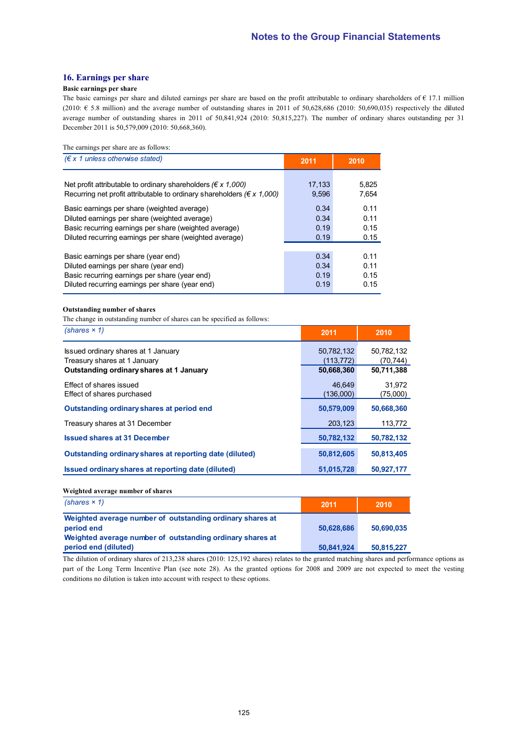## 16. Earnings per share

**Basic earnings per share**

The basic earnings per share and diluted earnings per share are based on the profit attributable to ordinary shareholders of € 17.1 million (2010: € 5.8 million) and the average number of outstanding shares in 2011 of 50,628,686 (2010: 50,690,035) respectively the diluted average number of outstanding shares in 2011 of 50,841,924 (2010: 50,815,227). The number of ordinary shares outstanding per 31 December 2011 is 50,579,009 (2010: 50,668,360).

The earnings per share are as follows:

| *(€ x 1 unless otherwise stated)* | 2011 | 2010 |
|---|---|---|
| Net profit attributable to ordinary shareholders *(€ x 1,000)* | 17,133 | 5,825 |
| Recurring net profit attributable to ordinary shareholders *(€ x 1,000)* | 9,596 | 7,654 |
| Basic earnings per share (weighted average) | 0.34 | 0.11 |
| Diluted earnings per share (weighted average) | 0.34 | 0.11 |
| Basic recurring earnings per share (weighted average) | 0.19 | 0.15 |
| Diluted recurring earnings per share (weighted average) | 0.19 | 0.15 |
| Basic earnings per share (year end) | 0.34 | 0.11 |
| Diluted earnings per share (year end) | 0.34 | 0.11 |
| Basic recurring earnings per share (year end) | 0.19 | 0.15 |
| Diluted recurring earnings per share (year end) | 0.19 | 0.15 |

**Outstanding number of shares**

The change in outstanding number of shares can be specified as follows:

| *(shares × 1)* | 2011 | 2010 |
|---|---|---|
| Issued ordinary shares at 1 January | 50,782,132 | 50,782,132 |
| Treasury shares at 1 January | (113,772) | (70,744) |
| **Outstanding ordinary shares at 1 January** | **50,668,360** | **50,711,388** |
| Effect of shares issued | 46,649 | 31,972 |
| Effect of shares purchased | (136,000) | (75,000) |
| **Outstanding ordinary shares at period end** | **50,579,009** | **50,668,360** |
| Treasury shares at 31 December | 203,123 | 113,772 |
| **Issued shares at 31 December** | **50,782,132** | **50,782,132** |
| **Outstanding ordinary shares at reporting date (diluted)** | **50,812,605** | **50,813,405** |
| **Issued ordinary shares at reporting date (diluted)** | **51,015,728** | **50,927,177** |

**Weighted average number of shares**

| *(shares × 1)* | 2011 | 2010 |
|---|---|---|
| **Weighted average number of outstanding ordinary shares at period end** | **50,628,686** | **50,690,035** |
| **Weighted average number of outstanding ordinary shares at period end (diluted)** | **50,841,924** | **50,815,227** |

The dilution of ordinary shares of 213,238 shares (2010: 125,192 shares) relates to the granted matching shares and performance options as part of the Long Term Incentive Plan (see note 28). As the granted options for 2008 and 2009 are not expected to meet the vesting conditions no dilution is taken into account with respect to these options.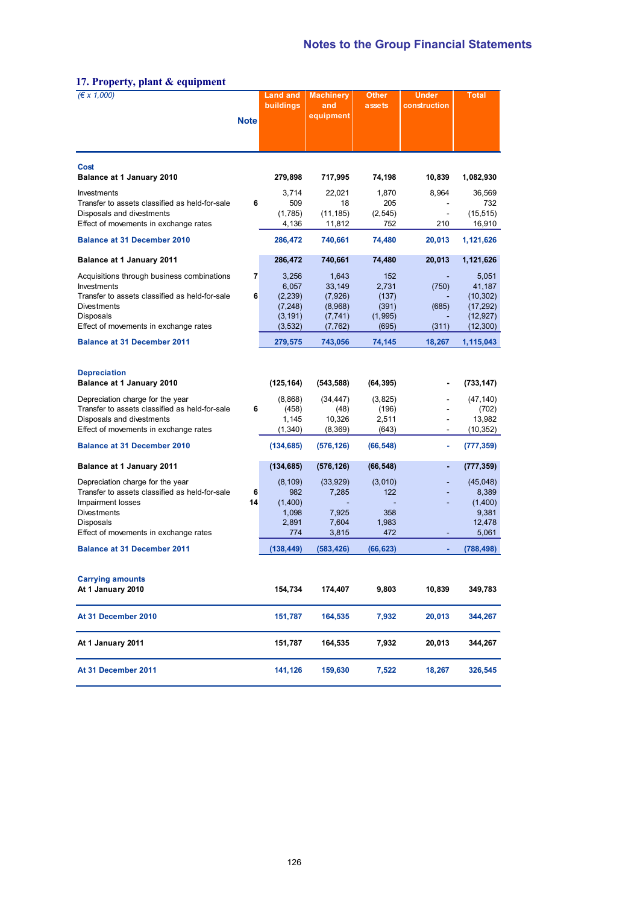## 17. Property, plant & equipment

| *(€ x 1,000)* | Note | Land and buildings | Machinery and equipment | Other assets | Under construction | Total |
|---|---|---|---|---|---|---|
| **Cost** | | | | | | |
| **Balance at 1 January 2010** | | **279,898** | **717,995** | **74,198** | **10,839** | **1,082,930** |
| Investments | | 3,714 | 22,021 | 1,870 | 8,964 | 36,569 |
| Transfer to assets classified as held-for-sale | 6 | 509 | 18 | 205 | - | 732 |
| Disposals and divestments | | (1,785) | (11,185) | (2,545) | - | (15,515) |
| Effect of movements in exchange rates | | 4,136 | 11,812 | 752 | 210 | 16,910 |
| **Balance at 31 December 2010** | | **286,472** | **740,661** | **74,480** | **20,013** | **1,121,626** |
| **Balance at 1 January 2011** | | **286,472** | **740,661** | **74,480** | **20,013** | **1,121,626** |
| Acquisitions through business combinations | 7 | 3,256 | 1,643 | 152 | - | 5,051 |
| Investments | | 6,057 | 33,149 | 2,731 | (750) | 41,187 |
| Transfer to assets classified as held-for-sale | 6 | (2,239) | (7,926) | (137) | - | (10,302) |
| Divestments | | (7,248) | (8,968) | (391) | (685) | (17,292) |
| Disposals | | (3,191) | (7,741) | (1,995) | - | (12,927) |
| Effect of movements in exchange rates | | (3,532) | (7,762) | (695) | (311) | (12,300) |
| **Balance at 31 December 2011** | | **279,575** | **743,056** | **74,145** | **18,267** | **1,115,043** |
| **Depreciation** | | | | | | |
| **Balance at 1 January 2010** | | **(125,164)** | **(543,588)** | **(64,395)** | **-** | **(733,147)** |
| Depreciation charge for the year | | (8,868) | (34,447) | (3,825) | - | (47,140) |
| Transfer to assets classified as held-for-sale | 6 | (458) | (48) | (196) | - | (702) |
| Disposals and divestments | | 1,145 | 10,326 | 2,511 | - | 13,982 |
| Effect of movements in exchange rates | | (1,340) | (8,369) | (643) | - | (10,352) |
| **Balance at 31 December 2010** | | **(134,685)** | **(576,126)** | **(66,548)** | **-** | **(777,359)** |
| **Balance at 1 January 2011** | | **(134,685)** | **(576,126)** | **(66,548)** | **-** | **(777,359)** |
| Depreciation charge for the year | | (8,109) | (33,929) | (3,010) | - | (45,048) |
| Transfer to assets classified as held-for-sale | 6 | 982 | 7,285 | 122 | - | 8,389 |
| Impairment losses | 14 | (1,400) | - | - | - | (1,400) |
| Divestments | | 1,098 | 7,925 | 358 | | 9,381 |
| Disposals | | 2,891 | 7,604 | 1,983 | | 12,478 |
| Effect of movements in exchange rates | | 774 | 3,815 | 472 | - | 5,061 |
| **Balance at 31 December 2011** | | **(138,449)** | **(583,426)** | **(66,623)** | **-** | **(788,498)** |
| **Carrying amounts** | | | | | | |
| **At 1 January 2010** | | **154,734** | **174,407** | **9,803** | **10,839** | **349,783** |
| **At 31 December 2010** | | **151,787** | **164,535** | **7,932** | **20,013** | **344,267** |
| **At 1 January 2011** | | **151,787** | **164,535** | **7,932** | **20,013** | **344,267** |
| **At 31 December 2011** | | **141,126** | **159,630** | **7,522** | **18,267** | **326,545** |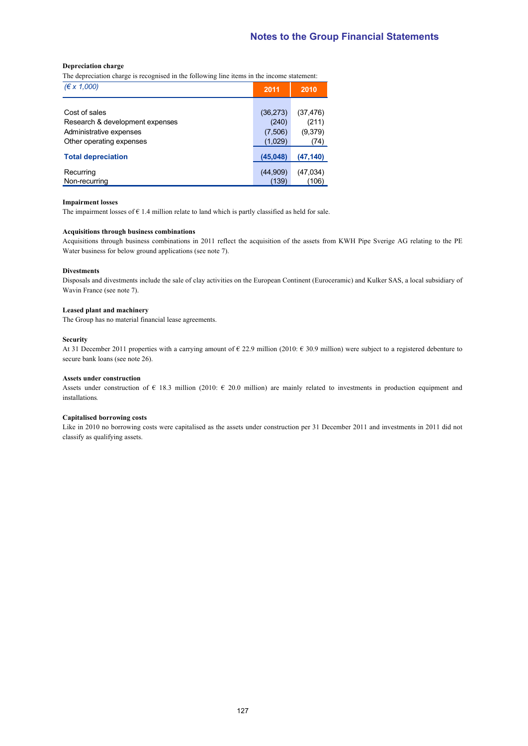#### Depreciation charge

The depreciation charge is recognised in the following line items in the income statement:

| (€ x 1,000) | 2011 | 2010 |
|---|---|---|
| Cost of sales | (36,273) | (37,476) |
| Research & development expenses | (240) | (211) |
| Administrative expenses | (7,506) | (9,379) |
| Other operating expenses | (1,029) | (74) |
| **Total depreciation** | **(45,048)** | **(47,140)** |
| Recurring | (44,909) | (47,034) |
| Non-recurring | (139) | (106) |

#### Impairment losses

The impairment losses of € 1.4 million relate to land which is partly classified as held for sale.

#### Acquisitions through business combinations

Acquisitions through business combinations in 2011 reflect the acquisition of the assets from KWH Pipe Sverige AG relating to the PE Water business for below ground applications (see note 7).

#### Divestments

Disposals and divestments include the sale of clay activities on the European Continent (Euroceramic) and Kulker SAS, a local subsidiary of Wavin France (see note 7).

#### Leased plant and machinery

The Group has no material financial lease agreements.

#### Security

At 31 December 2011 properties with a carrying amount of € 22.9 million (2010: € 30.9 million) were subject to a registered debenture to secure bank loans (see note 26).

#### Assets under construction

Assets under construction of € 18.3 million (2010: € 20.0 million) are mainly related to investments in production equipment and installations.

#### Capitalised borrowing costs

Like in 2010 no borrowing costs were capitalised as the assets under construction per 31 December 2011 and investments in 2011 did not classify as qualifying assets.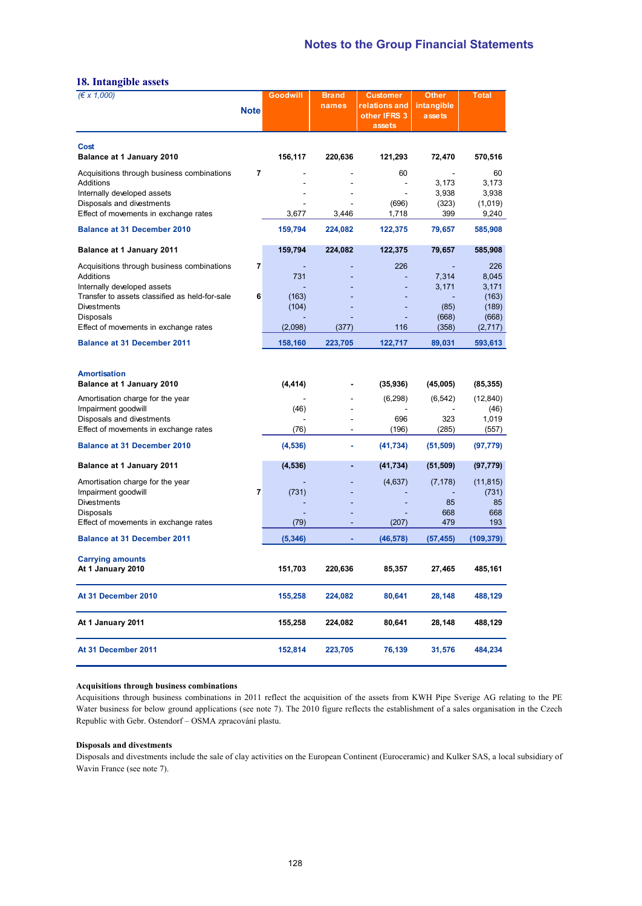## 18. Intangible assets

| *(€ x 1,000)* | Note | Goodwill | Brand names | Customer relations and other IFRS 3 assets | Other intangible assets | Total |
|---|---|---|---|---|---|---|
| **Cost** | | | | | | |
| **Balance at 1 January 2010** | | **156,117** | **220,636** | **121,293** | **72,470** | **570,516** |
| Acquisitions through business combinations | 7 | - | - | 60 | - | 60 |
| Additions | | - | - | - | 3,173 | 3,173 |
| Internally developed assets | | - | - | - | 3,938 | 3,938 |
| Disposals and divestments | | - | - | (696) | (323) | (1,019) |
| Effect of movements in exchange rates | | 3,677 | 3,446 | 1,718 | 399 | 9,240 |
| **Balance at 31 December 2010** | | **159,794** | **224,082** | **122,375** | **79,657** | **585,908** |
| **Balance at 1 January 2011** | | **159,794** | **224,082** | **122,375** | **79,657** | **585,908** |
| Acquisitions through business combinations | 7 | - | - | 226 | - | 226 |
| Additions | | 731 | - | - | 7,314 | 8,045 |
| Internally developed assets | | - | - | - | 3,171 | 3,171 |
| Transfer to assets classified as held-for-sale | 6 | (163) | - | - | - | (163) |
| Divestments | | (104) | - | - | (85) | (189) |
| Disposals | | - | - | - | (668) | (668) |
| Effect of movements in exchange rates | | (2,098) | (377) | 116 | (358) | (2,717) |
| **Balance at 31 December 2011** | | **158,160** | **223,705** | **122,717** | **89,031** | **593,613** |
| **Amortisation** | | | | | | |
| **Balance at 1 January 2010** | | **(4,414)** | **-** | **(35,936)** | **(45,005)** | **(85,355)** |
| Amortisation charge for the year | | - | - | (6,298) | (6,542) | (12,840) |
| Impairment goodwill | | (46) | - | - | - | (46) |
| Disposals and divestments | | - | - | 696 | 323 | 1,019 |
| Effect of movements in exchange rates | | (76) | - | (196) | (285) | (557) |
| **Balance at 31 December 2010** | | **(4,536)** | **-** | **(41,734)** | **(51,509)** | **(97,779)** |
| **Balance at 1 January 2011** | | **(4,536)** | **-** | **(41,734)** | **(51,509)** | **(97,779)** |
| Amortisation charge for the year | | - | - | (4,637) | (7,178) | (11,815) |
| Impairment goodwill | 7 | (731) | - | - | - | (731) |
| Divestments | | - | - | - | 85 | 85 |
| Disposals | | - | - | - | 668 | 668 |
| Effect of movements in exchange rates | | (79) | - | (207) | 479 | 193 |
| **Balance at 31 December 2011** | | **(5,346)** | **-** | **(46,578)** | **(57,455)** | **(109,379)** |
| **Carrying amounts** | | | | | | |
| **At 1 January 2010** | | **151,703** | **220,636** | **85,357** | **27,465** | **485,161** |
| **At 31 December 2010** | | **155,258** | **224,082** | **80,641** | **28,148** | **488,129** |
| **At 1 January 2011** | | **155,258** | **224,082** | **80,641** | **28,148** | **488,129** |
| **At 31 December 2011** | | **152,814** | **223,705** | **76,139** | **31,576** | **484,234** |

**Acquisitions through business combinations**

Acquisitions through business combinations in 2011 reflect the acquisition of the assets from KWH Pipe Sverige AG relating to the PE Water business for below ground applications (see note 7). The 2010 figure reflects the establishment of a sales organisation in the Czech Republic with Gebr. Ostendorf – OSMA zpracování plastu.

**Disposals and divestments**

Disposals and divestments include the sale of clay activities on the European Continent (Euroceramic) and Kulker SAS, a local subsidiary of Wavin France (see note 7).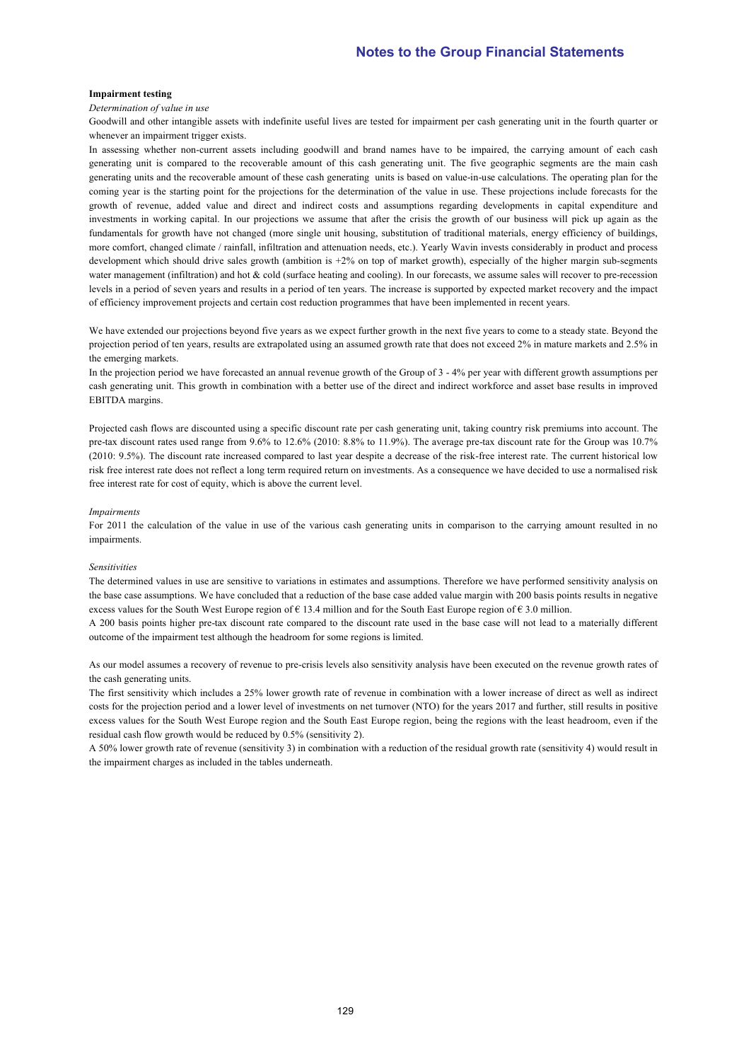**Impairment testing**

*Determination of value in use*

Goodwill and other intangible assets with indefinite useful lives are tested for impairment per cash generating unit in the fourth quarter or whenever an impairment trigger exists.

In assessing whether non-current assets including goodwill and brand names have to be impaired, the carrying amount of each cash generating unit is compared to the recoverable amount of this cash generating unit. The five geographic segments are the main cash generating units and the recoverable amount of these cash generating units is based on value-in-use calculations. The operating plan for the coming year is the starting point for the projections for the determination of the value in use. These projections include forecasts for the growth of revenue, added value and direct and indirect costs and assumptions regarding developments in capital expenditure and investments in working capital. In our projections we assume that after the crisis the growth of our business will pick up again as the fundamentals for growth have not changed (more single unit housing, substitution of traditional materials, energy efficiency of buildings, more comfort, changed climate / rainfall, infiltration and attenuation needs, etc.). Yearly Wavin invests considerably in product and process development which should drive sales growth (ambition is +2% on top of market growth), especially of the higher margin sub-segments water management (infiltration) and hot & cold (surface heating and cooling). In our forecasts, we assume sales will recover to pre-recession levels in a period of seven years and results in a period of ten years. The increase is supported by expected market recovery and the impact of efficiency improvement projects and certain cost reduction programmes that have been implemented in recent years.

We have extended our projections beyond five years as we expect further growth in the next five years to come to a steady state. Beyond the projection period of ten years, results are extrapolated using an assumed growth rate that does not exceed 2% in mature markets and 2.5% in the emerging markets.

In the projection period we have forecasted an annual revenue growth of the Group of 3 - 4% per year with different growth assumptions per cash generating unit. This growth in combination with a better use of the direct and indirect workforce and asset base results in improved EBITDA margins.

Projected cash flows are discounted using a specific discount rate per cash generating unit, taking country risk premiums into account. The pre-tax discount rates used range from 9.6% to 12.6% (2010: 8.8% to 11.9%). The average pre-tax discount rate for the Group was 10.7% (2010: 9.5%). The discount rate increased compared to last year despite a decrease of the risk-free interest rate. The current historical low risk free interest rate does not reflect a long term required return on investments. As a consequence we have decided to use a normalised risk free interest rate for cost of equity, which is above the current level.

*Impairments*

For 2011 the calculation of the value in use of the various cash generating units in comparison to the carrying amount resulted in no impairments.

*Sensitivities*

The determined values in use are sensitive to variations in estimates and assumptions. Therefore we have performed sensitivity analysis on the base case assumptions. We have concluded that a reduction of the base case added value margin with 200 basis points results in negative excess values for the South West Europe region of € 13.4 million and for the South East Europe region of € 3.0 million.

A 200 basis points higher pre-tax discount rate compared to the discount rate used in the base case will not lead to a materially different outcome of the impairment test although the headroom for some regions is limited.

As our model assumes a recovery of revenue to pre-crisis levels also sensitivity analysis have been executed on the revenue growth rates of the cash generating units.

The first sensitivity which includes a 25% lower growth rate of revenue in combination with a lower increase of direct as well as indirect costs for the projection period and a lower level of investments on net turnover (NTO) for the years 2017 and further, still results in positive excess values for the South West Europe region and the South East Europe region, being the regions with the least headroom, even if the residual cash flow growth would be reduced by 0.5% (sensitivity 2).

A 50% lower growth rate of revenue (sensitivity 3) in combination with a reduction of the residual growth rate (sensitivity 4) would result in the impairment charges as included in the tables underneath.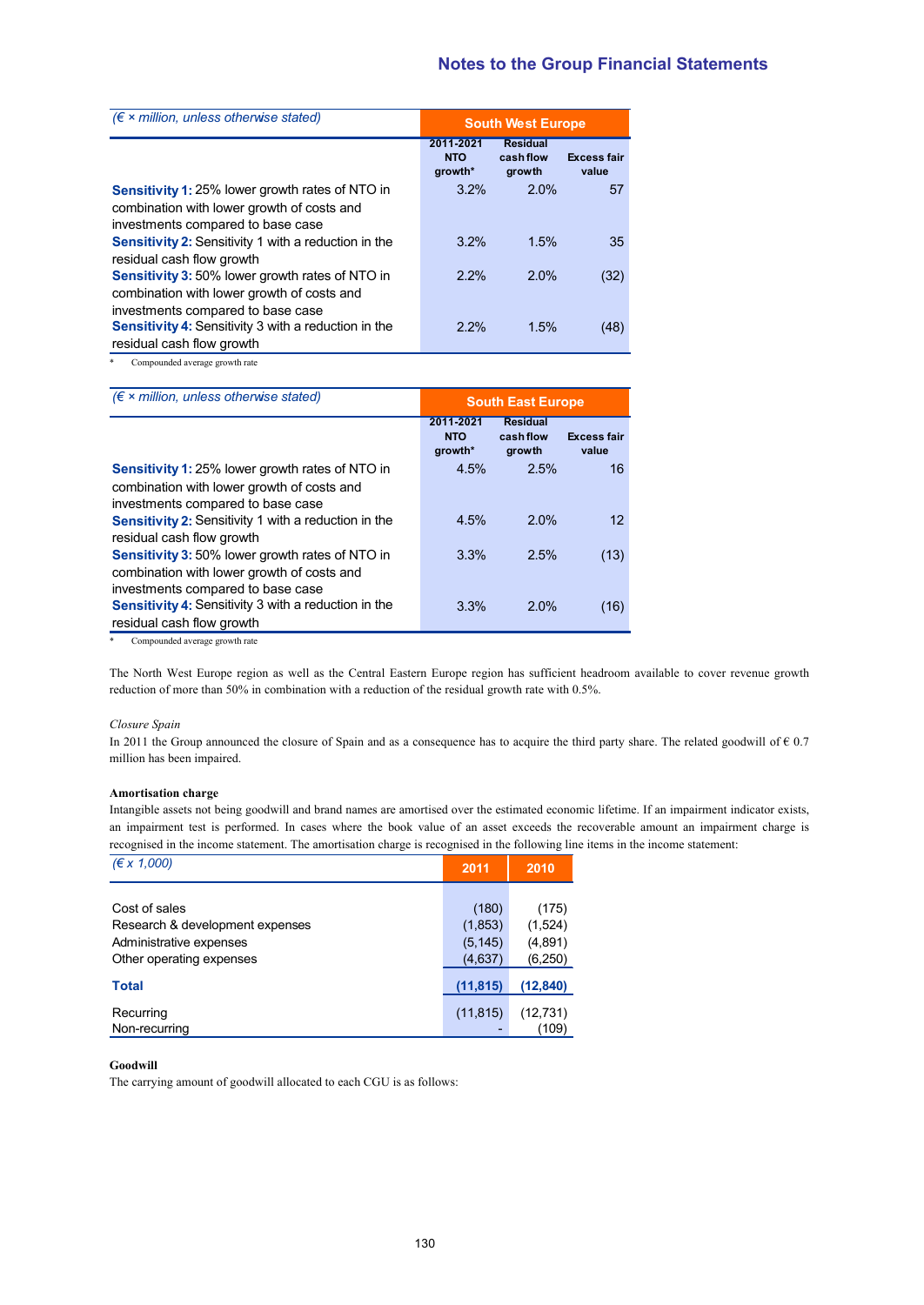| (€ × million, unless otherwise stated) | South West Europe | | |
|---|---|---|---|
| | 2011-2021 NTO growth* | Residual cash flow growth | Excess fair value |
| **Sensitivity 1:** 25% lower growth rates of NTO in combination with lower growth of costs and investments compared to base case | 3.2% | 2.0% | 57 |
| **Sensitivity 2:** Sensitivity 1 with a reduction in the residual cash flow growth | 3.2% | 1.5% | 35 |
| **Sensitivity 3:** 50% lower growth rates of NTO in combination with lower growth of costs and investments compared to base case | 2.2% | 2.0% | (32) |
| **Sensitivity 4:** Sensitivity 3 with a reduction in the residual cash flow growth | 2.2% | 1.5% | (48) |

\* Compounded average growth rate

| (€ × million, unless otherwise stated) | South East Europe | | |
|---|---|---|---|
| | 2011-2021 NTO growth* | Residual cash flow growth | Excess fair value |
| **Sensitivity 1:** 25% lower growth rates of NTO in combination with lower growth of costs and investments compared to base case | 4.5% | 2.5% | 16 |
| **Sensitivity 2:** Sensitivity 1 with a reduction in the residual cash flow growth | 4.5% | 2.0% | 12 |
| **Sensitivity 3:** 50% lower growth rates of NTO in combination with lower growth of costs and investments compared to base case | 3.3% | 2.5% | (13) |
| **Sensitivity 4:** Sensitivity 3 with a reduction in the residual cash flow growth | 3.3% | 2.0% | (16) |

\* Compounded average growth rate

The North West Europe region as well as the Central Eastern Europe region has sufficient headroom available to cover revenue growth reduction of more than 50% in combination with a reduction of the residual growth rate with 0.5%.

*Closure Spain*

In 2011 the Group announced the closure of Spain and as a consequence has to acquire the third party share. The related goodwill of € 0.7 million has been impaired.

**Amortisation charge**

Intangible assets not being goodwill and brand names are amortised over the estimated economic lifetime. If an impairment indicator exists, an impairment test is performed. In cases where the book value of an asset exceeds the recoverable amount an impairment charge is recognised in the income statement. The amortisation charge is recognised in the following line items in the income statement:

| (€ x 1,000) | 2011 | 2010 |
|---|---|---|
| Cost of sales | (180) | (175) |
| Research & development expenses | (1,853) | (1,524) |
| Administrative expenses | (5,145) | (4,891) |
| Other operating expenses | (4,637) | (6,250) |
| **Total** | **(11,815)** | **(12,840)** |
| Recurring | (11,815) | (12,731) |
| Non-recurring | - | (109) |

**Goodwill**

The carrying amount of goodwill allocated to each CGU is as follows: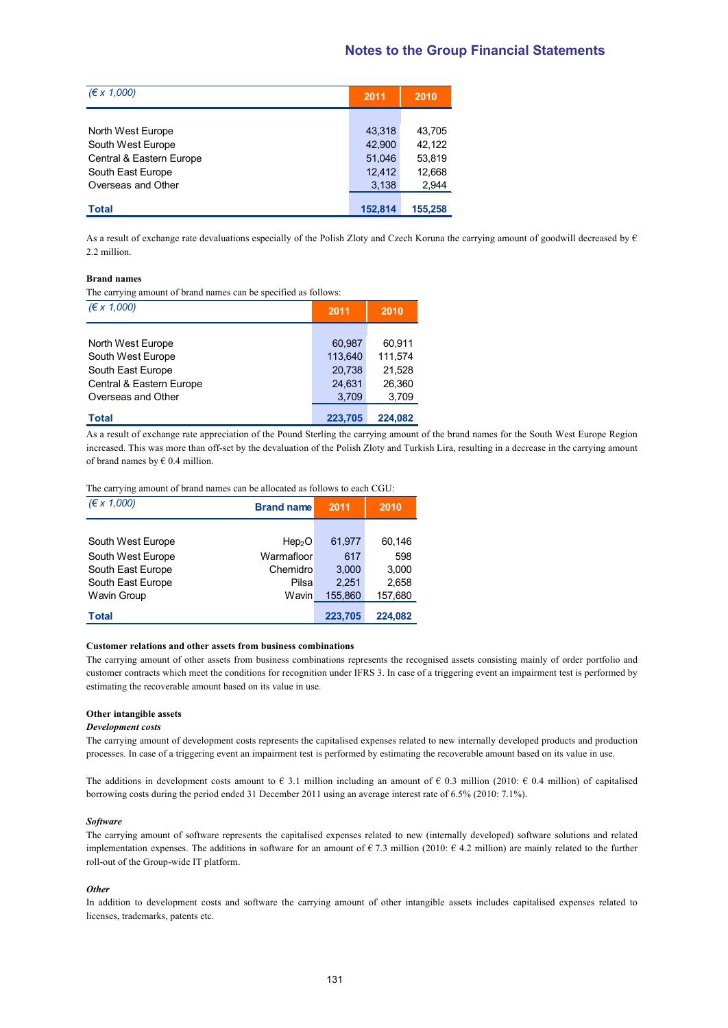| (€ x 1,000) | 2011 | 2010 |
|---|---|---|
| North West Europe | 43,318 | 43,705 |
| South West Europe | 42,900 | 42,122 |
| Central & Eastern Europe | 51,046 | 53,819 |
| South East Europe | 12,412 | 12,668 |
| Overseas and Other | 3,138 | 2,944 |
| **Total** | **152,814** | **155,258** |

As a result of exchange rate devaluations especially of the Polish Zloty and Czech Koruna the carrying amount of goodwill decreased by € 2.2 million.

**Brand names**

The carrying amount of brand names can be specified as follows:

| (€ x 1,000) | 2011 | 2010 |
|---|---|---|
| North West Europe | 60,987 | 60,911 |
| South West Europe | 113,640 | 111,574 |
| South East Europe | 20,738 | 21,528 |
| Central & Eastern Europe | 24,631 | 26,360 |
| Overseas and Other | 3,709 | 3,709 |
| **Total** | **223,705** | **224,082** |

As a result of exchange rate appreciation of the Pound Sterling the carrying amount of the brand names for the South West Europe Region increased. This was more than off-set by the devaluation of the Polish Zloty and Turkish Lira, resulting in a decrease in the carrying amount of brand names by € 0.4 million.

The carrying amount of brand names can be allocated as follows to each CGU:

| (€ x 1,000) | Brand name | 2011 | 2010 |
|---|---|---|---|
| South West Europe | Hep$_2$O | 61,977 | 60,146 |
| South West Europe | Warmafloor | 617 | 598 |
| South East Europe | Chemidro | 3,000 | 3,000 |
| South East Europe | Pilsa | 2,251 | 2,658 |
| Wavin Group | Wavin | 155,860 | 157,680 |
| **Total** | | **223,705** | **224,082** |

**Customer relations and other assets from business combinations**

The carrying amount of other assets from business combinations represents the recognised assets consisting mainly of order portfolio and customer contracts which meet the conditions for recognition under IFRS 3. In case of a triggering event an impairment test is performed by estimating the recoverable amount based on its value in use.

**Other intangible assets**

***Development costs***

The carrying amount of development costs represents the capitalised expenses related to new internally developed products and production processes. In case of a triggering event an impairment test is performed by estimating the recoverable amount based on its value in use.

The additions in development costs amount to € 3.1 million including an amount of € 0.3 million (2010: € 0.4 million) of capitalised borrowing costs during the period ended 31 December 2011 using an average interest rate of 6.5% (2010: 7.1%).

***Software***

The carrying amount of software represents the capitalised expenses related to new (internally developed) software solutions and related implementation expenses. The additions in software for an amount of € 7.3 million (2010: € 4.2 million) are mainly related to the further roll-out of the Group-wide IT platform.

***Other***

In addition to development costs and software the carrying amount of other intangible assets includes capitalised expenses related to licenses, trademarks, patents etc.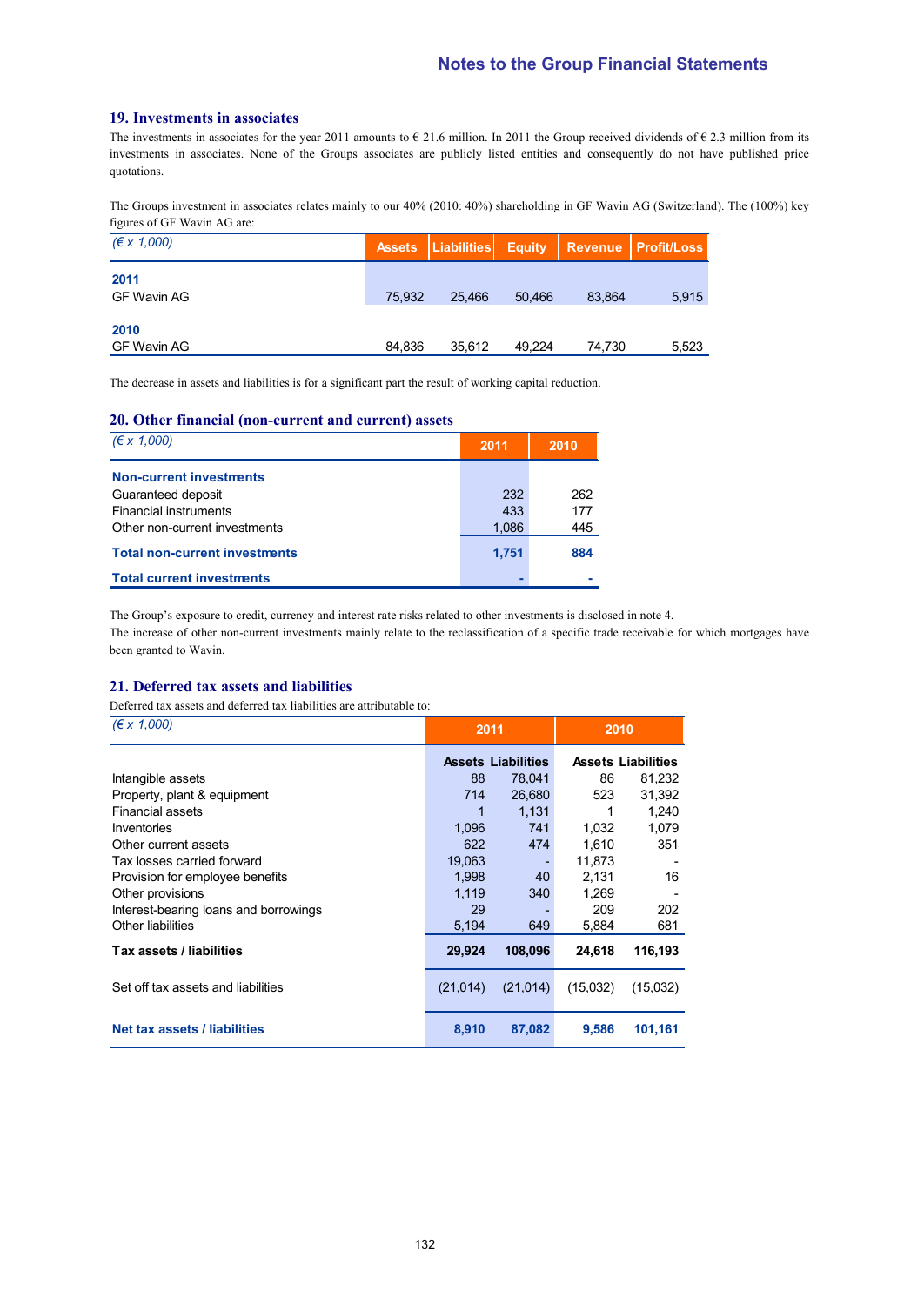## 19. Investments in associates

The investments in associates for the year 2011 amounts to € 21.6 million. In 2011 the Group received dividends of € 2.3 million from its investments in associates. None of the Groups associates are publicly listed entities and consequently do not have published price quotations.

The Groups investment in associates relates mainly to our 40% (2010: 40%) shareholding in GF Wavin AG (Switzerland). The (100%) key figures of GF Wavin AG are:

| *(€ x 1,000)* | Assets | Liabilities | Equity | Revenue | Profit/Loss |
|---|---|---|---|---|---|
| **2011** | | | | | |
| GF Wavin AG | 75,932 | 25,466 | 50,466 | 83,864 | 5,915 |
| **2010** | | | | | |
| GF Wavin AG | 84,836 | 35,612 | 49,224 | 74,730 | 5,523 |

The decrease in assets and liabilities is for a significant part the result of working capital reduction.

## 20. Other financial (non-current and current) assets

| *(€ x 1,000)* | 2011 | 2010 |
|---|---|---|
| **Non-current investments** | | |
| Guaranteed deposit | 232 | 262 |
| Financial instruments | 433 | 177 |
| Other non-current investments | 1,086 | 445 |
| **Total non-current investments** | **1,751** | **884** |
| **Total current investments** | **-** | **-** |

The Group's exposure to credit, currency and interest rate risks related to other investments is disclosed in note 4.
The increase of other non-current investments mainly relate to the reclassification of a specific trade receivable for which mortgages have been granted to Wavin.

## 21. Deferred tax assets and liabilities

Deferred tax assets and deferred tax liabilities are attributable to:

| *(€ x 1,000)* | 2011 | | 2010 | |
|---|---|---|---|---|
| | **Assets** | **Liabilities** | **Assets** | **Liabilities** |
| Intangible assets | 88 | 78,041 | 86 | 81,232 |
| Property, plant & equipment | 714 | 26,680 | 523 | 31,392 |
| Financial assets | 1 | 1,131 | 1 | 1,240 |
| Inventories | 1,096 | 741 | 1,032 | 1,079 |
| Other current assets | 622 | 474 | 1,610 | 351 |
| Tax losses carried forward | 19,063 | - | 11,873 | - |
| Provision for employee benefits | 1,998 | 40 | 2,131 | 16 |
| Other provisions | 1,119 | 340 | 1,269 | - |
| Interest-bearing loans and borrowings | 29 | - | 209 | 202 |
| Other liabilities | 5,194 | 649 | 5,884 | 681 |
| **Tax assets / liabilities** | **29,924** | **108,096** | **24,618** | **116,193** |
| Set off tax assets and liabilities | (21,014) | (21,014) | (15,032) | (15,032) |
| **Net tax assets / liabilities** | **8,910** | **87,082** | **9,586** | **101,161** |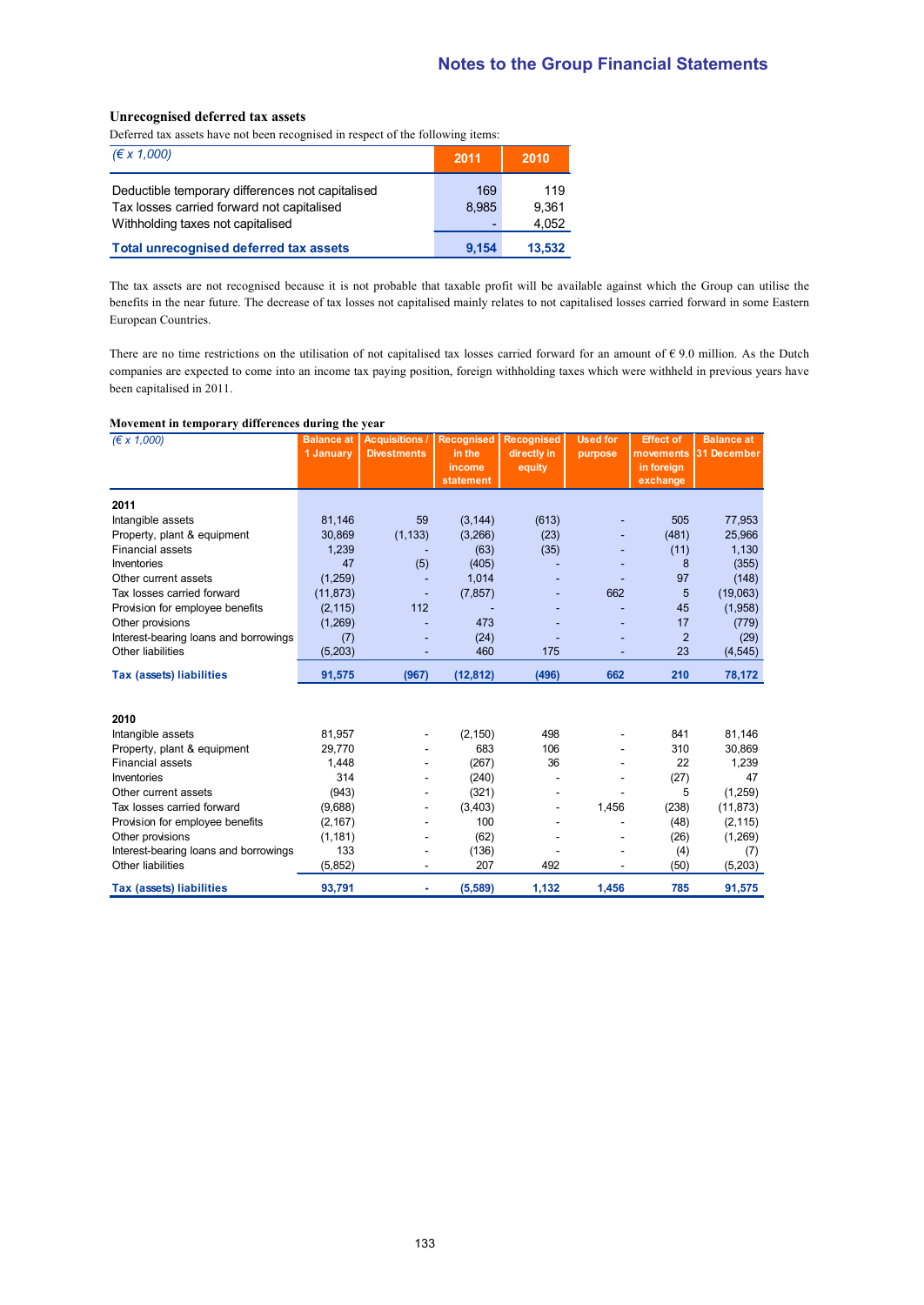**Unrecognised deferred tax assets**

Deferred tax assets have not been recognised in respect of the following items:

| *(€ x 1,000)* | 2011 | 2010 |
|---|---|---|
| Deductible temporary differences not capitalised | 169 | 119 |
| Tax losses carried forward not capitalised | 8,985 | 9,361 |
| Withholding taxes not capitalised | - | 4,052 |
| **Total unrecognised deferred tax assets** | **9,154** | **13,532** |

The tax assets are not recognised because it is not probable that taxable profit will be available against which the Group can utilise the benefits in the near future. The decrease of tax losses not capitalised mainly relates to not capitalised losses carried forward in some Eastern European Countries.

There are no time restrictions on the utilisation of not capitalised tax losses carried forward for an amount of € 9.0 million. As the Dutch companies are expected to come into an income tax paying position, foreign withholding taxes which were withheld in previous years have been capitalised in 2011.

**Movement in temporary differences during the year**

| *(€ x 1,000)* | Balance at 1 January | Acquisitions / Divestments | Recognised in the income statement | Recognised directly in equity | Used for purpose | Effect of movements in foreign exchange | Balance at 31 December |
|---|---|---|---|---|---|---|---|
| **2011** | | | | | | | |
| Intangible assets | 81,146 | 59 | (3,144) | (613) | - | 505 | 77,953 |
| Property, plant & equipment | 30,869 | (1,133) | (3,266) | (23) | - | (481) | 25,966 |
| Financial assets | 1,239 | - | (63) | (35) | - | (11) | 1,130 |
| Inventories | 47 | (5) | (405) | - | - | 8 | (355) |
| Other current assets | (1,259) | - | 1,014 | - | - | 97 | (148) |
| Tax losses carried forward | (11,873) | - | (7,857) | - | 662 | 5 | (19,063) |
| Provision for employee benefits | (2,115) | 112 | - | - | - | 45 | (1,958) |
| Other provisions | (1,269) | - | 473 | - | - | 17 | (779) |
| Interest-bearing loans and borrowings | (7) | - | (24) | - | - | 2 | (29) |
| Other liabilities | (5,203) | - | 460 | 175 | - | 23 | (4,545) |
| **Tax (assets) liabilities** | **91,575** | **(967)** | **(12,812)** | **(496)** | **662** | **210** | **78,172** |
| **2010** | | | | | | | |
| Intangible assets | 81,957 | - | (2,150) | 498 | - | 841 | 81,146 |
| Property, plant & equipment | 29,770 | - | 683 | 106 | - | 310 | 30,869 |
| Financial assets | 1,448 | - | (267) | 36 | - | 22 | 1,239 |
| Inventories | 314 | - | (240) | - | - | (27) | 47 |
| Other current assets | (943) | - | (321) | - | - | 5 | (1,259) |
| Tax losses carried forward | (9,688) | - | (3,403) | - | 1,456 | (238) | (11,873) |
| Provision for employee benefits | (2,167) | - | 100 | - | - | (48) | (2,115) |
| Other provisions | (1,181) | - | (62) | - | - | (26) | (1,269) |
| Interest-bearing loans and borrowings | 133 | - | (136) | - | - | (4) | (7) |
| Other liabilities | (5,852) | - | 207 | 492 | - | (50) | (5,203) |
| **Tax (assets) liabilities** | **93,791** | **-** | **(5,589)** | **1,132** | **1,456** | **785** | **91,575** |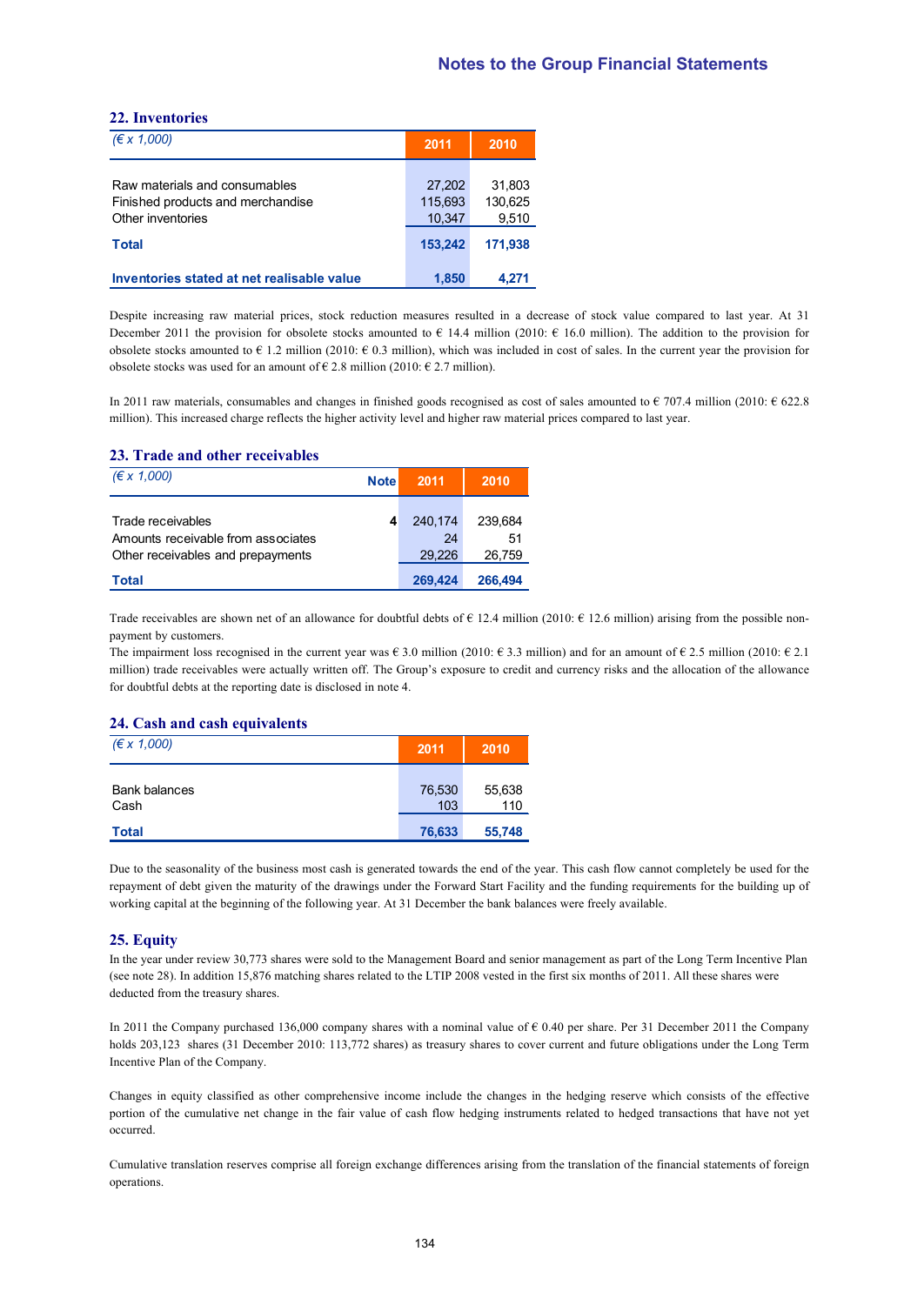## 22. Inventories

| *(€ x 1,000)* | 2011 | 2010 |
|---|---|---|
| Raw materials and consumables | 27,202 | 31,803 |
| Finished products and merchandise | 115,693 | 130,625 |
| Other inventories | 10,347 | 9,510 |
| **Total** | **153,242** | **171,938** |
| **Inventories stated at net realisable value** | **1,850** | **4,271** |

Despite increasing raw material prices, stock reduction measures resulted in a decrease of stock value compared to last year. At 31 December 2011 the provision for obsolete stocks amounted to € 14.4 million (2010: € 16.0 million). The addition to the provision for obsolete stocks amounted to € 1.2 million (2010: € 0.3 million), which was included in cost of sales. In the current year the provision for obsolete stocks was used for an amount of € 2.8 million (2010: € 2.7 million).

In 2011 raw materials, consumables and changes in finished goods recognised as cost of sales amounted to € 707.4 million (2010: € 622.8 million). This increased charge reflects the higher activity level and higher raw material prices compared to last year.

## 23. Trade and other receivables

| *(€ x 1,000)* | Note | 2011 | 2010 |
|---|---|---|---|
| Trade receivables | 4 | 240,174 | 239,684 |
| Amounts receivable from associates | | 24 | 51 |
| Other receivables and prepayments | | 29,226 | 26,759 |
| **Total** | | **269,424** | **266,494** |

Trade receivables are shown net of an allowance for doubtful debts of € 12.4 million (2010: € 12.6 million) arising from the possible non-payment by customers.

The impairment loss recognised in the current year was € 3.0 million (2010: € 3.3 million) and for an amount of € 2.5 million (2010: € 2.1 million) trade receivables were actually written off. The Group's exposure to credit and currency risks and the allocation of the allowance for doubtful debts at the reporting date is disclosed in note 4.

## 24. Cash and cash equivalents

| *(€ x 1,000)* | 2011 | 2010 |
|---|---|---|
| Bank balances | 76,530 | 55,638 |
| Cash | 103 | 110 |
| **Total** | **76,633** | **55,748** |

Due to the seasonality of the business most cash is generated towards the end of the year. This cash flow cannot completely be used for the repayment of debt given the maturity of the drawings under the Forward Start Facility and the funding requirements for the building up of working capital at the beginning of the following year. At 31 December the bank balances were freely available.

## 25. Equity

In the year under review 30,773 shares were sold to the Management Board and senior management as part of the Long Term Incentive Plan (see note 28). In addition 15,876 matching shares related to the LTIP 2008 vested in the first six months of 2011. All these shares were deducted from the treasury shares.

In 2011 the Company purchased 136,000 company shares with a nominal value of € 0.40 per share. Per 31 December 2011 the Company holds 203,123 shares (31 December 2010: 113,772 shares) as treasury shares to cover current and future obligations under the Long Term Incentive Plan of the Company.

Changes in equity classified as other comprehensive income include the changes in the hedging reserve which consists of the effective portion of the cumulative net change in the fair value of cash flow hedging instruments related to hedged transactions that have not yet occurred.

Cumulative translation reserves comprise all foreign exchange differences arising from the translation of the financial statements of foreign operations.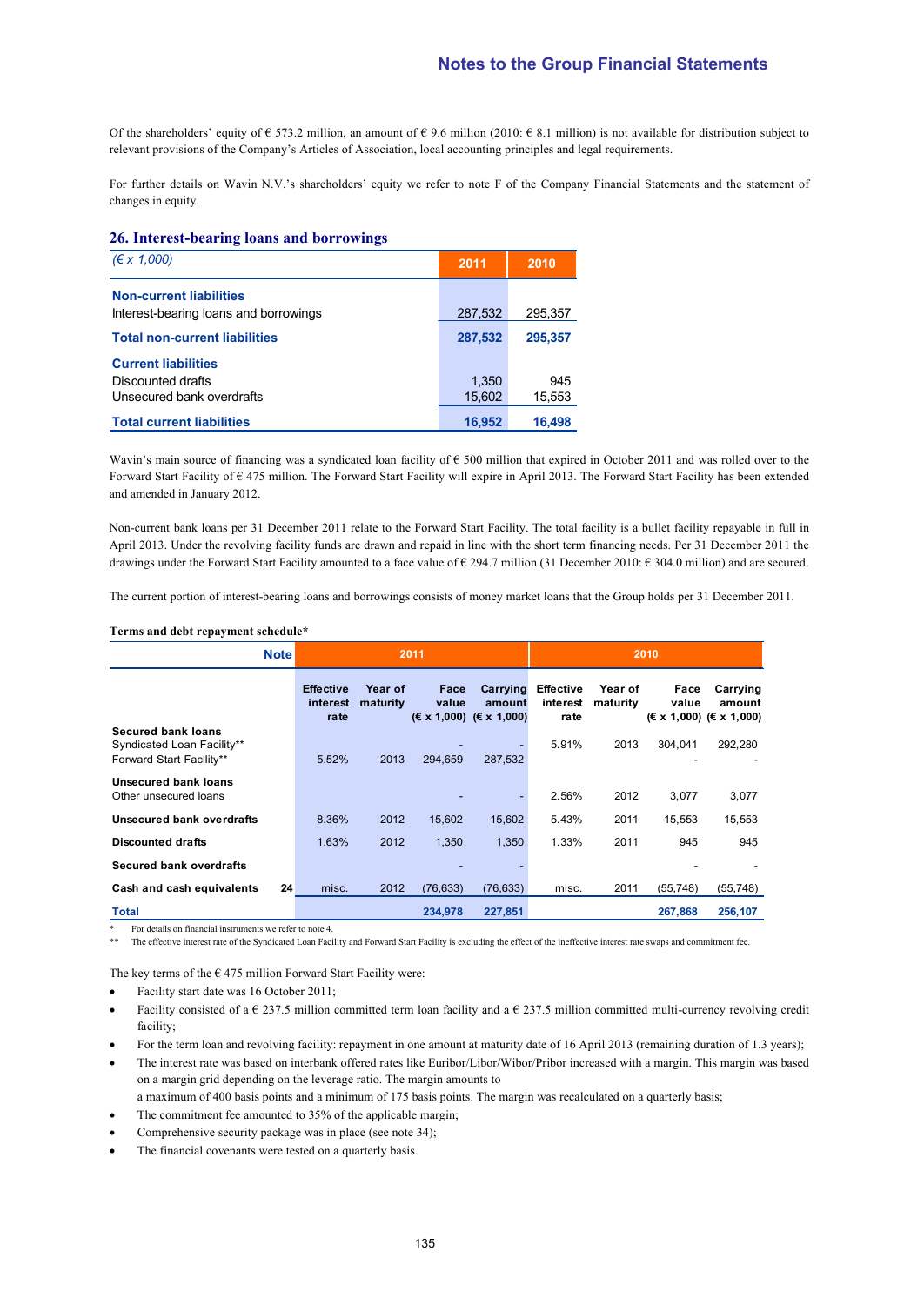Of the shareholders' equity of € 573.2 million, an amount of € 9.6 million (2010: € 8.1 million) is not available for distribution subject to relevant provisions of the Company's Articles of Association, local accounting principles and legal requirements.

For further details on Wavin N.V.'s shareholders' equity we refer to note F of the Company Financial Statements and the statement of changes in equity.

## 26. Interest-bearing loans and borrowings

| *(€ x 1,000)* | 2011 | 2010 |
|---|---|---|
| **Non-current liabilities** | | |
| Interest-bearing loans and borrowings | 287,532 | 295,357 |
| **Total non-current liabilities** | **287,532** | **295,357** |
| **Current liabilities** | | |
| Discounted drafts | 1,350 | 945 |
| Unsecured bank overdrafts | 15,602 | 15,553 |
| **Total current liabilities** | **16,952** | **16,498** |

Wavin's main source of financing was a syndicated loan facility of € 500 million that expired in October 2011 and was rolled over to the Forward Start Facility of € 475 million. The Forward Start Facility will expire in April 2013. The Forward Start Facility has been extended and amended in January 2012.

Non-current bank loans per 31 December 2011 relate to the Forward Start Facility. The total facility is a bullet facility repayable in full in April 2013. Under the revolving facility funds are drawn and repaid in line with the short term financing needs. Per 31 December 2011 the drawings under the Forward Start Facility amounted to a face value of € 294.7 million (31 December 2010: € 304.0 million) and are secured.

The current portion of interest-bearing loans and borrowings consists of money market loans that the Group holds per 31 December 2011.

**Terms and debt repayment schedule***

| | Note | 2011 | | | | 2010 | | | |
|---|---|---|---|---|---|---|---|---|---|
| | | Effective interest rate | Year of maturity | Face value (€ x 1,000) | Carrying amount (€ x 1,000) | Effective interest rate | Year of maturity | Face value (€ x 1,000) | Carrying amount (€ x 1,000) |
| **Secured bank loans** | | | | | | | | | |
| Syndicated Loan Facility** | | | | - | - | 5.91% | 2013 | 304,041 | 292,280 |
| Forward Start Facility** | | 5.52% | 2013 | 294,659 | 287,532 | | | - | - |
| **Unsecured bank loans** | | | | | | | | | |
| Other unsecured loans | | | | - | - | 2.56% | 2012 | 3,077 | 3,077 |
| **Unsecured bank overdrafts** | | 8.36% | 2012 | 15,602 | 15,602 | 5.43% | 2011 | 15,553 | 15,553 |
| **Discounted drafts** | | 1.63% | 2012 | 1,350 | 1,350 | 1.33% | 2011 | 945 | 945 |
| **Secured bank overdrafts** | | | | - | - | | | - | - |
| **Cash and cash equivalents** | 24 | misc. | 2012 | (76,633) | (76,633) | misc. | 2011 | (55,748) | (55,748) |
| **Total** | | | | **234,978** | **227,851** | | | **267,868** | **256,107** |

\* For details on financial instruments we refer to note 4.

\*\* The effective interest rate of the Syndicated Loan Facility and Forward Start Facility is excluding the effect of the ineffective interest rate swaps and commitment fee.

The key terms of the € 475 million Forward Start Facility were:

- Facility start date was 16 October 2011;
- Facility consisted of a € 237.5 million committed term loan facility and a € 237.5 million committed multi-currency revolving credit facility;
- For the term loan and revolving facility: repayment in one amount at maturity date of 16 April 2013 (remaining duration of 1.3 years);
- The interest rate was based on interbank offered rates like Euribor/Libor/Wibor/Pribor increased with a margin. This margin was based on a margin grid depending on the leverage ratio. The margin amounts to a maximum of 400 basis points and a minimum of 175 basis points. The margin was recalculated on a quarterly basis;
- The commitment fee amounted to 35% of the applicable margin;
- Comprehensive security package was in place (see note 34);
- The financial covenants were tested on a quarterly basis.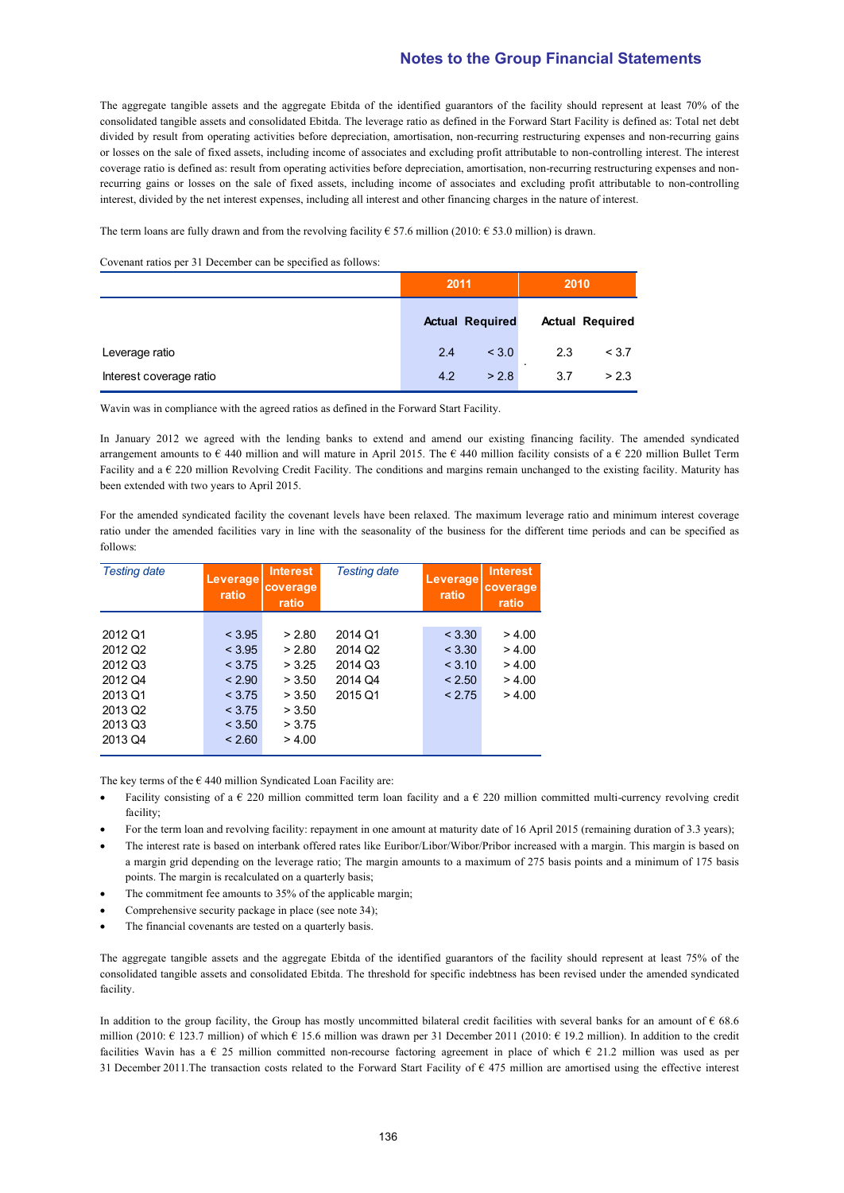The aggregate tangible assets and the aggregate Ebitda of the identified guarantors of the facility should represent at least 70% of the consolidated tangible assets and consolidated Ebitda. The leverage ratio as defined in the Forward Start Facility is defined as: Total net debt divided by result from operating activities before depreciation, amortisation, non-recurring restructuring expenses and non-recurring gains or losses on the sale of fixed assets, including income of associates and excluding profit attributable to non-controlling interest. The interest coverage ratio is defined as: result from operating activities before depreciation, amortisation, non-recurring restructuring expenses and non-recurring gains or losses on the sale of fixed assets, including income of associates and excluding profit attributable to non-controlling interest, divided by the net interest expenses, including all interest and other financing charges in the nature of interest.

The term loans are fully drawn and from the revolving facility € 57.6 million (2010: € 53.0 million) is drawn.

Covenant ratios per 31 December can be specified as follows:

| | 2011 | | 2010 | |
|---|---|---|---|---|
| | Actual | Required | Actual | Required |
| Leverage ratio | 2.4 | < 3.0 | 2.3 | < 3.7 |
| Interest coverage ratio | 4.2 | > 2.8 | 3.7 | > 2.3 |

Wavin was in compliance with the agreed ratios as defined in the Forward Start Facility.

In January 2012 we agreed with the lending banks to extend and amend our existing financing facility. The amended syndicated arrangement amounts to € 440 million and will mature in April 2015. The € 440 million facility consists of a € 220 million Bullet Term Facility and a € 220 million Revolving Credit Facility. The conditions and margins remain unchanged to the existing facility. Maturity has been extended with two years to April 2015.

For the amended syndicated facility the covenant levels have been relaxed. The maximum leverage ratio and minimum interest coverage ratio under the amended facilities vary in line with the seasonality of the business for the different time periods and can be specified as follows:

| *Testing date* | Leverage ratio | Interest coverage ratio | *Testing date* | Leverage ratio | Interest coverage ratio |
|---|---|---|---|---|---|
| 2012 Q1 | < 3.95 | > 2.80 | 2014 Q1 | < 3.30 | > 4.00 |
| 2012 Q2 | < 3.95 | > 2.80 | 2014 Q2 | < 3.30 | > 4.00 |
| 2012 Q3 | < 3.75 | > 3.25 | 2014 Q3 | < 3.10 | > 4.00 |
| 2012 Q4 | < 2.90 | > 3.50 | 2014 Q4 | < 2.50 | > 4.00 |
| 2013 Q1 | < 3.75 | > 3.50 | 2015 Q1 | < 2.75 | > 4.00 |
| 2013 Q2 | < 3.75 | > 3.50 | | | |
| 2013 Q3 | < 3.50 | > 3.75 | | | |
| 2013 Q4 | < 2.60 | > 4.00 | | | |

The key terms of the € 440 million Syndicated Loan Facility are:

- Facility consisting of a € 220 million committed term loan facility and a € 220 million committed multi-currency revolving credit facility;
- For the term loan and revolving facility: repayment in one amount at maturity date of 16 April 2015 (remaining duration of 3.3 years);
- The interest rate is based on interbank offered rates like Euribor/Libor/Wibor/Pribor increased with a margin. This margin is based on a margin grid depending on the leverage ratio; The margin amounts to a maximum of 275 basis points and a minimum of 175 basis points. The margin is recalculated on a quarterly basis;
- The commitment fee amounts to 35% of the applicable margin;
- Comprehensive security package in place (see note 34);
- The financial covenants are tested on a quarterly basis.

The aggregate tangible assets and the aggregate Ebitda of the identified guarantors of the facility should represent at least 75% of the consolidated tangible assets and consolidated Ebitda. The threshold for specific indebtness has been revised under the amended syndicated facility.

In addition to the group facility, the Group has mostly uncommitted bilateral credit facilities with several banks for an amount of € 68.6 million (2010: € 123.7 million) of which € 15.6 million was drawn per 31 December 2011 (2010: € 19.2 million). In addition to the credit facilities Wavin has a € 25 million committed non-recourse factoring agreement in place of which € 21.2 million was used as per 31 December 2011.The transaction costs related to the Forward Start Facility of € 475 million are amortised using the effective interest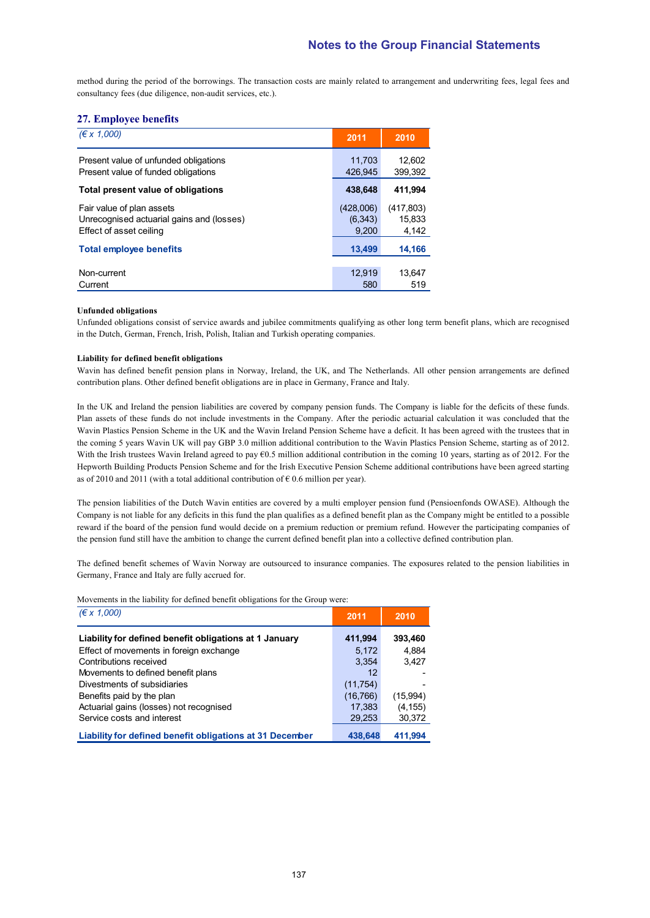method during the period of the borrowings. The transaction costs are mainly related to arrangement and underwriting fees, legal fees and consultancy fees (due diligence, non-audit services, etc.).

## 27. Employee benefits

| *(€ x 1,000)* | 2011 | 2010 |
|---|---|---|
| Present value of unfunded obligations | 11,703 | 12,602 |
| Present value of funded obligations | 426,945 | 399,392 |
| **Total present value of obligations** | **438,648** | **411,994** |
| Fair value of plan assets | (428,006) | (417,803) |
| Unrecognised actuarial gains and (losses) | (6,343) | 15,833 |
| Effect of asset ceiling | 9,200 | 4,142 |
| **Total employee benefits** | **13,499** | **14,166** |
| Non-current | 12,919 | 13,647 |
| Current | 580 | 519 |

**Unfunded obligations**

Unfunded obligations consist of service awards and jubilee commitments qualifying as other long term benefit plans, which are recognised in the Dutch, German, French, Irish, Polish, Italian and Turkish operating companies.

**Liability for defined benefit obligations**

Wavin has defined benefit pension plans in Norway, Ireland, the UK, and The Netherlands. All other pension arrangements are defined contribution plans. Other defined benefit obligations are in place in Germany, France and Italy.

In the UK and Ireland the pension liabilities are covered by company pension funds. The Company is liable for the deficits of these funds. Plan assets of these funds do not include investments in the Company. After the periodic actuarial calculation it was concluded that the Wavin Plastics Pension Scheme in the UK and the Wavin Ireland Pension Scheme have a deficit. It has been agreed with the trustees that in the coming 5 years Wavin UK will pay GBP 3.0 million additional contribution to the Wavin Plastics Pension Scheme, starting as of 2012. With the Irish trustees Wavin Ireland agreed to pay €0.5 million additional contribution in the coming 10 years, starting as of 2012. For the Hepworth Building Products Pension Scheme and for the Irish Executive Pension Scheme additional contributions have been agreed starting as of 2010 and 2011 (with a total additional contribution of € 0.6 million per year).

The pension liabilities of the Dutch Wavin entities are covered by a multi employer pension fund (Pensioenfonds OWASE). Although the Company is not liable for any deficits in this fund the plan qualifies as a defined benefit plan as the Company might be entitled to a possible reward if the board of the pension fund would decide on a premium reduction or premium refund. However the participating companies of the pension fund still have the ambition to change the current defined benefit plan into a collective defined contribution plan.

The defined benefit schemes of Wavin Norway are outsourced to insurance companies. The exposures related to the pension liabilities in Germany, France and Italy are fully accrued for.

Movements in the liability for defined benefit obligations for the Group were:

| *(€ x 1,000)* | 2011 | 2010 |
|---|---|---|
| **Liability for defined benefit obligations at 1 January** | **411,994** | **393,460** |
| Effect of movements in foreign exchange | 5,172 | 4,884 |
| Contributions received | 3,354 | 3,427 |
| Movements to defined benefit plans | 12 | - |
| Divestments of subsidiaries | (11,754) | - |
| Benefits paid by the plan | (16,766) | (15,994) |
| Actuarial gains (losses) not recognised | 17,383 | (4,155) |
| Service costs and interest | 29,253 | 30,372 |
| **Liability for defined benefit obligations at 31 December** | **438,648** | **411,994** |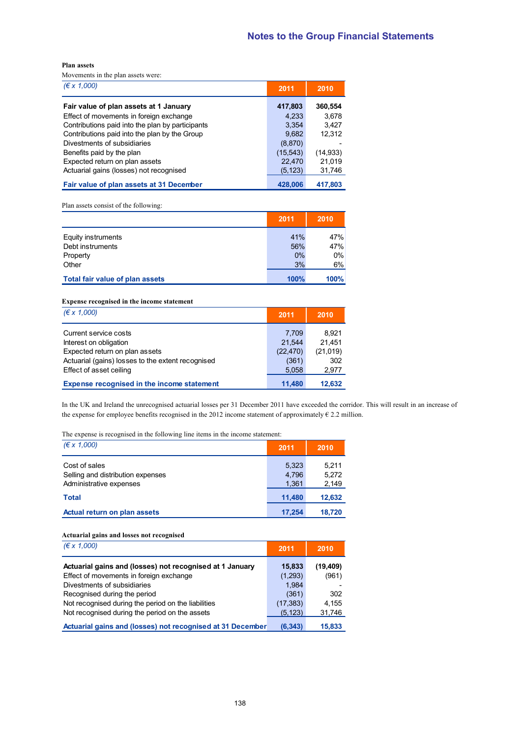**Plan assets**

Movements in the plan assets were:

| *(€ x 1,000)* | 2011 | 2010 |
|---|---|---|
| **Fair value of plan assets at 1 January** | **417,803** | **360,554** |
| Effect of movements in foreign exchange | 4,233 | 3,678 |
| Contributions paid into the plan by participants | 3,354 | 3,427 |
| Contributions paid into the plan by the Group | 9,682 | 12,312 |
| Divestments of subsidiaries | (8,870) | - |
| Benefits paid by the plan | (15,543) | (14,933) |
| Expected return on plan assets | 22,470 | 21,019 |
| Actuarial gains (losses) not recognised | (5,123) | 31,746 |
| **Fair value of plan assets at 31 December** | **428,006** | **417,803** |

Plan assets consist of the following:

| | 2011 | 2010 |
|---|---|---|
| Equity instruments | 41% | 47% |
| Debt instruments | 56% | 47% |
| Property | 0% | 0% |
| Other | 3% | 6% |
| **Total fair value of plan assets** | **100%** | **100%** |

**Expense recognised in the income statement**

| *(€ x 1,000)* | 2011 | 2010 |
|---|---|---|
| Current service costs | 7,709 | 8,921 |
| Interest on obligation | 21,544 | 21,451 |
| Expected return on plan assets | (22,470) | (21,019) |
| Actuarial (gains) losses to the extent recognised | (361) | 302 |
| Effect of asset ceiling | 5,058 | 2,977 |
| **Expense recognised in the income statement** | **11,480** | **12,632** |

In the UK and Ireland the unrecognised actuarial losses per 31 December 2011 have exceeded the corridor. This will result in an increase of the expense for employee benefits recognised in the 2012 income statement of approximately € 2.2 million.

The expense is recognised in the following line items in the income statement:

| *(€ x 1,000)* | 2011 | 2010 |
|---|---|---|
| Cost of sales | 5,323 | 5,211 |
| Selling and distribution expenses | 4,796 | 5,272 |
| Administrative expenses | 1,361 | 2,149 |
| **Total** | **11,480** | **12,632** |
| **Actual return on plan assets** | **17,254** | **18,720** |

**Actuarial gains and losses not recognised**

| *(€ x 1,000)* | 2011 | 2010 |
|---|---|---|
| **Actuarial gains and (losses) not recognised at 1 January** | **15,833** | **(19,409)** |
| Effect of movements in foreign exchange | (1,293) | (961) |
| Divestments of subsidiaries | 1,984 | - |
| Recognised during the period | (361) | 302 |
| Not recognised during the period on the liabilities | (17,383) | 4,155 |
| Not recognised during the period on the assets | (5,123) | 31,746 |
| **Actuarial gains and (losses) not recognised at 31 December** | **(6,343)** | **15,833** |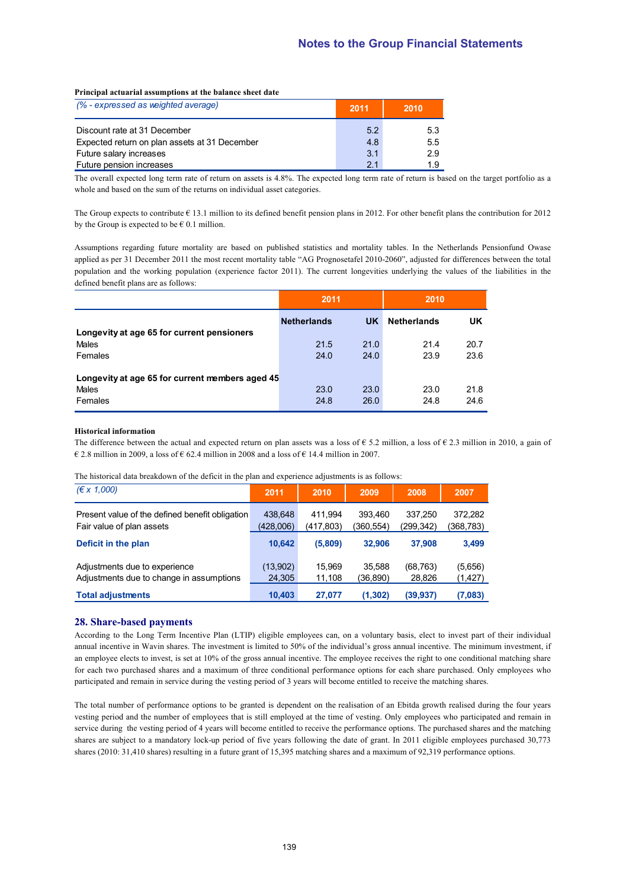**Principal actuarial assumptions at the balance sheet date**

| *(% - expressed as weighted average)* | 2011 | 2010 |
|---|---|---|
| Discount rate at 31 December | 5.2 | 5.3 |
| Expected return on plan assets at 31 December | 4.8 | 5.5 |
| Future salary increases | 3.1 | 2.9 |
| Future pension increases | 2.1 | 1.9 |

The overall expected long term rate of return on assets is 4.8%. The expected long term rate of return is based on the target portfolio as a whole and based on the sum of the returns on individual asset categories.

The Group expects to contribute € 13.1 million to its defined benefit pension plans in 2012. For other benefit plans the contribution for 2012 by the Group is expected to be € 0.1 million.

Assumptions regarding future mortality are based on published statistics and mortality tables. In the Netherlands Pensionfund Owase applied as per 31 December 2011 the most recent mortality table "AG Prognosetafel 2010-2060", adjusted for differences between the total population and the working population (experience factor 2011). The current longevities underlying the values of the liabilities in the defined benefit plans are as follows:

| | 2011 | | 2010 | |
|---|---|---|---|---|
| | Netherlands | UK | Netherlands | UK |
| **Longevity at age 65 for current pensioners** | | | | |
| Males | 21.5 | 21.0 | 21.4 | 20.7 |
| Females | 24.0 | 24.0 | 23.9 | 23.6 |
| **Longevity at age 65 for current members aged 45** | | | | |
| Males | 23.0 | 23.0 | 23.0 | 21.8 |
| Females | 24.8 | 26.0 | 24.8 | 24.6 |

**Historical information**

The difference between the actual and expected return on plan assets was a loss of € 5.2 million, a loss of € 2.3 million in 2010, a gain of € 2.8 million in 2009, a loss of € 62.4 million in 2008 and a loss of € 14.4 million in 2007.

The historical data breakdown of the deficit in the plan and experience adjustments is as follows:

| *(€ x 1,000)* | 2011 | 2010 | 2009 | 2008 | 2007 |
|---|---|---|---|---|---|
| Present value of the defined benefit obligation | 438,648 | 411,994 | 393,460 | 337,250 | 372,282 |
| Fair value of plan assets | (428,006) | (417,803) | (360,554) | (299,342) | (368,783) |
| **Deficit in the plan** | **10,642** | **(5,809)** | **32,906** | **37,908** | **3,499** |
| Adjustments due to experience | (13,902) | 15,969 | 35,588 | (68,763) | (5,656) |
| Adjustments due to change in assumptions | 24,305 | 11,108 | (36,890) | 28,826 | (1,427) |
| **Total adjustments** | **10,403** | **27,077** | **(1,302)** | **(39,937)** | **(7,083)** |

## 28. Share-based payments

According to the Long Term Incentive Plan (LTIP) eligible employees can, on a voluntary basis, elect to invest part of their individual annual incentive in Wavin shares. The investment is limited to 50% of the individual's gross annual incentive. The minimum investment, if an employee elects to invest, is set at 10% of the gross annual incentive. The employee receives the right to one conditional matching share for each two purchased shares and a maximum of three conditional performance options for each share purchased. Only employees who participated and remain in service during the vesting period of 3 years will become entitled to receive the matching shares.

The total number of performance options to be granted is dependent on the realisation of an Ebitda growth realised during the four years vesting period and the number of employees that is still employed at the time of vesting. Only employees who participated and remain in service during the vesting period of 4 years will become entitled to receive the performance options. The purchased shares and the matching shares are subject to a mandatory lock-up period of five years following the date of grant. In 2011 eligible employees purchased 30,773 shares (2010: 31,410 shares) resulting in a future grant of 15,395 matching shares and a maximum of 92,319 performance options.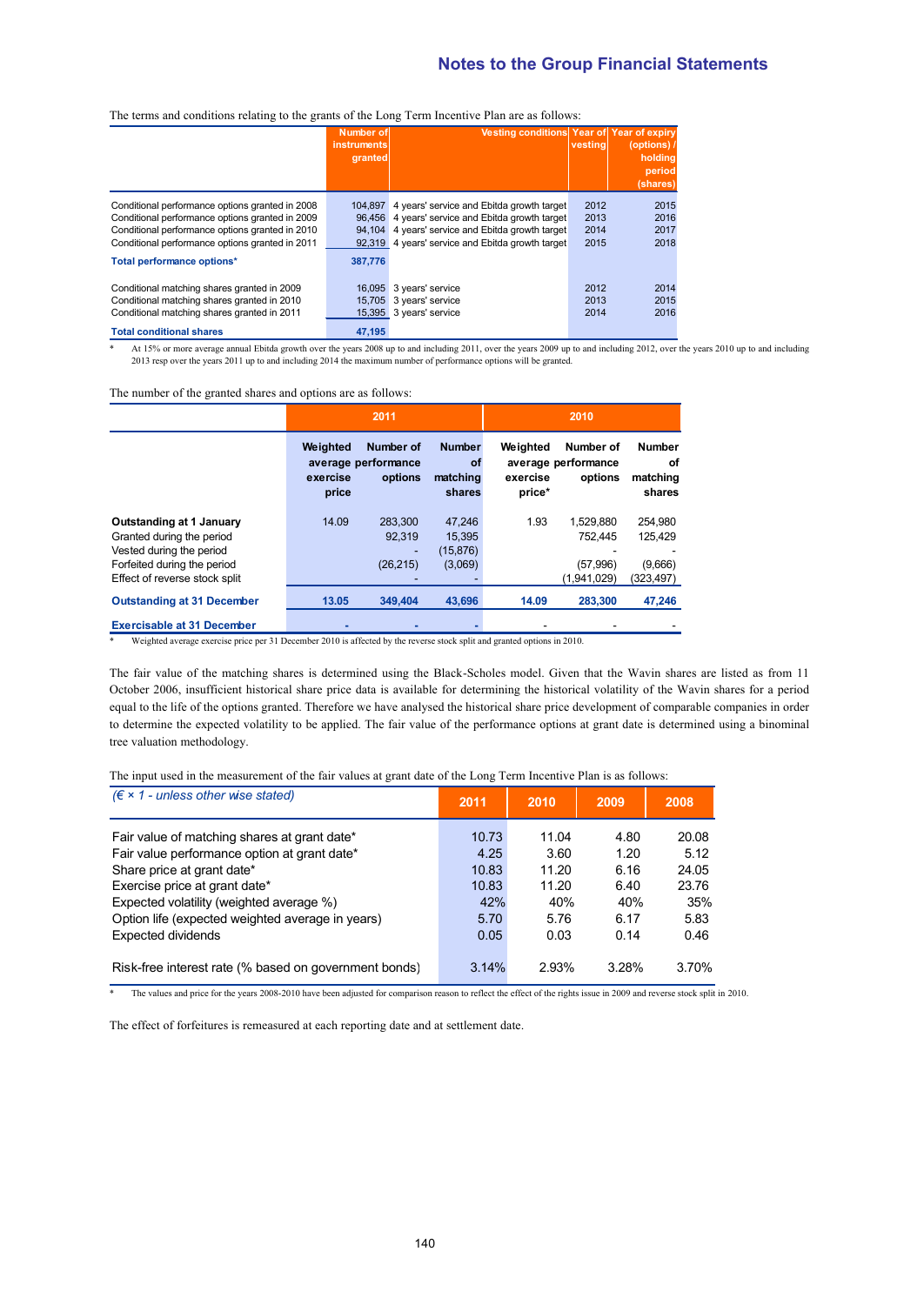The terms and conditions relating to the grants of the Long Term Incentive Plan are as follows:

| | Number of instruments granted | Vesting conditions | Year of vesting | Year of expiry (options) / holding period (shares) |
|---|---|---|---|---|
| Conditional performance options granted in 2008 | 104,897 | 4 years' service and Ebitda growth target | 2012 | 2015 |
| Conditional performance options granted in 2009 | 96,456 | 4 years' service and Ebitda growth target | 2013 | 2016 |
| Conditional performance options granted in 2010 | 94,104 | 4 years' service and Ebitda growth target | 2014 | 2017 |
| Conditional performance options granted in 2011 | 92,319 | 4 years' service and Ebitda growth target | 2015 | 2018 |
| **Total performance options*** | **387,776** | | | |
| Conditional matching shares granted in 2009 | 16,095 | 3 years' service | 2012 | 2014 |
| Conditional matching shares granted in 2010 | 15,705 | 3 years' service | 2013 | 2015 |
| Conditional matching shares granted in 2011 | 15,395 | 3 years' service | 2014 | 2016 |
| **Total conditional shares** | **47,195** | | | |

\* At 15% or more average annual Ebitda growth over the years 2008 up to and including 2011, over the years 2009 up to and including 2012, over the years 2010 up to and including 2013 resp over the years 2011 up to and including 2014 the maximum number of performance options will be granted.

The number of the granted shares and options are as follows:

| | 2011 | | | 2010 | | |
|---|---|---|---|---|---|---|
| | Weighted average exercise price | Number of performance options | Number of matching shares | Weighted average exercise price* | Number of performance options | Number of matching shares |
| **Outstanding at 1 January** | 14.09 | 283,300 | 47,246 | 1.93 | 1,529,880 | 254,980 |
| Granted during the period | | 92,319 | 15,395 | | 752,445 | 125,429 |
| Vested during the period | | - | (15,876) | | - | - |
| Forfeited during the period | | (26,215) | (3,069) | | (57,996) | (9,666) |
| Effect of reverse stock split | | - | - | | (1,941,029) | (323,497) |
| **Outstanding at 31 December** | **13.05** | **349,404** | **43,696** | **14.09** | **283,300** | **47,246** |
| **Exercisable at 31 December** | - | - | - | - | - | - |

\* Weighted average exercise price per 31 December 2010 is affected by the reverse stock split and granted options in 2010.

The fair value of the matching shares is determined using the Black-Scholes model. Given that the Wavin shares are listed as from 11 October 2006, insufficient historical share price data is available for determining the historical volatility of the Wavin shares for a period equal to the life of the options granted. Therefore we have analysed the historical share price development of comparable companies in order to determine the expected volatility to be applied. The fair value of the performance options at grant date is determined using a binominal tree valuation methodology.

The input used in the measurement of the fair values at grant date of the Long Term Incentive Plan is as follows:

| *(€ × 1 - unless other wise stated)* | 2011 | 2010 | 2009 | 2008 |
|---|---|---|---|---|
| Fair value of matching shares at grant date* | 10.73 | 11.04 | 4.80 | 20.08 |
| Fair value performance option at grant date* | 4.25 | 3.60 | 1.20 | 5.12 |
| Share price at grant date* | 10.83 | 11.20 | 6.16 | 24.05 |
| Exercise price at grant date* | 10.83 | 11.20 | 6.40 | 23.76 |
| Expected volatility (weighted average %) | 42% | 40% | 40% | 35% |
| Option life (expected weighted average in years) | 5.70 | 5.76 | 6.17 | 5.83 |
| Expected dividends | 0.05 | 0.03 | 0.14 | 0.46 |
| Risk-free interest rate (% based on government bonds) | 3.14% | 2.93% | 3.28% | 3.70% |

\* The values and price for the years 2008-2010 have been adjusted for comparison reason to reflect the effect of the rights issue in 2009 and reverse stock split in 2010.

The effect of forfeitures is remeasured at each reporting date and at settlement date.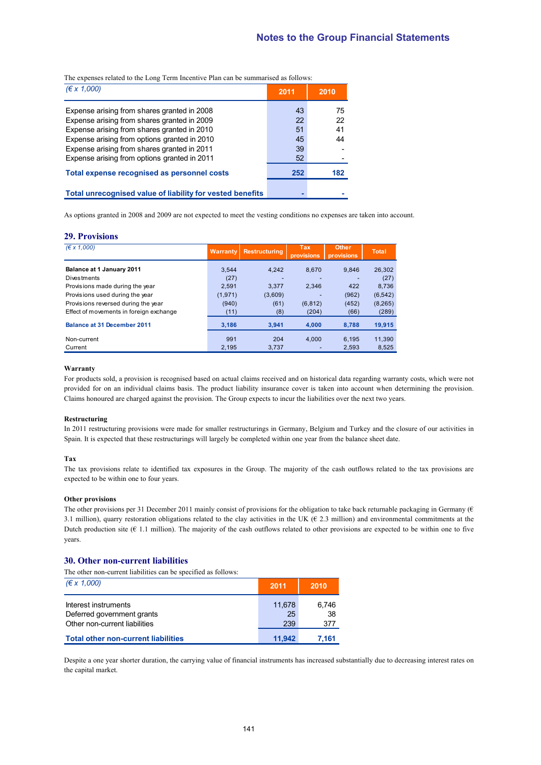The expenses related to the Long Term Incentive Plan can be summarised as follows:

| (€ x 1,000) | 2011 | 2010 |
|---|---|---|
| Expense arising from shares granted in 2008 | 43 | 75 |
| Expense arising from shares granted in 2009 | 22 | 22 |
| Expense arising from shares granted in 2010 | 51 | 41 |
| Expense arising from options granted in 2010 | 45 | 44 |
| Expense arising from shares granted in 2011 | 39 | - |
| Expense arising from options granted in 2011 | 52 | - |
| **Total expense recognised as personnel costs** | **252** | **182** |
| **Total unrecognised value of liability for vested benefits** | **-** | **-** |

As options granted in 2008 and 2009 are not expected to meet the vesting conditions no expenses are taken into account.

## 29. Provisions

| (€ x 1,000) | Warranty | Restructuring | Tax provisions | Other provisions | Total |
|---|---|---|---|---|---|
| **Balance at 1 January 2011** | 3,544 | 4,242 | 8,670 | 9,846 | 26,302 |
| Divestments | (27) | - | - | - | (27) |
| Provisions made during the year | 2,591 | 3,377 | 2,346 | 422 | 8,736 |
| Provisions used during the year | (1,971) | (3,609) | - | (962) | (6,542) |
| Provisions reversed during the year | (940) | (61) | (6,812) | (452) | (8,265) |
| Effect of movements in foreign exchange | (11) | (8) | (204) | (66) | (289) |
| **Balance at 31 December 2011** | **3,186** | **3,941** | **4,000** | **8,788** | **19,915** |
| Non-current | 991 | 204 | 4,000 | 6,195 | 11,390 |
| Current | 2,195 | 3,737 | - | 2,593 | 8,525 |

**Warranty**

For products sold, a provision is recognised based on actual claims received and on historical data regarding warranty costs, which were not provided for on an individual claims basis. The product liability insurance cover is taken into account when determining the provision. Claims honoured are charged against the provision. The Group expects to incur the liabilities over the next two years.

**Restructuring**

In 2011 restructuring provisions were made for smaller restructurings in Germany, Belgium and Turkey and the closure of our activities in Spain. It is expected that these restructurings will largely be completed within one year from the balance sheet date.

**Tax**

The tax provisions relate to identified tax exposures in the Group. The majority of the cash outflows related to the tax provisions are expected to be within one to four years.

**Other provisions**

The other provisions per 31 December 2011 mainly consist of provisions for the obligation to take back returnable packaging in Germany (€ 3.1 million), quarry restoration obligations related to the clay activities in the UK (€ 2.3 million) and environmental commitments at the Dutch production site (€ 1.1 million). The majority of the cash outflows related to other provisions are expected to be within one to five years.

## 30. Other non-current liabilities

The other non-current liabilities can be specified as follows:

| (€ x 1,000) | 2011 | 2010 |
|---|---|---|
| Interest instruments | 11,678 | 6,746 |
| Deferred government grants | 25 | 38 |
| Other non-current liabilities | 239 | 377 |
| **Total other non-current liabilities** | **11,942** | **7,161** |

Despite a one year shorter duration, the carrying value of financial instruments has increased substantially due to decreasing interest rates on the capital market.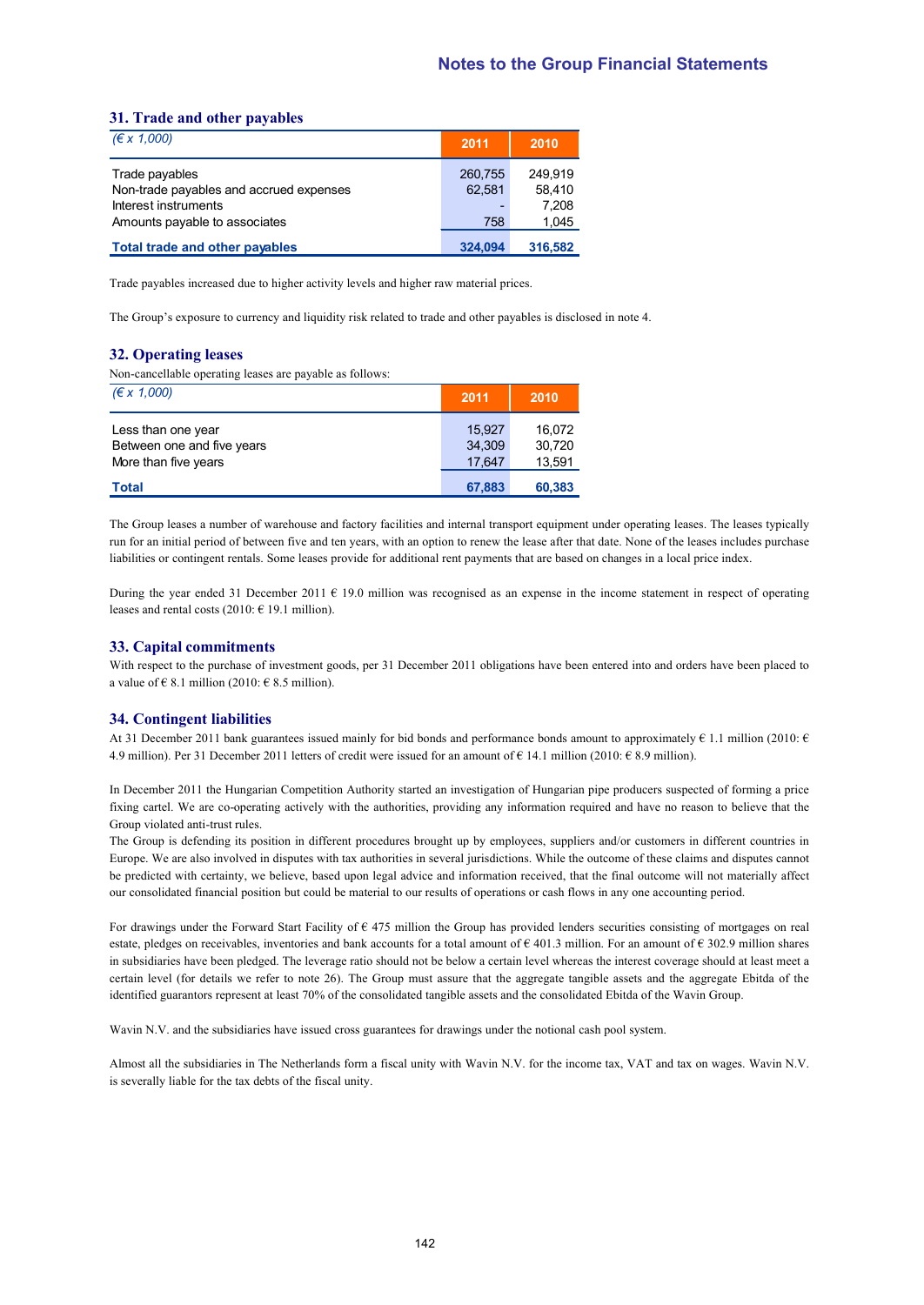## 31. Trade and other payables

| *(€ x 1,000)* | 2011 | 2010 |
|---|---|---|
| Trade payables | 260,755 | 249,919 |
| Non-trade payables and accrued expenses | 62,581 | 58,410 |
| Interest instruments | - | 7,208 |
| Amounts payable to associates | 758 | 1,045 |
| **Total trade and other payables** | **324,094** | **316,582** |

Trade payables increased due to higher activity levels and higher raw material prices.

The Group's exposure to currency and liquidity risk related to trade and other payables is disclosed in note 4.

## 32. Operating leases

Non-cancellable operating leases are payable as follows:

| *(€ x 1,000)* | 2011 | 2010 |
|---|---|---|
| Less than one year | 15,927 | 16,072 |
| Between one and five years | 34,309 | 30,720 |
| More than five years | 17,647 | 13,591 |
| **Total** | **67,883** | **60,383** |

The Group leases a number of warehouse and factory facilities and internal transport equipment under operating leases. The leases typically run for an initial period of between five and ten years, with an option to renew the lease after that date. None of the leases includes purchase liabilities or contingent rentals. Some leases provide for additional rent payments that are based on changes in a local price index.

During the year ended 31 December 2011 € 19.0 million was recognised as an expense in the income statement in respect of operating leases and rental costs (2010: € 19.1 million).

## 33. Capital commitments

With respect to the purchase of investment goods, per 31 December 2011 obligations have been entered into and orders have been placed to a value of € 8.1 million (2010: € 8.5 million).

## 34. Contingent liabilities

At 31 December 2011 bank guarantees issued mainly for bid bonds and performance bonds amount to approximately € 1.1 million (2010: € 4.9 million). Per 31 December 2011 letters of credit were issued for an amount of € 14.1 million (2010: € 8.9 million).

In December 2011 the Hungarian Competition Authority started an investigation of Hungarian pipe producers suspected of forming a price fixing cartel. We are co-operating actively with the authorities, providing any information required and have no reason to believe that the Group violated anti-trust rules.
The Group is defending its position in different procedures brought up by employees, suppliers and/or customers in different countries in Europe. We are also involved in disputes with tax authorities in several jurisdictions. While the outcome of these claims and disputes cannot be predicted with certainty, we believe, based upon legal advice and information received, that the final outcome will not materially affect our consolidated financial position but could be material to our results of operations or cash flows in any one accounting period.

For drawings under the Forward Start Facility of € 475 million the Group has provided lenders securities consisting of mortgages on real estate, pledges on receivables, inventories and bank accounts for a total amount of € 401.3 million. For an amount of € 302.9 million shares in subsidiaries have been pledged. The leverage ratio should not be below a certain level whereas the interest coverage should at least meet a certain level (for details we refer to note 26). The Group must assure that the aggregate tangible assets and the aggregate Ebitda of the identified guarantors represent at least 70% of the consolidated tangible assets and the consolidated Ebitda of the Wavin Group.

Wavin N.V. and the subsidiaries have issued cross guarantees for drawings under the notional cash pool system.

Almost all the subsidiaries in The Netherlands form a fiscal unity with Wavin N.V. for the income tax, VAT and tax on wages. Wavin N.V. is severally liable for the tax debts of the fiscal unity.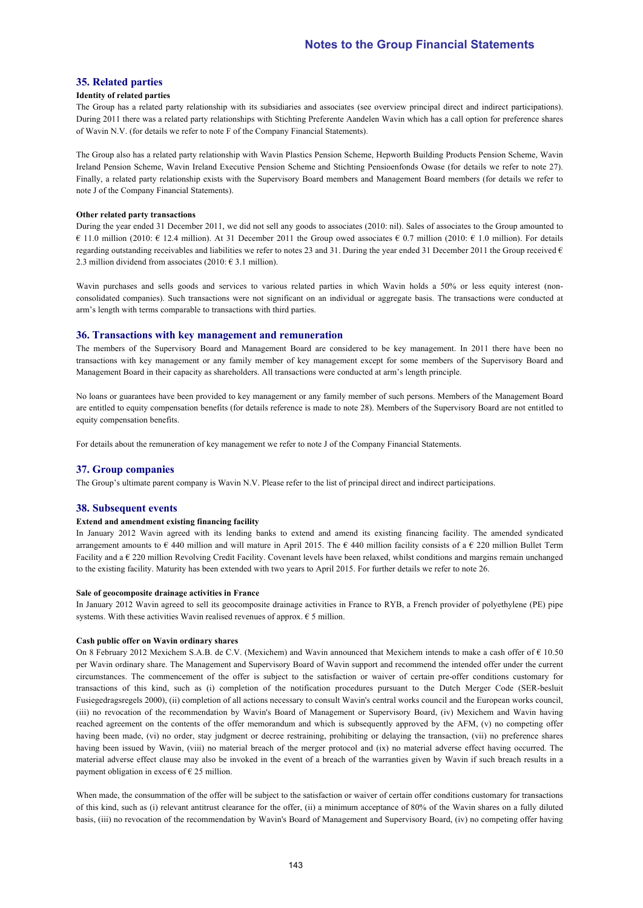## 35. Related parties

### Identity of related parties

The Group has a related party relationship with its subsidiaries and associates (see overview principal direct and indirect participations). During 2011 there was a related party relationships with Stichting Preferente Aandelen Wavin which has a call option for preference shares of Wavin N.V. (for details we refer to note F of the Company Financial Statements).

The Group also has a related party relationship with Wavin Plastics Pension Scheme, Hepworth Building Products Pension Scheme, Wavin Ireland Pension Scheme, Wavin Ireland Executive Pension Scheme and Stichting Pensioenfonds Owase (for details we refer to note 27). Finally, a related party relationship exists with the Supervisory Board members and Management Board members (for details we refer to note J of the Company Financial Statements).

### Other related party transactions

During the year ended 31 December 2011, we did not sell any goods to associates (2010: nil). Sales of associates to the Group amounted to € 11.0 million (2010: € 12.4 million). At 31 December 2011 the Group owed associates € 0.7 million (2010: € 1.0 million). For details regarding outstanding receivables and liabilities we refer to notes 23 and 31. During the year ended 31 December 2011 the Group received € 2.3 million dividend from associates (2010: € 3.1 million).

Wavin purchases and sells goods and services to various related parties in which Wavin holds a 50% or less equity interest (non-consolidated companies). Such transactions were not significant on an individual or aggregate basis. The transactions were conducted at arm's length with terms comparable to transactions with third parties.

## 36. Transactions with key management and remuneration

The members of the Supervisory Board and Management Board are considered to be key management. In 2011 there have been no transactions with key management or any family member of key management except for some members of the Supervisory Board and Management Board in their capacity as shareholders. All transactions were conducted at arm's length principle.

No loans or guarantees have been provided to key management or any family member of such persons. Members of the Management Board are entitled to equity compensation benefits (for details reference is made to note 28). Members of the Supervisory Board are not entitled to equity compensation benefits.

For details about the remuneration of key management we refer to note J of the Company Financial Statements.

## 37. Group companies

The Group's ultimate parent company is Wavin N.V. Please refer to the list of principal direct and indirect participations.

## 38. Subsequent events

### Extend and amendment existing financing facility

In January 2012 Wavin agreed with its lending banks to extend and amend its existing financing facility. The amended syndicated arrangement amounts to € 440 million and will mature in April 2015. The € 440 million facility consists of a € 220 million Bullet Term Facility and a € 220 million Revolving Credit Facility. Covenant levels have been relaxed, whilst conditions and margins remain unchanged to the existing facility. Maturity has been extended with two years to April 2015. For further details we refer to note 26.

### Sale of geocomposite drainage activities in France

In January 2012 Wavin agreed to sell its geocomposite drainage activities in France to RYB, a French provider of polyethylene (PE) pipe systems. With these activities Wavin realised revenues of approx. € 5 million.

### Cash public offer on Wavin ordinary shares

On 8 February 2012 Mexichem S.A.B. de C.V. (Mexichem) and Wavin announced that Mexichem intends to make a cash offer of € 10.50 per Wavin ordinary share. The Management and Supervisory Board of Wavin support and recommend the intended offer under the current circumstances. The commencement of the offer is subject to the satisfaction or waiver of certain pre-offer conditions customary for transactions of this kind, such as (i) completion of the notification procedures pursuant to the Dutch Merger Code (SER-besluit Fusiegedragsregels 2000), (ii) completion of all actions necessary to consult Wavin's central works council and the European works council, (iii) no revocation of the recommendation by Wavin's Board of Management or Supervisory Board, (iv) Mexichem and Wavin having reached agreement on the contents of the offer memorandum and which is subsequently approved by the AFM, (v) no competing offer having been made, (vi) no order, stay judgment or decree restraining, prohibiting or delaying the transaction, (vii) no preference shares having been issued by Wavin, (viii) no material breach of the merger protocol and (ix) no material adverse effect having occurred. The material adverse effect clause may also be invoked in the event of a breach of the warranties given by Wavin if such breach results in a payment obligation in excess of € 25 million.

When made, the consummation of the offer will be subject to the satisfaction or waiver of certain offer conditions customary for transactions of this kind, such as (i) relevant antitrust clearance for the offer, (ii) a minimum acceptance of 80% of the Wavin shares on a fully diluted basis, (iii) no revocation of the recommendation by Wavin's Board of Management and Supervisory Board, (iv) no competing offer having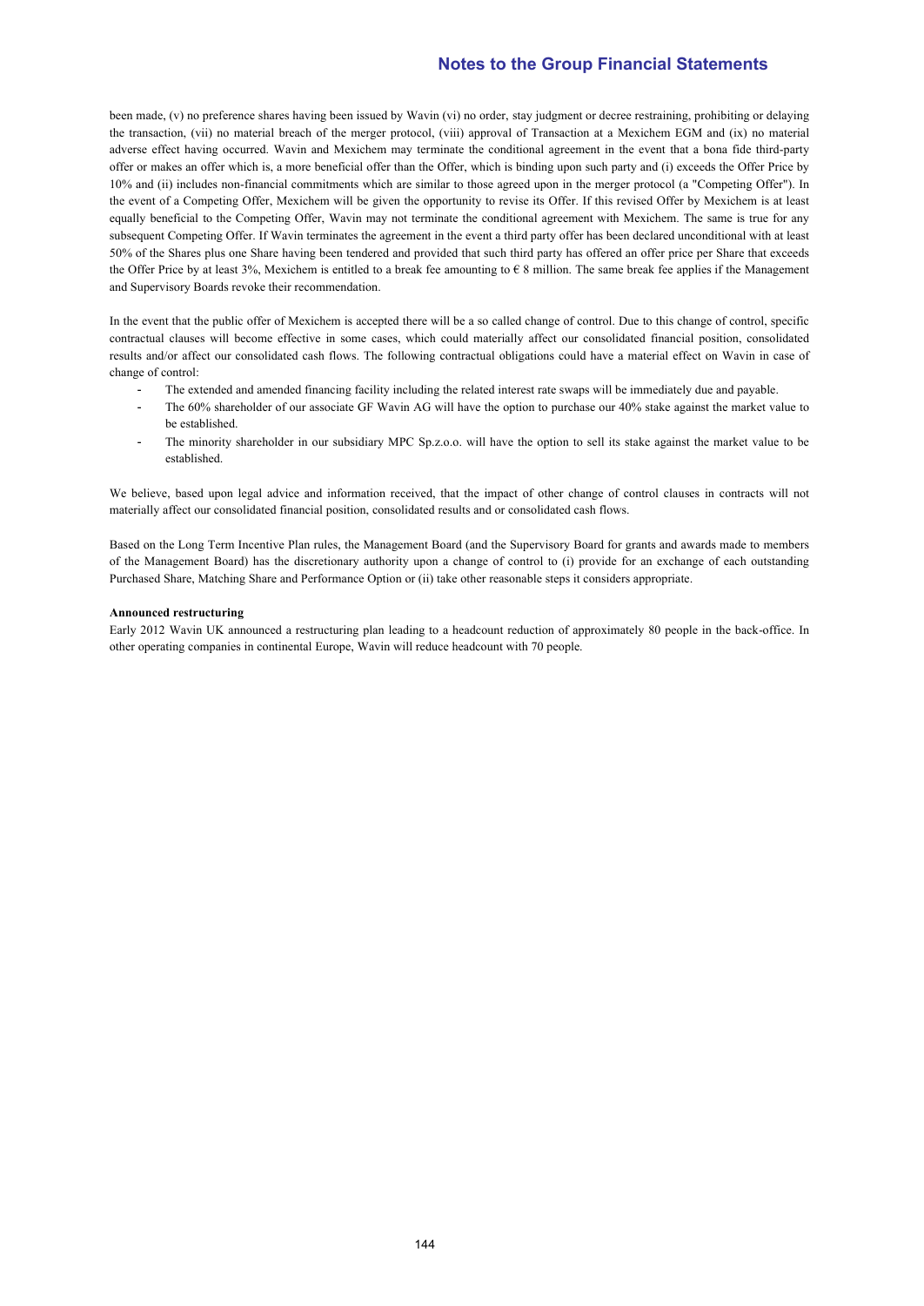been made, (v) no preference shares having been issued by Wavin (vi) no order, stay judgment or decree restraining, prohibiting or delaying the transaction, (vii) no material breach of the merger protocol, (viii) approval of Transaction at a Mexichem EGM and (ix) no material adverse effect having occurred. Wavin and Mexichem may terminate the conditional agreement in the event that a bona fide third-party offer or makes an offer which is, a more beneficial offer than the Offer, which is binding upon such party and (i) exceeds the Offer Price by 10% and (ii) includes non-financial commitments which are similar to those agreed upon in the merger protocol (a "Competing Offer"). In the event of a Competing Offer, Mexichem will be given the opportunity to revise its Offer. If this revised Offer by Mexichem is at least equally beneficial to the Competing Offer, Wavin may not terminate the conditional agreement with Mexichem. The same is true for any subsequent Competing Offer. If Wavin terminates the agreement in the event a third party offer has been declared unconditional with at least 50% of the Shares plus one Share having been tendered and provided that such third party has offered an offer price per Share that exceeds the Offer Price by at least 3%, Mexichem is entitled to a break fee amounting to € 8 million. The same break fee applies if the Management and Supervisory Boards revoke their recommendation.

In the event that the public offer of Mexichem is accepted there will be a so called change of control. Due to this change of control, specific contractual clauses will become effective in some cases, which could materially affect our consolidated financial position, consolidated results and/or affect our consolidated cash flows. The following contractual obligations could have a material effect on Wavin in case of change of control:

- The extended and amended financing facility including the related interest rate swaps will be immediately due and payable.
- The 60% shareholder of our associate GF Wavin AG will have the option to purchase our 40% stake against the market value to be established.
- The minority shareholder in our subsidiary MPC Sp.z.o.o. will have the option to sell its stake against the market value to be established.

We believe, based upon legal advice and information received, that the impact of other change of control clauses in contracts will not materially affect our consolidated financial position, consolidated results and or consolidated cash flows.

Based on the Long Term Incentive Plan rules, the Management Board (and the Supervisory Board for grants and awards made to members of the Management Board) has the discretionary authority upon a change of control to (i) provide for an exchange of each outstanding Purchased Share, Matching Share and Performance Option or (ii) take other reasonable steps it considers appropriate.

**Announced restructuring**

Early 2012 Wavin UK announced a restructuring plan leading to a headcount reduction of approximately 80 people in the back-office. In other operating companies in continental Europe, Wavin will reduce headcount with 70 people.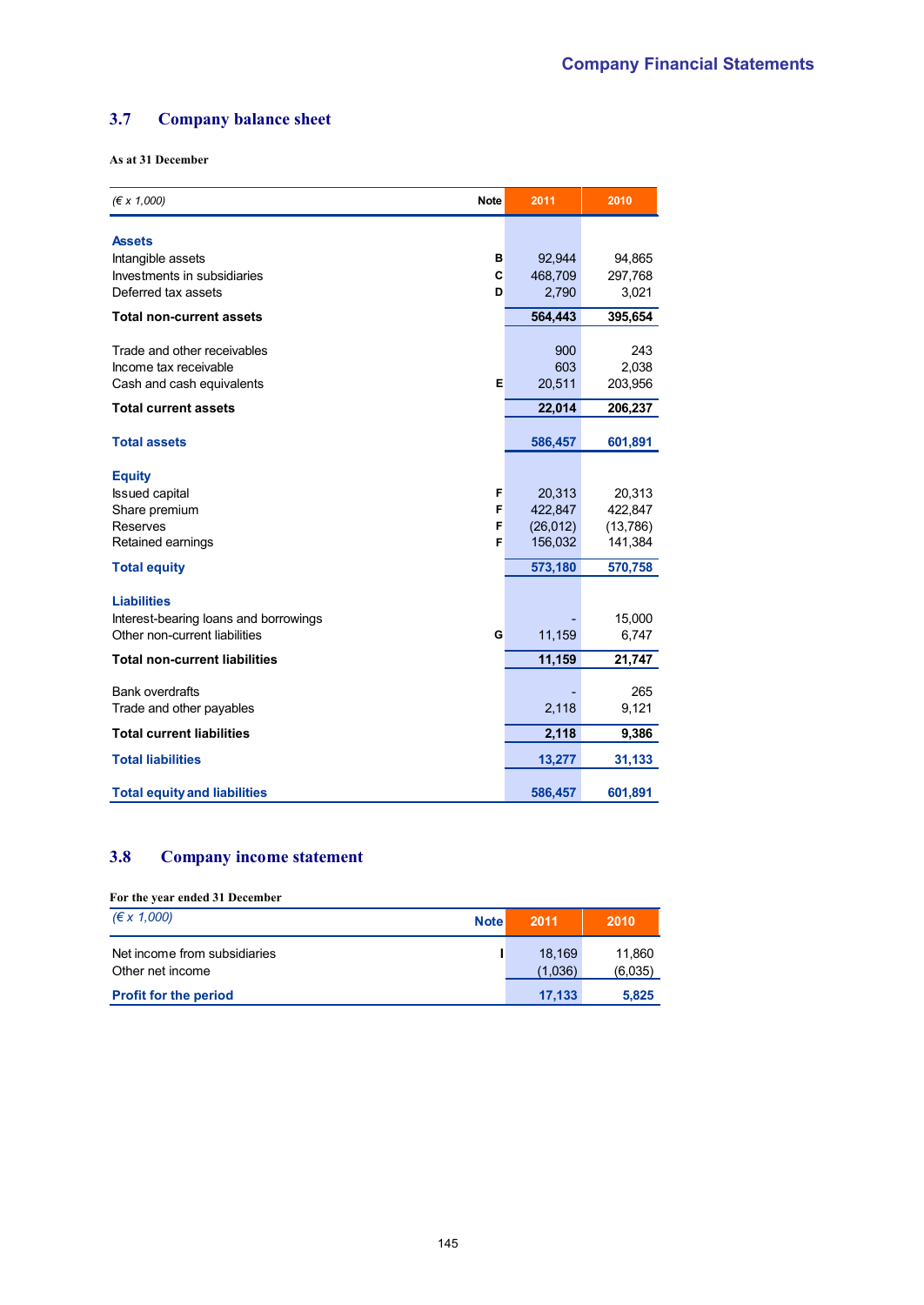## 3.7 Company balance sheet

**As at 31 December**

| *(€ x 1,000)* | Note | 2011 | 2010 |
|---|---|---|---|
| **Assets** | | | |
| Intangible assets | B | 92,944 | 94,865 |
| Investments in subsidiaries | C | 468,709 | 297,768 |
| Deferred tax assets | D | 2,790 | 3,021 |
| **Total non-current assets** | | **564,443** | **395,654** |
| | | | |
| Trade and other receivables | | 900 | 243 |
| Income tax receivable | | 603 | 2,038 |
| Cash and cash equivalents | E | 20,511 | 203,956 |
| **Total current assets** | | **22,014** | **206,237** |
| | | | |
| **Total assets** | | **586,457** | **601,891** |
| | | | |
| **Equity** | | | |
| Issued capital | F | 20,313 | 20,313 |
| Share premium | F | 422,847 | 422,847 |
| Reserves | F | (26,012) | (13,786) |
| Retained earnings | F | 156,032 | 141,384 |
| **Total equity** | | **573,180** | **570,758** |
| | | | |
| **Liabilities** | | | |
| Interest-bearing loans and borrowings | | - | 15,000 |
| Other non-current liabilities | G | 11,159 | 6,747 |
| **Total non-current liabilities** | | **11,159** | **21,747** |
| | | | |
| Bank overdrafts | | - | 265 |
| Trade and other payables | | 2,118 | 9,121 |
| **Total current liabilities** | | **2,118** | **9,386** |
| **Total liabilities** | | **13,277** | **31,133** |
| | | | |
| **Total equity and liabilities** | | **586,457** | **601,891** |

## 3.8 Company income statement

**For the year ended 31 December**

| *(€ x 1,000)* | Note | 2011 | 2010 |
|---|---|---|---|
| Net income from subsidiaries | I | 18,169 | 11,860 |
| Other net income | | (1,036) | (6,035) |
| **Profit for the period** | | **17,133** | **5,825** |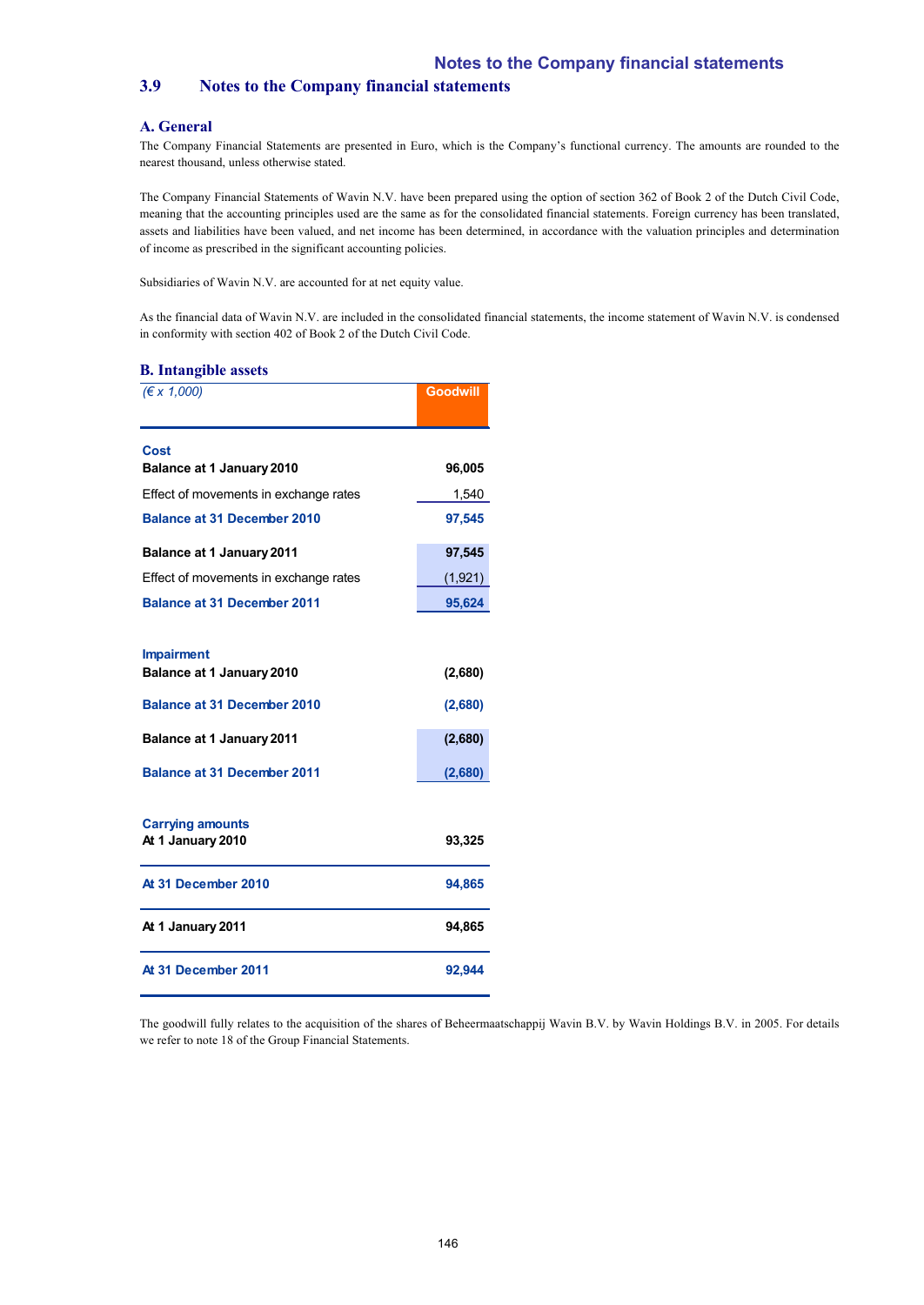## 3.9 Notes to the Company financial statements

### A. General

The Company Financial Statements are presented in Euro, which is the Company's functional currency. The amounts are rounded to the nearest thousand, unless otherwise stated.

The Company Financial Statements of Wavin N.V. have been prepared using the option of section 362 of Book 2 of the Dutch Civil Code, meaning that the accounting principles used are the same as for the consolidated financial statements. Foreign currency has been translated, assets and liabilities have been valued, and net income has been determined, in accordance with the valuation principles and determination of income as prescribed in the significant accounting policies.

Subsidiaries of Wavin N.V. are accounted for at net equity value.

As the financial data of Wavin N.V. are included in the consolidated financial statements, the income statement of Wavin N.V. is condensed in conformity with section 402 of Book 2 of the Dutch Civil Code.

### B. Intangible assets

| *(€ x 1,000)* | Goodwill |
|---|---|
| **Cost** | |
| **Balance at 1 January 2010** | **96,005** |
| Effect of movements in exchange rates | 1,540 |
| **Balance at 31 December 2010** | **97,545** |
| **Balance at 1 January 2011** | **97,545** |
| Effect of movements in exchange rates | (1,921) |
| **Balance at 31 December 2011** | **95,624** |
| **Impairment** | |
| **Balance at 1 January 2010** | **(2,680)** |
| **Balance at 31 December 2010** | **(2,680)** |
| **Balance at 1 January 2011** | **(2,680)** |
| **Balance at 31 December 2011** | **(2,680)** |
| **Carrying amounts** | |
| **At 1 January 2010** | **93,325** |
| **At 31 December 2010** | **94,865** |
| **At 1 January 2011** | **94,865** |
| **At 31 December 2011** | **92,944** |

The goodwill fully relates to the acquisition of the shares of Beheermaatschappij Wavin B.V. by Wavin Holdings B.V. in 2005. For details we refer to note 18 of the Group Financial Statements.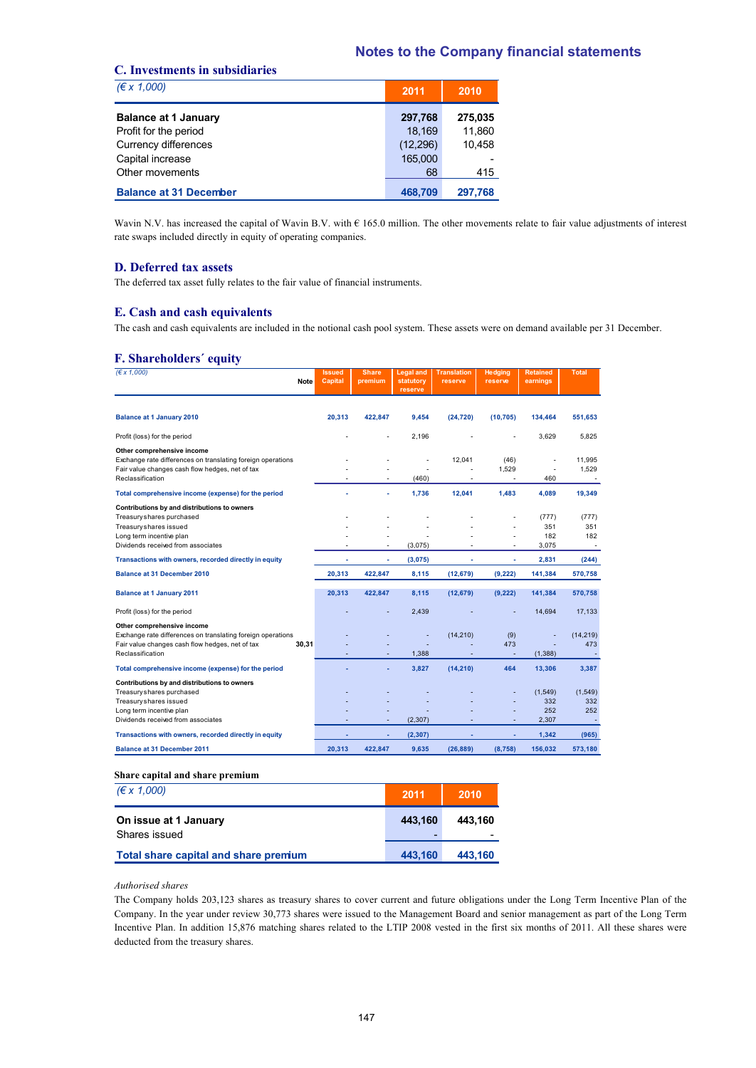## C. Investments in subsidiaries

| (€ x 1,000) | 2011 | 2010 |
|---|---|---|
| **Balance at 1 January** | **297,768** | **275,035** |
| Profit for the period | 18,169 | 11,860 |
| Currency differences | (12,296) | 10,458 |
| Capital increase | 165,000 | - |
| Other movements | 68 | 415 |
| **Balance at 31 December** | **468,709** | **297,768** |

Wavin N.V. has increased the capital of Wavin B.V. with € 165.0 million. The other movements relate to fair value adjustments of interest rate swaps included directly in equity of operating companies.

## D. Deferred tax assets

The deferred tax asset fully relates to the fair value of financial instruments.

## E. Cash and cash equivalents

The cash and cash equivalents are included in the notional cash pool system. These assets were on demand available per 31 December.

## F. Shareholders´ equity

| (€ x 1,000) | Note | Issued Capital | Share premium | Legal and statutory reserve | Translation reserve | Hedging reserve | Retained earnings | Total |
|---|---|---|---|---|---|---|---|---|
| **Balance at 1 January 2010** | | **20,313** | **422,847** | **9,454** | **(24,720)** | **(10,705)** | **134,464** | **551,653** |
| Profit (loss) for the period | | - | - | 2,196 | - | - | 3,629 | 5,825 |
| **Other comprehensive income** | | | | | | | | |
| Exchange rate differences on translating foreign operations | | - | - | - | 12,041 | (46) | - | 11,995 |
| Fair value changes cash flow hedges, net of tax | | - | - | - | - | 1,529 | - | 1,529 |
| Reclassification | | - | - | (460) | - | - | 460 | - |
| **Total comprehensive income (expense) for the period** | | **-** | **-** | **1,736** | **12,041** | **1,483** | **4,089** | **19,349** |
| **Contributions by and distributions to owners** | | | | | | | | |
| Treasury shares purchased | | - | - | - | - | - | (777) | (777) |
| Treasury shares issued | | - | - | - | - | - | 351 | 351 |
| Long term incentive plan | | - | - | - | - | - | 182 | 182 |
| Dividends received from associates | | - | - | (3,075) | - | - | 3,075 | - |
| **Transactions with owners, recorded directly in equity** | | **-** | **-** | **(3,075)** | **-** | **-** | **2,831** | **(244)** |
| **Balance at 31 December 2010** | | **20,313** | **422,847** | **8,115** | **(12,679)** | **(9,222)** | **141,384** | **570,758** |
| **Balance at 1 January 2011** | | **20,313** | **422,847** | **8,115** | **(12,679)** | **(9,222)** | **141,384** | **570,758** |
| Profit (loss) for the period | | - | - | 2,439 | - | - | 14,694 | 17,133 |
| **Other comprehensive income** | | | | | | | | |
| Exchange rate differences on translating foreign operations | | - | - | - | (14,210) | (9) | - | (14,219) |
| Fair value changes cash flow hedges, net of tax | 30,31 | - | - | - | - | 473 | - | 473 |
| Reclassification | | - | - | 1,388 | - | - | (1,388) | - |
| **Total comprehensive income (expense) for the period** | | **-** | **-** | **3,827** | **(14,210)** | **464** | **13,306** | **3,387** |
| **Contributions by and distributions to owners** | | | | | | | | |
| Treasury shares purchased | | - | - | - | - | - | (1,549) | (1,549) |
| Treasury shares issued | | - | - | - | - | - | 332 | 332 |
| Long term incentive plan | | - | - | - | - | - | 252 | 252 |
| Dividends received from associates | | - | - | (2,307) | - | - | 2,307 | - |
| **Transactions with owners, recorded directly in equity** | | **-** | **-** | **(2,307)** | **-** | **-** | **1,342** | **(965)** |
| **Balance at 31 December 2011** | | **20,313** | **422,847** | **9,635** | **(26,889)** | **(8,758)** | **156,032** | **573,180** |

### Share capital and share premium

| (€ x 1,000) | 2011 | 2010 |
|---|---|---|
| **On issue at 1 January** | **443,160** | **443,160** |
| Shares issued | - | - |
| **Total share capital and share premium** | **443,160** | **443,160** |

*Authorised shares*

The Company holds 203,123 shares as treasury shares to cover current and future obligations under the Long Term Incentive Plan of the Company. In the year under review 30,773 shares were issued to the Management Board and senior management as part of the Long Term Incentive Plan. In addition 15,876 matching shares related to the LTIP 2008 vested in the first six months of 2011. All these shares were deducted from the treasury shares.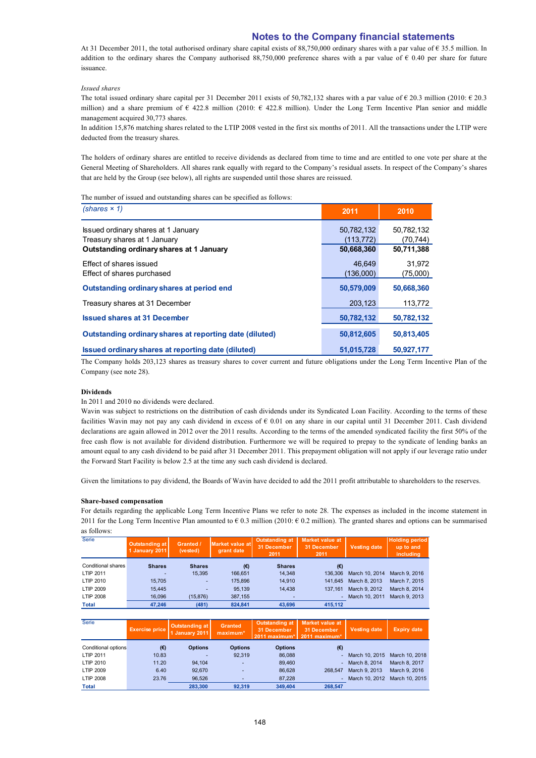# Notes to the Company financial statements

At 31 December 2011, the total authorised ordinary share capital exists of 88,750,000 ordinary shares with a par value of € 35.5 million. In addition to the ordinary shares the Company authorised 88,750,000 preference shares with a par value of € 0.40 per share for future issuance.

*Issued shares*

The total issued ordinary share capital per 31 December 2011 exists of 50,782,132 shares with a par value of € 20.3 million (2010: € 20.3 million) and a share premium of € 422.8 million (2010: € 422.8 million). Under the Long Term Incentive Plan senior and middle management acquired 30,773 shares.

In addition 15,876 matching shares related to the LTIP 2008 vested in the first six months of 2011. All the transactions under the LTIP were deducted from the treasury shares.

The holders of ordinary shares are entitled to receive dividends as declared from time to time and are entitled to one vote per share at the General Meeting of Shareholders. All shares rank equally with regard to the Company's residual assets. In respect of the Company's shares that are held by the Group (see below), all rights are suspended until those shares are reissued.

The number of issued and outstanding shares can be specified as follows:

| *(shares × 1)* | 2011 | 2010 |
|---|---|---|
| Issued ordinary shares at 1 January | 50,782,132 | 50,782,132 |
| Treasury shares at 1 January | (113,772) | (70,744) |
| **Outstanding ordinary shares at 1 January** | **50,668,360** | **50,711,388** |
| Effect of shares issued | 46,649 | 31,972 |
| Effect of shares purchased | (136,000) | (75,000) |
| **Outstanding ordinary shares at period end** | **50,579,009** | **50,668,360** |
| Treasury shares at 31 December | 203,123 | 113,772 |
| **Issued shares at 31 December** | **50,782,132** | **50,782,132** |
| **Outstanding ordinary shares at reporting date (diluted)** | **50,812,605** | **50,813,405** |
| **Issued ordinary shares at reporting date (diluted)** | **51,015,728** | **50,927,177** |

The Company holds 203,123 shares as treasury shares to cover current and future obligations under the Long Term Incentive Plan of the Company (see note 28).

**Dividends**

In 2011 and 2010 no dividends were declared.

Wavin was subject to restrictions on the distribution of cash dividends under its Syndicated Loan Facility. According to the terms of these facilities Wavin may not pay any cash dividend in excess of € 0.01 on any share in our capital until 31 December 2011. Cash dividend declarations are again allowed in 2012 over the 2011 results. According to the terms of the amended syndicated facility the first 50% of the free cash flow is not available for dividend distribution. Furthermore we will be required to prepay to the syndicate of lending banks an amount equal to any cash dividend to be paid after 31 December 2011. This prepayment obligation will not apply if our leverage ratio under the Forward Start Facility is below 2.5 at the time any such cash dividend is declared.

Given the limitations to pay dividend, the Boards of Wavin have decided to add the 2011 profit attributable to shareholders to the reserves.

**Share-based compensation**

For details regarding the applicable Long Term Incentive Plans we refer to note 28. The expenses as included in the income statement in 2011 for the Long Term Incentive Plan amounted to € 0.3 million (2010: € 0.2 million). The granted shares and options can be summarised as follows:

| Serie | Outstanding at 1 January 2011 | Granted / (vested) | Market value at grant date | Outstanding at 31 December 2011 | Market value at 31 December 2011 | Vesting date | Holding period up to and including |
|---|---|---|---|---|---|---|---|
| Conditional shares | **Shares** | **Shares** | **(€)** | **Shares** | **(€)** | | |
| LTIP 2011 | - | 15,395 | 166,651 | 14,348 | 136,306 | March 10, 2014 | March 9, 2016 |
| LTIP 2010 | 15,705 | - | 175,896 | 14,910 | 141,645 | March 8, 2013 | March 7, 2015 |
| LTIP 2009 | 15,445 | - | 95,139 | 14,438 | 137,161 | March 9, 2012 | March 8, 2014 |
| LTIP 2008 | 16,096 | (15,876) | 387,155 | - | - | March 10, 2011 | March 9, 2013 |
| **Total** | **47,246** | **(481)** | **824,841** | **43,696** | **415,112** | | |

| Serie | Exercise price | Outstanding at 1 January 2011 | Granted maximum* | Outstanding at 31 December 2011 maximum* | Market value at 31 December 2011 maximum* | Vesting date | Expiry date |
|---|---|---|---|---|---|---|---|
| Conditional options | **(€)** | **Options** | **Options** | **Options** | **(€)** | | |
| LTIP 2011 | 10.83 | - | 92,319 | 86,088 | - | March 10, 2015 | March 10, 2018 |
| LTIP 2010 | 11.20 | 94,104 | - | 89,460 | - | March 8, 2014 | March 8, 2017 |
| LTIP 2009 | 6.40 | 92,670 | - | 86,628 | 268,547 | March 9, 2013 | March 9, 2016 |
| LTIP 2008 | 23.76 | 96,526 | - | 87,228 | - | March 10, 2012 | March 10, 2015 |
| **Total** | | **283,300** | **92,319** | **349,404** | **268,547** | | |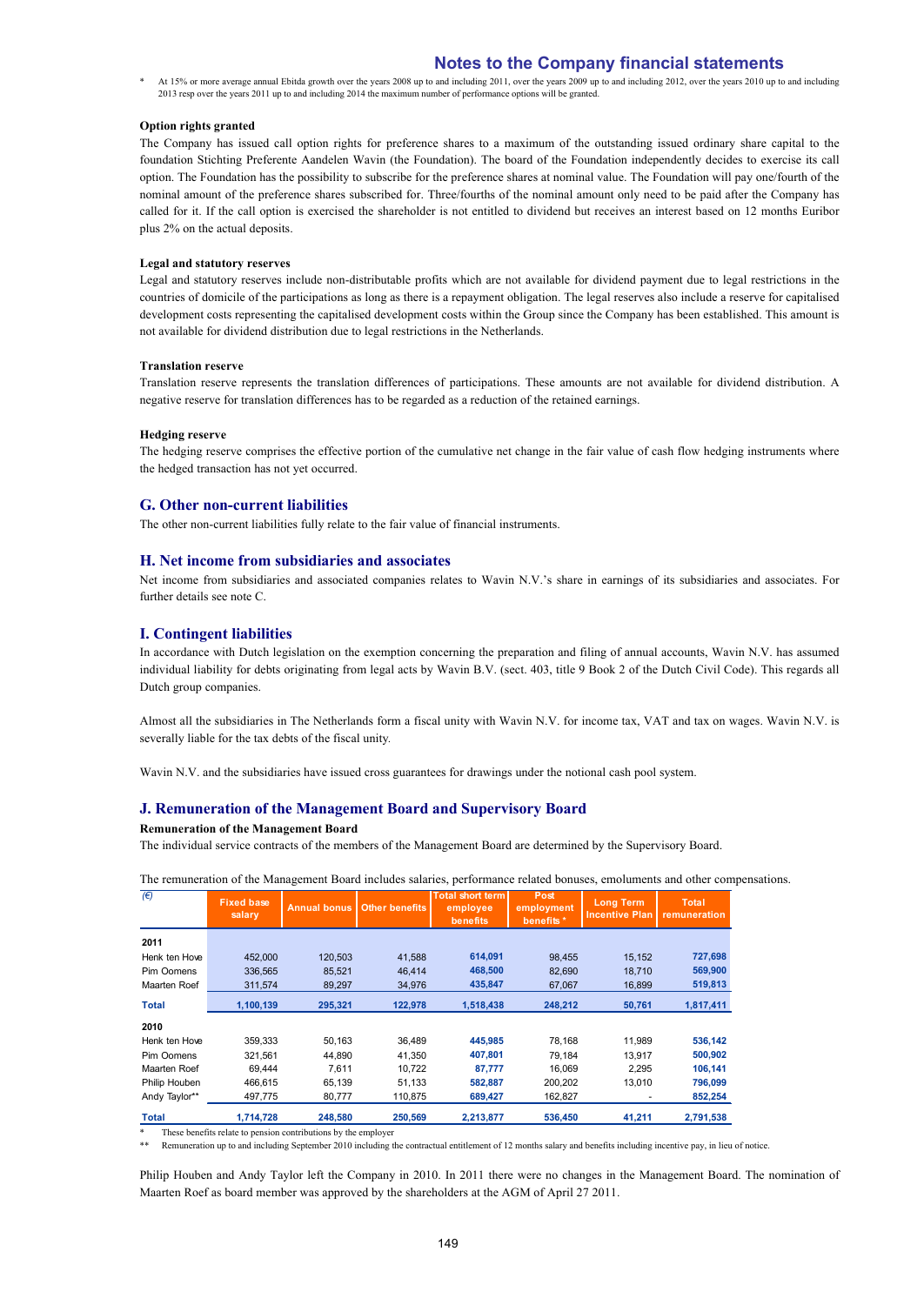\* At 15% or more average annual Ebitda growth over the years 2008 up to and including 2011, over the years 2009 up to and including 2012, over the years 2010 up to and including 2013 resp over the years 2011 up to and including 2014 the maximum number of performance options will be granted.

**Option rights granted**

The Company has issued call option rights for preference shares to a maximum of the outstanding issued ordinary share capital to the foundation Stichting Preferente Aandelen Wavin (the Foundation). The board of the Foundation independently decides to exercise its call option. The Foundation has the possibility to subscribe for the preference shares at nominal value. The Foundation will pay one/fourth of the nominal amount of the preference shares subscribed for. Three/fourths of the nominal amount only need to be paid after the Company has called for it. If the call option is exercised the shareholder is not entitled to dividend but receives an interest based on 12 months Euribor plus 2% on the actual deposits.

**Legal and statutory reserves**

Legal and statutory reserves include non-distributable profits which are not available for dividend payment due to legal restrictions in the countries of domicile of the participations as long as there is a repayment obligation. The legal reserves also include a reserve for capitalised development costs representing the capitalised development costs within the Group since the Company has been established. This amount is not available for dividend distribution due to legal restrictions in the Netherlands.

**Translation reserve**

Translation reserve represents the translation differences of participations. These amounts are not available for dividend distribution. A negative reserve for translation differences has to be regarded as a reduction of the retained earnings.

**Hedging reserve**

The hedging reserve comprises the effective portion of the cumulative net change in the fair value of cash flow hedging instruments where the hedged transaction has not yet occurred.

## G. Other non-current liabilities

The other non-current liabilities fully relate to the fair value of financial instruments.

## H. Net income from subsidiaries and associates

Net income from subsidiaries and associated companies relates to Wavin N.V.'s share in earnings of its subsidiaries and associates. For further details see note C.

## I. Contingent liabilities

In accordance with Dutch legislation on the exemption concerning the preparation and filing of annual accounts, Wavin N.V. has assumed individual liability for debts originating from legal acts by Wavin B.V. (sect. 403, title 9 Book 2 of the Dutch Civil Code). This regards all Dutch group companies.

Almost all the subsidiaries in The Netherlands form a fiscal unity with Wavin N.V. for income tax, VAT and tax on wages. Wavin N.V. is severally liable for the tax debts of the fiscal unity.

Wavin N.V. and the subsidiaries have issued cross guarantees for drawings under the notional cash pool system.

## J. Remuneration of the Management Board and Supervisory Board

**Remuneration of the Management Board**

The individual service contracts of the members of the Management Board are determined by the Supervisory Board.

The remuneration of the Management Board includes salaries, performance related bonuses, emoluments and other compensations.

| (€) | Fixed base salary | Annual bonus | Other benefits | Total short term employee benefits | Post employment benefits * | Long Term Incentive Plan | Total remuneration |
|---|---|---|---|---|---|---|---|
| **2011** | | | | | | | |
| Henk ten Hove | 452,000 | 120,503 | 41,588 | 614,091 | 98,455 | 15,152 | 727,698 |
| Pim Oomens | 336,565 | 85,521 | 46,414 | 468,500 | 82,690 | 18,710 | 569,900 |
| Maarten Roef | 311,574 | 89,297 | 34,976 | 435,847 | 67,067 | 16,899 | 519,813 |
| **Total** | 1,100,139 | 295,321 | 122,978 | 1,518,438 | 248,212 | 50,761 | 1,817,411 |
| **2010** | | | | | | | |
| Henk ten Hove | 359,333 | 50,163 | 36,489 | 445,985 | 78,168 | 11,989 | 536,142 |
| Pim Oomens | 321,561 | 44,890 | 41,350 | 407,801 | 79,184 | 13,917 | 500,902 |
| Maarten Roef | 69,444 | 7,611 | 10,722 | 87,777 | 16,069 | 2,295 | 106,141 |
| Philip Houben | 466,615 | 65,139 | 51,133 | 582,887 | 200,202 | 13,010 | 796,099 |
| Andy Taylor** | 497,775 | 80,777 | 110,875 | 689,427 | 162,827 | - | 852,254 |
| **Total** | 1,714,728 | 248,580 | 250,569 | 2,213,877 | 536,450 | 41,211 | 2,791,538 |

\* These benefits relate to pension contributions by the employer

\*\* Remuneration up to and including September 2010 including the contractual entitlement of 12 months salary and benefits including incentive pay, in lieu of notice.

Philip Houben and Andy Taylor left the Company in 2010. In 2011 there were no changes in the Management Board. The nomination of Maarten Roef as board member was approved by the shareholders at the AGM of April 27 2011.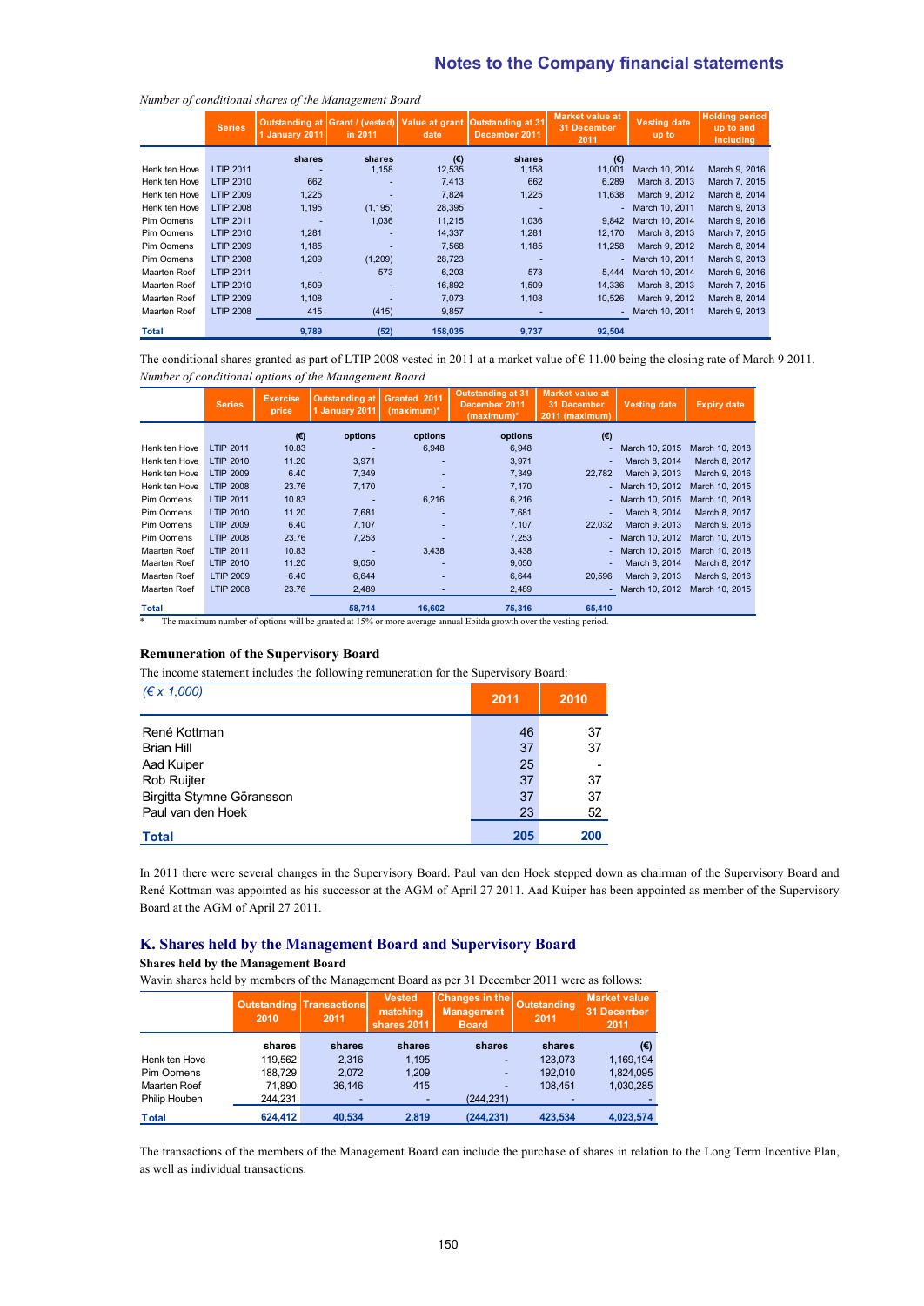*Number of conditional shares of the Management Board*

| | Series | Outstanding at 1 January 2011 | Grant / (vested) in 2011 | Value at grant date | Outstanding at 31 December 2011 | Market value at 31 December 2011 | Vesting date up to | Holding period up to and including |
|---|---|---|---|---|---|---|---|---|
| | | shares | shares | (€) | shares | (€) | | |
| Henk ten Hove | LTIP 2011 | - | 1,158 | 12,535 | 1,158 | 11,001 | March 10, 2014 | March 9, 2016 |
| Henk ten Hove | LTIP 2010 | 662 | - | 7,413 | 662 | 6,289 | March 8, 2013 | March 7, 2015 |
| Henk ten Hove | LTIP 2009 | 1,225 | - | 7,824 | 1,225 | 11,638 | March 9, 2012 | March 8, 2014 |
| Henk ten Hove | LTIP 2008 | 1,195 | (1,195) | 28,395 | - | - | March 10, 2011 | March 9, 2013 |
| Pim Oomens | LTIP 2011 | - | 1,036 | 11,215 | 1,036 | 9,842 | March 10, 2014 | March 9, 2016 |
| Pim Oomens | LTIP 2010 | 1,281 | - | 14,337 | 1,281 | 12,170 | March 8, 2013 | March 7, 2015 |
| Pim Oomens | LTIP 2009 | 1,185 | - | 7,568 | 1,185 | 11,258 | March 9, 2012 | March 8, 2014 |
| Pim Oomens | LTIP 2008 | 1,209 | (1,209) | 28,723 | - | - | March 10, 2011 | March 9, 2013 |
| Maarten Roef | LTIP 2011 | - | 573 | 6,203 | 573 | 5,444 | March 10, 2014 | March 9, 2016 |
| Maarten Roef | LTIP 2010 | 1,509 | - | 16,892 | 1,509 | 14,336 | March 8, 2013 | March 7, 2015 |
| Maarten Roef | LTIP 2009 | 1,108 | - | 7,073 | 1,108 | 10,526 | March 9, 2012 | March 8, 2014 |
| Maarten Roef | LTIP 2008 | 415 | (415) | 9,857 | - | - | March 10, 2011 | March 9, 2013 |
| **Total** | | **9,789** | **(52)** | **158,035** | **9,737** | **92,504** | | |

The conditional shares granted as part of LTIP 2008 vested in 2011 at a market value of € 11.00 being the closing rate of March 9 2011.

*Number of conditional options of the Management Board*

| | Series | Exercise price | Outstanding at 1 January 2011 | Granted 2011 (maximum)* | Outstanding at 31 December 2011 (maximum)* | Market value at 31 December 2011 (maximum) | Vesting date | Expiry date |
|---|---|---|---|---|---|---|---|---|
| | | (€) | options | options | options | (€) | | |
| Henk ten Hove | LTIP 2011 | 10.83 | - | 6,948 | 6,948 | - | March 10, 2015 | March 10, 2018 |
| Henk ten Hove | LTIP 2010 | 11.20 | 3,971 | - | 3,971 | - | March 8, 2014 | March 8, 2017 |
| Henk ten Hove | LTIP 2009 | 6.40 | 7,349 | - | 7,349 | 22,782 | March 9, 2013 | March 9, 2016 |
| Henk ten Hove | LTIP 2008 | 23.76 | 7,170 | - | 7,170 | - | March 10, 2012 | March 10, 2015 |
| Pim Oomens | LTIP 2011 | 10.83 | - | 6,216 | 6,216 | - | March 10, 2015 | March 10, 2018 |
| Pim Oomens | LTIP 2010 | 11.20 | 7,681 | - | 7,681 | - | March 8, 2014 | March 8, 2017 |
| Pim Oomens | LTIP 2009 | 6.40 | 7,107 | - | 7,107 | 22,032 | March 9, 2013 | March 9, 2016 |
| Pim Oomens | LTIP 2008 | 23.76 | 7,253 | - | 7,253 | - | March 10, 2012 | March 10, 2015 |
| Maarten Roef | LTIP 2011 | 10.83 | - | 3,438 | 3,438 | - | March 10, 2015 | March 10, 2018 |
| Maarten Roef | LTIP 2010 | 11.20 | 9,050 | - | 9,050 | - | March 8, 2014 | March 8, 2017 |
| Maarten Roef | LTIP 2009 | 6.40 | 6,644 | - | 6,644 | 20,596 | March 9, 2013 | March 9, 2016 |
| Maarten Roef | LTIP 2008 | 23.76 | 2,489 | - | 2,489 | - | March 10, 2012 | March 10, 2015 |
| **Total** | | | **58,714** | **16,602** | **75,316** | **65,410** | | |

\* The maximum number of options will be granted at 15% or more average annual Ebitda growth over the vesting period.

### Remuneration of the Supervisory Board

The income statement includes the following remuneration for the Supervisory Board:

| *(€ x 1,000)* | 2011 | 2010 |
|---|---|---|
| René Kottman | 46 | 37 |
| Brian Hill | 37 | 37 |
| Aad Kuiper | 25 | - |
| Rob Ruijter | 37 | 37 |
| Birgitta Stymne Göransson | 37 | 37 |
| Paul van den Hoek | 23 | 52 |
| **Total** | **205** | **200** |

In 2011 there were several changes in the Supervisory Board. Paul van den Hoek stepped down as chairman of the Supervisory Board and René Kottman was appointed as his successor at the AGM of April 27 2011. Aad Kuiper has been appointed as member of the Supervisory Board at the AGM of April 27 2011.

## K. Shares held by the Management Board and Supervisory Board

**Shares held by the Management Board**

Wavin shares held by members of the Management Board as per 31 December 2011 were as follows:

| | Outstanding 2010 | Transactions 2011 | Vested matching shares 2011 | Changes in the Management Board | Outstanding 2011 | Market value 31 December 2011 |
|---|---|---|---|---|---|---|
| | shares | shares | shares | shares | shares | (€) |
| Henk ten Hove | 119,562 | 2,316 | 1,195 | - | 123,073 | 1,169,194 |
| Pim Oomens | 188,729 | 2,072 | 1,209 | - | 192,010 | 1,824,095 |
| Maarten Roef | 71,890 | 36,146 | 415 | - | 108,451 | 1,030,285 |
| Philip Houben | 244,231 | - | - | (244,231) | - | - |
| **Total** | **624,412** | **40,534** | **2,819** | **(244,231)** | **423,534** | **4,023,574** |

The transactions of the members of the Management Board can include the purchase of shares in relation to the Long Term Incentive Plan, as well as individual transactions.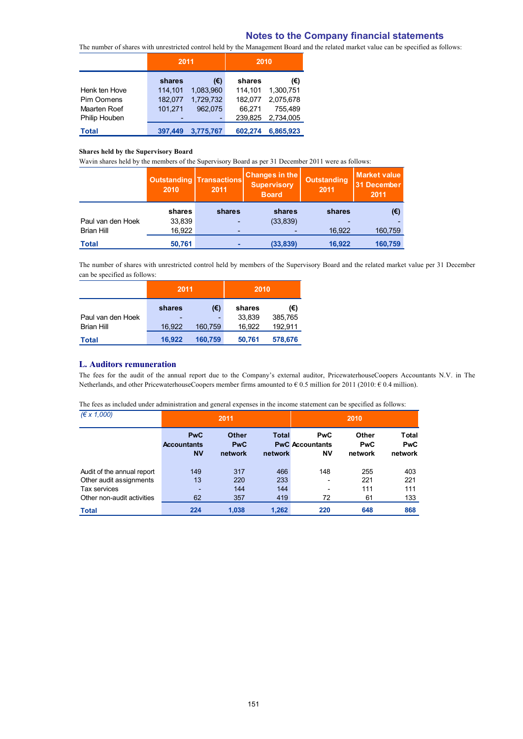## Notes to the Company financial statements

The number of shares with unrestricted control held by the Management Board and the related market value can be specified as follows:

| | 2011 | | 2010 | |
|---|---|---|---|---|
| | shares | (€) | shares | (€) |
| Henk ten Hove | 114,101 | 1,083,960 | 114,101 | 1,300,751 |
| Pim Oomens | 182,077 | 1,729,732 | 182,077 | 2,075,678 |
| Maarten Roef | 101,271 | 962,075 | 66,271 | 755,489 |
| Philip Houben | - | - | 239,825 | 2,734,005 |
| **Total** | **397,449** | **3,775,767** | **602,274** | **6,865,923** |

**Shares held by the Supervisory Board**

Wavin shares held by the members of the Supervisory Board as per 31 December 2011 were as follows:

| | Outstanding 2010 | Transactions 2011 | Changes in the Supervisory Board | Outstanding 2011 | Market value 31 December 2011 |
|---|---|---|---|---|---|
| | shares | shares | shares | shares | (€) |
| Paul van den Hoek | 33,839 | - | (33,839) | - | - |
| Brian Hill | 16,922 | - | - | 16,922 | 160,759 |
| **Total** | **50,761** | **-** | **(33,839)** | **16,922** | **160,759** |

The number of shares with unrestricted control held by members of the Supervisory Board and the related market value per 31 December can be specified as follows:

| | 2011 | | 2010 | |
|---|---|---|---|---|
| | shares | (€) | shares | (€) |
| Paul van den Hoek | - | - | 33,839 | 385,765 |
| Brian Hill | 16,922 | 160,759 | 16,922 | 192,911 |
| **Total** | **16,922** | **160,759** | **50,761** | **578,676** |

### L. Auditors remuneration

The fees for the audit of the annual report due to the Company's external auditor, PricewaterhouseCoopers Accountants N.V. in The Netherlands, and other PricewaterhouseCoopers member firms amounted to € 0.5 million for 2011 (2010: € 0.4 million).

The fees as included under administration and general expenses in the income statement can be specified as follows:

| *(€ x 1,000)* | 2011 | | | 2010 | | |
|---|---|---|---|---|---|---|
| | PwC Accountants NV | Other PwC network | Total PwC network | PwC Accountants NV | Other PwC network | Total PwC network |
| Audit of the annual report | 149 | 317 | 466 | 148 | 255 | 403 |
| Other audit assignments | 13 | 220 | 233 | - | 221 | 221 |
| Tax services | - | 144 | 144 | - | 111 | 111 |
| Other non-audit activities | 62 | 357 | 419 | 72 | 61 | 133 |
| **Total** | **224** | **1,038** | **1,262** | **220** | **648** | **868** |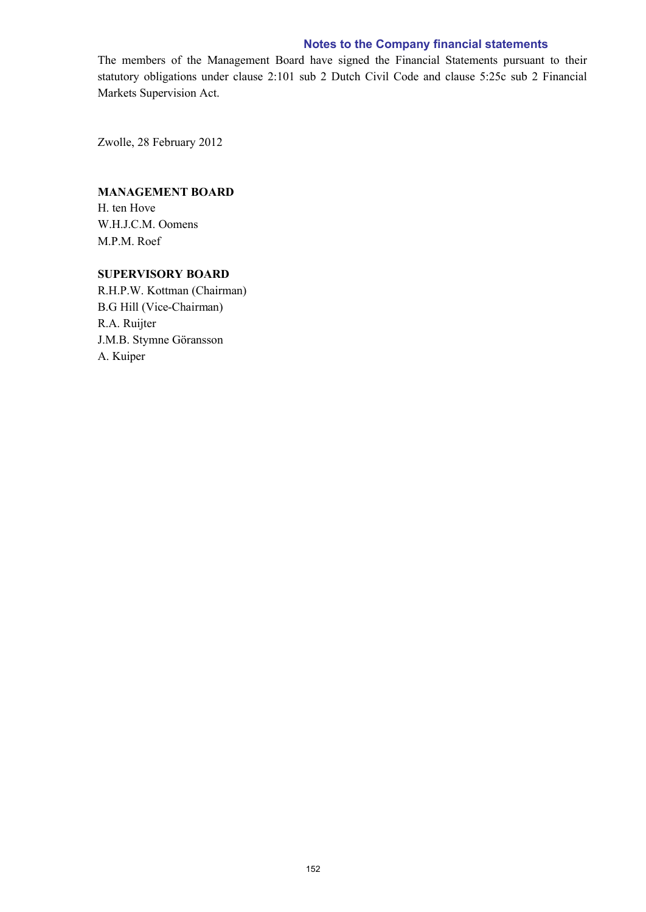The members of the Management Board have signed the Financial Statements pursuant to their statutory obligations under clause 2:101 sub 2 Dutch Civil Code and clause 5:25c sub 2 Financial Markets Supervision Act.

Zwolle, 28 February 2012

**MANAGEMENT BOARD**

H. ten Hove
W.H.J.C.M. Oomens
M.P.M. Roef

**SUPERVISORY BOARD**

R.H.P.W. Kottman (Chairman)
B.G Hill (Vice-Chairman)
R.A. Ruijter
J.M.B. Stymne Göransson
A. Kuiper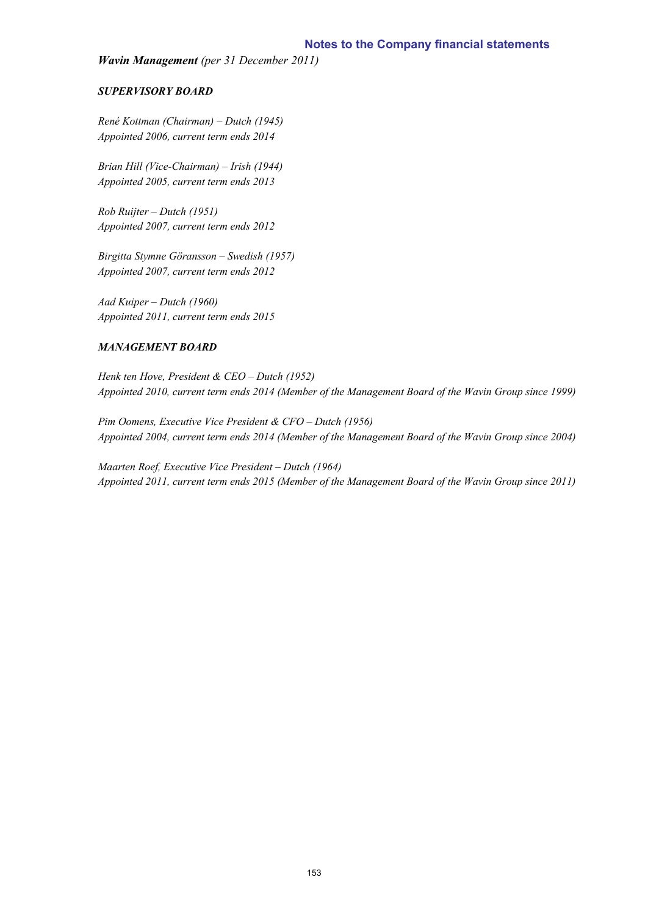***Wavin Management*** *(per 31 December 2011)*

### *SUPERVISORY BOARD*

*René Kottman (Chairman) – Dutch (1945)*
*Appointed 2006, current term ends 2014*

*Brian Hill (Vice-Chairman) – Irish (1944)*
*Appointed 2005, current term ends 2013*

*Rob Ruijter – Dutch (1951)*
*Appointed 2007, current term ends 2012*

*Birgitta Stymne Göransson – Swedish (1957)*
*Appointed 2007, current term ends 2012*

*Aad Kuiper – Dutch (1960)*
*Appointed 2011, current term ends 2015*

### *MANAGEMENT BOARD*

*Henk ten Hove, President & CEO – Dutch (1952)*
*Appointed 2010, current term ends 2014 (Member of the Management Board of the Wavin Group since 1999)*

*Pim Oomens, Executive Vice President & CFO – Dutch (1956)*
*Appointed 2004, current term ends 2014 (Member of the Management Board of the Wavin Group since 2004)*

*Maarten Roef, Executive Vice President – Dutch (1964)*
*Appointed 2011, current term ends 2015 (Member of the Management Board of the Wavin Group since 2011)*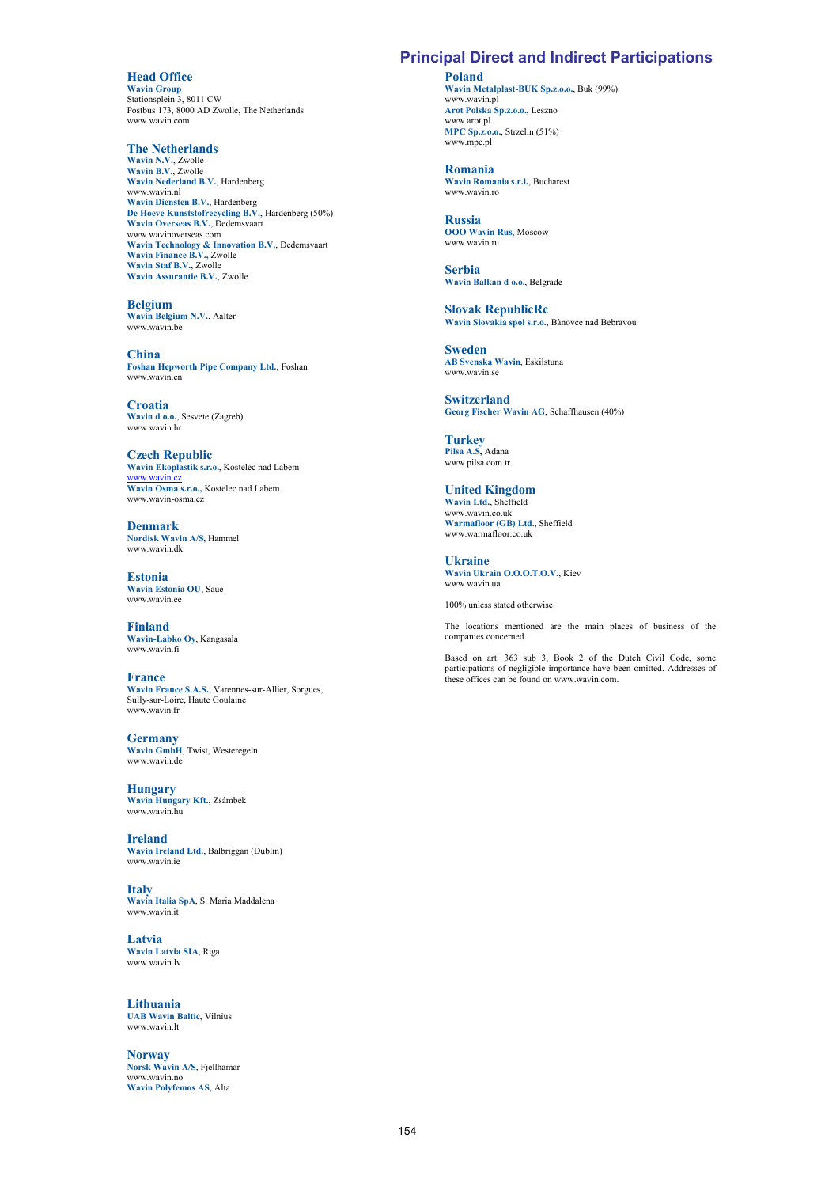# Principal Direct and Indirect Participations

## Head Office

**Wavin Group**
Stationsplein 3, 8011 CW
Postbus 173, 8000 AD Zwolle, The Netherlands
www.wavin.com

## The Netherlands

**Wavin N.V.**, Zwolle
**Wavin B.V.**, Zwolle
**Wavin Nederland B.V.**, Hardenberg
www.wavin.nl
**Wavin Diensten B.V.**, Hardenberg
**De Hoeve Kunststofrecycling B.V.**, Hardenberg (50%)
**Wavin Overseas B.V.**, Dedemsvaart
www.wavinoverseas.com
**Wavin Technology & Innovation B.V.**, Dedemsvaart
**Wavin Finance B.V.**, Zwolle
**Wavin Staf B.V.**, Zwolle
**Wavin Assurantie B.V.**, Zwolle

## Belgium

**Wavin Belgium N.V.**, Aalter
www.wavin.be

## China

**Foshan Hepworth Pipe Company Ltd.**, Foshan
www.wavin.cn

## Croatia

**Wavin d o.o.**, Sesvete (Zagreb)
www.wavin.hr

## Czech Republic

**Wavin Ekoplastik s.r.o.**, Kostelec nad Labem
www.wavin.cz
**Wavin Osma s.r.o.**, Kostelec nad Labem
www.wavin-osma.cz

## Denmark

**Nordisk Wavin A/S**, Hammel
www.wavin.dk

## Estonia

**Wavin Estonia OU**, Saue
www.wavin.ee

## Finland

**Wavin-Labko Oy**, Kangasala
www.wavin.fi

## France

**Wavin France S.A.S.**, Varennes-sur-Allier, Sorgues, Sully-sur-Loire, Haute Goulaine
www.wavin.fr

## Germany

**Wavin GmbH**, Twist, Westeregeln
www.wavin.de

## Hungary

**Wavin Hungary Kft.**, Zsámbék
www.wavin.hu

## Ireland

**Wavin Ireland Ltd.**, Balbriggan (Dublin)
www.wavin.ie

## Italy

**Wavin Italia SpA**, S. Maria Maddalena
www.wavin.it

## Latvia

**Wavin Latvia SIA**, Riga
www.wavin.lv

## Lithuania

**UAB Wavin Baltic**, Vilnius
www.wavin.lt

## Norway

**Norsk Wavin A/S**, Fjellhamar
www.wavin.no
**Wavin Polyfemos AS**, Alta

## Poland

**Wavin Metalplast-BUK Sp.z.o.o.**, Buk (99%)
www.wavin.pl
**Arot Polska Sp.z.o.o.**, Leszno
www.arot.pl
**MPC Sp.z.o.o.**, Strzelin (51%)
www.mpc.pl

## Romania

**Wavin Romania s.r.l.**, Bucharest
www.wavin.ro

## Russia

**OOO Wavin Rus**, Moscow
www.wavin.ru

## Serbia

**Wavin Balkan d o.o.**, Belgrade

## Slovak RepublicRc

**Wavin Slovakia spol s.r.o.**, Bànovce nad Bebravou

## Sweden

**AB Svenska Wavin**, Eskilstuna
www.wavin.se

## Switzerland

**Georg Fischer Wavin AG**, Schaffhausen (40%)

## Turkey

**Pilsa A.S**, Adana
www.pilsa.com.tr.

## United Kingdom

**Wavin Ltd.**, Sheffield
www.wavin.co.uk
**Warmafloor (GB) Ltd.**, Sheffield
www.warmafloor.co.uk

## Ukraine

**Wavin Ukrain O.O.O.T.O.V.**, Kiev
www.wavin.ua

100% unless stated otherwise.

The locations mentioned are the main places of business of the companies concerned.

Based on art. 363 sub 3, Book 2 of the Dutch Civil Code, some participations of negligible importance have been omitted. Addresses of these offices can be found on www.wavin.com.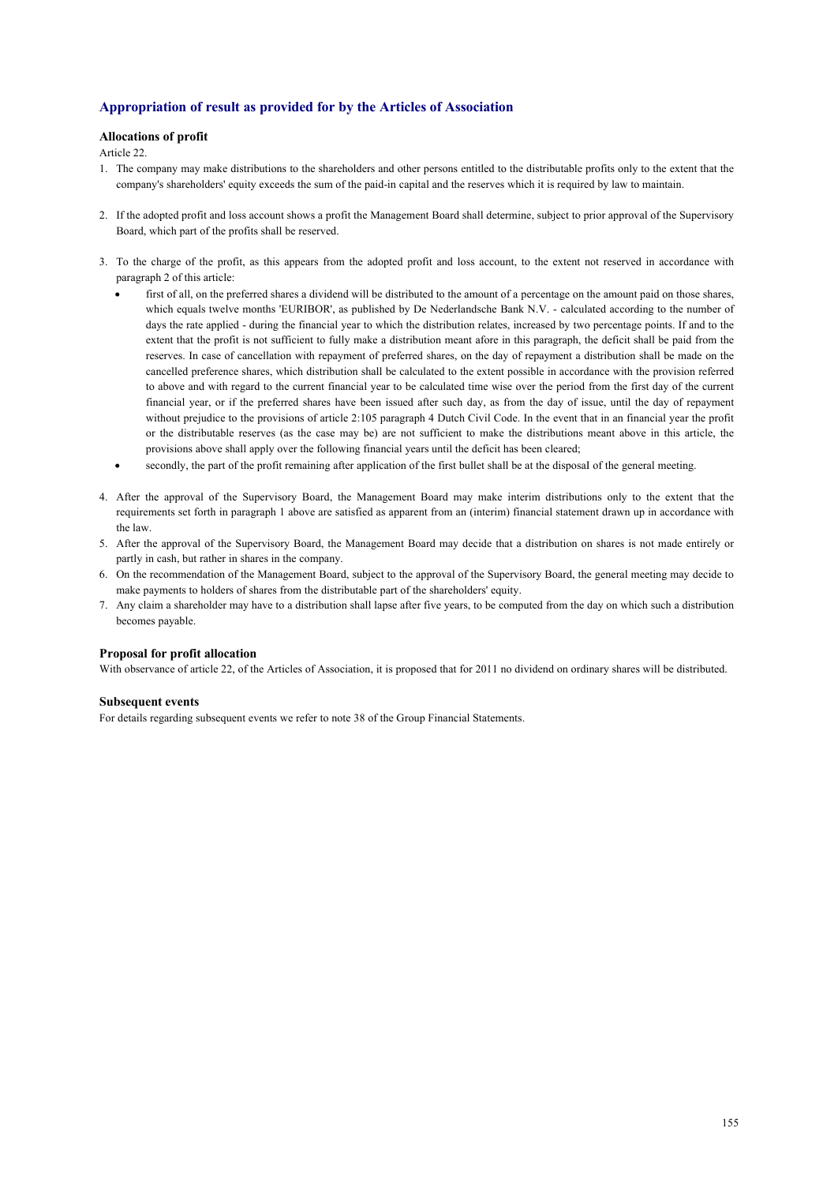## Appropriation of result as provided for by the Articles of Association

### Allocations of profit

Article 22.

1. The company may make distributions to the shareholders and other persons entitled to the distributable profits only to the extent that the company's shareholders' equity exceeds the sum of the paid-in capital and the reserves which it is required by law to maintain.

2. If the adopted profit and loss account shows a profit the Management Board shall determine, subject to prior approval of the Supervisory Board, which part of the profits shall be reserved.

3. To the charge of the profit, as this appears from the adopted profit and loss account, to the extent not reserved in accordance with paragraph 2 of this article:
   - first of all, on the preferred shares a dividend will be distributed to the amount of a percentage on the amount paid on those shares, which equals twelve months 'EURIBOR', as published by De Nederlandsche Bank N.V. - calculated according to the number of days the rate applied - during the financial year to which the distribution relates, increased by two percentage points. If and to the extent that the profit is not sufficient to fully make a distribution meant afore in this paragraph, the deficit shall be paid from the reserves. In case of cancellation with repayment of preferred shares, on the day of repayment a distribution shall be made on the cancelled preference shares, which distribution shall be calculated to the extent possible in accordance with the provision referred to above and with regard to the current financial year to be calculated time wise over the period from the first day of the current financial year, or if the preferred shares have been issued after such day, as from the day of issue, until the day of repayment without prejudice to the provisions of article 2:105 paragraph 4 Dutch Civil Code. In the event that in an financial year the profit or the distributable reserves (as the case may be) are not sufficient to make the distributions meant above in this article, the provisions above shall apply over the following financial years until the deficit has been cleared;
   - secondly, the part of the profit remaining after application of the first bullet shall be at the disposal of the general meeting.

4. After the approval of the Supervisory Board, the Management Board may make interim distributions only to the extent that the requirements set forth in paragraph 1 above are satisfied as apparent from an (interim) financial statement drawn up in accordance with the law.
5. After the approval of the Supervisory Board, the Management Board may decide that a distribution on shares is not made entirely or partly in cash, but rather in shares in the company.
6. On the recommendation of the Management Board, subject to the approval of the Supervisory Board, the general meeting may decide to make payments to holders of shares from the distributable part of the shareholders' equity.
7. Any claim a shareholder may have to a distribution shall lapse after five years, to be computed from the day on which such a distribution becomes payable.

### Proposal for profit allocation

With observance of article 22, of the Articles of Association, it is proposed that for 2011 no dividend on ordinary shares will be distributed.

### Subsequent events

For details regarding subsequent events we refer to note 38 of the Group Financial Statements.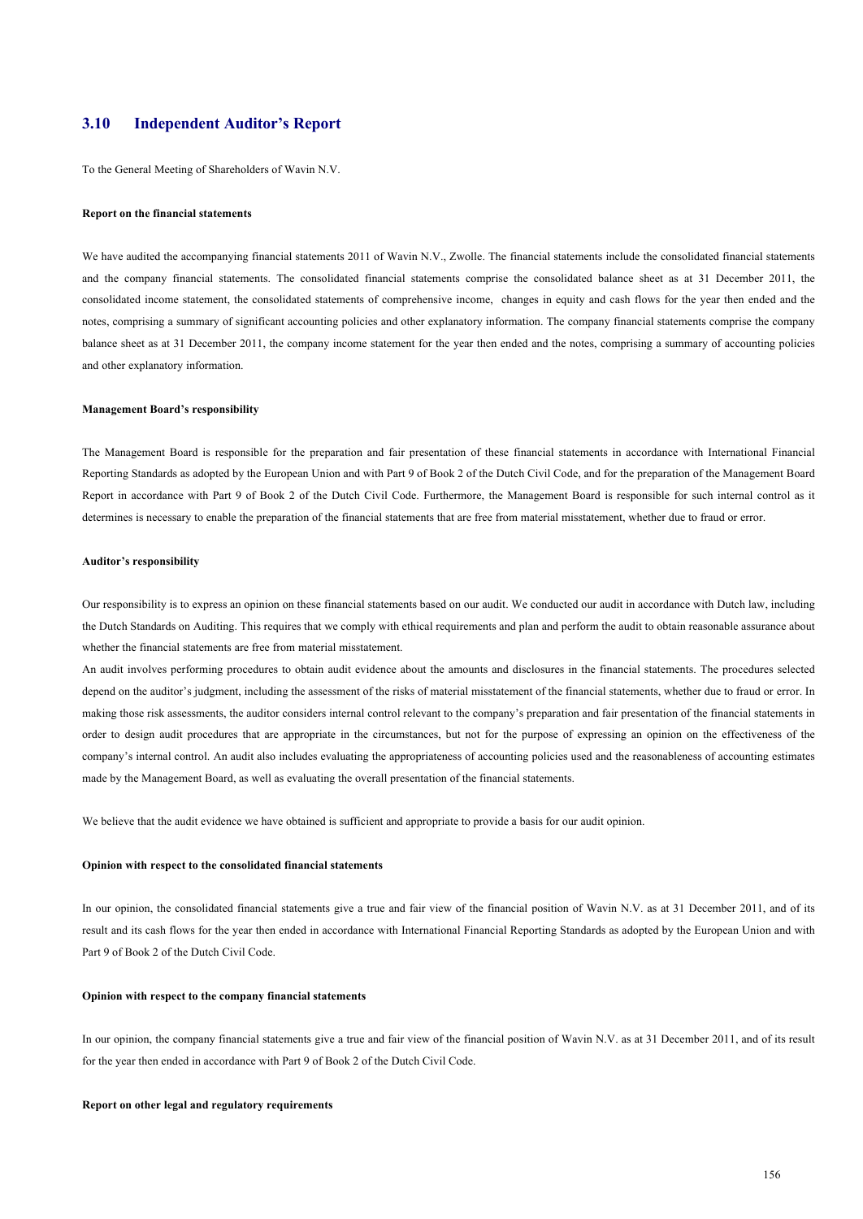## 3.10 Independent Auditor's Report

To the General Meeting of Shareholders of Wavin N.V.

**Report on the financial statements**

We have audited the accompanying financial statements 2011 of Wavin N.V., Zwolle. The financial statements include the consolidated financial statements and the company financial statements. The consolidated financial statements comprise the consolidated balance sheet as at 31 December 2011, the consolidated income statement, the consolidated statements of comprehensive income, changes in equity and cash flows for the year then ended and the notes, comprising a summary of significant accounting policies and other explanatory information. The company financial statements comprise the company balance sheet as at 31 December 2011, the company income statement for the year then ended and the notes, comprising a summary of accounting policies and other explanatory information.

**Management Board's responsibility**

The Management Board is responsible for the preparation and fair presentation of these financial statements in accordance with International Financial Reporting Standards as adopted by the European Union and with Part 9 of Book 2 of the Dutch Civil Code, and for the preparation of the Management Board Report in accordance with Part 9 of Book 2 of the Dutch Civil Code. Furthermore, the Management Board is responsible for such internal control as it determines is necessary to enable the preparation of the financial statements that are free from material misstatement, whether due to fraud or error.

**Auditor's responsibility**

Our responsibility is to express an opinion on these financial statements based on our audit. We conducted our audit in accordance with Dutch law, including the Dutch Standards on Auditing. This requires that we comply with ethical requirements and plan and perform the audit to obtain reasonable assurance about whether the financial statements are free from material misstatement.

An audit involves performing procedures to obtain audit evidence about the amounts and disclosures in the financial statements. The procedures selected depend on the auditor's judgment, including the assessment of the risks of material misstatement of the financial statements, whether due to fraud or error. In making those risk assessments, the auditor considers internal control relevant to the company's preparation and fair presentation of the financial statements in order to design audit procedures that are appropriate in the circumstances, but not for the purpose of expressing an opinion on the effectiveness of the company's internal control. An audit also includes evaluating the appropriateness of accounting policies used and the reasonableness of accounting estimates made by the Management Board, as well as evaluating the overall presentation of the financial statements.

We believe that the audit evidence we have obtained is sufficient and appropriate to provide a basis for our audit opinion.

**Opinion with respect to the consolidated financial statements**

In our opinion, the consolidated financial statements give a true and fair view of the financial position of Wavin N.V. as at 31 December 2011, and of its result and its cash flows for the year then ended in accordance with International Financial Reporting Standards as adopted by the European Union and with Part 9 of Book 2 of the Dutch Civil Code.

**Opinion with respect to the company financial statements**

In our opinion, the company financial statements give a true and fair view of the financial position of Wavin N.V. as at 31 December 2011, and of its result for the year then ended in accordance with Part 9 of Book 2 of the Dutch Civil Code.

**Report on other legal and regulatory requirements**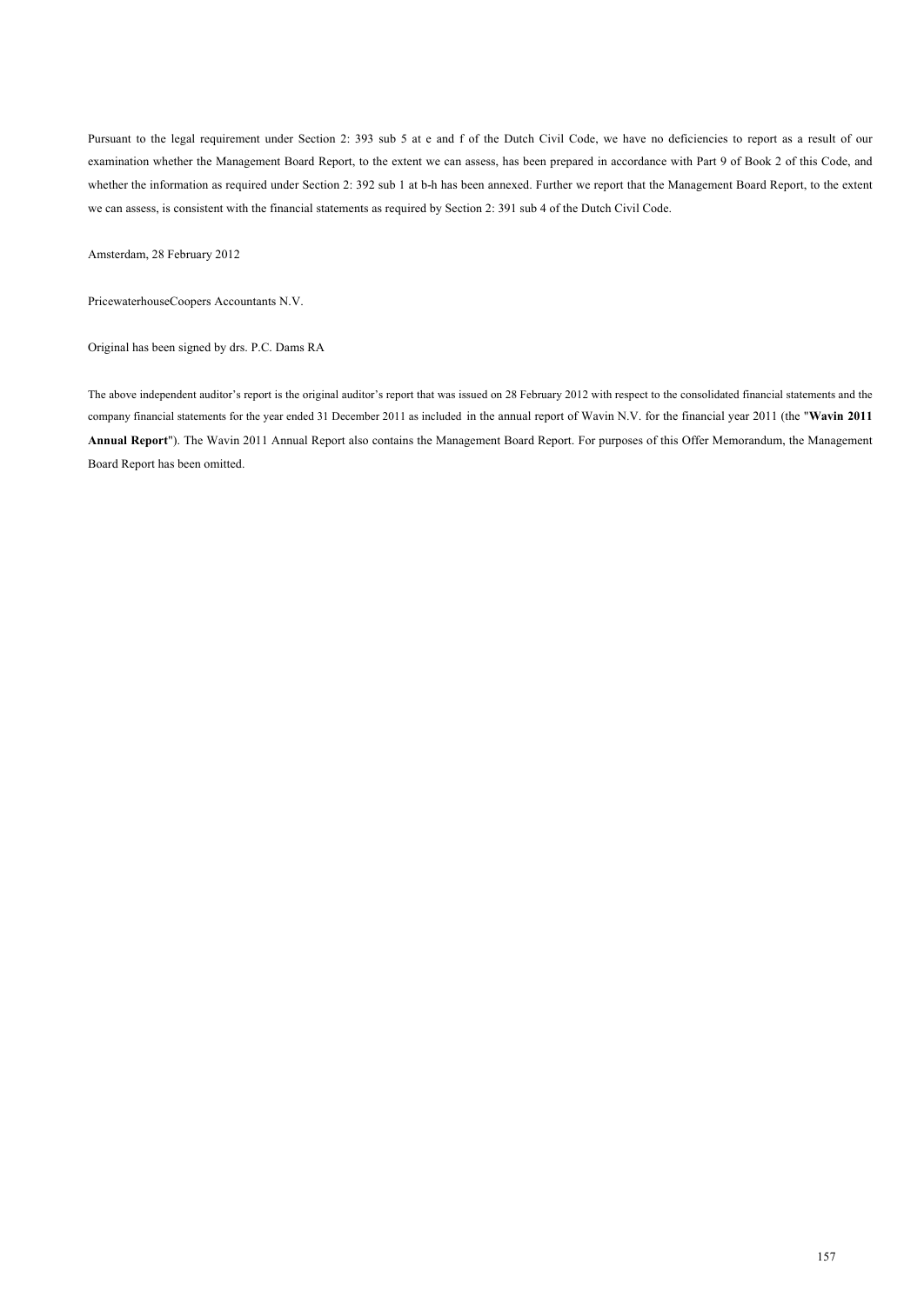Pursuant to the legal requirement under Section 2: 393 sub 5 at e and f of the Dutch Civil Code, we have no deficiencies to report as a result of our examination whether the Management Board Report, to the extent we can assess, has been prepared in accordance with Part 9 of Book 2 of this Code, and whether the information as required under Section 2: 392 sub 1 at b-h has been annexed. Further we report that the Management Board Report, to the extent we can assess, is consistent with the financial statements as required by Section 2: 391 sub 4 of the Dutch Civil Code.

Amsterdam, 28 February 2012

PricewaterhouseCoopers Accountants N.V.

Original has been signed by drs. P.C. Dams RA

The above independent auditor's report is the original auditor's report that was issued on 28 February 2012 with respect to the consolidated financial statements and the company financial statements for the year ended 31 December 2011 as included in the annual report of Wavin N.V. for the financial year 2011 (the "**Wavin 2011 Annual Report**"). The Wavin 2011 Annual Report also contains the Management Board Report. For purposes of this Offer Memorandum, the Management Board Report has been omitted.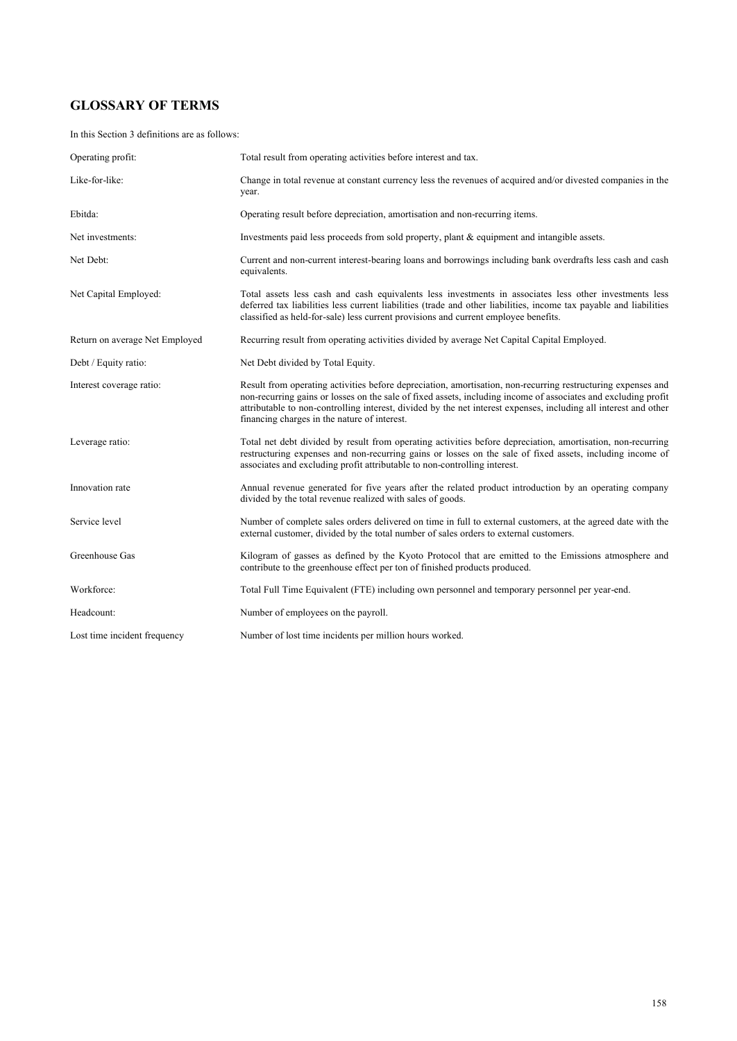## GLOSSARY OF TERMS

In this Section 3 definitions are as follows:

| | |
|---|---|
| Operating profit: | Total result from operating activities before interest and tax. |
| Like-for-like: | Change in total revenue at constant currency less the revenues of acquired and/or divested companies in the year. |
| Ebitda: | Operating result before depreciation, amortisation and non-recurring items. |
| Net investments: | Investments paid less proceeds from sold property, plant & equipment and intangible assets. |
| Net Debt: | Current and non-current interest-bearing loans and borrowings including bank overdrafts less cash and cash equivalents. |
| Net Capital Employed: | Total assets less cash and cash equivalents less investments in associates less other investments less deferred tax liabilities less current liabilities (trade and other liabilities, income tax payable and liabilities classified as held-for-sale) less current provisions and current employee benefits. |
| Return on average Net Employed | Recurring result from operating activities divided by average Net Capital Capital Employed. |
| Debt / Equity ratio: | Net Debt divided by Total Equity. |
| Interest coverage ratio: | Result from operating activities before depreciation, amortisation, non-recurring restructuring expenses and non-recurring gains or losses on the sale of fixed assets, including income of associates and excluding profit attributable to non-controlling interest, divided by the net interest expenses, including all interest and other financing charges in the nature of interest. |
| Leverage ratio: | Total net debt divided by result from operating activities before depreciation, amortisation, non-recurring restructuring expenses and non-recurring gains or losses on the sale of fixed assets, including income of associates and excluding profit attributable to non-controlling interest. |
| Innovation rate | Annual revenue generated for five years after the related product introduction by an operating company divided by the total revenue realized with sales of goods. |
| Service level | Number of complete sales orders delivered on time in full to external customers, at the agreed date with the external customer, divided by the total number of sales orders to external customers. |
| Greenhouse Gas | Kilogram of gasses as defined by the Kyoto Protocol that are emitted to the Emissions atmosphere and contribute to the greenhouse effect per ton of finished products produced. |
| Workforce: | Total Full Time Equivalent (FTE) including own personnel and temporary personnel per year-end. |
| Headcount: | Number of employees on the payroll. |
| Lost time incident frequency | Number of lost time incidents per million hours worked. |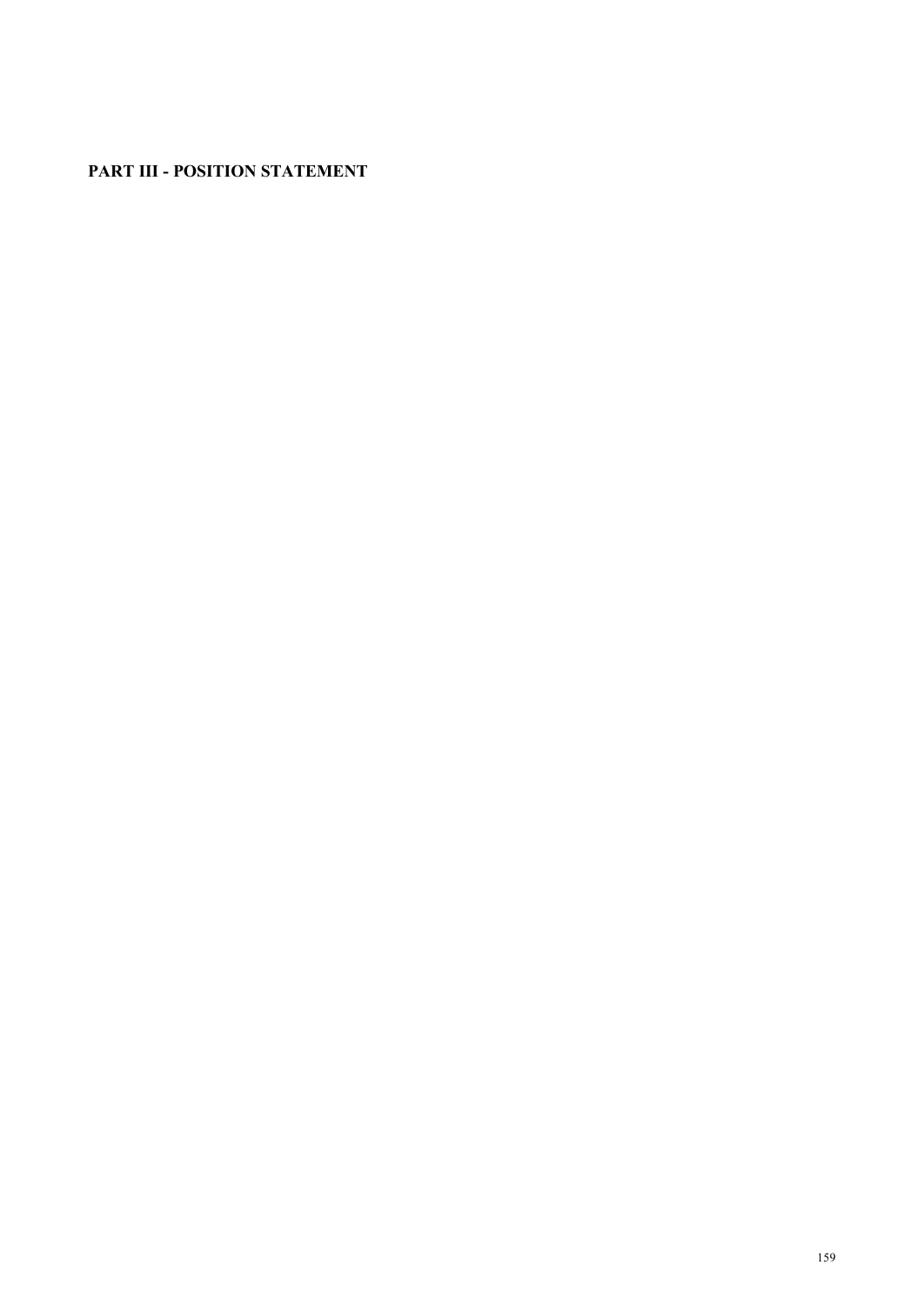**PART III - POSITION STATEMENT**